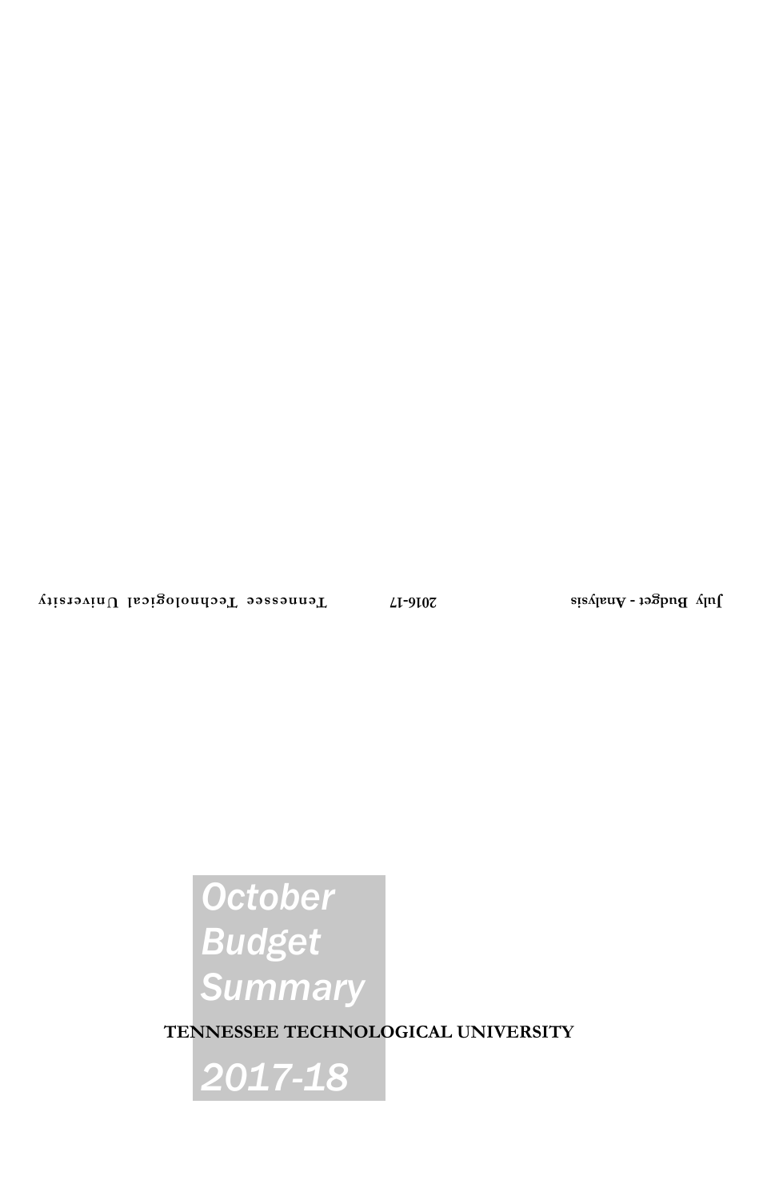# October Budget Summary

**TENNESSEE TECHNOLOGICAL UNIVERSITY**

# 2017-18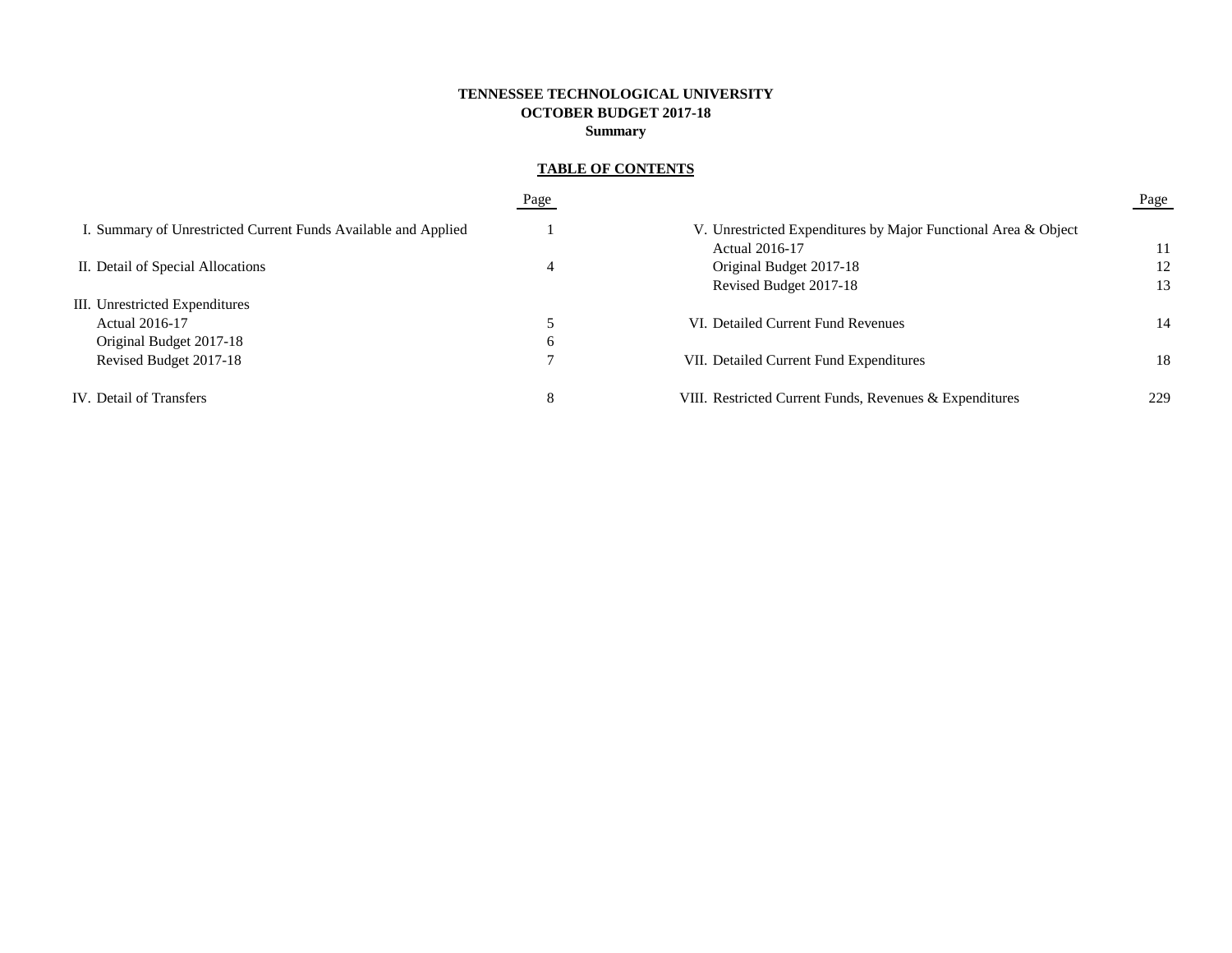# TENNESSEE TECHNOLOGICAL UNIVERSITY
## OCTOBER BUDGET 2017-18
### Summary

**TABLE OF CONTENTS**

| | Page |
|---|---|
| I. Summary of Unrestricted Current Funds Available and Applied | 1 |
| II. Detail of Special Allocations | 4 |
| III. Unrestricted Expenditures | |
| Actual 2016-17 | 5 |
| Original Budget 2017-18 | 6 |
| Revised Budget 2017-18 | 7 |
| IV. Detail of Transfers | 8 |
| V. Unrestricted Expenditures by Major Functional Area & Object | |
| Actual 2016-17 | 11 |
| Original Budget 2017-18 | 12 |
| Revised Budget 2017-18 | 13 |
| VI. Detailed Current Fund Revenues | 14 |
| VII. Detailed Current Fund Expenditures | 18 |
| VIII. Restricted Current Funds, Revenues & Expenditures | 229 |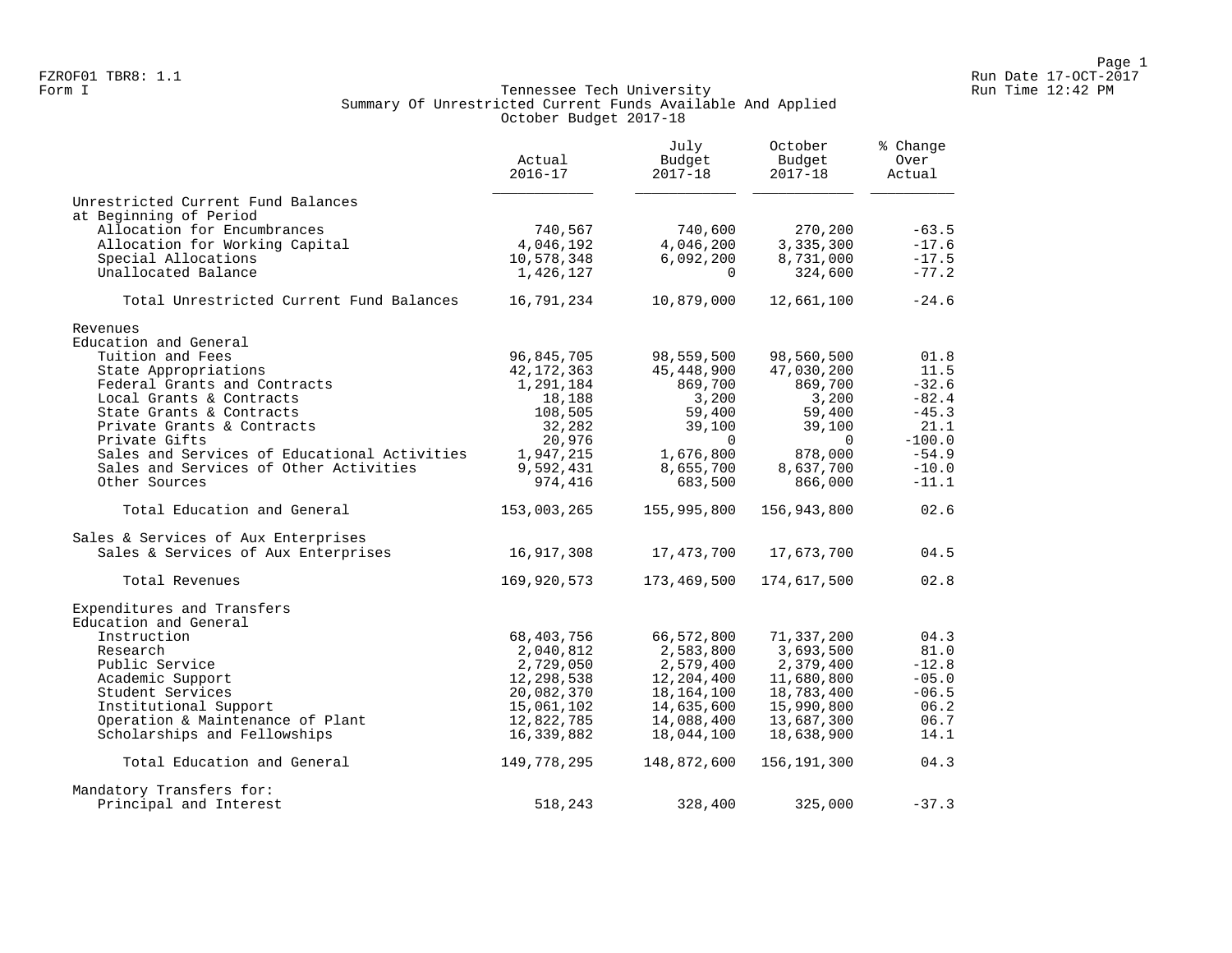FZROF01 TBR8: 1.1
Form I

# Tennessee Tech University
## Summary Of Unrestricted Current Funds Available And Applied
### October Budget 2017-18

Run Date 17-OCT-2017
Run Time 12:42 PM

| | Actual 2016-17 | July Budget 2017-18 | October Budget 2017-18 | % Change Over Actual |
|---|---|---|---|---|
| Unrestricted Current Fund Balances at Beginning of Period | | | | |
| Allocation for Encumbrances | 740,567 | 740,600 | 270,200 | -63.5 |
| Allocation for Working Capital | 4,046,192 | 4,046,200 | 3,335,300 | -17.6 |
| Special Allocations | 10,578,348 | 6,092,200 | 8,731,000 | -17.5 |
| Unallocated Balance | 1,426,127 | 0 | 324,600 | -77.2 |
| Total Unrestricted Current Fund Balances | 16,791,234 | 10,879,000 | 12,661,100 | -24.6 |
| Revenues | | | | |
| Education and General | | | | |
| Tuition and Fees | 96,845,705 | 98,559,500 | 98,560,500 | 01.8 |
| State Appropriations | 42,172,363 | 45,448,900 | 47,030,200 | 11.5 |
| Federal Grants and Contracts | 1,291,184 | 869,700 | 869,700 | -32.6 |
| Local Grants & Contracts | 18,188 | 3,200 | 3,200 | -82.4 |
| State Grants & Contracts | 108,505 | 59,400 | 59,400 | -45.3 |
| Private Grants & Contracts | 32,282 | 39,100 | 39,100 | 21.1 |
| Private Gifts | 20,976 | 0 | 0 | -100.0 |
| Sales and Services of Educational Activities | 1,947,215 | 1,676,800 | 878,000 | -54.9 |
| Sales and Services of Other Activities | 9,592,431 | 8,655,700 | 8,637,700 | -10.0 |
| Other Sources | 974,416 | 683,500 | 866,000 | -11.1 |
| Total Education and General | 153,003,265 | 155,995,800 | 156,943,800 | 02.6 |
| Sales & Services of Aux Enterprises | | | | |
| Sales & Services of Aux Enterprises | 16,917,308 | 17,473,700 | 17,673,700 | 04.5 |
| Total Revenues | 169,920,573 | 173,469,500 | 174,617,500 | 02.8 |
| Expenditures and Transfers | | | | |
| Education and General | | | | |
| Instruction | 68,403,756 | 66,572,800 | 71,337,200 | 04.3 |
| Research | 2,040,812 | 2,583,800 | 3,693,500 | 81.0 |
| Public Service | 2,729,050 | 2,579,400 | 2,379,400 | -12.8 |
| Academic Support | 12,298,538 | 12,204,400 | 11,680,800 | -05.0 |
| Student Services | 20,082,370 | 18,164,100 | 18,783,400 | -06.5 |
| Institutional Support | 15,061,102 | 14,635,600 | 15,990,800 | 06.2 |
| Operation & Maintenance of Plant | 12,822,785 | 14,088,400 | 13,687,300 | 06.7 |
| Scholarships and Fellowships | 16,339,882 | 18,044,100 | 18,638,900 | 14.1 |
| Total Education and General | 149,778,295 | 148,872,600 | 156,191,300 | 04.3 |
| Mandatory Transfers for: | | | | |
| Principal and Interest | 518,243 | 328,400 | 325,000 | -37.3 |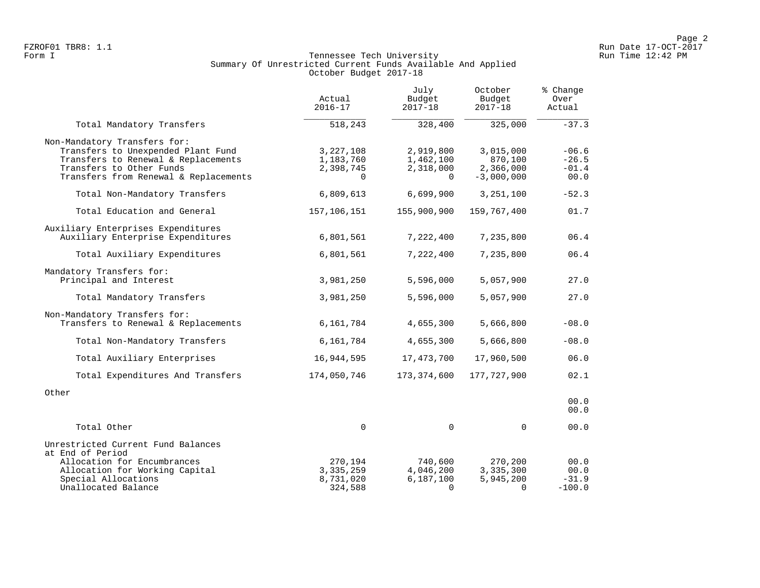FZROF01 TBR8: 1.1
Form I

Tennessee Tech University
Summary Of Unrestricted Current Funds Available And Applied
October Budget 2017-18

Run Date 17-OCT-2017
Run Time 12:42 PM

| | Actual 2016-17 | July Budget 2017-18 | October Budget 2017-18 | % Change Over Actual |
|---|---|---|---|---|
| Total Mandatory Transfers | 518,243 | 328,400 | 325,000 | -37.3 |
| Non-Mandatory Transfers for: | | | | |
| Transfers to Unexpended Plant Fund | 3,227,108 | 2,919,800 | 3,015,000 | -06.6 |
| Transfers to Renewal & Replacements | 1,183,760 | 1,462,100 | 870,100 | -26.5 |
| Transfers to Other Funds | 2,398,745 | 2,318,000 | 2,366,000 | -01.4 |
| Transfers from Renewal & Replacements | 0 | 0 | -3,000,000 | 00.0 |
| Total Non-Mandatory Transfers | 6,809,613 | 6,699,900 | 3,251,100 | -52.3 |
| Total Education and General | 157,106,151 | 155,900,900 | 159,767,400 | 01.7 |
| Auxiliary Enterprises Expenditures | | | | |
| Auxiliary Enterprise Expenditures | 6,801,561 | 7,222,400 | 7,235,800 | 06.4 |
| Total Auxiliary Expenditures | 6,801,561 | 7,222,400 | 7,235,800 | 06.4 |
| Mandatory Transfers for: | | | | |
| Principal and Interest | 3,981,250 | 5,596,000 | 5,057,900 | 27.0 |
| Total Mandatory Transfers | 3,981,250 | 5,596,000 | 5,057,900 | 27.0 |
| Non-Mandatory Transfers for: | | | | |
| Transfers to Renewal & Replacements | 6,161,784 | 4,655,300 | 5,666,800 | -08.0 |
| Total Non-Mandatory Transfers | 6,161,784 | 4,655,300 | 5,666,800 | -08.0 |
| Total Auxiliary Enterprises | 16,944,595 | 17,473,700 | 17,960,500 | 06.0 |
| Total Expenditures And Transfers | 174,050,746 | 173,374,600 | 177,727,900 | 02.1 |
| Other | | | | |
| | | | | 00.0 |
| | | | | 00.0 |
| Total Other | 0 | 0 | 0 | 00.0 |
| Unrestricted Current Fund Balances at End of Period | | | | |
| Allocation for Encumbrances | 270,194 | 740,600 | 270,200 | 00.0 |
| Allocation for Working Capital | 3,335,259 | 4,046,200 | 3,335,300 | 00.0 |
| Special Allocations | 8,731,020 | 6,187,100 | 5,945,200 | -31.9 |
| Unallocated Balance | 324,588 | 0 | 0 | -100.0 |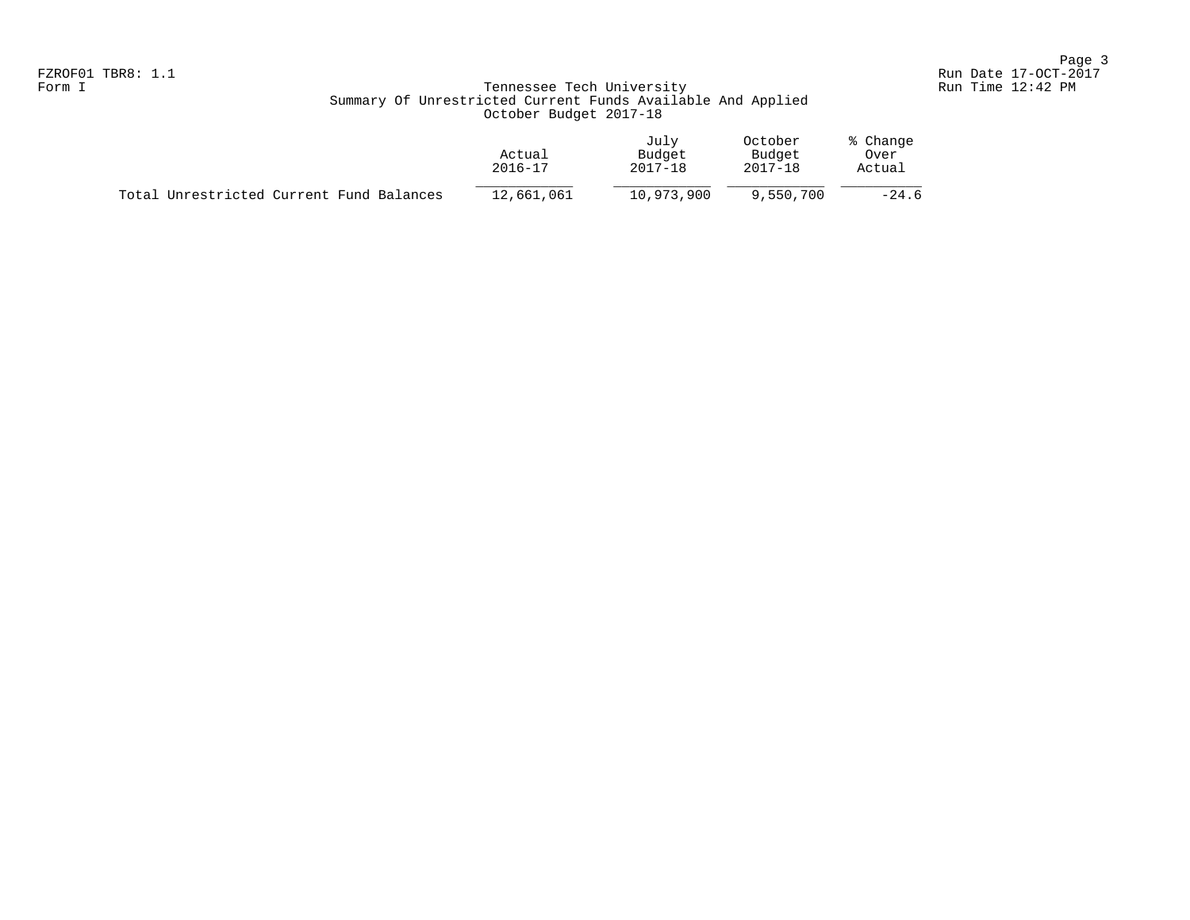FZROF01 TBR8: 1.1
Form I

Run Date 17-OCT-2017
Run Time 12:42 PM

# Tennessee Tech University
## Summary Of Unrestricted Current Funds Available And Applied
### October Budget 2017-18

| | Actual 2016-17 | July Budget 2017-18 | October Budget 2017-18 | % Change Over Actual |
|---|---|---|---|---|
| Total Unrestricted Current Fund Balances | 12,661,061 | 10,973,900 | 9,550,700 | -24.6 |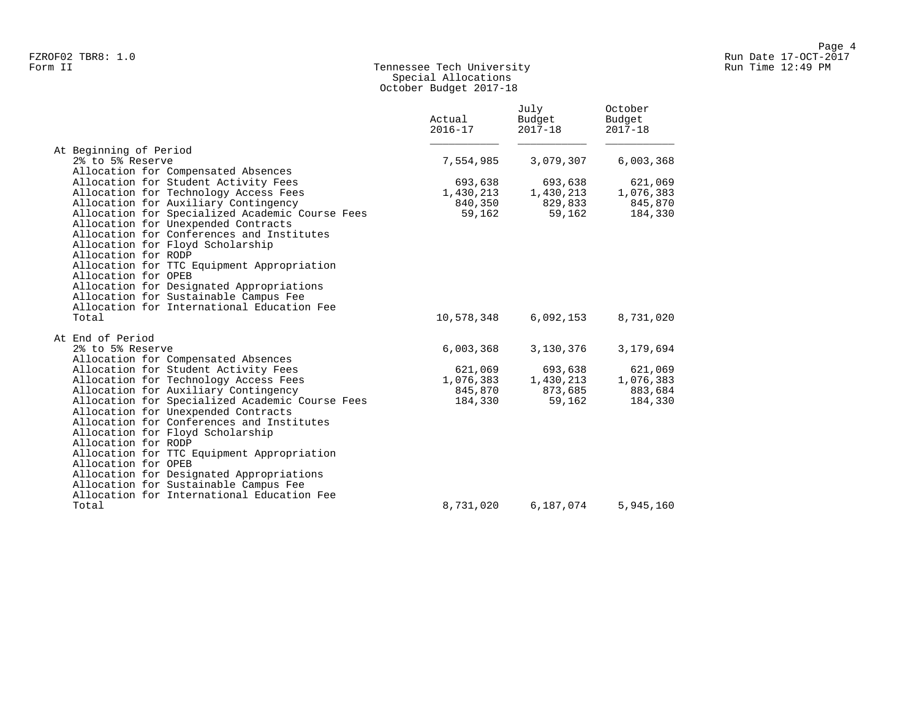Form II

# Tennessee Tech University
## Special Allocations
### October Budget 2017-18

| | Actual 2016-17 | July Budget 2017-18 | October Budget 2017-18 |
|---|---|---|---|
| **At Beginning of Period** | | | |
| 2% to 5% Reserve | 7,554,985 | 3,079,307 | 6,003,368 |
| Allocation for Compensated Absences | | | |
| Allocation for Student Activity Fees | 693,638 | 693,638 | 621,069 |
| Allocation for Technology Access Fees | 1,430,213 | 1,430,213 | 1,076,383 |
| Allocation for Auxiliary Contingency | 840,350 | 829,833 | 845,870 |
| Allocation for Specialized Academic Course Fees | 59,162 | 59,162 | 184,330 |
| Allocation for Unexpended Contracts | | | |
| Allocation for Conferences and Institutes | | | |
| Allocation for Floyd Scholarship | | | |
| Allocation for RODP | | | |
| Allocation for TTC Equipment Appropriation | | | |
| Allocation for OPEB | | | |
| Allocation for Designated Appropriations | | | |
| Allocation for Sustainable Campus Fee | | | |
| Allocation for International Education Fee | | | |
| Total | 10,578,348 | 6,092,153 | 8,731,020 |
| **At End of Period** | | | |
| 2% to 5% Reserve | 6,003,368 | 3,130,376 | 3,179,694 |
| Allocation for Compensated Absences | | | |
| Allocation for Student Activity Fees | 621,069 | 693,638 | 621,069 |
| Allocation for Technology Access Fees | 1,076,383 | 1,430,213 | 1,076,383 |
| Allocation for Auxiliary Contingency | 845,870 | 873,685 | 883,684 |
| Allocation for Specialized Academic Course Fees | 184,330 | 59,162 | 184,330 |
| Allocation for Unexpended Contracts | | | |
| Allocation for Conferences and Institutes | | | |
| Allocation for Floyd Scholarship | | | |
| Allocation for RODP | | | |
| Allocation for TTC Equipment Appropriation | | | |
| Allocation for OPEB | | | |
| Allocation for Designated Appropriations | | | |
| Allocation for Sustainable Campus Fee | | | |
| Allocation for International Education Fee | | | |
| Total | 8,731,020 | 6,187,074 | 5,945,160 |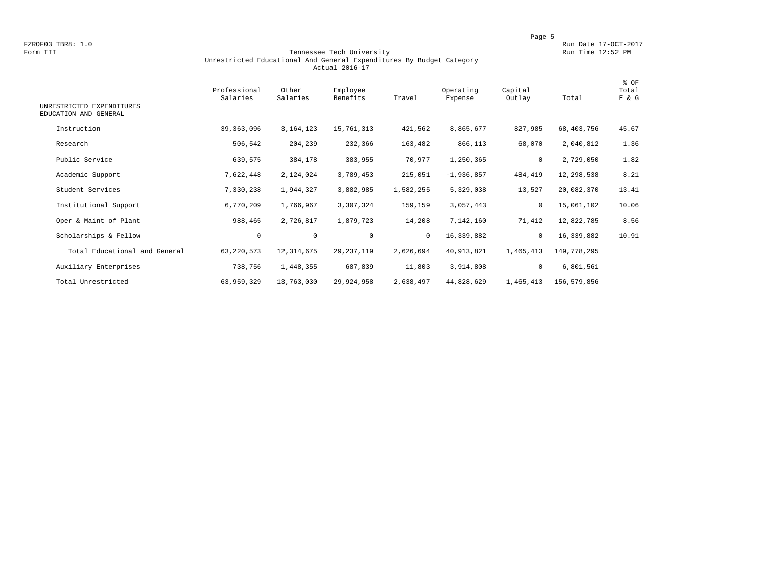FZROF03 TBR8: 1.0
Form III

Run Date 17-OCT-2017
Run Time 12:52 PM

# Tennessee Tech University
## Unrestricted Educational And General Expenditures By Budget Category
### Actual 2016-17

| UNRESTRICTED EXPENDITURES EDUCATION AND GENERAL | Professional Salaries | Other Salaries | Employee Benefits | Travel | Operating Expense | Capital Outlay | Total | % OF Total E & G |
|---|---|---|---|---|---|---|---|---|
| Instruction | 39,363,096 | 3,164,123 | 15,761,313 | 421,562 | 8,865,677 | 827,985 | 68,403,756 | 45.67 |
| Research | 506,542 | 204,239 | 232,366 | 163,482 | 866,113 | 68,070 | 2,040,812 | 1.36 |
| Public Service | 639,575 | 384,178 | 383,955 | 70,977 | 1,250,365 | 0 | 2,729,050 | 1.82 |
| Academic Support | 7,622,448 | 2,124,024 | 3,789,453 | 215,051 | -1,936,857 | 484,419 | 12,298,538 | 8.21 |
| Student Services | 7,330,238 | 1,944,327 | 3,882,985 | 1,582,255 | 5,329,038 | 13,527 | 20,082,370 | 13.41 |
| Institutional Support | 6,770,209 | 1,766,967 | 3,307,324 | 159,159 | 3,057,443 | 0 | 15,061,102 | 10.06 |
| Oper & Maint of Plant | 988,465 | 2,726,817 | 1,879,723 | 14,208 | 7,142,160 | 71,412 | 12,822,785 | 8.56 |
| Scholarships & Fellow | 0 | 0 | 0 | 0 | 16,339,882 | 0 | 16,339,882 | 10.91 |
| Total Educational and General | 63,220,573 | 12,314,675 | 29,237,119 | 2,626,694 | 40,913,821 | 1,465,413 | 149,778,295 | |
| Auxiliary Enterprises | 738,756 | 1,448,355 | 687,839 | 11,803 | 3,914,808 | 0 | 6,801,561 | |
| Total Unrestricted | 63,959,329 | 13,763,030 | 29,924,958 | 2,638,497 | 44,828,629 | 1,465,413 | 156,579,856 | |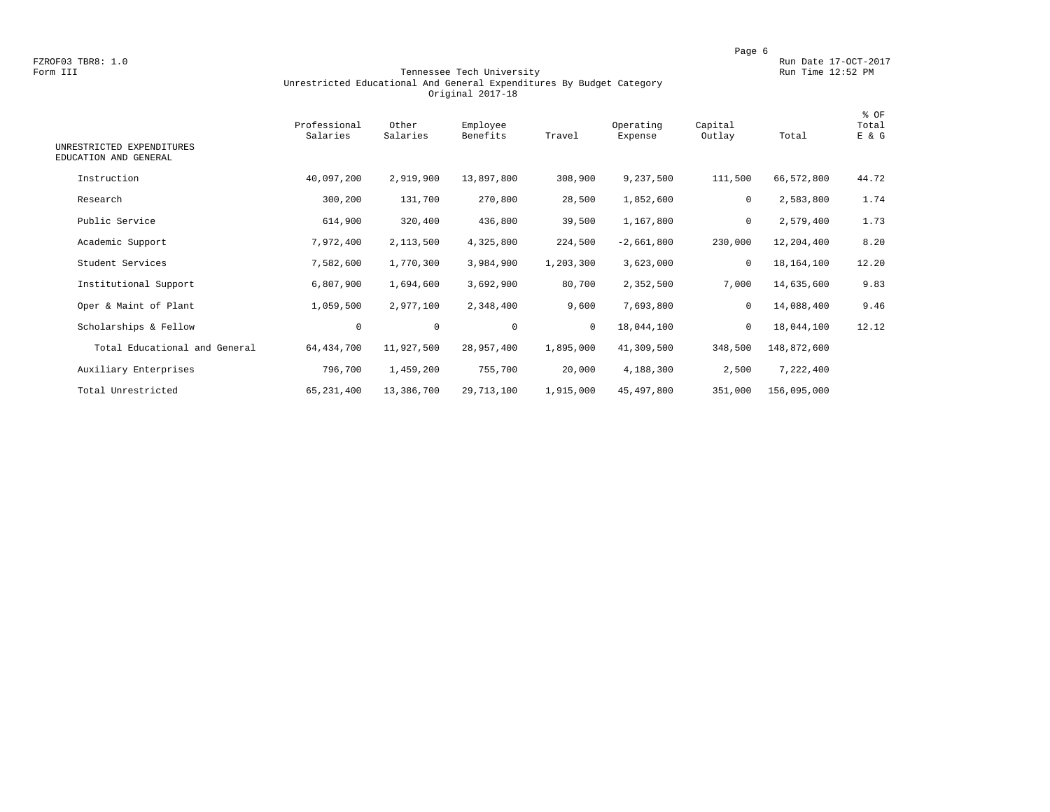FZROF03 TBR8: 1.0
Form III

Run Date 17-OCT-2017
Run Time 12:52 PM

# Tennessee Tech University
## Unrestricted Educational And General Expenditures By Budget Category
### Original 2017-18

| UNRESTRICTED EXPENDITURES EDUCATION AND GENERAL | Professional Salaries | Other Salaries | Employee Benefits | Travel | Operating Expense | Capital Outlay | Total | % OF Total E & G |
|---|---|---|---|---|---|---|---|---|
| Instruction | 40,097,200 | 2,919,900 | 13,897,800 | 308,900 | 9,237,500 | 111,500 | 66,572,800 | 44.72 |
| Research | 300,200 | 131,700 | 270,800 | 28,500 | 1,852,600 | 0 | 2,583,800 | 1.74 |
| Public Service | 614,900 | 320,400 | 436,800 | 39,500 | 1,167,800 | 0 | 2,579,400 | 1.73 |
| Academic Support | 7,972,400 | 2,113,500 | 4,325,800 | 224,500 | -2,661,800 | 230,000 | 12,204,400 | 8.20 |
| Student Services | 7,582,600 | 1,770,300 | 3,984,900 | 1,203,300 | 3,623,000 | 0 | 18,164,100 | 12.20 |
| Institutional Support | 6,807,900 | 1,694,600 | 3,692,900 | 80,700 | 2,352,500 | 7,000 | 14,635,600 | 9.83 |
| Oper & Maint of Plant | 1,059,500 | 2,977,100 | 2,348,400 | 9,600 | 7,693,800 | 0 | 14,088,400 | 9.46 |
| Scholarships & Fellow | 0 | 0 | 0 | 0 | 18,044,100 | 0 | 18,044,100 | 12.12 |
| Total Educational and General | 64,434,700 | 11,927,500 | 28,957,400 | 1,895,000 | 41,309,500 | 348,500 | 148,872,600 | |
| Auxiliary Enterprises | 796,700 | 1,459,200 | 755,700 | 20,000 | 4,188,300 | 2,500 | 7,222,400 | |
| Total Unrestricted | 65,231,400 | 13,386,700 | 29,713,100 | 1,915,000 | 45,497,800 | 351,000 | 156,095,000 | |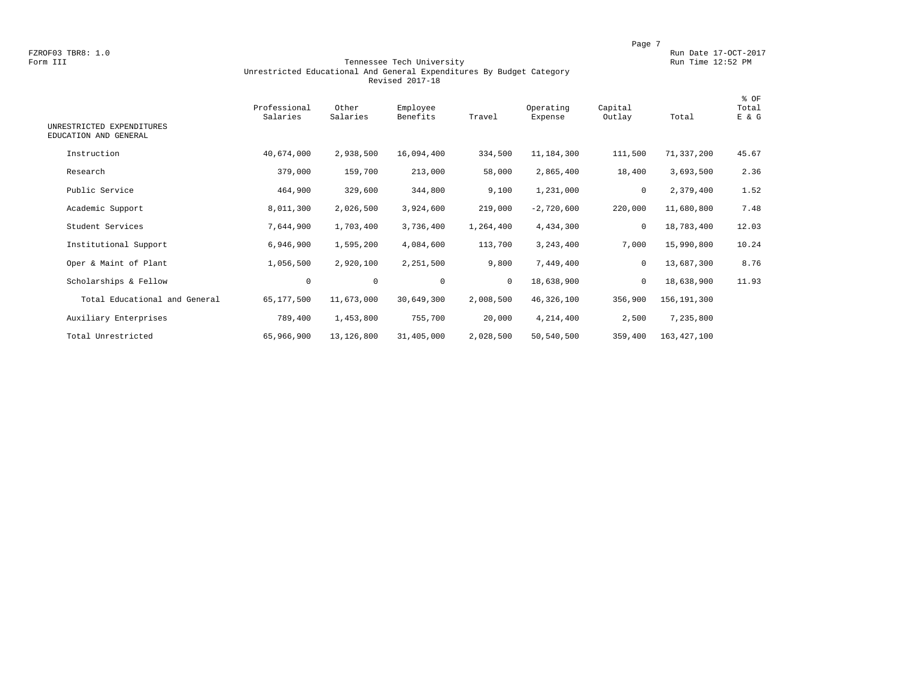FZROF03 TBR8: 1.0
Form III

Run Date 17-OCT-2017
Run Time 12:52 PM

# Tennessee Tech University
## Unrestricted Educational And General Expenditures By Budget Category
### Revised 2017-18

| UNRESTRICTED EXPENDITURES EDUCATION AND GENERAL | Professional Salaries | Other Salaries | Employee Benefits | Travel | Operating Expense | Capital Outlay | Total | % OF Total E & G |
|---|---|---|---|---|---|---|---|---|
| Instruction | 40,674,000 | 2,938,500 | 16,094,400 | 334,500 | 11,184,300 | 111,500 | 71,337,200 | 45.67 |
| Research | 379,000 | 159,700 | 213,000 | 58,000 | 2,865,400 | 18,400 | 3,693,500 | 2.36 |
| Public Service | 464,900 | 329,600 | 344,800 | 9,100 | 1,231,000 | 0 | 2,379,400 | 1.52 |
| Academic Support | 8,011,300 | 2,026,500 | 3,924,600 | 219,000 | -2,720,600 | 220,000 | 11,680,800 | 7.48 |
| Student Services | 7,644,900 | 1,703,400 | 3,736,400 | 1,264,400 | 4,434,300 | 0 | 18,783,400 | 12.03 |
| Institutional Support | 6,946,900 | 1,595,200 | 4,084,600 | 113,700 | 3,243,400 | 7,000 | 15,990,800 | 10.24 |
| Oper & Maint of Plant | 1,056,500 | 2,920,100 | 2,251,500 | 9,800 | 7,449,400 | 0 | 13,687,300 | 8.76 |
| Scholarships & Fellow | 0 | 0 | 0 | 0 | 18,638,900 | 0 | 18,638,900 | 11.93 |
| Total Educational and General | 65,177,500 | 11,673,000 | 30,649,300 | 2,008,500 | 46,326,100 | 356,900 | 156,191,300 | |
| Auxiliary Enterprises | 789,400 | 1,453,800 | 755,700 | 20,000 | 4,214,400 | 2,500 | 7,235,800 | |
| Total Unrestricted | 65,966,900 | 13,126,800 | 31,405,000 | 2,028,500 | 50,540,500 | 359,400 | 163,427,100 | |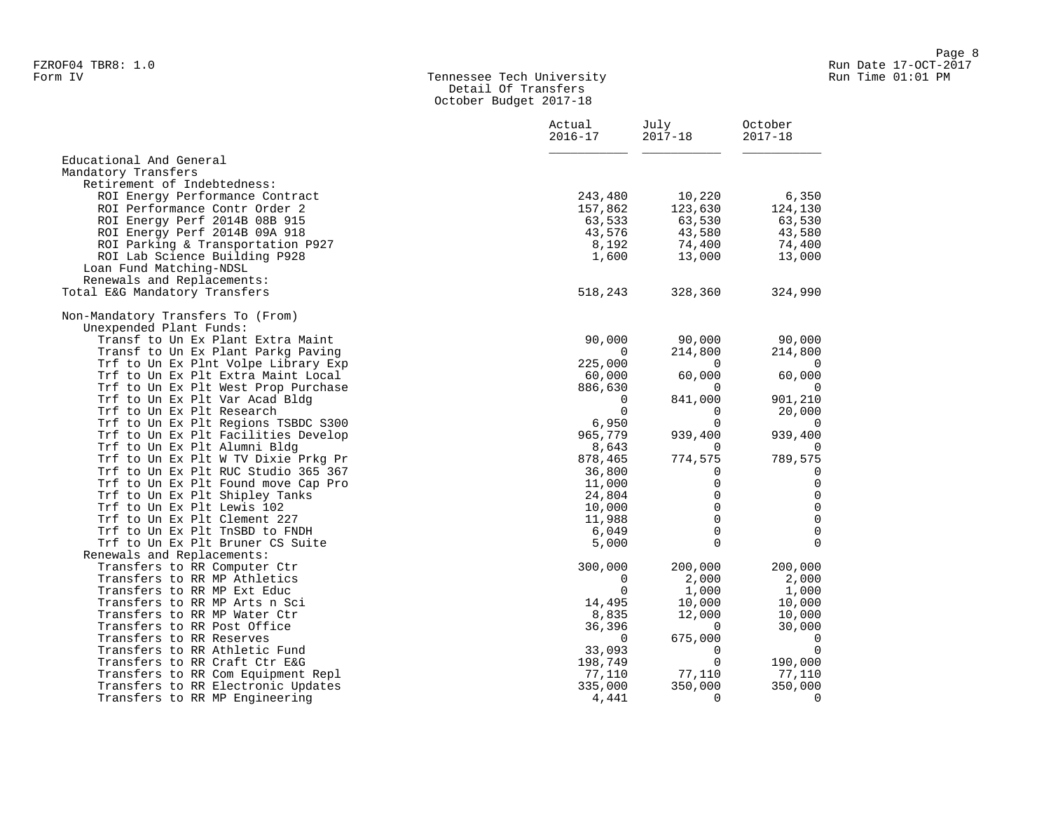FZROF04 TBR8: 1.0
Form IV

# Tennessee Tech University
## Detail Of Transfers
### October Budget 2017-18

Run Date 17-OCT-2017
Run Time 01:01 PM

| | Actual 2016-17 | July 2017-18 | October 2017-18 |
|---|---|---|---|
| Educational And General | | | |
| Mandatory Transfers | | | |
| Retirement of Indebtedness: | | | |
| ROI Energy Performance Contract | 243,480 | 10,220 | 6,350 |
| ROI Performance Contr Order 2 | 157,862 | 123,630 | 124,130 |
| ROI Energy Perf 2014B 08B 915 | 63,533 | 63,530 | 63,530 |
| ROI Energy Perf 2014B 09A 918 | 43,576 | 43,580 | 43,580 |
| ROI Parking & Transportation P927 | 8,192 | 74,400 | 74,400 |
| ROI Lab Science Building P928 | 1,600 | 13,000 | 13,000 |
| Loan Fund Matching-NDSL | | | |
| Renewals and Replacements: | | | |
| Total E&G Mandatory Transfers | 518,243 | 328,360 | 324,990 |
| | | | |
| Non-Mandatory Transfers To (From) | | | |
| Unexpended Plant Funds: | | | |
| Transf to Un Ex Plant Extra Maint | 90,000 | 90,000 | 90,000 |
| Transf to Un Ex Plant Parkg Paving | 0 | 214,800 | 214,800 |
| Trf to Un Ex Plnt Volpe Library Exp | 225,000 | 0 | 0 |
| Trf to Un Ex Plt Extra Maint Local | 60,000 | 60,000 | 60,000 |
| Trf to Un Ex Plt West Prop Purchase | 886,630 | 0 | 0 |
| Trf to Un Ex Plt Var Acad Bldg | 0 | 841,000 | 901,210 |
| Trf to Un Ex Plt Research | 0 | 0 | 20,000 |
| Trf to Un Ex Plt Regions TSBDC S300 | 6,950 | 0 | 0 |
| Trf to Un Ex Plt Facilities Develop | 965,779 | 939,400 | 939,400 |
| Trf to Un Ex Plt Alumni Bldg | 8,643 | 0 | 0 |
| Trf to Un Ex Plt W TV Dixie Prkg Pr | 878,465 | 774,575 | 789,575 |
| Trf to Un Ex Plt RUC Studio 365 367 | 36,800 | 0 | 0 |
| Trf to Un Ex Plt Found move Cap Pro | 11,000 | 0 | 0 |
| Trf to Un Ex Plt Shipley Tanks | 24,804 | 0 | 0 |
| Trf to Un Ex Plt Lewis 102 | 10,000 | 0 | 0 |
| Trf to Un Ex Plt Clement 227 | 11,988 | 0 | 0 |
| Trf to Un Ex Plt TnSBD to FNDH | 6,049 | 0 | 0 |
| Trf to Un Ex Plt Bruner CS Suite | 5,000 | 0 | 0 |
| Renewals and Replacements: | | | |
| Transfers to RR Computer Ctr | 300,000 | 200,000 | 200,000 |
| Transfers to RR MP Athletics | 0 | 2,000 | 2,000 |
| Transfers to RR MP Ext Educ | 0 | 1,000 | 1,000 |
| Transfers to RR MP Arts n Sci | 14,495 | 10,000 | 10,000 |
| Transfers to RR MP Water Ctr | 8,835 | 12,000 | 10,000 |
| Transfers to RR Post Office | 36,396 | 0 | 30,000 |
| Transfers to RR Reserves | 0 | 675,000 | 0 |
| Transfers to RR Athletic Fund | 33,093 | 0 | 0 |
| Transfers to RR Craft Ctr E&G | 198,749 | 0 | 190,000 |
| Transfers to RR Com Equipment Repl | 77,110 | 77,110 | 77,110 |
| Transfers to RR Electronic Updates | 335,000 | 350,000 | 350,000 |
| Transfers to RR MP Engineering | 4,441 | 0 | 0 |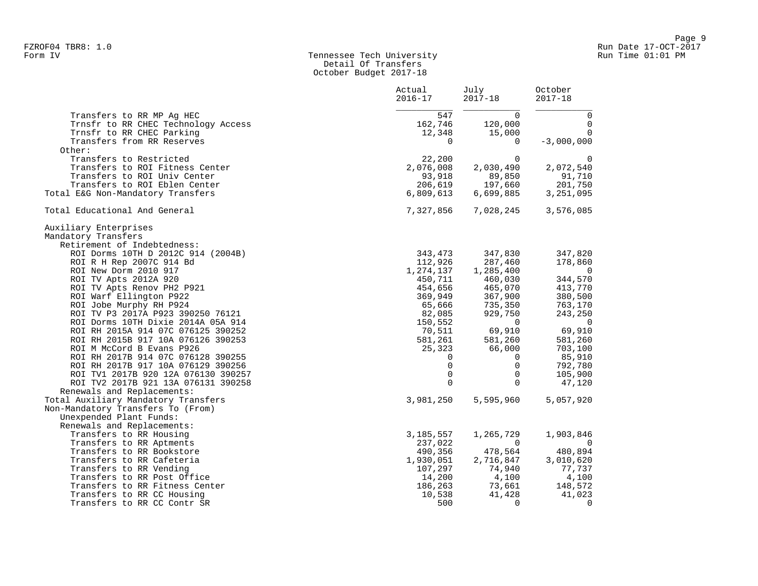Tennessee Tech University
Detail Of Transfers
October Budget 2017-18

| | Actual 2016-17 | July 2017-18 | October 2017-18 |
|---|---|---|---|
| Transfers to RR MP Ag HEC | 547 | 0 | 0 |
| Trnsfr to RR CHEC Technology Access | 162,746 | 120,000 | 0 |
| Trnsfr to RR CHEC Parking | 12,348 | 15,000 | 0 |
| Transfers from RR Reserves | 0 | 0 | -3,000,000 |
| Other: | | | |
| Transfers to Restricted | 22,200 | 0 | 0 |
| Transfers to ROI Fitness Center | 2,076,008 | 2,030,490 | 2,072,540 |
| Transfers to ROI Univ Center | 93,918 | 89,850 | 91,710 |
| Transfers to ROI Eblen Center | 206,619 | 197,660 | 201,750 |
| Total E&G Non-Mandatory Transfers | 6,809,613 | 6,699,885 | 3,251,095 |
| | | | |
| Total Educational And General | 7,327,856 | 7,028,245 | 3,576,085 |
| | | | |
| Auxiliary Enterprises | | | |
| Mandatory Transfers | | | |
| Retirement of Indebtedness: | | | |
| ROI Dorms 10TH D 2012C 914 (2004B) | 343,473 | 347,830 | 347,820 |
| ROI R H Rep 2007C 914 Bd | 112,926 | 287,460 | 178,860 |
| ROI New Dorm 2010 917 | 1,274,137 | 1,285,400 | 0 |
| ROI TV Apts 2012A 920 | 450,711 | 460,030 | 344,570 |
| ROI TV Apts Renov PH2 P921 | 454,656 | 465,070 | 413,770 |
| ROI Warf Ellington P922 | 369,949 | 367,900 | 380,500 |
| ROI Jobe Murphy RH P924 | 65,666 | 735,350 | 763,170 |
| ROI TV P3 2017A P923 390250 76121 | 82,085 | 929,750 | 243,250 |
| ROI Dorms 10TH Dixie 2014A 05A 914 | 150,552 | 0 | 0 |
| ROI RH 2015A 914 07C 076125 390252 | 70,511 | 69,910 | 69,910 |
| ROI RH 2015B 917 10A 076126 390253 | 581,261 | 581,260 | 581,260 |
| ROI M McCord B Evans P926 | 25,323 | 66,000 | 703,100 |
| ROI RH 2017B 914 07C 076128 390255 | 0 | 0 | 85,910 |
| ROI RH 2017B 917 10A 076129 390256 | 0 | 0 | 792,780 |
| ROI TV1 2017B 920 12A 076130 390257 | 0 | 0 | 105,900 |
| ROI TV2 2017B 921 13A 076131 390258 | 0 | 0 | 47,120 |
| Renewals and Replacements: | | | |
| Total Auxiliary Mandatory Transfers | 3,981,250 | 5,595,960 | 5,057,920 |
| Non-Mandatory Transfers To (From) | | | |
| Unexpended Plant Funds: | | | |
| Renewals and Replacements: | | | |
| Transfers to RR Housing | 3,185,557 | 1,265,729 | 1,903,846 |
| Transfers to RR Aptments | 237,022 | 0 | 0 |
| Transfers to RR Bookstore | 490,356 | 478,564 | 480,894 |
| Transfers to RR Cafeteria | 1,930,051 | 2,716,847 | 3,010,620 |
| Transfers to RR Vending | 107,297 | 74,940 | 77,737 |
| Transfers to RR Post Office | 14,200 | 4,100 | 4,100 |
| Transfers to RR Fitness Center | 186,263 | 73,661 | 148,572 |
| Transfers to RR CC Housing | 10,538 | 41,428 | 41,023 |
| Transfers to RR CC Contr SR | 500 | 0 | 0 |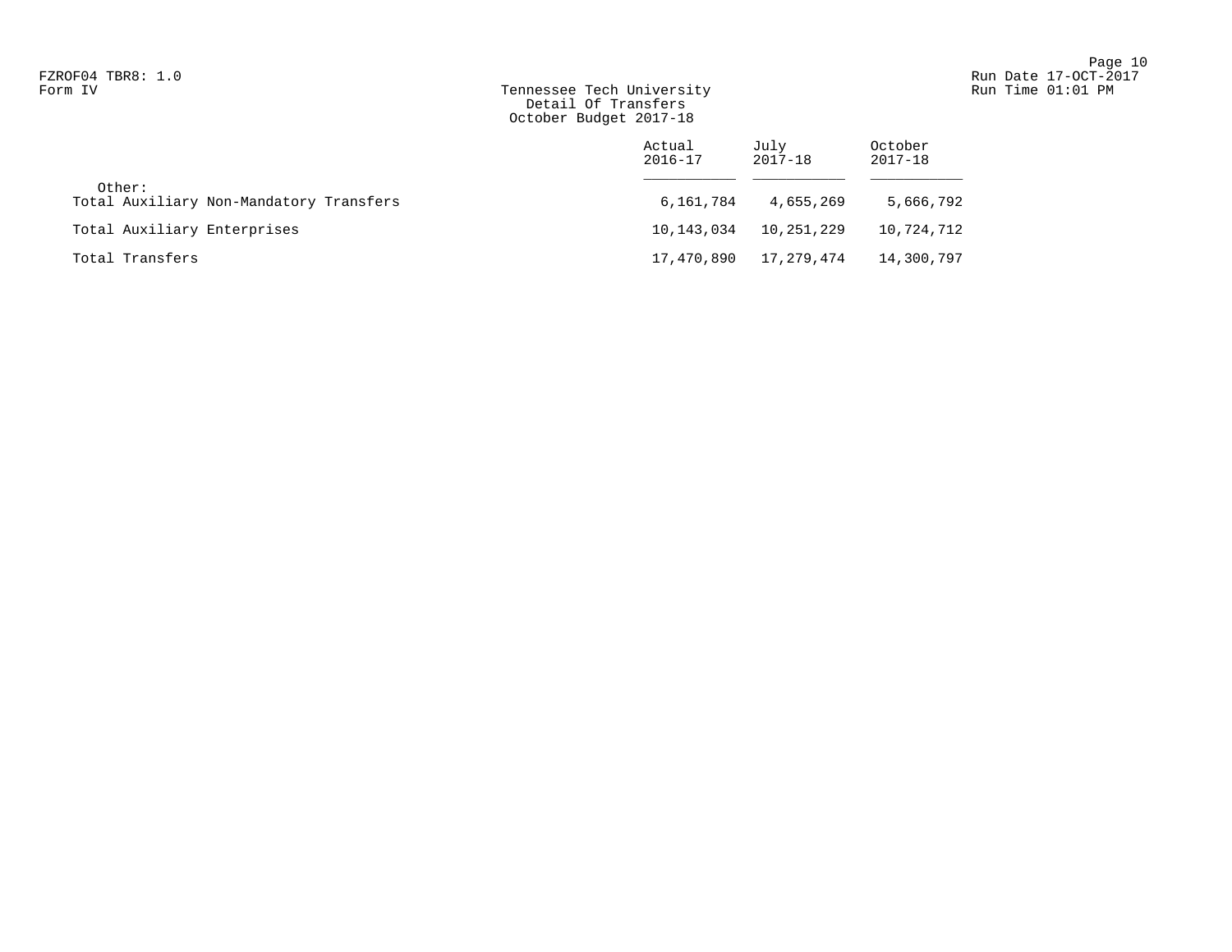FZROF04 TBR8: 1.0
Form IV

# Tennessee Tech University
## Detail Of Transfers
### October Budget 2017-18

Run Date 17-OCT-2017
Run Time 01:01 PM

| | Actual 2016-17 | July 2017-18 | October 2017-18 |
|---|---|---|---|
| Other: | | | |
| Total Auxiliary Non-Mandatory Transfers | 6,161,784 | 4,655,269 | 5,666,792 |
| Total Auxiliary Enterprises | 10,143,034 | 10,251,229 | 10,724,712 |
| Total Transfers | 17,470,890 | 17,279,474 | 14,300,797 |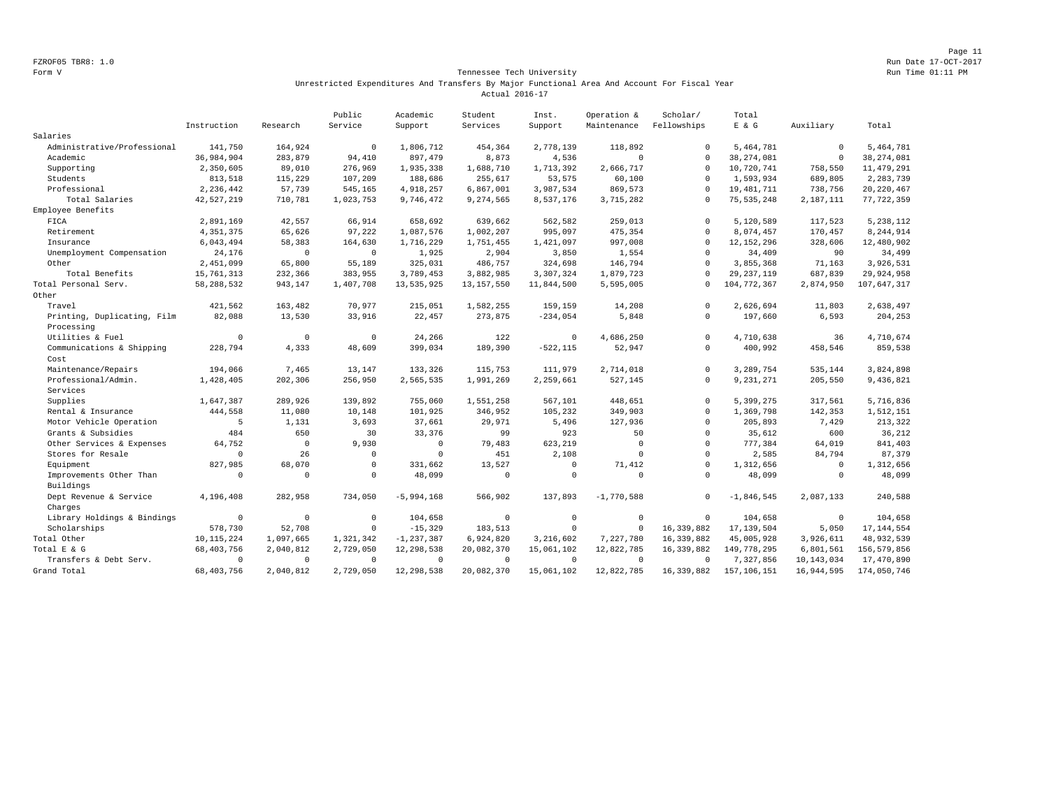FZROF05 TBR8: 1.0
Form V

# Tennessee Tech University

## Unrestricted Expenditures And Transfers By Major Functional Area And Account For Fiscal Year

### Actual 2016-17

| | Instruction | Research | Public Service | Academic Support | Student Services | Inst. Support | Operation & Maintenance | Scholar/ Fellowships | Total E & G | Auxiliary | Total |
|---|---|---|---|---|---|---|---|---|---|---|---|
| Salaries | | | | | | | | | | | |
| Administrative/Professional | 141,750 | 164,924 | 0 | 1,806,712 | 454,364 | 2,778,139 | 118,892 | 0 | 5,464,781 | 0 | 5,464,781 |
| Academic | 36,984,904 | 283,879 | 94,410 | 897,479 | 8,873 | 4,536 | 0 | 0 | 38,274,081 | 0 | 38,274,081 |
| Supporting | 2,350,605 | 89,010 | 276,969 | 1,935,338 | 1,688,710 | 1,713,392 | 2,666,717 | 0 | 10,720,741 | 758,550 | 11,479,291 |
| Students | 813,518 | 115,229 | 107,209 | 188,686 | 255,617 | 53,575 | 60,100 | 0 | 1,593,934 | 689,805 | 2,283,739 |
| Professional | 2,236,442 | 57,739 | 545,165 | 4,918,257 | 6,867,001 | 3,987,534 | 869,573 | 0 | 19,481,711 | 738,756 | 20,220,467 |
| Total Salaries | 42,527,219 | 710,781 | 1,023,753 | 9,746,472 | 9,274,565 | 8,537,176 | 3,715,282 | 0 | 75,535,248 | 2,187,111 | 77,722,359 |
| Employee Benefits | | | | | | | | | | | |
| FICA | 2,891,169 | 42,557 | 66,914 | 658,692 | 639,662 | 562,582 | 259,013 | 0 | 5,120,589 | 117,523 | 5,238,112 |
| Retirement | 4,351,375 | 65,626 | 97,222 | 1,087,576 | 1,002,207 | 995,097 | 475,354 | 0 | 8,074,457 | 170,457 | 8,244,914 |
| Insurance | 6,043,494 | 58,383 | 164,630 | 1,716,229 | 1,751,455 | 1,421,097 | 997,008 | 0 | 12,152,296 | 328,606 | 12,480,902 |
| Unemployment Compensation | 24,176 | 0 | 0 | 1,925 | 2,904 | 3,850 | 1,554 | 0 | 34,409 | 90 | 34,499 |
| Other | 2,451,099 | 65,800 | 55,189 | 325,031 | 486,757 | 324,698 | 146,794 | 0 | 3,855,368 | 71,163 | 3,926,531 |
| Total Benefits | 15,761,313 | 232,366 | 383,955 | 3,789,453 | 3,882,985 | 3,307,324 | 1,879,723 | 0 | 29,237,119 | 687,839 | 29,924,958 |
| Total Personal Serv. | 58,288,532 | 943,147 | 1,407,708 | 13,535,925 | 13,157,550 | 11,844,500 | 5,595,005 | 0 | 104,772,367 | 2,874,950 | 107,647,317 |
| Other | | | | | | | | | | | |
| Travel | 421,562 | 163,482 | 70,977 | 215,051 | 1,582,255 | 159,159 | 14,208 | 0 | 2,626,694 | 11,803 | 2,638,497 |
| Printing, Duplicating, Film Processing | 82,088 | 13,530 | 33,916 | 22,457 | 273,875 | -234,054 | 5,848 | 0 | 197,660 | 6,593 | 204,253 |
| Utilities & Fuel | 0 | 0 | 0 | 24,266 | 122 | 0 | 4,686,250 | 0 | 4,710,638 | 36 | 4,710,674 |
| Communications & Shipping Cost | 228,794 | 4,333 | 48,609 | 399,034 | 189,390 | -522,115 | 52,947 | 0 | 400,992 | 458,546 | 859,538 |
| Maintenance/Repairs | 194,066 | 7,465 | 13,147 | 133,326 | 115,753 | 111,979 | 2,714,018 | 0 | 3,289,754 | 535,144 | 3,824,898 |
| Professional/Admin. Services | 1,428,405 | 202,306 | 256,950 | 2,565,535 | 1,991,269 | 2,259,661 | 527,145 | 0 | 9,231,271 | 205,550 | 9,436,821 |
| Supplies | 1,647,387 | 289,926 | 139,892 | 755,060 | 1,551,258 | 567,101 | 448,651 | 0 | 5,399,275 | 317,561 | 5,716,836 |
| Rental & Insurance | 444,558 | 11,080 | 10,148 | 101,925 | 346,952 | 105,232 | 349,903 | 0 | 1,369,798 | 142,353 | 1,512,151 |
| Motor Vehicle Operation | 5 | 1,131 | 3,693 | 37,661 | 29,971 | 5,496 | 127,936 | 0 | 205,893 | 7,429 | 213,322 |
| Grants & Subsidies | 484 | 650 | 30 | 33,376 | 99 | 923 | 50 | 0 | 35,612 | 600 | 36,212 |
| Other Services & Expenses | 64,752 | 0 | 9,930 | 0 | 79,483 | 623,219 | 0 | 0 | 777,384 | 64,019 | 841,403 |
| Stores for Resale | 0 | 26 | 0 | 0 | 451 | 2,108 | 0 | 0 | 2,585 | 84,794 | 87,379 |
| Equipment | 827,985 | 68,070 | 0 | 331,662 | 13,527 | 0 | 71,412 | 0 | 1,312,656 | 0 | 1,312,656 |
| Improvements Other Than Buildings | 0 | 0 | 0 | 48,099 | 0 | 0 | 0 | 0 | 48,099 | 0 | 48,099 |
| Dept Revenue & Service Charges | 4,196,408 | 282,958 | 734,050 | -5,994,168 | 566,902 | 137,893 | -1,770,588 | 0 | -1,846,545 | 2,087,133 | 240,588 |
| Library Holdings & Bindings | 0 | 0 | 0 | 104,658 | 0 | 0 | 0 | 0 | 104,658 | 0 | 104,658 |
| Scholarships | 578,730 | 52,708 | 0 | -15,329 | 183,513 | 0 | 0 | 16,339,882 | 17,139,504 | 5,050 | 17,144,554 |
| Total Other | 10,115,224 | 1,097,665 | 1,321,342 | -1,237,387 | 6,924,820 | 3,216,602 | 7,227,780 | 16,339,882 | 45,005,928 | 3,926,611 | 48,932,539 |
| Total E & G | 68,403,756 | 2,040,812 | 2,729,050 | 12,298,538 | 20,082,370 | 15,061,102 | 12,822,785 | 16,339,882 | 149,778,295 | 6,801,561 | 156,579,856 |
| Transfers & Debt Serv. | 0 | 0 | 0 | 0 | 0 | 0 | 0 | 0 | 7,327,856 | 10,143,034 | 17,470,890 |
| Grand Total | 68,403,756 | 2,040,812 | 2,729,050 | 12,298,538 | 20,082,370 | 15,061,102 | 12,822,785 | 16,339,882 | 157,106,151 | 16,944,595 | 174,050,746 |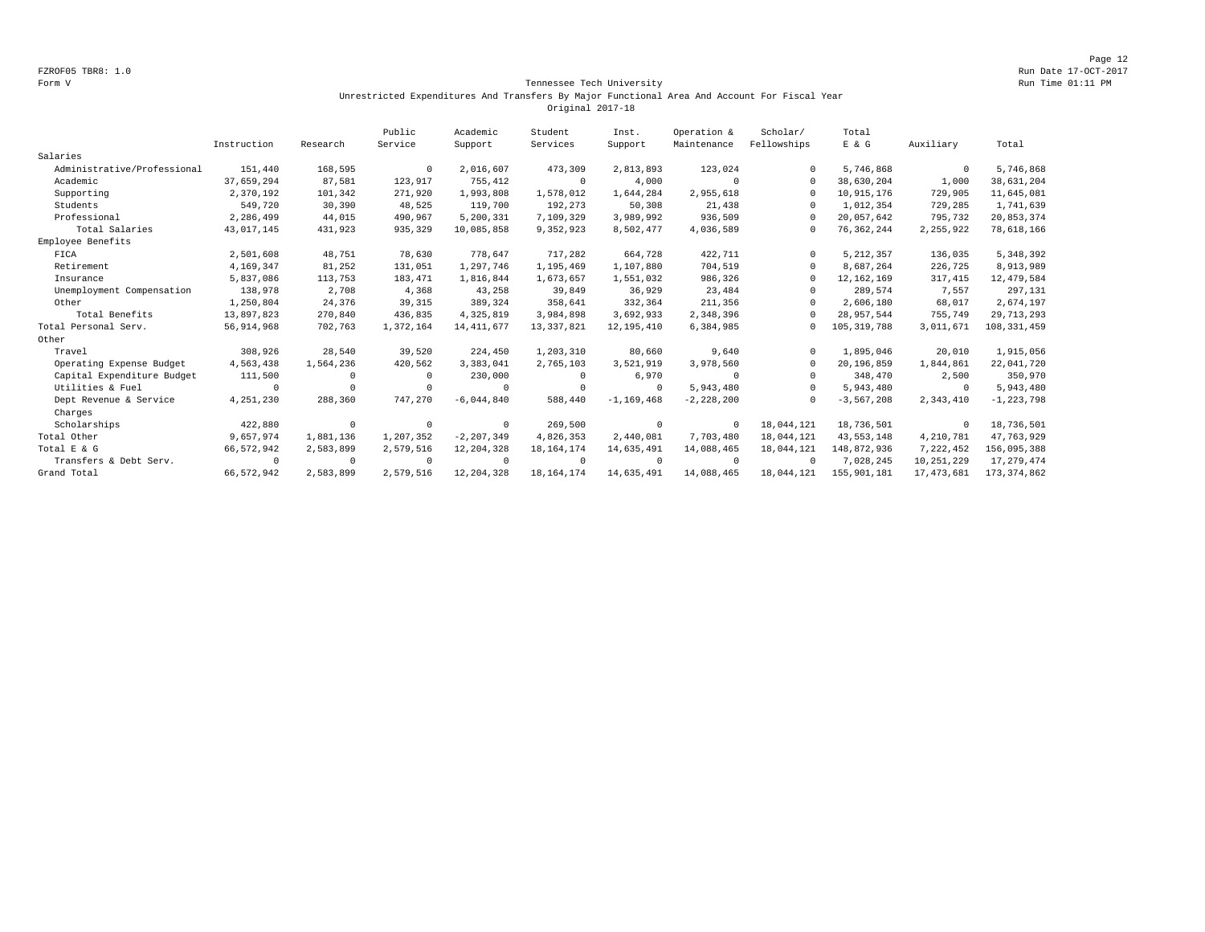FZROF05 TBR8: 1.0

Form V

# Tennessee Tech University

## Unrestricted Expenditures And Transfers By Major Functional Area And Account For Fiscal Year

### Original 2017-18

| | Instruction | Research | Public Service | Academic Support | Student Services | Inst. Support | Operation & Maintenance | Scholar/ Fellowships | Total E & G | Auxiliary | Total |
|---|---|---|---|---|---|---|---|---|---|---|---|
| Salaries | | | | | | | | | | | |
| Administrative/Professional | 151,440 | 168,595 | 0 | 2,016,607 | 473,309 | 2,813,893 | 123,024 | 0 | 5,746,868 | 0 | 5,746,868 |
| Academic | 37,659,294 | 87,581 | 123,917 | 755,412 | 0 | 4,000 | 0 | 0 | 38,630,204 | 1,000 | 38,631,204 |
| Supporting | 2,370,192 | 101,342 | 271,920 | 1,993,808 | 1,578,012 | 1,644,284 | 2,955,618 | 0 | 10,915,176 | 729,905 | 11,645,081 |
| Students | 549,720 | 30,390 | 48,525 | 119,700 | 192,273 | 50,308 | 21,438 | 0 | 1,012,354 | 729,285 | 1,741,639 |
| Professional | 2,286,499 | 44,015 | 490,967 | 5,200,331 | 7,109,329 | 3,989,992 | 936,509 | 0 | 20,057,642 | 795,732 | 20,853,374 |
| Total Salaries | 43,017,145 | 431,923 | 935,329 | 10,085,858 | 9,352,923 | 8,502,477 | 4,036,589 | 0 | 76,362,244 | 2,255,922 | 78,618,166 |
| Employee Benefits | | | | | | | | | | | |
| FICA | 2,501,608 | 48,751 | 78,630 | 778,647 | 717,282 | 664,728 | 422,711 | 0 | 5,212,357 | 136,035 | 5,348,392 |
| Retirement | 4,169,347 | 81,252 | 131,051 | 1,297,746 | 1,195,469 | 1,107,880 | 704,519 | 0 | 8,687,264 | 226,725 | 8,913,989 |
| Insurance | 5,837,086 | 113,753 | 183,471 | 1,816,844 | 1,673,657 | 1,551,032 | 986,326 | 0 | 12,162,169 | 317,415 | 12,479,584 |
| Unemployment Compensation | 138,978 | 2,708 | 4,368 | 43,258 | 39,849 | 36,929 | 23,484 | 0 | 289,574 | 7,557 | 297,131 |
| Other | 1,250,804 | 24,376 | 39,315 | 389,324 | 358,641 | 332,364 | 211,356 | 0 | 2,606,180 | 68,017 | 2,674,197 |
| Total Benefits | 13,897,823 | 270,840 | 436,835 | 4,325,819 | 3,984,898 | 3,692,933 | 2,348,396 | 0 | 28,957,544 | 755,749 | 29,713,293 |
| Total Personal Serv. | 56,914,968 | 702,763 | 1,372,164 | 14,411,677 | 13,337,821 | 12,195,410 | 6,384,985 | 0 | 105,319,788 | 3,011,671 | 108,331,459 |
| Other | | | | | | | | | | | |
| Travel | 308,926 | 28,540 | 39,520 | 224,450 | 1,203,310 | 80,660 | 9,640 | 0 | 1,895,046 | 20,010 | 1,915,056 |
| Operating Expense Budget | 4,563,438 | 1,564,236 | 420,562 | 3,383,041 | 2,765,103 | 3,521,919 | 3,978,560 | 0 | 20,196,859 | 1,844,861 | 22,041,720 |
| Capital Expenditure Budget | 111,500 | 0 | 0 | 230,000 | 0 | 6,970 | 0 | 0 | 348,470 | 2,500 | 350,970 |
| Utilities & Fuel | 0 | 0 | 0 | 0 | 0 | 0 | 5,943,480 | 0 | 5,943,480 | 0 | 5,943,480 |
| Dept Revenue & Service Charges | 4,251,230 | 288,360 | 747,270 | -6,044,840 | 588,440 | -1,169,468 | -2,228,200 | 0 | -3,567,208 | 2,343,410 | -1,223,798 |
| Scholarships | 422,880 | 0 | 0 | 0 | 269,500 | 0 | 0 | 18,044,121 | 18,736,501 | 0 | 18,736,501 |
| Total Other | 9,657,974 | 1,881,136 | 1,207,352 | -2,207,349 | 4,826,353 | 2,440,081 | 7,703,480 | 18,044,121 | 43,553,148 | 4,210,781 | 47,763,929 |
| Total E & G | 66,572,942 | 2,583,899 | 2,579,516 | 12,204,328 | 18,164,174 | 14,635,491 | 14,088,465 | 18,044,121 | 148,872,936 | 7,222,452 | 156,095,388 |
| Transfers & Debt Serv. | 0 | 0 | 0 | 0 | 0 | 0 | 0 | 0 | 7,028,245 | 10,251,229 | 17,279,474 |
| Grand Total | 66,572,942 | 2,583,899 | 2,579,516 | 12,204,328 | 18,164,174 | 14,635,491 | 14,088,465 | 18,044,121 | 155,901,181 | 17,473,681 | 173,374,862 |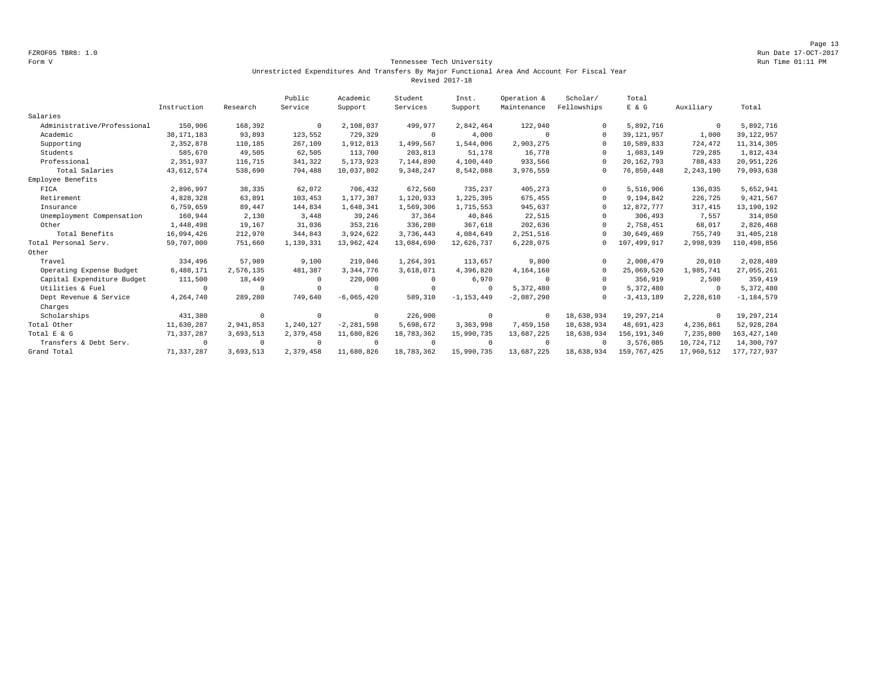FZROF05 TBR8: 1.0
Form V

Run Date 17-OCT-2017
Run Time 01:11 PM

## Tennessee Tech University
### Unrestricted Expenditures And Transfers By Major Functional Area And Account For Fiscal Year
### Revised 2017-18

| | Instruction | Research | Public Service | Academic Support | Student Services | Inst. Support | Operation & Maintenance | Scholar/ Fellowships | Total E & G | Auxiliary | Total |
|---|---|---|---|---|---|---|---|---|---|---|---|
| Salaries | | | | | | | | | | | |
| Administrative/Professional | 150,906 | 168,392 | 0 | 2,108,037 | 499,977 | 2,842,464 | 122,940 | 0 | 5,892,716 | 0 | 5,892,716 |
| Academic | 38,171,183 | 93,893 | 123,552 | 729,329 | 0 | 4,000 | 0 | 0 | 39,121,957 | 1,000 | 39,122,957 |
| Supporting | 2,352,878 | 110,185 | 267,109 | 1,912,813 | 1,499,567 | 1,544,006 | 2,903,275 | 0 | 10,589,833 | 724,472 | 11,314,305 |
| Students | 585,670 | 49,505 | 62,505 | 113,700 | 203,813 | 51,178 | 16,778 | 0 | 1,083,149 | 729,285 | 1,812,434 |
| Professional | 2,351,937 | 116,715 | 341,322 | 5,173,923 | 7,144,890 | 4,100,440 | 933,566 | 0 | 20,162,793 | 788,433 | 20,951,226 |
| Total Salaries | 43,612,574 | 538,690 | 794,488 | 10,037,802 | 9,348,247 | 8,542,088 | 3,976,559 | 0 | 76,850,448 | 2,243,190 | 79,093,638 |
| Employee Benefits | | | | | | | | | | | |
| FICA | 2,896,997 | 38,335 | 62,072 | 706,432 | 672,560 | 735,237 | 405,273 | 0 | 5,516,906 | 136,035 | 5,652,941 |
| Retirement | 4,828,328 | 63,891 | 103,453 | 1,177,387 | 1,120,933 | 1,225,395 | 675,455 | 0 | 9,194,842 | 226,725 | 9,421,567 |
| Insurance | 6,759,659 | 89,447 | 144,834 | 1,648,341 | 1,569,306 | 1,715,553 | 945,637 | 0 | 12,872,777 | 317,415 | 13,190,192 |
| Unemployment Compensation | 160,944 | 2,130 | 3,448 | 39,246 | 37,364 | 40,846 | 22,515 | 0 | 306,493 | 7,557 | 314,050 |
| Other | 1,448,498 | 19,167 | 31,036 | 353,216 | 336,280 | 367,618 | 202,636 | 0 | 2,758,451 | 68,017 | 2,826,468 |
| Total Benefits | 16,094,426 | 212,970 | 344,843 | 3,924,622 | 3,736,443 | 4,084,649 | 2,251,516 | 0 | 30,649,469 | 755,749 | 31,405,218 |
| Total Personal Serv. | 59,707,000 | 751,660 | 1,139,331 | 13,962,424 | 13,084,690 | 12,626,737 | 6,228,075 | 0 | 107,499,917 | 2,998,939 | 110,498,856 |
| Other | | | | | | | | | | | |
| Travel | 334,496 | 57,989 | 9,100 | 219,046 | 1,264,391 | 113,657 | 9,800 | 0 | 2,008,479 | 20,010 | 2,028,489 |
| Operating Expense Budget | 6,488,171 | 2,576,135 | 481,387 | 3,344,776 | 3,618,071 | 4,396,820 | 4,164,160 | 0 | 25,069,520 | 1,985,741 | 27,055,261 |
| Capital Expenditure Budget | 111,500 | 18,449 | 0 | 220,000 | 0 | 6,970 | 0 | 0 | 356,919 | 2,500 | 359,419 |
| Utilities & Fuel | 0 | 0 | 0 | 0 | 0 | 0 | 5,372,480 | 0 | 5,372,480 | 0 | 5,372,480 |
| Dept Revenue & Service Charges | 4,264,740 | 289,280 | 749,640 | -6,065,420 | 589,310 | -1,153,449 | -2,087,290 | 0 | -3,413,189 | 2,228,610 | -1,184,579 |
| Scholarships | 431,380 | 0 | 0 | 0 | 226,900 | 0 | 0 | 18,638,934 | 19,297,214 | 0 | 19,297,214 |
| Total Other | 11,630,287 | 2,941,853 | 1,240,127 | -2,281,598 | 5,698,672 | 3,363,998 | 7,459,150 | 18,638,934 | 48,691,423 | 4,236,861 | 52,928,284 |
| Total E & G | 71,337,287 | 3,693,513 | 2,379,458 | 11,680,826 | 18,783,362 | 15,990,735 | 13,687,225 | 18,638,934 | 156,191,340 | 7,235,800 | 163,427,140 |
| Transfers & Debt Serv. | 0 | 0 | 0 | 0 | 0 | 0 | 0 | 0 | 3,576,085 | 10,724,712 | 14,300,797 |
| Grand Total | 71,337,287 | 3,693,513 | 2,379,458 | 11,680,826 | 18,783,362 | 15,990,735 | 13,687,225 | 18,638,934 | 159,767,425 | 17,960,512 | 177,727,937 |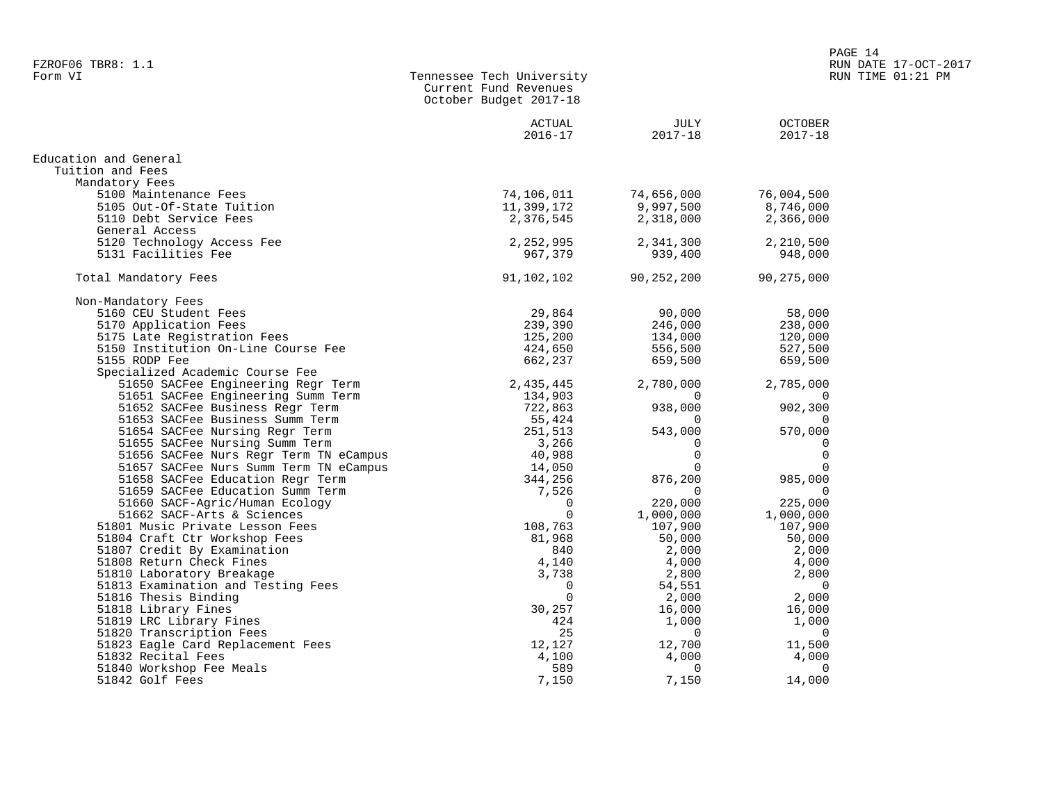FZROF06 TBR8: 1.1
Form VI

# Tennessee Tech University
## Current Fund Revenues
## October Budget 2017-18

RUN DATE 17-OCT-2017
RUN TIME 01:21 PM

| | ACTUAL 2016-17 | JULY 2017-18 | OCTOBER 2017-18 |
|---|---|---|---|
| **Education and General** | | | |
| Tuition and Fees | | | |
| Mandatory Fees | | | |
| 5100 Maintenance Fees | 74,106,011 | 74,656,000 | 76,004,500 |
| 5105 Out-Of-State Tuition | 11,399,172 | 9,997,500 | 8,746,000 |
| 5110 Debt Service Fees | 2,376,545 | 2,318,000 | 2,366,000 |
| General Access | | | |
| 5120 Technology Access Fee | 2,252,995 | 2,341,300 | 2,210,500 |
| 5131 Facilities Fee | 967,379 | 939,400 | 948,000 |
| Total Mandatory Fees | 91,102,102 | 90,252,200 | 90,275,000 |
| Non-Mandatory Fees | | | |
| 5160 CEU Student Fees | 29,864 | 90,000 | 58,000 |
| 5170 Application Fees | 239,390 | 246,000 | 238,000 |
| 5175 Late Registration Fees | 125,200 | 134,000 | 120,000 |
| 5150 Institution On-Line Course Fee | 424,650 | 556,500 | 527,500 |
| 5155 RODP Fee | 662,237 | 659,500 | 659,500 |
| Specialized Academic Course Fee | | | |
| 51650 SACFee Engineering Regr Term | 2,435,445 | 2,780,000 | 2,785,000 |
| 51651 SACFee Engineering Summ Term | 134,903 | 0 | 0 |
| 51652 SACFee Business Regr Term | 722,863 | 938,000 | 902,300 |
| 51653 SACFee Business Summ Term | 55,424 | 0 | 0 |
| 51654 SACFee Nursing Regr Term | 251,513 | 543,000 | 570,000 |
| 51655 SACFee Nursing Summ Term | 3,266 | 0 | 0 |
| 51656 SACFee Nurs Regr Term TN eCampus | 40,988 | 0 | 0 |
| 51657 SACFee Nurs Summ Term TN eCampus | 14,050 | 0 | 0 |
| 51658 SACFee Education Regr Term | 344,256 | 876,200 | 985,000 |
| 51659 SACFee Education Summ Term | 7,526 | 0 | 0 |
| 51660 SACF-Agric/Human Ecology | 0 | 220,000 | 225,000 |
| 51662 SACF-Arts & Sciences | 0 | 1,000,000 | 1,000,000 |
| 51801 Music Private Lesson Fees | 108,763 | 107,900 | 107,900 |
| 51804 Craft Ctr Workshop Fees | 81,968 | 50,000 | 50,000 |
| 51807 Credit By Examination | 840 | 2,000 | 2,000 |
| 51808 Return Check Fines | 4,140 | 4,000 | 4,000 |
| 51810 Laboratory Breakage | 3,738 | 2,800 | 2,800 |
| 51813 Examination and Testing Fees | 0 | 54,551 | 0 |
| 51816 Thesis Binding | 0 | 2,000 | 2,000 |
| 51818 Library Fines | 30,257 | 16,000 | 16,000 |
| 51819 LRC Library Fines | 424 | 1,000 | 1,000 |
| 51820 Transcription Fees | 25 | 0 | 0 |
| 51823 Eagle Card Replacement Fees | 12,127 | 12,700 | 11,500 |
| 51832 Recital Fees | 4,100 | 4,000 | 4,000 |
| 51840 Workshop Fee Meals | 589 | 0 | 0 |
| 51842 Golf Fees | 7,150 | 7,150 | 14,000 |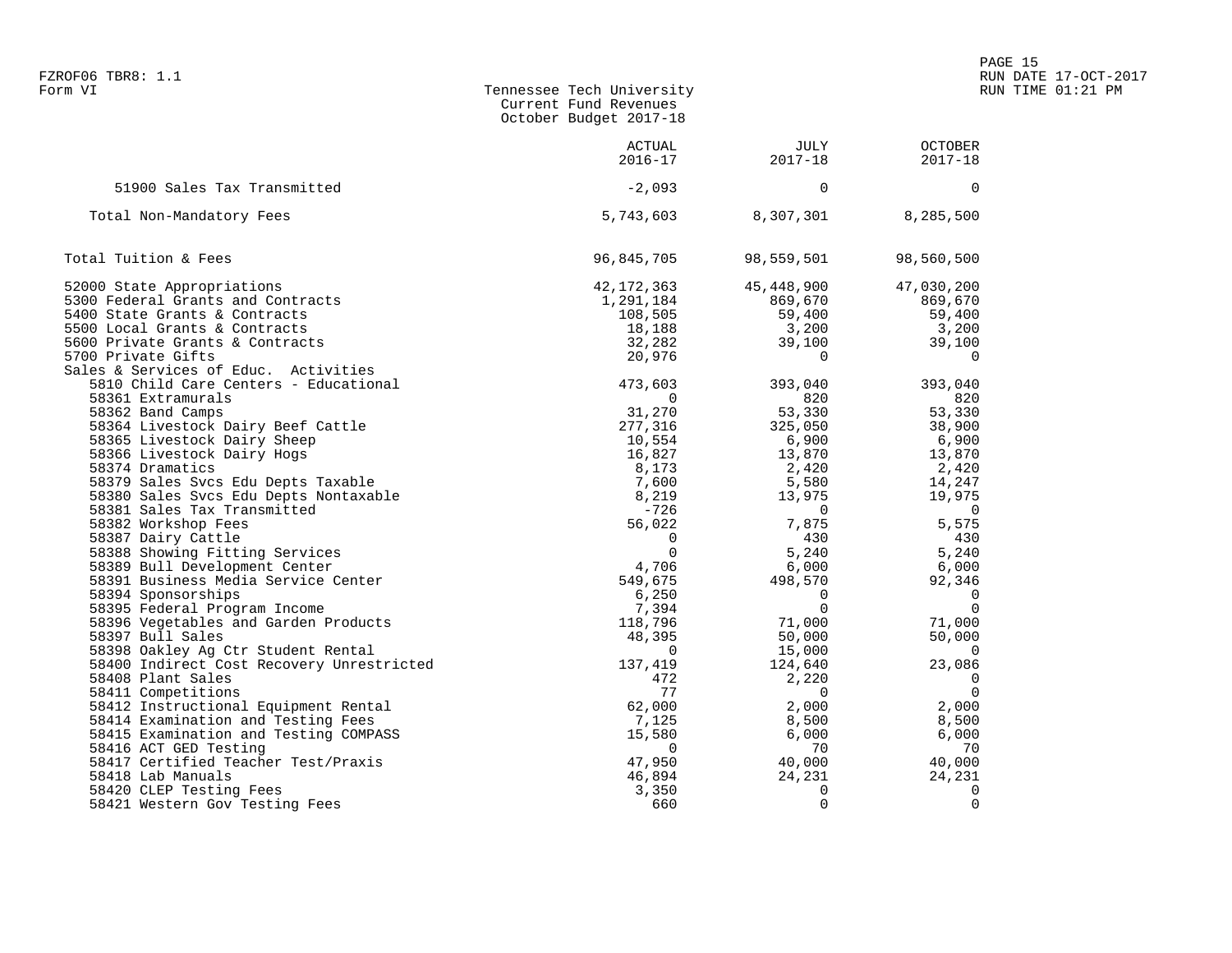FZROF06 TBR8: 1.1
Form VI

Tennessee Tech University
Current Fund Revenues
October Budget 2017-18

RUN DATE 17-OCT-2017
RUN TIME 01:21 PM

| | ACTUAL 2016-17 | JULY 2017-18 | OCTOBER 2017-18 |
|---|---|---|---|
| 51900 Sales Tax Transmitted | -2,093 | 0 | 0 |
| Total Non-Mandatory Fees | 5,743,603 | 8,307,301 | 8,285,500 |
| Total Tuition & Fees | 96,845,705 | 98,559,501 | 98,560,500 |
| 52000 State Appropriations | 42,172,363 | 45,448,900 | 47,030,200 |
| 5300 Federal Grants and Contracts | 1,291,184 | 869,670 | 869,670 |
| 5400 State Grants & Contracts | 108,505 | 59,400 | 59,400 |
| 5500 Local Grants & Contracts | 18,188 | 3,200 | 3,200 |
| 5600 Private Grants & Contracts | 32,282 | 39,100 | 39,100 |
| 5700 Private Gifts | 20,976 | 0 | 0 |
| Sales & Services of Educ. Activities | | | |
| 5810 Child Care Centers - Educational | 473,603 | 393,040 | 393,040 |
| 58361 Extramurals | 0 | 820 | 820 |
| 58362 Band Camps | 31,270 | 53,330 | 53,330 |
| 58364 Livestock Dairy Beef Cattle | 277,316 | 325,050 | 38,900 |
| 58365 Livestock Dairy Sheep | 10,554 | 6,900 | 6,900 |
| 58366 Livestock Dairy Hogs | 16,827 | 13,870 | 13,870 |
| 58374 Dramatics | 8,173 | 2,420 | 2,420 |
| 58379 Sales Svcs Edu Depts Taxable | 7,600 | 5,580 | 14,247 |
| 58380 Sales Svcs Edu Depts Nontaxable | 8,219 | 13,975 | 19,975 |
| 58381 Sales Tax Transmitted | -726 | 0 | 0 |
| 58382 Workshop Fees | 56,022 | 7,875 | 5,575 |
| 58387 Dairy Cattle | 0 | 430 | 430 |
| 58388 Showing Fitting Services | 0 | 5,240 | 5,240 |
| 58389 Bull Development Center | 4,706 | 6,000 | 6,000 |
| 58391 Business Media Service Center | 549,675 | 498,570 | 92,346 |
| 58394 Sponsorships | 6,250 | 0 | 0 |
| 58395 Federal Program Income | 7,394 | 0 | 0 |
| 58396 Vegetables and Garden Products | 118,796 | 71,000 | 71,000 |
| 58397 Bull Sales | 48,395 | 50,000 | 50,000 |
| 58398 Oakley Ag Ctr Student Rental | 0 | 15,000 | 0 |
| 58400 Indirect Cost Recovery Unrestricted | 137,419 | 124,640 | 23,086 |
| 58408 Plant Sales | 472 | 2,220 | 0 |
| 58411 Competitions | 77 | 0 | 0 |
| 58412 Instructional Equipment Rental | 62,000 | 2,000 | 2,000 |
| 58414 Examination and Testing Fees | 7,125 | 8,500 | 8,500 |
| 58415 Examination and Testing COMPASS | 15,580 | 6,000 | 6,000 |
| 58416 ACT GED Testing | 0 | 70 | 70 |
| 58417 Certified Teacher Test/Praxis | 47,950 | 40,000 | 40,000 |
| 58418 Lab Manuals | 46,894 | 24,231 | 24,231 |
| 58420 CLEP Testing Fees | 3,350 | 0 | 0 |
| 58421 Western Gov Testing Fees | 660 | 0 | 0 |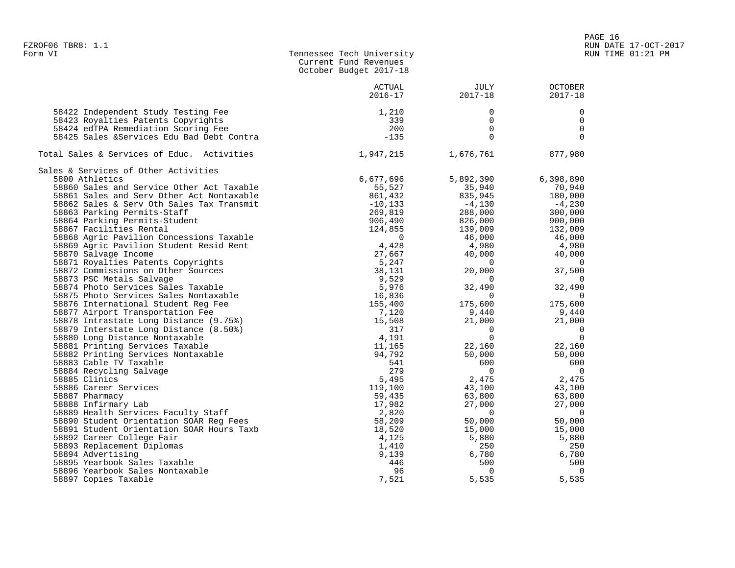Form VI

# Tennessee Tech University
## Current Fund Revenues
### October Budget 2017-18

| | ACTUAL 2016-17 | JULY 2017-18 | OCTOBER 2017-18 |
|---|---|---|---|
| 58422 Independent Study Testing Fee | 1,210 | 0 | 0 |
| 58423 Royalties Patents Copyrights | 339 | 0 | 0 |
| 58424 edTPA Remediation Scoring Fee | 200 | 0 | 0 |
| 58425 Sales &Services Edu Bad Debt Contra | -135 | 0 | 0 |
| Total Sales & Services of Educ. Activities | 1,947,215 | 1,676,761 | 877,980 |
| Sales & Services of Other Activities | | | |
| 5800 Athletics | 6,677,696 | 5,892,390 | 6,398,890 |
| 58860 Sales and Service Other Act Taxable | 55,527 | 35,940 | 70,940 |
| 58861 Sales and Serv Other Act Nontaxable | 861,432 | 835,945 | 180,000 |
| 58862 Sales & Serv Oth Sales Tax Transmit | -10,133 | -4,130 | -4,230 |
| 58863 Parking Permits-Staff | 269,819 | 288,000 | 300,000 |
| 58864 Parking Permits-Student | 906,490 | 826,000 | 900,000 |
| 58867 Facilities Rental | 124,855 | 139,009 | 132,009 |
| 58868 Agric Pavilion Concessions Taxable | 0 | 46,000 | 46,000 |
| 58869 Agric Pavilion Student Resid Rent | 4,428 | 4,980 | 4,980 |
| 58870 Salvage Income | 27,667 | 40,000 | 40,000 |
| 58871 Royalties Patents Copyrights | 5,247 | 0 | 0 |
| 58872 Commissions on Other Sources | 38,131 | 20,000 | 37,500 |
| 58873 PSC Metals Salvage | 9,529 | 0 | 0 |
| 58874 Photo Services Sales Taxable | 5,976 | 32,490 | 32,490 |
| 58875 Photo Services Sales Nontaxable | 16,836 | 0 | 0 |
| 58876 International Student Reg Fee | 155,400 | 175,600 | 175,600 |
| 58877 Airport Transportation Fee | 7,120 | 9,440 | 9,440 |
| 58878 Intrastate Long Distance (9.75%) | 15,508 | 21,000 | 21,000 |
| 58879 Interstate Long Distance (8.50%) | 317 | 0 | 0 |
| 58880 Long Distance Nontaxable | 4,191 | 0 | 0 |
| 58881 Printing Services Taxable | 11,165 | 22,160 | 22,160 |
| 58882 Printing Services Nontaxable | 94,792 | 50,000 | 50,000 |
| 58883 Cable TV Taxable | 541 | 600 | 600 |
| 58884 Recycling Salvage | 279 | 0 | 0 |
| 58885 Clinics | 5,495 | 2,475 | 2,475 |
| 58886 Career Services | 119,100 | 43,100 | 43,100 |
| 58887 Pharmacy | 59,435 | 63,800 | 63,800 |
| 58888 Infirmary Lab | 17,982 | 27,000 | 27,000 |
| 58889 Health Services Faculty Staff | 2,820 | 0 | 0 |
| 58890 Student Orientation SOAR Reg Fees | 58,209 | 50,000 | 50,000 |
| 58891 Student Orientation SOAR Hours Taxb | 18,520 | 15,000 | 15,000 |
| 58892 Career College Fair | 4,125 | 5,880 | 5,880 |
| 58893 Replacement Diplomas | 1,410 | 250 | 250 |
| 58894 Advertising | 9,139 | 6,780 | 6,780 |
| 58895 Yearbook Sales Taxable | 446 | 500 | 500 |
| 58896 Yearbook Sales Nontaxable | 96 | 0 | 0 |
| 58897 Copies Taxable | 7,521 | 5,535 | 5,535 |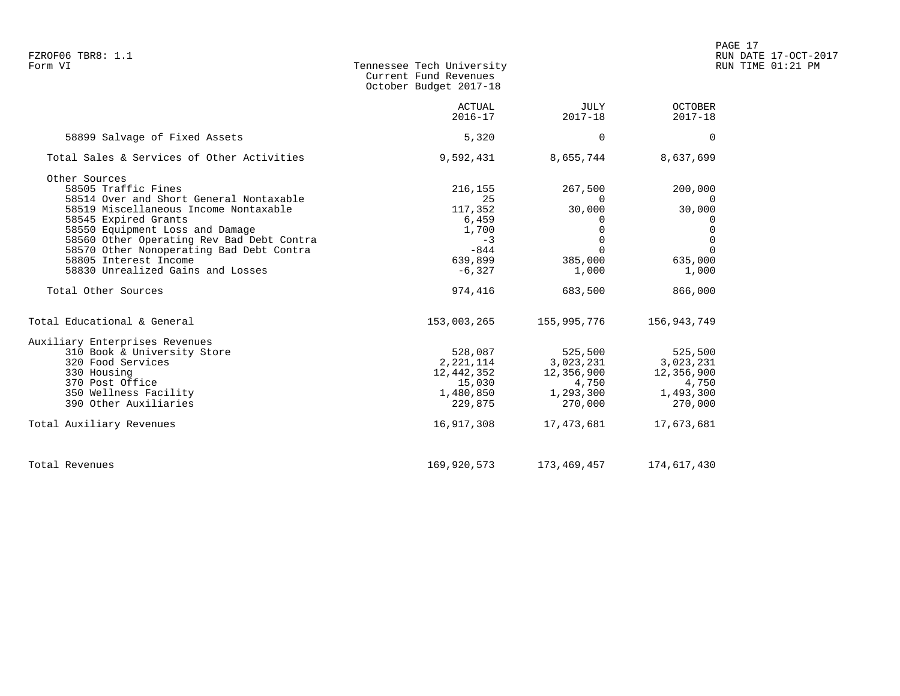FZROF06 TBR8: 1.1
Form VI

# Tennessee Tech University
## Current Fund Revenues
### October Budget 2017-18

PAGE 17
RUN DATE 17-OCT-2017
RUN TIME 01:21 PM

| | ACTUAL 2016-17 | JULY 2017-18 | OCTOBER 2017-18 |
|---|---|---|---|
| 58899 Salvage of Fixed Assets | 5,320 | 0 | 0 |
| Total Sales & Services of Other Activities | 9,592,431 | 8,655,744 | 8,637,699 |
| Other Sources | | | |
| 58505 Traffic Fines | 216,155 | 267,500 | 200,000 |
| 58514 Over and Short General Nontaxable | 25 | 0 | 0 |
| 58519 Miscellaneous Income Nontaxable | 117,352 | 30,000 | 30,000 |
| 58545 Expired Grants | 6,459 | 0 | 0 |
| 58550 Equipment Loss and Damage | 1,700 | 0 | 0 |
| 58560 Other Operating Rev Bad Debt Contra | -3 | 0 | 0 |
| 58570 Other Nonoperating Bad Debt Contra | -844 | 0 | 0 |
| 58805 Interest Income | 639,899 | 385,000 | 635,000 |
| 58830 Unrealized Gains and Losses | -6,327 | 1,000 | 1,000 |
| Total Other Sources | 974,416 | 683,500 | 866,000 |
| Total Educational & General | 153,003,265 | 155,995,776 | 156,943,749 |
| Auxiliary Enterprises Revenues | | | |
| 310 Book & University Store | 528,087 | 525,500 | 525,500 |
| 320 Food Services | 2,221,114 | 3,023,231 | 3,023,231 |
| 330 Housing | 12,442,352 | 12,356,900 | 12,356,900 |
| 370 Post Office | 15,030 | 4,750 | 4,750 |
| 350 Wellness Facility | 1,480,850 | 1,293,300 | 1,493,300 |
| 390 Other Auxiliaries | 229,875 | 270,000 | 270,000 |
| Total Auxiliary Revenues | 16,917,308 | 17,473,681 | 17,673,681 |
| Total Revenues | 169,920,573 | 173,469,457 | 174,617,430 |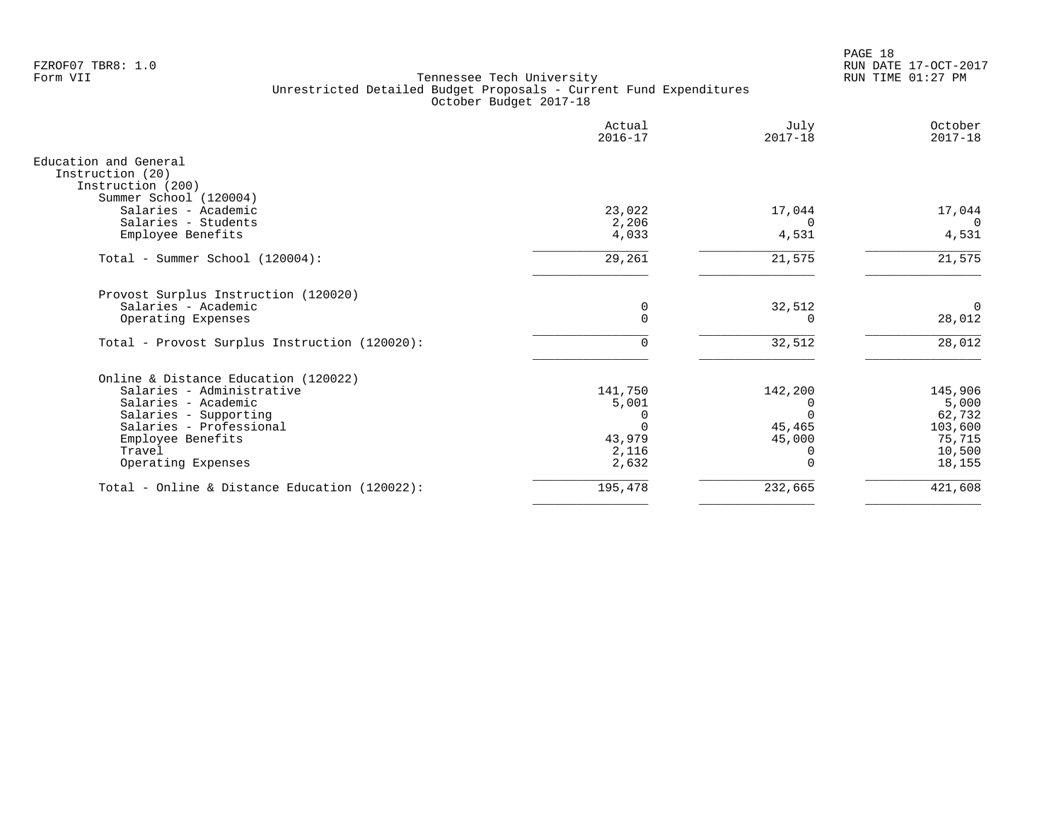FZROF07 TBR8: 1.0
Form VII

# Tennessee Tech University
## Unrestricted Detailed Budget Proposals - Current Fund Expenditures
### October Budget 2017-18

| | Actual 2016-17 | July 2017-18 | October 2017-18 |
|---|---|---|---|
| **Education and General** | | | |
| Instruction (20) | | | |
| Instruction (200) | | | |
| Summer School (120004) | | | |
| Salaries - Academic | 23,022 | 17,044 | 17,044 |
| Salaries - Students | 2,206 | 0 | 0 |
| Employee Benefits | 4,033 | 4,531 | 4,531 |
| Total - Summer School (120004): | 29,261 | 21,575 | 21,575 |
| Provost Surplus Instruction (120020) | | | |
| Salaries - Academic | 0 | 32,512 | 0 |
| Operating Expenses | 0 | 0 | 28,012 |
| Total - Provost Surplus Instruction (120020): | 0 | 32,512 | 28,012 |
| Online & Distance Education (120022) | | | |
| Salaries - Administrative | 141,750 | 142,200 | 145,906 |
| Salaries - Academic | 5,001 | 0 | 5,000 |
| Salaries - Supporting | 0 | 0 | 62,732 |
| Salaries - Professional | 0 | 45,465 | 103,600 |
| Employee Benefits | 43,979 | 45,000 | 75,715 |
| Travel | 2,116 | 0 | 10,500 |
| Operating Expenses | 2,632 | 0 | 18,155 |
| Total - Online & Distance Education (120022): | 195,478 | 232,665 | 421,608 |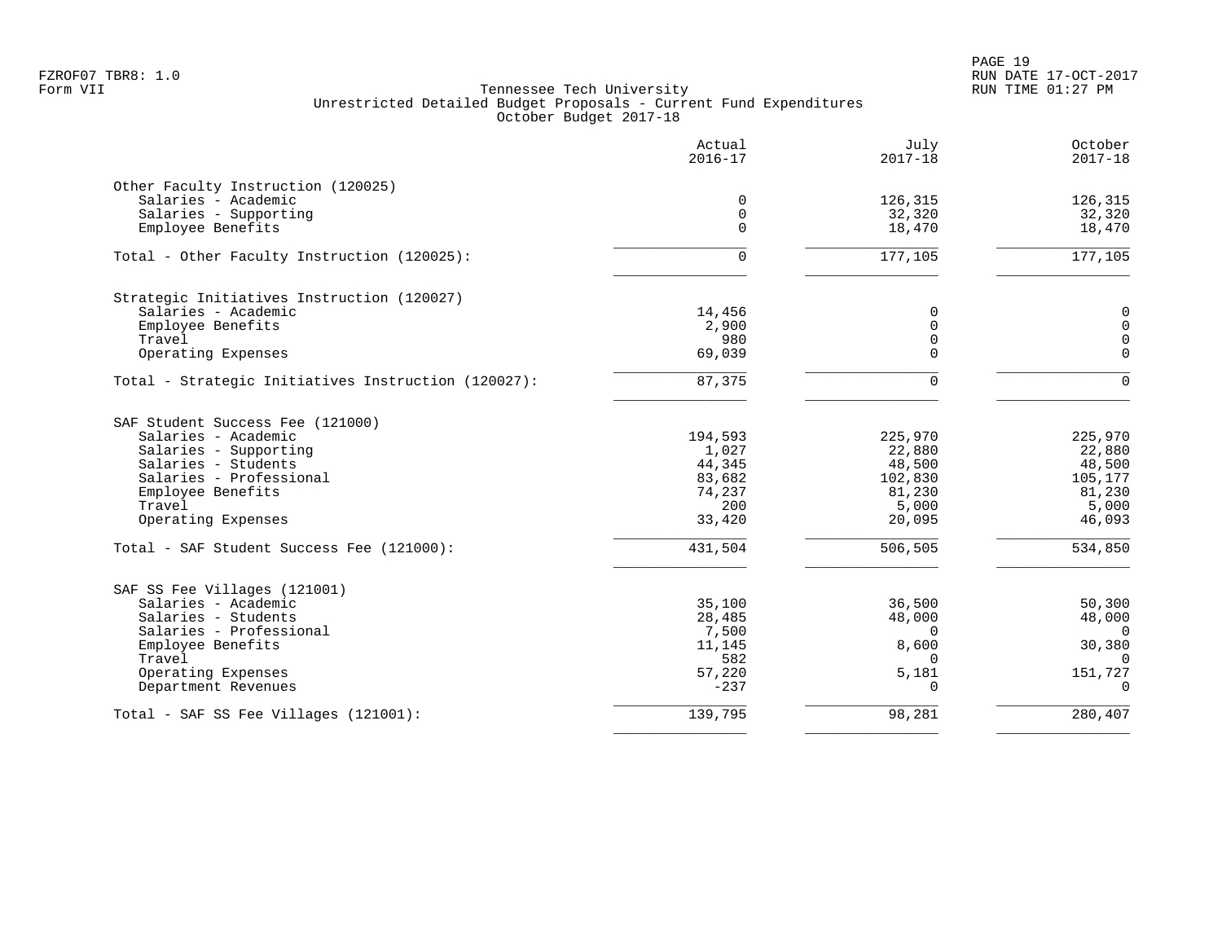FZROF07 TBR8: 1.0
Form VII

Tennessee Tech University
Unrestricted Detailed Budget Proposals - Current Fund Expenditures
October Budget 2017-18

RUN DATE 17-OCT-2017
RUN TIME 01:27 PM

| | Actual 2016-17 | July 2017-18 | October 2017-18 |
|---|---|---|---|
| **Other Faculty Instruction (120025)** | | | |
| Salaries - Academic | 0 | 126,315 | 126,315 |
| Salaries - Supporting | 0 | 32,320 | 32,320 |
| Employee Benefits | 0 | 18,470 | 18,470 |
| Total - Other Faculty Instruction (120025): | 0 | 177,105 | 177,105 |
| **Strategic Initiatives Instruction (120027)** | | | |
| Salaries - Academic | 14,456 | 0 | 0 |
| Employee Benefits | 2,900 | 0 | 0 |
| Travel | 980 | 0 | 0 |
| Operating Expenses | 69,039 | 0 | 0 |
| Total - Strategic Initiatives Instruction (120027): | 87,375 | 0 | 0 |
| **SAF Student Success Fee (121000)** | | | |
| Salaries - Academic | 194,593 | 225,970 | 225,970 |
| Salaries - Supporting | 1,027 | 22,880 | 22,880 |
| Salaries - Students | 44,345 | 48,500 | 48,500 |
| Salaries - Professional | 83,682 | 102,830 | 105,177 |
| Employee Benefits | 74,237 | 81,230 | 81,230 |
| Travel | 200 | 5,000 | 5,000 |
| Operating Expenses | 33,420 | 20,095 | 46,093 |
| Total - SAF Student Success Fee (121000): | 431,504 | 506,505 | 534,850 |
| **SAF SS Fee Villages (121001)** | | | |
| Salaries - Academic | 35,100 | 36,500 | 50,300 |
| Salaries - Students | 28,485 | 48,000 | 48,000 |
| Salaries - Professional | 7,500 | 0 | 0 |
| Employee Benefits | 11,145 | 8,600 | 30,380 |
| Travel | 582 | 0 | 0 |
| Operating Expenses | 57,220 | 5,181 | 151,727 |
| Department Revenues | -237 | 0 | 0 |
| Total - SAF SS Fee Villages (121001): | 139,795 | 98,281 | 280,407 |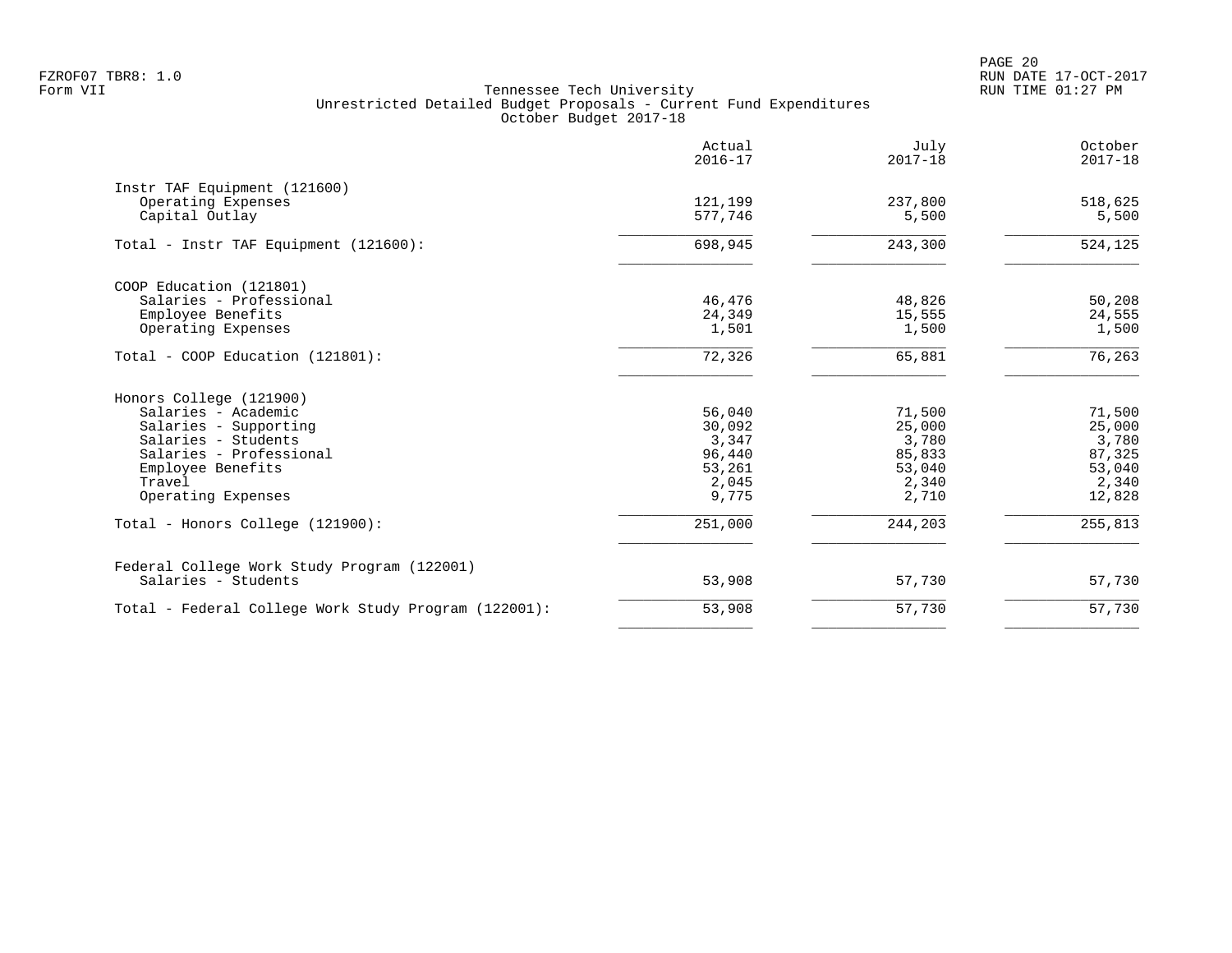Tennessee Tech University
Unrestricted Detailed Budget Proposals - Current Fund Expenditures
October Budget 2017-18

| | Actual 2016-17 | July 2017-18 | October 2017-18 |
|---|---|---|---|
| **Instr TAF Equipment (121600)** | | | |
| Operating Expenses | 121,199 | 237,800 | 518,625 |
| Capital Outlay | 577,746 | 5,500 | 5,500 |
| Total - Instr TAF Equipment (121600): | 698,945 | 243,300 | 524,125 |
| **COOP Education (121801)** | | | |
| Salaries - Professional | 46,476 | 48,826 | 50,208 |
| Employee Benefits | 24,349 | 15,555 | 24,555 |
| Operating Expenses | 1,501 | 1,500 | 1,500 |
| Total - COOP Education (121801): | 72,326 | 65,881 | 76,263 |
| **Honors College (121900)** | | | |
| Salaries - Academic | 56,040 | 71,500 | 71,500 |
| Salaries - Supporting | 30,092 | 25,000 | 25,000 |
| Salaries - Students | 3,347 | 3,780 | 3,780 |
| Salaries - Professional | 96,440 | 85,833 | 87,325 |
| Employee Benefits | 53,261 | 53,040 | 53,040 |
| Travel | 2,045 | 2,340 | 2,340 |
| Operating Expenses | 9,775 | 2,710 | 12,828 |
| Total - Honors College (121900): | 251,000 | 244,203 | 255,813 |
| **Federal College Work Study Program (122001)** | | | |
| Salaries - Students | 53,908 | 57,730 | 57,730 |
| Total - Federal College Work Study Program (122001): | 53,908 | 57,730 | 57,730 |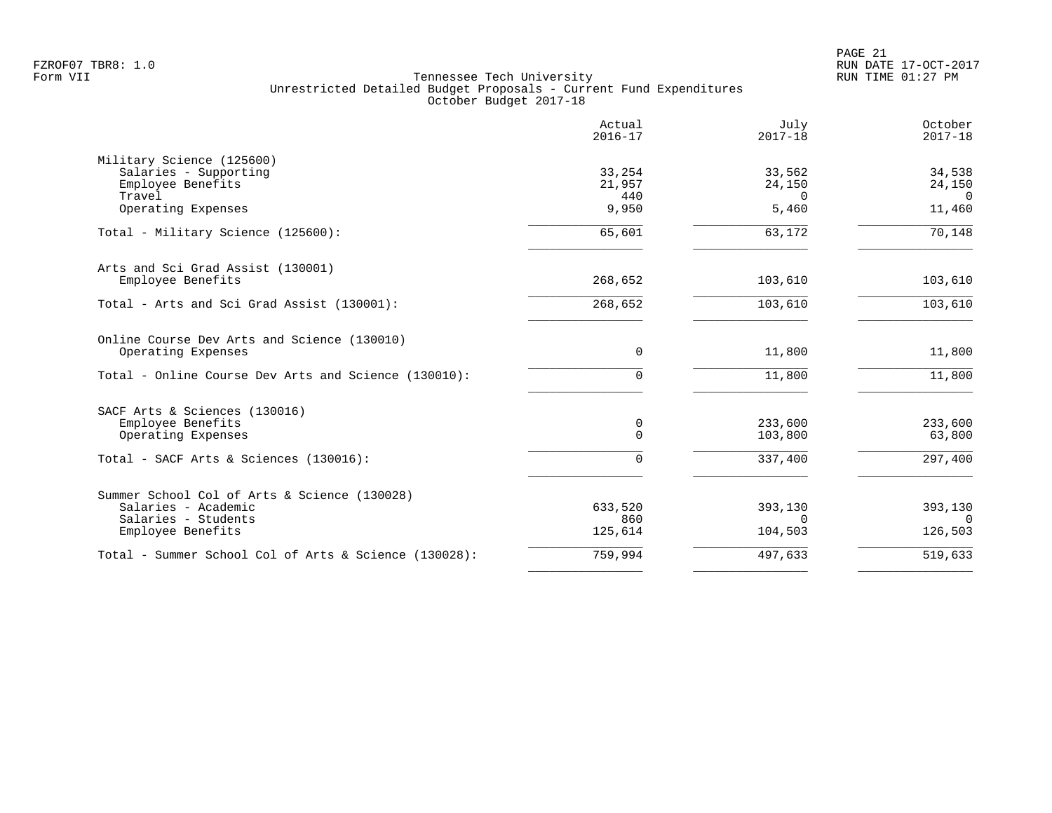Tennessee Tech University
Unrestricted Detailed Budget Proposals - Current Fund Expenditures
October Budget 2017-18

| | Actual 2016-17 | July 2017-18 | October 2017-18 |
|---|---|---|---|
| **Military Science (125600)** | | | |
| Salaries - Supporting | 33,254 | 33,562 | 34,538 |
| Employee Benefits | 21,957 | 24,150 | 24,150 |
| Travel | 440 | 0 | 0 |
| Operating Expenses | 9,950 | 5,460 | 11,460 |
| Total - Military Science (125600): | 65,601 | 63,172 | 70,148 |
| **Arts and Sci Grad Assist (130001)** | | | |
| Employee Benefits | 268,652 | 103,610 | 103,610 |
| Total - Arts and Sci Grad Assist (130001): | 268,652 | 103,610 | 103,610 |
| **Online Course Dev Arts and Science (130010)** | | | |
| Operating Expenses | 0 | 11,800 | 11,800 |
| Total - Online Course Dev Arts and Science (130010): | 0 | 11,800 | 11,800 |
| **SACF Arts & Sciences (130016)** | | | |
| Employee Benefits | 0 | 233,600 | 233,600 |
| Operating Expenses | 0 | 103,800 | 63,800 |
| Total - SACF Arts & Sciences (130016): | 0 | 337,400 | 297,400 |
| **Summer School Col of Arts & Science (130028)** | | | |
| Salaries - Academic | 633,520 | 393,130 | 393,130 |
| Salaries - Students | 860 | 0 | 0 |
| Employee Benefits | 125,614 | 104,503 | 126,503 |
| Total - Summer School Col of Arts & Science (130028): | 759,994 | 497,633 | 519,633 |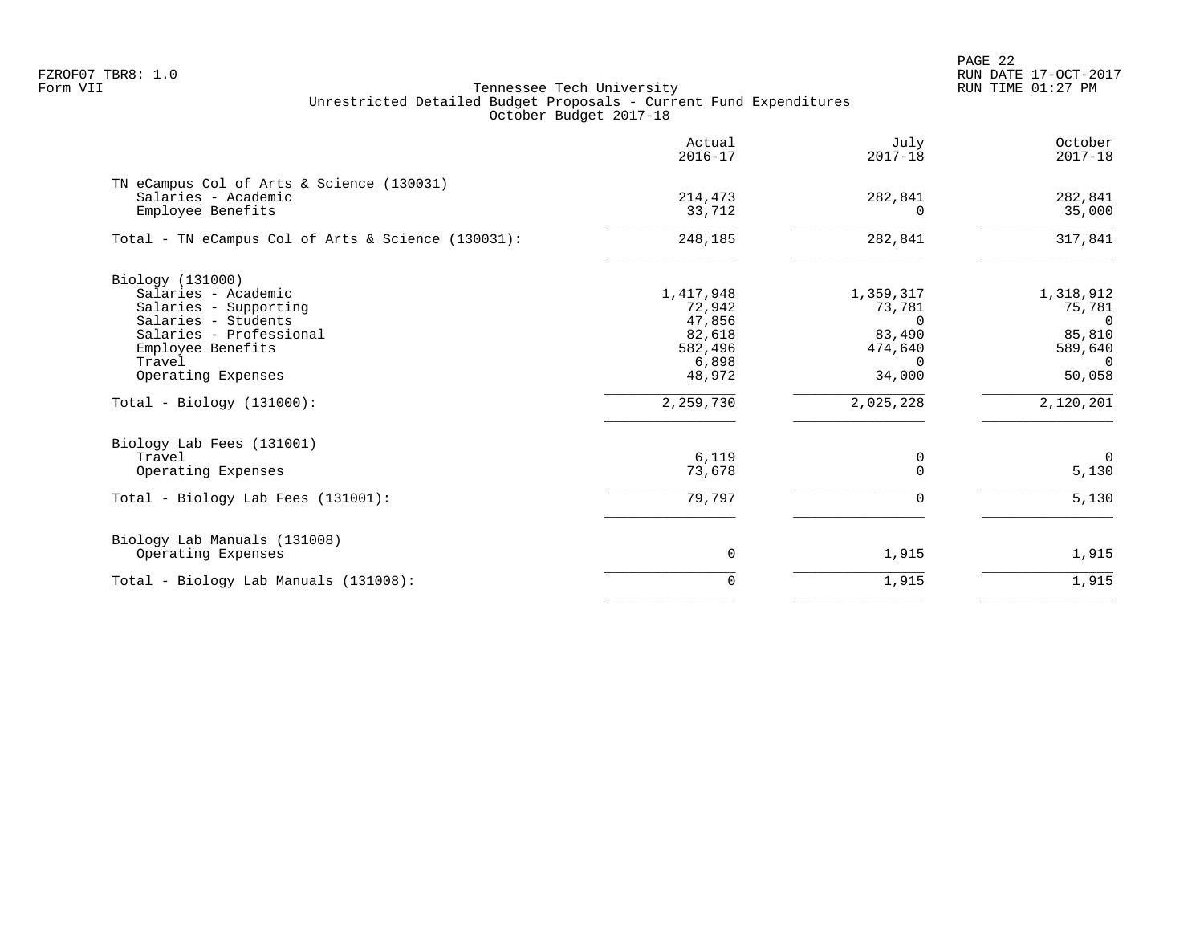Tennessee Tech University
Unrestricted Detailed Budget Proposals - Current Fund Expenditures
October Budget 2017-18

| | Actual 2016-17 | July 2017-18 | October 2017-18 |
|---|---:|---:|---:|
| **TN eCampus Col of Arts & Science (130031)** | | | |
| Salaries - Academic | 214,473 | 282,841 | 282,841 |
| Employee Benefits | 33,712 | 0 | 35,000 |
| Total - TN eCampus Col of Arts & Science (130031): | 248,185 | 282,841 | 317,841 |
| **Biology (131000)** | | | |
| Salaries - Academic | 1,417,948 | 1,359,317 | 1,318,912 |
| Salaries - Supporting | 72,942 | 73,781 | 75,781 |
| Salaries - Students | 47,856 | 0 | 0 |
| Salaries - Professional | 82,618 | 83,490 | 85,810 |
| Employee Benefits | 582,496 | 474,640 | 589,640 |
| Travel | 6,898 | 0 | 0 |
| Operating Expenses | 48,972 | 34,000 | 50,058 |
| Total - Biology (131000): | 2,259,730 | 2,025,228 | 2,120,201 |
| **Biology Lab Fees (131001)** | | | |
| Travel | 6,119 | 0 | 0 |
| Operating Expenses | 73,678 | 0 | 5,130 |
| Total - Biology Lab Fees (131001): | 79,797 | 0 | 5,130 |
| **Biology Lab Manuals (131008)** | | | |
| Operating Expenses | 0 | 1,915 | 1,915 |
| Total - Biology Lab Manuals (131008): | 0 | 1,915 | 1,915 |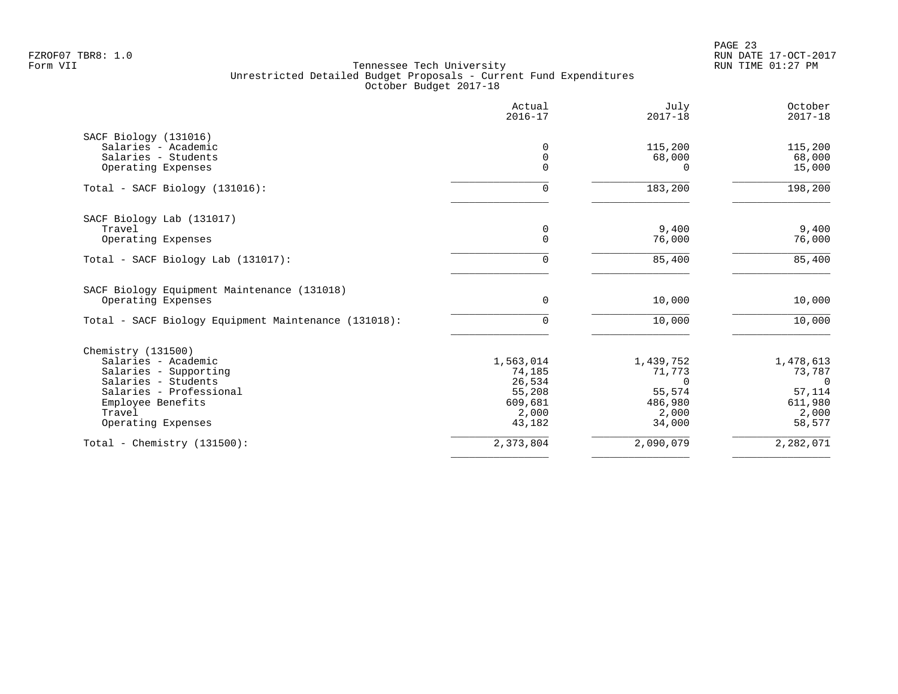FZROF07 TBR8: 1.0
Form VII

Tennessee Tech University
Unrestricted Detailed Budget Proposals - Current Fund Expenditures
October Budget 2017-18

RUN DATE 17-OCT-2017
RUN TIME 01:27 PM

| | Actual 2016-17 | July 2017-18 | October 2017-18 |
|---|---|---|---|
| **SACF Biology (131016)** | | | |
| Salaries - Academic | 0 | 115,200 | 115,200 |
| Salaries - Students | 0 | 68,000 | 68,000 |
| Operating Expenses | 0 | 0 | 15,000 |
| Total - SACF Biology (131016): | 0 | 183,200 | 198,200 |
| **SACF Biology Lab (131017)** | | | |
| Travel | 0 | 9,400 | 9,400 |
| Operating Expenses | 0 | 76,000 | 76,000 |
| Total - SACF Biology Lab (131017): | 0 | 85,400 | 85,400 |
| **SACF Biology Equipment Maintenance (131018)** | | | |
| Operating Expenses | 0 | 10,000 | 10,000 |
| Total - SACF Biology Equipment Maintenance (131018): | 0 | 10,000 | 10,000 |
| **Chemistry (131500)** | | | |
| Salaries - Academic | 1,563,014 | 1,439,752 | 1,478,613 |
| Salaries - Supporting | 74,185 | 71,773 | 73,787 |
| Salaries - Students | 26,534 | 0 | 0 |
| Salaries - Professional | 55,208 | 55,574 | 57,114 |
| Employee Benefits | 609,681 | 486,980 | 611,980 |
| Travel | 2,000 | 2,000 | 2,000 |
| Operating Expenses | 43,182 | 34,000 | 58,577 |
| Total - Chemistry (131500): | 2,373,804 | 2,090,079 | 2,282,071 |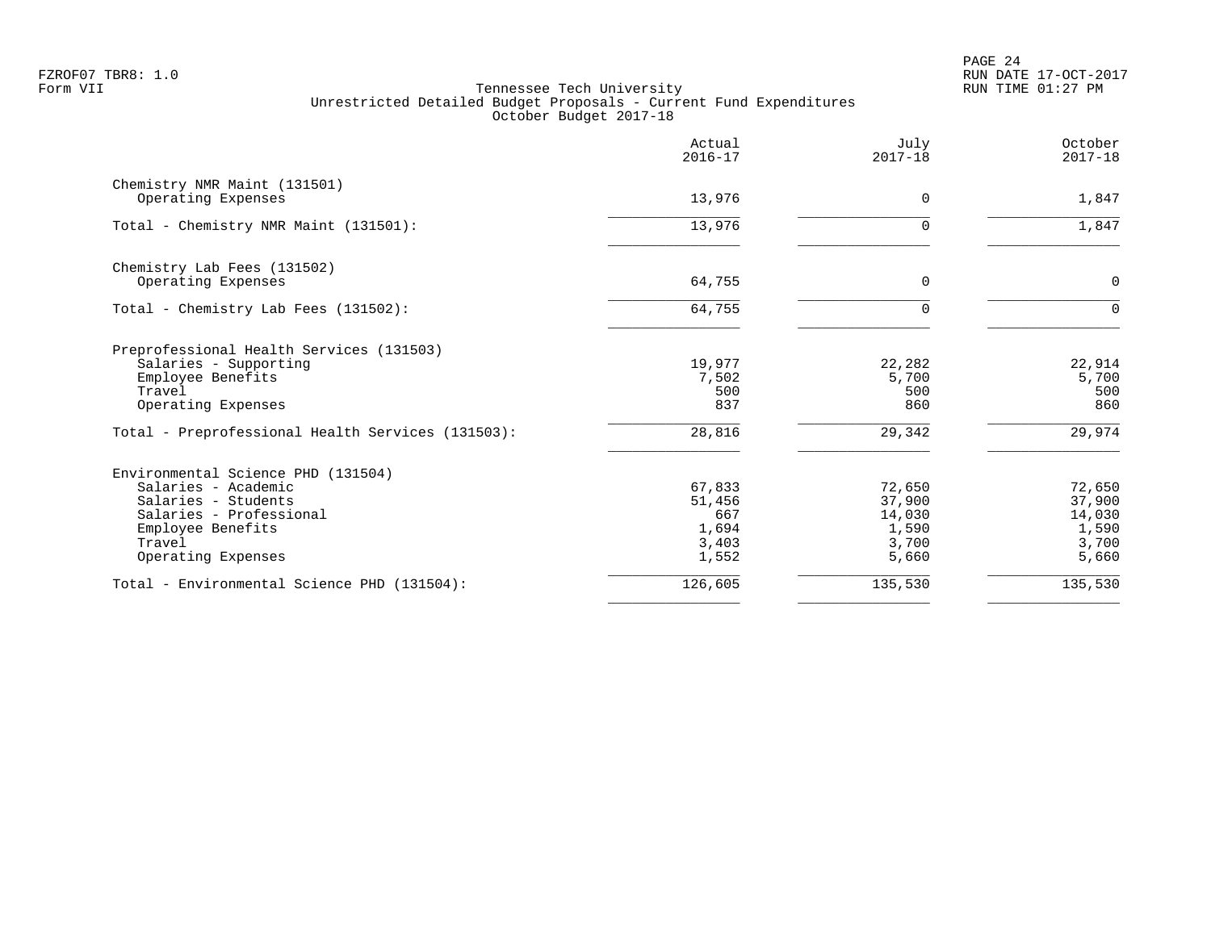# Tennessee Tech University

## Unrestricted Detailed Budget Proposals - Current Fund Expenditures
### October Budget 2017-18

FZROF07 TBR8: 1.0
Form VII

RUN DATE 17-OCT-2017
RUN TIME 01:27 PM

| | Actual 2016-17 | July 2017-18 | October 2017-18 |
|---|---:|---:|---:|
| **Chemistry NMR Maint (131501)** | | | |
| Operating Expenses | 13,976 | 0 | 1,847 |
| Total - Chemistry NMR Maint (131501): | 13,976 | 0 | 1,847 |
| **Chemistry Lab Fees (131502)** | | | |
| Operating Expenses | 64,755 | 0 | 0 |
| Total - Chemistry Lab Fees (131502): | 64,755 | 0 | 0 |
| **Preprofessional Health Services (131503)** | | | |
| Salaries - Supporting | 19,977 | 22,282 | 22,914 |
| Employee Benefits | 7,502 | 5,700 | 5,700 |
| Travel | 500 | 500 | 500 |
| Operating Expenses | 837 | 860 | 860 |
| Total - Preprofessional Health Services (131503): | 28,816 | 29,342 | 29,974 |
| **Environmental Science PHD (131504)** | | | |
| Salaries - Academic | 67,833 | 72,650 | 72,650 |
| Salaries - Students | 51,456 | 37,900 | 37,900 |
| Salaries - Professional | 667 | 14,030 | 14,030 |
| Employee Benefits | 1,694 | 1,590 | 1,590 |
| Travel | 3,403 | 3,700 | 3,700 |
| Operating Expenses | 1,552 | 5,660 | 5,660 |
| Total - Environmental Science PHD (131504): | 126,605 | 135,530 | 135,530 |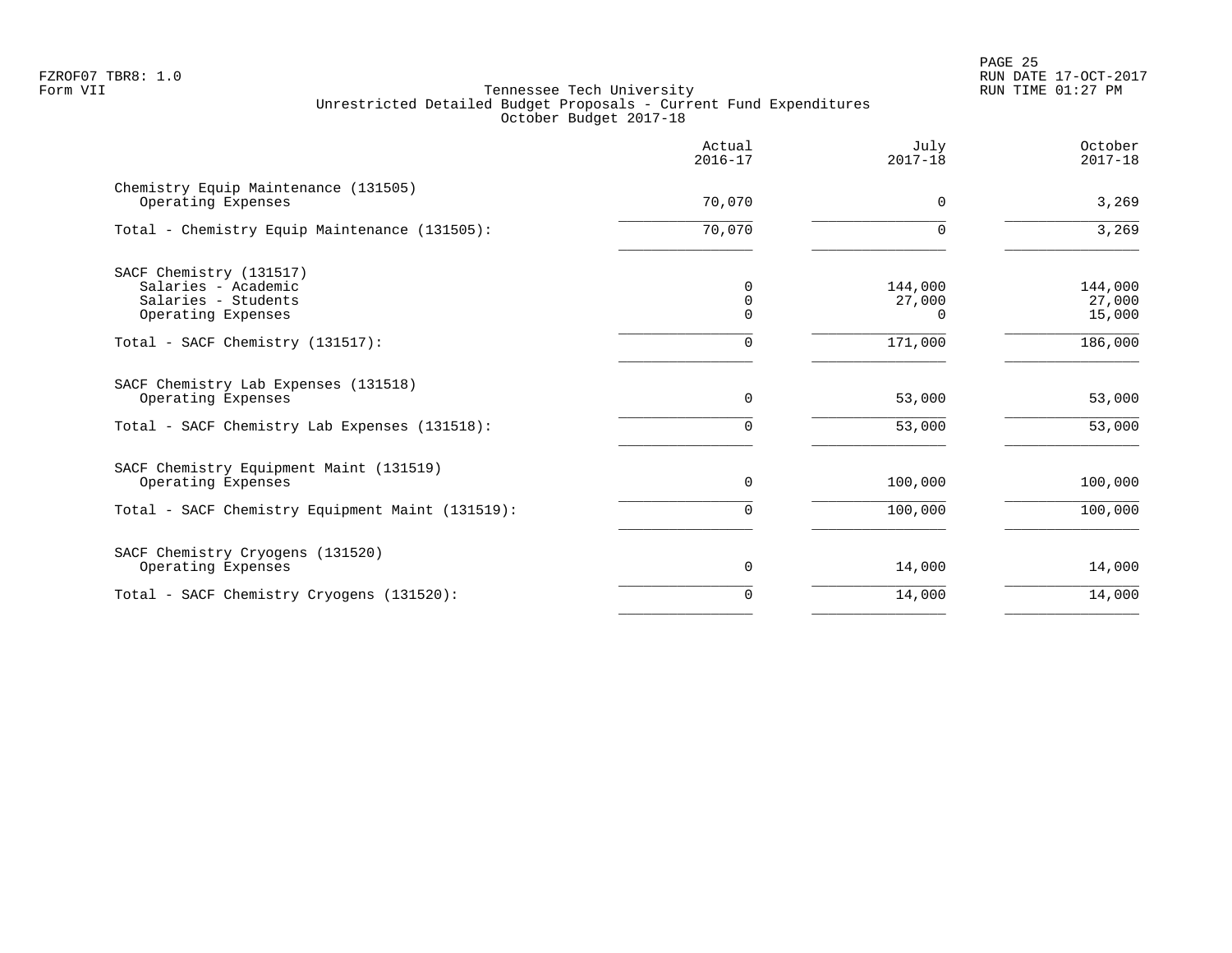Form VII

Tennessee Tech University
Unrestricted Detailed Budget Proposals - Current Fund Expenditures
October Budget 2017-18

| | Actual 2016-17 | July 2017-18 | October 2017-18 |
|---|---|---|---|
| **Chemistry Equip Maintenance (131505)** | | | |
| Operating Expenses | 70,070 | 0 | 3,269 |
| Total - Chemistry Equip Maintenance (131505): | 70,070 | 0 | 3,269 |
| **SACF Chemistry (131517)** | | | |
| Salaries - Academic | 0 | 144,000 | 144,000 |
| Salaries - Students | 0 | 27,000 | 27,000 |
| Operating Expenses | 0 | 0 | 15,000 |
| Total - SACF Chemistry (131517): | 0 | 171,000 | 186,000 |
| **SACF Chemistry Lab Expenses (131518)** | | | |
| Operating Expenses | 0 | 53,000 | 53,000 |
| Total - SACF Chemistry Lab Expenses (131518): | 0 | 53,000 | 53,000 |
| **SACF Chemistry Equipment Maint (131519)** | | | |
| Operating Expenses | 0 | 100,000 | 100,000 |
| Total - SACF Chemistry Equipment Maint (131519): | 0 | 100,000 | 100,000 |
| **SACF Chemistry Cryogens (131520)** | | | |
| Operating Expenses | 0 | 14,000 | 14,000 |
| Total - SACF Chemistry Cryogens (131520): | 0 | 14,000 | 14,000 |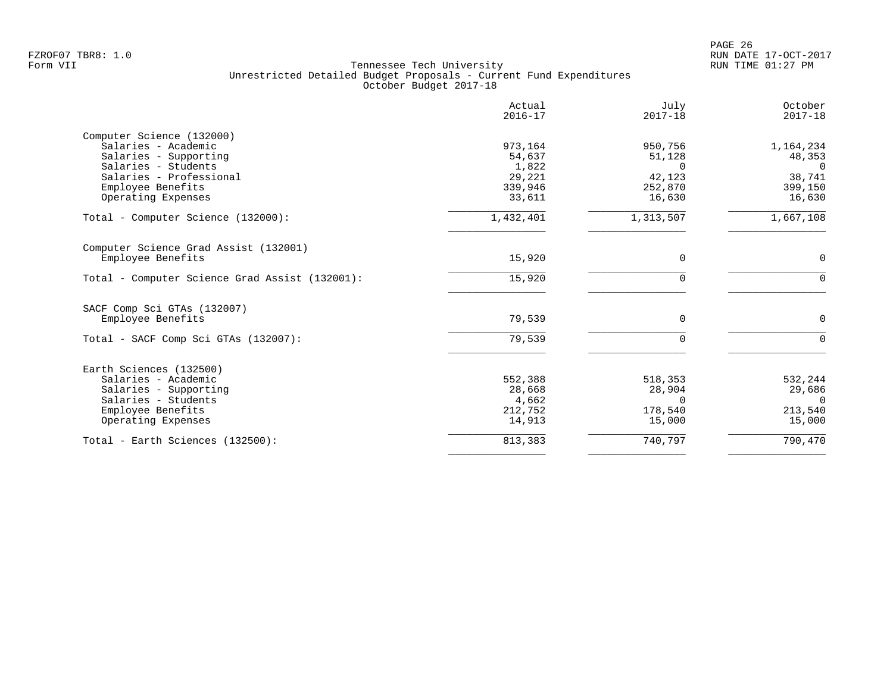Tennessee Tech University
Unrestricted Detailed Budget Proposals - Current Fund Expenditures
October Budget 2017-18

| | Actual 2016-17 | July 2017-18 | October 2017-18 |
|---|---:|---:|---:|
| **Computer Science (132000)** | | | |
| Salaries - Academic | 973,164 | 950,756 | 1,164,234 |
| Salaries - Supporting | 54,637 | 51,128 | 48,353 |
| Salaries - Students | 1,822 | 0 | 0 |
| Salaries - Professional | 29,221 | 42,123 | 38,741 |
| Employee Benefits | 339,946 | 252,870 | 399,150 |
| Operating Expenses | 33,611 | 16,630 | 16,630 |
| Total - Computer Science (132000): | 1,432,401 | 1,313,507 | 1,667,108 |
| **Computer Science Grad Assist (132001)** | | | |
| Employee Benefits | 15,920 | 0 | 0 |
| Total - Computer Science Grad Assist (132001): | 15,920 | 0 | 0 |
| **SACF Comp Sci GTAs (132007)** | | | |
| Employee Benefits | 79,539 | 0 | 0 |
| Total - SACF Comp Sci GTAs (132007): | 79,539 | 0 | 0 |
| **Earth Sciences (132500)** | | | |
| Salaries - Academic | 552,388 | 518,353 | 532,244 |
| Salaries - Supporting | 28,668 | 28,904 | 29,686 |
| Salaries - Students | 4,662 | 0 | 0 |
| Employee Benefits | 212,752 | 178,540 | 213,540 |
| Operating Expenses | 14,913 | 15,000 | 15,000 |
| Total - Earth Sciences (132500): | 813,383 | 740,797 | 790,470 |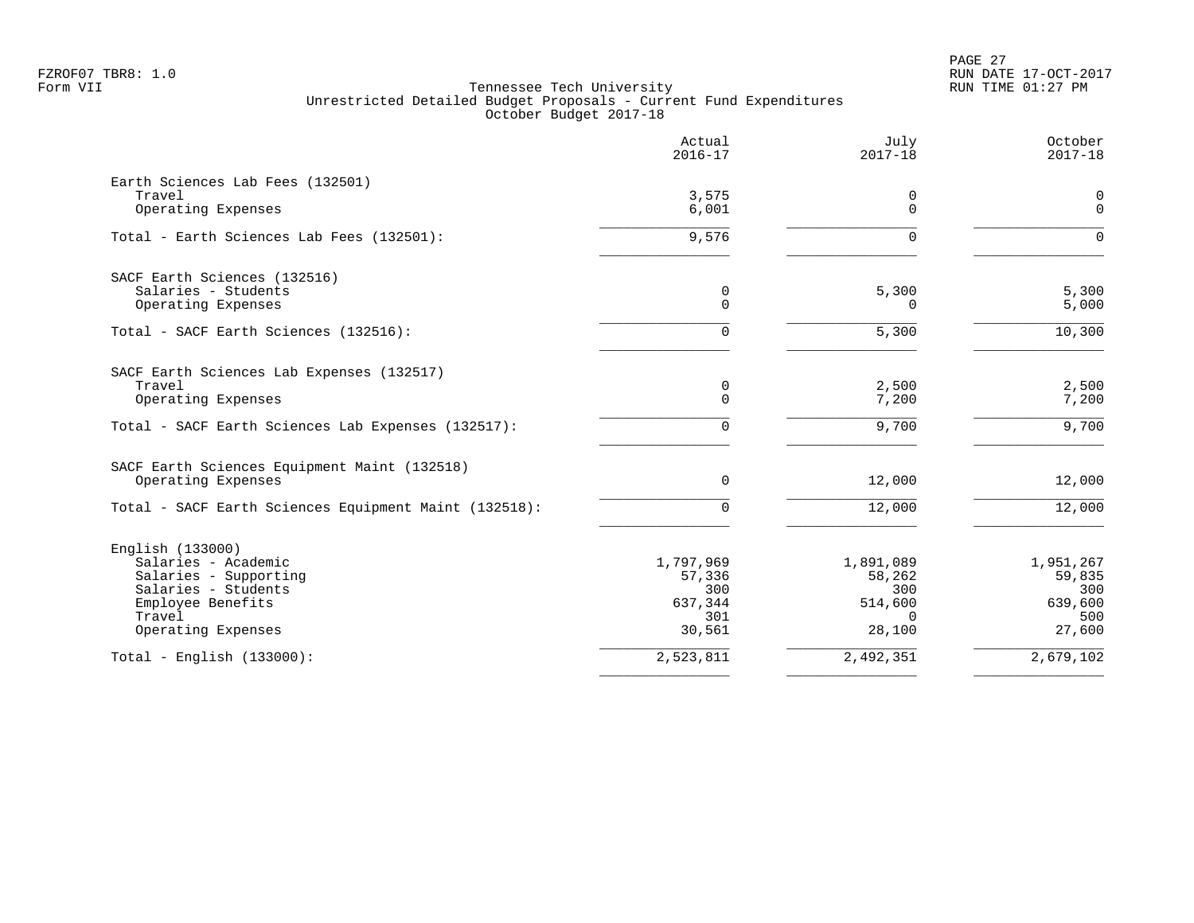Form VII

Tennessee Tech University
Unrestricted Detailed Budget Proposals - Current Fund Expenditures
October Budget 2017-18

| | Actual 2016-17 | July 2017-18 | October 2017-18 |
|---|---|---|---|
| **Earth Sciences Lab Fees (132501)** | | | |
| Travel | 3,575 | 0 | 0 |
| Operating Expenses | 6,001 | 0 | 0 |
| Total - Earth Sciences Lab Fees (132501): | 9,576 | 0 | 0 |
| **SACF Earth Sciences (132516)** | | | |
| Salaries - Students | 0 | 5,300 | 5,300 |
| Operating Expenses | 0 | 0 | 5,000 |
| Total - SACF Earth Sciences (132516): | 0 | 5,300 | 10,300 |
| **SACF Earth Sciences Lab Expenses (132517)** | | | |
| Travel | 0 | 2,500 | 2,500 |
| Operating Expenses | 0 | 7,200 | 7,200 |
| Total - SACF Earth Sciences Lab Expenses (132517): | 0 | 9,700 | 9,700 |
| **SACF Earth Sciences Equipment Maint (132518)** | | | |
| Operating Expenses | 0 | 12,000 | 12,000 |
| Total - SACF Earth Sciences Equipment Maint (132518): | 0 | 12,000 | 12,000 |
| **English (133000)** | | | |
| Salaries - Academic | 1,797,969 | 1,891,089 | 1,951,267 |
| Salaries - Supporting | 57,336 | 58,262 | 59,835 |
| Salaries - Students | 300 | 300 | 300 |
| Employee Benefits | 637,344 | 514,600 | 639,600 |
| Travel | 301 | 0 | 500 |
| Operating Expenses | 30,561 | 28,100 | 27,600 |
| Total - English (133000): | 2,523,811 | 2,492,351 | 2,679,102 |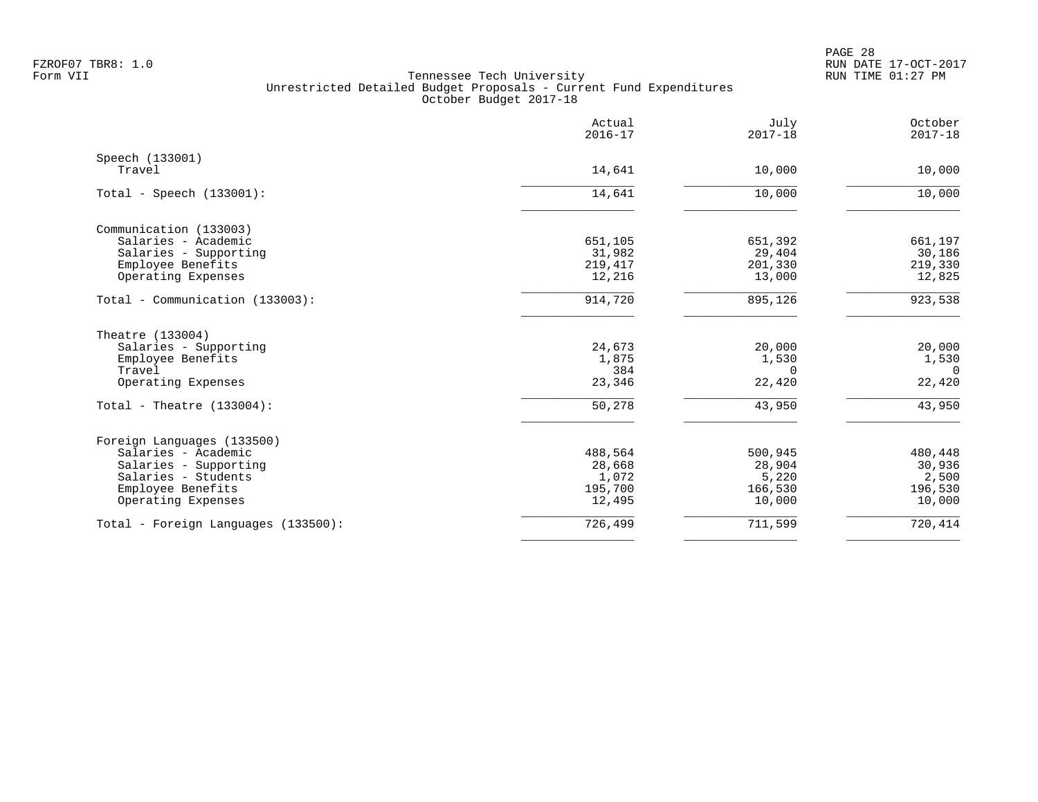Tennessee Tech University
Unrestricted Detailed Budget Proposals - Current Fund Expenditures
October Budget 2017-18

FZROF07 TBR8: 1.0
Form VII

RUN DATE 17-OCT-2017
RUN TIME 01:27 PM

| | Actual 2016-17 | July 2017-18 | October 2017-18 |
|---|---|---|---|
| **Speech (133001)** | | | |
| Travel | 14,641 | 10,000 | 10,000 |
| Total - Speech (133001): | 14,641 | 10,000 | 10,000 |
| **Communication (133003)** | | | |
| Salaries - Academic | 651,105 | 651,392 | 661,197 |
| Salaries - Supporting | 31,982 | 29,404 | 30,186 |
| Employee Benefits | 219,417 | 201,330 | 219,330 |
| Operating Expenses | 12,216 | 13,000 | 12,825 |
| Total - Communication (133003): | 914,720 | 895,126 | 923,538 |
| **Theatre (133004)** | | | |
| Salaries - Supporting | 24,673 | 20,000 | 20,000 |
| Employee Benefits | 1,875 | 1,530 | 1,530 |
| Travel | 384 | 0 | 0 |
| Operating Expenses | 23,346 | 22,420 | 22,420 |
| Total - Theatre (133004): | 50,278 | 43,950 | 43,950 |
| **Foreign Languages (133500)** | | | |
| Salaries - Academic | 488,564 | 500,945 | 480,448 |
| Salaries - Supporting | 28,668 | 28,904 | 30,936 |
| Salaries - Students | 1,072 | 5,220 | 2,500 |
| Employee Benefits | 195,700 | 166,530 | 196,530 |
| Operating Expenses | 12,495 | 10,000 | 10,000 |
| Total - Foreign Languages (133500): | 726,499 | 711,599 | 720,414 |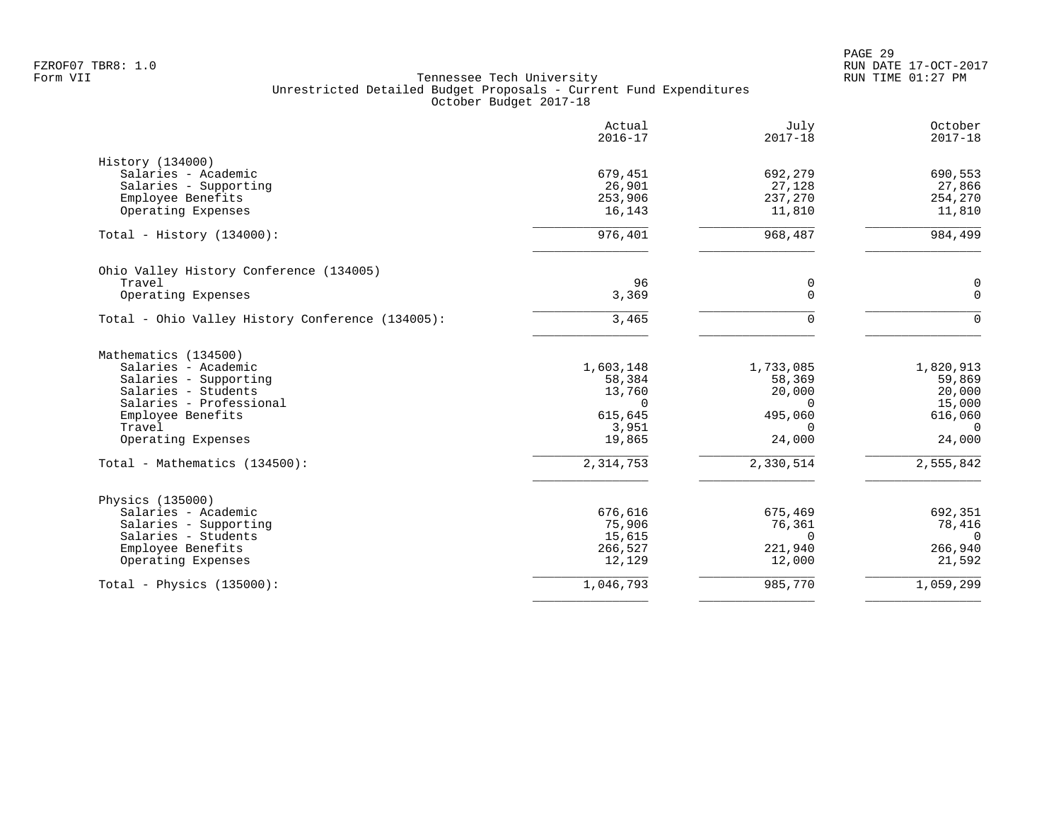FZROF07 TBR8: 1.0
Form VII

Tennessee Tech University
Unrestricted Detailed Budget Proposals - Current Fund Expenditures
October Budget 2017-18

| | Actual 2016-17 | July 2017-18 | October 2017-18 |
|---|---|---|---|
| **History (134000)** | | | |
| Salaries - Academic | 679,451 | 692,279 | 690,553 |
| Salaries - Supporting | 26,901 | 27,128 | 27,866 |
| Employee Benefits | 253,906 | 237,270 | 254,270 |
| Operating Expenses | 16,143 | 11,810 | 11,810 |
| Total - History (134000): | 976,401 | 968,487 | 984,499 |
| **Ohio Valley History Conference (134005)** | | | |
| Travel | 96 | 0 | 0 |
| Operating Expenses | 3,369 | 0 | 0 |
| Total - Ohio Valley History Conference (134005): | 3,465 | 0 | 0 |
| **Mathematics (134500)** | | | |
| Salaries - Academic | 1,603,148 | 1,733,085 | 1,820,913 |
| Salaries - Supporting | 58,384 | 58,369 | 59,869 |
| Salaries - Students | 13,760 | 20,000 | 20,000 |
| Salaries - Professional | 0 | 0 | 15,000 |
| Employee Benefits | 615,645 | 495,060 | 616,060 |
| Travel | 3,951 | 0 | 0 |
| Operating Expenses | 19,865 | 24,000 | 24,000 |
| Total - Mathematics (134500): | 2,314,753 | 2,330,514 | 2,555,842 |
| **Physics (135000)** | | | |
| Salaries - Academic | 676,616 | 675,469 | 692,351 |
| Salaries - Supporting | 75,906 | 76,361 | 78,416 |
| Salaries - Students | 15,615 | 0 | 0 |
| Employee Benefits | 266,527 | 221,940 | 266,940 |
| Operating Expenses | 12,129 | 12,000 | 21,592 |
| Total - Physics (135000): | 1,046,793 | 985,770 | 1,059,299 |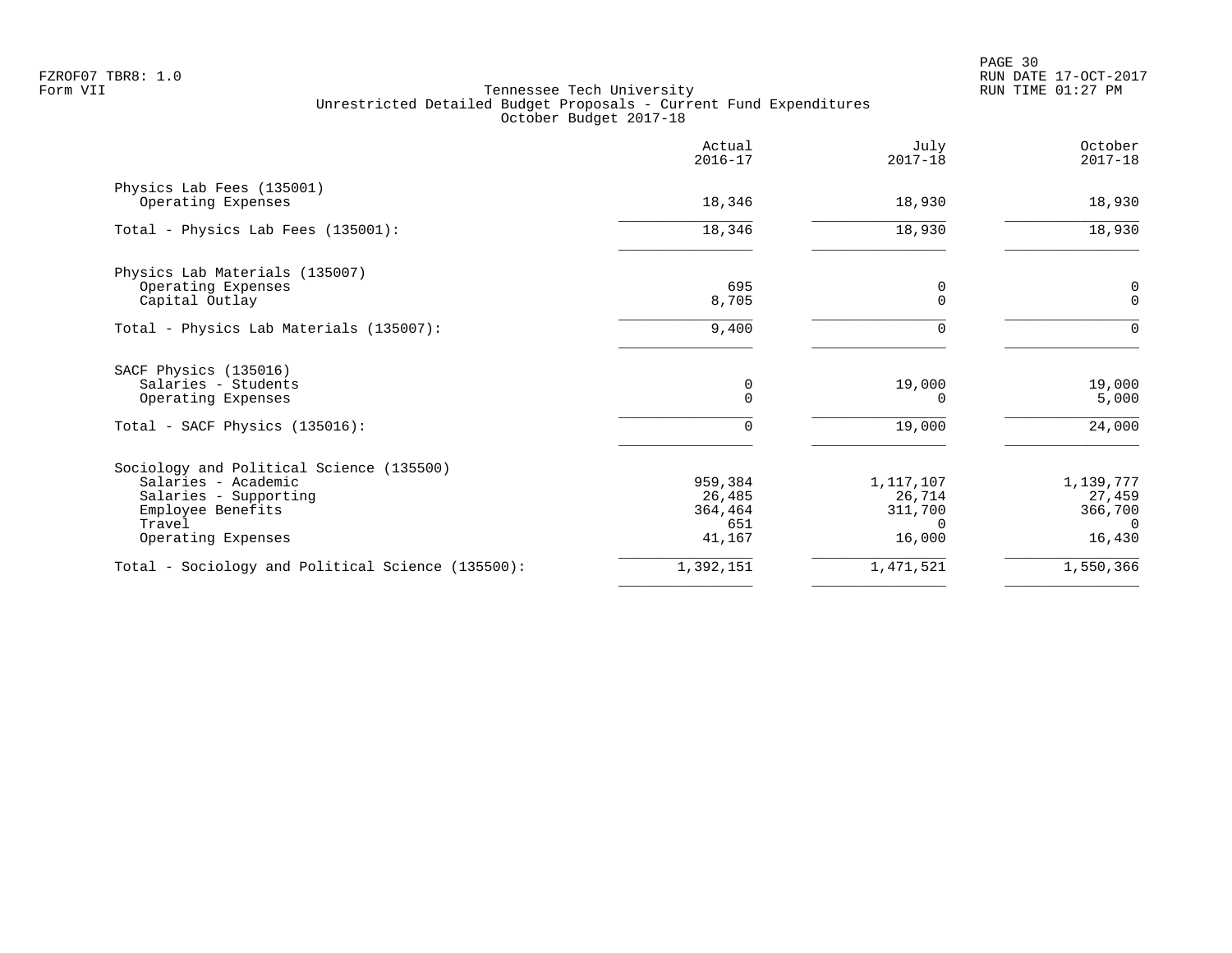FZROF07 TBR8: 1.0
Form VII

RUN DATE 17-OCT-2017
RUN TIME 01:27 PM

Tennessee Tech University
Unrestricted Detailed Budget Proposals - Current Fund Expenditures
October Budget 2017-18

| | Actual 2016-17 | July 2017-18 | October 2017-18 |
|---|---|---|---|
| **Physics Lab Fees (135001)** | | | |
| Operating Expenses | 18,346 | 18,930 | 18,930 |
| Total - Physics Lab Fees (135001): | 18,346 | 18,930 | 18,930 |
| **Physics Lab Materials (135007)** | | | |
| Operating Expenses | 695 | 0 | 0 |
| Capital Outlay | 8,705 | 0 | 0 |
| Total - Physics Lab Materials (135007): | 9,400 | 0 | 0 |
| **SACF Physics (135016)** | | | |
| Salaries - Students | 0 | 19,000 | 19,000 |
| Operating Expenses | 0 | 0 | 5,000 |
| Total - SACF Physics (135016): | 0 | 19,000 | 24,000 |
| **Sociology and Political Science (135500)** | | | |
| Salaries - Academic | 959,384 | 1,117,107 | 1,139,777 |
| Salaries - Supporting | 26,485 | 26,714 | 27,459 |
| Employee Benefits | 364,464 | 311,700 | 366,700 |
| Travel | 651 | 0 | 0 |
| Operating Expenses | 41,167 | 16,000 | 16,430 |
| Total - Sociology and Political Science (135500): | 1,392,151 | 1,471,521 | 1,550,366 |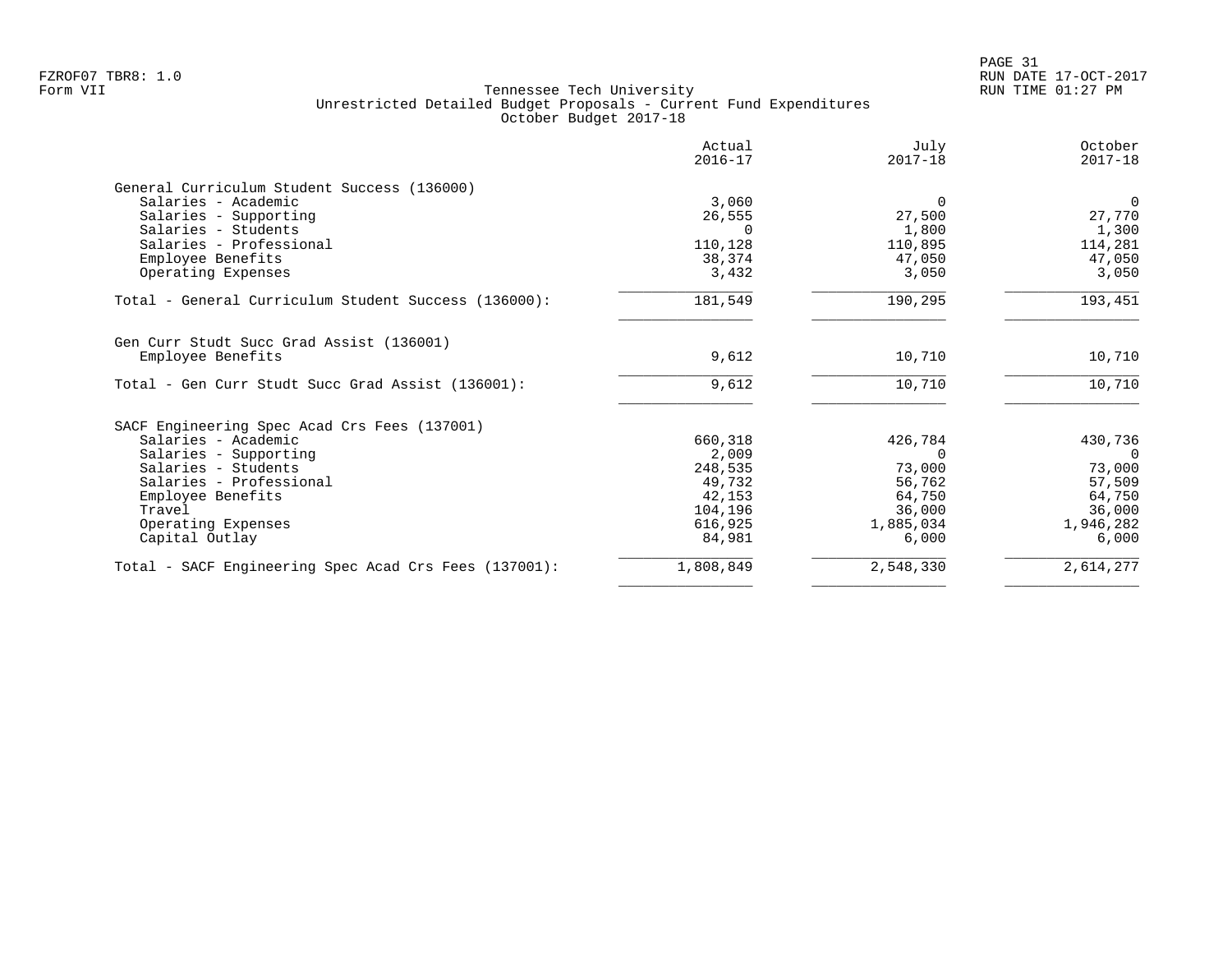FZROF07 TBR8: 1.0
Form VII

Tennessee Tech University
Unrestricted Detailed Budget Proposals - Current Fund Expenditures
October Budget 2017-18

RUN DATE 17-OCT-2017
RUN TIME 01:27 PM

| | Actual 2016-17 | July 2017-18 | October 2017-18 |
|---|---|---|---|
| **General Curriculum Student Success (136000)** | | | |
| Salaries - Academic | 3,060 | 0 | 0 |
| Salaries - Supporting | 26,555 | 27,500 | 27,770 |
| Salaries - Students | 0 | 1,800 | 1,300 |
| Salaries - Professional | 110,128 | 110,895 | 114,281 |
| Employee Benefits | 38,374 | 47,050 | 47,050 |
| Operating Expenses | 3,432 | 3,050 | 3,050 |
| Total - General Curriculum Student Success (136000): | 181,549 | 190,295 | 193,451 |
| **Gen Curr Studt Succ Grad Assist (136001)** | | | |
| Employee Benefits | 9,612 | 10,710 | 10,710 |
| Total - Gen Curr Studt Succ Grad Assist (136001): | 9,612 | 10,710 | 10,710 |
| **SACF Engineering Spec Acad Crs Fees (137001)** | | | |
| Salaries - Academic | 660,318 | 426,784 | 430,736 |
| Salaries - Supporting | 2,009 | 0 | 0 |
| Salaries - Students | 248,535 | 73,000 | 73,000 |
| Salaries - Professional | 49,732 | 56,762 | 57,509 |
| Employee Benefits | 42,153 | 64,750 | 64,750 |
| Travel | 104,196 | 36,000 | 36,000 |
| Operating Expenses | 616,925 | 1,885,034 | 1,946,282 |
| Capital Outlay | 84,981 | 6,000 | 6,000 |
| Total - SACF Engineering Spec Acad Crs Fees (137001): | 1,808,849 | 2,548,330 | 2,614,277 |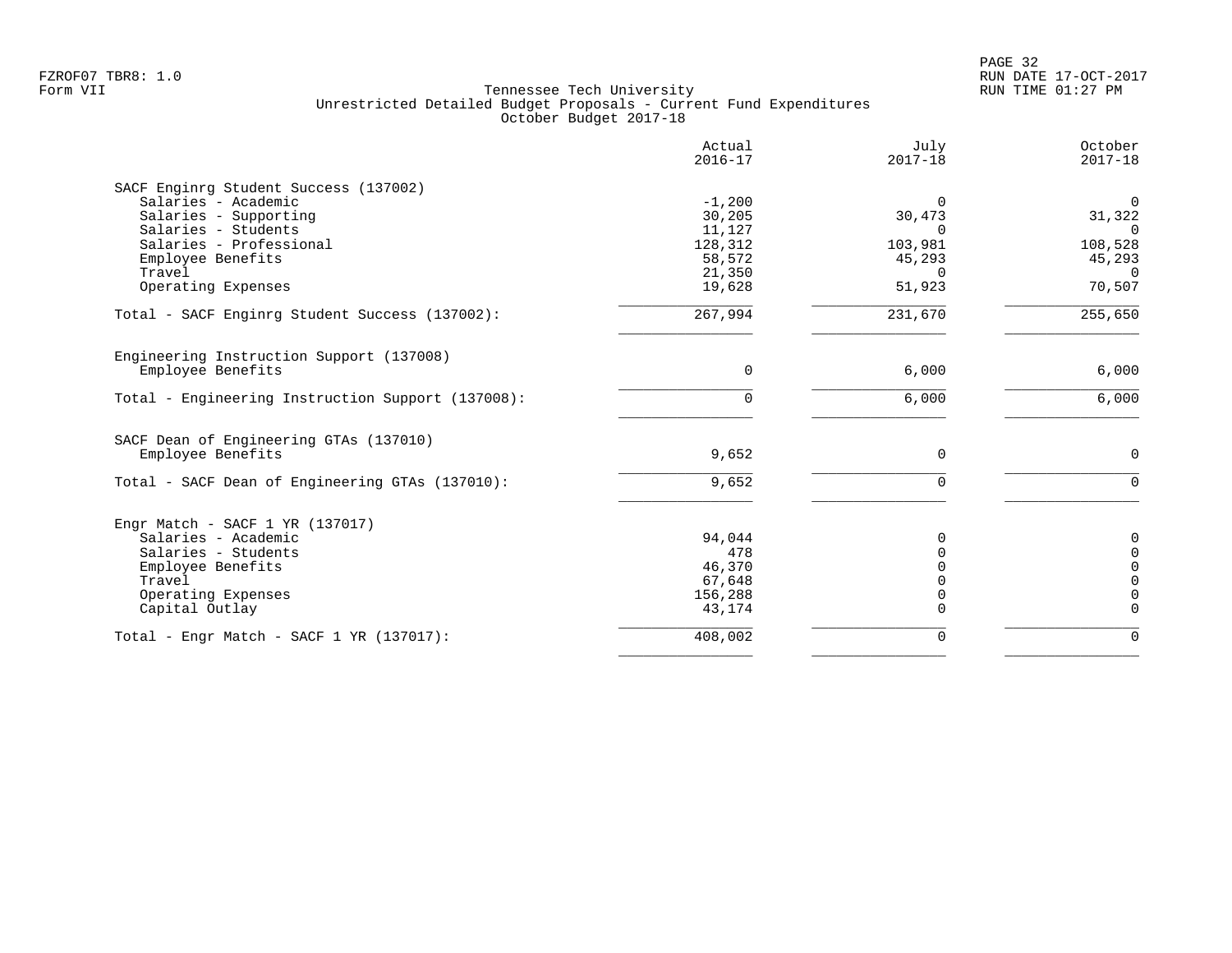FZROF07 TBR8: 1.0
Form VII

Tennessee Tech University
Unrestricted Detailed Budget Proposals - Current Fund Expenditures
October Budget 2017-18

RUN DATE 17-OCT-2017
RUN TIME 01:27 PM

| | Actual 2016-17 | July 2017-18 | October 2017-18 |
|---|---|---|---|
| **SACF Enginrg Student Success (137002)** | | | |
| Salaries - Academic | -1,200 | 0 | 0 |
| Salaries - Supporting | 30,205 | 30,473 | 31,322 |
| Salaries - Students | 11,127 | 0 | 0 |
| Salaries - Professional | 128,312 | 103,981 | 108,528 |
| Employee Benefits | 58,572 | 45,293 | 45,293 |
| Travel | 21,350 | 0 | 0 |
| Operating Expenses | 19,628 | 51,923 | 70,507 |
| Total - SACF Enginrg Student Success (137002): | 267,994 | 231,670 | 255,650 |
| **Engineering Instruction Support (137008)** | | | |
| Employee Benefits | 0 | 6,000 | 6,000 |
| Total - Engineering Instruction Support (137008): | 0 | 6,000 | 6,000 |
| **SACF Dean of Engineering GTAs (137010)** | | | |
| Employee Benefits | 9,652 | 0 | 0 |
| Total - SACF Dean of Engineering GTAs (137010): | 9,652 | 0 | 0 |
| **Engr Match - SACF 1 YR (137017)** | | | |
| Salaries - Academic | 94,044 | 0 | 0 |
| Salaries - Students | 478 | 0 | 0 |
| Employee Benefits | 46,370 | 0 | 0 |
| Travel | 67,648 | 0 | 0 |
| Operating Expenses | 156,288 | 0 | 0 |
| Capital Outlay | 43,174 | 0 | 0 |
| Total - Engr Match - SACF 1 YR (137017): | 408,002 | 0 | 0 |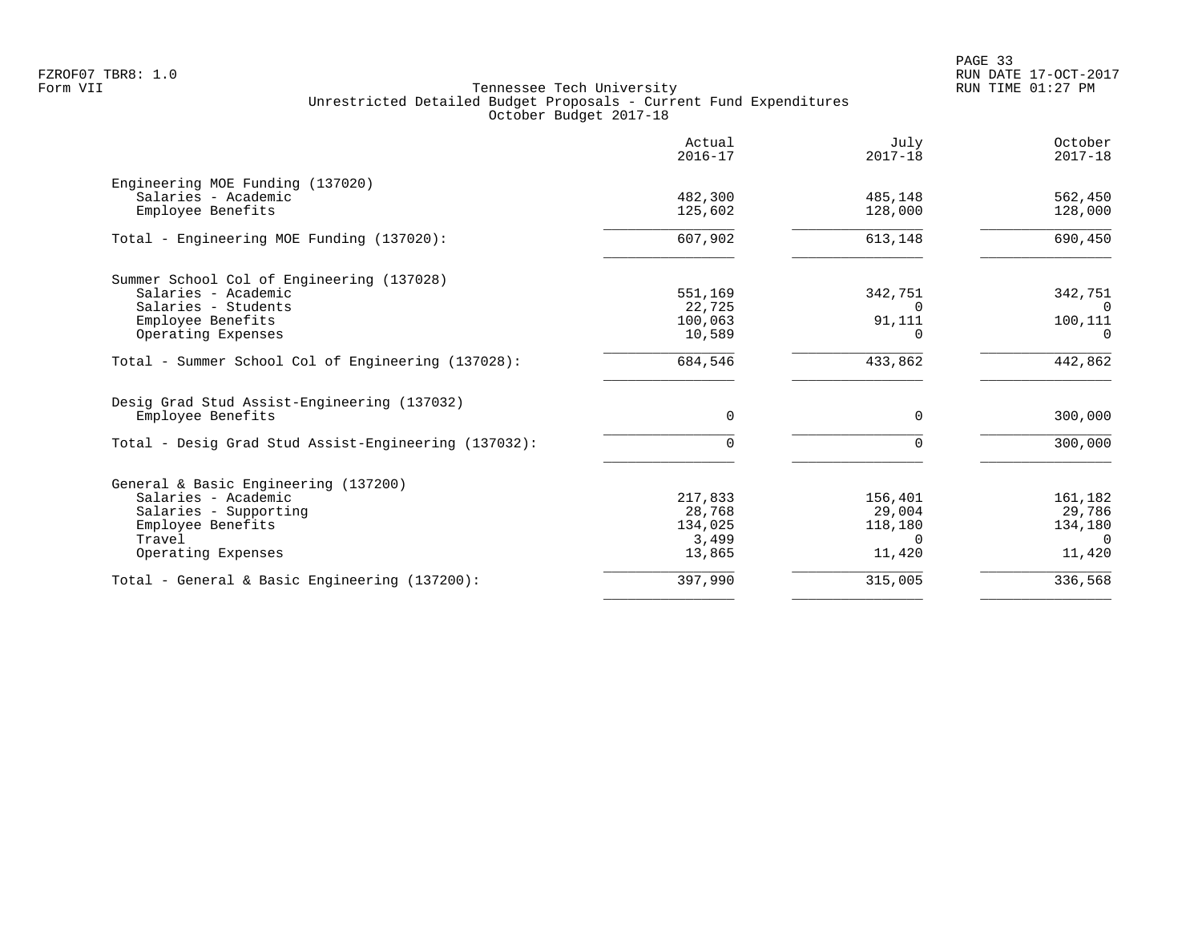Tennessee Tech University
Unrestricted Detailed Budget Proposals - Current Fund Expenditures
October Budget 2017-18

| | Actual 2016-17 | July 2017-18 | October 2017-18 |
|---|---|---|---|
| Engineering MOE Funding (137020) | | | |
| Salaries - Academic | 482,300 | 485,148 | 562,450 |
| Employee Benefits | 125,602 | 128,000 | 128,000 |
| Total - Engineering MOE Funding (137020): | 607,902 | 613,148 | 690,450 |
| Summer School Col of Engineering (137028) | | | |
| Salaries - Academic | 551,169 | 342,751 | 342,751 |
| Salaries - Students | 22,725 | 0 | 0 |
| Employee Benefits | 100,063 | 91,111 | 100,111 |
| Operating Expenses | 10,589 | 0 | 0 |
| Total - Summer School Col of Engineering (137028): | 684,546 | 433,862 | 442,862 |
| Desig Grad Stud Assist-Engineering (137032) | | | |
| Employee Benefits | 0 | 0 | 300,000 |
| Total - Desig Grad Stud Assist-Engineering (137032): | 0 | 0 | 300,000 |
| General & Basic Engineering (137200) | | | |
| Salaries - Academic | 217,833 | 156,401 | 161,182 |
| Salaries - Supporting | 28,768 | 29,004 | 29,786 |
| Employee Benefits | 134,025 | 118,180 | 134,180 |
| Travel | 3,499 | 0 | 0 |
| Operating Expenses | 13,865 | 11,420 | 11,420 |
| Total - General & Basic Engineering (137200): | 397,990 | 315,005 | 336,568 |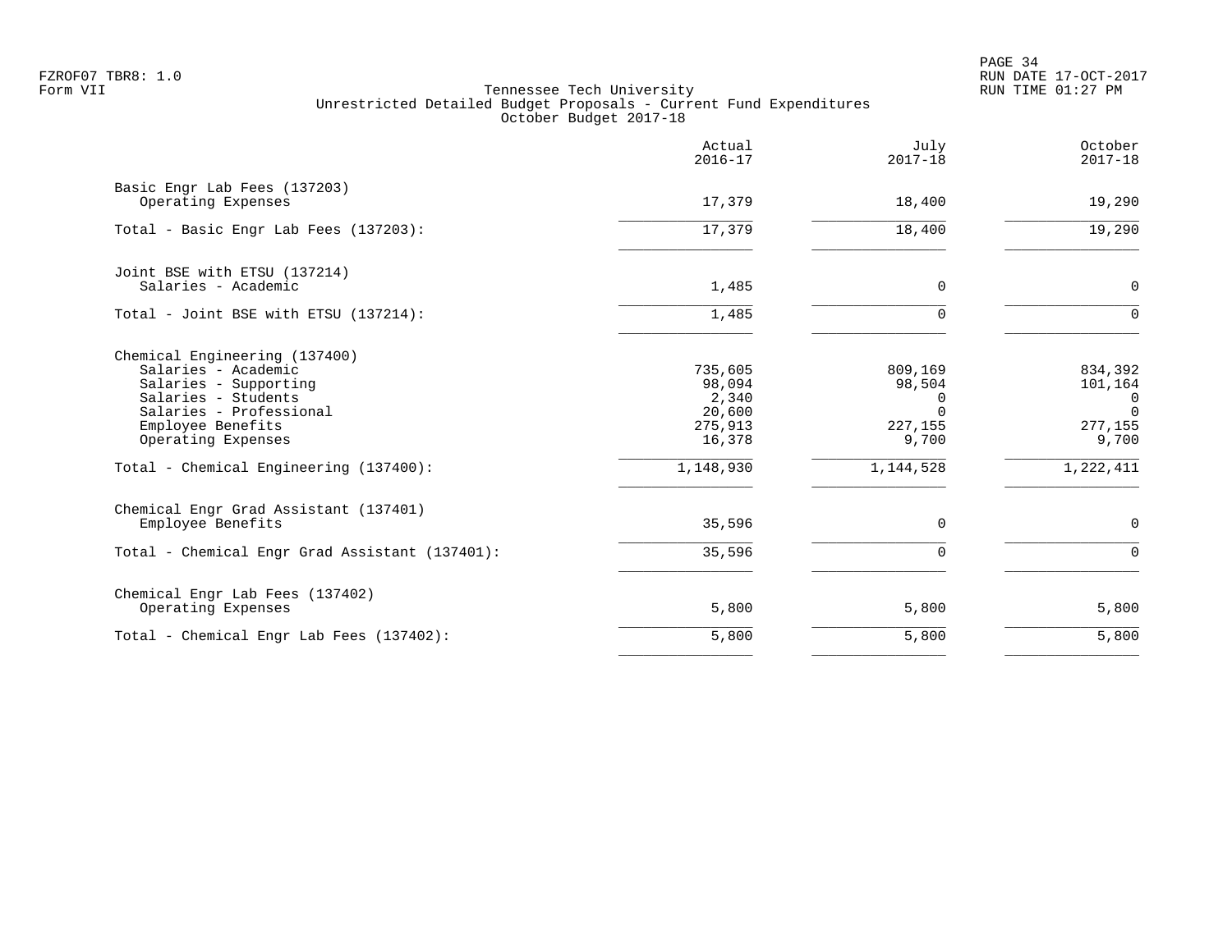FZROF07 TBR8: 1.0
Form VII

Tennessee Tech University
Unrestricted Detailed Budget Proposals - Current Fund Expenditures
October Budget 2017-18

RUN DATE 17-OCT-2017
RUN TIME 01:27 PM

| | Actual 2016-17 | July 2017-18 | October 2017-18 |
|---|---|---|---|
| **Basic Engr Lab Fees (137203)** | | | |
| Operating Expenses | 17,379 | 18,400 | 19,290 |
| Total - Basic Engr Lab Fees (137203): | 17,379 | 18,400 | 19,290 |
| **Joint BSE with ETSU (137214)** | | | |
| Salaries - Academic | 1,485 | 0 | 0 |
| Total - Joint BSE with ETSU (137214): | 1,485 | 0 | 0 |
| **Chemical Engineering (137400)** | | | |
| Salaries - Academic | 735,605 | 809,169 | 834,392 |
| Salaries - Supporting | 98,094 | 98,504 | 101,164 |
| Salaries - Students | 2,340 | 0 | 0 |
| Salaries - Professional | 20,600 | 0 | 0 |
| Employee Benefits | 275,913 | 227,155 | 277,155 |
| Operating Expenses | 16,378 | 9,700 | 9,700 |
| Total - Chemical Engineering (137400): | 1,148,930 | 1,144,528 | 1,222,411 |
| **Chemical Engr Grad Assistant (137401)** | | | |
| Employee Benefits | 35,596 | 0 | 0 |
| Total - Chemical Engr Grad Assistant (137401): | 35,596 | 0 | 0 |
| **Chemical Engr Lab Fees (137402)** | | | |
| Operating Expenses | 5,800 | 5,800 | 5,800 |
| Total - Chemical Engr Lab Fees (137402): | 5,800 | 5,800 | 5,800 |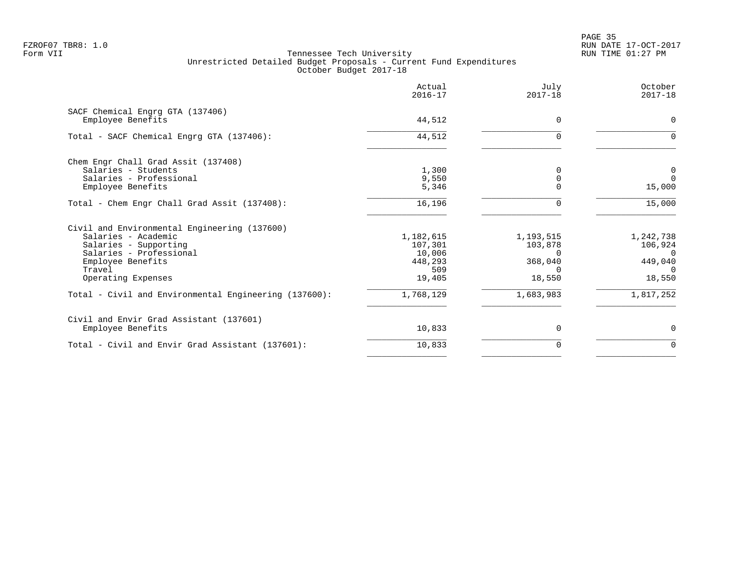FZROF07 TBR8: 1.0
Form VII

Tennessee Tech University
Unrestricted Detailed Budget Proposals - Current Fund Expenditures
October Budget 2017-18

RUN DATE 17-OCT-2017
RUN TIME 01:27 PM

| | Actual 2016-17 | July 2017-18 | October 2017-18 |
|---|---|---|---|
| SACF Chemical Engrg GTA (137406) | | | |
| Employee Benefits | 44,512 | 0 | 0 |
| Total - SACF Chemical Engrg GTA (137406): | 44,512 | 0 | 0 |
| Chem Engr Chall Grad Assit (137408) | | | |
| Salaries - Students | 1,300 | 0 | 0 |
| Salaries - Professional | 9,550 | 0 | 0 |
| Employee Benefits | 5,346 | 0 | 15,000 |
| Total - Chem Engr Chall Grad Assit (137408): | 16,196 | 0 | 15,000 |
| Civil and Environmental Engineering (137600) | | | |
| Salaries - Academic | 1,182,615 | 1,193,515 | 1,242,738 |
| Salaries - Supporting | 107,301 | 103,878 | 106,924 |
| Salaries - Professional | 10,006 | 0 | 0 |
| Employee Benefits | 448,293 | 368,040 | 449,040 |
| Travel | 509 | 0 | 0 |
| Operating Expenses | 19,405 | 18,550 | 18,550 |
| Total - Civil and Environmental Engineering (137600): | 1,768,129 | 1,683,983 | 1,817,252 |
| Civil and Envir Grad Assistant (137601) | | | |
| Employee Benefits | 10,833 | 0 | 0 |
| Total - Civil and Envir Grad Assistant (137601): | 10,833 | 0 | 0 |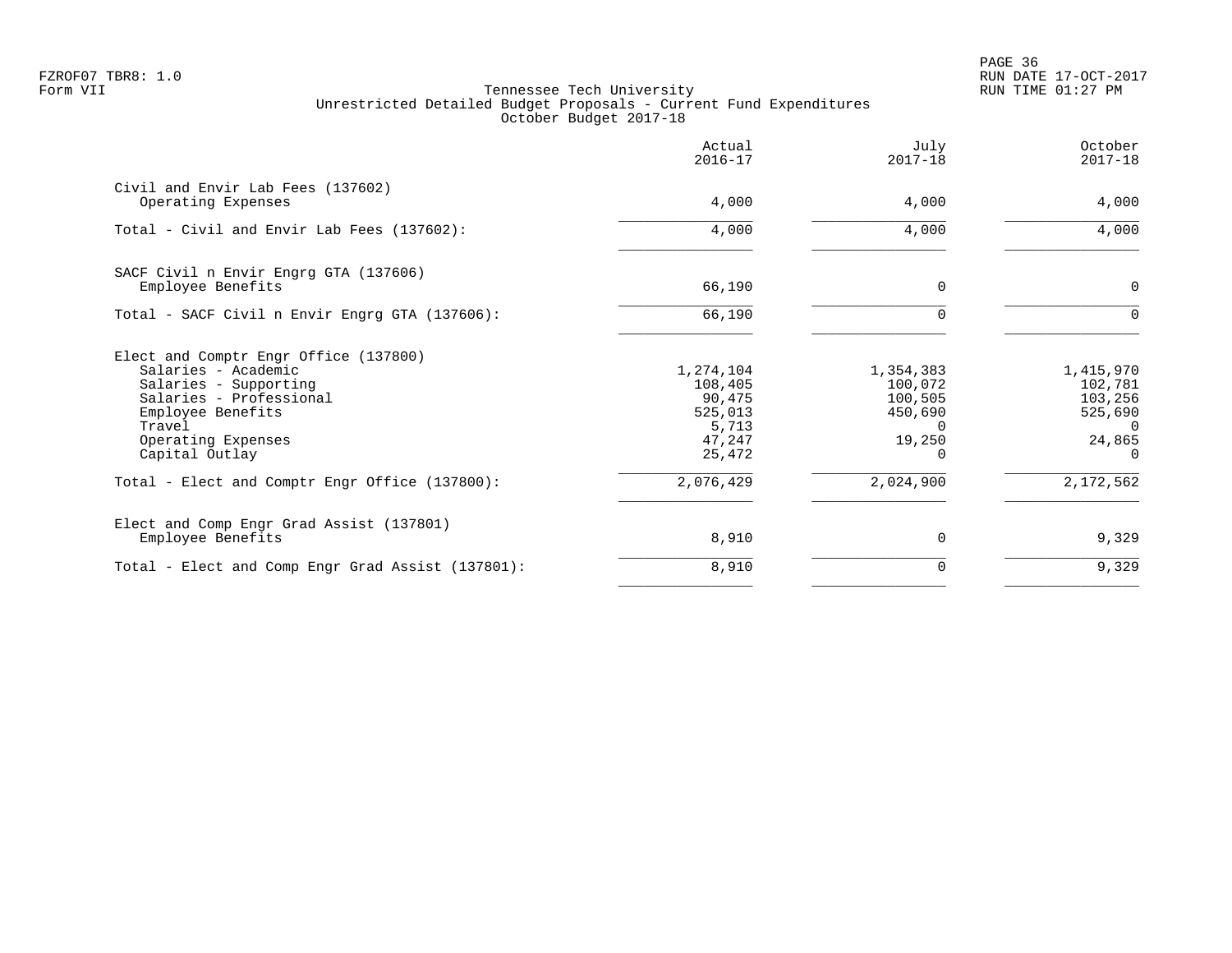Tennessee Tech University
Unrestricted Detailed Budget Proposals - Current Fund Expenditures
October Budget 2017-18

| | Actual 2016-17 | July 2017-18 | October 2017-18 |
|---|---:|---:|---:|
| Civil and Envir Lab Fees (137602) | | | |
| Operating Expenses | 4,000 | 4,000 | 4,000 |
| Total - Civil and Envir Lab Fees (137602): | 4,000 | 4,000 | 4,000 |
| SACF Civil n Envir Engrg GTA (137606) | | | |
| Employee Benefits | 66,190 | 0 | 0 |
| Total - SACF Civil n Envir Engrg GTA (137606): | 66,190 | 0 | 0 |
| Elect and Comptr Engr Office (137800) | | | |
| Salaries - Academic | 1,274,104 | 1,354,383 | 1,415,970 |
| Salaries - Supporting | 108,405 | 100,072 | 102,781 |
| Salaries - Professional | 90,475 | 100,505 | 103,256 |
| Employee Benefits | 525,013 | 450,690 | 525,690 |
| Travel | 5,713 | 0 | 0 |
| Operating Expenses | 47,247 | 19,250 | 24,865 |
| Capital Outlay | 25,472 | 0 | 0 |
| Total - Elect and Comptr Engr Office (137800): | 2,076,429 | 2,024,900 | 2,172,562 |
| Elect and Comp Engr Grad Assist (137801) | | | |
| Employee Benefits | 8,910 | 0 | 9,329 |
| Total - Elect and Comp Engr Grad Assist (137801): | 8,910 | 0 | 9,329 |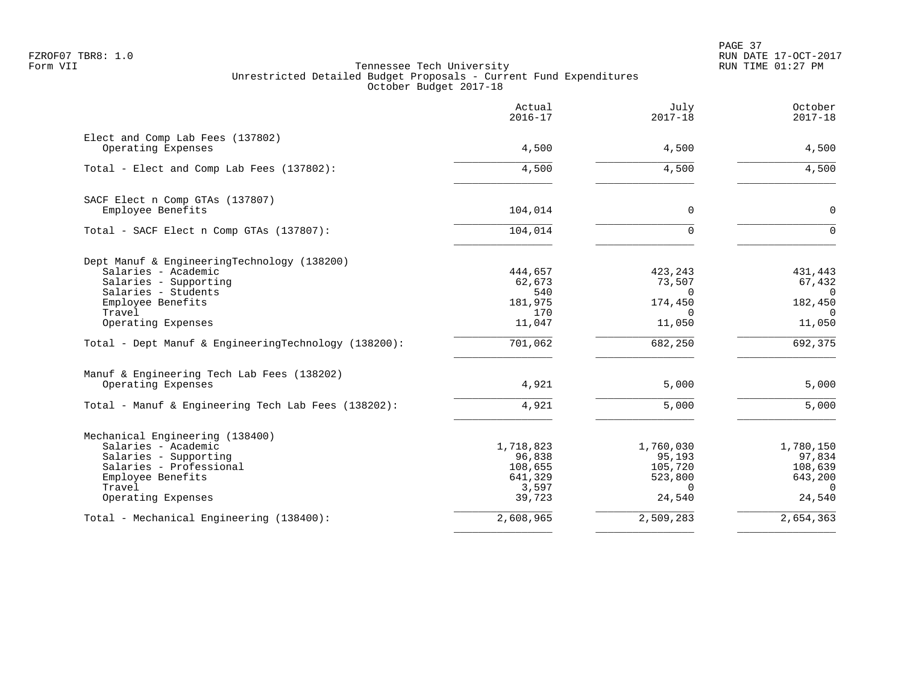FZROF07 TBR8: 1.0
Form VII

Tennessee Tech University
Unrestricted Detailed Budget Proposals - Current Fund Expenditures
October Budget 2017-18

RUN DATE 17-OCT-2017
RUN TIME 01:27 PM

| | Actual 2016-17 | July 2017-18 | October 2017-18 |
|---|---|---|---|
| **Elect and Comp Lab Fees (137802)** | | | |
| Operating Expenses | 4,500 | 4,500 | 4,500 |
| Total - Elect and Comp Lab Fees (137802): | 4,500 | 4,500 | 4,500 |
| **SACF Elect n Comp GTAs (137807)** | | | |
| Employee Benefits | 104,014 | 0 | 0 |
| Total - SACF Elect n Comp GTAs (137807): | 104,014 | 0 | 0 |
| **Dept Manuf & EngineeringTechnology (138200)** | | | |
| Salaries - Academic | 444,657 | 423,243 | 431,443 |
| Salaries - Supporting | 62,673 | 73,507 | 67,432 |
| Salaries - Students | 540 | 0 | 0 |
| Employee Benefits | 181,975 | 174,450 | 182,450 |
| Travel | 170 | 0 | 0 |
| Operating Expenses | 11,047 | 11,050 | 11,050 |
| Total - Dept Manuf & EngineeringTechnology (138200): | 701,062 | 682,250 | 692,375 |
| **Manuf & Engineering Tech Lab Fees (138202)** | | | |
| Operating Expenses | 4,921 | 5,000 | 5,000 |
| Total - Manuf & Engineering Tech Lab Fees (138202): | 4,921 | 5,000 | 5,000 |
| **Mechanical Engineering (138400)** | | | |
| Salaries - Academic | 1,718,823 | 1,760,030 | 1,780,150 |
| Salaries - Supporting | 96,838 | 95,193 | 97,834 |
| Salaries - Professional | 108,655 | 105,720 | 108,639 |
| Employee Benefits | 641,329 | 523,800 | 643,200 |
| Travel | 3,597 | 0 | 0 |
| Operating Expenses | 39,723 | 24,540 | 24,540 |
| Total - Mechanical Engineering (138400): | 2,608,965 | 2,509,283 | 2,654,363 |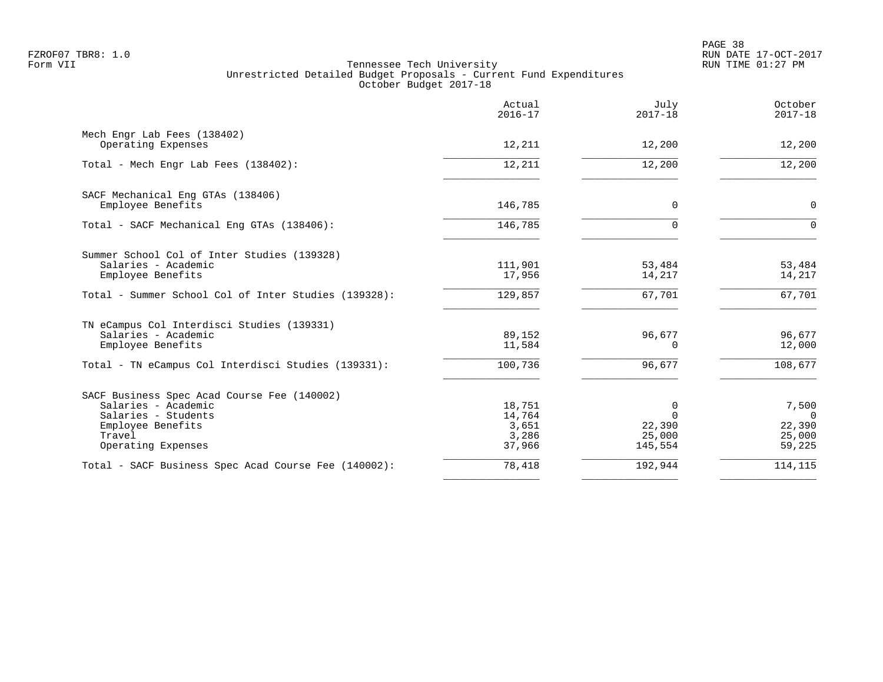FZROF07 TBR8: 1.0
Form VII

# Tennessee Tech University
## Unrestricted Detailed Budget Proposals - Current Fund Expenditures
### October Budget 2017-18

PAGE 38
RUN DATE 17-OCT-2017
RUN TIME 01:27 PM

| | Actual 2016-17 | July 2017-18 | October 2017-18 |
|---|---|---|---|
| **Mech Engr Lab Fees (138402)** | | | |
| Operating Expenses | 12,211 | 12,200 | 12,200 |
| Total - Mech Engr Lab Fees (138402): | 12,211 | 12,200 | 12,200 |
| **SACF Mechanical Eng GTAs (138406)** | | | |
| Employee Benefits | 146,785 | 0 | 0 |
| Total - SACF Mechanical Eng GTAs (138406): | 146,785 | 0 | 0 |
| **Summer School Col of Inter Studies (139328)** | | | |
| Salaries - Academic | 111,901 | 53,484 | 53,484 |
| Employee Benefits | 17,956 | 14,217 | 14,217 |
| Total - Summer School Col of Inter Studies (139328): | 129,857 | 67,701 | 67,701 |
| **TN eCampus Col Interdisci Studies (139331)** | | | |
| Salaries - Academic | 89,152 | 96,677 | 96,677 |
| Employee Benefits | 11,584 | 0 | 12,000 |
| Total - TN eCampus Col Interdisci Studies (139331): | 100,736 | 96,677 | 108,677 |
| **SACF Business Spec Acad Course Fee (140002)** | | | |
| Salaries - Academic | 18,751 | 0 | 7,500 |
| Salaries - Students | 14,764 | 0 | 0 |
| Employee Benefits | 3,651 | 22,390 | 22,390 |
| Travel | 3,286 | 25,000 | 25,000 |
| Operating Expenses | 37,966 | 145,554 | 59,225 |
| Total - SACF Business Spec Acad Course Fee (140002): | 78,418 | 192,944 | 114,115 |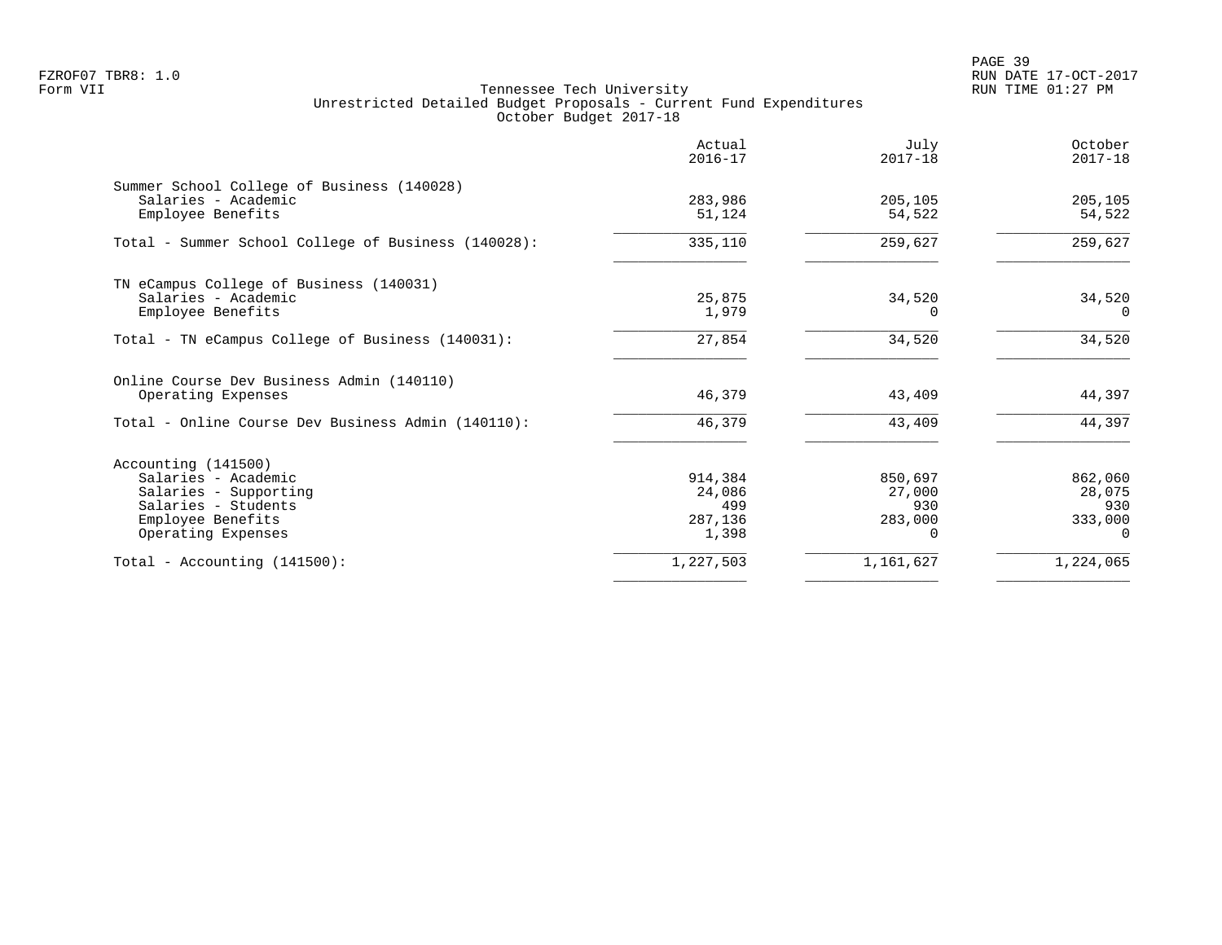FZROF07 TBR8: 1.0
Form VII

# Tennessee Tech University
## Unrestricted Detailed Budget Proposals - Current Fund Expenditures
### October Budget 2017-18

RUN DATE 17-OCT-2017
RUN TIME 01:27 PM

| | Actual 2016-17 | July 2017-18 | October 2017-18 |
|---|---|---|---|
| **Summer School College of Business (140028)** | | | |
| Salaries - Academic | 283,986 | 205,105 | 205,105 |
| Employee Benefits | 51,124 | 54,522 | 54,522 |
| Total - Summer School College of Business (140028): | 335,110 | 259,627 | 259,627 |
| **TN eCampus College of Business (140031)** | | | |
| Salaries - Academic | 25,875 | 34,520 | 34,520 |
| Employee Benefits | 1,979 | 0 | 0 |
| Total - TN eCampus College of Business (140031): | 27,854 | 34,520 | 34,520 |
| **Online Course Dev Business Admin (140110)** | | | |
| Operating Expenses | 46,379 | 43,409 | 44,397 |
| Total - Online Course Dev Business Admin (140110): | 46,379 | 43,409 | 44,397 |
| **Accounting (141500)** | | | |
| Salaries - Academic | 914,384 | 850,697 | 862,060 |
| Salaries - Supporting | 24,086 | 27,000 | 28,075 |
| Salaries - Students | 499 | 930 | 930 |
| Employee Benefits | 287,136 | 283,000 | 333,000 |
| Operating Expenses | 1,398 | 0 | 0 |
| Total - Accounting (141500): | 1,227,503 | 1,161,627 | 1,224,065 |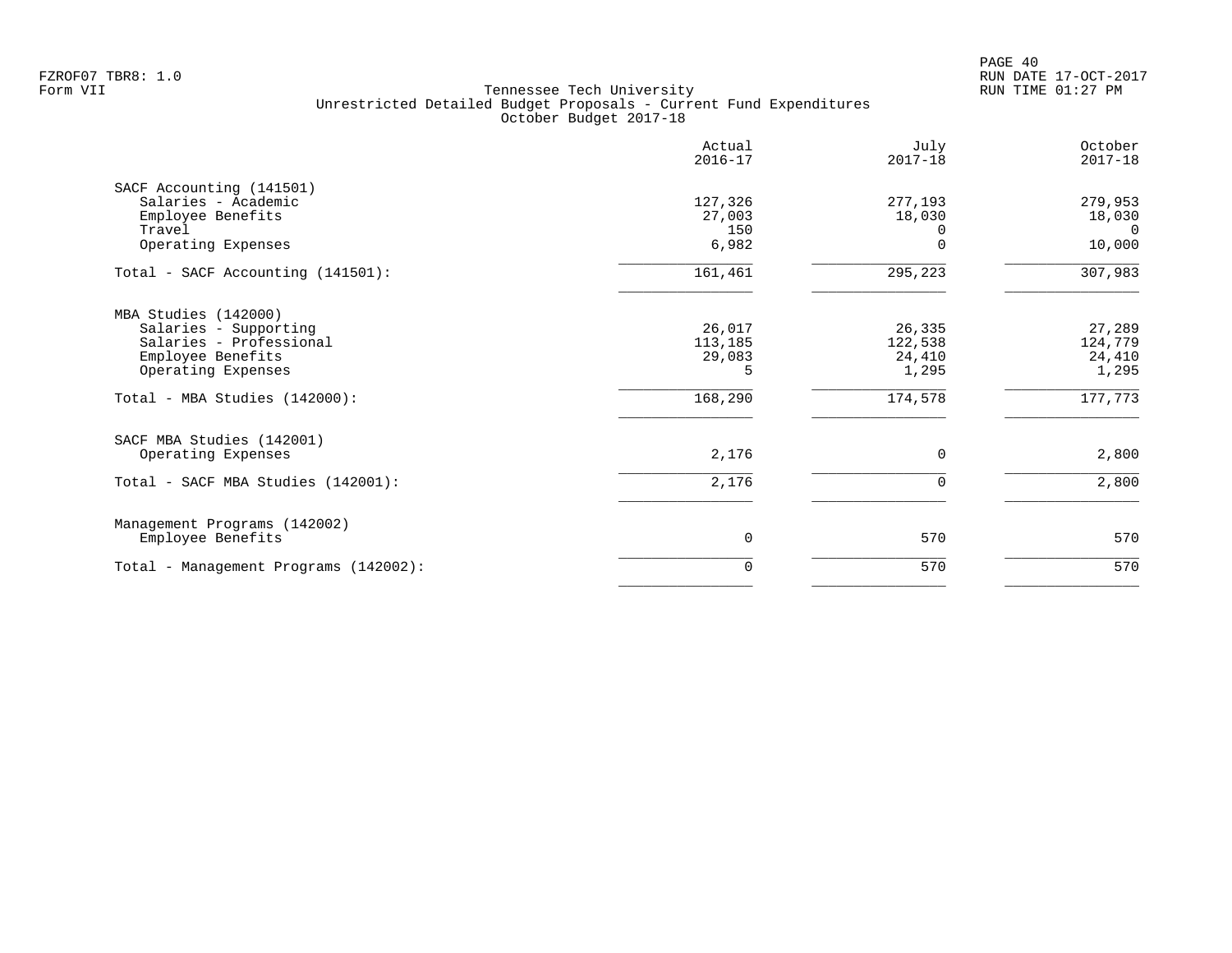Tennessee Tech University
Unrestricted Detailed Budget Proposals - Current Fund Expenditures
October Budget 2017-18

| | Actual 2016-17 | July 2017-18 | October 2017-18 |
|---|---|---|---|
| **SACF Accounting (141501)** | | | |
| Salaries - Academic | 127,326 | 277,193 | 279,953 |
| Employee Benefits | 27,003 | 18,030 | 18,030 |
| Travel | 150 | 0 | 0 |
| Operating Expenses | 6,982 | 0 | 10,000 |
| Total - SACF Accounting (141501): | 161,461 | 295,223 | 307,983 |
| **MBA Studies (142000)** | | | |
| Salaries - Supporting | 26,017 | 26,335 | 27,289 |
| Salaries - Professional | 113,185 | 122,538 | 124,779 |
| Employee Benefits | 29,083 | 24,410 | 24,410 |
| Operating Expenses | 5 | 1,295 | 1,295 |
| Total - MBA Studies (142000): | 168,290 | 174,578 | 177,773 |
| **SACF MBA Studies (142001)** | | | |
| Operating Expenses | 2,176 | 0 | 2,800 |
| Total - SACF MBA Studies (142001): | 2,176 | 0 | 2,800 |
| **Management Programs (142002)** | | | |
| Employee Benefits | 0 | 570 | 570 |
| Total - Management Programs (142002): | 0 | 570 | 570 |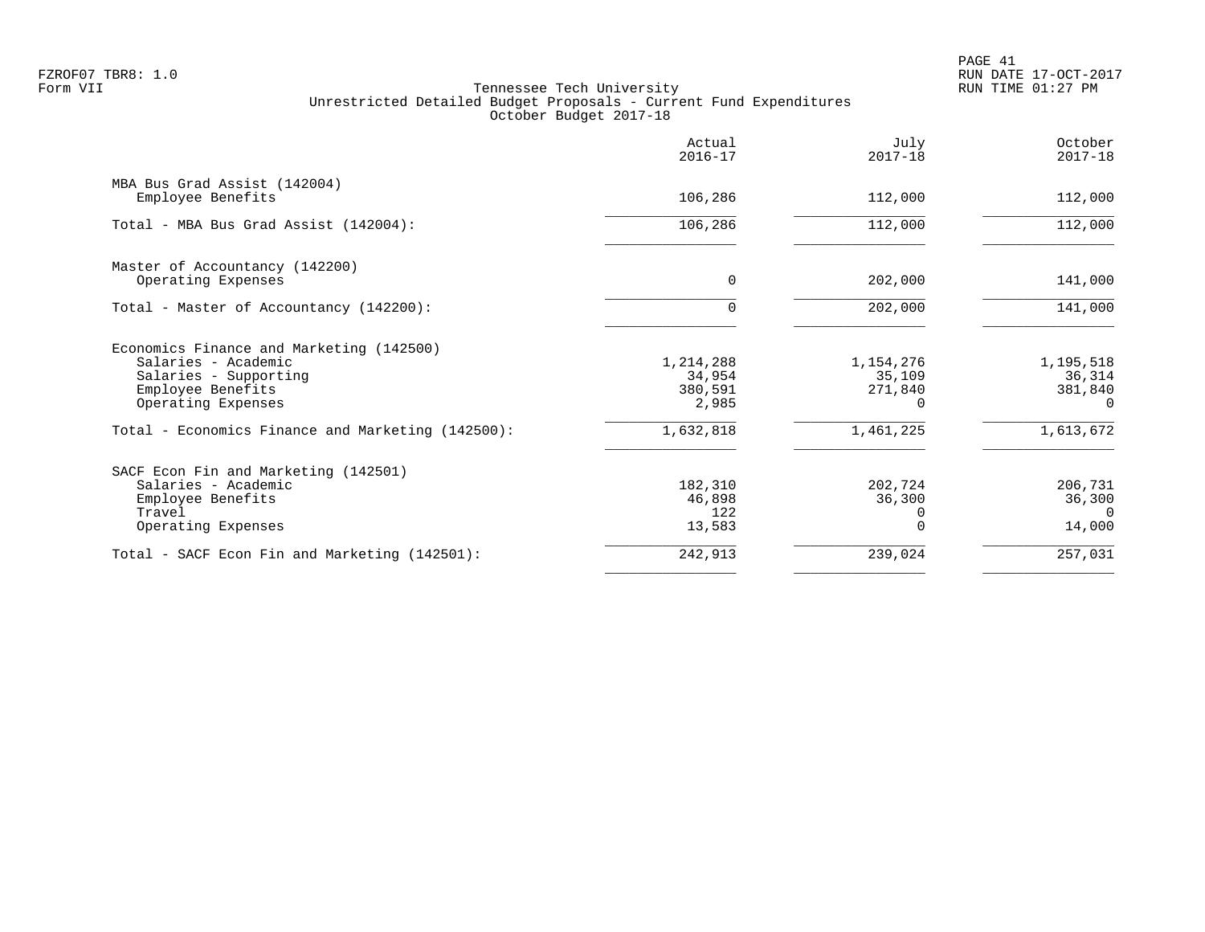Tennessee Tech University
Unrestricted Detailed Budget Proposals - Current Fund Expenditures
October Budget 2017-18

| | Actual 2016-17 | July 2017-18 | October 2017-18 |
|---|---|---|---|
| **MBA Bus Grad Assist (142004)** | | | |
| Employee Benefits | 106,286 | 112,000 | 112,000 |
| Total - MBA Bus Grad Assist (142004): | 106,286 | 112,000 | 112,000 |
| **Master of Accountancy (142200)** | | | |
| Operating Expenses | 0 | 202,000 | 141,000 |
| Total - Master of Accountancy (142200): | 0 | 202,000 | 141,000 |
| **Economics Finance and Marketing (142500)** | | | |
| Salaries - Academic | 1,214,288 | 1,154,276 | 1,195,518 |
| Salaries - Supporting | 34,954 | 35,109 | 36,314 |
| Employee Benefits | 380,591 | 271,840 | 381,840 |
| Operating Expenses | 2,985 | 0 | 0 |
| Total - Economics Finance and Marketing (142500): | 1,632,818 | 1,461,225 | 1,613,672 |
| **SACF Econ Fin and Marketing (142501)** | | | |
| Salaries - Academic | 182,310 | 202,724 | 206,731 |
| Employee Benefits | 46,898 | 36,300 | 36,300 |
| Travel | 122 | 0 | 0 |
| Operating Expenses | 13,583 | 0 | 14,000 |
| Total - SACF Econ Fin and Marketing (142501): | 242,913 | 239,024 | 257,031 |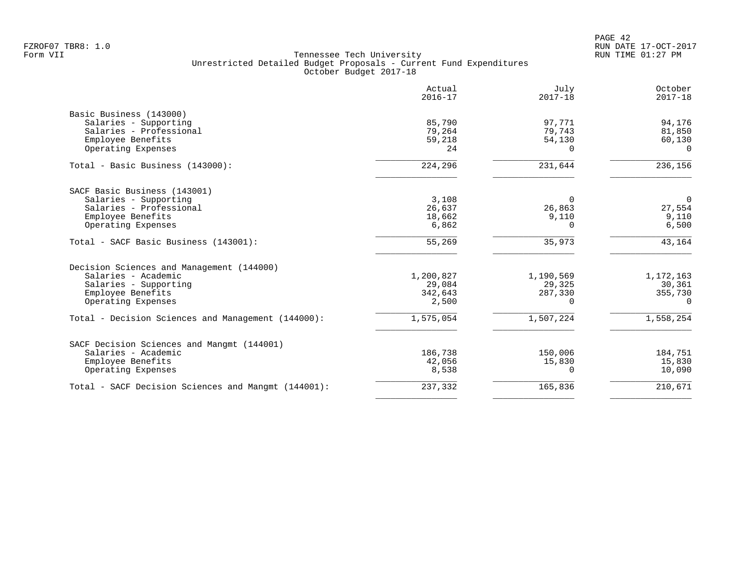FZROF07 TBR8: 1.0
Form VII

Tennessee Tech University
Unrestricted Detailed Budget Proposals - Current Fund Expenditures
October Budget 2017-18

RUN DATE 17-OCT-2017
RUN TIME 01:27 PM

| | Actual 2016-17 | July 2017-18 | October 2017-18 |
|---|---|---|---|
| **Basic Business (143000)** | | | |
| Salaries - Supporting | 85,790 | 97,771 | 94,176 |
| Salaries - Professional | 79,264 | 79,743 | 81,850 |
| Employee Benefits | 59,218 | 54,130 | 60,130 |
| Operating Expenses | 24 | 0 | 0 |
| Total - Basic Business (143000): | 224,296 | 231,644 | 236,156 |
| **SACF Basic Business (143001)** | | | |
| Salaries - Supporting | 3,108 | 0 | 0 |
| Salaries - Professional | 26,637 | 26,863 | 27,554 |
| Employee Benefits | 18,662 | 9,110 | 9,110 |
| Operating Expenses | 6,862 | 0 | 6,500 |
| Total - SACF Basic Business (143001): | 55,269 | 35,973 | 43,164 |
| **Decision Sciences and Management (144000)** | | | |
| Salaries - Academic | 1,200,827 | 1,190,569 | 1,172,163 |
| Salaries - Supporting | 29,084 | 29,325 | 30,361 |
| Employee Benefits | 342,643 | 287,330 | 355,730 |
| Operating Expenses | 2,500 | 0 | 0 |
| Total - Decision Sciences and Management (144000): | 1,575,054 | 1,507,224 | 1,558,254 |
| **SACF Decision Sciences and Mangmt (144001)** | | | |
| Salaries - Academic | 186,738 | 150,006 | 184,751 |
| Employee Benefits | 42,056 | 15,830 | 15,830 |
| Operating Expenses | 8,538 | 0 | 10,090 |
| Total - SACF Decision Sciences and Mangmt (144001): | 237,332 | 165,836 | 210,671 |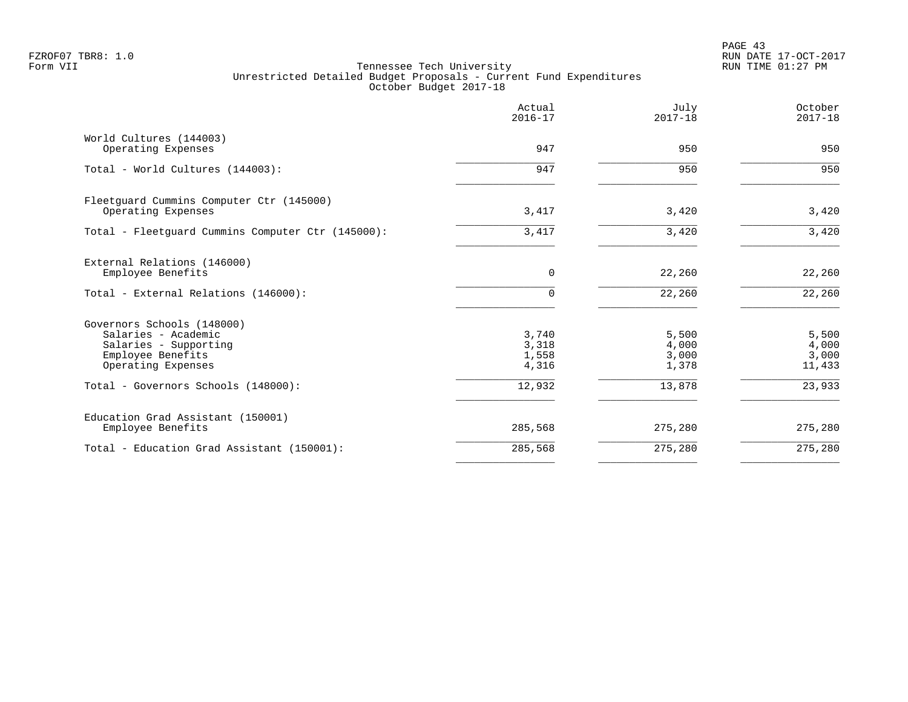Tennessee Tech University
Unrestricted Detailed Budget Proposals - Current Fund Expenditures
October Budget 2017-18

| | Actual 2016-17 | July 2017-18 | October 2017-18 |
|---|---|---|---|
| World Cultures (144003) | | | |
| Operating Expenses | 947 | 950 | 950 |
| Total - World Cultures (144003): | 947 | 950 | 950 |
| Fleetguard Cummins Computer Ctr (145000) | | | |
| Operating Expenses | 3,417 | 3,420 | 3,420 |
| Total - Fleetguard Cummins Computer Ctr (145000): | 3,417 | 3,420 | 3,420 |
| External Relations (146000) | | | |
| Employee Benefits | 0 | 22,260 | 22,260 |
| Total - External Relations (146000): | 0 | 22,260 | 22,260 |
| Governors Schools (148000) | | | |
| Salaries - Academic | 3,740 | 5,500 | 5,500 |
| Salaries - Supporting | 3,318 | 4,000 | 4,000 |
| Employee Benefits | 1,558 | 3,000 | 3,000 |
| Operating Expenses | 4,316 | 1,378 | 11,433 |
| Total - Governors Schools (148000): | 12,932 | 13,878 | 23,933 |
| Education Grad Assistant (150001) | | | |
| Employee Benefits | 285,568 | 275,280 | 275,280 |
| Total - Education Grad Assistant (150001): | 285,568 | 275,280 | 275,280 |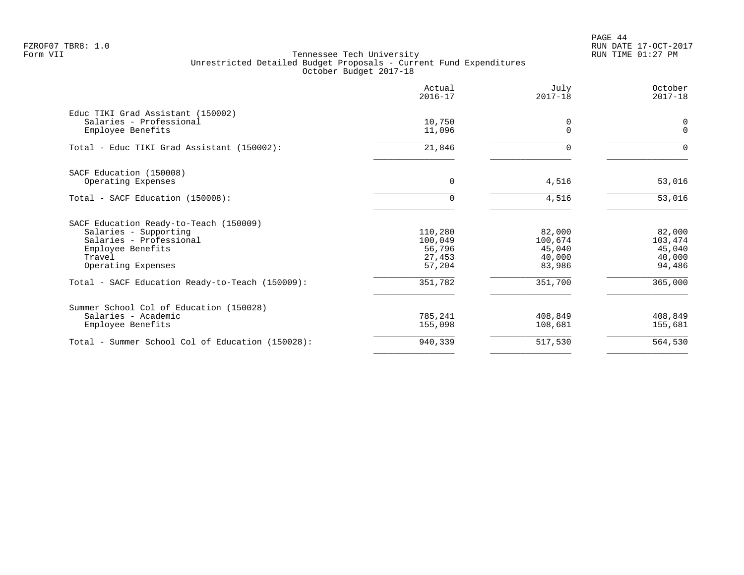FZROF07 TBR8: 1.0
Form VII

Tennessee Tech University
Unrestricted Detailed Budget Proposals - Current Fund Expenditures
October Budget 2017-18

RUN DATE 17-OCT-2017
RUN TIME 01:27 PM

| | Actual 2016-17 | July 2017-18 | October 2017-18 |
|---|---|---|---|
| **Educ TIKI Grad Assistant (150002)** | | | |
| Salaries - Professional | 10,750 | 0 | 0 |
| Employee Benefits | 11,096 | 0 | 0 |
| Total - Educ TIKI Grad Assistant (150002): | 21,846 | 0 | 0 |
| **SACF Education (150008)** | | | |
| Operating Expenses | 0 | 4,516 | 53,016 |
| Total - SACF Education (150008): | 0 | 4,516 | 53,016 |
| **SACF Education Ready-to-Teach (150009)** | | | |
| Salaries - Supporting | 110,280 | 82,000 | 82,000 |
| Salaries - Professional | 100,049 | 100,674 | 103,474 |
| Employee Benefits | 56,796 | 45,040 | 45,040 |
| Travel | 27,453 | 40,000 | 40,000 |
| Operating Expenses | 57,204 | 83,986 | 94,486 |
| Total - SACF Education Ready-to-Teach (150009): | 351,782 | 351,700 | 365,000 |
| **Summer School Col of Education (150028)** | | | |
| Salaries - Academic | 785,241 | 408,849 | 408,849 |
| Employee Benefits | 155,098 | 108,681 | 155,681 |
| Total - Summer School Col of Education (150028): | 940,339 | 517,530 | 564,530 |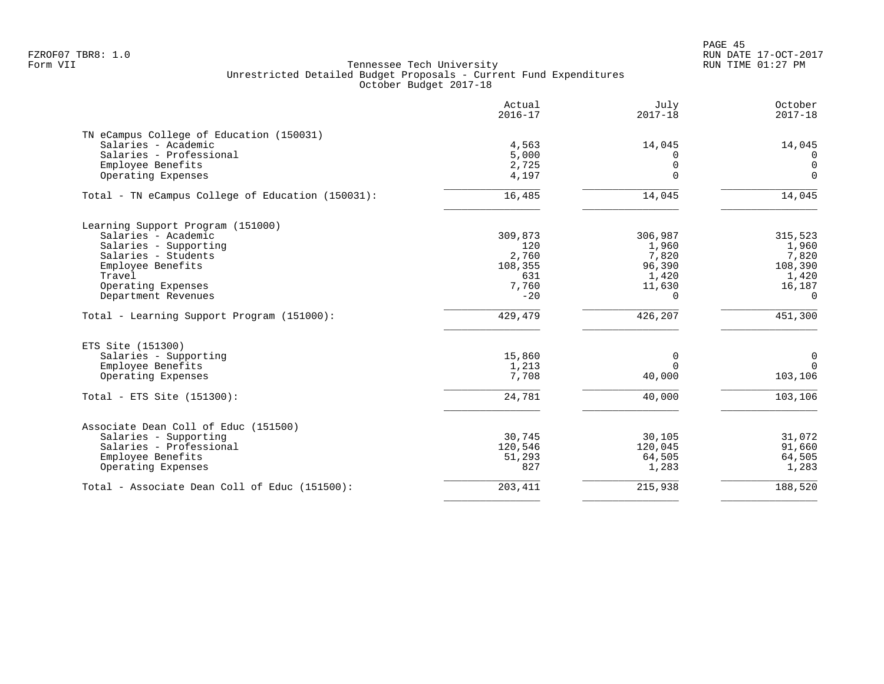FZROF07 TBR8: 1.0
Form VII

# Tennessee Tech University
## Unrestricted Detailed Budget Proposals - Current Fund Expenditures
### October Budget 2017-18

| | Actual 2016-17 | July 2017-18 | October 2017-18 |
|---|---|---|---|
| **TN eCampus College of Education (150031)** | | | |
| Salaries - Academic | 4,563 | 14,045 | 14,045 |
| Salaries - Professional | 5,000 | 0 | 0 |
| Employee Benefits | 2,725 | 0 | 0 |
| Operating Expenses | 4,197 | 0 | 0 |
| Total - TN eCampus College of Education (150031): | 16,485 | 14,045 | 14,045 |
| **Learning Support Program (151000)** | | | |
| Salaries - Academic | 309,873 | 306,987 | 315,523 |
| Salaries - Supporting | 120 | 1,960 | 1,960 |
| Salaries - Students | 2,760 | 7,820 | 7,820 |
| Employee Benefits | 108,355 | 96,390 | 108,390 |
| Travel | 631 | 1,420 | 1,420 |
| Operating Expenses | 7,760 | 11,630 | 16,187 |
| Department Revenues | -20 | 0 | 0 |
| Total - Learning Support Program (151000): | 429,479 | 426,207 | 451,300 |
| **ETS Site (151300)** | | | |
| Salaries - Supporting | 15,860 | 0 | 0 |
| Employee Benefits | 1,213 | 0 | 0 |
| Operating Expenses | 7,708 | 40,000 | 103,106 |
| Total - ETS Site (151300): | 24,781 | 40,000 | 103,106 |
| **Associate Dean Coll of Educ (151500)** | | | |
| Salaries - Supporting | 30,745 | 30,105 | 31,072 |
| Salaries - Professional | 120,546 | 120,045 | 91,660 |
| Employee Benefits | 51,293 | 64,505 | 64,505 |
| Operating Expenses | 827 | 1,283 | 1,283 |
| Total - Associate Dean Coll of Educ (151500): | 203,411 | 215,938 | 188,520 |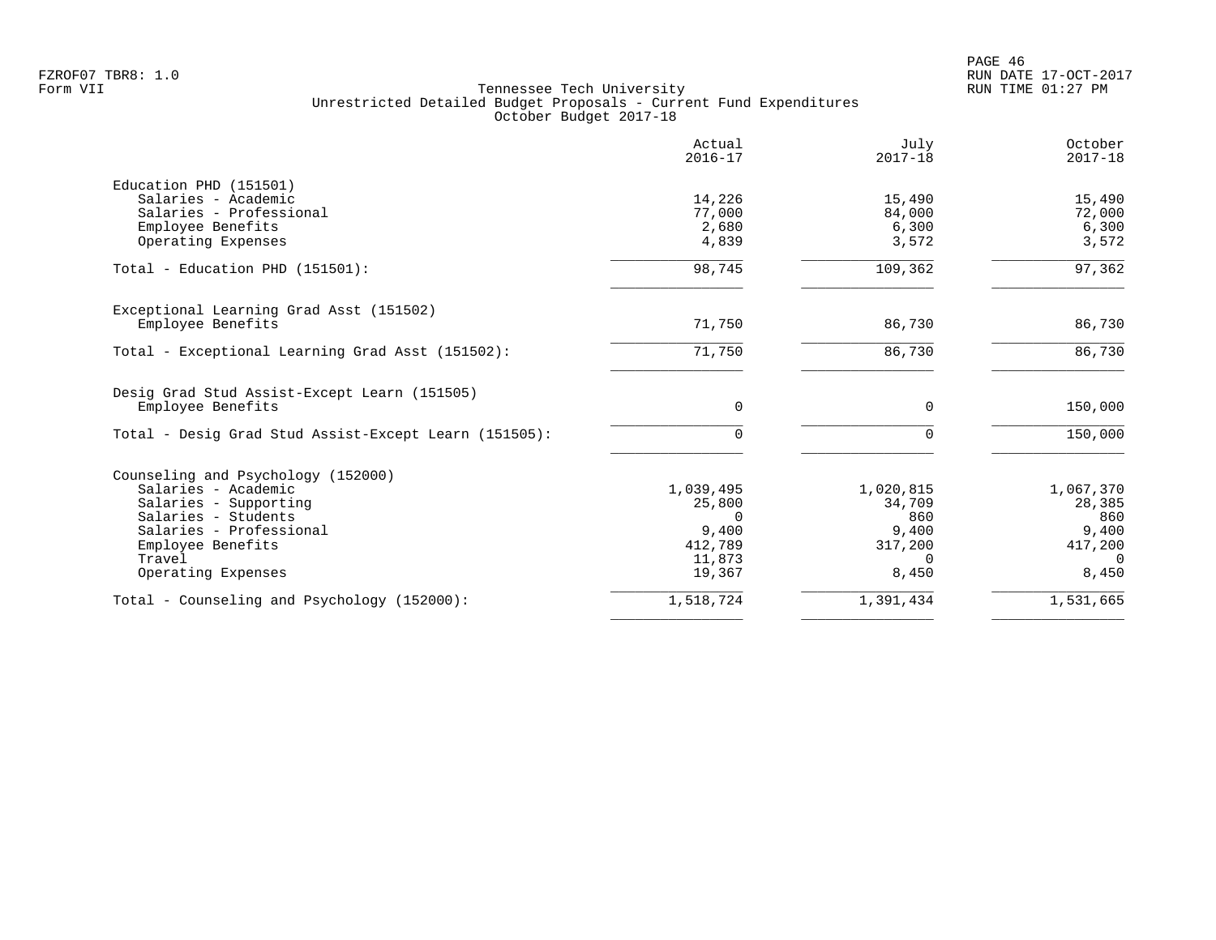Tennessee Tech University
Unrestricted Detailed Budget Proposals - Current Fund Expenditures
October Budget 2017-18

| | Actual 2016-17 | July 2017-18 | October 2017-18 |
|---|---:|---:|---:|
| **Education PHD (151501)** | | | |
| Salaries - Academic | 14,226 | 15,490 | 15,490 |
| Salaries - Professional | 77,000 | 84,000 | 72,000 |
| Employee Benefits | 2,680 | 6,300 | 6,300 |
| Operating Expenses | 4,839 | 3,572 | 3,572 |
| Total - Education PHD (151501): | 98,745 | 109,362 | 97,362 |
| **Exceptional Learning Grad Asst (151502)** | | | |
| Employee Benefits | 71,750 | 86,730 | 86,730 |
| Total - Exceptional Learning Grad Asst (151502): | 71,750 | 86,730 | 86,730 |
| **Desig Grad Stud Assist-Except Learn (151505)** | | | |
| Employee Benefits | 0 | 0 | 150,000 |
| Total - Desig Grad Stud Assist-Except Learn (151505): | 0 | 0 | 150,000 |
| **Counseling and Psychology (152000)** | | | |
| Salaries - Academic | 1,039,495 | 1,020,815 | 1,067,370 |
| Salaries - Supporting | 25,800 | 34,709 | 28,385 |
| Salaries - Students | 0 | 860 | 860 |
| Salaries - Professional | 9,400 | 9,400 | 9,400 |
| Employee Benefits | 412,789 | 317,200 | 417,200 |
| Travel | 11,873 | 0 | 0 |
| Operating Expenses | 19,367 | 8,450 | 8,450 |
| Total - Counseling and Psychology (152000): | 1,518,724 | 1,391,434 | 1,531,665 |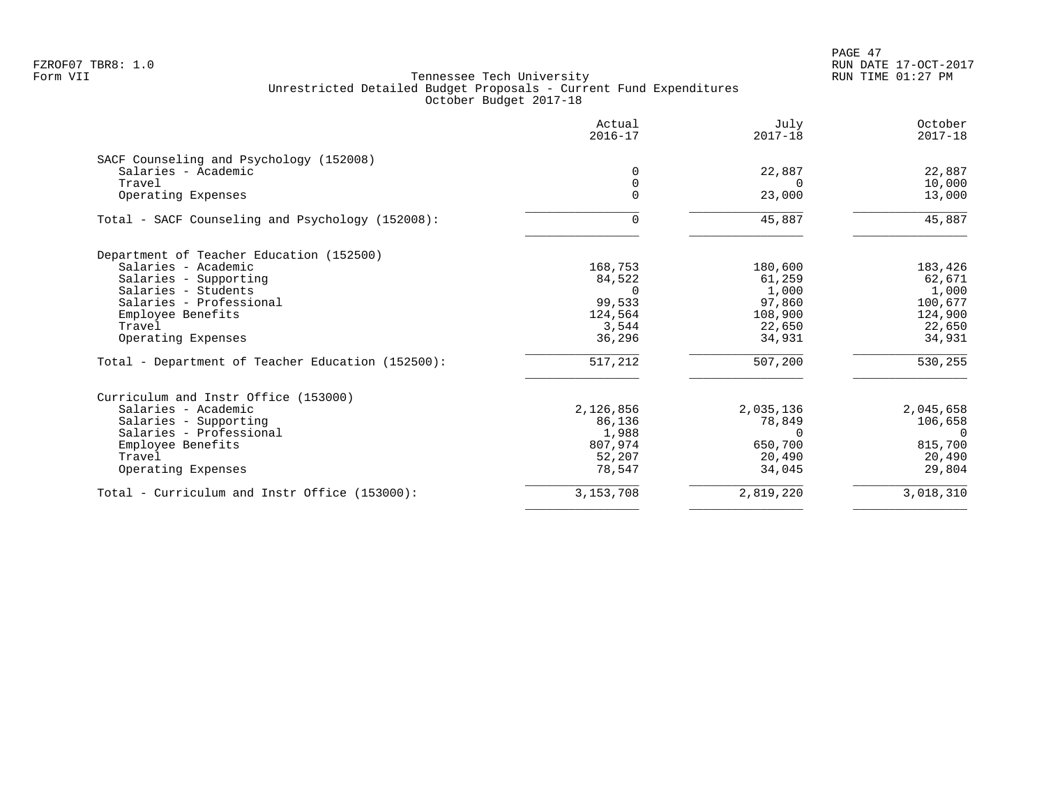Tennessee Tech University
Unrestricted Detailed Budget Proposals - Current Fund Expenditures
October Budget 2017-18

| | Actual 2016-17 | July 2017-18 | October 2017-18 |
|---|---|---|---|
| **SACF Counseling and Psychology (152008)** | | | |
| Salaries - Academic | 0 | 22,887 | 22,887 |
| Travel | 0 | 0 | 10,000 |
| Operating Expenses | 0 | 23,000 | 13,000 |
| Total - SACF Counseling and Psychology (152008): | 0 | 45,887 | 45,887 |
| **Department of Teacher Education (152500)** | | | |
| Salaries - Academic | 168,753 | 180,600 | 183,426 |
| Salaries - Supporting | 84,522 | 61,259 | 62,671 |
| Salaries - Students | 0 | 1,000 | 1,000 |
| Salaries - Professional | 99,533 | 97,860 | 100,677 |
| Employee Benefits | 124,564 | 108,900 | 124,900 |
| Travel | 3,544 | 22,650 | 22,650 |
| Operating Expenses | 36,296 | 34,931 | 34,931 |
| Total - Department of Teacher Education (152500): | 517,212 | 507,200 | 530,255 |
| **Curriculum and Instr Office (153000)** | | | |
| Salaries - Academic | 2,126,856 | 2,035,136 | 2,045,658 |
| Salaries - Supporting | 86,136 | 78,849 | 106,658 |
| Salaries - Professional | 1,988 | 0 | 0 |
| Employee Benefits | 807,974 | 650,700 | 815,700 |
| Travel | 52,207 | 20,490 | 20,490 |
| Operating Expenses | 78,547 | 34,045 | 29,804 |
| Total - Curriculum and Instr Office (153000): | 3,153,708 | 2,819,220 | 3,018,310 |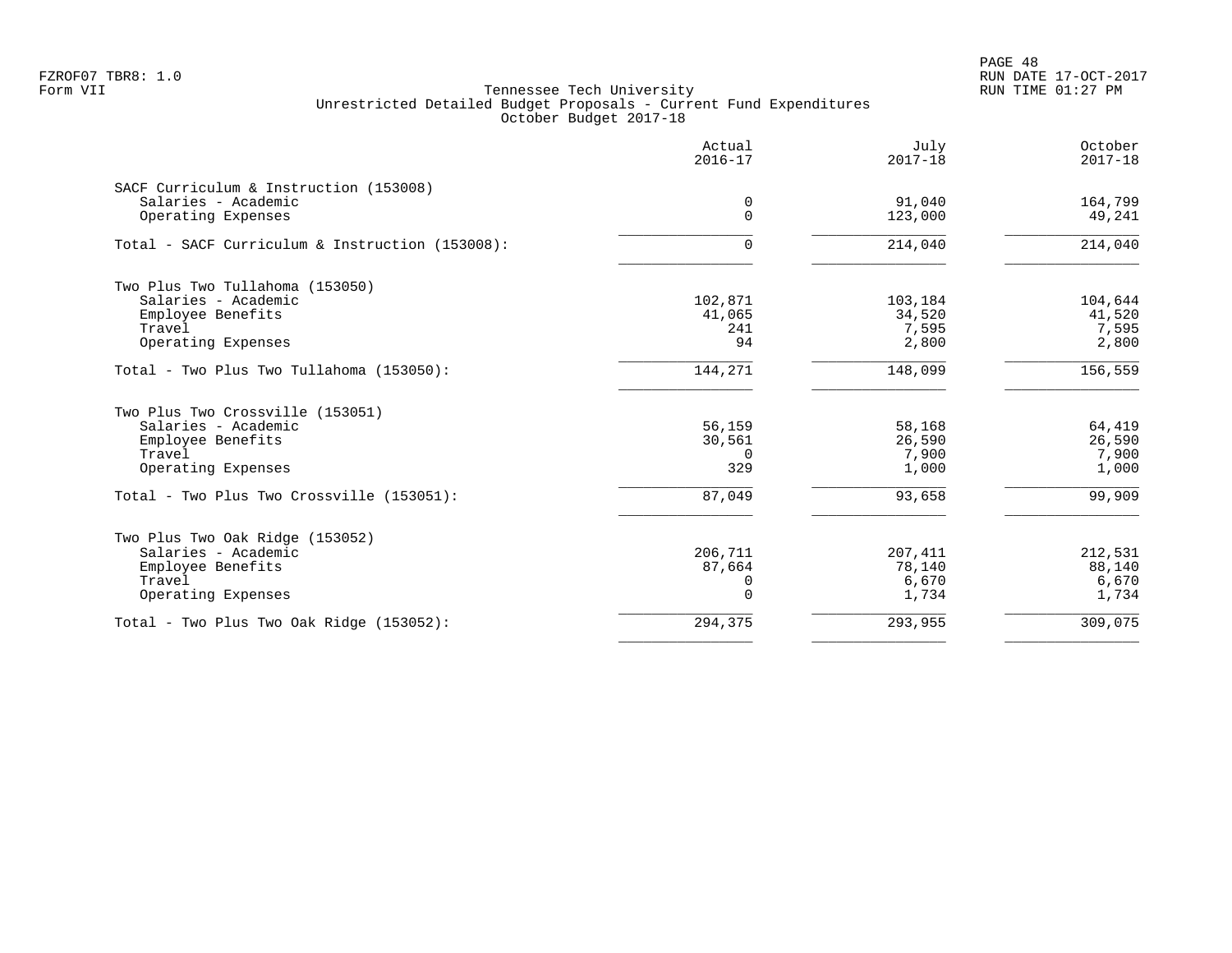Tennessee Tech University
Unrestricted Detailed Budget Proposals - Current Fund Expenditures
October Budget 2017-18

| | Actual 2016-17 | July 2017-18 | October 2017-18 |
|---|---|---|---|
| SACF Curriculum & Instruction (153008) | | | |
| Salaries - Academic | 0 | 91,040 | 164,799 |
| Operating Expenses | 0 | 123,000 | 49,241 |
| Total - SACF Curriculum & Instruction (153008): | 0 | 214,040 | 214,040 |
| Two Plus Two Tullahoma (153050) | | | |
| Salaries - Academic | 102,871 | 103,184 | 104,644 |
| Employee Benefits | 41,065 | 34,520 | 41,520 |
| Travel | 241 | 7,595 | 7,595 |
| Operating Expenses | 94 | 2,800 | 2,800 |
| Total - Two Plus Two Tullahoma (153050): | 144,271 | 148,099 | 156,559 |
| Two Plus Two Crossville (153051) | | | |
| Salaries - Academic | 56,159 | 58,168 | 64,419 |
| Employee Benefits | 30,561 | 26,590 | 26,590 |
| Travel | 0 | 7,900 | 7,900 |
| Operating Expenses | 329 | 1,000 | 1,000 |
| Total - Two Plus Two Crossville (153051): | 87,049 | 93,658 | 99,909 |
| Two Plus Two Oak Ridge (153052) | | | |
| Salaries - Academic | 206,711 | 207,411 | 212,531 |
| Employee Benefits | 87,664 | 78,140 | 88,140 |
| Travel | 0 | 6,670 | 6,670 |
| Operating Expenses | 0 | 1,734 | 1,734 |
| Total - Two Plus Two Oak Ridge (153052): | 294,375 | 293,955 | 309,075 |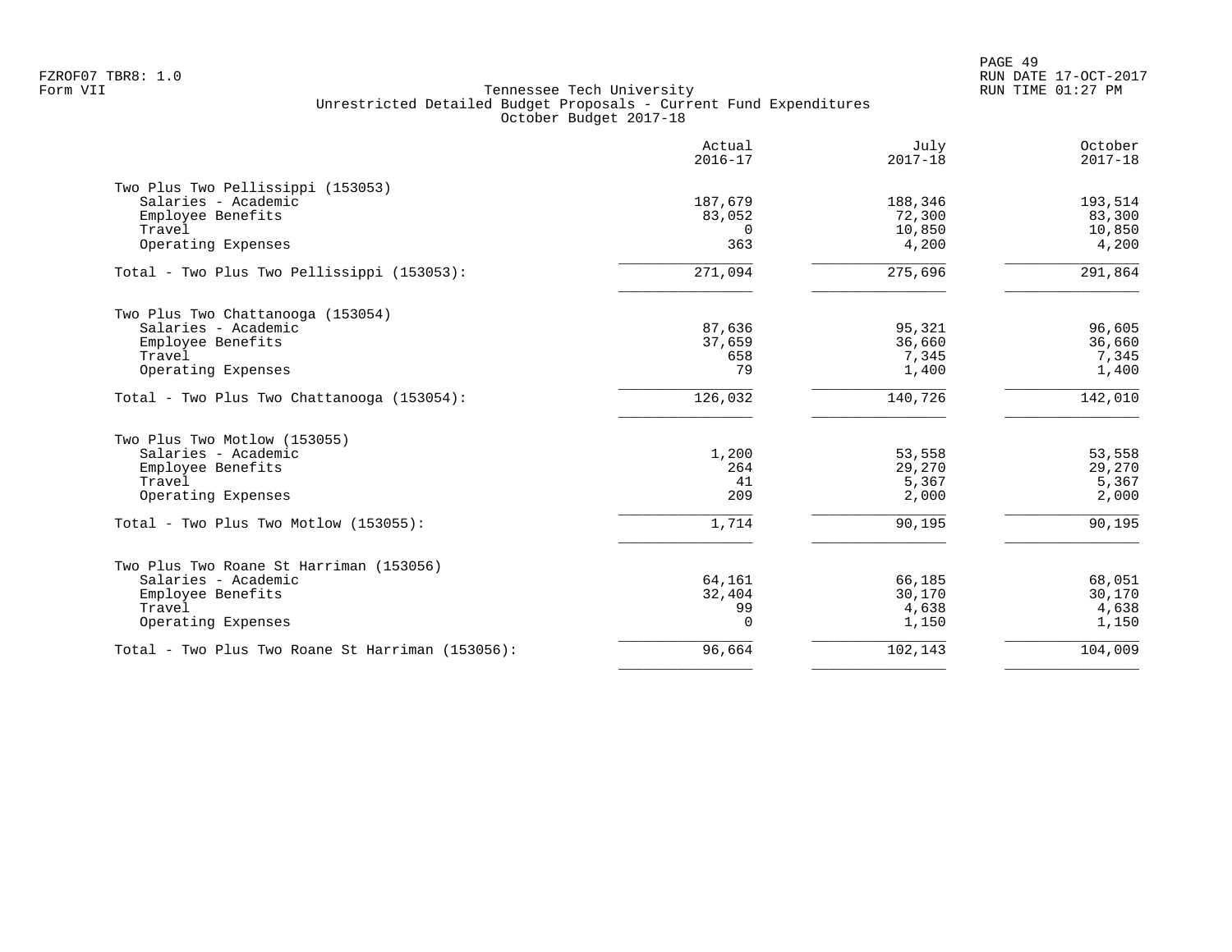FZROF07 TBR8: 1.0
Form VII

Tennessee Tech University
Unrestricted Detailed Budget Proposals - Current Fund Expenditures
October Budget 2017-18

RUN DATE 17-OCT-2017
RUN TIME 01:27 PM

| | Actual 2016-17 | July 2017-18 | October 2017-18 |
|---|---|---|---|
| **Two Plus Two Pellissippi (153053)** | | | |
| Salaries - Academic | 187,679 | 188,346 | 193,514 |
| Employee Benefits | 83,052 | 72,300 | 83,300 |
| Travel | 0 | 10,850 | 10,850 |
| Operating Expenses | 363 | 4,200 | 4,200 |
| Total - Two Plus Two Pellissippi (153053): | 271,094 | 275,696 | 291,864 |
| **Two Plus Two Chattanooga (153054)** | | | |
| Salaries - Academic | 87,636 | 95,321 | 96,605 |
| Employee Benefits | 37,659 | 36,660 | 36,660 |
| Travel | 658 | 7,345 | 7,345 |
| Operating Expenses | 79 | 1,400 | 1,400 |
| Total - Two Plus Two Chattanooga (153054): | 126,032 | 140,726 | 142,010 |
| **Two Plus Two Motlow (153055)** | | | |
| Salaries - Academic | 1,200 | 53,558 | 53,558 |
| Employee Benefits | 264 | 29,270 | 29,270 |
| Travel | 41 | 5,367 | 5,367 |
| Operating Expenses | 209 | 2,000 | 2,000 |
| Total - Two Plus Two Motlow (153055): | 1,714 | 90,195 | 90,195 |
| **Two Plus Two Roane St Harriman (153056)** | | | |
| Salaries - Academic | 64,161 | 66,185 | 68,051 |
| Employee Benefits | 32,404 | 30,170 | 30,170 |
| Travel | 99 | 4,638 | 4,638 |
| Operating Expenses | 0 | 1,150 | 1,150 |
| Total - Two Plus Two Roane St Harriman (153056): | 96,664 | 102,143 | 104,009 |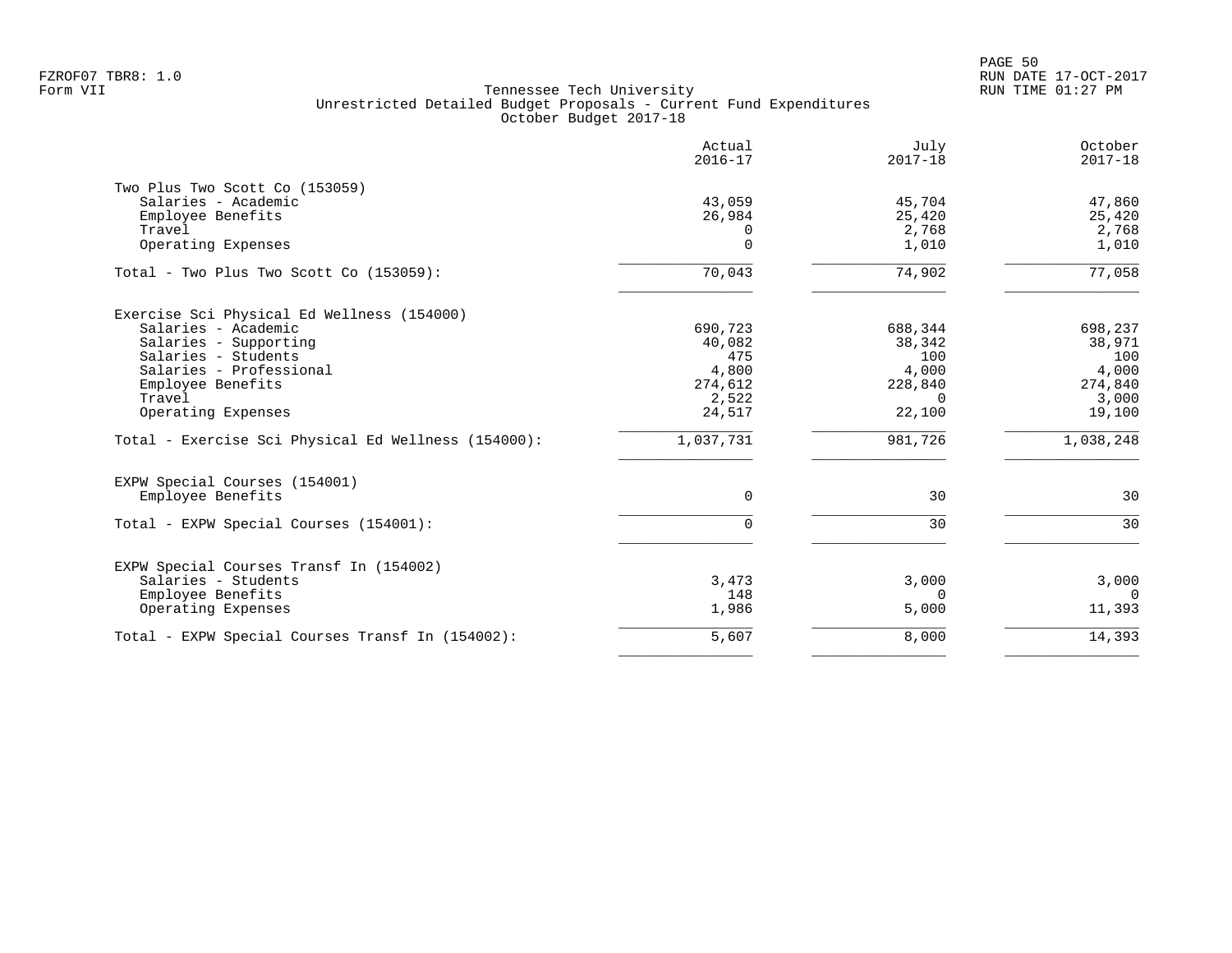Tennessee Tech University
Unrestricted Detailed Budget Proposals - Current Fund Expenditures
October Budget 2017-18

| | Actual 2016-17 | July 2017-18 | October 2017-18 |
|---|---|---|---|
| **Two Plus Two Scott Co (153059)** | | | |
| Salaries - Academic | 43,059 | 45,704 | 47,860 |
| Employee Benefits | 26,984 | 25,420 | 25,420 |
| Travel | 0 | 2,768 | 2,768 |
| Operating Expenses | 0 | 1,010 | 1,010 |
| Total - Two Plus Two Scott Co (153059): | 70,043 | 74,902 | 77,058 |
| **Exercise Sci Physical Ed Wellness (154000)** | | | |
| Salaries - Academic | 690,723 | 688,344 | 698,237 |
| Salaries - Supporting | 40,082 | 38,342 | 38,971 |
| Salaries - Students | 475 | 100 | 100 |
| Salaries - Professional | 4,800 | 4,000 | 4,000 |
| Employee Benefits | 274,612 | 228,840 | 274,840 |
| Travel | 2,522 | 0 | 3,000 |
| Operating Expenses | 24,517 | 22,100 | 19,100 |
| Total - Exercise Sci Physical Ed Wellness (154000): | 1,037,731 | 981,726 | 1,038,248 |
| **EXPW Special Courses (154001)** | | | |
| Employee Benefits | 0 | 30 | 30 |
| Total - EXPW Special Courses (154001): | 0 | 30 | 30 |
| **EXPW Special Courses Transf In (154002)** | | | |
| Salaries - Students | 3,473 | 3,000 | 3,000 |
| Employee Benefits | 148 | 0 | 0 |
| Operating Expenses | 1,986 | 5,000 | 11,393 |
| Total - EXPW Special Courses Transf In (154002): | 5,607 | 8,000 | 14,393 |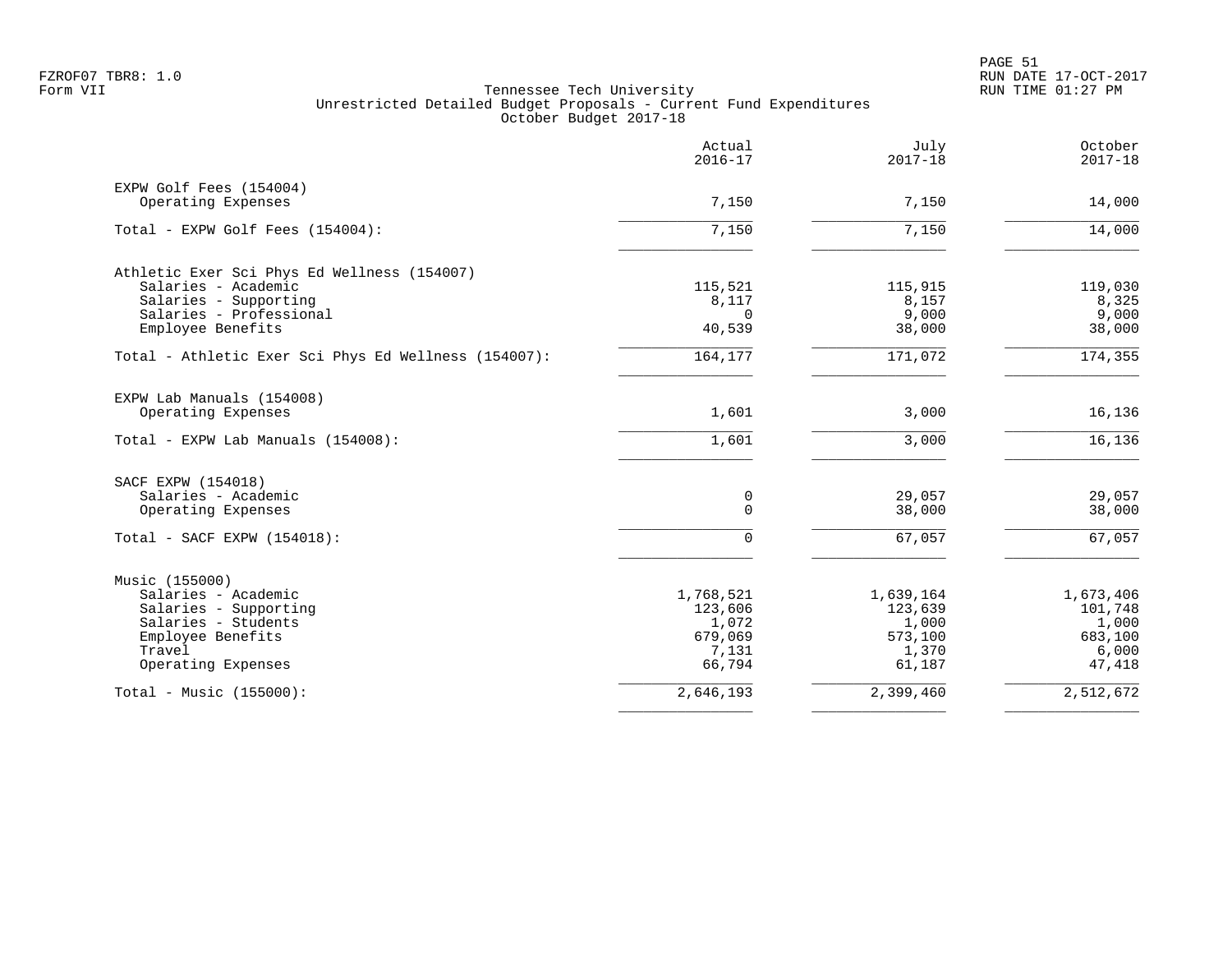FZROF07 TBR8: 1.0
Form VII

Tennessee Tech University
Unrestricted Detailed Budget Proposals - Current Fund Expenditures
October Budget 2017-18

| | Actual 2016-17 | July 2017-18 | October 2017-18 |
|---|---|---|---|
| **EXPW Golf Fees (154004)** | | | |
| Operating Expenses | 7,150 | 7,150 | 14,000 |
| Total - EXPW Golf Fees (154004): | 7,150 | 7,150 | 14,000 |
| **Athletic Exer Sci Phys Ed Wellness (154007)** | | | |
| Salaries - Academic | 115,521 | 115,915 | 119,030 |
| Salaries - Supporting | 8,117 | 8,157 | 8,325 |
| Salaries - Professional | 0 | 9,000 | 9,000 |
| Employee Benefits | 40,539 | 38,000 | 38,000 |
| Total - Athletic Exer Sci Phys Ed Wellness (154007): | 164,177 | 171,072 | 174,355 |
| **EXPW Lab Manuals (154008)** | | | |
| Operating Expenses | 1,601 | 3,000 | 16,136 |
| Total - EXPW Lab Manuals (154008): | 1,601 | 3,000 | 16,136 |
| **SACF EXPW (154018)** | | | |
| Salaries - Academic | 0 | 29,057 | 29,057 |
| Operating Expenses | 0 | 38,000 | 38,000 |
| Total - SACF EXPW (154018): | 0 | 67,057 | 67,057 |
| **Music (155000)** | | | |
| Salaries - Academic | 1,768,521 | 1,639,164 | 1,673,406 |
| Salaries - Supporting | 123,606 | 123,639 | 101,748 |
| Salaries - Students | 1,072 | 1,000 | 1,000 |
| Employee Benefits | 679,069 | 573,100 | 683,100 |
| Travel | 7,131 | 1,370 | 6,000 |
| Operating Expenses | 66,794 | 61,187 | 47,418 |
| Total - Music (155000): | 2,646,193 | 2,399,460 | 2,512,672 |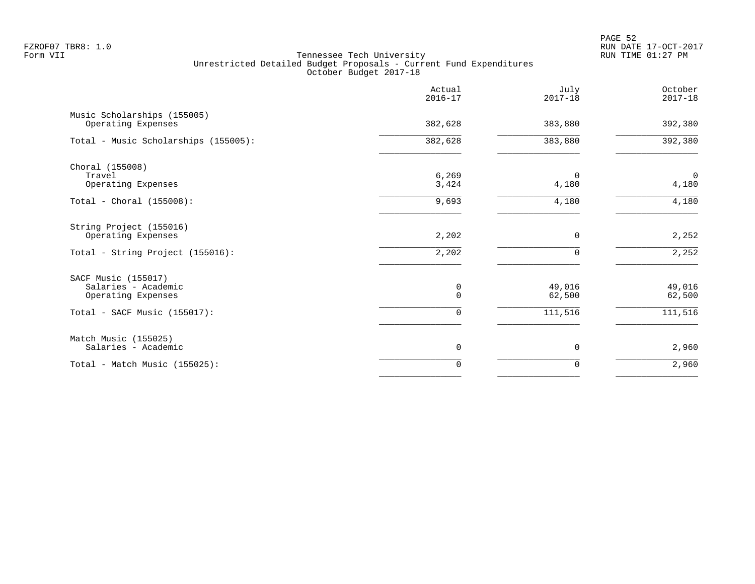Tennessee Tech University
Unrestricted Detailed Budget Proposals - Current Fund Expenditures
October Budget 2017-18

| | Actual 2016-17 | July 2017-18 | October 2017-18 |
|---|---|---|---|
| Music Scholarships (155005) | | | |
| Operating Expenses | 382,628 | 383,880 | 392,380 |
| Total - Music Scholarships (155005): | 382,628 | 383,880 | 392,380 |
| Choral (155008) | | | |
| Travel | 6,269 | 0 | 0 |
| Operating Expenses | 3,424 | 4,180 | 4,180 |
| Total - Choral (155008): | 9,693 | 4,180 | 4,180 |
| String Project (155016) | | | |
| Operating Expenses | 2,202 | 0 | 2,252 |
| Total - String Project (155016): | 2,202 | 0 | 2,252 |
| SACF Music (155017) | | | |
| Salaries - Academic | 0 | 49,016 | 49,016 |
| Operating Expenses | 0 | 62,500 | 62,500 |
| Total - SACF Music (155017): | 0 | 111,516 | 111,516 |
| Match Music (155025) | | | |
| Salaries - Academic | 0 | 0 | 2,960 |
| Total - Match Music (155025): | 0 | 0 | 2,960 |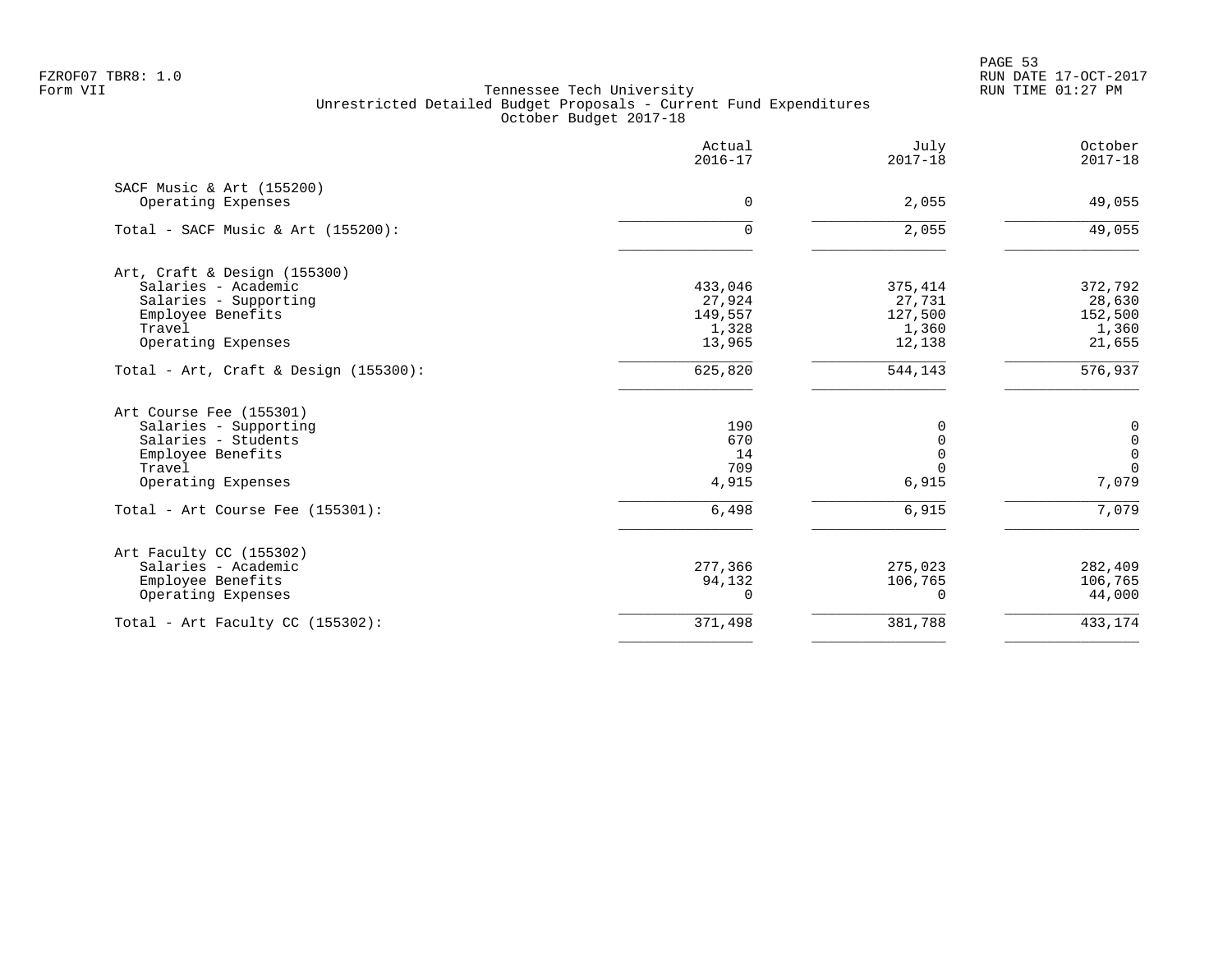Tennessee Tech University
Unrestricted Detailed Budget Proposals - Current Fund Expenditures
October Budget 2017-18

| | Actual 2016-17 | July 2017-18 | October 2017-18 |
|---|---|---|---|
| **SACF Music & Art (155200)** | | | |
| Operating Expenses | 0 | 2,055 | 49,055 |
| Total - SACF Music & Art (155200): | 0 | 2,055 | 49,055 |
| **Art, Craft & Design (155300)** | | | |
| Salaries - Academic | 433,046 | 375,414 | 372,792 |
| Salaries - Supporting | 27,924 | 27,731 | 28,630 |
| Employee Benefits | 149,557 | 127,500 | 152,500 |
| Travel | 1,328 | 1,360 | 1,360 |
| Operating Expenses | 13,965 | 12,138 | 21,655 |
| Total - Art, Craft & Design (155300): | 625,820 | 544,143 | 576,937 |
| **Art Course Fee (155301)** | | | |
| Salaries - Supporting | 190 | 0 | 0 |
| Salaries - Students | 670 | 0 | 0 |
| Employee Benefits | 14 | 0 | 0 |
| Travel | 709 | 0 | 0 |
| Operating Expenses | 4,915 | 6,915 | 7,079 |
| Total - Art Course Fee (155301): | 6,498 | 6,915 | 7,079 |
| **Art Faculty CC (155302)** | | | |
| Salaries - Academic | 277,366 | 275,023 | 282,409 |
| Employee Benefits | 94,132 | 106,765 | 106,765 |
| Operating Expenses | 0 | 0 | 44,000 |
| Total - Art Faculty CC (155302): | 371,498 | 381,788 | 433,174 |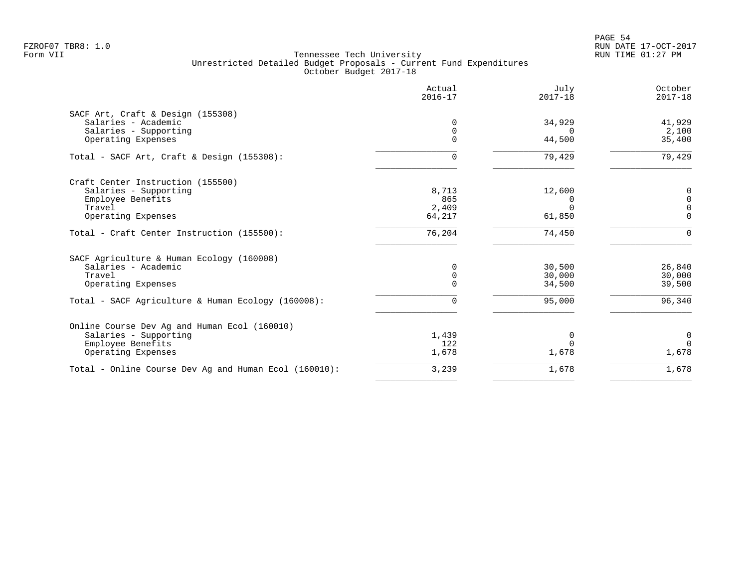Tennessee Tech University
Unrestricted Detailed Budget Proposals - Current Fund Expenditures
October Budget 2017-18

| | Actual 2016-17 | July 2017-18 | October 2017-18 |
|---|---|---|---|
| **SACF Art, Craft & Design (155308)** | | | |
| Salaries - Academic | 0 | 34,929 | 41,929 |
| Salaries - Supporting | 0 | 0 | 2,100 |
| Operating Expenses | 0 | 44,500 | 35,400 |
| Total - SACF Art, Craft & Design (155308): | 0 | 79,429 | 79,429 |
| **Craft Center Instruction (155500)** | | | |
| Salaries - Supporting | 8,713 | 12,600 | 0 |
| Employee Benefits | 865 | 0 | 0 |
| Travel | 2,409 | 0 | 0 |
| Operating Expenses | 64,217 | 61,850 | 0 |
| Total - Craft Center Instruction (155500): | 76,204 | 74,450 | 0 |
| **SACF Agriculture & Human Ecology (160008)** | | | |
| Salaries - Academic | 0 | 30,500 | 26,840 |
| Travel | 0 | 30,000 | 30,000 |
| Operating Expenses | 0 | 34,500 | 39,500 |
| Total - SACF Agriculture & Human Ecology (160008): | 0 | 95,000 | 96,340 |
| **Online Course Dev Ag and Human Ecol (160010)** | | | |
| Salaries - Supporting | 1,439 | 0 | 0 |
| Employee Benefits | 122 | 0 | 0 |
| Operating Expenses | 1,678 | 1,678 | 1,678 |
| Total - Online Course Dev Ag and Human Ecol (160010): | 3,239 | 1,678 | 1,678 |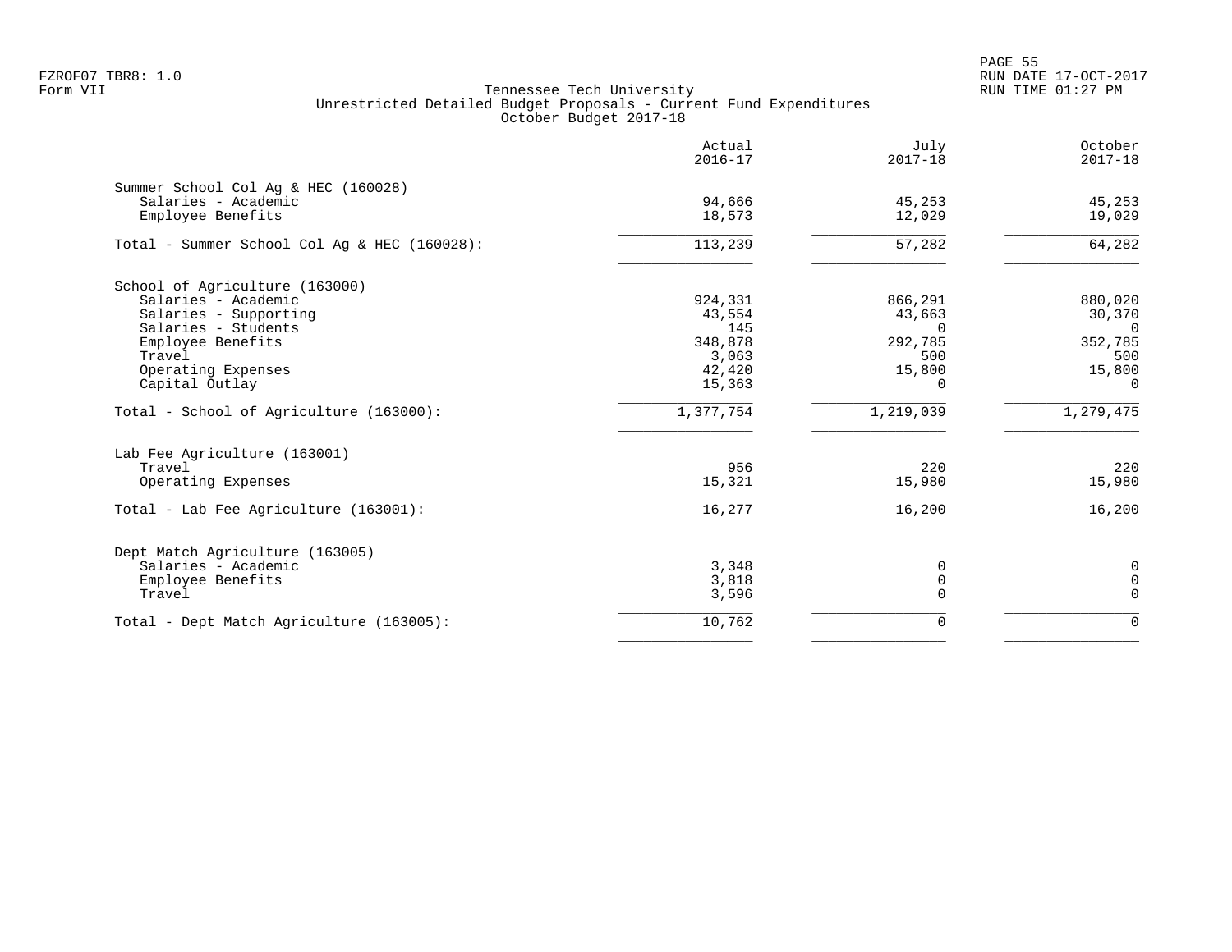Tennessee Tech University
Unrestricted Detailed Budget Proposals - Current Fund Expenditures
October Budget 2017-18

| | Actual 2016-17 | July 2017-18 | October 2017-18 |
|---|---|---|---|
| **Summer School Col Ag & HEC (160028)** | | | |
| Salaries - Academic | 94,666 | 45,253 | 45,253 |
| Employee Benefits | 18,573 | 12,029 | 19,029 |
| Total - Summer School Col Ag & HEC (160028): | 113,239 | 57,282 | 64,282 |
| **School of Agriculture (163000)** | | | |
| Salaries - Academic | 924,331 | 866,291 | 880,020 |
| Salaries - Supporting | 43,554 | 43,663 | 30,370 |
| Salaries - Students | 145 | 0 | 0 |
| Employee Benefits | 348,878 | 292,785 | 352,785 |
| Travel | 3,063 | 500 | 500 |
| Operating Expenses | 42,420 | 15,800 | 15,800 |
| Capital Outlay | 15,363 | 0 | 0 |
| Total - School of Agriculture (163000): | 1,377,754 | 1,219,039 | 1,279,475 |
| **Lab Fee Agriculture (163001)** | | | |
| Travel | 956 | 220 | 220 |
| Operating Expenses | 15,321 | 15,980 | 15,980 |
| Total - Lab Fee Agriculture (163001): | 16,277 | 16,200 | 16,200 |
| **Dept Match Agriculture (163005)** | | | |
| Salaries - Academic | 3,348 | 0 | 0 |
| Employee Benefits | 3,818 | 0 | 0 |
| Travel | 3,596 | 0 | 0 |
| Total - Dept Match Agriculture (163005): | 10,762 | 0 | 0 |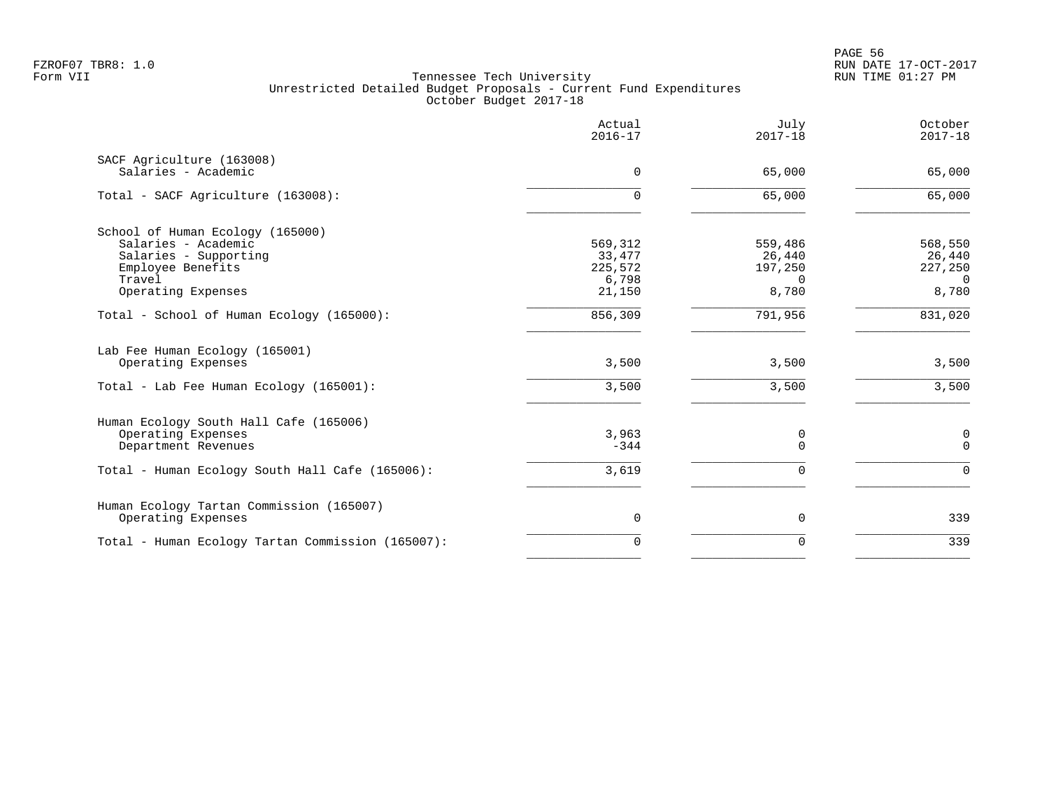Tennessee Tech University
Unrestricted Detailed Budget Proposals - Current Fund Expenditures
October Budget 2017-18

| | Actual 2016-17 | July 2017-18 | October 2017-18 |
|---|---|---|---|
| **SACF Agriculture (163008)** | | | |
| Salaries - Academic | 0 | 65,000 | 65,000 |
| Total - SACF Agriculture (163008): | 0 | 65,000 | 65,000 |
| **School of Human Ecology (165000)** | | | |
| Salaries - Academic | 569,312 | 559,486 | 568,550 |
| Salaries - Supporting | 33,477 | 26,440 | 26,440 |
| Employee Benefits | 225,572 | 197,250 | 227,250 |
| Travel | 6,798 | 0 | 0 |
| Operating Expenses | 21,150 | 8,780 | 8,780 |
| Total - School of Human Ecology (165000): | 856,309 | 791,956 | 831,020 |
| **Lab Fee Human Ecology (165001)** | | | |
| Operating Expenses | 3,500 | 3,500 | 3,500 |
| Total - Lab Fee Human Ecology (165001): | 3,500 | 3,500 | 3,500 |
| **Human Ecology South Hall Cafe (165006)** | | | |
| Operating Expenses | 3,963 | 0 | 0 |
| Department Revenues | -344 | 0 | 0 |
| Total - Human Ecology South Hall Cafe (165006): | 3,619 | 0 | 0 |
| **Human Ecology Tartan Commission (165007)** | | | |
| Operating Expenses | 0 | 0 | 339 |
| Total - Human Ecology Tartan Commission (165007): | 0 | 0 | 339 |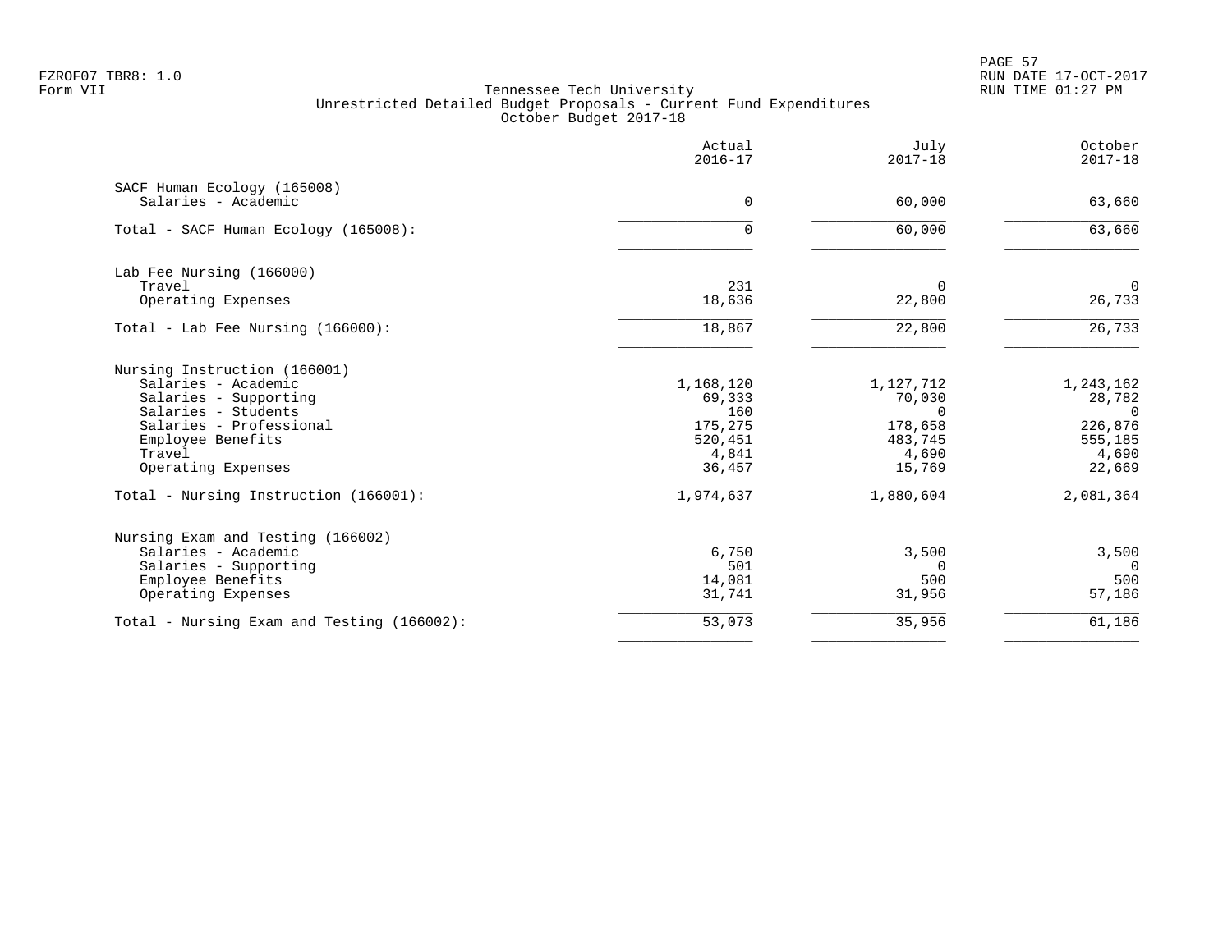FZROF07 TBR8: 1.0
Form VII

Tennessee Tech University
Unrestricted Detailed Budget Proposals - Current Fund Expenditures
October Budget 2017-18

RUN DATE 17-OCT-2017
RUN TIME 01:27 PM

| | Actual 2016-17 | July 2017-18 | October 2017-18 |
|---|---|---|---|
| **SACF Human Ecology (165008)** | | | |
| Salaries - Academic | 0 | 60,000 | 63,660 |
| Total - SACF Human Ecology (165008): | 0 | 60,000 | 63,660 |
| **Lab Fee Nursing (166000)** | | | |
| Travel | 231 | 0 | 0 |
| Operating Expenses | 18,636 | 22,800 | 26,733 |
| Total - Lab Fee Nursing (166000): | 18,867 | 22,800 | 26,733 |
| **Nursing Instruction (166001)** | | | |
| Salaries - Academic | 1,168,120 | 1,127,712 | 1,243,162 |
| Salaries - Supporting | 69,333 | 70,030 | 28,782 |
| Salaries - Students | 160 | 0 | 0 |
| Salaries - Professional | 175,275 | 178,658 | 226,876 |
| Employee Benefits | 520,451 | 483,745 | 555,185 |
| Travel | 4,841 | 4,690 | 4,690 |
| Operating Expenses | 36,457 | 15,769 | 22,669 |
| Total - Nursing Instruction (166001): | 1,974,637 | 1,880,604 | 2,081,364 |
| **Nursing Exam and Testing (166002)** | | | |
| Salaries - Academic | 6,750 | 3,500 | 3,500 |
| Salaries - Supporting | 501 | 0 | 0 |
| Employee Benefits | 14,081 | 500 | 500 |
| Operating Expenses | 31,741 | 31,956 | 57,186 |
| Total - Nursing Exam and Testing (166002): | 53,073 | 35,956 | 61,186 |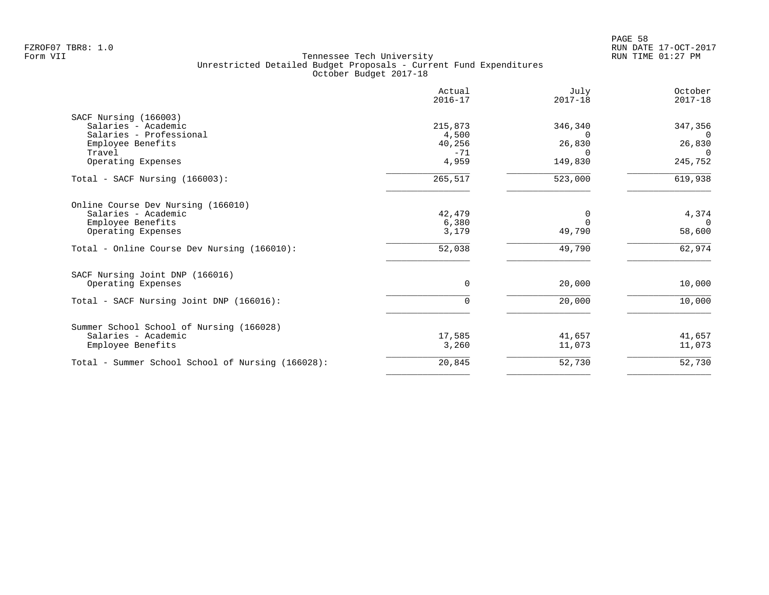FZROF07 TBR8: 1.0
Form VII

# Tennessee Tech University
## Unrestricted Detailed Budget Proposals - Current Fund Expenditures
### October Budget 2017-18

| | Actual 2016-17 | July 2017-18 | October 2017-18 |
|---|---:|---:|---:|
| **SACF Nursing (166003)** | | | |
| Salaries - Academic | 215,873 | 346,340 | 347,356 |
| Salaries - Professional | 4,500 | 0 | 0 |
| Employee Benefits | 40,256 | 26,830 | 26,830 |
| Travel | -71 | 0 | 0 |
| Operating Expenses | 4,959 | 149,830 | 245,752 |
| Total - SACF Nursing (166003): | 265,517 | 523,000 | 619,938 |
| **Online Course Dev Nursing (166010)** | | | |
| Salaries - Academic | 42,479 | 0 | 4,374 |
| Employee Benefits | 6,380 | 0 | 0 |
| Operating Expenses | 3,179 | 49,790 | 58,600 |
| Total - Online Course Dev Nursing (166010): | 52,038 | 49,790 | 62,974 |
| **SACF Nursing Joint DNP (166016)** | | | |
| Operating Expenses | 0 | 20,000 | 10,000 |
| Total - SACF Nursing Joint DNP (166016): | 0 | 20,000 | 10,000 |
| **Summer School School of Nursing (166028)** | | | |
| Salaries - Academic | 17,585 | 41,657 | 41,657 |
| Employee Benefits | 3,260 | 11,073 | 11,073 |
| Total - Summer School School of Nursing (166028): | 20,845 | 52,730 | 52,730 |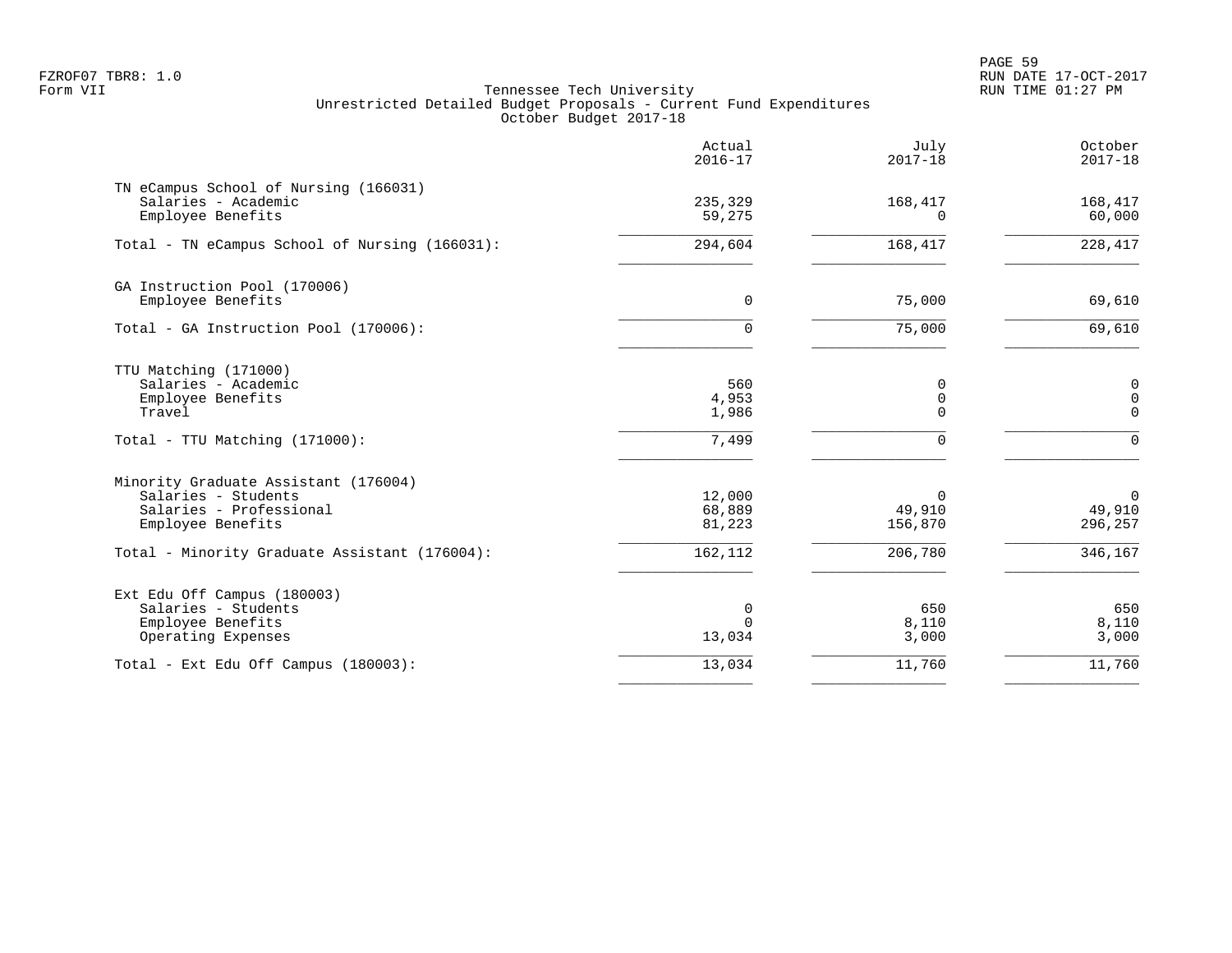Tennessee Tech University
Unrestricted Detailed Budget Proposals - Current Fund Expenditures
October Budget 2017-18

| | Actual 2016-17 | July 2017-18 | October 2017-18 |
|---|---|---|---|
| **TN eCampus School of Nursing (166031)** | | | |
| Salaries - Academic | 235,329 | 168,417 | 168,417 |
| Employee Benefits | 59,275 | 0 | 60,000 |
| Total - TN eCampus School of Nursing (166031): | 294,604 | 168,417 | 228,417 |
| **GA Instruction Pool (170006)** | | | |
| Employee Benefits | 0 | 75,000 | 69,610 |
| Total - GA Instruction Pool (170006): | 0 | 75,000 | 69,610 |
| **TTU Matching (171000)** | | | |
| Salaries - Academic | 560 | 0 | 0 |
| Employee Benefits | 4,953 | 0 | 0 |
| Travel | 1,986 | 0 | 0 |
| Total - TTU Matching (171000): | 7,499 | 0 | 0 |
| **Minority Graduate Assistant (176004)** | | | |
| Salaries - Students | 12,000 | 0 | 0 |
| Salaries - Professional | 68,889 | 49,910 | 49,910 |
| Employee Benefits | 81,223 | 156,870 | 296,257 |
| Total - Minority Graduate Assistant (176004): | 162,112 | 206,780 | 346,167 |
| **Ext Edu Off Campus (180003)** | | | |
| Salaries - Students | 0 | 650 | 650 |
| Employee Benefits | 0 | 8,110 | 8,110 |
| Operating Expenses | 13,034 | 3,000 | 3,000 |
| Total - Ext Edu Off Campus (180003): | 13,034 | 11,760 | 11,760 |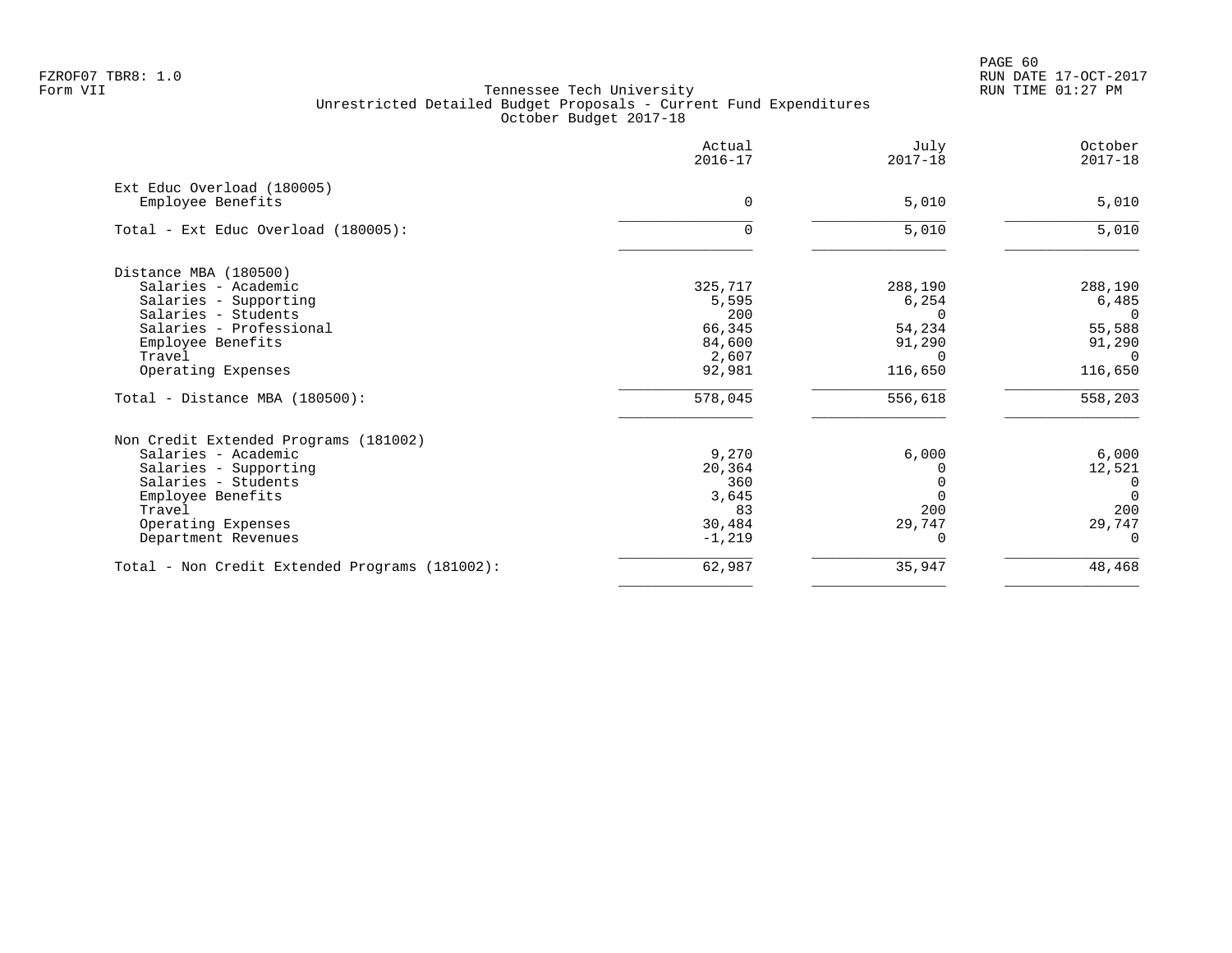Tennessee Tech University
Unrestricted Detailed Budget Proposals - Current Fund Expenditures
October Budget 2017-18

| | Actual 2016-17 | July 2017-18 | October 2017-18 |
|---|---|---|---|
| Ext Educ Overload (180005) | | | |
| Employee Benefits | 0 | 5,010 | 5,010 |
| Total - Ext Educ Overload (180005): | 0 | 5,010 | 5,010 |
| Distance MBA (180500) | | | |
| Salaries - Academic | 325,717 | 288,190 | 288,190 |
| Salaries - Supporting | 5,595 | 6,254 | 6,485 |
| Salaries - Students | 200 | 0 | 0 |
| Salaries - Professional | 66,345 | 54,234 | 55,588 |
| Employee Benefits | 84,600 | 91,290 | 91,290 |
| Travel | 2,607 | 0 | 0 |
| Operating Expenses | 92,981 | 116,650 | 116,650 |
| Total - Distance MBA (180500): | 578,045 | 556,618 | 558,203 |
| Non Credit Extended Programs (181002) | | | |
| Salaries - Academic | 9,270 | 6,000 | 6,000 |
| Salaries - Supporting | 20,364 | 0 | 12,521 |
| Salaries - Students | 360 | 0 | 0 |
| Employee Benefits | 3,645 | 0 | 0 |
| Travel | 83 | 200 | 200 |
| Operating Expenses | 30,484 | 29,747 | 29,747 |
| Department Revenues | -1,219 | 0 | 0 |
| Total - Non Credit Extended Programs (181002): | 62,987 | 35,947 | 48,468 |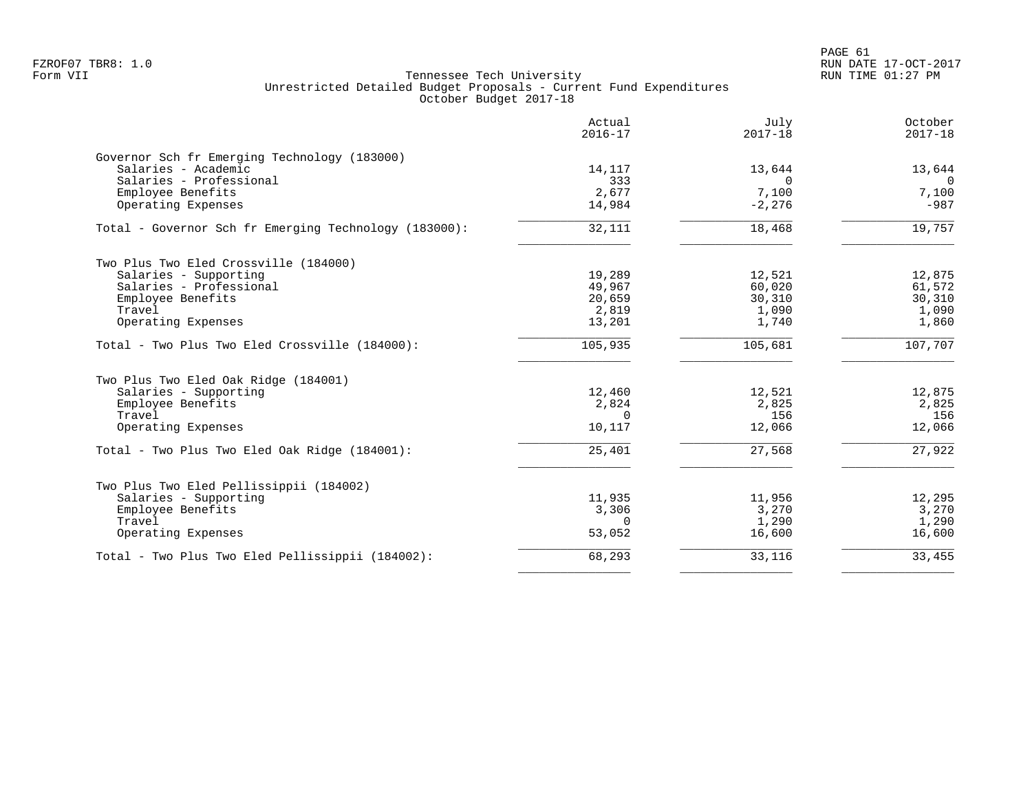FZROF07 TBR8: 1.0
Form VII

Tennessee Tech University
Unrestricted Detailed Budget Proposals - Current Fund Expenditures
October Budget 2017-18

RUN DATE 17-OCT-2017
RUN TIME 01:27 PM

| | Actual 2016-17 | July 2017-18 | October 2017-18 |
|---|---|---|---|
| **Governor Sch fr Emerging Technology (183000)** | | | |
| Salaries - Academic | 14,117 | 13,644 | 13,644 |
| Salaries - Professional | 333 | 0 | 0 |
| Employee Benefits | 2,677 | 7,100 | 7,100 |
| Operating Expenses | 14,984 | -2,276 | -987 |
| Total - Governor Sch fr Emerging Technology (183000): | 32,111 | 18,468 | 19,757 |
| **Two Plus Two Eled Crossville (184000)** | | | |
| Salaries - Supporting | 19,289 | 12,521 | 12,875 |
| Salaries - Professional | 49,967 | 60,020 | 61,572 |
| Employee Benefits | 20,659 | 30,310 | 30,310 |
| Travel | 2,819 | 1,090 | 1,090 |
| Operating Expenses | 13,201 | 1,740 | 1,860 |
| Total - Two Plus Two Eled Crossville (184000): | 105,935 | 105,681 | 107,707 |
| **Two Plus Two Eled Oak Ridge (184001)** | | | |
| Salaries - Supporting | 12,460 | 12,521 | 12,875 |
| Employee Benefits | 2,824 | 2,825 | 2,825 |
| Travel | 0 | 156 | 156 |
| Operating Expenses | 10,117 | 12,066 | 12,066 |
| Total - Two Plus Two Eled Oak Ridge (184001): | 25,401 | 27,568 | 27,922 |
| **Two Plus Two Eled Pellissippii (184002)** | | | |
| Salaries - Supporting | 11,935 | 11,956 | 12,295 |
| Employee Benefits | 3,306 | 3,270 | 3,270 |
| Travel | 0 | 1,290 | 1,290 |
| Operating Expenses | 53,052 | 16,600 | 16,600 |
| Total - Two Plus Two Eled Pellissippii (184002): | 68,293 | 33,116 | 33,455 |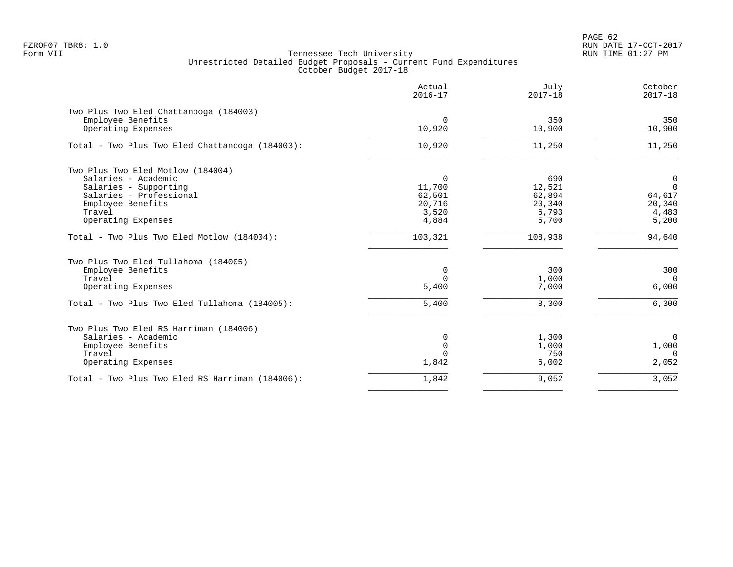Tennessee Tech University
Unrestricted Detailed Budget Proposals - Current Fund Expenditures
October Budget 2017-18

| | Actual 2016-17 | July 2017-18 | October 2017-18 |
|---|---|---|---|
| **Two Plus Two Eled Chattanooga (184003)** | | | |
| Employee Benefits | 0 | 350 | 350 |
| Operating Expenses | 10,920 | 10,900 | 10,900 |
| Total - Two Plus Two Eled Chattanooga (184003): | 10,920 | 11,250 | 11,250 |
| **Two Plus Two Eled Motlow (184004)** | | | |
| Salaries - Academic | 0 | 690 | 0 |
| Salaries - Supporting | 11,700 | 12,521 | 0 |
| Salaries - Professional | 62,501 | 62,894 | 64,617 |
| Employee Benefits | 20,716 | 20,340 | 20,340 |
| Travel | 3,520 | 6,793 | 4,483 |
| Operating Expenses | 4,884 | 5,700 | 5,200 |
| Total - Two Plus Two Eled Motlow (184004): | 103,321 | 108,938 | 94,640 |
| **Two Plus Two Eled Tullahoma (184005)** | | | |
| Employee Benefits | 0 | 300 | 300 |
| Travel | 0 | 1,000 | 0 |
| Operating Expenses | 5,400 | 7,000 | 6,000 |
| Total - Two Plus Two Eled Tullahoma (184005): | 5,400 | 8,300 | 6,300 |
| **Two Plus Two Eled RS Harriman (184006)** | | | |
| Salaries - Academic | 0 | 1,300 | 0 |
| Employee Benefits | 0 | 1,000 | 1,000 |
| Travel | 0 | 750 | 0 |
| Operating Expenses | 1,842 | 6,002 | 2,052 |
| Total - Two Plus Two Eled RS Harriman (184006): | 1,842 | 9,052 | 3,052 |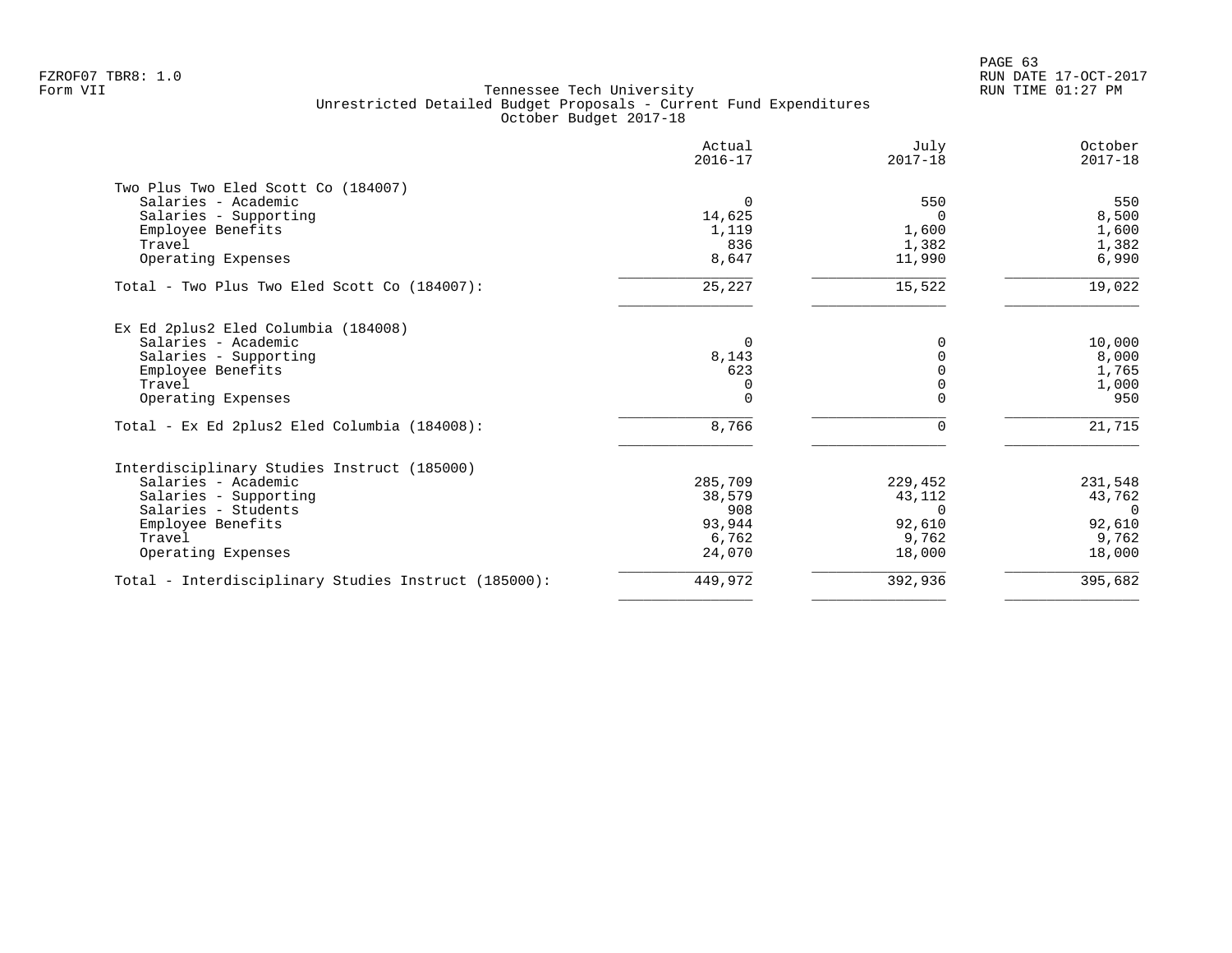FZROF07 TBR8: 1.0
Form VII

Tennessee Tech University
Unrestricted Detailed Budget Proposals - Current Fund Expenditures
October Budget 2017-18

RUN DATE 17-OCT-2017
RUN TIME 01:27 PM

| | Actual 2016-17 | July 2017-18 | October 2017-18 |
|---|---|---|---|
| **Two Plus Two Eled Scott Co (184007)** | | | |
| Salaries - Academic | 0 | 550 | 550 |
| Salaries - Supporting | 14,625 | 0 | 8,500 |
| Employee Benefits | 1,119 | 1,600 | 1,600 |
| Travel | 836 | 1,382 | 1,382 |
| Operating Expenses | 8,647 | 11,990 | 6,990 |
| Total - Two Plus Two Eled Scott Co (184007): | 25,227 | 15,522 | 19,022 |
| **Ex Ed 2plus2 Eled Columbia (184008)** | | | |
| Salaries - Academic | 0 | 0 | 10,000 |
| Salaries - Supporting | 8,143 | 0 | 8,000 |
| Employee Benefits | 623 | 0 | 1,765 |
| Travel | 0 | 0 | 1,000 |
| Operating Expenses | 0 | 0 | 950 |
| Total - Ex Ed 2plus2 Eled Columbia (184008): | 8,766 | 0 | 21,715 |
| **Interdisciplinary Studies Instruct (185000)** | | | |
| Salaries - Academic | 285,709 | 229,452 | 231,548 |
| Salaries - Supporting | 38,579 | 43,112 | 43,762 |
| Salaries - Students | 908 | 0 | 0 |
| Employee Benefits | 93,944 | 92,610 | 92,610 |
| Travel | 6,762 | 9,762 | 9,762 |
| Operating Expenses | 24,070 | 18,000 | 18,000 |
| Total - Interdisciplinary Studies Instruct (185000): | 449,972 | 392,936 | 395,682 |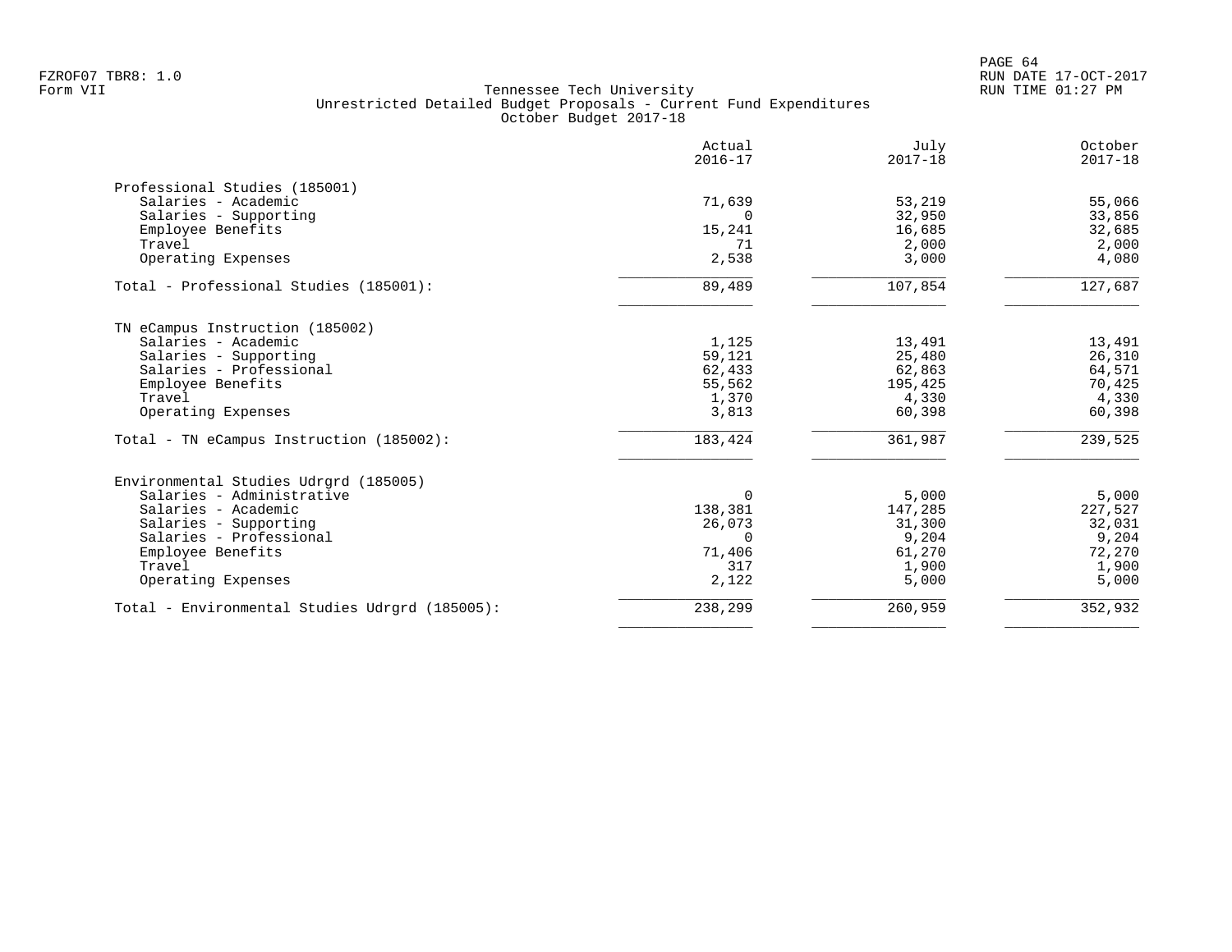Tennessee Tech University
Unrestricted Detailed Budget Proposals - Current Fund Expenditures
October Budget 2017-18

| | Actual 2016-17 | July 2017-18 | October 2017-18 |
|---|---|---|---|
| **Professional Studies (185001)** | | | |
| Salaries - Academic | 71,639 | 53,219 | 55,066 |
| Salaries - Supporting | 0 | 32,950 | 33,856 |
| Employee Benefits | 15,241 | 16,685 | 32,685 |
| Travel | 71 | 2,000 | 2,000 |
| Operating Expenses | 2,538 | 3,000 | 4,080 |
| Total - Professional Studies (185001): | 89,489 | 107,854 | 127,687 |
| **TN eCampus Instruction (185002)** | | | |
| Salaries - Academic | 1,125 | 13,491 | 13,491 |
| Salaries - Supporting | 59,121 | 25,480 | 26,310 |
| Salaries - Professional | 62,433 | 62,863 | 64,571 |
| Employee Benefits | 55,562 | 195,425 | 70,425 |
| Travel | 1,370 | 4,330 | 4,330 |
| Operating Expenses | 3,813 | 60,398 | 60,398 |
| Total - TN eCampus Instruction (185002): | 183,424 | 361,987 | 239,525 |
| **Environmental Studies Udrgrd (185005)** | | | |
| Salaries - Administrative | 0 | 5,000 | 5,000 |
| Salaries - Academic | 138,381 | 147,285 | 227,527 |
| Salaries - Supporting | 26,073 | 31,300 | 32,031 |
| Salaries - Professional | 0 | 9,204 | 9,204 |
| Employee Benefits | 71,406 | 61,270 | 72,270 |
| Travel | 317 | 1,900 | 1,900 |
| Operating Expenses | 2,122 | 5,000 | 5,000 |
| Total - Environmental Studies Udrgrd (185005): | 238,299 | 260,959 | 352,932 |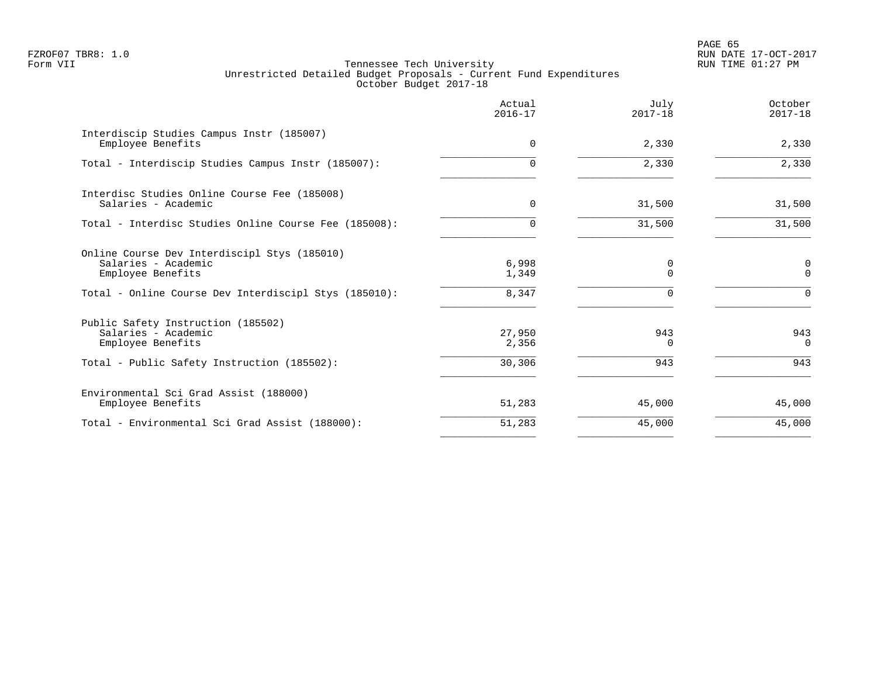FZROF07 TBR8: 1.0
Form VII

Tennessee Tech University
Unrestricted Detailed Budget Proposals - Current Fund Expenditures
October Budget 2017-18

|  | Actual 2016-17 | July 2017-18 | October 2017-18 |
|---|---|---|---|
| Interdiscip Studies Campus Instr (185007) |  |  |  |
| Employee Benefits | 0 | 2,330 | 2,330 |
| Total - Interdiscip Studies Campus Instr (185007): | 0 | 2,330 | 2,330 |
| Interdisc Studies Online Course Fee (185008) |  |  |  |
| Salaries - Academic | 0 | 31,500 | 31,500 |
| Total - Interdisc Studies Online Course Fee (185008): | 0 | 31,500 | 31,500 |
| Online Course Dev Interdiscipl Stys (185010) |  |  |  |
| Salaries - Academic | 6,998 | 0 | 0 |
| Employee Benefits | 1,349 | 0 | 0 |
| Total - Online Course Dev Interdiscipl Stys (185010): | 8,347 | 0 | 0 |
| Public Safety Instruction (185502) |  |  |  |
| Salaries - Academic | 27,950 | 943 | 943 |
| Employee Benefits | 2,356 | 0 | 0 |
| Total - Public Safety Instruction (185502): | 30,306 | 943 | 943 |
| Environmental Sci Grad Assist (188000) |  |  |  |
| Employee Benefits | 51,283 | 45,000 | 45,000 |
| Total - Environmental Sci Grad Assist (188000): | 51,283 | 45,000 | 45,000 |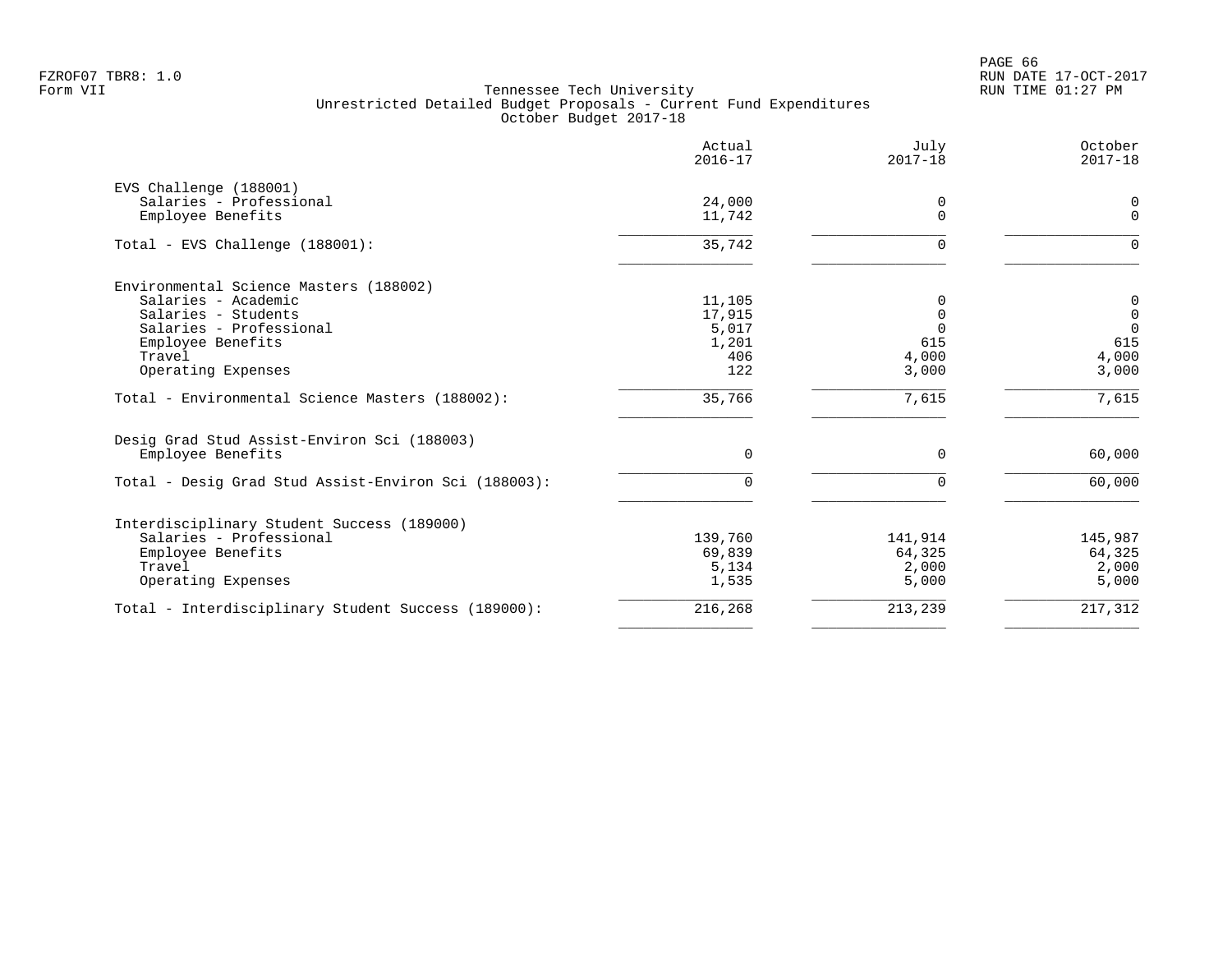Tennessee Tech University
Unrestricted Detailed Budget Proposals - Current Fund Expenditures
October Budget 2017-18

| | Actual 2016-17 | July 2017-18 | October 2017-18 |
|---|---|---|---|
| EVS Challenge (188001) | | | |
| Salaries - Professional | 24,000 | 0 | 0 |
| Employee Benefits | 11,742 | 0 | 0 |
| Total - EVS Challenge (188001): | 35,742 | 0 | 0 |
| Environmental Science Masters (188002) | | | |
| Salaries - Academic | 11,105 | 0 | 0 |
| Salaries - Students | 17,915 | 0 | 0 |
| Salaries - Professional | 5,017 | 0 | 0 |
| Employee Benefits | 1,201 | 615 | 615 |
| Travel | 406 | 4,000 | 4,000 |
| Operating Expenses | 122 | 3,000 | 3,000 |
| Total - Environmental Science Masters (188002): | 35,766 | 7,615 | 7,615 |
| Desig Grad Stud Assist-Environ Sci (188003) | | | |
| Employee Benefits | 0 | 0 | 60,000 |
| Total - Desig Grad Stud Assist-Environ Sci (188003): | 0 | 0 | 60,000 |
| Interdisciplinary Student Success (189000) | | | |
| Salaries - Professional | 139,760 | 141,914 | 145,987 |
| Employee Benefits | 69,839 | 64,325 | 64,325 |
| Travel | 5,134 | 2,000 | 2,000 |
| Operating Expenses | 1,535 | 5,000 | 5,000 |
| Total - Interdisciplinary Student Success (189000): | 216,268 | 213,239 | 217,312 |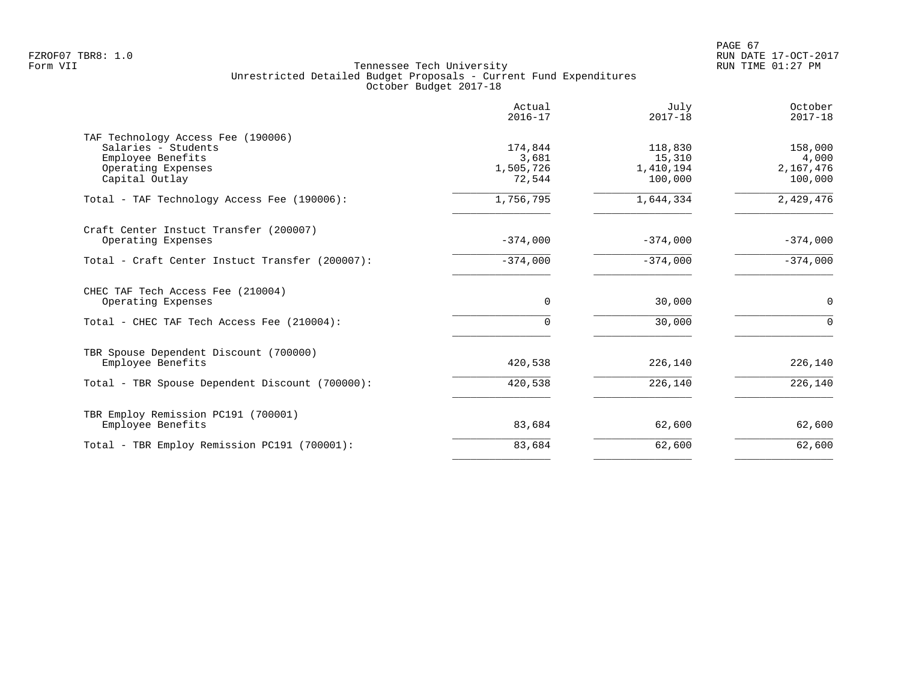Tennessee Tech University
Unrestricted Detailed Budget Proposals - Current Fund Expenditures
October Budget 2017-18

| | Actual 2016-17 | July 2017-18 | October 2017-18 |
|---|---|---|---|
| **TAF Technology Access Fee (190006)** | | | |
| Salaries - Students | 174,844 | 118,830 | 158,000 |
| Employee Benefits | 3,681 | 15,310 | 4,000 |
| Operating Expenses | 1,505,726 | 1,410,194 | 2,167,476 |
| Capital Outlay | 72,544 | 100,000 | 100,000 |
| Total - TAF Technology Access Fee (190006): | 1,756,795 | 1,644,334 | 2,429,476 |
| **Craft Center Instuct Transfer (200007)** | | | |
| Operating Expenses | -374,000 | -374,000 | -374,000 |
| Total - Craft Center Instuct Transfer (200007): | -374,000 | -374,000 | -374,000 |
| **CHEC TAF Tech Access Fee (210004)** | | | |
| Operating Expenses | 0 | 30,000 | 0 |
| Total - CHEC TAF Tech Access Fee (210004): | 0 | 30,000 | 0 |
| **TBR Spouse Dependent Discount (700000)** | | | |
| Employee Benefits | 420,538 | 226,140 | 226,140 |
| Total - TBR Spouse Dependent Discount (700000): | 420,538 | 226,140 | 226,140 |
| **TBR Employ Remission PC191 (700001)** | | | |
| Employee Benefits | 83,684 | 62,600 | 62,600 |
| Total - TBR Employ Remission PC191 (700001): | 83,684 | 62,600 | 62,600 |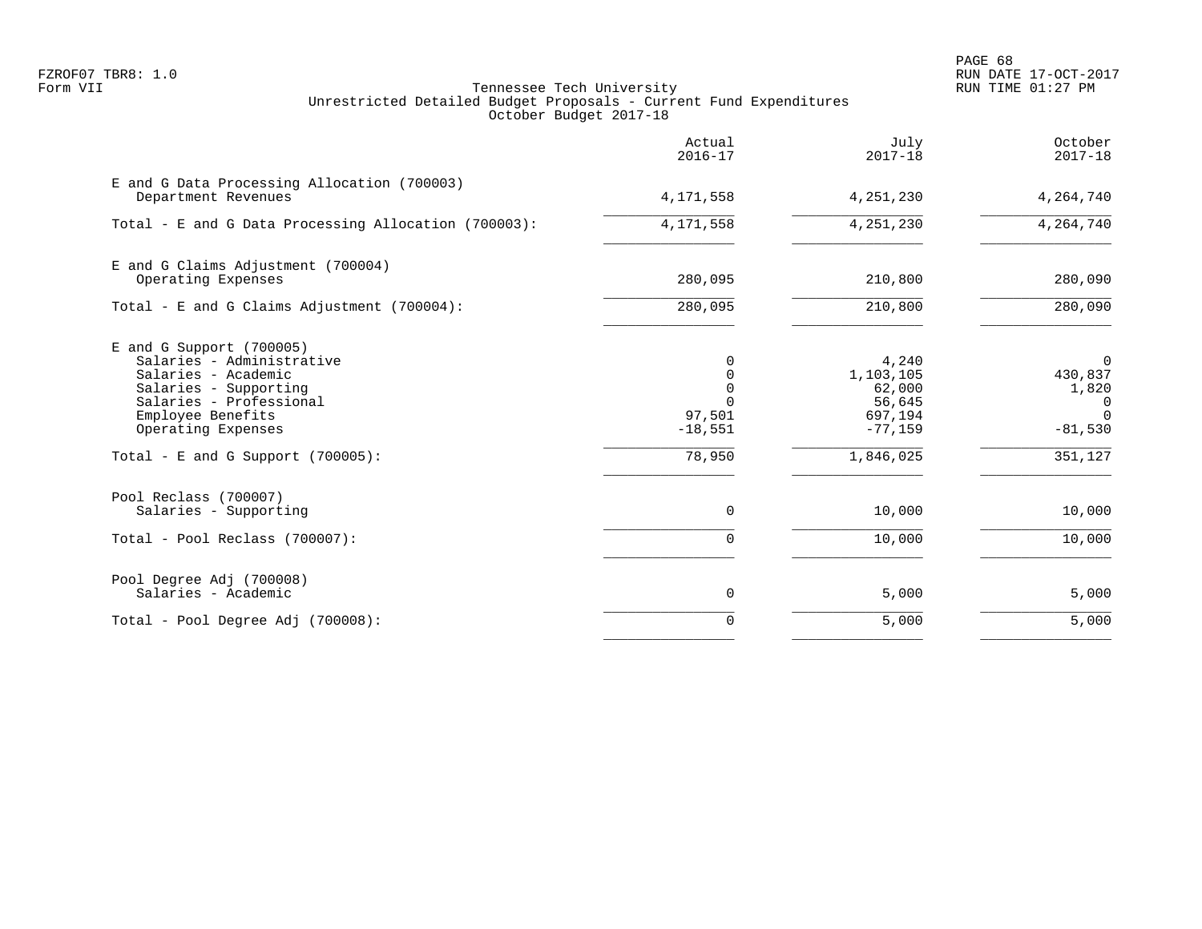FZROF07 TBR8: 1.0
Form VII

Tennessee Tech University
Unrestricted Detailed Budget Proposals - Current Fund Expenditures
October Budget 2017-18

RUN DATE 17-OCT-2017
RUN TIME 01:27 PM

| | Actual 2016-17 | July 2017-18 | October 2017-18 |
|---|---|---|---|
| **E and G Data Processing Allocation (700003)** | | | |
| Department Revenues | 4,171,558 | 4,251,230 | 4,264,740 |
| Total - E and G Data Processing Allocation (700003): | 4,171,558 | 4,251,230 | 4,264,740 |
| **E and G Claims Adjustment (700004)** | | | |
| Operating Expenses | 280,095 | 210,800 | 280,090 |
| Total - E and G Claims Adjustment (700004): | 280,095 | 210,800 | 280,090 |
| **E and G Support (700005)** | | | |
| Salaries - Administrative | 0 | 4,240 | 0 |
| Salaries - Academic | 0 | 1,103,105 | 430,837 |
| Salaries - Supporting | 0 | 62,000 | 1,820 |
| Salaries - Professional | 0 | 56,645 | 0 |
| Employee Benefits | 97,501 | 697,194 | 0 |
| Operating Expenses | -18,551 | -77,159 | -81,530 |
| Total - E and G Support (700005): | 78,950 | 1,846,025 | 351,127 |
| **Pool Reclass (700007)** | | | |
| Salaries - Supporting | 0 | 10,000 | 10,000 |
| Total - Pool Reclass (700007): | 0 | 10,000 | 10,000 |
| **Pool Degree Adj (700008)** | | | |
| Salaries - Academic | 0 | 5,000 | 5,000 |
| Total - Pool Degree Adj (700008): | 0 | 5,000 | 5,000 |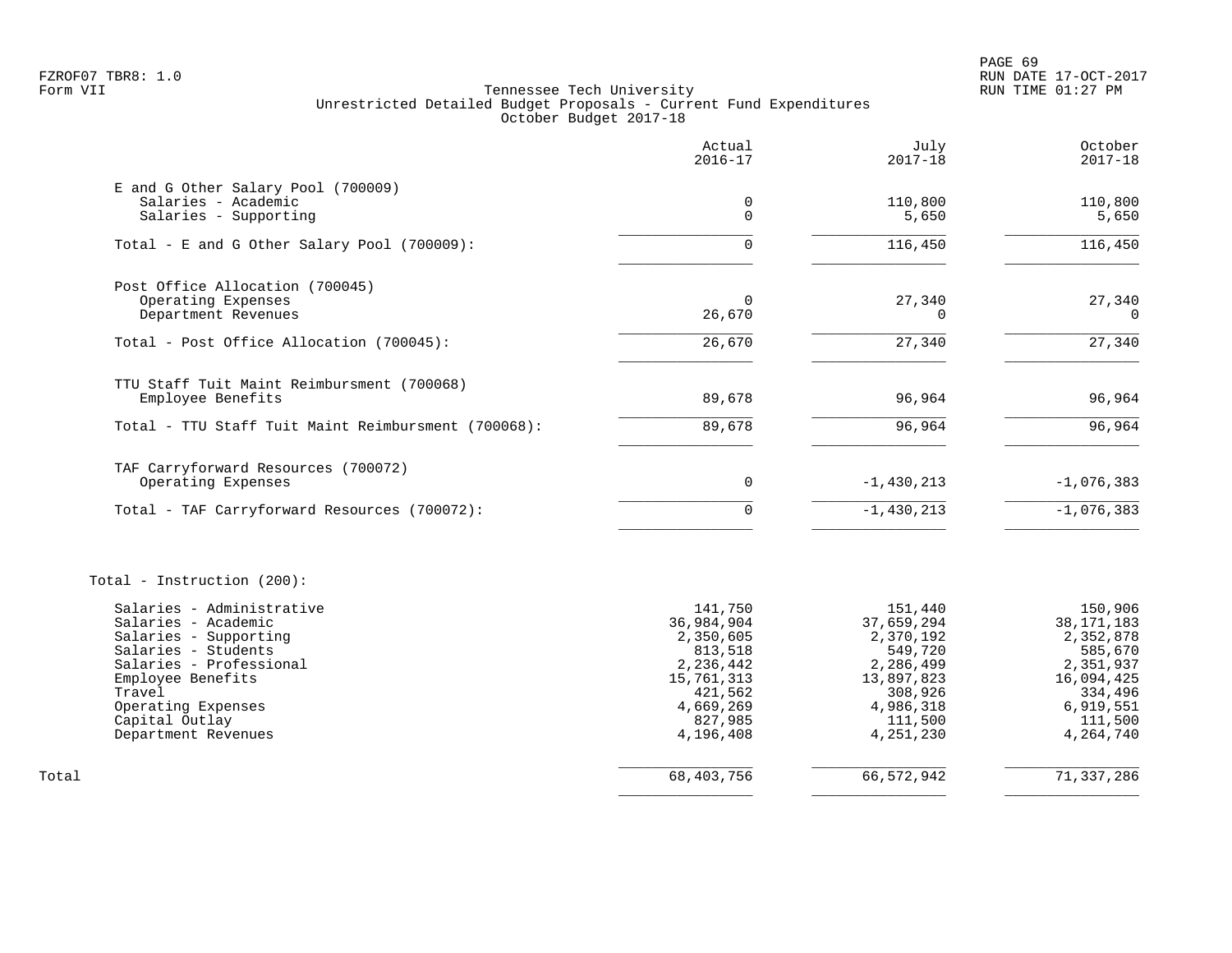FZROF07 TBR8: 1.0
Form VII

Tennessee Tech University
Unrestricted Detailed Budget Proposals - Current Fund Expenditures
October Budget 2017-18

RUN DATE 17-OCT-2017
RUN TIME 01:27 PM

| | Actual 2016-17 | July 2017-18 | October 2017-18 |
|---|---|---|---|
| **E and G Other Salary Pool (700009)** | | | |
| Salaries - Academic | 0 | 110,800 | 110,800 |
| Salaries - Supporting | 0 | 5,650 | 5,650 |
| Total - E and G Other Salary Pool (700009): | 0 | 116,450 | 116,450 |
| **Post Office Allocation (700045)** | | | |
| Operating Expenses | 0 | 27,340 | 27,340 |
| Department Revenues | 26,670 | 0 | 0 |
| Total - Post Office Allocation (700045): | 26,670 | 27,340 | 27,340 |
| **TTU Staff Tuit Maint Reimbursment (700068)** | | | |
| Employee Benefits | 89,678 | 96,964 | 96,964 |
| Total - TTU Staff Tuit Maint Reimbursment (700068): | 89,678 | 96,964 | 96,964 |
| **TAF Carryforward Resources (700072)** | | | |
| Operating Expenses | 0 | -1,430,213 | -1,076,383 |
| Total - TAF Carryforward Resources (700072): | 0 | -1,430,213 | -1,076,383 |
| **Total - Instruction (200):** | | | |
| Salaries - Administrative | 141,750 | 151,440 | 150,906 |
| Salaries - Academic | 36,984,904 | 37,659,294 | 38,171,183 |
| Salaries - Supporting | 2,350,605 | 2,370,192 | 2,352,878 |
| Salaries - Students | 813,518 | 549,720 | 585,670 |
| Salaries - Professional | 2,236,442 | 2,286,499 | 2,351,937 |
| Employee Benefits | 15,761,313 | 13,897,823 | 16,094,425 |
| Travel | 421,562 | 308,926 | 334,496 |
| Operating Expenses | 4,669,269 | 4,986,318 | 6,919,551 |
| Capital Outlay | 827,985 | 111,500 | 111,500 |
| Department Revenues | 4,196,408 | 4,251,230 | 4,264,740 |
| Total | 68,403,756 | 66,572,942 | 71,337,286 |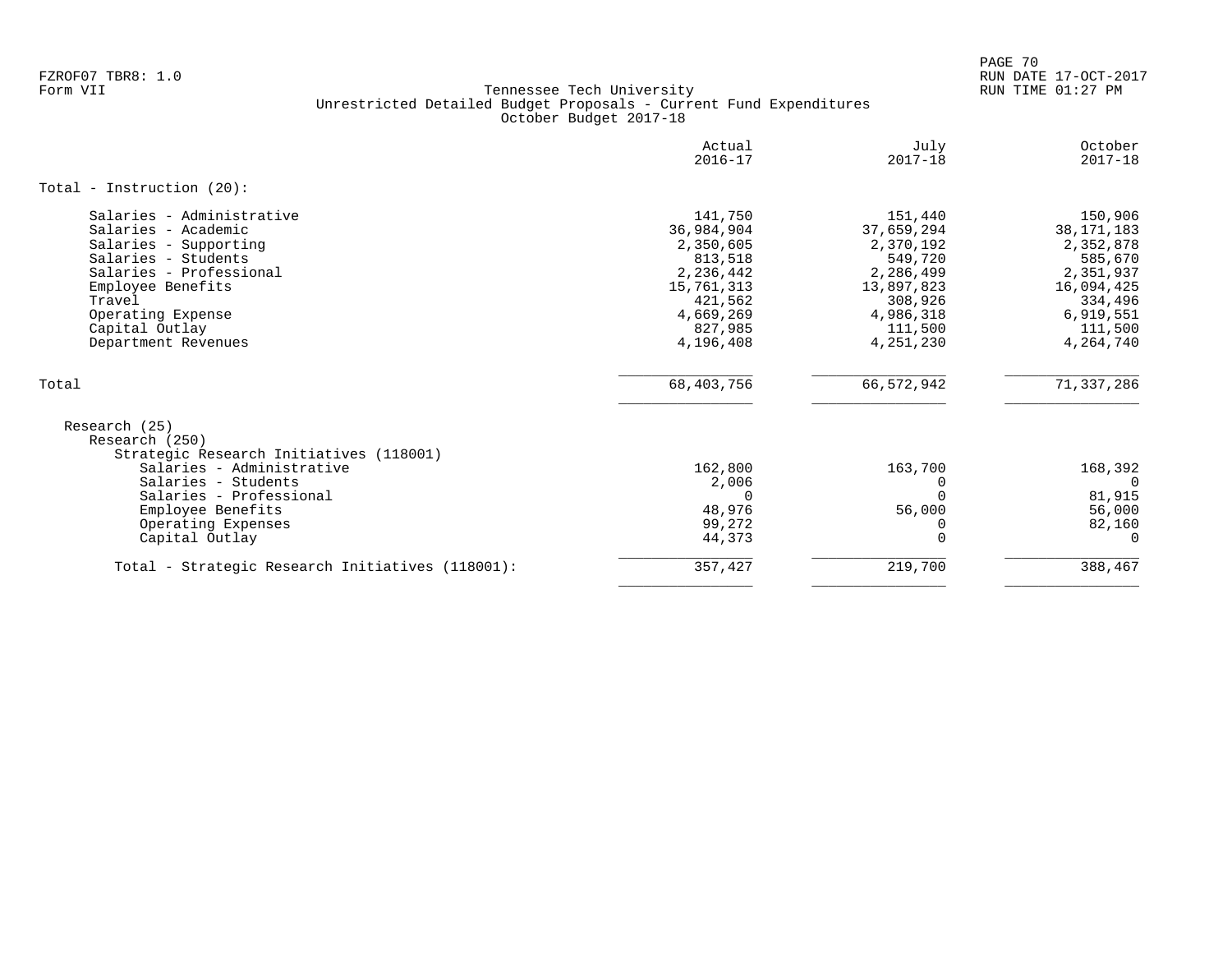FZROF07 TBR8: 1.0
Form VII

Tennessee Tech University
Unrestricted Detailed Budget Proposals - Current Fund Expenditures
October Budget 2017-18

RUN DATE 17-OCT-2017
RUN TIME 01:27 PM

| | Actual 2016-17 | July 2017-18 | October 2017-18 |
|---|---|---|---|
| **Total - Instruction (20):** | | | |
| Salaries - Administrative | 141,750 | 151,440 | 150,906 |
| Salaries - Academic | 36,984,904 | 37,659,294 | 38,171,183 |
| Salaries - Supporting | 2,350,605 | 2,370,192 | 2,352,878 |
| Salaries - Students | 813,518 | 549,720 | 585,670 |
| Salaries - Professional | 2,236,442 | 2,286,499 | 2,351,937 |
| Employee Benefits | 15,761,313 | 13,897,823 | 16,094,425 |
| Travel | 421,562 | 308,926 | 334,496 |
| Operating Expense | 4,669,269 | 4,986,318 | 6,919,551 |
| Capital Outlay | 827,985 | 111,500 | 111,500 |
| Department Revenues | 4,196,408 | 4,251,230 | 4,264,740 |
| Total | 68,403,756 | 66,572,942 | 71,337,286 |
| Research (25) | | | |
| Research (250) | | | |
| Strategic Research Initiatives (118001) | | | |
| Salaries - Administrative | 162,800 | 163,700 | 168,392 |
| Salaries - Students | 2,006 | 0 | 0 |
| Salaries - Professional | 0 | 0 | 81,915 |
| Employee Benefits | 48,976 | 56,000 | 56,000 |
| Operating Expenses | 99,272 | 0 | 82,160 |
| Capital Outlay | 44,373 | 0 | 0 |
| Total - Strategic Research Initiatives (118001): | 357,427 | 219,700 | 388,467 |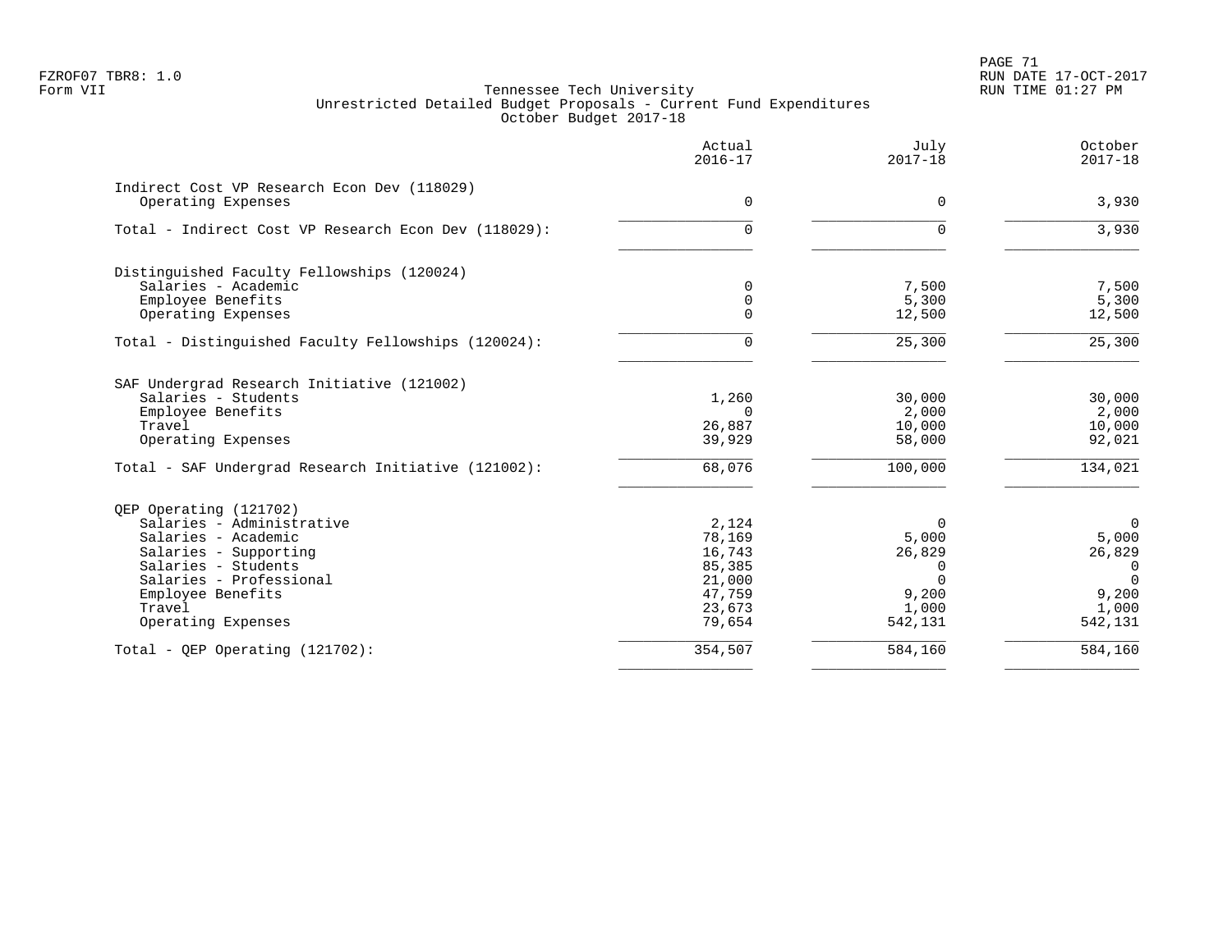FZROF07 TBR8: 1.0
Form VII

Tennessee Tech University
Unrestricted Detailed Budget Proposals - Current Fund Expenditures
October Budget 2017-18

RUN DATE 17-OCT-2017
RUN TIME 01:27 PM

| | Actual 2016-17 | July 2017-18 | October 2017-18 |
|---|---|---|---|
| **Indirect Cost VP Research Econ Dev (118029)** | | | |
| Operating Expenses | 0 | 0 | 3,930 |
| Total - Indirect Cost VP Research Econ Dev (118029): | 0 | 0 | 3,930 |
| **Distinguished Faculty Fellowships (120024)** | | | |
| Salaries - Academic | 0 | 7,500 | 7,500 |
| Employee Benefits | 0 | 5,300 | 5,300 |
| Operating Expenses | 0 | 12,500 | 12,500 |
| Total - Distinguished Faculty Fellowships (120024): | 0 | 25,300 | 25,300 |
| **SAF Undergrad Research Initiative (121002)** | | | |
| Salaries - Students | 1,260 | 30,000 | 30,000 |
| Employee Benefits | 0 | 2,000 | 2,000 |
| Travel | 26,887 | 10,000 | 10,000 |
| Operating Expenses | 39,929 | 58,000 | 92,021 |
| Total - SAF Undergrad Research Initiative (121002): | 68,076 | 100,000 | 134,021 |
| **QEP Operating (121702)** | | | |
| Salaries - Administrative | 2,124 | 0 | 0 |
| Salaries - Academic | 78,169 | 5,000 | 5,000 |
| Salaries - Supporting | 16,743 | 26,829 | 26,829 |
| Salaries - Students | 85,385 | 0 | 0 |
| Salaries - Professional | 21,000 | 0 | 0 |
| Employee Benefits | 47,759 | 9,200 | 9,200 |
| Travel | 23,673 | 1,000 | 1,000 |
| Operating Expenses | 79,654 | 542,131 | 542,131 |
| Total - QEP Operating (121702): | 354,507 | 584,160 | 584,160 |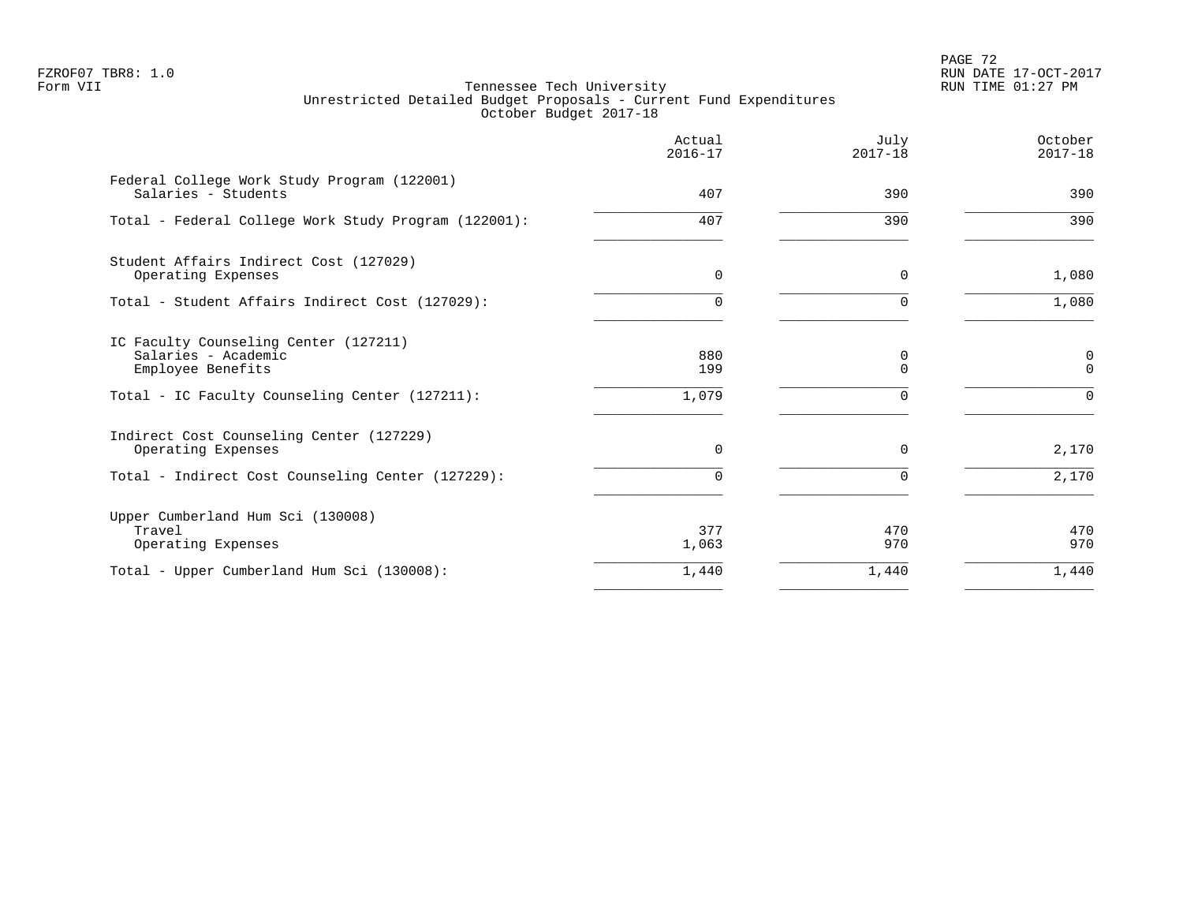Tennessee Tech University
Unrestricted Detailed Budget Proposals - Current Fund Expenditures
October Budget 2017-18

| | Actual 2016-17 | July 2017-18 | October 2017-18 |
|---|---|---|---|
| **Federal College Work Study Program (122001)** | | | |
| Salaries - Students | 407 | 390 | 390 |
| Total - Federal College Work Study Program (122001): | 407 | 390 | 390 |
| **Student Affairs Indirect Cost (127029)** | | | |
| Operating Expenses | 0 | 0 | 1,080 |
| Total - Student Affairs Indirect Cost (127029): | 0 | 0 | 1,080 |
| **IC Faculty Counseling Center (127211)** | | | |
| Salaries - Academic | 880 | 0 | 0 |
| Employee Benefits | 199 | 0 | 0 |
| Total - IC Faculty Counseling Center (127211): | 1,079 | 0 | 0 |
| **Indirect Cost Counseling Center (127229)** | | | |
| Operating Expenses | 0 | 0 | 2,170 |
| Total - Indirect Cost Counseling Center (127229): | 0 | 0 | 2,170 |
| **Upper Cumberland Hum Sci (130008)** | | | |
| Travel | 377 | 470 | 470 |
| Operating Expenses | 1,063 | 970 | 970 |
| Total - Upper Cumberland Hum Sci (130008): | 1,440 | 1,440 | 1,440 |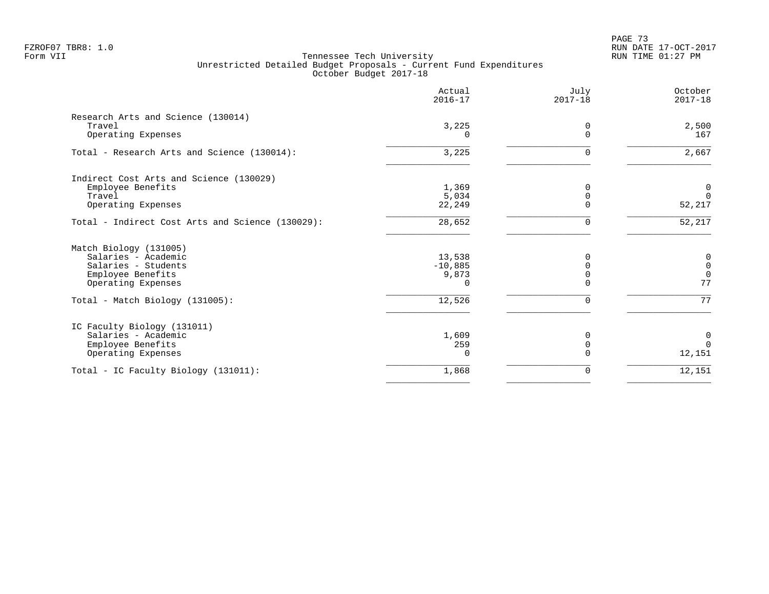FZROF07 TBR8: 1.0
Form VII

Tennessee Tech University
Unrestricted Detailed Budget Proposals - Current Fund Expenditures
October Budget 2017-18

PAGE 73
RUN DATE 17-OCT-2017
RUN TIME 01:27 PM

| | Actual 2016-17 | July 2017-18 | October 2017-18 |
|---|---|---|---|
| **Research Arts and Science (130014)** | | | |
| Travel | 3,225 | 0 | 2,500 |
| Operating Expenses | 0 | 0 | 167 |
| Total - Research Arts and Science (130014): | 3,225 | 0 | 2,667 |
| **Indirect Cost Arts and Science (130029)** | | | |
| Employee Benefits | 1,369 | 0 | 0 |
| Travel | 5,034 | 0 | 0 |
| Operating Expenses | 22,249 | 0 | 52,217 |
| Total - Indirect Cost Arts and Science (130029): | 28,652 | 0 | 52,217 |
| **Match Biology (131005)** | | | |
| Salaries - Academic | 13,538 | 0 | 0 |
| Salaries - Students | -10,885 | 0 | 0 |
| Employee Benefits | 9,873 | 0 | 0 |
| Operating Expenses | 0 | 0 | 77 |
| Total - Match Biology (131005): | 12,526 | 0 | 77 |
| **IC Faculty Biology (131011)** | | | |
| Salaries - Academic | 1,609 | 0 | 0 |
| Employee Benefits | 259 | 0 | 0 |
| Operating Expenses | 0 | 0 | 12,151 |
| Total - IC Faculty Biology (131011): | 1,868 | 0 | 12,151 |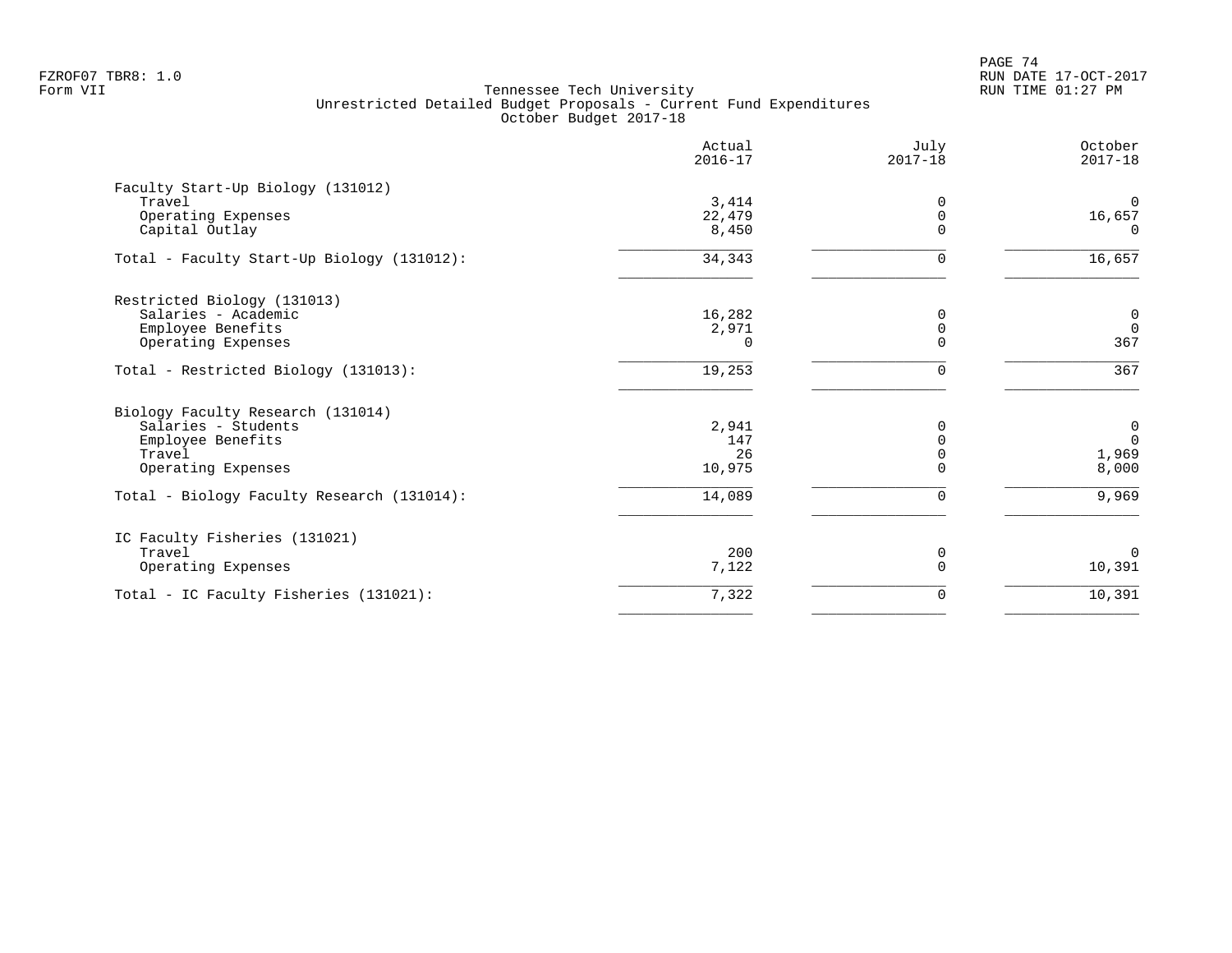FZROF07 TBR8: 1.0
Form VII

# Tennessee Tech University
## Unrestricted Detailed Budget Proposals - Current Fund Expenditures
### October Budget 2017-18

RUN DATE 17-OCT-2017
RUN TIME 01:27 PM

| | Actual 2016-17 | July 2017-18 | October 2017-18 |
|---|---:|---:|---:|
| **Faculty Start-Up Biology (131012)** | | | |
| Travel | 3,414 | 0 | 0 |
| Operating Expenses | 22,479 | 0 | 16,657 |
| Capital Outlay | 8,450 | 0 | 0 |
| Total - Faculty Start-Up Biology (131012): | 34,343 | 0 | 16,657 |
| **Restricted Biology (131013)** | | | |
| Salaries - Academic | 16,282 | 0 | 0 |
| Employee Benefits | 2,971 | 0 | 0 |
| Operating Expenses | 0 | 0 | 367 |
| Total - Restricted Biology (131013): | 19,253 | 0 | 367 |
| **Biology Faculty Research (131014)** | | | |
| Salaries - Students | 2,941 | 0 | 0 |
| Employee Benefits | 147 | 0 | 0 |
| Travel | 26 | 0 | 1,969 |
| Operating Expenses | 10,975 | 0 | 8,000 |
| Total - Biology Faculty Research (131014): | 14,089 | 0 | 9,969 |
| **IC Faculty Fisheries (131021)** | | | |
| Travel | 200 | 0 | 0 |
| Operating Expenses | 7,122 | 0 | 10,391 |
| Total - IC Faculty Fisheries (131021): | 7,322 | 0 | 10,391 |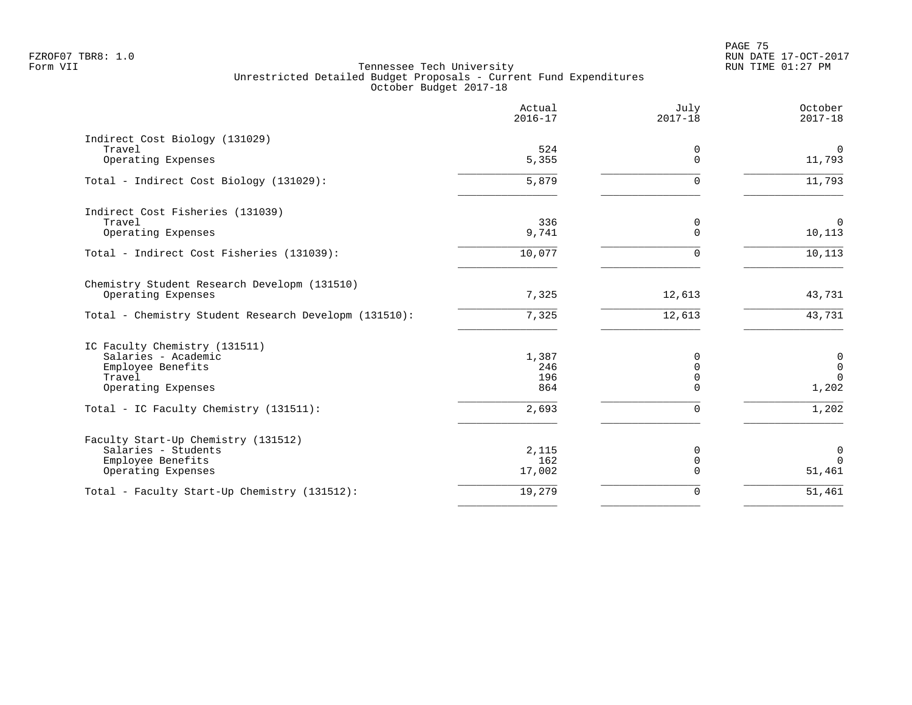FZROF07 TBR8: 1.0
Form VII

Tennessee Tech University
Unrestricted Detailed Budget Proposals - Current Fund Expenditures
October Budget 2017-18

RUN DATE 17-OCT-2017
RUN TIME 01:27 PM

| | Actual 2016-17 | July 2017-18 | October 2017-18 |
|---|---|---|---|
| **Indirect Cost Biology (131029)** | | | |
| Travel | 524 | 0 | 0 |
| Operating Expenses | 5,355 | 0 | 11,793 |
| Total - Indirect Cost Biology (131029): | 5,879 | 0 | 11,793 |
| **Indirect Cost Fisheries (131039)** | | | |
| Travel | 336 | 0 | 0 |
| Operating Expenses | 9,741 | 0 | 10,113 |
| Total - Indirect Cost Fisheries (131039): | 10,077 | 0 | 10,113 |
| **Chemistry Student Research Developm (131510)** | | | |
| Operating Expenses | 7,325 | 12,613 | 43,731 |
| Total - Chemistry Student Research Developm (131510): | 7,325 | 12,613 | 43,731 |
| **IC Faculty Chemistry (131511)** | | | |
| Salaries - Academic | 1,387 | 0 | 0 |
| Employee Benefits | 246 | 0 | 0 |
| Travel | 196 | 0 | 0 |
| Operating Expenses | 864 | 0 | 1,202 |
| Total - IC Faculty Chemistry (131511): | 2,693 | 0 | 1,202 |
| **Faculty Start-Up Chemistry (131512)** | | | |
| Salaries - Students | 2,115 | 0 | 0 |
| Employee Benefits | 162 | 0 | 0 |
| Operating Expenses | 17,002 | 0 | 51,461 |
| Total - Faculty Start-Up Chemistry (131512): | 19,279 | 0 | 51,461 |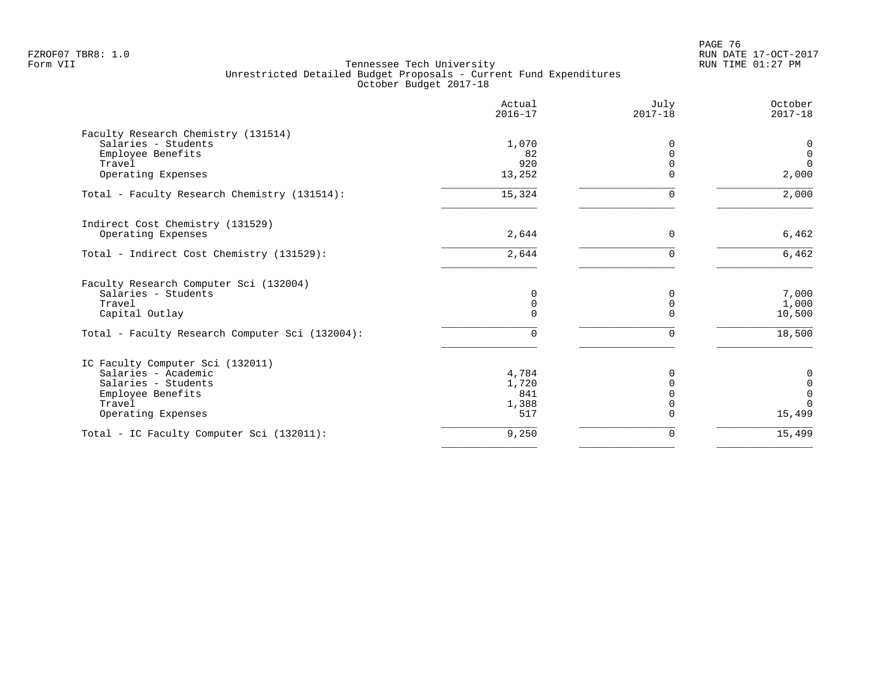Tennessee Tech University
Unrestricted Detailed Budget Proposals - Current Fund Expenditures
October Budget 2017-18

| | Actual 2016-17 | July 2017-18 | October 2017-18 |
|---|---|---|---|
| **Faculty Research Chemistry (131514)** | | | |
| Salaries - Students | 1,070 | 0 | 0 |
| Employee Benefits | 82 | 0 | 0 |
| Travel | 920 | 0 | 0 |
| Operating Expenses | 13,252 | 0 | 2,000 |
| Total - Faculty Research Chemistry (131514): | 15,324 | 0 | 2,000 |
| **Indirect Cost Chemistry (131529)** | | | |
| Operating Expenses | 2,644 | 0 | 6,462 |
| Total - Indirect Cost Chemistry (131529): | 2,644 | 0 | 6,462 |
| **Faculty Research Computer Sci (132004)** | | | |
| Salaries - Students | 0 | 0 | 7,000 |
| Travel | 0 | 0 | 1,000 |
| Capital Outlay | 0 | 0 | 10,500 |
| Total - Faculty Research Computer Sci (132004): | 0 | 0 | 18,500 |
| **IC Faculty Computer Sci (132011)** | | | |
| Salaries - Academic | 4,784 | 0 | 0 |
| Salaries - Students | 1,720 | 0 | 0 |
| Employee Benefits | 841 | 0 | 0 |
| Travel | 1,388 | 0 | 0 |
| Operating Expenses | 517 | 0 | 15,499 |
| Total - IC Faculty Computer Sci (132011): | 9,250 | 0 | 15,499 |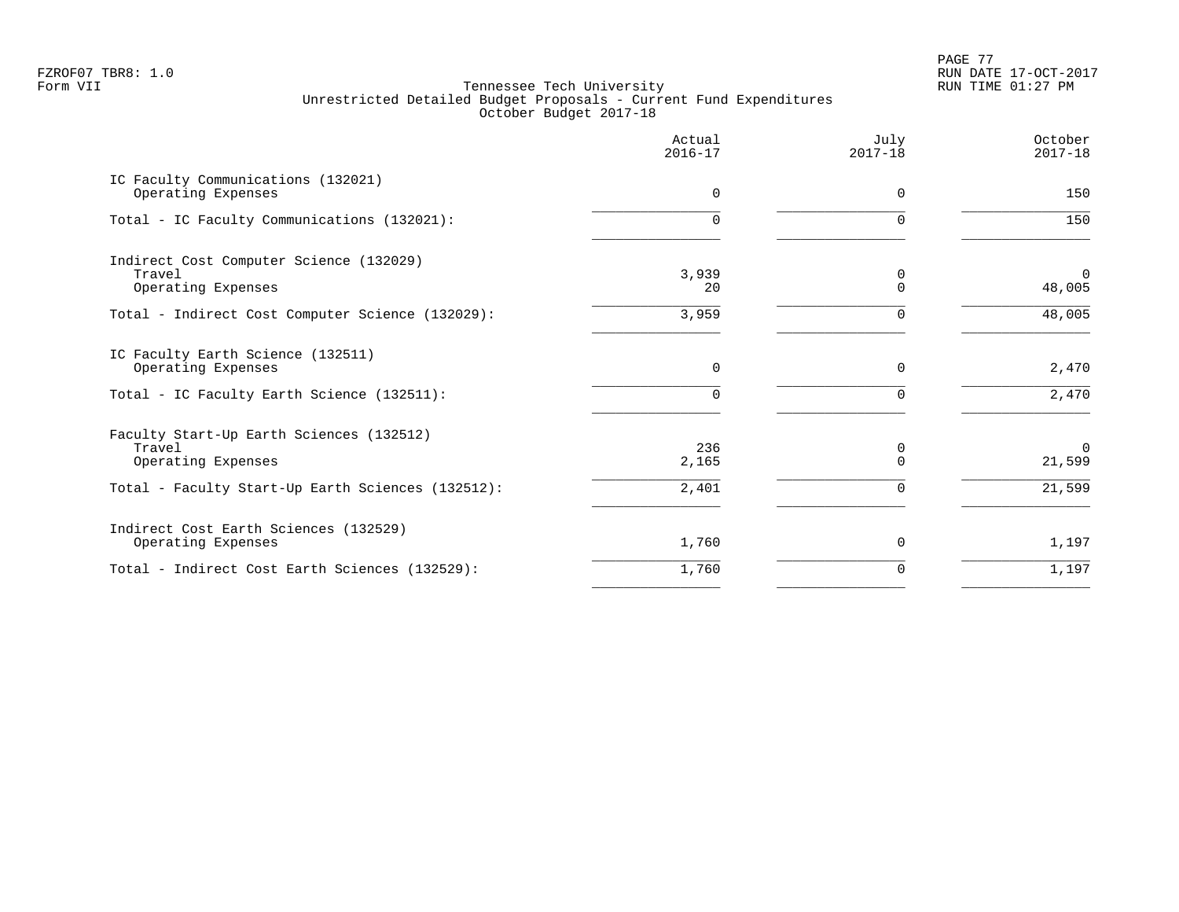Tennessee Tech University
Unrestricted Detailed Budget Proposals - Current Fund Expenditures
October Budget 2017-18

| | Actual 2016-17 | July 2017-18 | October 2017-18 |
|---|---|---|---|
| IC Faculty Communications (132021) | | | |
| Operating Expenses | 0 | 0 | 150 |
| Total - IC Faculty Communications (132021): | 0 | 0 | 150 |
| Indirect Cost Computer Science (132029) | | | |
| Travel | 3,939 | 0 | 0 |
| Operating Expenses | 20 | 0 | 48,005 |
| Total - Indirect Cost Computer Science (132029): | 3,959 | 0 | 48,005 |
| IC Faculty Earth Science (132511) | | | |
| Operating Expenses | 0 | 0 | 2,470 |
| Total - IC Faculty Earth Science (132511): | 0 | 0 | 2,470 |
| Faculty Start-Up Earth Sciences (132512) | | | |
| Travel | 236 | 0 | 0 |
| Operating Expenses | 2,165 | 0 | 21,599 |
| Total - Faculty Start-Up Earth Sciences (132512): | 2,401 | 0 | 21,599 |
| Indirect Cost Earth Sciences (132529) | | | |
| Operating Expenses | 1,760 | 0 | 1,197 |
| Total - Indirect Cost Earth Sciences (132529): | 1,760 | 0 | 1,197 |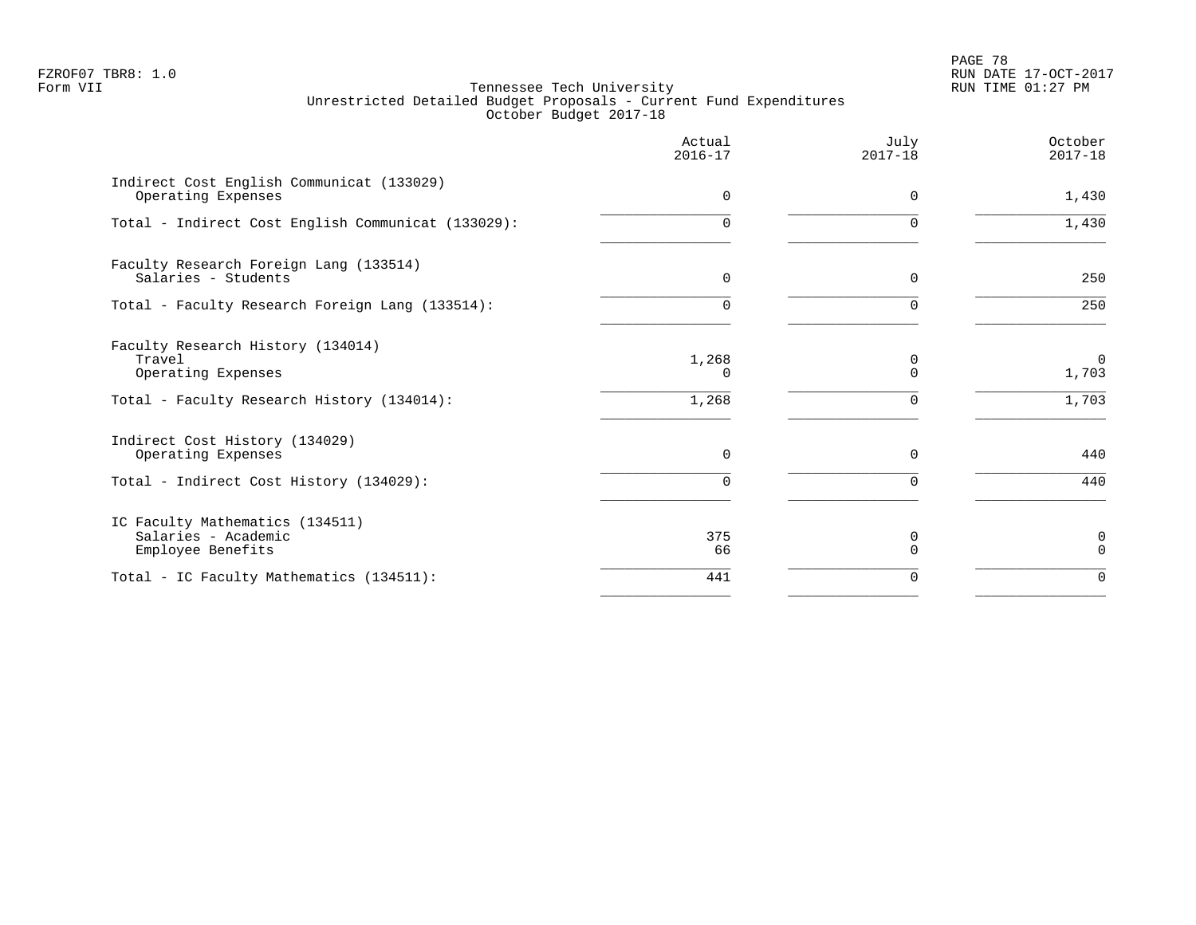FZROF07 TBR8: 1.0
Form VII

Tennessee Tech University
Unrestricted Detailed Budget Proposals - Current Fund Expenditures
October Budget 2017-18

RUN DATE 17-OCT-2017
RUN TIME 01:27 PM

| | Actual 2016-17 | July 2017-18 | October 2017-18 |
|---|---|---|---|
| Indirect Cost English Communicat (133029) | | | |
| Operating Expenses | 0 | 0 | 1,430 |
| Total - Indirect Cost English Communicat (133029): | 0 | 0 | 1,430 |
| Faculty Research Foreign Lang (133514) | | | |
| Salaries - Students | 0 | 0 | 250 |
| Total - Faculty Research Foreign Lang (133514): | 0 | 0 | 250 |
| Faculty Research History (134014) | | | |
| Travel | 1,268 | 0 | 0 |
| Operating Expenses | 0 | 0 | 1,703 |
| Total - Faculty Research History (134014): | 1,268 | 0 | 1,703 |
| Indirect Cost History (134029) | | | |
| Operating Expenses | 0 | 0 | 440 |
| Total - Indirect Cost History (134029): | 0 | 0 | 440 |
| IC Faculty Mathematics (134511) | | | |
| Salaries - Academic | 375 | 0 | 0 |
| Employee Benefits | 66 | 0 | 0 |
| Total - IC Faculty Mathematics (134511): | 441 | 0 | 0 |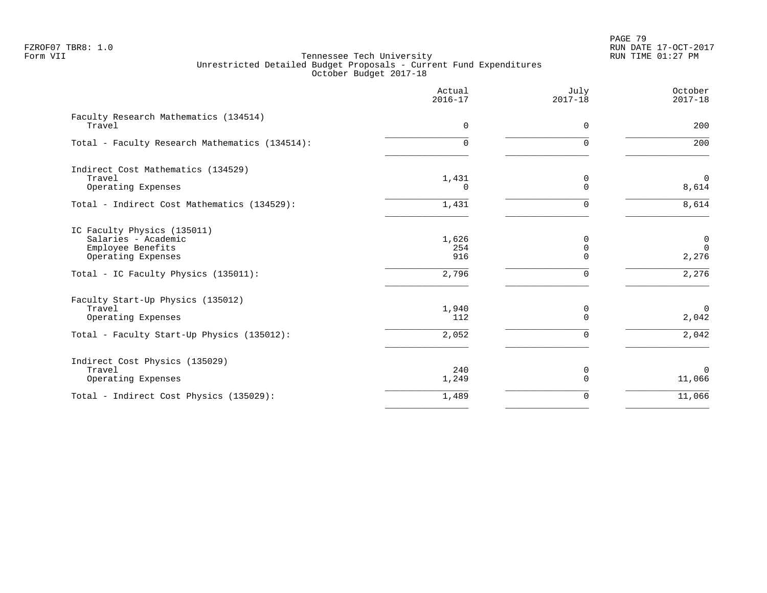FZROF07 TBR8: 1.0
Form VII

Tennessee Tech University
Unrestricted Detailed Budget Proposals - Current Fund Expenditures
October Budget 2017-18

RUN DATE 17-OCT-2017
RUN TIME 01:27 PM

| | Actual 2016-17 | July 2017-18 | October 2017-18 |
|---|---|---|---|
| Faculty Research Mathematics (134514) | | | |
| Travel | 0 | 0 | 200 |
| Total - Faculty Research Mathematics (134514): | 0 | 0 | 200 |
| Indirect Cost Mathematics (134529) | | | |
| Travel | 1,431 | 0 | 0 |
| Operating Expenses | 0 | 0 | 8,614 |
| Total - Indirect Cost Mathematics (134529): | 1,431 | 0 | 8,614 |
| IC Faculty Physics (135011) | | | |
| Salaries - Academic | 1,626 | 0 | 0 |
| Employee Benefits | 254 | 0 | 0 |
| Operating Expenses | 916 | 0 | 2,276 |
| Total - IC Faculty Physics (135011): | 2,796 | 0 | 2,276 |
| Faculty Start-Up Physics (135012) | | | |
| Travel | 1,940 | 0 | 0 |
| Operating Expenses | 112 | 0 | 2,042 |
| Total - Faculty Start-Up Physics (135012): | 2,052 | 0 | 2,042 |
| Indirect Cost Physics (135029) | | | |
| Travel | 240 | 0 | 0 |
| Operating Expenses | 1,249 | 0 | 11,066 |
| Total - Indirect Cost Physics (135029): | 1,489 | 0 | 11,066 |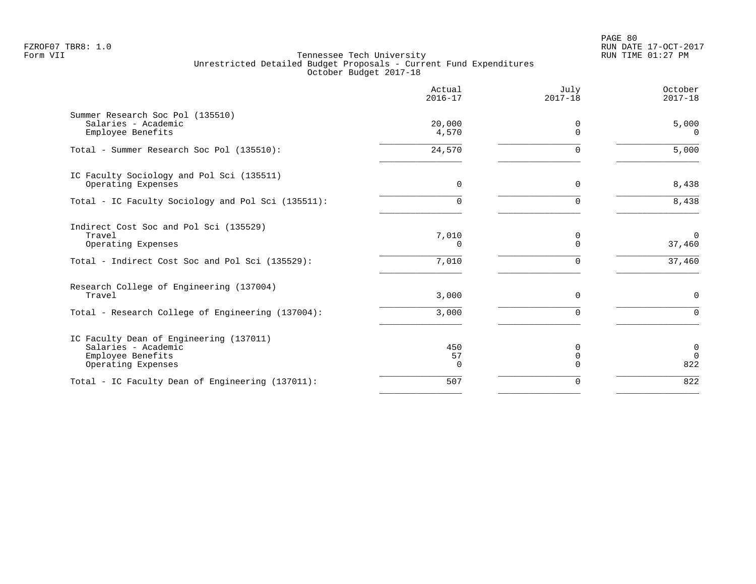FZROF07 TBR8: 1.0
Form VII

Tennessee Tech University
Unrestricted Detailed Budget Proposals - Current Fund Expenditures
October Budget 2017-18

RUN DATE 17-OCT-2017
RUN TIME 01:27 PM

| | Actual 2016-17 | July 2017-18 | October 2017-18 |
|---|---|---|---|
| **Summer Research Soc Pol (135510)** | | | |
| Salaries - Academic | 20,000 | 0 | 5,000 |
| Employee Benefits | 4,570 | 0 | 0 |
| Total - Summer Research Soc Pol (135510): | 24,570 | 0 | 5,000 |
| **IC Faculty Sociology and Pol Sci (135511)** | | | |
| Operating Expenses | 0 | 0 | 8,438 |
| Total - IC Faculty Sociology and Pol Sci (135511): | 0 | 0 | 8,438 |
| **Indirect Cost Soc and Pol Sci (135529)** | | | |
| Travel | 7,010 | 0 | 0 |
| Operating Expenses | 0 | 0 | 37,460 |
| Total - Indirect Cost Soc and Pol Sci (135529): | 7,010 | 0 | 37,460 |
| **Research College of Engineering (137004)** | | | |
| Travel | 3,000 | 0 | 0 |
| Total - Research College of Engineering (137004): | 3,000 | 0 | 0 |
| **IC Faculty Dean of Engineering (137011)** | | | |
| Salaries - Academic | 450 | 0 | 0 |
| Employee Benefits | 57 | 0 | 0 |
| Operating Expenses | 0 | 0 | 822 |
| Total - IC Faculty Dean of Engineering (137011): | 507 | 0 | 822 |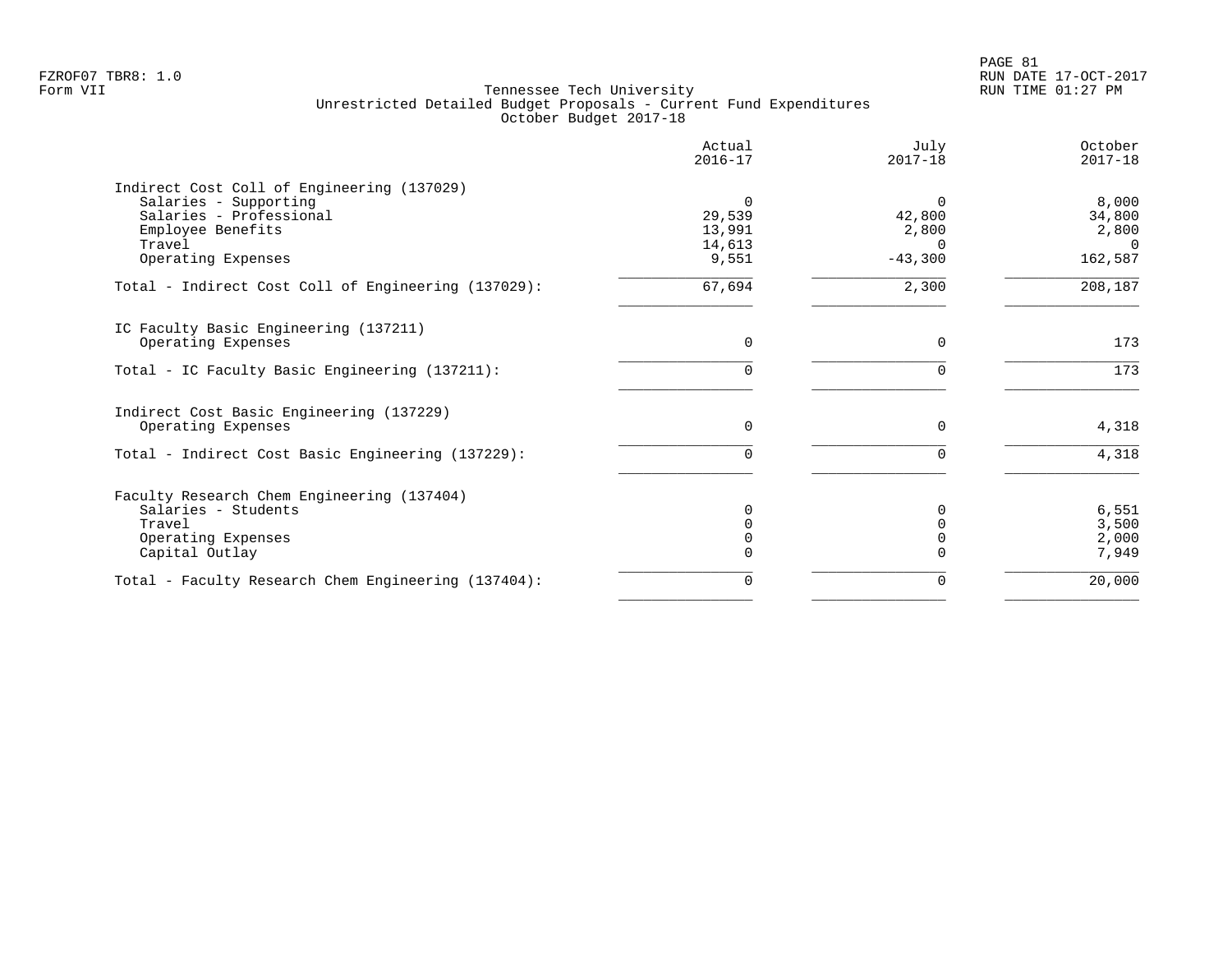Tennessee Tech University
Unrestricted Detailed Budget Proposals - Current Fund Expenditures
October Budget 2017-18

| | Actual 2016-17 | July 2017-18 | October 2017-18 |
|---|---|---|---|
| **Indirect Cost Coll of Engineering (137029)** | | | |
| Salaries - Supporting | 0 | 0 | 8,000 |
| Salaries - Professional | 29,539 | 42,800 | 34,800 |
| Employee Benefits | 13,991 | 2,800 | 2,800 |
| Travel | 14,613 | 0 | 0 |
| Operating Expenses | 9,551 | -43,300 | 162,587 |
| Total - Indirect Cost Coll of Engineering (137029): | 67,694 | 2,300 | 208,187 |
| **IC Faculty Basic Engineering (137211)** | | | |
| Operating Expenses | 0 | 0 | 173 |
| Total - IC Faculty Basic Engineering (137211): | 0 | 0 | 173 |
| **Indirect Cost Basic Engineering (137229)** | | | |
| Operating Expenses | 0 | 0 | 4,318 |
| Total - Indirect Cost Basic Engineering (137229): | 0 | 0 | 4,318 |
| **Faculty Research Chem Engineering (137404)** | | | |
| Salaries - Students | 0 | 0 | 6,551 |
| Travel | 0 | 0 | 3,500 |
| Operating Expenses | 0 | 0 | 2,000 |
| Capital Outlay | 0 | 0 | 7,949 |
| Total - Faculty Research Chem Engineering (137404): | 0 | 0 | 20,000 |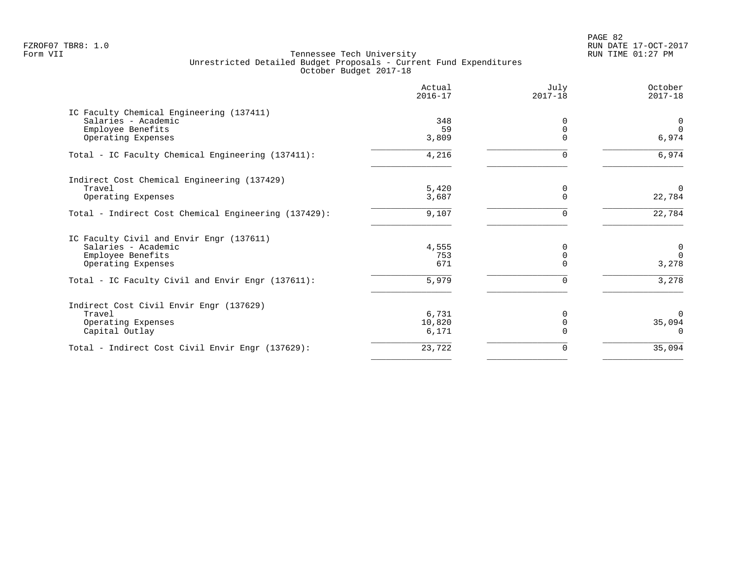FZROF07 TBR8: 1.0
Form VII

Tennessee Tech University
Unrestricted Detailed Budget Proposals - Current Fund Expenditures
October Budget 2017-18

RUN DATE 17-OCT-2017
RUN TIME 01:27 PM

| | Actual 2016-17 | July 2017-18 | October 2017-18 |
|---|---|---|---|
| **IC Faculty Chemical Engineering (137411)** | | | |
| Salaries - Academic | 348 | 0 | 0 |
| Employee Benefits | 59 | 0 | 0 |
| Operating Expenses | 3,809 | 0 | 6,974 |
| Total - IC Faculty Chemical Engineering (137411): | 4,216 | 0 | 6,974 |
| **Indirect Cost Chemical Engineering (137429)** | | | |
| Travel | 5,420 | 0 | 0 |
| Operating Expenses | 3,687 | 0 | 22,784 |
| Total - Indirect Cost Chemical Engineering (137429): | 9,107 | 0 | 22,784 |
| **IC Faculty Civil and Envir Engr (137611)** | | | |
| Salaries - Academic | 4,555 | 0 | 0 |
| Employee Benefits | 753 | 0 | 0 |
| Operating Expenses | 671 | 0 | 3,278 |
| Total - IC Faculty Civil and Envir Engr (137611): | 5,979 | 0 | 3,278 |
| **Indirect Cost Civil Envir Engr (137629)** | | | |
| Travel | 6,731 | 0 | 0 |
| Operating Expenses | 10,820 | 0 | 35,094 |
| Capital Outlay | 6,171 | 0 | 0 |
| Total - Indirect Cost Civil Envir Engr (137629): | 23,722 | 0 | 35,094 |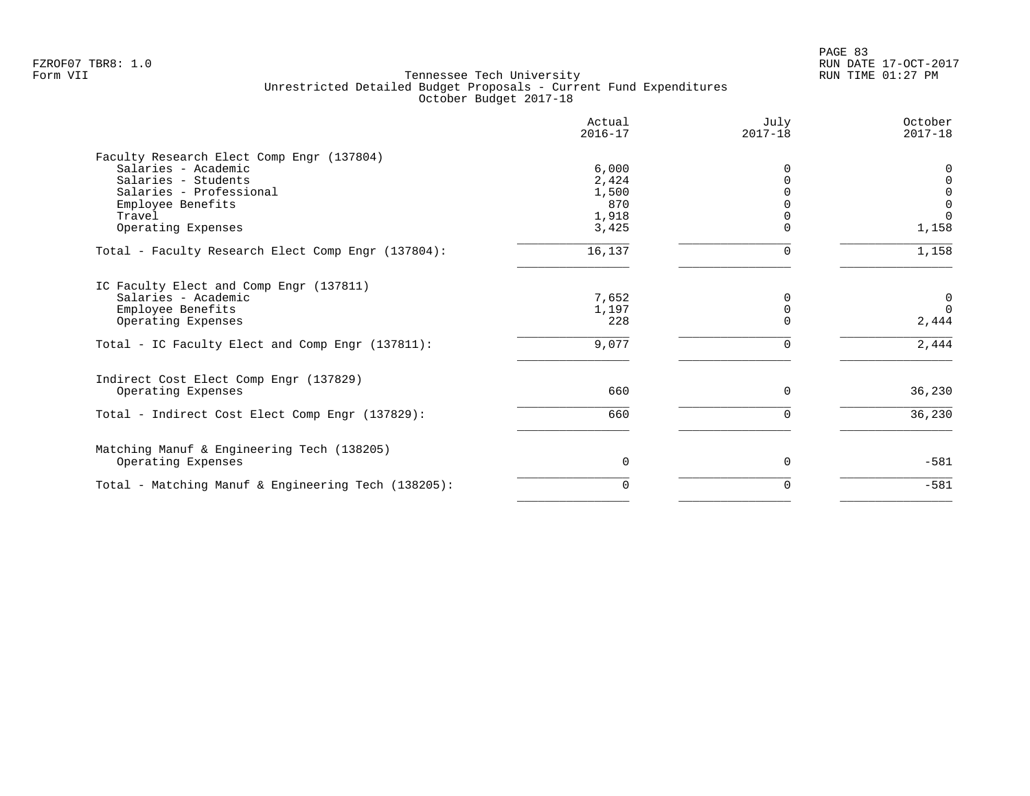FZROF07 TBR8: 1.0
Form VII

Tennessee Tech University
Unrestricted Detailed Budget Proposals - Current Fund Expenditures
October Budget 2017-18

RUN DATE 17-OCT-2017
RUN TIME 01:27 PM

| | Actual 2016-17 | July 2017-18 | October 2017-18 |
|---|---|---|---|
| **Faculty Research Elect Comp Engr (137804)** | | | |
| Salaries - Academic | 6,000 | 0 | 0 |
| Salaries - Students | 2,424 | 0 | 0 |
| Salaries - Professional | 1,500 | 0 | 0 |
| Employee Benefits | 870 | 0 | 0 |
| Travel | 1,918 | 0 | 0 |
| Operating Expenses | 3,425 | 0 | 1,158 |
| Total - Faculty Research Elect Comp Engr (137804): | 16,137 | 0 | 1,158 |
| **IC Faculty Elect and Comp Engr (137811)** | | | |
| Salaries - Academic | 7,652 | 0 | 0 |
| Employee Benefits | 1,197 | 0 | 0 |
| Operating Expenses | 228 | 0 | 2,444 |
| Total - IC Faculty Elect and Comp Engr (137811): | 9,077 | 0 | 2,444 |
| **Indirect Cost Elect Comp Engr (137829)** | | | |
| Operating Expenses | 660 | 0 | 36,230 |
| Total - Indirect Cost Elect Comp Engr (137829): | 660 | 0 | 36,230 |
| **Matching Manuf & Engineering Tech (138205)** | | | |
| Operating Expenses | 0 | 0 | -581 |
| Total - Matching Manuf & Engineering Tech (138205): | 0 | 0 | -581 |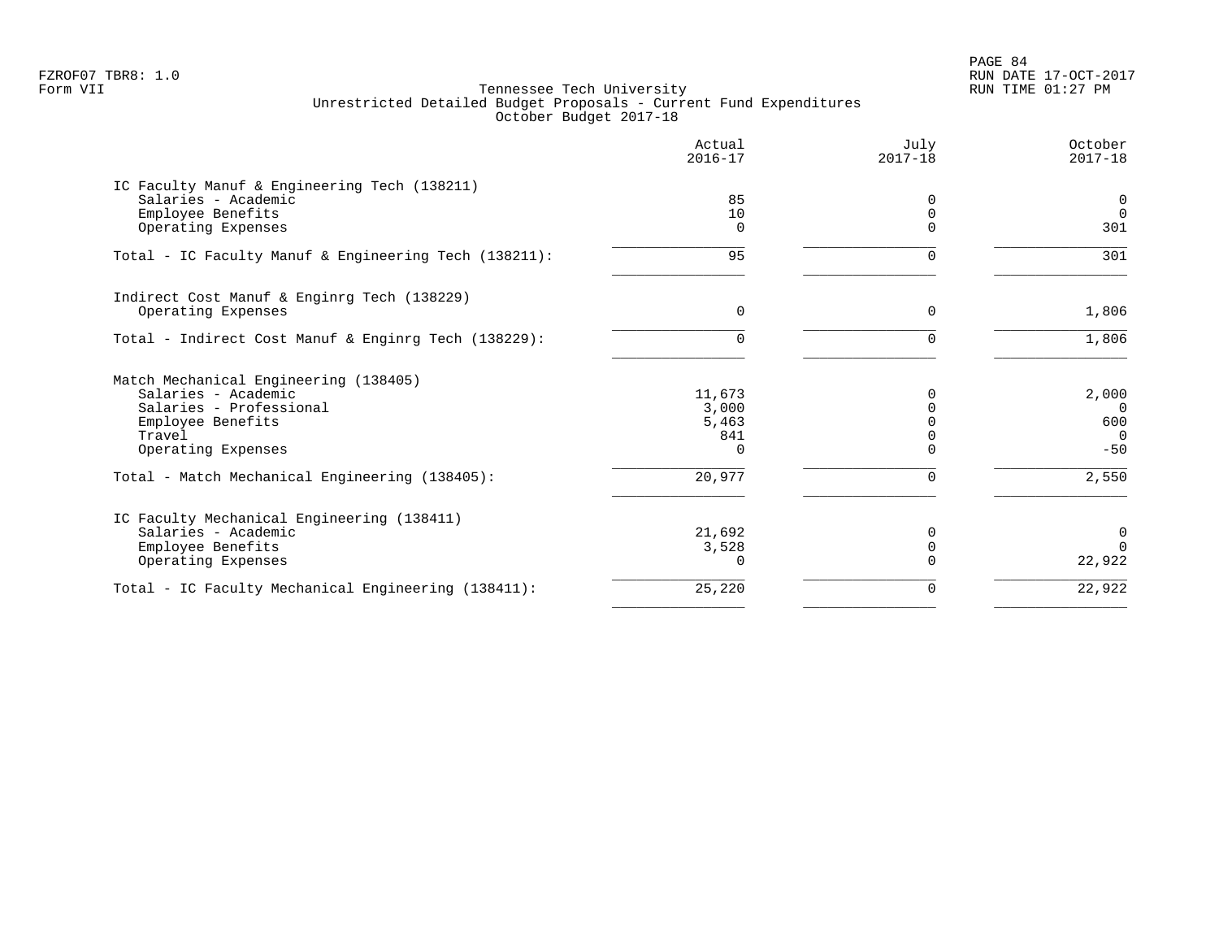FZROF07 TBR8: 1.0
Form VII

Tennessee Tech University
Unrestricted Detailed Budget Proposals - Current Fund Expenditures
October Budget 2017-18

RUN DATE 17-OCT-2017
RUN TIME 01:27 PM

| | Actual 2016-17 | July 2017-18 | October 2017-18 |
|---|---|---|---|
| **IC Faculty Manuf & Engineering Tech (138211)** | | | |
| Salaries - Academic | 85 | 0 | 0 |
| Employee Benefits | 10 | 0 | 0 |
| Operating Expenses | 0 | 0 | 301 |
| Total - IC Faculty Manuf & Engineering Tech (138211): | 95 | 0 | 301 |
| **Indirect Cost Manuf & Enginrg Tech (138229)** | | | |
| Operating Expenses | 0 | 0 | 1,806 |
| Total - Indirect Cost Manuf & Enginrg Tech (138229): | 0 | 0 | 1,806 |
| **Match Mechanical Engineering (138405)** | | | |
| Salaries - Academic | 11,673 | 0 | 2,000 |
| Salaries - Professional | 3,000 | 0 | 0 |
| Employee Benefits | 5,463 | 0 | 600 |
| Travel | 841 | 0 | 0 |
| Operating Expenses | 0 | 0 | -50 |
| Total - Match Mechanical Engineering (138405): | 20,977 | 0 | 2,550 |
| **IC Faculty Mechanical Engineering (138411)** | | | |
| Salaries - Academic | 21,692 | 0 | 0 |
| Employee Benefits | 3,528 | 0 | 0 |
| Operating Expenses | 0 | 0 | 22,922 |
| Total - IC Faculty Mechanical Engineering (138411): | 25,220 | 0 | 22,922 |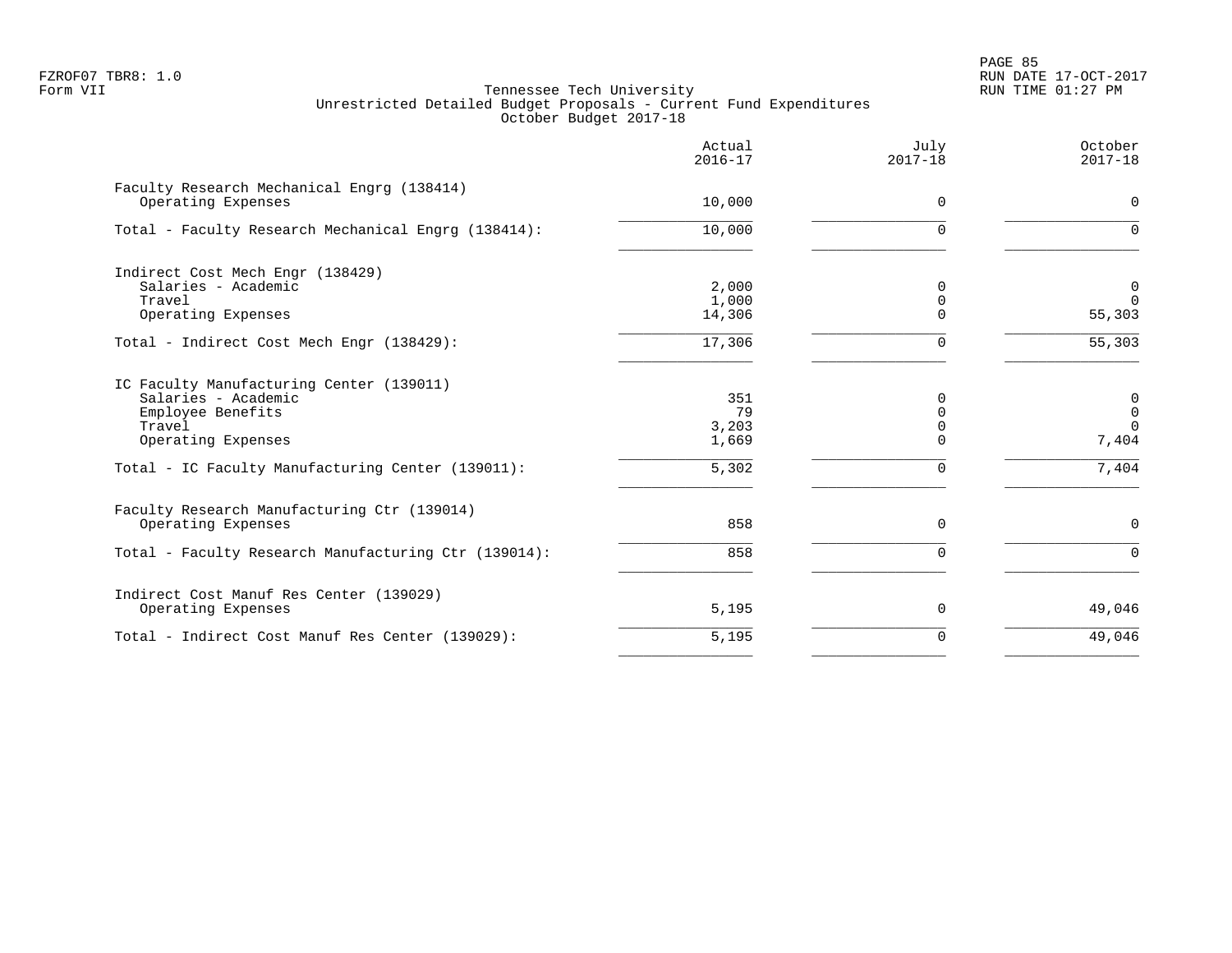Tennessee Tech University
Unrestricted Detailed Budget Proposals - Current Fund Expenditures
October Budget 2017-18

| | Actual 2016-17 | July 2017-18 | October 2017-18 |
|---|---|---|---|
| Faculty Research Mechanical Engrg (138414) | | | |
| Operating Expenses | 10,000 | 0 | 0 |
| Total - Faculty Research Mechanical Engrg (138414): | 10,000 | 0 | 0 |
| Indirect Cost Mech Engr (138429) | | | |
| Salaries - Academic | 2,000 | 0 | 0 |
| Travel | 1,000 | 0 | 0 |
| Operating Expenses | 14,306 | 0 | 55,303 |
| Total - Indirect Cost Mech Engr (138429): | 17,306 | 0 | 55,303 |
| IC Faculty Manufacturing Center (139011) | | | |
| Salaries - Academic | 351 | 0 | 0 |
| Employee Benefits | 79 | 0 | 0 |
| Travel | 3,203 | 0 | 0 |
| Operating Expenses | 1,669 | 0 | 7,404 |
| Total - IC Faculty Manufacturing Center (139011): | 5,302 | 0 | 7,404 |
| Faculty Research Manufacturing Ctr (139014) | | | |
| Operating Expenses | 858 | 0 | 0 |
| Total - Faculty Research Manufacturing Ctr (139014): | 858 | 0 | 0 |
| Indirect Cost Manuf Res Center (139029) | | | |
| Operating Expenses | 5,195 | 0 | 49,046 |
| Total - Indirect Cost Manuf Res Center (139029): | 5,195 | 0 | 49,046 |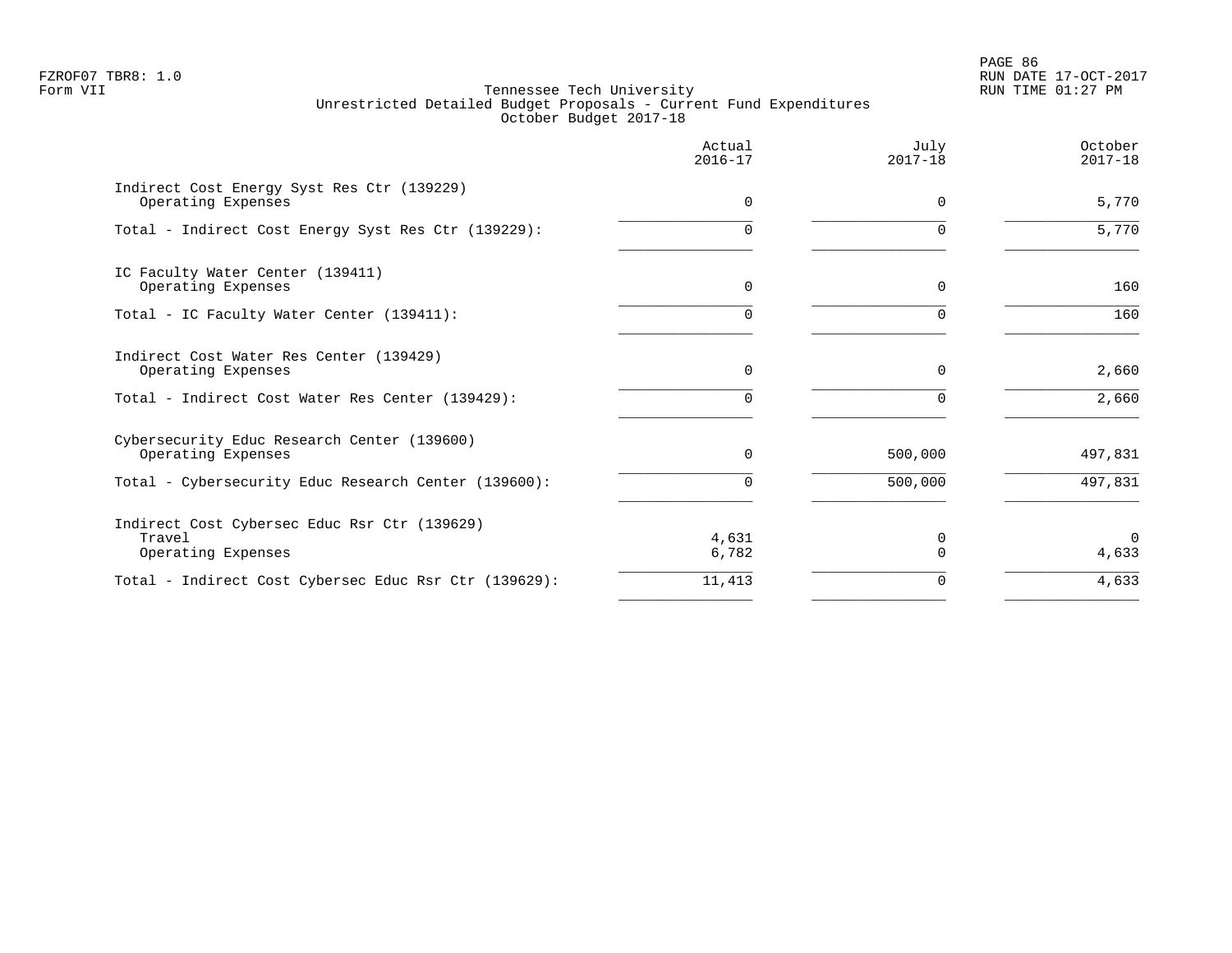Tennessee Tech University
Unrestricted Detailed Budget Proposals - Current Fund Expenditures
October Budget 2017-18

| | Actual 2016-17 | July 2017-18 | October 2017-18 |
|---|---|---|---|
| Indirect Cost Energy Syst Res Ctr (139229) | | | |
| Operating Expenses | 0 | 0 | 5,770 |
| Total - Indirect Cost Energy Syst Res Ctr (139229): | 0 | 0 | 5,770 |
| IC Faculty Water Center (139411) | | | |
| Operating Expenses | 0 | 0 | 160 |
| Total - IC Faculty Water Center (139411): | 0 | 0 | 160 |
| Indirect Cost Water Res Center (139429) | | | |
| Operating Expenses | 0 | 0 | 2,660 |
| Total - Indirect Cost Water Res Center (139429): | 0 | 0 | 2,660 |
| Cybersecurity Educ Research Center (139600) | | | |
| Operating Expenses | 0 | 500,000 | 497,831 |
| Total - Cybersecurity Educ Research Center (139600): | 0 | 500,000 | 497,831 |
| Indirect Cost Cybersec Educ Rsr Ctr (139629) | | | |
| Travel | 4,631 | 0 | 0 |
| Operating Expenses | 6,782 | 0 | 4,633 |
| Total - Indirect Cost Cybersec Educ Rsr Ctr (139629): | 11,413 | 0 | 4,633 |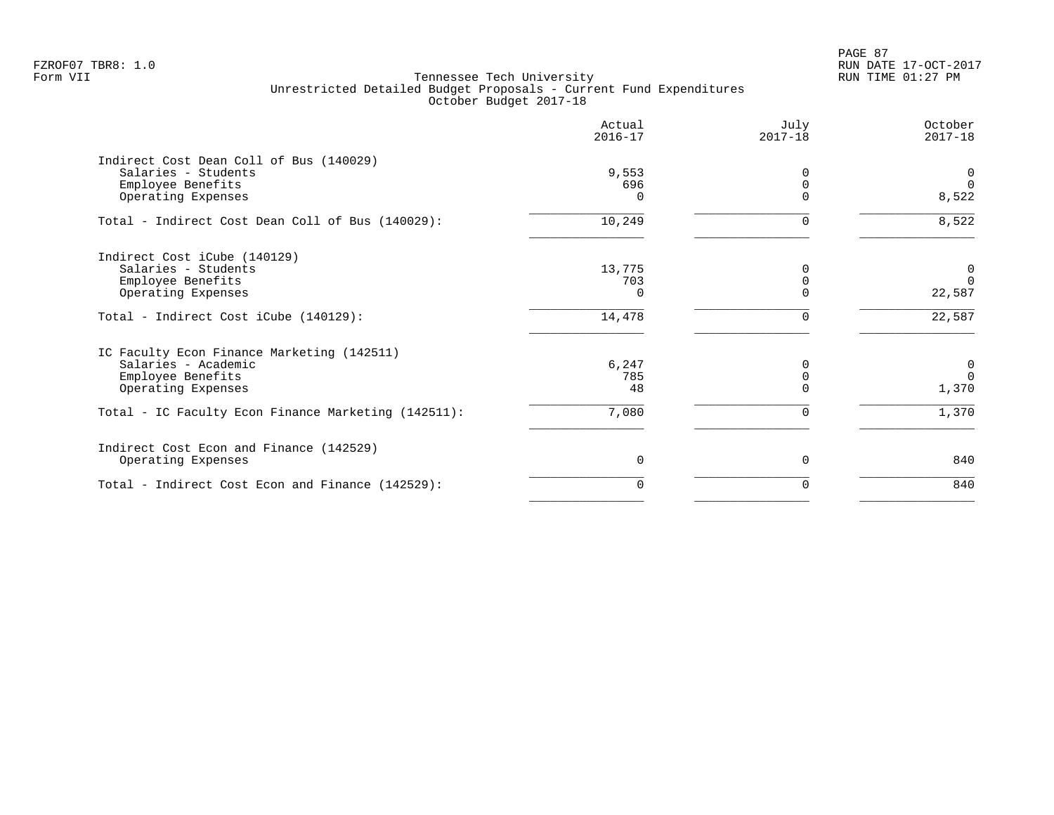Tennessee Tech University
Unrestricted Detailed Budget Proposals - Current Fund Expenditures
October Budget 2017-18

| | Actual 2016-17 | July 2017-18 | October 2017-18 |
|---|---|---|---|
| Indirect Cost Dean Coll of Bus (140029) | | | |
| Salaries - Students | 9,553 | 0 | 0 |
| Employee Benefits | 696 | 0 | 0 |
| Operating Expenses | 0 | 0 | 8,522 |
| Total - Indirect Cost Dean Coll of Bus (140029): | 10,249 | 0 | 8,522 |
| Indirect Cost iCube (140129) | | | |
| Salaries - Students | 13,775 | 0 | 0 |
| Employee Benefits | 703 | 0 | 0 |
| Operating Expenses | 0 | 0 | 22,587 |
| Total - Indirect Cost iCube (140129): | 14,478 | 0 | 22,587 |
| IC Faculty Econ Finance Marketing (142511) | | | |
| Salaries - Academic | 6,247 | 0 | 0 |
| Employee Benefits | 785 | 0 | 0 |
| Operating Expenses | 48 | 0 | 1,370 |
| Total - IC Faculty Econ Finance Marketing (142511): | 7,080 | 0 | 1,370 |
| Indirect Cost Econ and Finance (142529) | | | |
| Operating Expenses | 0 | 0 | 840 |
| Total - Indirect Cost Econ and Finance (142529): | 0 | 0 | 840 |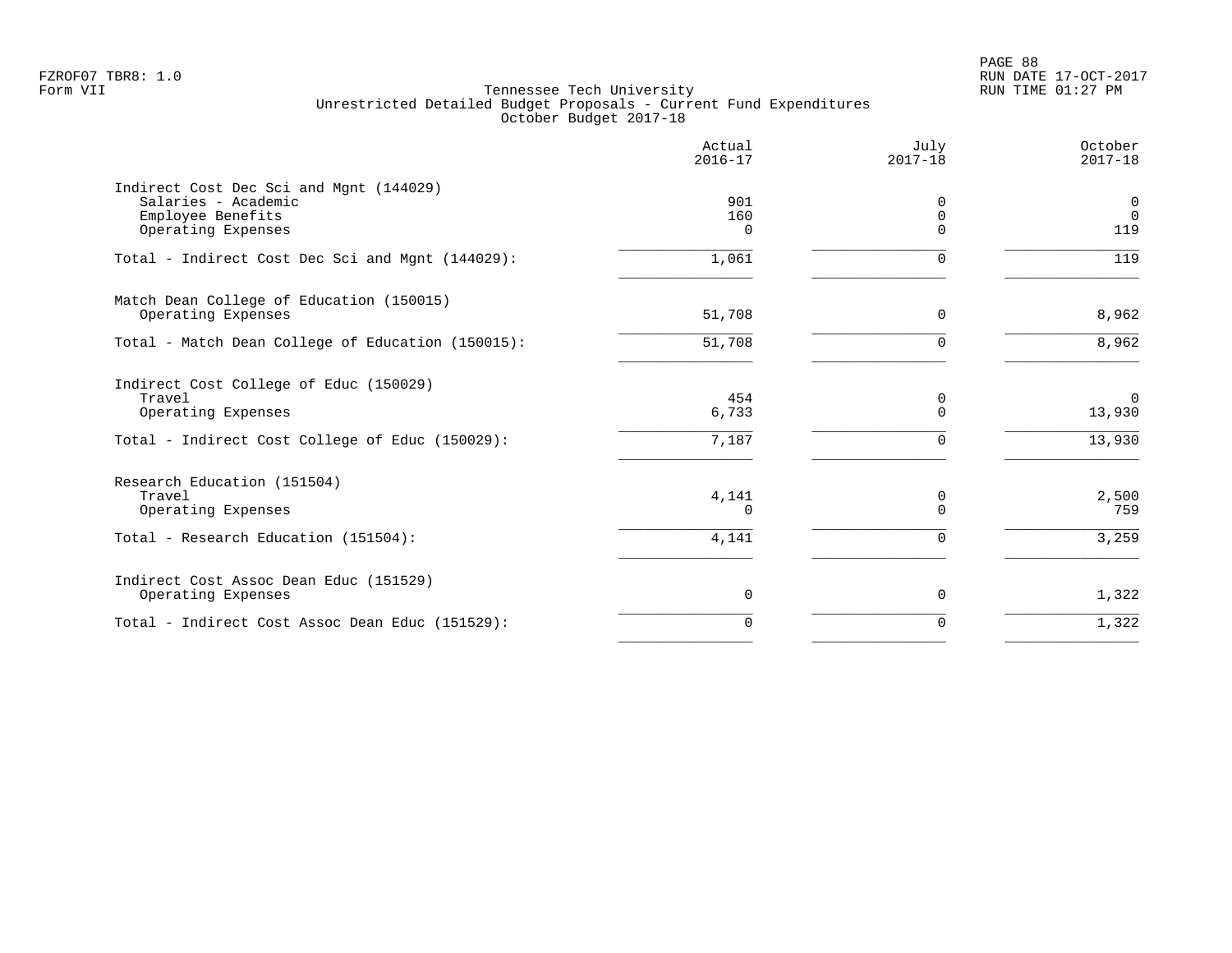Tennessee Tech University
Unrestricted Detailed Budget Proposals - Current Fund Expenditures
October Budget 2017-18

| | Actual 2016-17 | July 2017-18 | October 2017-18 |
|---|---|---|---|
| Indirect Cost Dec Sci and Mgnt (144029) | | | |
| Salaries - Academic | 901 | 0 | 0 |
| Employee Benefits | 160 | 0 | 0 |
| Operating Expenses | 0 | 0 | 119 |
| Total - Indirect Cost Dec Sci and Mgnt (144029): | 1,061 | 0 | 119 |
| Match Dean College of Education (150015) | | | |
| Operating Expenses | 51,708 | 0 | 8,962 |
| Total - Match Dean College of Education (150015): | 51,708 | 0 | 8,962 |
| Indirect Cost College of Educ (150029) | | | |
| Travel | 454 | 0 | 0 |
| Operating Expenses | 6,733 | 0 | 13,930 |
| Total - Indirect Cost College of Educ (150029): | 7,187 | 0 | 13,930 |
| Research Education (151504) | | | |
| Travel | 4,141 | 0 | 2,500 |
| Operating Expenses | 0 | 0 | 759 |
| Total - Research Education (151504): | 4,141 | 0 | 3,259 |
| Indirect Cost Assoc Dean Educ (151529) | | | |
| Operating Expenses | 0 | 0 | 1,322 |
| Total - Indirect Cost Assoc Dean Educ (151529): | 0 | 0 | 1,322 |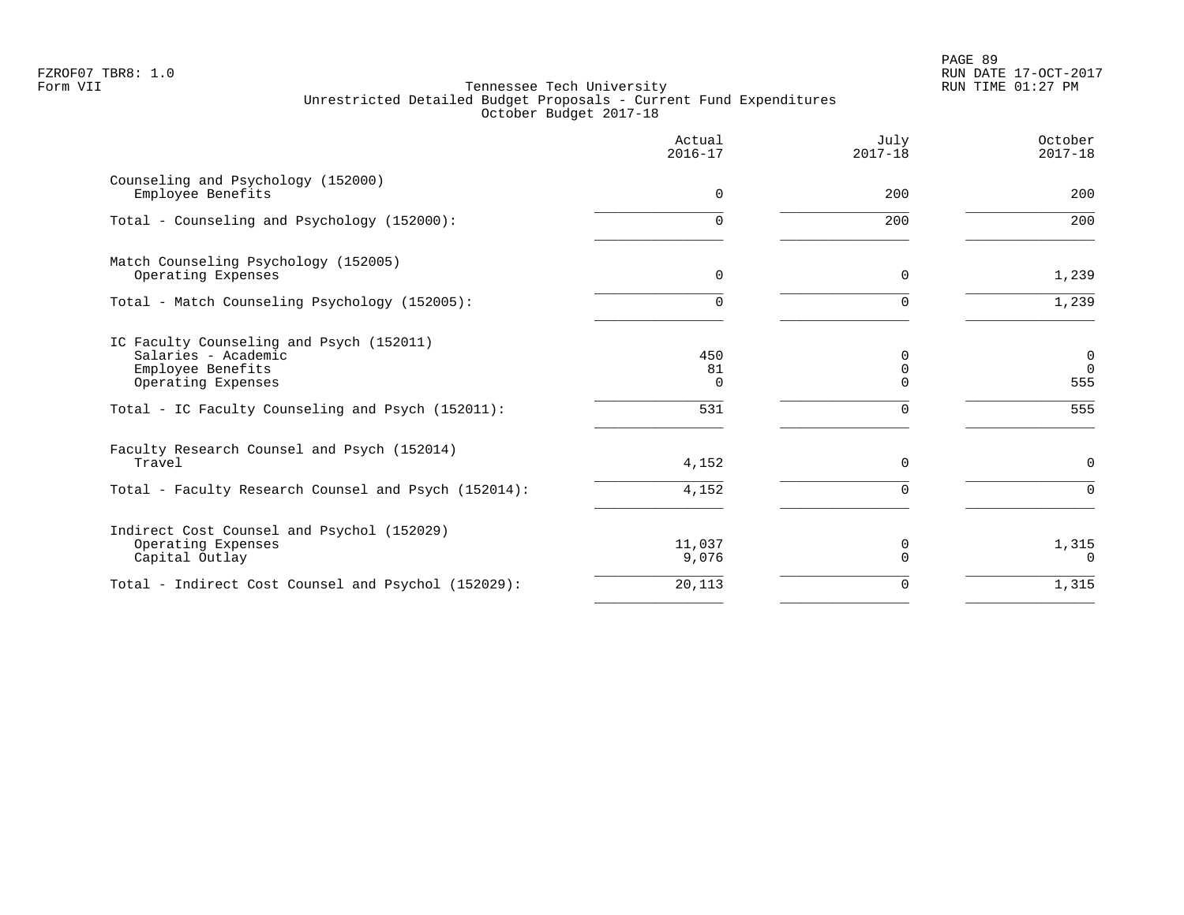Tennessee Tech University
Unrestricted Detailed Budget Proposals - Current Fund Expenditures
October Budget 2017-18

| | Actual 2016-17 | July 2017-18 | October 2017-18 |
|---|---|---|---|
| **Counseling and Psychology (152000)** | | | |
| Employee Benefits | 0 | 200 | 200 |
| Total - Counseling and Psychology (152000): | 0 | 200 | 200 |
| **Match Counseling Psychology (152005)** | | | |
| Operating Expenses | 0 | 0 | 1,239 |
| Total - Match Counseling Psychology (152005): | 0 | 0 | 1,239 |
| **IC Faculty Counseling and Psych (152011)** | | | |
| Salaries - Academic | 450 | 0 | 0 |
| Employee Benefits | 81 | 0 | 0 |
| Operating Expenses | 0 | 0 | 555 |
| Total - IC Faculty Counseling and Psych (152011): | 531 | 0 | 555 |
| **Faculty Research Counsel and Psych (152014)** | | | |
| Travel | 4,152 | 0 | 0 |
| Total - Faculty Research Counsel and Psych (152014): | 4,152 | 0 | 0 |
| **Indirect Cost Counsel and Psychol (152029)** | | | |
| Operating Expenses | 11,037 | 0 | 1,315 |
| Capital Outlay | 9,076 | 0 | 0 |
| Total - Indirect Cost Counsel and Psychol (152029): | 20,113 | 0 | 1,315 |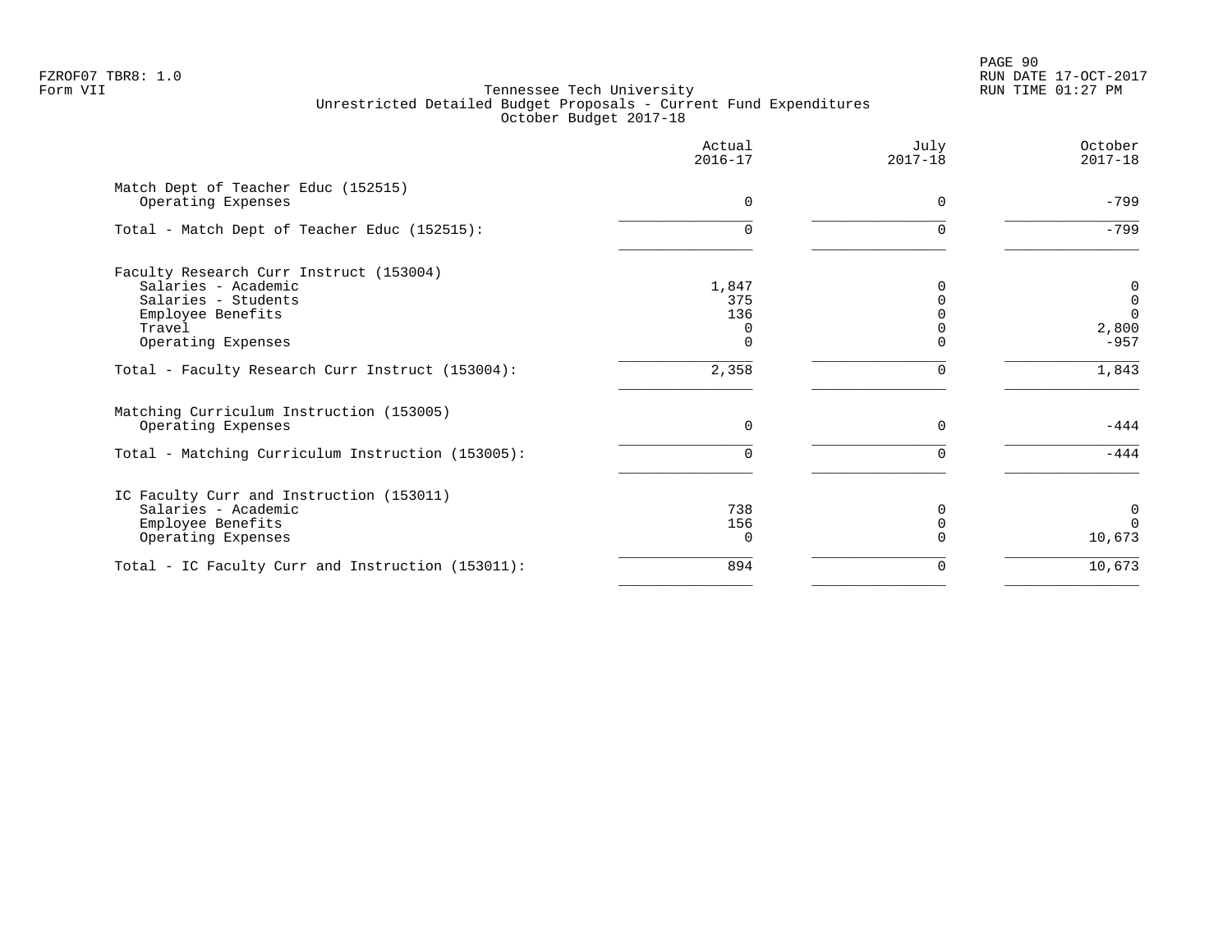FZROF07 TBR8: 1.0
Form VII

Tennessee Tech University
Unrestricted Detailed Budget Proposals - Current Fund Expenditures
October Budget 2017-18

RUN DATE 17-OCT-2017
RUN TIME 01:27 PM

| | Actual 2016-17 | July 2017-18 | October 2017-18 |
|---|---|---|---|
| Match Dept of Teacher Educ (152515) | | | |
| Operating Expenses | 0 | 0 | -799 |
| Total - Match Dept of Teacher Educ (152515): | 0 | 0 | -799 |
| Faculty Research Curr Instruct (153004) | | | |
| Salaries - Academic | 1,847 | 0 | 0 |
| Salaries - Students | 375 | 0 | 0 |
| Employee Benefits | 136 | 0 | 0 |
| Travel | 0 | 0 | 2,800 |
| Operating Expenses | 0 | 0 | -957 |
| Total - Faculty Research Curr Instruct (153004): | 2,358 | 0 | 1,843 |
| Matching Curriculum Instruction (153005) | | | |
| Operating Expenses | 0 | 0 | -444 |
| Total - Matching Curriculum Instruction (153005): | 0 | 0 | -444 |
| IC Faculty Curr and Instruction (153011) | | | |
| Salaries - Academic | 738 | 0 | 0 |
| Employee Benefits | 156 | 0 | 0 |
| Operating Expenses | 0 | 0 | 10,673 |
| Total - IC Faculty Curr and Instruction (153011): | 894 | 0 | 10,673 |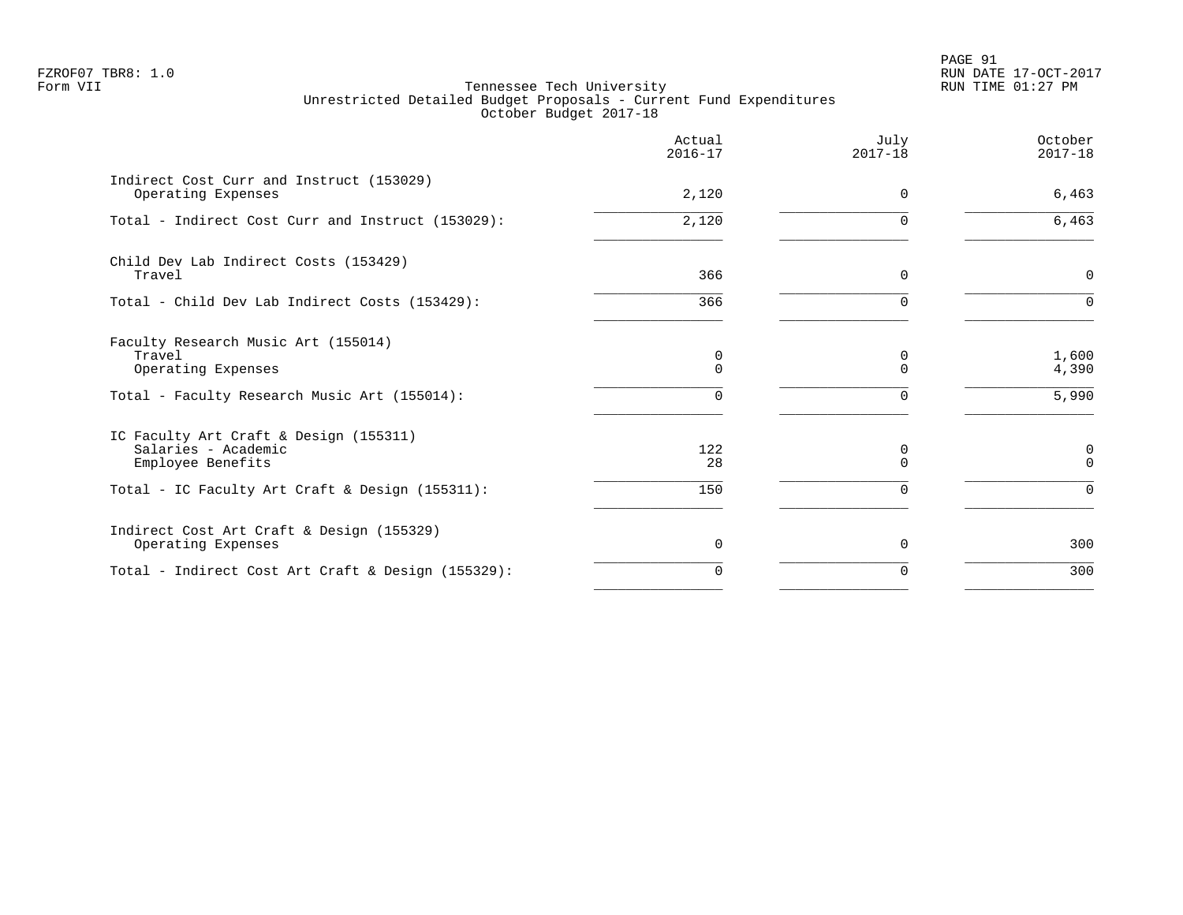FZROF07 TBR8: 1.0
Form VII

Tennessee Tech University
Unrestricted Detailed Budget Proposals - Current Fund Expenditures
October Budget 2017-18

RUN DATE 17-OCT-2017
RUN TIME 01:27 PM

| | Actual 2016-17 | July 2017-18 | October 2017-18 |
|---|---|---|---|
| Indirect Cost Curr and Instruct (153029) | | | |
| Operating Expenses | 2,120 | 0 | 6,463 |
| Total - Indirect Cost Curr and Instruct (153029): | 2,120 | 0 | 6,463 |
| Child Dev Lab Indirect Costs (153429) | | | |
| Travel | 366 | 0 | 0 |
| Total - Child Dev Lab Indirect Costs (153429): | 366 | 0 | 0 |
| Faculty Research Music Art (155014) | | | |
| Travel | 0 | 0 | 1,600 |
| Operating Expenses | 0 | 0 | 4,390 |
| Total - Faculty Research Music Art (155014): | 0 | 0 | 5,990 |
| IC Faculty Art Craft & Design (155311) | | | |
| Salaries - Academic | 122 | 0 | 0 |
| Employee Benefits | 28 | 0 | 0 |
| Total - IC Faculty Art Craft & Design (155311): | 150 | 0 | 0 |
| Indirect Cost Art Craft & Design (155329) | | | |
| Operating Expenses | 0 | 0 | 300 |
| Total - Indirect Cost Art Craft & Design (155329): | 0 | 0 | 300 |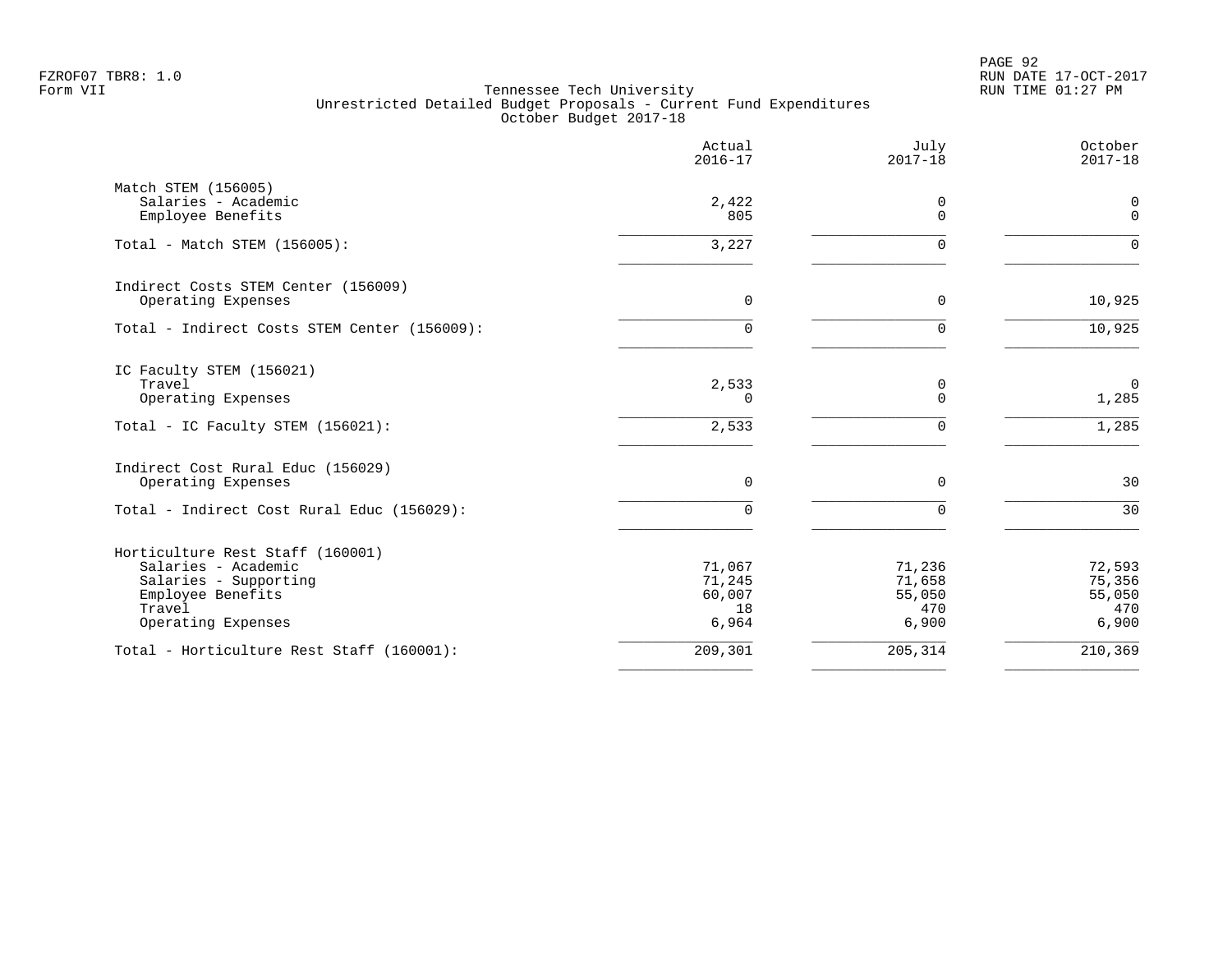FZROF07 TBR8: 1.0
Form VII

Tennessee Tech University
Unrestricted Detailed Budget Proposals - Current Fund Expenditures
October Budget 2017-18

RUN DATE 17-OCT-2017
RUN TIME 01:27 PM

| | Actual 2016-17 | July 2017-18 | October 2017-18 |
|---|---|---|---|
| **Match STEM (156005)** | | | |
| Salaries - Academic | 2,422 | 0 | 0 |
| Employee Benefits | 805 | 0 | 0 |
| Total - Match STEM (156005): | 3,227 | 0 | 0 |
| **Indirect Costs STEM Center (156009)** | | | |
| Operating Expenses | 0 | 0 | 10,925 |
| Total - Indirect Costs STEM Center (156009): | 0 | 0 | 10,925 |
| **IC Faculty STEM (156021)** | | | |
| Travel | 2,533 | 0 | 0 |
| Operating Expenses | 0 | 0 | 1,285 |
| Total - IC Faculty STEM (156021): | 2,533 | 0 | 1,285 |
| **Indirect Cost Rural Educ (156029)** | | | |
| Operating Expenses | 0 | 0 | 30 |
| Total - Indirect Cost Rural Educ (156029): | 0 | 0 | 30 |
| **Horticulture Rest Staff (160001)** | | | |
| Salaries - Academic | 71,067 | 71,236 | 72,593 |
| Salaries - Supporting | 71,245 | 71,658 | 75,356 |
| Employee Benefits | 60,007 | 55,050 | 55,050 |
| Travel | 18 | 470 | 470 |
| Operating Expenses | 6,964 | 6,900 | 6,900 |
| Total - Horticulture Rest Staff (160001): | 209,301 | 205,314 | 210,369 |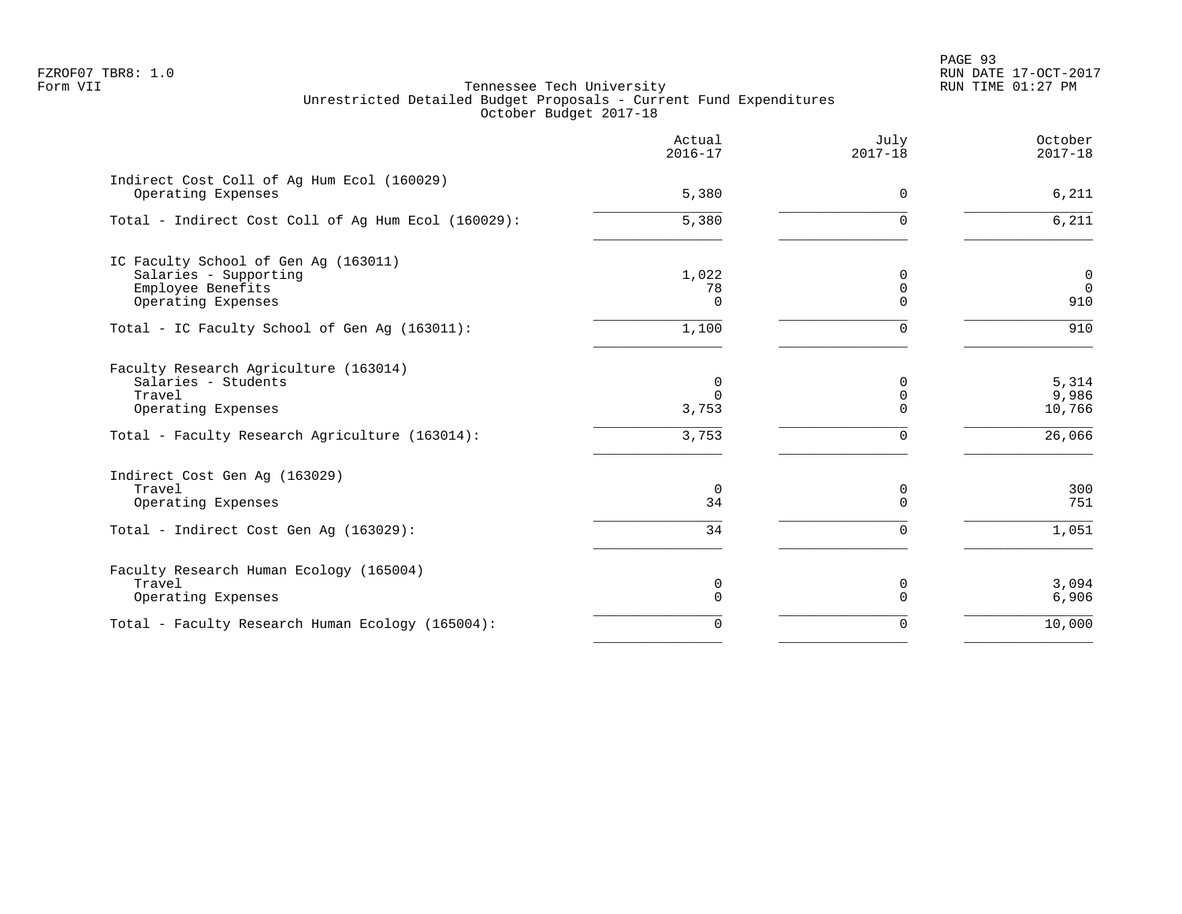Tennessee Tech University
Unrestricted Detailed Budget Proposals - Current Fund Expenditures
October Budget 2017-18

| | Actual 2016-17 | July 2017-18 | October 2017-18 |
|---|---|---|---|
| **Indirect Cost Coll of Ag Hum Ecol (160029)** | | | |
| Operating Expenses | 5,380 | 0 | 6,211 |
| Total - Indirect Cost Coll of Ag Hum Ecol (160029): | 5,380 | 0 | 6,211 |
| **IC Faculty School of Gen Ag (163011)** | | | |
| Salaries - Supporting | 1,022 | 0 | 0 |
| Employee Benefits | 78 | 0 | 0 |
| Operating Expenses | 0 | 0 | 910 |
| Total - IC Faculty School of Gen Ag (163011): | 1,100 | 0 | 910 |
| **Faculty Research Agriculture (163014)** | | | |
| Salaries - Students | 0 | 0 | 5,314 |
| Travel | 0 | 0 | 9,986 |
| Operating Expenses | 3,753 | 0 | 10,766 |
| Total - Faculty Research Agriculture (163014): | 3,753 | 0 | 26,066 |
| **Indirect Cost Gen Ag (163029)** | | | |
| Travel | 0 | 0 | 300 |
| Operating Expenses | 34 | 0 | 751 |
| Total - Indirect Cost Gen Ag (163029): | 34 | 0 | 1,051 |
| **Faculty Research Human Ecology (165004)** | | | |
| Travel | 0 | 0 | 3,094 |
| Operating Expenses | 0 | 0 | 6,906 |
| Total - Faculty Research Human Ecology (165004): | 0 | 0 | 10,000 |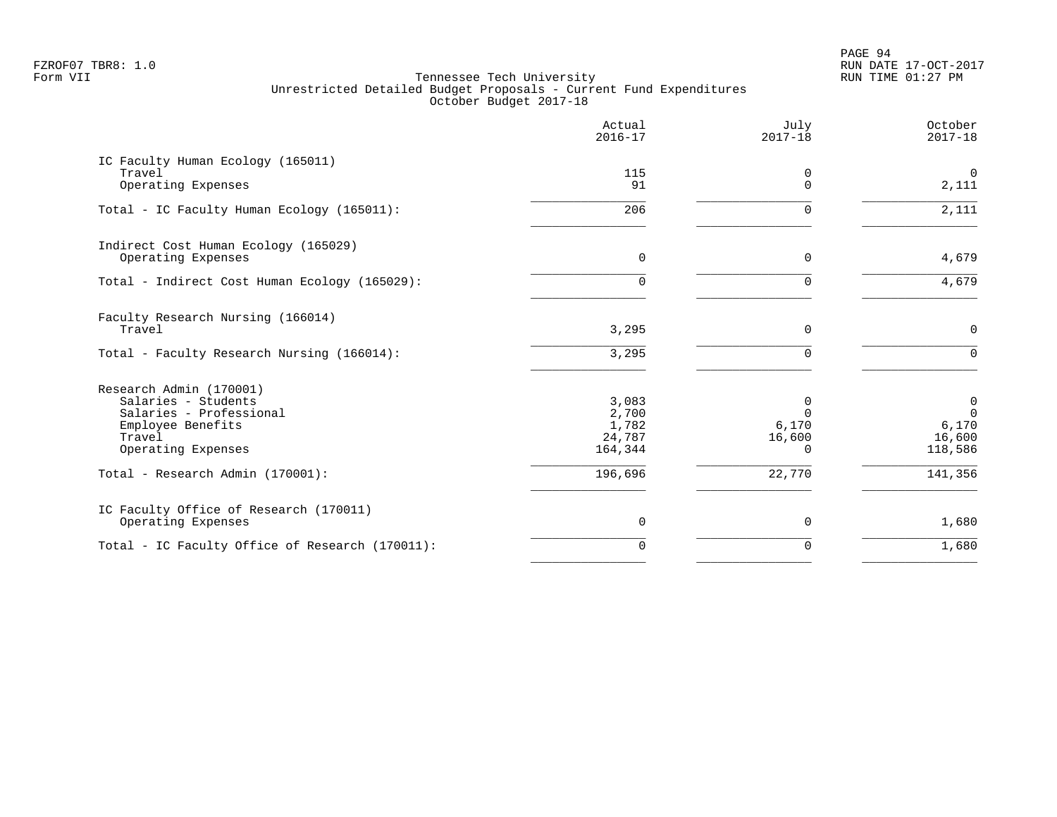FZROF07 TBR8: 1.0
Form VII

Tennessee Tech University
Unrestricted Detailed Budget Proposals - Current Fund Expenditures
October Budget 2017-18

RUN DATE 17-OCT-2017
RUN TIME 01:27 PM

| | Actual 2016-17 | July 2017-18 | October 2017-18 |
|---|---|---|---|
| **IC Faculty Human Ecology (165011)** | | | |
| Travel | 115 | 0 | 0 |
| Operating Expenses | 91 | 0 | 2,111 |
| Total - IC Faculty Human Ecology (165011): | 206 | 0 | 2,111 |
| **Indirect Cost Human Ecology (165029)** | | | |
| Operating Expenses | 0 | 0 | 4,679 |
| Total - Indirect Cost Human Ecology (165029): | 0 | 0 | 4,679 |
| **Faculty Research Nursing (166014)** | | | |
| Travel | 3,295 | 0 | 0 |
| Total - Faculty Research Nursing (166014): | 3,295 | 0 | 0 |
| **Research Admin (170001)** | | | |
| Salaries - Students | 3,083 | 0 | 0 |
| Salaries - Professional | 2,700 | 0 | 0 |
| Employee Benefits | 1,782 | 6,170 | 6,170 |
| Travel | 24,787 | 16,600 | 16,600 |
| Operating Expenses | 164,344 | 0 | 118,586 |
| Total - Research Admin (170001): | 196,696 | 22,770 | 141,356 |
| **IC Faculty Office of Research (170011)** | | | |
| Operating Expenses | 0 | 0 | 1,680 |
| Total - IC Faculty Office of Research (170011): | 0 | 0 | 1,680 |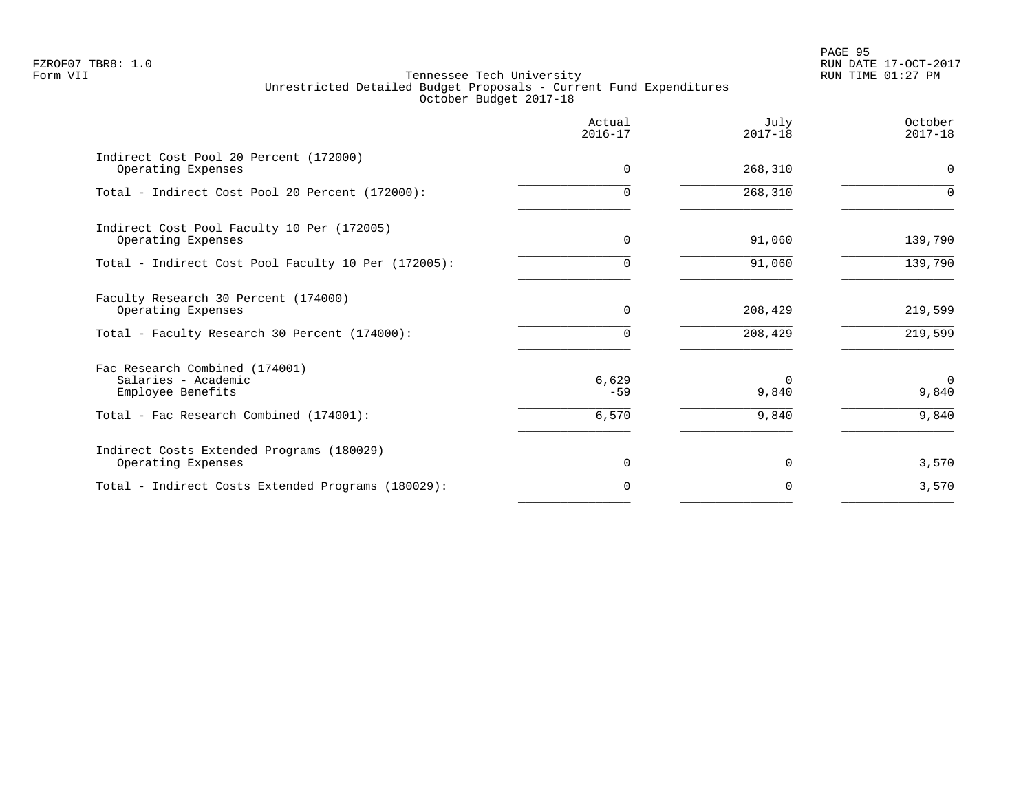Tennessee Tech University
Unrestricted Detailed Budget Proposals - Current Fund Expenditures
October Budget 2017-18

| | Actual 2016-17 | July 2017-18 | October 2017-18 |
|---|---|---|---|
| Indirect Cost Pool 20 Percent (172000) | | | |
| Operating Expenses | 0 | 268,310 | 0 |
| Total - Indirect Cost Pool 20 Percent (172000): | 0 | 268,310 | 0 |
| Indirect Cost Pool Faculty 10 Per (172005) | | | |
| Operating Expenses | 0 | 91,060 | 139,790 |
| Total - Indirect Cost Pool Faculty 10 Per (172005): | 0 | 91,060 | 139,790 |
| Faculty Research 30 Percent (174000) | | | |
| Operating Expenses | 0 | 208,429 | 219,599 |
| Total - Faculty Research 30 Percent (174000): | 0 | 208,429 | 219,599 |
| Fac Research Combined (174001) | | | |
| Salaries - Academic | 6,629 | 0 | 0 |
| Employee Benefits | -59 | 9,840 | 9,840 |
| Total - Fac Research Combined (174001): | 6,570 | 9,840 | 9,840 |
| Indirect Costs Extended Programs (180029) | | | |
| Operating Expenses | 0 | 0 | 3,570 |
| Total - Indirect Costs Extended Programs (180029): | 0 | 0 | 3,570 |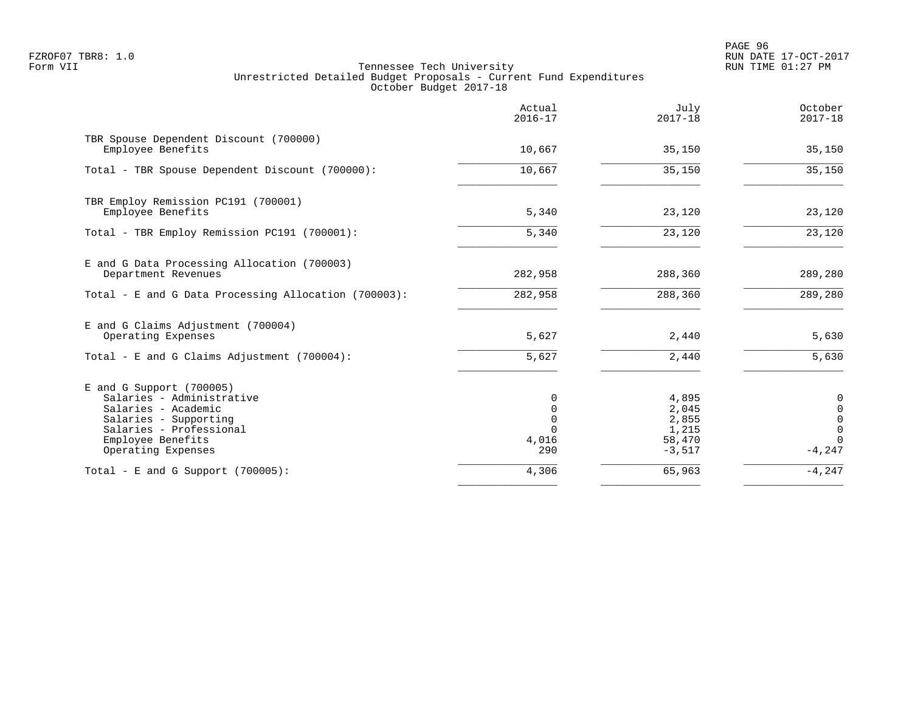FZROF07 TBR8: 1.0
Form VII

# Tennessee Tech University
## Unrestricted Detailed Budget Proposals - Current Fund Expenditures
### October Budget 2017-18

| | Actual 2016-17 | July 2017-18 | October 2017-18 |
|---|---|---|---|
| **TBR Spouse Dependent Discount (700000)** | | | |
| Employee Benefits | 10,667 | 35,150 | 35,150 |
| Total - TBR Spouse Dependent Discount (700000): | 10,667 | 35,150 | 35,150 |
| **TBR Employ Remission PC191 (700001)** | | | |
| Employee Benefits | 5,340 | 23,120 | 23,120 |
| Total - TBR Employ Remission PC191 (700001): | 5,340 | 23,120 | 23,120 |
| **E and G Data Processing Allocation (700003)** | | | |
| Department Revenues | 282,958 | 288,360 | 289,280 |
| Total - E and G Data Processing Allocation (700003): | 282,958 | 288,360 | 289,280 |
| **E and G Claims Adjustment (700004)** | | | |
| Operating Expenses | 5,627 | 2,440 | 5,630 |
| Total - E and G Claims Adjustment (700004): | 5,627 | 2,440 | 5,630 |
| **E and G Support (700005)** | | | |
| Salaries - Administrative | 0 | 4,895 | 0 |
| Salaries - Academic | 0 | 2,045 | 0 |
| Salaries - Supporting | 0 | 2,855 | 0 |
| Salaries - Professional | 0 | 1,215 | 0 |
| Employee Benefits | 4,016 | 58,470 | 0 |
| Operating Expenses | 290 | -3,517 | -4,247 |
| Total - E and G Support (700005): | 4,306 | 65,963 | -4,247 |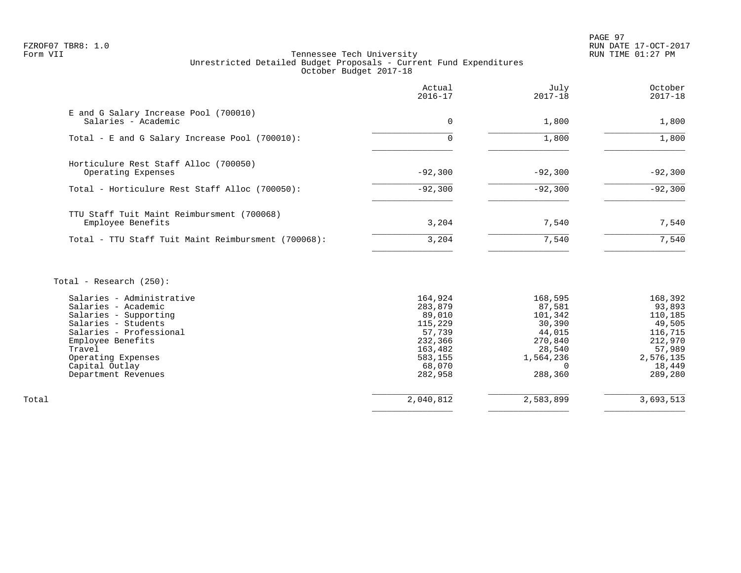Tennessee Tech University
Unrestricted Detailed Budget Proposals - Current Fund Expenditures
October Budget 2017-18

| | Actual 2016-17 | July 2017-18 | October 2017-18 |
|---|---|---|---|
| E and G Salary Increase Pool (700010) | | | |
| Salaries - Academic | 0 | 1,800 | 1,800 |
| Total - E and G Salary Increase Pool (700010): | 0 | 1,800 | 1,800 |
| Horticulure Rest Staff Alloc (700050) | | | |
| Operating Expenses | -92,300 | -92,300 | -92,300 |
| Total - Horticulure Rest Staff Alloc (700050): | -92,300 | -92,300 | -92,300 |
| TTU Staff Tuit Maint Reimbursment (700068) | | | |
| Employee Benefits | 3,204 | 7,540 | 7,540 |
| Total - TTU Staff Tuit Maint Reimbursment (700068): | 3,204 | 7,540 | 7,540 |
| Total - Research (250): | | | |
| Salaries - Administrative | 164,924 | 168,595 | 168,392 |
| Salaries - Academic | 283,879 | 87,581 | 93,893 |
| Salaries - Supporting | 89,010 | 101,342 | 110,185 |
| Salaries - Students | 115,229 | 30,390 | 49,505 |
| Salaries - Professional | 57,739 | 44,015 | 116,715 |
| Employee Benefits | 232,366 | 270,840 | 212,970 |
| Travel | 163,482 | 28,540 | 57,989 |
| Operating Expenses | 583,155 | 1,564,236 | 2,576,135 |
| Capital Outlay | 68,070 | 0 | 18,449 |
| Department Revenues | 282,958 | 288,360 | 289,280 |
| Total | 2,040,812 | 2,583,899 | 3,693,513 |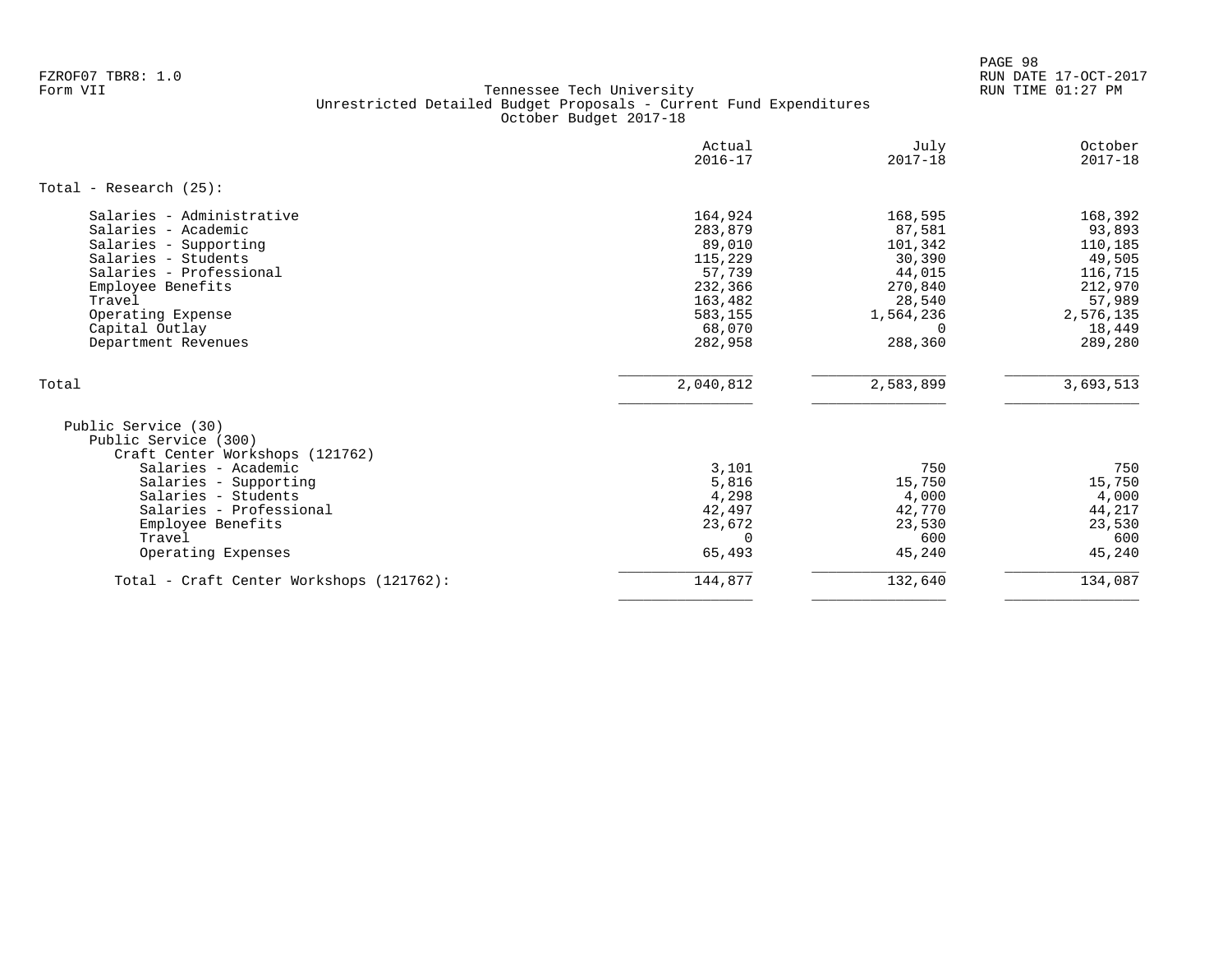FZROF07 TBR8: 1.0
Form VII

Tennessee Tech University
Unrestricted Detailed Budget Proposals - Current Fund Expenditures
October Budget 2017-18

RUN DATE 17-OCT-2017
RUN TIME 01:27 PM

| | Actual 2016-17 | July 2017-18 | October 2017-18 |
|---|---|---|---|
| **Total - Research (25):** | | | |
| Salaries - Administrative | 164,924 | 168,595 | 168,392 |
| Salaries - Academic | 283,879 | 87,581 | 93,893 |
| Salaries - Supporting | 89,010 | 101,342 | 110,185 |
| Salaries - Students | 115,229 | 30,390 | 49,505 |
| Salaries - Professional | 57,739 | 44,015 | 116,715 |
| Employee Benefits | 232,366 | 270,840 | 212,970 |
| Travel | 163,482 | 28,540 | 57,989 |
| Operating Expense | 583,155 | 1,564,236 | 2,576,135 |
| Capital Outlay | 68,070 | 0 | 18,449 |
| Department Revenues | 282,958 | 288,360 | 289,280 |
| Total | 2,040,812 | 2,583,899 | 3,693,513 |
| Public Service (30) | | | |
| Public Service (300) | | | |
| Craft Center Workshops (121762) | | | |
| Salaries - Academic | 3,101 | 750 | 750 |
| Salaries - Supporting | 5,816 | 15,750 | 15,750 |
| Salaries - Students | 4,298 | 4,000 | 4,000 |
| Salaries - Professional | 42,497 | 42,770 | 44,217 |
| Employee Benefits | 23,672 | 23,530 | 23,530 |
| Travel | 0 | 600 | 600 |
| Operating Expenses | 65,493 | 45,240 | 45,240 |
| Total - Craft Center Workshops (121762): | 144,877 | 132,640 | 134,087 |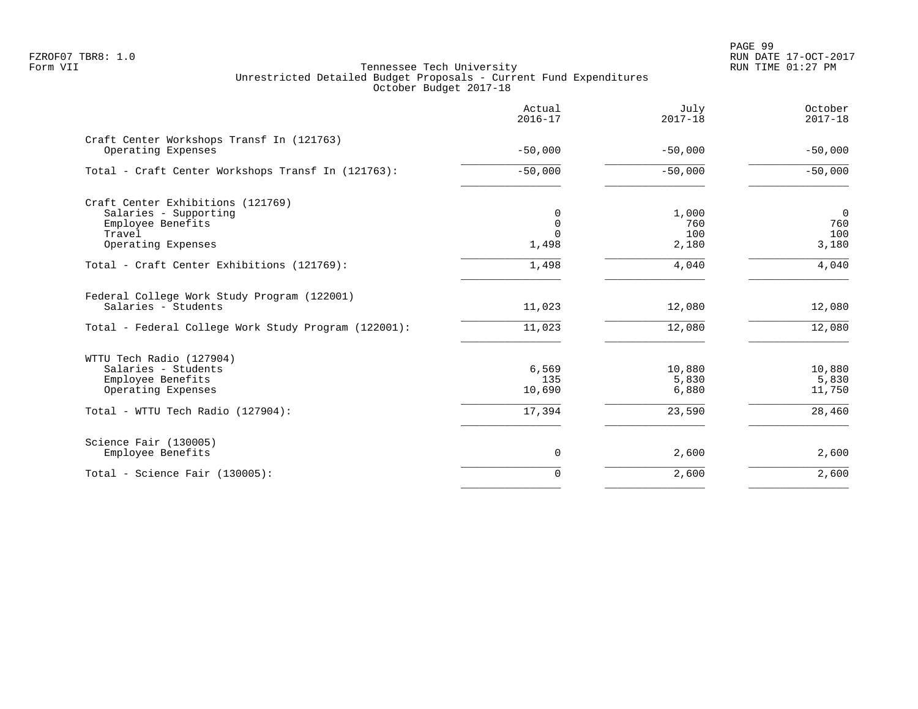Tennessee Tech University
Unrestricted Detailed Budget Proposals - Current Fund Expenditures
October Budget 2017-18

| | Actual 2016-17 | July 2017-18 | October 2017-18 |
|---|---|---|---|
| **Craft Center Workshops Transf In (121763)** | | | |
| Operating Expenses | -50,000 | -50,000 | -50,000 |
| Total - Craft Center Workshops Transf In (121763): | -50,000 | -50,000 | -50,000 |
| **Craft Center Exhibitions (121769)** | | | |
| Salaries - Supporting | 0 | 1,000 | 0 |
| Employee Benefits | 0 | 760 | 760 |
| Travel | 0 | 100 | 100 |
| Operating Expenses | 1,498 | 2,180 | 3,180 |
| Total - Craft Center Exhibitions (121769): | 1,498 | 4,040 | 4,040 |
| **Federal College Work Study Program (122001)** | | | |
| Salaries - Students | 11,023 | 12,080 | 12,080 |
| Total - Federal College Work Study Program (122001): | 11,023 | 12,080 | 12,080 |
| **WTTU Tech Radio (127904)** | | | |
| Salaries - Students | 6,569 | 10,880 | 10,880 |
| Employee Benefits | 135 | 5,830 | 5,830 |
| Operating Expenses | 10,690 | 6,880 | 11,750 |
| Total - WTTU Tech Radio (127904): | 17,394 | 23,590 | 28,460 |
| **Science Fair (130005)** | | | |
| Employee Benefits | 0 | 2,600 | 2,600 |
| Total - Science Fair (130005): | 0 | 2,600 | 2,600 |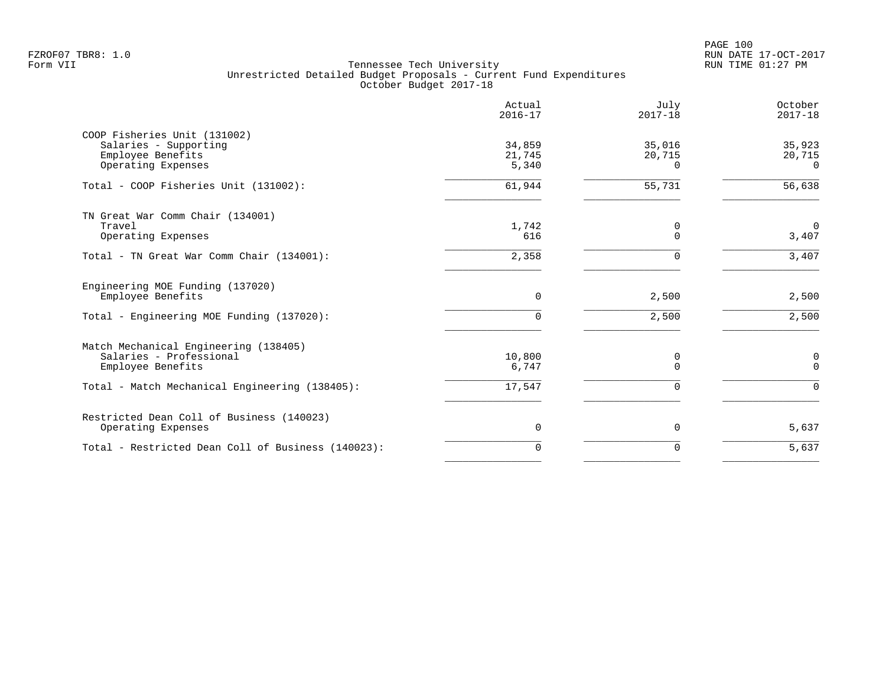Tennessee Tech University
Unrestricted Detailed Budget Proposals - Current Fund Expenditures
October Budget 2017-18

| | Actual 2016-17 | July 2017-18 | October 2017-18 |
|---|---|---|---|
| **COOP Fisheries Unit (131002)** | | | |
| Salaries - Supporting | 34,859 | 35,016 | 35,923 |
| Employee Benefits | 21,745 | 20,715 | 20,715 |
| Operating Expenses | 5,340 | 0 | 0 |
| Total - COOP Fisheries Unit (131002): | 61,944 | 55,731 | 56,638 |
| **TN Great War Comm Chair (134001)** | | | |
| Travel | 1,742 | 0 | 0 |
| Operating Expenses | 616 | 0 | 3,407 |
| Total - TN Great War Comm Chair (134001): | 2,358 | 0 | 3,407 |
| **Engineering MOE Funding (137020)** | | | |
| Employee Benefits | 0 | 2,500 | 2,500 |
| Total - Engineering MOE Funding (137020): | 0 | 2,500 | 2,500 |
| **Match Mechanical Engineering (138405)** | | | |
| Salaries - Professional | 10,800 | 0 | 0 |
| Employee Benefits | 6,747 | 0 | 0 |
| Total - Match Mechanical Engineering (138405): | 17,547 | 0 | 0 |
| **Restricted Dean Coll of Business (140023)** | | | |
| Operating Expenses | 0 | 0 | 5,637 |
| Total - Restricted Dean Coll of Business (140023): | 0 | 0 | 5,637 |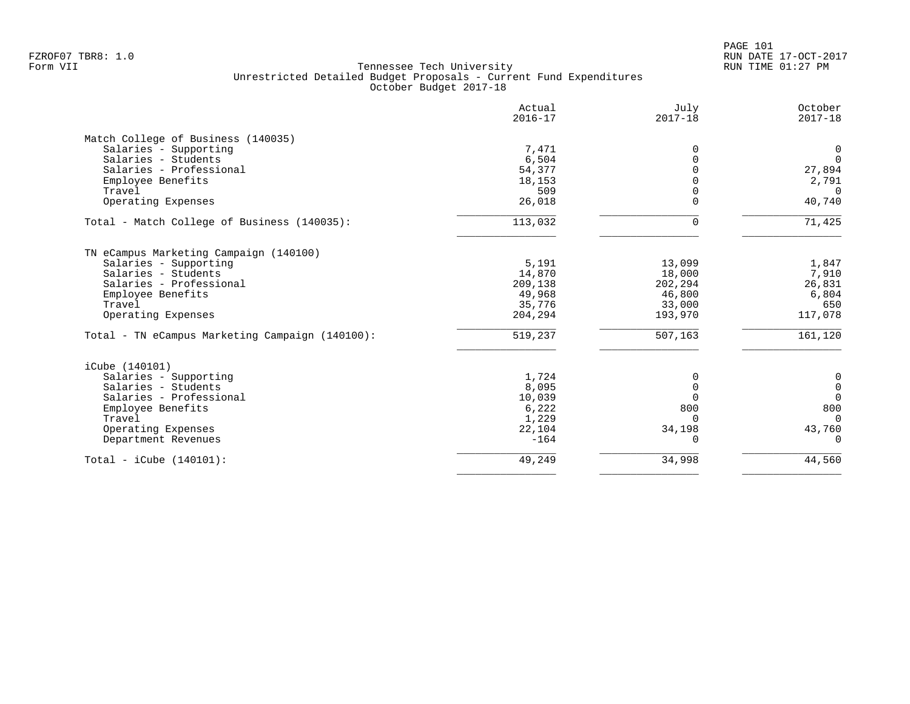FZROF07 TBR8: 1.0
Form VII

Tennessee Tech University
Unrestricted Detailed Budget Proposals - Current Fund Expenditures
October Budget 2017-18

RUN DATE 17-OCT-2017
RUN TIME 01:27 PM

| | Actual 2016-17 | July 2017-18 | October 2017-18 |
|---|---|---|---|
| **Match College of Business (140035)** | | | |
| Salaries - Supporting | 7,471 | 0 | 0 |
| Salaries - Students | 6,504 | 0 | 0 |
| Salaries - Professional | 54,377 | 0 | 27,894 |
| Employee Benefits | 18,153 | 0 | 2,791 |
| Travel | 509 | 0 | 0 |
| Operating Expenses | 26,018 | 0 | 40,740 |
| Total - Match College of Business (140035): | 113,032 | 0 | 71,425 |
| **TN eCampus Marketing Campaign (140100)** | | | |
| Salaries - Supporting | 5,191 | 13,099 | 1,847 |
| Salaries - Students | 14,870 | 18,000 | 7,910 |
| Salaries - Professional | 209,138 | 202,294 | 26,831 |
| Employee Benefits | 49,968 | 46,800 | 6,804 |
| Travel | 35,776 | 33,000 | 650 |
| Operating Expenses | 204,294 | 193,970 | 117,078 |
| Total - TN eCampus Marketing Campaign (140100): | 519,237 | 507,163 | 161,120 |
| **iCube (140101)** | | | |
| Salaries - Supporting | 1,724 | 0 | 0 |
| Salaries - Students | 8,095 | 0 | 0 |
| Salaries - Professional | 10,039 | 0 | 0 |
| Employee Benefits | 6,222 | 800 | 800 |
| Travel | 1,229 | 0 | 0 |
| Operating Expenses | 22,104 | 34,198 | 43,760 |
| Department Revenues | -164 | 0 | 0 |
| Total - iCube (140101): | 49,249 | 34,998 | 44,560 |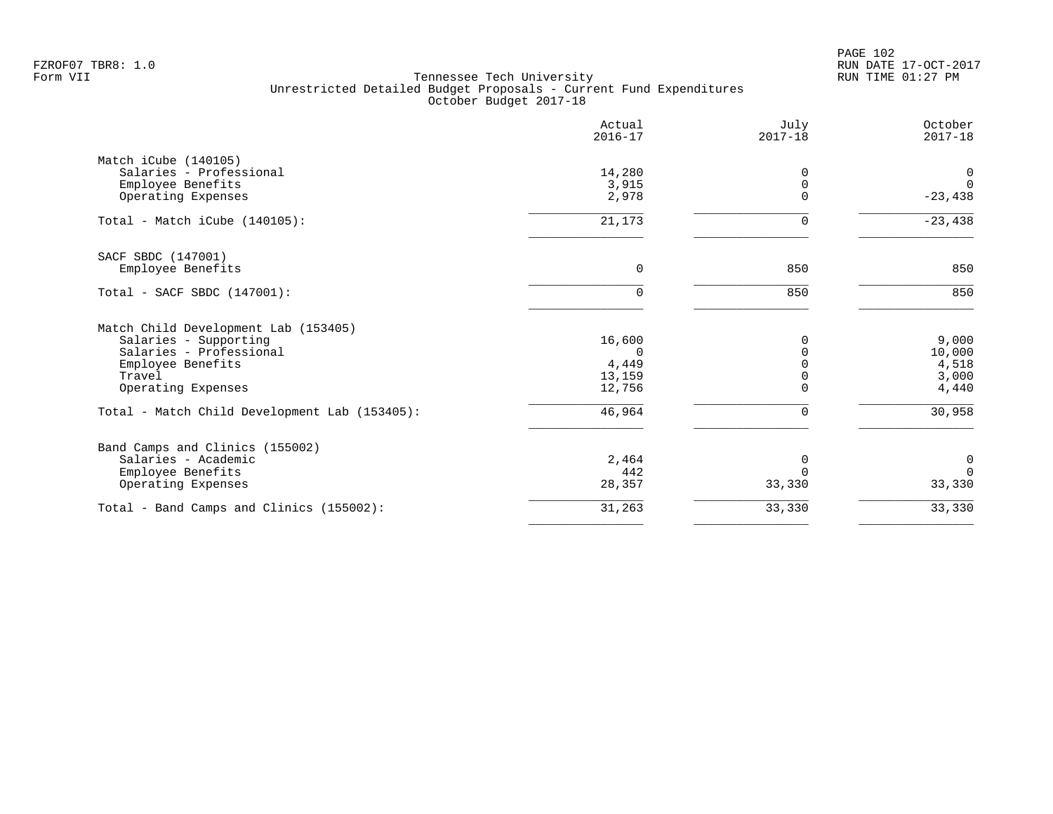Tennessee Tech University
Unrestricted Detailed Budget Proposals - Current Fund Expenditures
October Budget 2017-18

| | Actual 2016-17 | July 2017-18 | October 2017-18 |
|---|---|---|---|
| **Match iCube (140105)** | | | |
| Salaries - Professional | 14,280 | 0 | 0 |
| Employee Benefits | 3,915 | 0 | 0 |
| Operating Expenses | 2,978 | 0 | -23,438 |
| Total - Match iCube (140105): | 21,173 | 0 | -23,438 |
| **SACF SBDC (147001)** | | | |
| Employee Benefits | 0 | 850 | 850 |
| Total - SACF SBDC (147001): | 0 | 850 | 850 |
| **Match Child Development Lab (153405)** | | | |
| Salaries - Supporting | 16,600 | 0 | 9,000 |
| Salaries - Professional | 0 | 0 | 10,000 |
| Employee Benefits | 4,449 | 0 | 4,518 |
| Travel | 13,159 | 0 | 3,000 |
| Operating Expenses | 12,756 | 0 | 4,440 |
| Total - Match Child Development Lab (153405): | 46,964 | 0 | 30,958 |
| **Band Camps and Clinics (155002)** | | | |
| Salaries - Academic | 2,464 | 0 | 0 |
| Employee Benefits | 442 | 0 | 0 |
| Operating Expenses | 28,357 | 33,330 | 33,330 |
| Total - Band Camps and Clinics (155002): | 31,263 | 33,330 | 33,330 |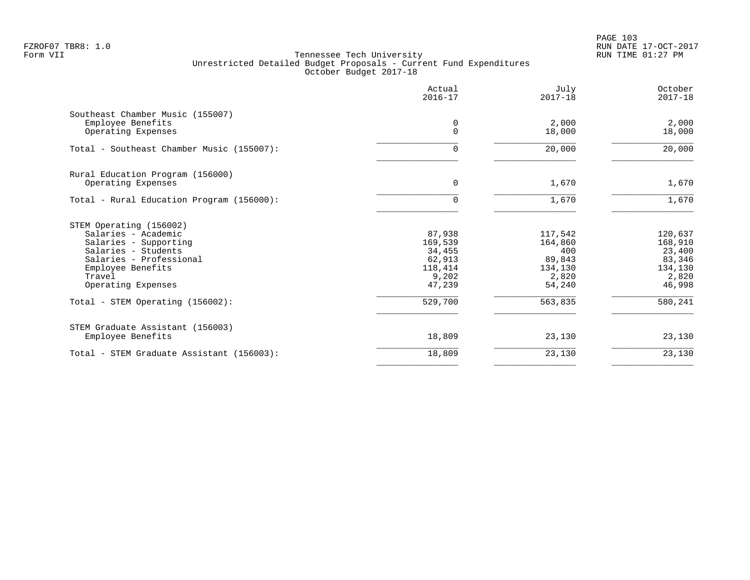FZROF07 TBR8: 1.0
Form VII

Tennessee Tech University
Unrestricted Detailed Budget Proposals - Current Fund Expenditures
October Budget 2017-18

RUN DATE 17-OCT-2017
RUN TIME 01:27 PM

| | Actual 2016-17 | July 2017-18 | October 2017-18 |
|---|---|---|---|
| **Southeast Chamber Music (155007)** | | | |
| Employee Benefits | 0 | 2,000 | 2,000 |
| Operating Expenses | 0 | 18,000 | 18,000 |
| Total - Southeast Chamber Music (155007): | 0 | 20,000 | 20,000 |
| **Rural Education Program (156000)** | | | |
| Operating Expenses | 0 | 1,670 | 1,670 |
| Total - Rural Education Program (156000): | 0 | 1,670 | 1,670 |
| **STEM Operating (156002)** | | | |
| Salaries - Academic | 87,938 | 117,542 | 120,637 |
| Salaries - Supporting | 169,539 | 164,860 | 168,910 |
| Salaries - Students | 34,455 | 400 | 23,400 |
| Salaries - Professional | 62,913 | 89,843 | 83,346 |
| Employee Benefits | 118,414 | 134,130 | 134,130 |
| Travel | 9,202 | 2,820 | 2,820 |
| Operating Expenses | 47,239 | 54,240 | 46,998 |
| Total - STEM Operating (156002): | 529,700 | 563,835 | 580,241 |
| **STEM Graduate Assistant (156003)** | | | |
| Employee Benefits | 18,809 | 23,130 | 23,130 |
| Total - STEM Graduate Assistant (156003): | 18,809 | 23,130 | 23,130 |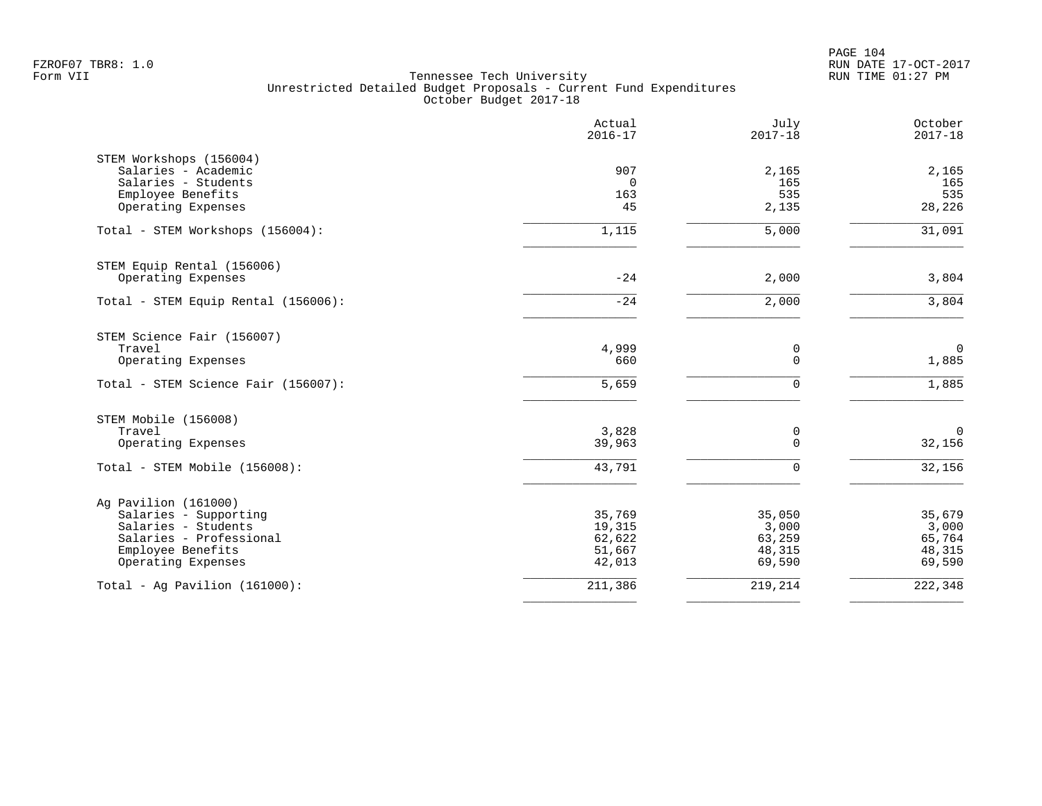FZROF07 TBR8: 1.0
Form VII

Tennessee Tech University
Unrestricted Detailed Budget Proposals - Current Fund Expenditures
October Budget 2017-18

RUN DATE 17-OCT-2017
RUN TIME 01:27 PM

| | Actual 2016-17 | July 2017-18 | October 2017-18 |
|---|---|---|---|
| **STEM Workshops (156004)** | | | |
| Salaries - Academic | 907 | 2,165 | 2,165 |
| Salaries - Students | 0 | 165 | 165 |
| Employee Benefits | 163 | 535 | 535 |
| Operating Expenses | 45 | 2,135 | 28,226 |
| Total - STEM Workshops (156004): | 1,115 | 5,000 | 31,091 |
| **STEM Equip Rental (156006)** | | | |
| Operating Expenses | -24 | 2,000 | 3,804 |
| Total - STEM Equip Rental (156006): | -24 | 2,000 | 3,804 |
| **STEM Science Fair (156007)** | | | |
| Travel | 4,999 | 0 | 0 |
| Operating Expenses | 660 | 0 | 1,885 |
| Total - STEM Science Fair (156007): | 5,659 | 0 | 1,885 |
| **STEM Mobile (156008)** | | | |
| Travel | 3,828 | 0 | 0 |
| Operating Expenses | 39,963 | 0 | 32,156 |
| Total - STEM Mobile (156008): | 43,791 | 0 | 32,156 |
| **Ag Pavilion (161000)** | | | |
| Salaries - Supporting | 35,769 | 35,050 | 35,679 |
| Salaries - Students | 19,315 | 3,000 | 3,000 |
| Salaries - Professional | 62,622 | 63,259 | 65,764 |
| Employee Benefits | 51,667 | 48,315 | 48,315 |
| Operating Expenses | 42,013 | 69,590 | 69,590 |
| Total - Ag Pavilion (161000): | 211,386 | 219,214 | 222,348 |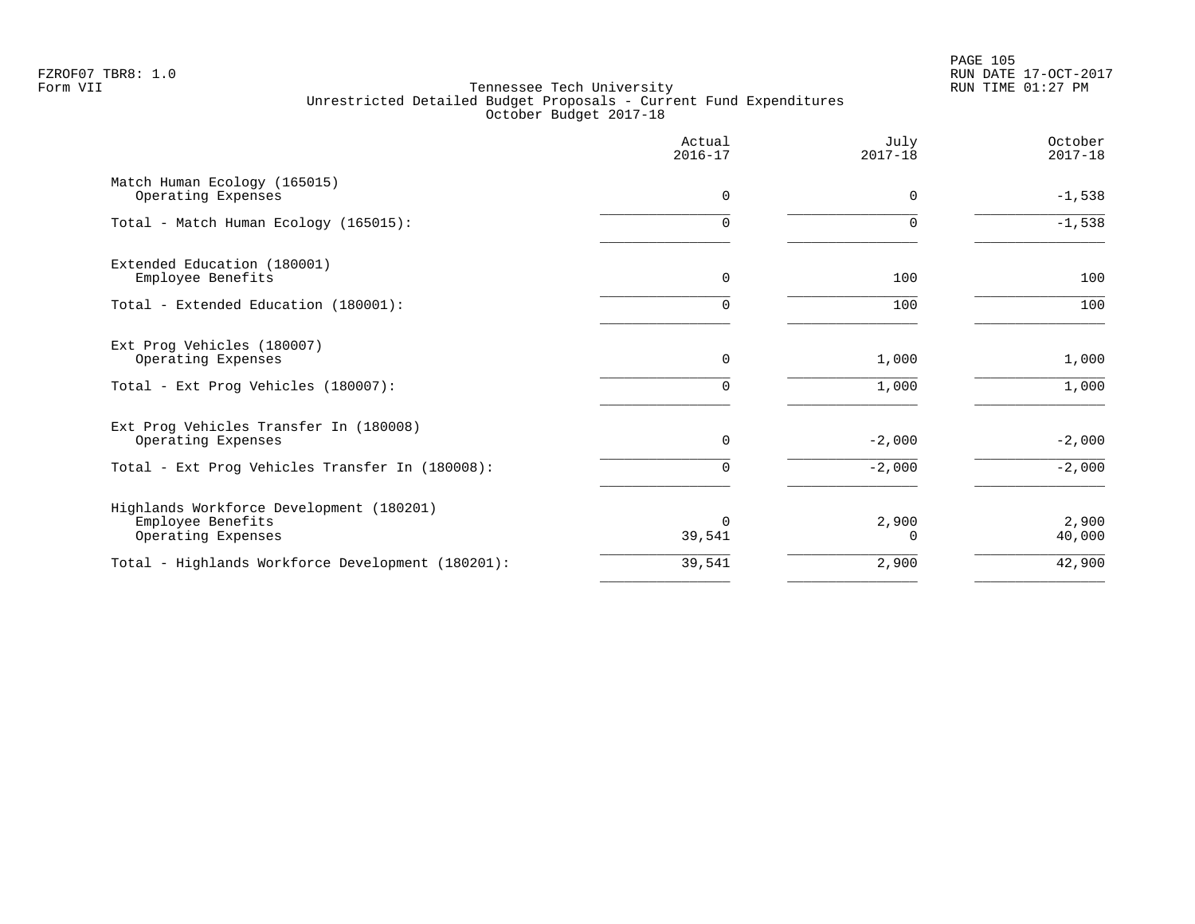Tennessee Tech University
Unrestricted Detailed Budget Proposals - Current Fund Expenditures
October Budget 2017-18

| | Actual 2016-17 | July 2017-18 | October 2017-18 |
|---|---|---|---|
| Match Human Ecology (165015) | | | |
| Operating Expenses | 0 | 0 | -1,538 |
| Total - Match Human Ecology (165015): | 0 | 0 | -1,538 |
| Extended Education (180001) | | | |
| Employee Benefits | 0 | 100 | 100 |
| Total - Extended Education (180001): | 0 | 100 | 100 |
| Ext Prog Vehicles (180007) | | | |
| Operating Expenses | 0 | 1,000 | 1,000 |
| Total - Ext Prog Vehicles (180007): | 0 | 1,000 | 1,000 |
| Ext Prog Vehicles Transfer In (180008) | | | |
| Operating Expenses | 0 | -2,000 | -2,000 |
| Total - Ext Prog Vehicles Transfer In (180008): | 0 | -2,000 | -2,000 |
| Highlands Workforce Development (180201) | | | |
| Employee Benefits | 0 | 2,900 | 2,900 |
| Operating Expenses | 39,541 | 0 | 40,000 |
| Total - Highlands Workforce Development (180201): | 39,541 | 2,900 | 42,900 |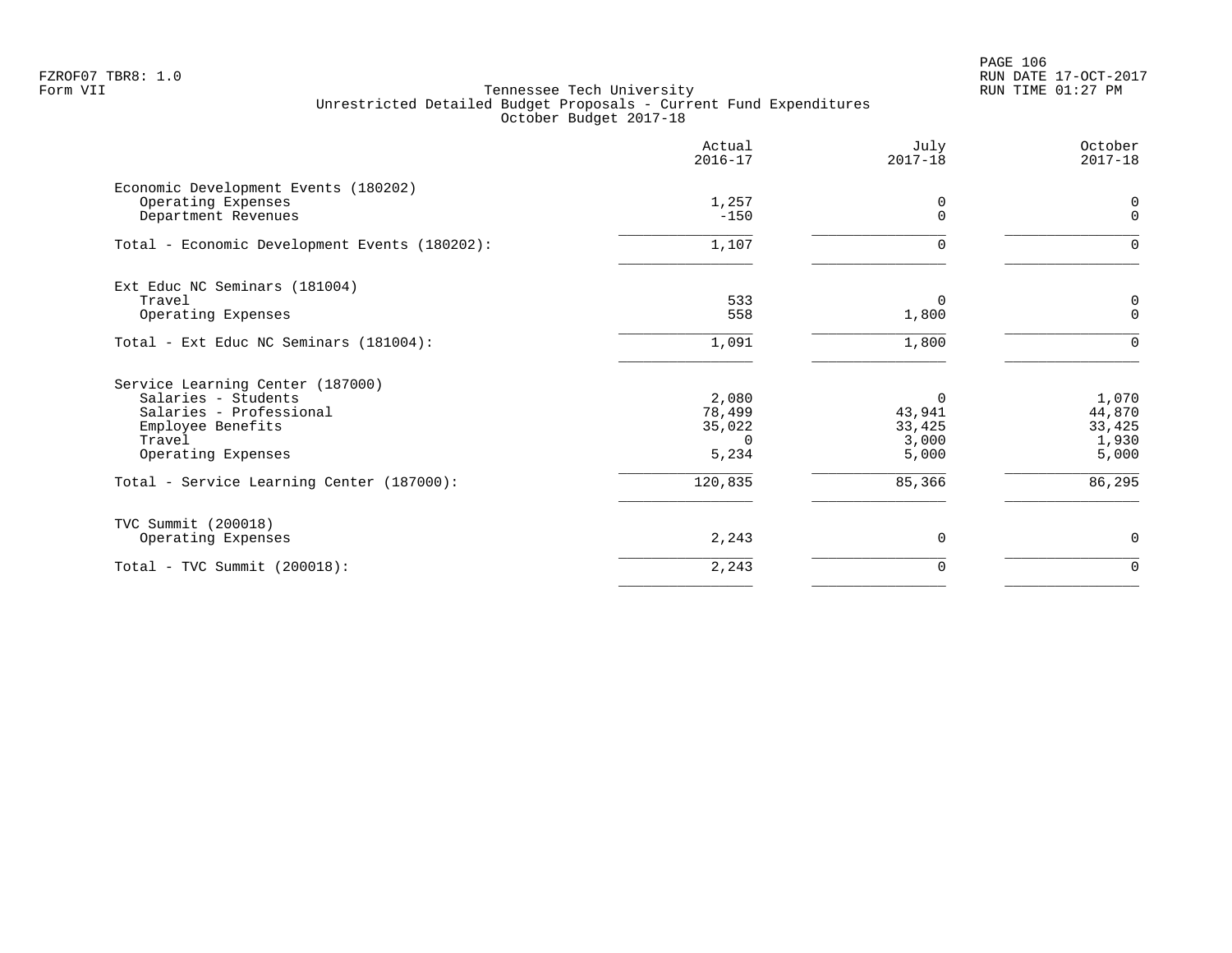Tennessee Tech University
Unrestricted Detailed Budget Proposals - Current Fund Expenditures
October Budget 2017-18

| | Actual 2016-17 | July 2017-18 | October 2017-18 |
|---|---|---|---|
| **Economic Development Events (180202)** | | | |
| Operating Expenses | 1,257 | 0 | 0 |
| Department Revenues | -150 | 0 | 0 |
| Total - Economic Development Events (180202): | 1,107 | 0 | 0 |
| **Ext Educ NC Seminars (181004)** | | | |
| Travel | 533 | 0 | 0 |
| Operating Expenses | 558 | 1,800 | 0 |
| Total - Ext Educ NC Seminars (181004): | 1,091 | 1,800 | 0 |
| **Service Learning Center (187000)** | | | |
| Salaries - Students | 2,080 | 0 | 1,070 |
| Salaries - Professional | 78,499 | 43,941 | 44,870 |
| Employee Benefits | 35,022 | 33,425 | 33,425 |
| Travel | 0 | 3,000 | 1,930 |
| Operating Expenses | 5,234 | 5,000 | 5,000 |
| Total - Service Learning Center (187000): | 120,835 | 85,366 | 86,295 |
| **TVC Summit (200018)** | | | |
| Operating Expenses | 2,243 | 0 | 0 |
| Total - TVC Summit (200018): | 2,243 | 0 | 0 |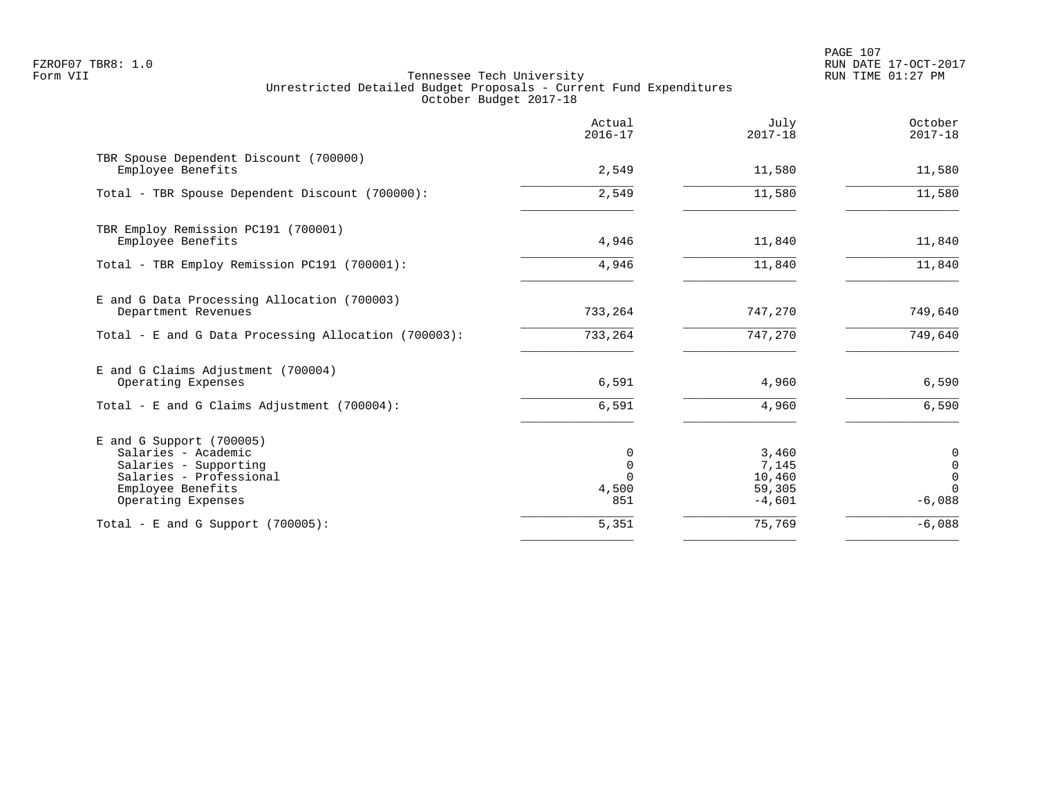FZROF07 TBR8: 1.0
Form VII

Tennessee Tech University
Unrestricted Detailed Budget Proposals - Current Fund Expenditures
October Budget 2017-18

RUN DATE 17-OCT-2017
RUN TIME 01:27 PM

| | Actual 2016-17 | July 2017-18 | October 2017-18 |
|---|---|---|---|
| **TBR Spouse Dependent Discount (700000)** | | | |
| Employee Benefits | 2,549 | 11,580 | 11,580 |
| Total - TBR Spouse Dependent Discount (700000): | 2,549 | 11,580 | 11,580 |
| **TBR Employ Remission PC191 (700001)** | | | |
| Employee Benefits | 4,946 | 11,840 | 11,840 |
| Total - TBR Employ Remission PC191 (700001): | 4,946 | 11,840 | 11,840 |
| **E and G Data Processing Allocation (700003)** | | | |
| Department Revenues | 733,264 | 747,270 | 749,640 |
| Total - E and G Data Processing Allocation (700003): | 733,264 | 747,270 | 749,640 |
| **E and G Claims Adjustment (700004)** | | | |
| Operating Expenses | 6,591 | 4,960 | 6,590 |
| Total - E and G Claims Adjustment (700004): | 6,591 | 4,960 | 6,590 |
| **E and G Support (700005)** | | | |
| Salaries - Academic | 0 | 3,460 | 0 |
| Salaries - Supporting | 0 | 7,145 | 0 |
| Salaries - Professional | 0 | 10,460 | 0 |
| Employee Benefits | 4,500 | 59,305 | 0 |
| Operating Expenses | 851 | -4,601 | -6,088 |
| Total - E and G Support (700005): | 5,351 | 75,769 | -6,088 |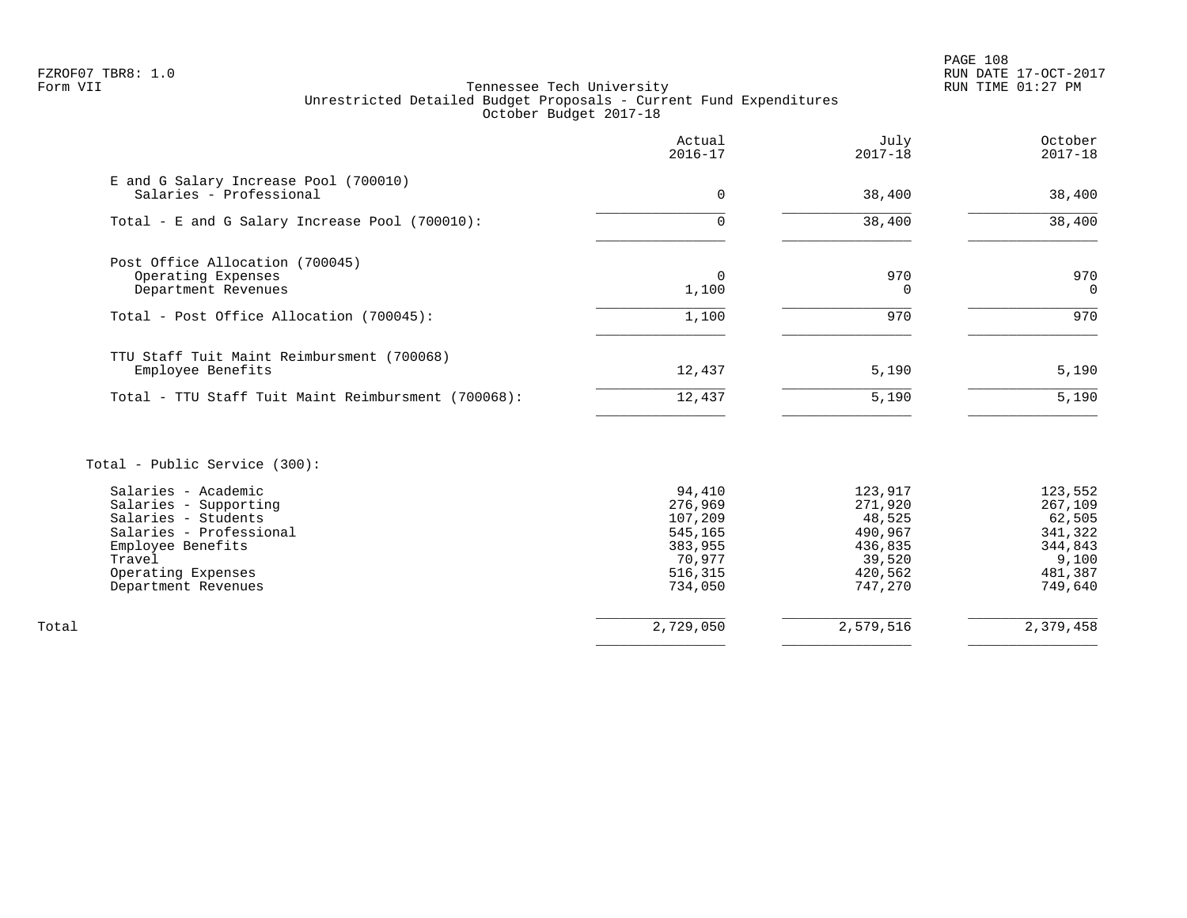Tennessee Tech University
Unrestricted Detailed Budget Proposals - Current Fund Expenditures
October Budget 2017-18

| | Actual 2016-17 | July 2017-18 | October 2017-18 |
|---|---|---|---|
| **E and G Salary Increase Pool (700010)** | | | |
| Salaries - Professional | 0 | 38,400 | 38,400 |
| Total - E and G Salary Increase Pool (700010): | 0 | 38,400 | 38,400 |
| **Post Office Allocation (700045)** | | | |
| Operating Expenses | 0 | 970 | 970 |
| Department Revenues | 1,100 | 0 | 0 |
| Total - Post Office Allocation (700045): | 1,100 | 970 | 970 |
| **TTU Staff Tuit Maint Reimbursment (700068)** | | | |
| Employee Benefits | 12,437 | 5,190 | 5,190 |
| Total - TTU Staff Tuit Maint Reimbursment (700068): | 12,437 | 5,190 | 5,190 |
| **Total - Public Service (300):** | | | |
| Salaries - Academic | 94,410 | 123,917 | 123,552 |
| Salaries - Supporting | 276,969 | 271,920 | 267,109 |
| Salaries - Students | 107,209 | 48,525 | 62,505 |
| Salaries - Professional | 545,165 | 490,967 | 341,322 |
| Employee Benefits | 383,955 | 436,835 | 344,843 |
| Travel | 70,977 | 39,520 | 9,100 |
| Operating Expenses | 516,315 | 420,562 | 481,387 |
| Department Revenues | 734,050 | 747,270 | 749,640 |
| Total | 2,729,050 | 2,579,516 | 2,379,458 |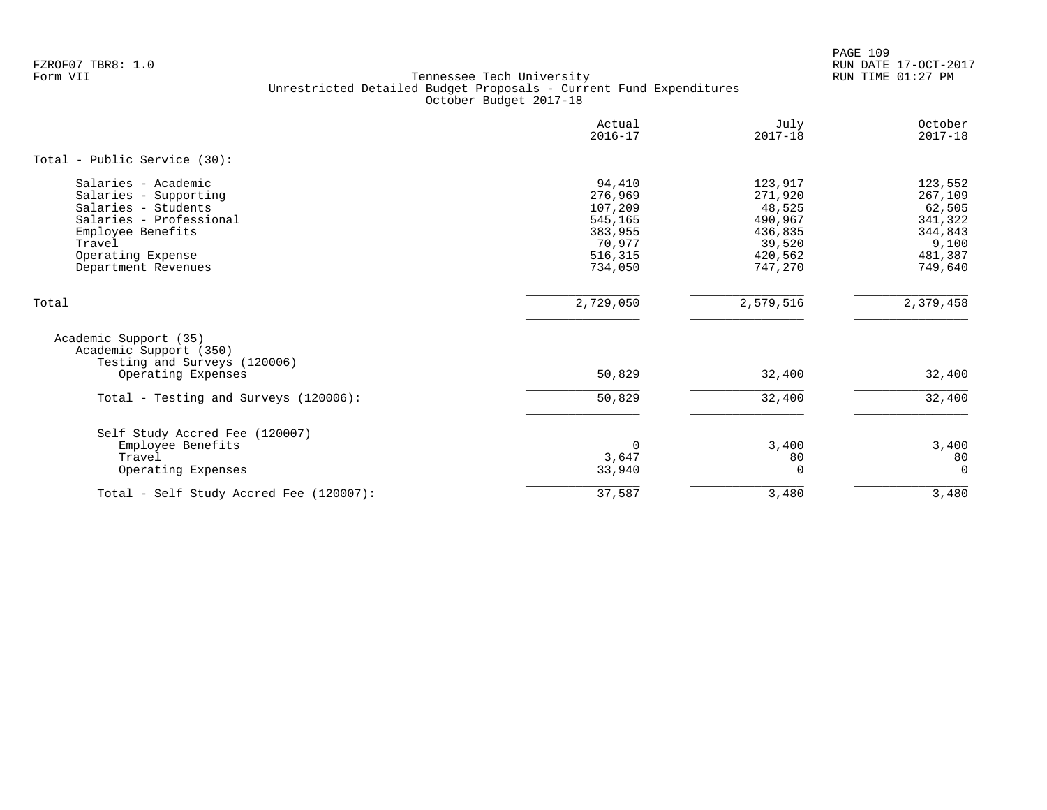Tennessee Tech University
Unrestricted Detailed Budget Proposals - Current Fund Expenditures
October Budget 2017-18

| | Actual 2016-17 | July 2017-18 | October 2017-18 |
|---|---|---|---|
| **Total - Public Service (30):** | | | |
| Salaries - Academic | 94,410 | 123,917 | 123,552 |
| Salaries - Supporting | 276,969 | 271,920 | 267,109 |
| Salaries - Students | 107,209 | 48,525 | 62,505 |
| Salaries - Professional | 545,165 | 490,967 | 341,322 |
| Employee Benefits | 383,955 | 436,835 | 344,843 |
| Travel | 70,977 | 39,520 | 9,100 |
| Operating Expense | 516,315 | 420,562 | 481,387 |
| Department Revenues | 734,050 | 747,270 | 749,640 |
| Total | 2,729,050 | 2,579,516 | 2,379,458 |
| Academic Support (35) | | | |
| Academic Support (350) | | | |
| Testing and Surveys (120006) | | | |
| Operating Expenses | 50,829 | 32,400 | 32,400 |
| Total - Testing and Surveys (120006): | 50,829 | 32,400 | 32,400 |
| Self Study Accred Fee (120007) | | | |
| Employee Benefits | 0 | 3,400 | 3,400 |
| Travel | 3,647 | 80 | 80 |
| Operating Expenses | 33,940 | 0 | 0 |
| Total - Self Study Accred Fee (120007): | 37,587 | 3,480 | 3,480 |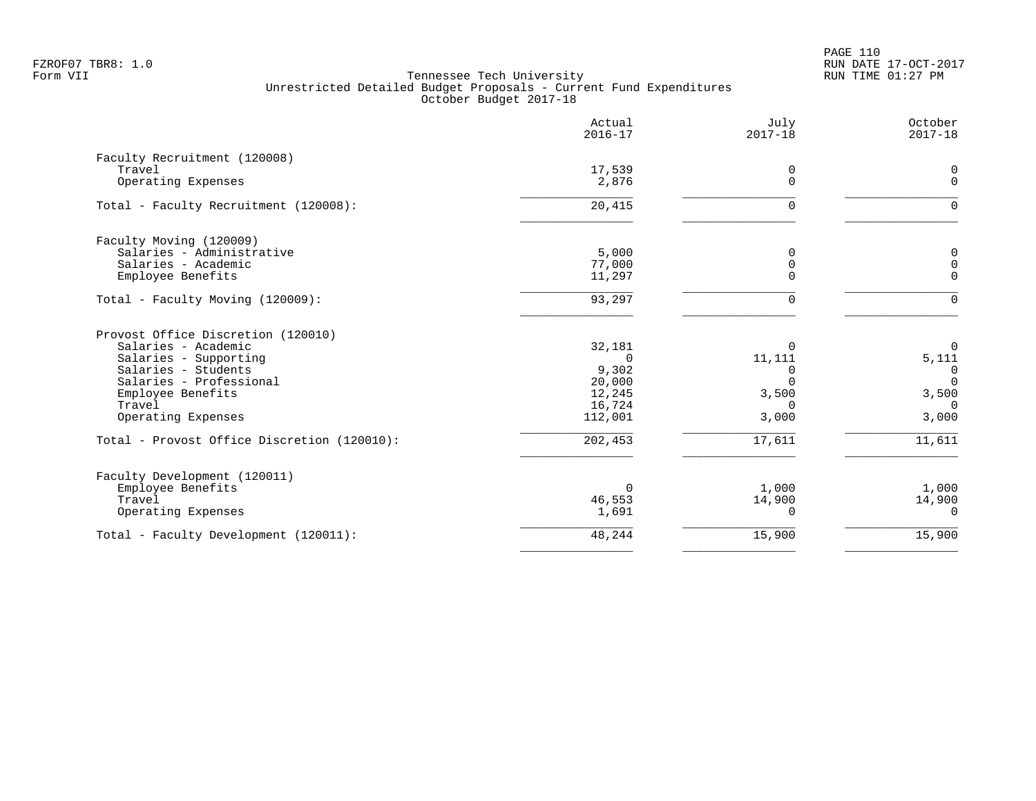Tennessee Tech University
Unrestricted Detailed Budget Proposals - Current Fund Expenditures
October Budget 2017-18

| | Actual 2016-17 | July 2017-18 | October 2017-18 |
|---|---|---|---|
| Faculty Recruitment (120008) | | | |
| Travel | 17,539 | 0 | 0 |
| Operating Expenses | 2,876 | 0 | 0 |
| Total - Faculty Recruitment (120008): | 20,415 | 0 | 0 |
| Faculty Moving (120009) | | | |
| Salaries - Administrative | 5,000 | 0 | 0 |
| Salaries - Academic | 77,000 | 0 | 0 |
| Employee Benefits | 11,297 | 0 | 0 |
| Total - Faculty Moving (120009): | 93,297 | 0 | 0 |
| Provost Office Discretion (120010) | | | |
| Salaries - Academic | 32,181 | 0 | 0 |
| Salaries - Supporting | 0 | 11,111 | 5,111 |
| Salaries - Students | 9,302 | 0 | 0 |
| Salaries - Professional | 20,000 | 0 | 0 |
| Employee Benefits | 12,245 | 3,500 | 3,500 |
| Travel | 16,724 | 0 | 0 |
| Operating Expenses | 112,001 | 3,000 | 3,000 |
| Total - Provost Office Discretion (120010): | 202,453 | 17,611 | 11,611 |
| Faculty Development (120011) | | | |
| Employee Benefits | 0 | 1,000 | 1,000 |
| Travel | 46,553 | 14,900 | 14,900 |
| Operating Expenses | 1,691 | 0 | 0 |
| Total - Faculty Development (120011): | 48,244 | 15,900 | 15,900 |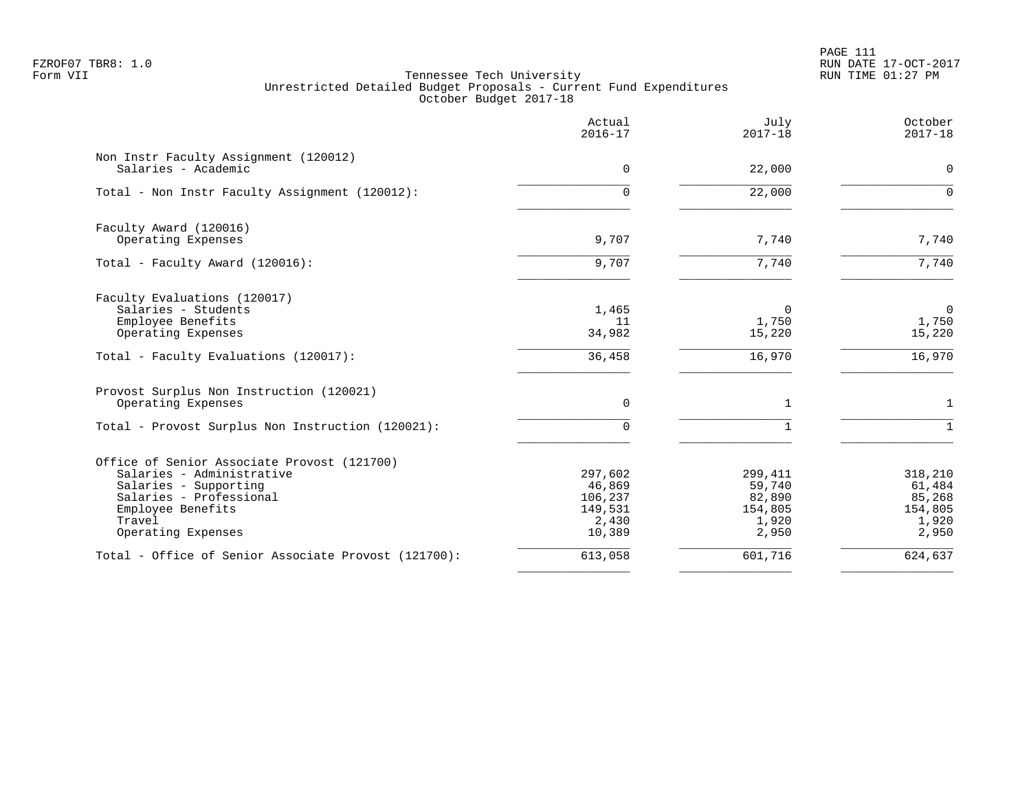FZROF07 TBR8: 1.0
Form VII

Tennessee Tech University
Unrestricted Detailed Budget Proposals - Current Fund Expenditures
October Budget 2017-18

RUN DATE 17-OCT-2017
RUN TIME 01:27 PM

| | Actual 2016-17 | July 2017-18 | October 2017-18 |
|---|---|---|---|
| **Non Instr Faculty Assignment (120012)** | | | |
| Salaries - Academic | 0 | 22,000 | 0 |
| Total - Non Instr Faculty Assignment (120012): | 0 | 22,000 | 0 |
| **Faculty Award (120016)** | | | |
| Operating Expenses | 9,707 | 7,740 | 7,740 |
| Total - Faculty Award (120016): | 9,707 | 7,740 | 7,740 |
| **Faculty Evaluations (120017)** | | | |
| Salaries - Students | 1,465 | 0 | 0 |
| Employee Benefits | 11 | 1,750 | 1,750 |
| Operating Expenses | 34,982 | 15,220 | 15,220 |
| Total - Faculty Evaluations (120017): | 36,458 | 16,970 | 16,970 |
| **Provost Surplus Non Instruction (120021)** | | | |
| Operating Expenses | 0 | 1 | 1 |
| Total - Provost Surplus Non Instruction (120021): | 0 | 1 | 1 |
| **Office of Senior Associate Provost (121700)** | | | |
| Salaries - Administrative | 297,602 | 299,411 | 318,210 |
| Salaries - Supporting | 46,869 | 59,740 | 61,484 |
| Salaries - Professional | 106,237 | 82,890 | 85,268 |
| Employee Benefits | 149,531 | 154,805 | 154,805 |
| Travel | 2,430 | 1,920 | 1,920 |
| Operating Expenses | 10,389 | 2,950 | 2,950 |
| Total - Office of Senior Associate Provost (121700): | 613,058 | 601,716 | 624,637 |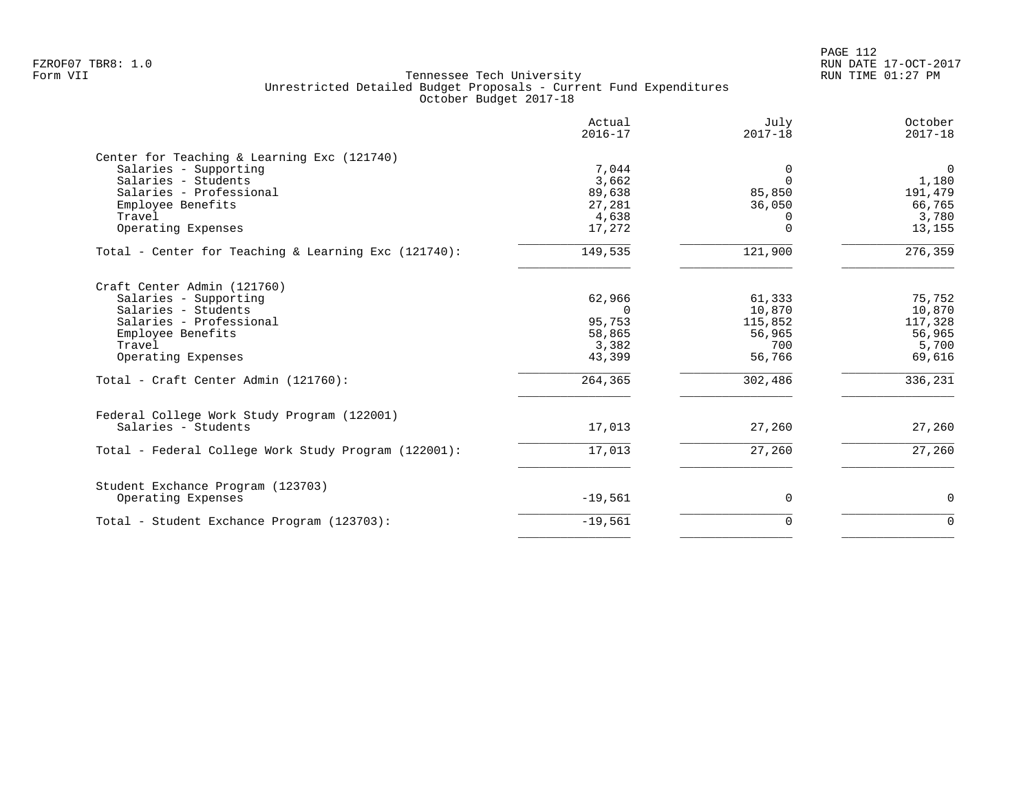FZROF07 TBR8: 1.0
Form VII

# Tennessee Tech University
## Unrestricted Detailed Budget Proposals - Current Fund Expenditures
### October Budget 2017-18

| | Actual 2016-17 | July 2017-18 | October 2017-18 |
|---|---:|---:|---:|
| **Center for Teaching & Learning Exc (121740)** | | | |
| Salaries - Supporting | 7,044 | 0 | 0 |
| Salaries - Students | 3,662 | 0 | 1,180 |
| Salaries - Professional | 89,638 | 85,850 | 191,479 |
| Employee Benefits | 27,281 | 36,050 | 66,765 |
| Travel | 4,638 | 0 | 3,780 |
| Operating Expenses | 17,272 | 0 | 13,155 |
| Total - Center for Teaching & Learning Exc (121740): | 149,535 | 121,900 | 276,359 |
| **Craft Center Admin (121760)** | | | |
| Salaries - Supporting | 62,966 | 61,333 | 75,752 |
| Salaries - Students | 0 | 10,870 | 10,870 |
| Salaries - Professional | 95,753 | 115,852 | 117,328 |
| Employee Benefits | 58,865 | 56,965 | 56,965 |
| Travel | 3,382 | 700 | 5,700 |
| Operating Expenses | 43,399 | 56,766 | 69,616 |
| Total - Craft Center Admin (121760): | 264,365 | 302,486 | 336,231 |
| **Federal College Work Study Program (122001)** | | | |
| Salaries - Students | 17,013 | 27,260 | 27,260 |
| Total - Federal College Work Study Program (122001): | 17,013 | 27,260 | 27,260 |
| **Student Exchance Program (123703)** | | | |
| Operating Expenses | -19,561 | 0 | 0 |
| Total - Student Exchance Program (123703): | -19,561 | 0 | 0 |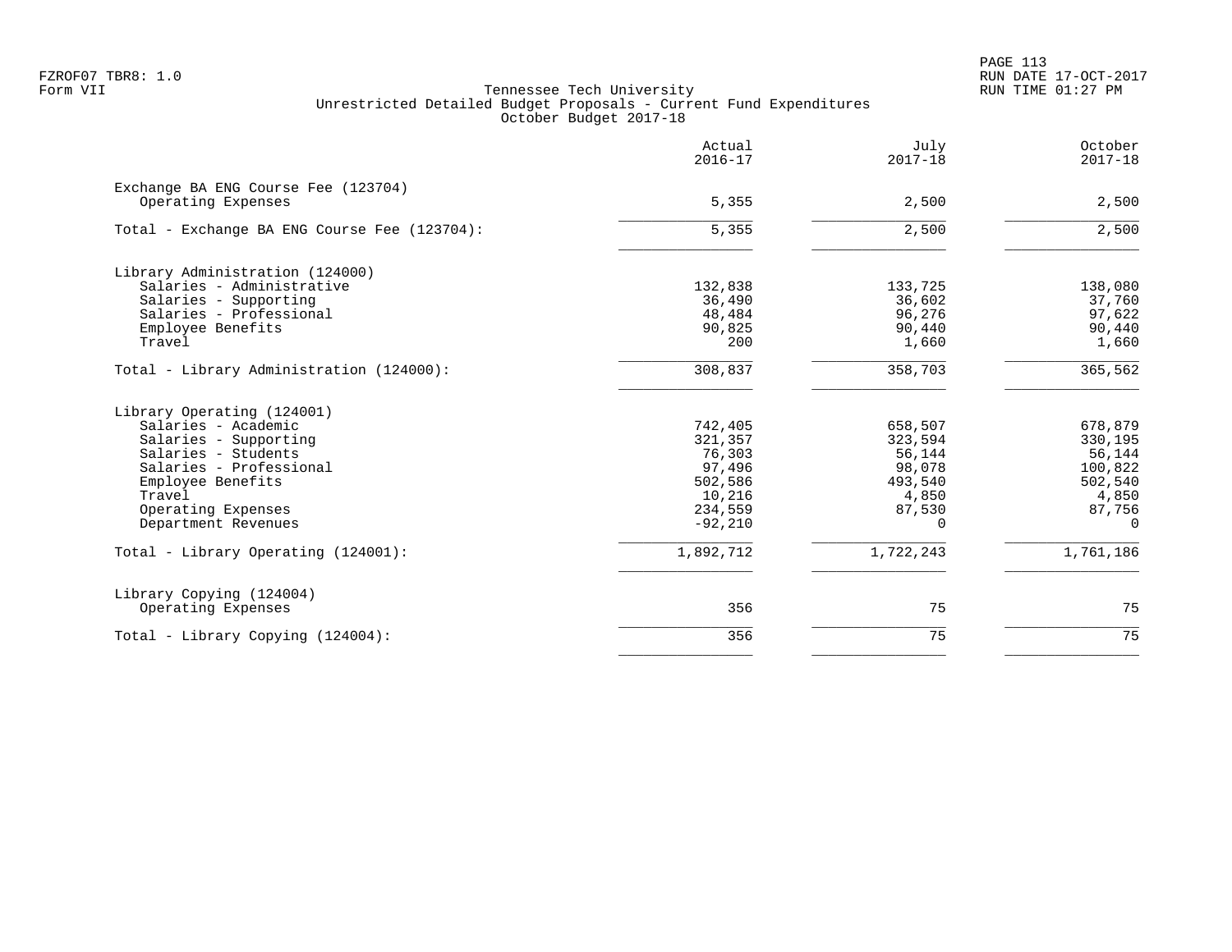FZROF07 TBR8: 1.0
Form VII

Tennessee Tech University
Unrestricted Detailed Budget Proposals - Current Fund Expenditures
October Budget 2017-18

RUN DATE 17-OCT-2017
RUN TIME 01:27 PM

| | Actual 2016-17 | July 2017-18 | October 2017-18 |
|---|---|---|---|
| Exchange BA ENG Course Fee (123704) | | | |
| Operating Expenses | 5,355 | 2,500 | 2,500 |
| Total - Exchange BA ENG Course Fee (123704): | 5,355 | 2,500 | 2,500 |
| Library Administration (124000) | | | |
| Salaries - Administrative | 132,838 | 133,725 | 138,080 |
| Salaries - Supporting | 36,490 | 36,602 | 37,760 |
| Salaries - Professional | 48,484 | 96,276 | 97,622 |
| Employee Benefits | 90,825 | 90,440 | 90,440 |
| Travel | 200 | 1,660 | 1,660 |
| Total - Library Administration (124000): | 308,837 | 358,703 | 365,562 |
| Library Operating (124001) | | | |
| Salaries - Academic | 742,405 | 658,507 | 678,879 |
| Salaries - Supporting | 321,357 | 323,594 | 330,195 |
| Salaries - Students | 76,303 | 56,144 | 56,144 |
| Salaries - Professional | 97,496 | 98,078 | 100,822 |
| Employee Benefits | 502,586 | 493,540 | 502,540 |
| Travel | 10,216 | 4,850 | 4,850 |
| Operating Expenses | 234,559 | 87,530 | 87,756 |
| Department Revenues | -92,210 | 0 | 0 |
| Total - Library Operating (124001): | 1,892,712 | 1,722,243 | 1,761,186 |
| Library Copying (124004) | | | |
| Operating Expenses | 356 | 75 | 75 |
| Total - Library Copying (124004): | 356 | 75 | 75 |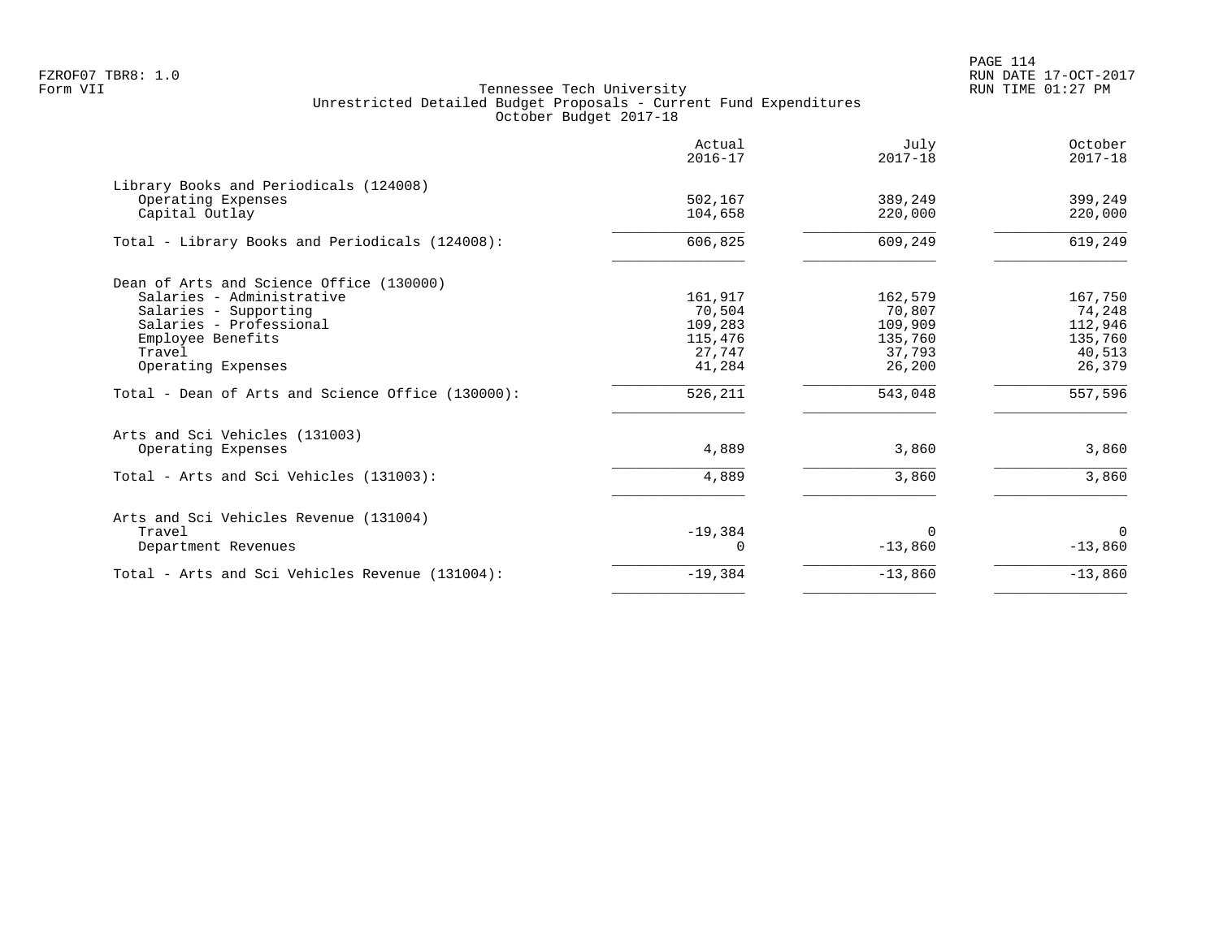FZROF07 TBR8: 1.0
Form VII

Tennessee Tech University
Unrestricted Detailed Budget Proposals - Current Fund Expenditures
October Budget 2017-18

RUN DATE 17-OCT-2017
RUN TIME 01:27 PM

| | Actual 2016-17 | July 2017-18 | October 2017-18 |
|---|---|---|---|
| **Library Books and Periodicals (124008)** | | | |
| Operating Expenses | 502,167 | 389,249 | 399,249 |
| Capital Outlay | 104,658 | 220,000 | 220,000 |
| Total - Library Books and Periodicals (124008): | 606,825 | 609,249 | 619,249 |
| **Dean of Arts and Science Office (130000)** | | | |
| Salaries - Administrative | 161,917 | 162,579 | 167,750 |
| Salaries - Supporting | 70,504 | 70,807 | 74,248 |
| Salaries - Professional | 109,283 | 109,909 | 112,946 |
| Employee Benefits | 115,476 | 135,760 | 135,760 |
| Travel | 27,747 | 37,793 | 40,513 |
| Operating Expenses | 41,284 | 26,200 | 26,379 |
| Total - Dean of Arts and Science Office (130000): | 526,211 | 543,048 | 557,596 |
| **Arts and Sci Vehicles (131003)** | | | |
| Operating Expenses | 4,889 | 3,860 | 3,860 |
| Total - Arts and Sci Vehicles (131003): | 4,889 | 3,860 | 3,860 |
| **Arts and Sci Vehicles Revenue (131004)** | | | |
| Travel | -19,384 | 0 | 0 |
| Department Revenues | 0 | -13,860 | -13,860 |
| Total - Arts and Sci Vehicles Revenue (131004): | -19,384 | -13,860 | -13,860 |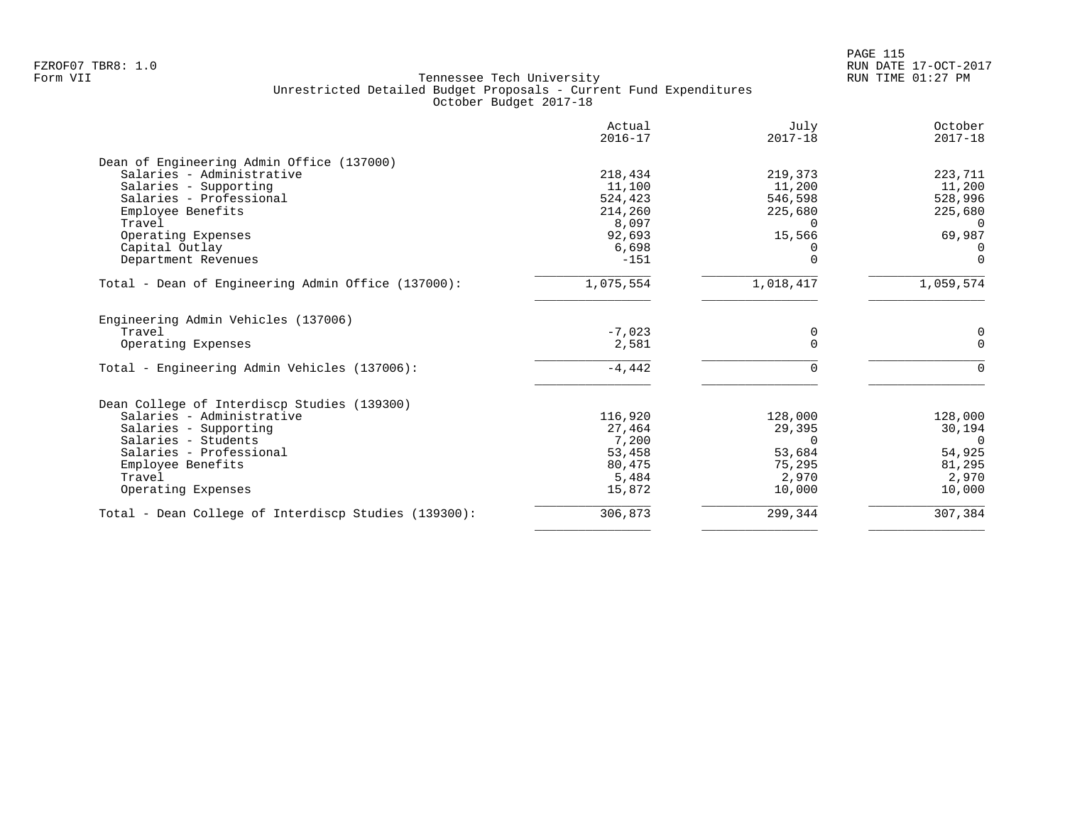Tennessee Tech University
Unrestricted Detailed Budget Proposals - Current Fund Expenditures
October Budget 2017-18

| | Actual 2016-17 | July 2017-18 | October 2017-18 |
|---|---|---|---|
| **Dean of Engineering Admin Office (137000)** | | | |
| Salaries - Administrative | 218,434 | 219,373 | 223,711 |
| Salaries - Supporting | 11,100 | 11,200 | 11,200 |
| Salaries - Professional | 524,423 | 546,598 | 528,996 |
| Employee Benefits | 214,260 | 225,680 | 225,680 |
| Travel | 8,097 | 0 | 0 |
| Operating Expenses | 92,693 | 15,566 | 69,987 |
| Capital Outlay | 6,698 | 0 | 0 |
| Department Revenues | -151 | 0 | 0 |
| Total - Dean of Engineering Admin Office (137000): | 1,075,554 | 1,018,417 | 1,059,574 |
| **Engineering Admin Vehicles (137006)** | | | |
| Travel | -7,023 | 0 | 0 |
| Operating Expenses | 2,581 | 0 | 0 |
| Total - Engineering Admin Vehicles (137006): | -4,442 | 0 | 0 |
| **Dean College of Interdiscp Studies (139300)** | | | |
| Salaries - Administrative | 116,920 | 128,000 | 128,000 |
| Salaries - Supporting | 27,464 | 29,395 | 30,194 |
| Salaries - Students | 7,200 | 0 | 0 |
| Salaries - Professional | 53,458 | 53,684 | 54,925 |
| Employee Benefits | 80,475 | 75,295 | 81,295 |
| Travel | 5,484 | 2,970 | 2,970 |
| Operating Expenses | 15,872 | 10,000 | 10,000 |
| Total - Dean College of Interdiscp Studies (139300): | 306,873 | 299,344 | 307,384 |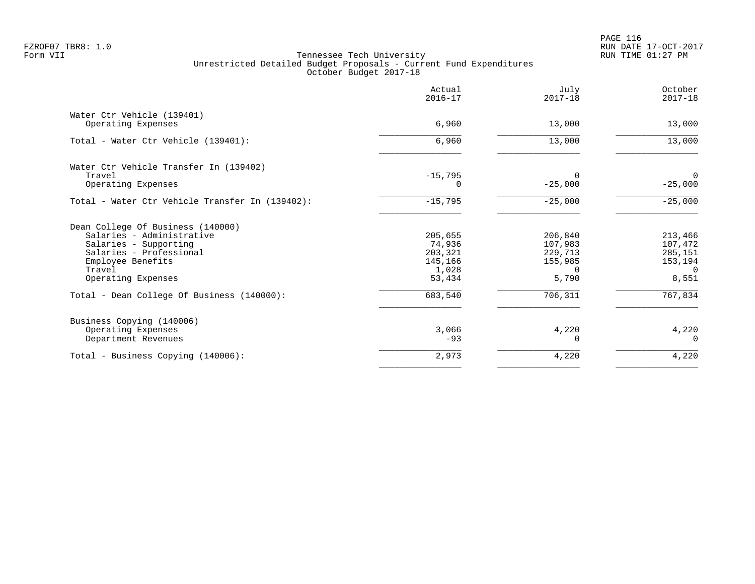Tennessee Tech University
Unrestricted Detailed Budget Proposals - Current Fund Expenditures
October Budget 2017-18

Form VII

| | Actual 2016-17 | July 2017-18 | October 2017-18 |
|---|---|---|---|
| **Water Ctr Vehicle (139401)** | | | |
| Operating Expenses | 6,960 | 13,000 | 13,000 |
| Total - Water Ctr Vehicle (139401): | 6,960 | 13,000 | 13,000 |
| **Water Ctr Vehicle Transfer In (139402)** | | | |
| Travel | -15,795 | 0 | 0 |
| Operating Expenses | 0 | -25,000 | -25,000 |
| Total - Water Ctr Vehicle Transfer In (139402): | -15,795 | -25,000 | -25,000 |
| **Dean College Of Business (140000)** | | | |
| Salaries - Administrative | 205,655 | 206,840 | 213,466 |
| Salaries - Supporting | 74,936 | 107,983 | 107,472 |
| Salaries - Professional | 203,321 | 229,713 | 285,151 |
| Employee Benefits | 145,166 | 155,985 | 153,194 |
| Travel | 1,028 | 0 | 0 |
| Operating Expenses | 53,434 | 5,790 | 8,551 |
| Total - Dean College Of Business (140000): | 683,540 | 706,311 | 767,834 |
| **Business Copying (140006)** | | | |
| Operating Expenses | 3,066 | 4,220 | 4,220 |
| Department Revenues | -93 | 0 | 0 |
| Total - Business Copying (140006): | 2,973 | 4,220 | 4,220 |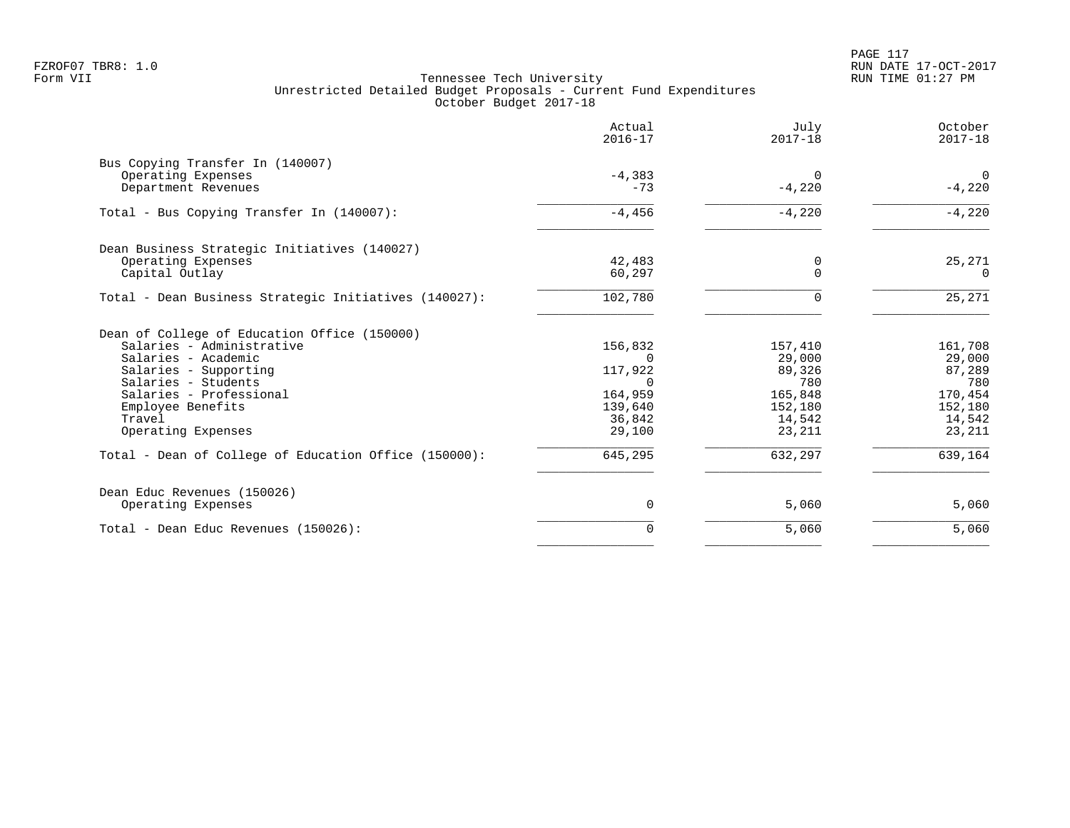FZROF07 TBR8: 1.0
Form VII

RUN DATE 17-OCT-2017
RUN TIME 01:27 PM

Tennessee Tech University
Unrestricted Detailed Budget Proposals - Current Fund Expenditures
October Budget 2017-18

| | Actual 2016-17 | July 2017-18 | October 2017-18 |
|---|---|---|---|
| **Bus Copying Transfer In (140007)** | | | |
| Operating Expenses | -4,383 | 0 | 0 |
| Department Revenues | -73 | -4,220 | -4,220 |
| Total - Bus Copying Transfer In (140007): | -4,456 | -4,220 | -4,220 |
| **Dean Business Strategic Initiatives (140027)** | | | |
| Operating Expenses | 42,483 | 0 | 25,271 |
| Capital Outlay | 60,297 | 0 | 0 |
| Total - Dean Business Strategic Initiatives (140027): | 102,780 | 0 | 25,271 |
| **Dean of College of Education Office (150000)** | | | |
| Salaries - Administrative | 156,832 | 157,410 | 161,708 |
| Salaries - Academic | 0 | 29,000 | 29,000 |
| Salaries - Supporting | 117,922 | 89,326 | 87,289 |
| Salaries - Students | 0 | 780 | 780 |
| Salaries - Professional | 164,959 | 165,848 | 170,454 |
| Employee Benefits | 139,640 | 152,180 | 152,180 |
| Travel | 36,842 | 14,542 | 14,542 |
| Operating Expenses | 29,100 | 23,211 | 23,211 |
| Total - Dean of College of Education Office (150000): | 645,295 | 632,297 | 639,164 |
| **Dean Educ Revenues (150026)** | | | |
| Operating Expenses | 0 | 5,060 | 5,060 |
| Total - Dean Educ Revenues (150026): | 0 | 5,060 | 5,060 |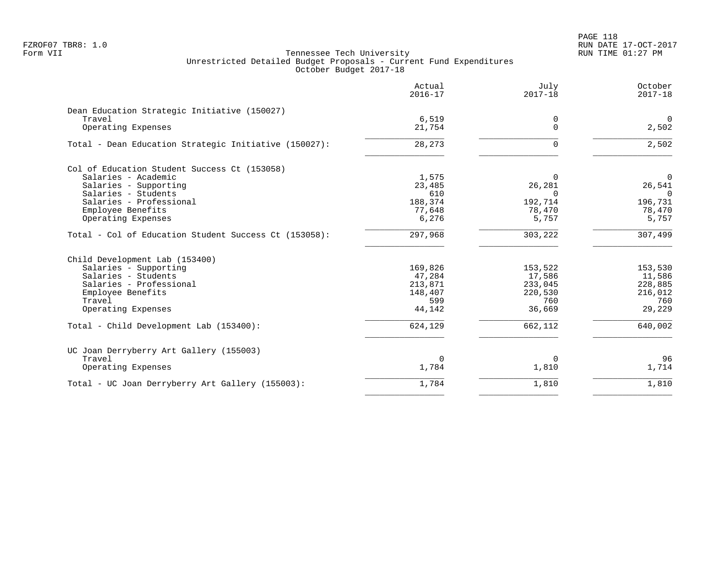Tennessee Tech University
Unrestricted Detailed Budget Proposals - Current Fund Expenditures
October Budget 2017-18

| | Actual 2016-17 | July 2017-18 | October 2017-18 |
|---|---|---|---|
| **Dean Education Strategic Initiative (150027)** | | | |
| Travel | 6,519 | 0 | 0 |
| Operating Expenses | 21,754 | 0 | 2,502 |
| Total - Dean Education Strategic Initiative (150027): | 28,273 | 0 | 2,502 |
| **Col of Education Student Success Ct (153058)** | | | |
| Salaries - Academic | 1,575 | 0 | 0 |
| Salaries - Supporting | 23,485 | 26,281 | 26,541 |
| Salaries - Students | 610 | 0 | 0 |
| Salaries - Professional | 188,374 | 192,714 | 196,731 |
| Employee Benefits | 77,648 | 78,470 | 78,470 |
| Operating Expenses | 6,276 | 5,757 | 5,757 |
| Total - Col of Education Student Success Ct (153058): | 297,968 | 303,222 | 307,499 |
| **Child Development Lab (153400)** | | | |
| Salaries - Supporting | 169,826 | 153,522 | 153,530 |
| Salaries - Students | 47,284 | 17,586 | 11,586 |
| Salaries - Professional | 213,871 | 233,045 | 228,885 |
| Employee Benefits | 148,407 | 220,530 | 216,012 |
| Travel | 599 | 760 | 760 |
| Operating Expenses | 44,142 | 36,669 | 29,229 |
| Total - Child Development Lab (153400): | 624,129 | 662,112 | 640,002 |
| **UC Joan Derryberry Art Gallery (155003)** | | | |
| Travel | 0 | 0 | 96 |
| Operating Expenses | 1,784 | 1,810 | 1,714 |
| Total - UC Joan Derryberry Art Gallery (155003): | 1,784 | 1,810 | 1,810 |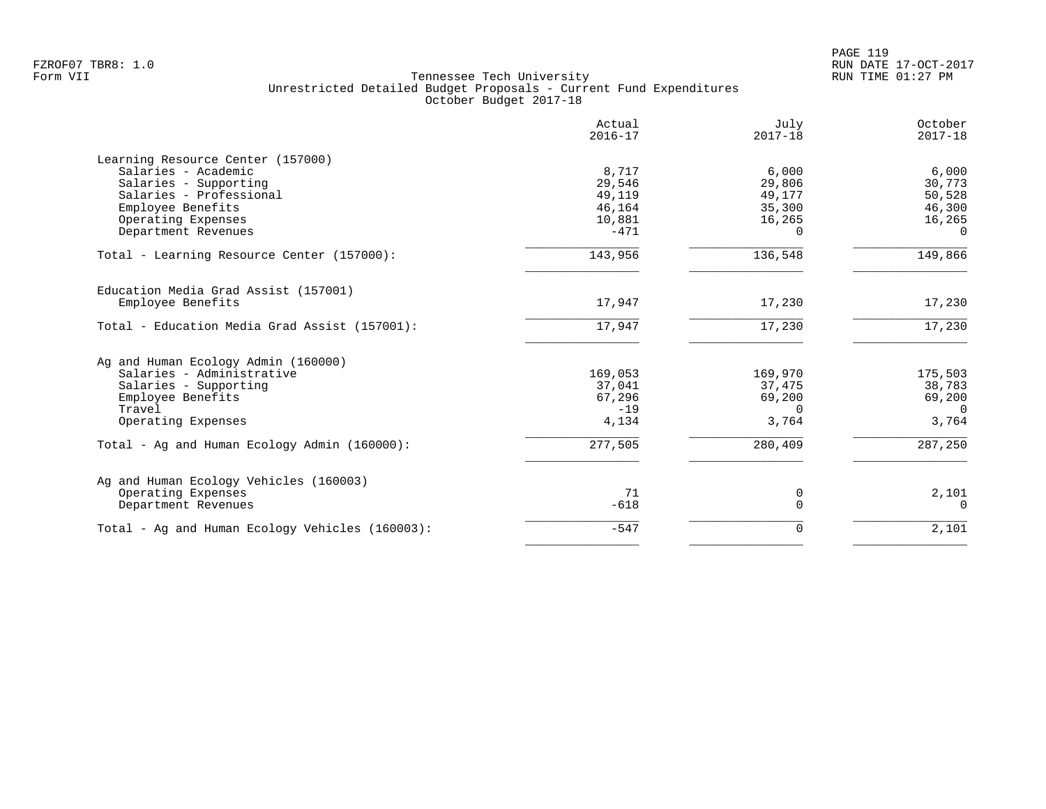Tennessee Tech University
Unrestricted Detailed Budget Proposals - Current Fund Expenditures
October Budget 2017-18

| | Actual 2016-17 | July 2017-18 | October 2017-18 |
|---|---|---|---|
| **Learning Resource Center (157000)** | | | |
| Salaries - Academic | 8,717 | 6,000 | 6,000 |
| Salaries - Supporting | 29,546 | 29,806 | 30,773 |
| Salaries - Professional | 49,119 | 49,177 | 50,528 |
| Employee Benefits | 46,164 | 35,300 | 46,300 |
| Operating Expenses | 10,881 | 16,265 | 16,265 |
| Department Revenues | -471 | 0 | 0 |
| Total - Learning Resource Center (157000): | 143,956 | 136,548 | 149,866 |
| **Education Media Grad Assist (157001)** | | | |
| Employee Benefits | 17,947 | 17,230 | 17,230 |
| Total - Education Media Grad Assist (157001): | 17,947 | 17,230 | 17,230 |
| **Ag and Human Ecology Admin (160000)** | | | |
| Salaries - Administrative | 169,053 | 169,970 | 175,503 |
| Salaries - Supporting | 37,041 | 37,475 | 38,783 |
| Employee Benefits | 67,296 | 69,200 | 69,200 |
| Travel | -19 | 0 | 0 |
| Operating Expenses | 4,134 | 3,764 | 3,764 |
| Total - Ag and Human Ecology Admin (160000): | 277,505 | 280,409 | 287,250 |
| **Ag and Human Ecology Vehicles (160003)** | | | |
| Operating Expenses | 71 | 0 | 2,101 |
| Department Revenues | -618 | 0 | 0 |
| Total - Ag and Human Ecology Vehicles (160003): | -547 | 0 | 2,101 |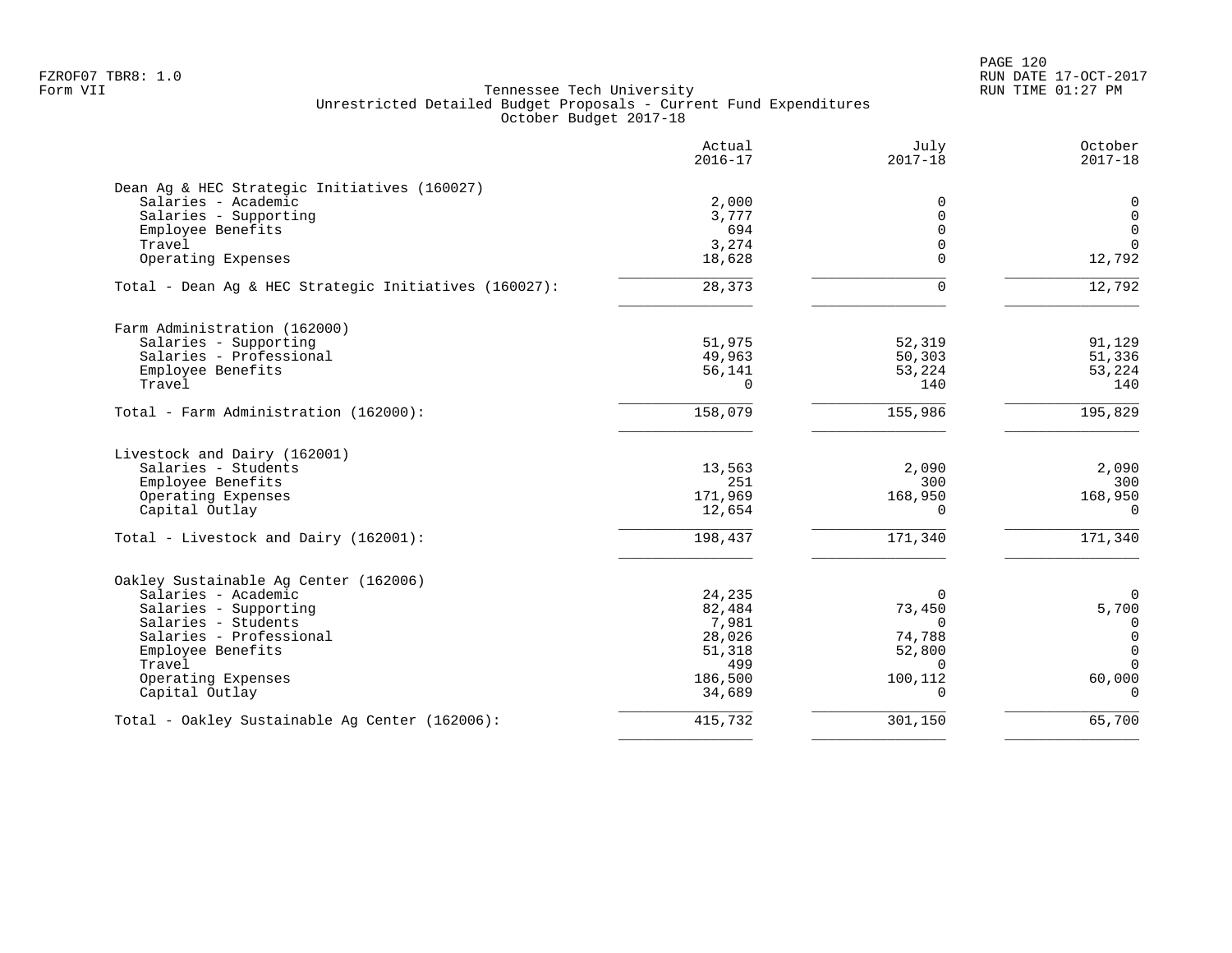FZROF07 TBR8: 1.0
Form VII

Tennessee Tech University
Unrestricted Detailed Budget Proposals - Current Fund Expenditures
October Budget 2017-18

RUN DATE 17-OCT-2017
RUN TIME 01:27 PM

| | Actual 2016-17 | July 2017-18 | October 2017-18 |
|---|---|---|---|
| **Dean Ag & HEC Strategic Initiatives (160027)** | | | |
| Salaries - Academic | 2,000 | 0 | 0 |
| Salaries - Supporting | 3,777 | 0 | 0 |
| Employee Benefits | 694 | 0 | 0 |
| Travel | 3,274 | 0 | 0 |
| Operating Expenses | 18,628 | 0 | 12,792 |
| Total - Dean Ag & HEC Strategic Initiatives (160027): | 28,373 | 0 | 12,792 |
| **Farm Administration (162000)** | | | |
| Salaries - Supporting | 51,975 | 52,319 | 91,129 |
| Salaries - Professional | 49,963 | 50,303 | 51,336 |
| Employee Benefits | 56,141 | 53,224 | 53,224 |
| Travel | 0 | 140 | 140 |
| Total - Farm Administration (162000): | 158,079 | 155,986 | 195,829 |
| **Livestock and Dairy (162001)** | | | |
| Salaries - Students | 13,563 | 2,090 | 2,090 |
| Employee Benefits | 251 | 300 | 300 |
| Operating Expenses | 171,969 | 168,950 | 168,950 |
| Capital Outlay | 12,654 | 0 | 0 |
| Total - Livestock and Dairy (162001): | 198,437 | 171,340 | 171,340 |
| **Oakley Sustainable Ag Center (162006)** | | | |
| Salaries - Academic | 24,235 | 0 | 0 |
| Salaries - Supporting | 82,484 | 73,450 | 5,700 |
| Salaries - Students | 7,981 | 0 | 0 |
| Salaries - Professional | 28,026 | 74,788 | 0 |
| Employee Benefits | 51,318 | 52,800 | 0 |
| Travel | 499 | 0 | 0 |
| Operating Expenses | 186,500 | 100,112 | 60,000 |
| Capital Outlay | 34,689 | 0 | 0 |
| Total - Oakley Sustainable Ag Center (162006): | 415,732 | 301,150 | 65,700 |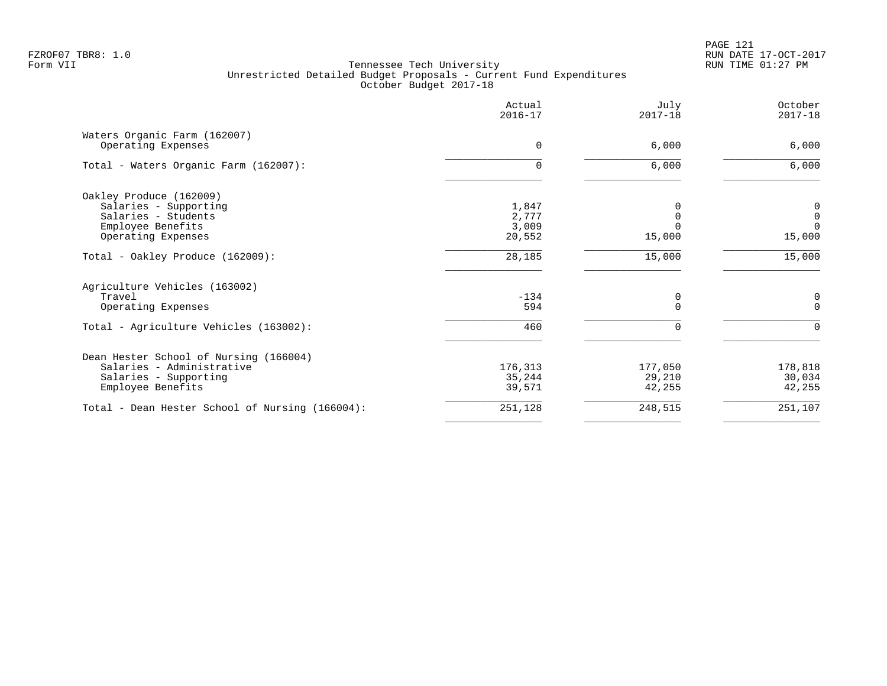Tennessee Tech University
Unrestricted Detailed Budget Proposals - Current Fund Expenditures
October Budget 2017-18

| | Actual 2016-17 | July 2017-18 | October 2017-18 |
|---|---|---|---|
| Waters Organic Farm (162007) | | | |
| Operating Expenses | 0 | 6,000 | 6,000 |
| Total - Waters Organic Farm (162007): | 0 | 6,000 | 6,000 |
| Oakley Produce (162009) | | | |
| Salaries - Supporting | 1,847 | 0 | 0 |
| Salaries - Students | 2,777 | 0 | 0 |
| Employee Benefits | 3,009 | 0 | 0 |
| Operating Expenses | 20,552 | 15,000 | 15,000 |
| Total - Oakley Produce (162009): | 28,185 | 15,000 | 15,000 |
| Agriculture Vehicles (163002) | | | |
| Travel | -134 | 0 | 0 |
| Operating Expenses | 594 | 0 | 0 |
| Total - Agriculture Vehicles (163002): | 460 | 0 | 0 |
| Dean Hester School of Nursing (166004) | | | |
| Salaries - Administrative | 176,313 | 177,050 | 178,818 |
| Salaries - Supporting | 35,244 | 29,210 | 30,034 |
| Employee Benefits | 39,571 | 42,255 | 42,255 |
| Total - Dean Hester School of Nursing (166004): | 251,128 | 248,515 | 251,107 |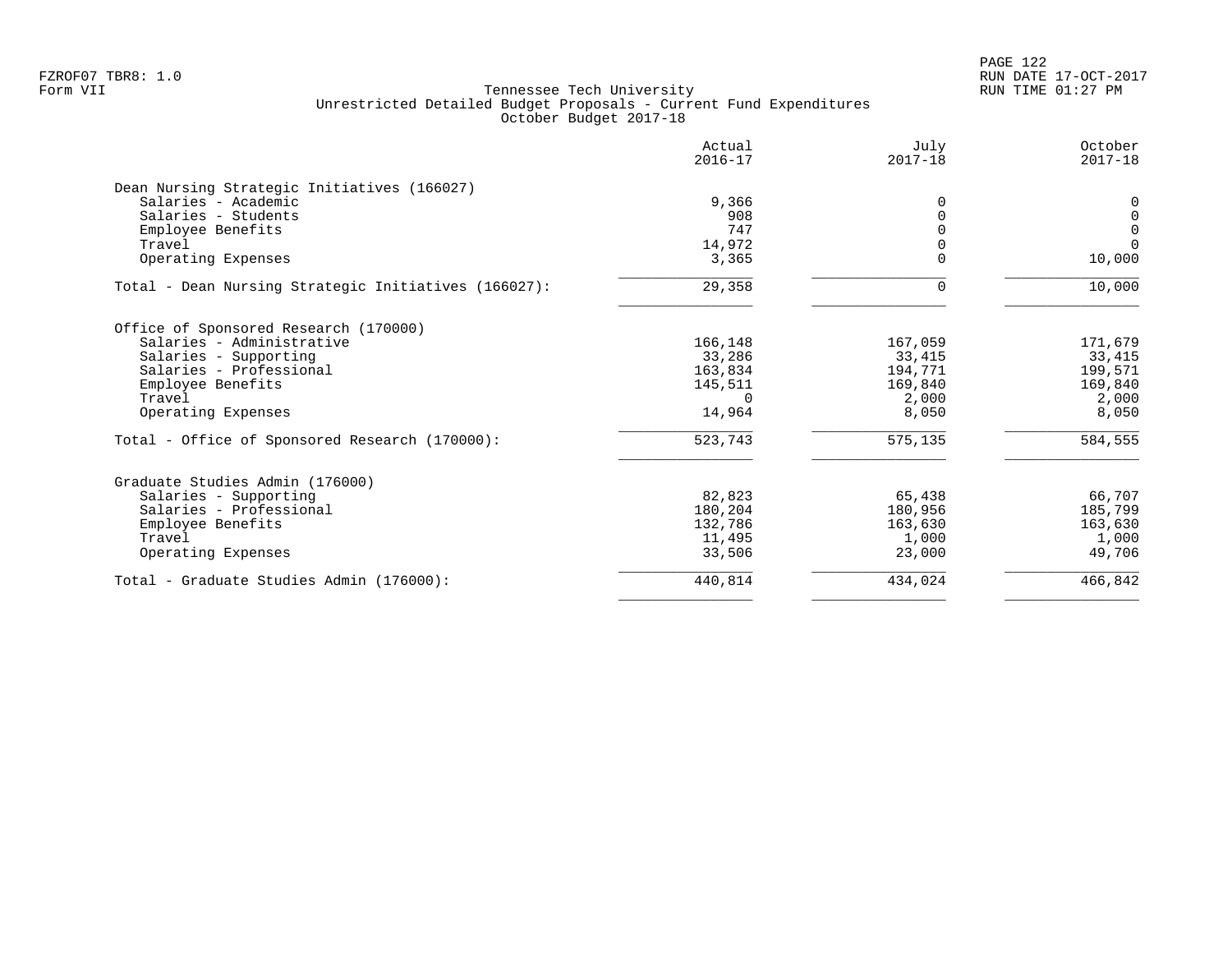Tennessee Tech University
Unrestricted Detailed Budget Proposals - Current Fund Expenditures
October Budget 2017-18

| | Actual 2016-17 | July 2017-18 | October 2017-18 |
|---|---|---|---|
| **Dean Nursing Strategic Initiatives (166027)** | | | |
| Salaries - Academic | 9,366 | 0 | 0 |
| Salaries - Students | 908 | 0 | 0 |
| Employee Benefits | 747 | 0 | 0 |
| Travel | 14,972 | 0 | 0 |
| Operating Expenses | 3,365 | 0 | 10,000 |
| Total - Dean Nursing Strategic Initiatives (166027): | 29,358 | 0 | 10,000 |
| **Office of Sponsored Research (170000)** | | | |
| Salaries - Administrative | 166,148 | 167,059 | 171,679 |
| Salaries - Supporting | 33,286 | 33,415 | 33,415 |
| Salaries - Professional | 163,834 | 194,771 | 199,571 |
| Employee Benefits | 145,511 | 169,840 | 169,840 |
| Travel | 0 | 2,000 | 2,000 |
| Operating Expenses | 14,964 | 8,050 | 8,050 |
| Total - Office of Sponsored Research (170000): | 523,743 | 575,135 | 584,555 |
| **Graduate Studies Admin (176000)** | | | |
| Salaries - Supporting | 82,823 | 65,438 | 66,707 |
| Salaries - Professional | 180,204 | 180,956 | 185,799 |
| Employee Benefits | 132,786 | 163,630 | 163,630 |
| Travel | 11,495 | 1,000 | 1,000 |
| Operating Expenses | 33,506 | 23,000 | 49,706 |
| Total - Graduate Studies Admin (176000): | 440,814 | 434,024 | 466,842 |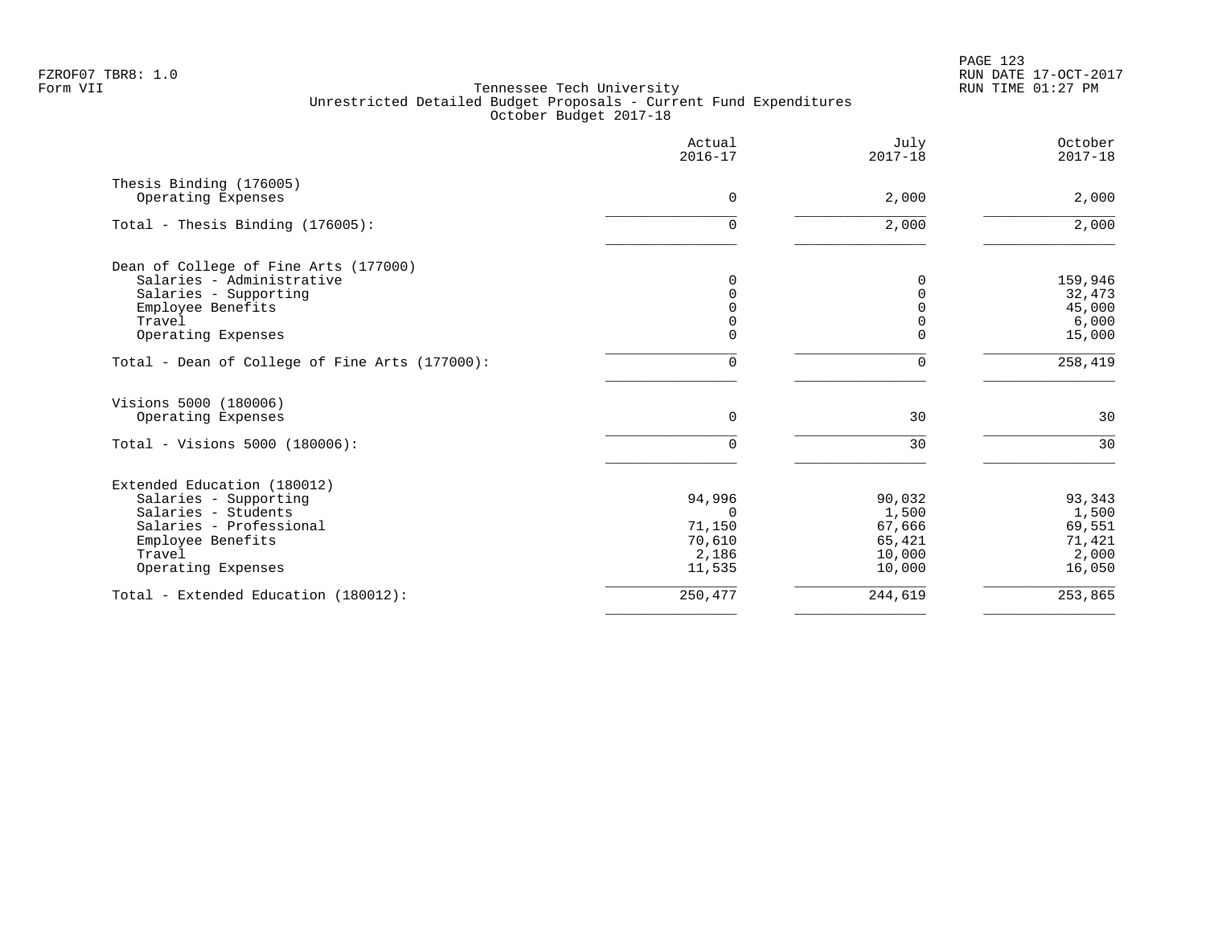Tennessee Tech University
Unrestricted Detailed Budget Proposals - Current Fund Expenditures
October Budget 2017-18

| | Actual 2016-17 | July 2017-18 | October 2017-18 |
|---|---|---|---|
| **Thesis Binding (176005)** | | | |
| Operating Expenses | 0 | 2,000 | 2,000 |
| Total - Thesis Binding (176005): | 0 | 2,000 | 2,000 |
| **Dean of College of Fine Arts (177000)** | | | |
| Salaries - Administrative | 0 | 0 | 159,946 |
| Salaries - Supporting | 0 | 0 | 32,473 |
| Employee Benefits | 0 | 0 | 45,000 |
| Travel | 0 | 0 | 6,000 |
| Operating Expenses | 0 | 0 | 15,000 |
| Total - Dean of College of Fine Arts (177000): | 0 | 0 | 258,419 |
| **Visions 5000 (180006)** | | | |
| Operating Expenses | 0 | 30 | 30 |
| Total - Visions 5000 (180006): | 0 | 30 | 30 |
| **Extended Education (180012)** | | | |
| Salaries - Supporting | 94,996 | 90,032 | 93,343 |
| Salaries - Students | 0 | 1,500 | 1,500 |
| Salaries - Professional | 71,150 | 67,666 | 69,551 |
| Employee Benefits | 70,610 | 65,421 | 71,421 |
| Travel | 2,186 | 10,000 | 2,000 |
| Operating Expenses | 11,535 | 10,000 | 16,050 |
| Total - Extended Education (180012): | 250,477 | 244,619 | 253,865 |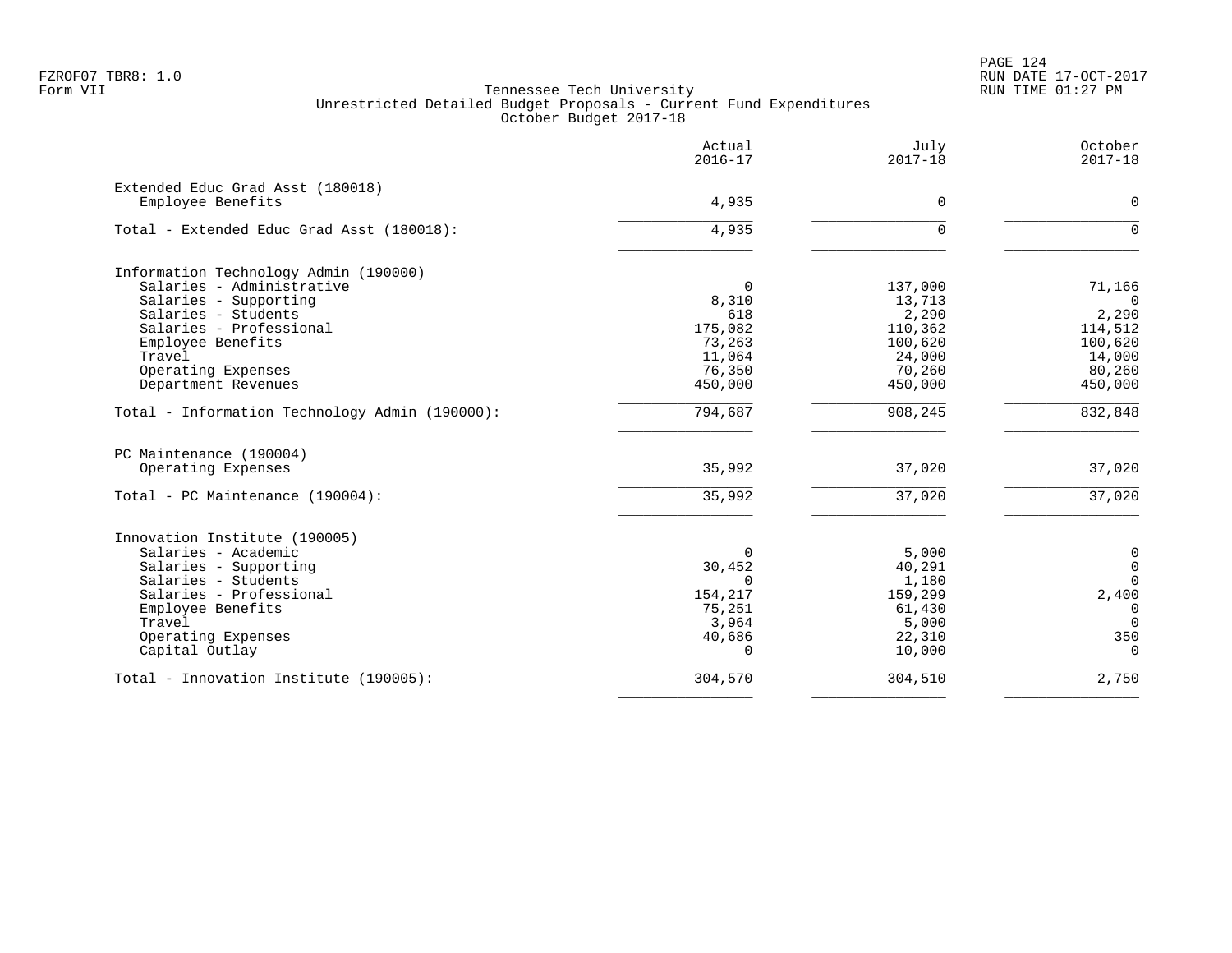Tennessee Tech University
Unrestricted Detailed Budget Proposals - Current Fund Expenditures
October Budget 2017-18

| | Actual 2016-17 | July 2017-18 | October 2017-18 |
|---|---|---|---|
| **Extended Educ Grad Asst (180018)** | | | |
| Employee Benefits | 4,935 | 0 | 0 |
| Total - Extended Educ Grad Asst (180018): | 4,935 | 0 | 0 |
| **Information Technology Admin (190000)** | | | |
| Salaries - Administrative | 0 | 137,000 | 71,166 |
| Salaries - Supporting | 8,310 | 13,713 | 0 |
| Salaries - Students | 618 | 2,290 | 2,290 |
| Salaries - Professional | 175,082 | 110,362 | 114,512 |
| Employee Benefits | 73,263 | 100,620 | 100,620 |
| Travel | 11,064 | 24,000 | 14,000 |
| Operating Expenses | 76,350 | 70,260 | 80,260 |
| Department Revenues | 450,000 | 450,000 | 450,000 |
| Total - Information Technology Admin (190000): | 794,687 | 908,245 | 832,848 |
| **PC Maintenance (190004)** | | | |
| Operating Expenses | 35,992 | 37,020 | 37,020 |
| Total - PC Maintenance (190004): | 35,992 | 37,020 | 37,020 |
| **Innovation Institute (190005)** | | | |
| Salaries - Academic | 0 | 5,000 | 0 |
| Salaries - Supporting | 30,452 | 40,291 | 0 |
| Salaries - Students | 0 | 1,180 | 0 |
| Salaries - Professional | 154,217 | 159,299 | 2,400 |
| Employee Benefits | 75,251 | 61,430 | 0 |
| Travel | 3,964 | 5,000 | 0 |
| Operating Expenses | 40,686 | 22,310 | 350 |
| Capital Outlay | 0 | 10,000 | 0 |
| Total - Innovation Institute (190005): | 304,570 | 304,510 | 2,750 |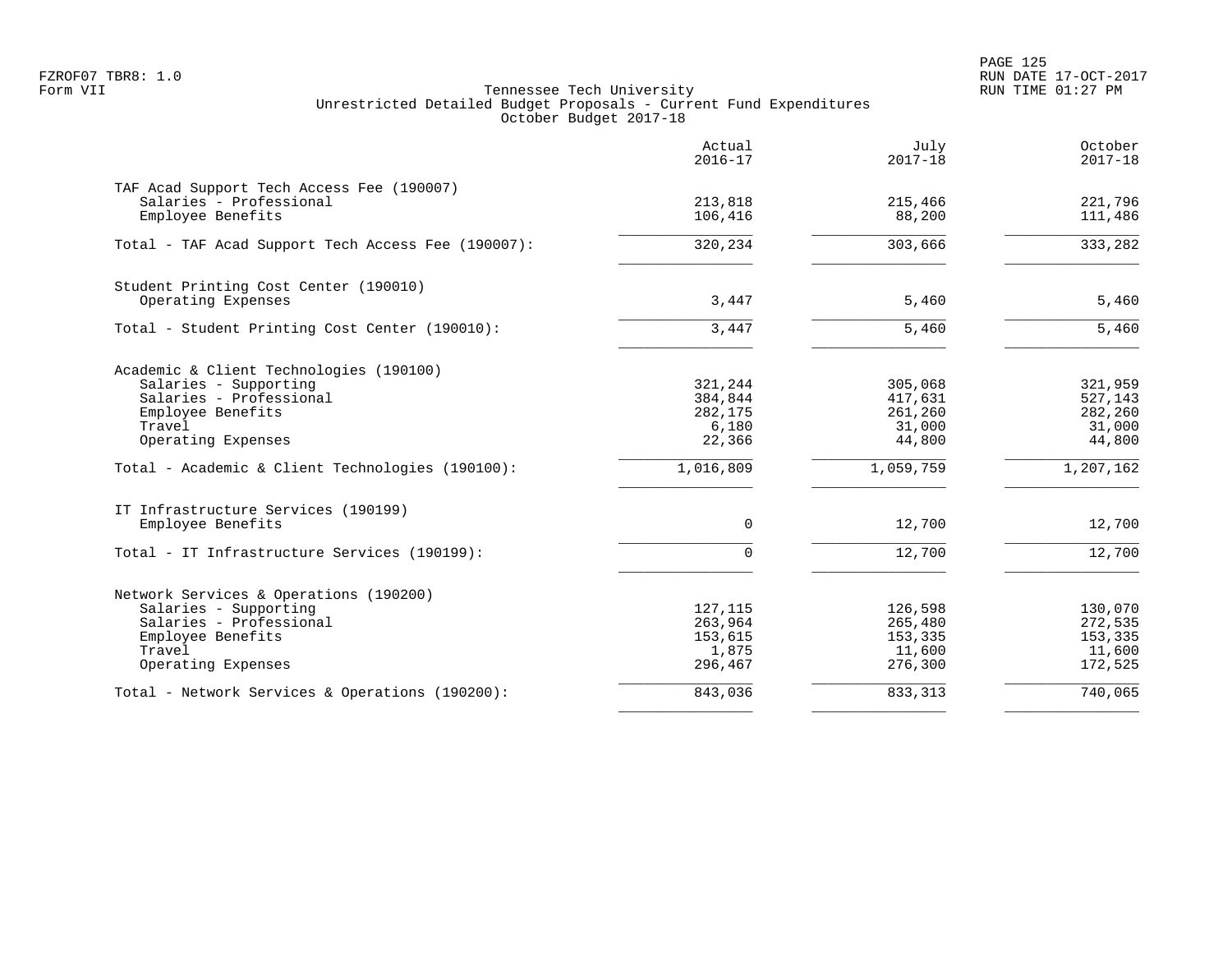Tennessee Tech University
Unrestricted Detailed Budget Proposals - Current Fund Expenditures
October Budget 2017-18

| | Actual 2016-17 | July 2017-18 | October 2017-18 |
|---|---|---|---|
| TAF Acad Support Tech Access Fee (190007) | | | |
| Salaries - Professional | 213,818 | 215,466 | 221,796 |
| Employee Benefits | 106,416 | 88,200 | 111,486 |
| Total - TAF Acad Support Tech Access Fee (190007): | 320,234 | 303,666 | 333,282 |
| Student Printing Cost Center (190010) | | | |
| Operating Expenses | 3,447 | 5,460 | 5,460 |
| Total - Student Printing Cost Center (190010): | 3,447 | 5,460 | 5,460 |
| Academic & Client Technologies (190100) | | | |
| Salaries - Supporting | 321,244 | 305,068 | 321,959 |
| Salaries - Professional | 384,844 | 417,631 | 527,143 |
| Employee Benefits | 282,175 | 261,260 | 282,260 |
| Travel | 6,180 | 31,000 | 31,000 |
| Operating Expenses | 22,366 | 44,800 | 44,800 |
| Total - Academic & Client Technologies (190100): | 1,016,809 | 1,059,759 | 1,207,162 |
| IT Infrastructure Services (190199) | | | |
| Employee Benefits | 0 | 12,700 | 12,700 |
| Total - IT Infrastructure Services (190199): | 0 | 12,700 | 12,700 |
| Network Services & Operations (190200) | | | |
| Salaries - Supporting | 127,115 | 126,598 | 130,070 |
| Salaries - Professional | 263,964 | 265,480 | 272,535 |
| Employee Benefits | 153,615 | 153,335 | 153,335 |
| Travel | 1,875 | 11,600 | 11,600 |
| Operating Expenses | 296,467 | 276,300 | 172,525 |
| Total - Network Services & Operations (190200): | 843,036 | 833,313 | 740,065 |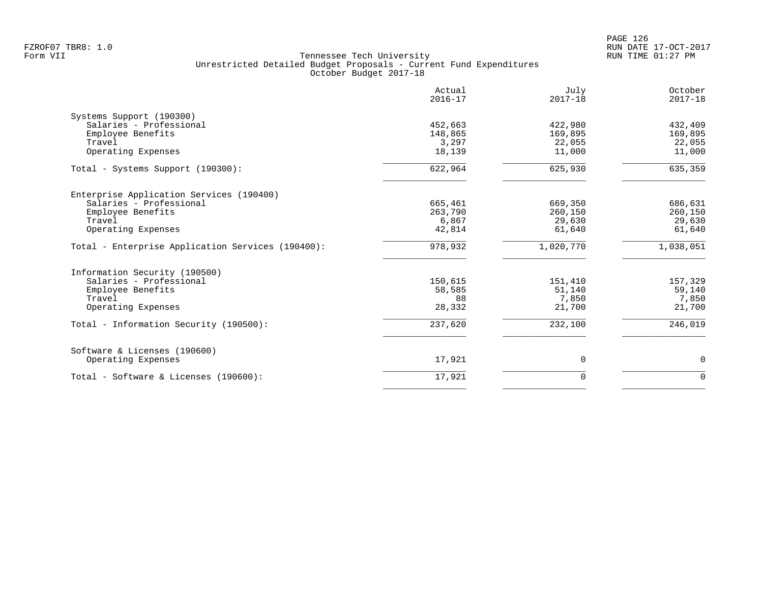Tennessee Tech University
Unrestricted Detailed Budget Proposals - Current Fund Expenditures
October Budget 2017-18

| | Actual 2016-17 | July 2017-18 | October 2017-18 |
|---|---|---|---|
| Systems Support (190300) | | | |
| Salaries - Professional | 452,663 | 422,980 | 432,409 |
| Employee Benefits | 148,865 | 169,895 | 169,895 |
| Travel | 3,297 | 22,055 | 22,055 |
| Operating Expenses | 18,139 | 11,000 | 11,000 |
| Total - Systems Support (190300): | 622,964 | 625,930 | 635,359 |
| Enterprise Application Services (190400) | | | |
| Salaries - Professional | 665,461 | 669,350 | 686,631 |
| Employee Benefits | 263,790 | 260,150 | 260,150 |
| Travel | 6,867 | 29,630 | 29,630 |
| Operating Expenses | 42,814 | 61,640 | 61,640 |
| Total - Enterprise Application Services (190400): | 978,932 | 1,020,770 | 1,038,051 |
| Information Security (190500) | | | |
| Salaries - Professional | 150,615 | 151,410 | 157,329 |
| Employee Benefits | 58,585 | 51,140 | 59,140 |
| Travel | 88 | 7,850 | 7,850 |
| Operating Expenses | 28,332 | 21,700 | 21,700 |
| Total - Information Security (190500): | 237,620 | 232,100 | 246,019 |
| Software & Licenses (190600) | | | |
| Operating Expenses | 17,921 | 0 | 0 |
| Total - Software & Licenses (190600): | 17,921 | 0 | 0 |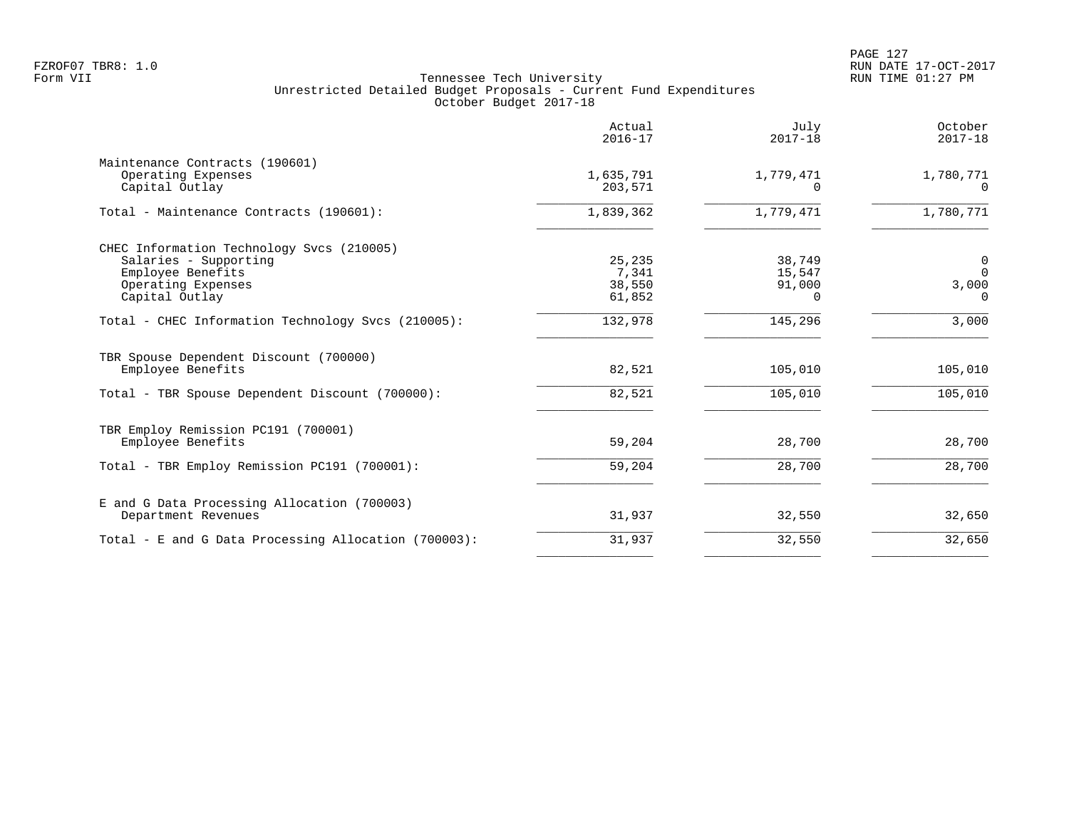Tennessee Tech University
Unrestricted Detailed Budget Proposals - Current Fund Expenditures
October Budget 2017-18

| | Actual 2016-17 | July 2017-18 | October 2017-18 |
|---|---|---|---|
| Maintenance Contracts (190601) | | | |
| Operating Expenses | 1,635,791 | 1,779,471 | 1,780,771 |
| Capital Outlay | 203,571 | 0 | 0 |
| Total - Maintenance Contracts (190601): | 1,839,362 | 1,779,471 | 1,780,771 |
| CHEC Information Technology Svcs (210005) | | | |
| Salaries - Supporting | 25,235 | 38,749 | 0 |
| Employee Benefits | 7,341 | 15,547 | 0 |
| Operating Expenses | 38,550 | 91,000 | 3,000 |
| Capital Outlay | 61,852 | 0 | 0 |
| Total - CHEC Information Technology Svcs (210005): | 132,978 | 145,296 | 3,000 |
| TBR Spouse Dependent Discount (700000) | | | |
| Employee Benefits | 82,521 | 105,010 | 105,010 |
| Total - TBR Spouse Dependent Discount (700000): | 82,521 | 105,010 | 105,010 |
| TBR Employ Remission PC191 (700001) | | | |
| Employee Benefits | 59,204 | 28,700 | 28,700 |
| Total - TBR Employ Remission PC191 (700001): | 59,204 | 28,700 | 28,700 |
| E and G Data Processing Allocation (700003) | | | |
| Department Revenues | 31,937 | 32,550 | 32,650 |
| Total - E and G Data Processing Allocation (700003): | 31,937 | 32,550 | 32,650 |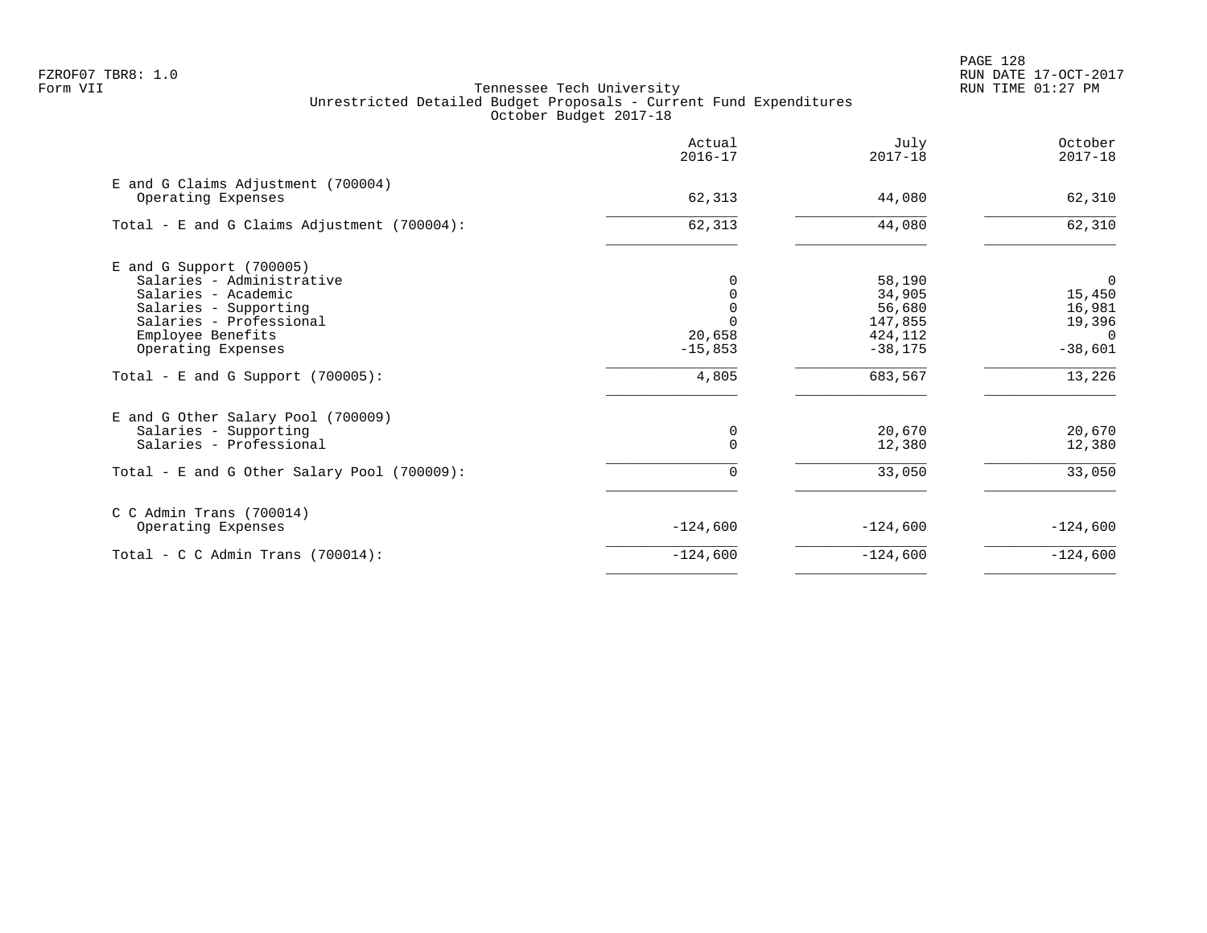FZROF07 TBR8: 1.0
Form VII

Tennessee Tech University
Unrestricted Detailed Budget Proposals - Current Fund Expenditures
October Budget 2017-18

RUN DATE 17-OCT-2017
RUN TIME 01:27 PM

| | Actual 2016-17 | July 2017-18 | October 2017-18 |
|---|---|---|---|
| **E and G Claims Adjustment (700004)** | | | |
| Operating Expenses | 62,313 | 44,080 | 62,310 |
| Total - E and G Claims Adjustment (700004): | 62,313 | 44,080 | 62,310 |
| **E and G Support (700005)** | | | |
| Salaries - Administrative | 0 | 58,190 | 0 |
| Salaries - Academic | 0 | 34,905 | 15,450 |
| Salaries - Supporting | 0 | 56,680 | 16,981 |
| Salaries - Professional | 0 | 147,855 | 19,396 |
| Employee Benefits | 20,658 | 424,112 | 0 |
| Operating Expenses | -15,853 | -38,175 | -38,601 |
| Total - E and G Support (700005): | 4,805 | 683,567 | 13,226 |
| **E and G Other Salary Pool (700009)** | | | |
| Salaries - Supporting | 0 | 20,670 | 20,670 |
| Salaries - Professional | 0 | 12,380 | 12,380 |
| Total - E and G Other Salary Pool (700009): | 0 | 33,050 | 33,050 |
| **C C Admin Trans (700014)** | | | |
| Operating Expenses | -124,600 | -124,600 | -124,600 |
| Total - C C Admin Trans (700014): | -124,600 | -124,600 | -124,600 |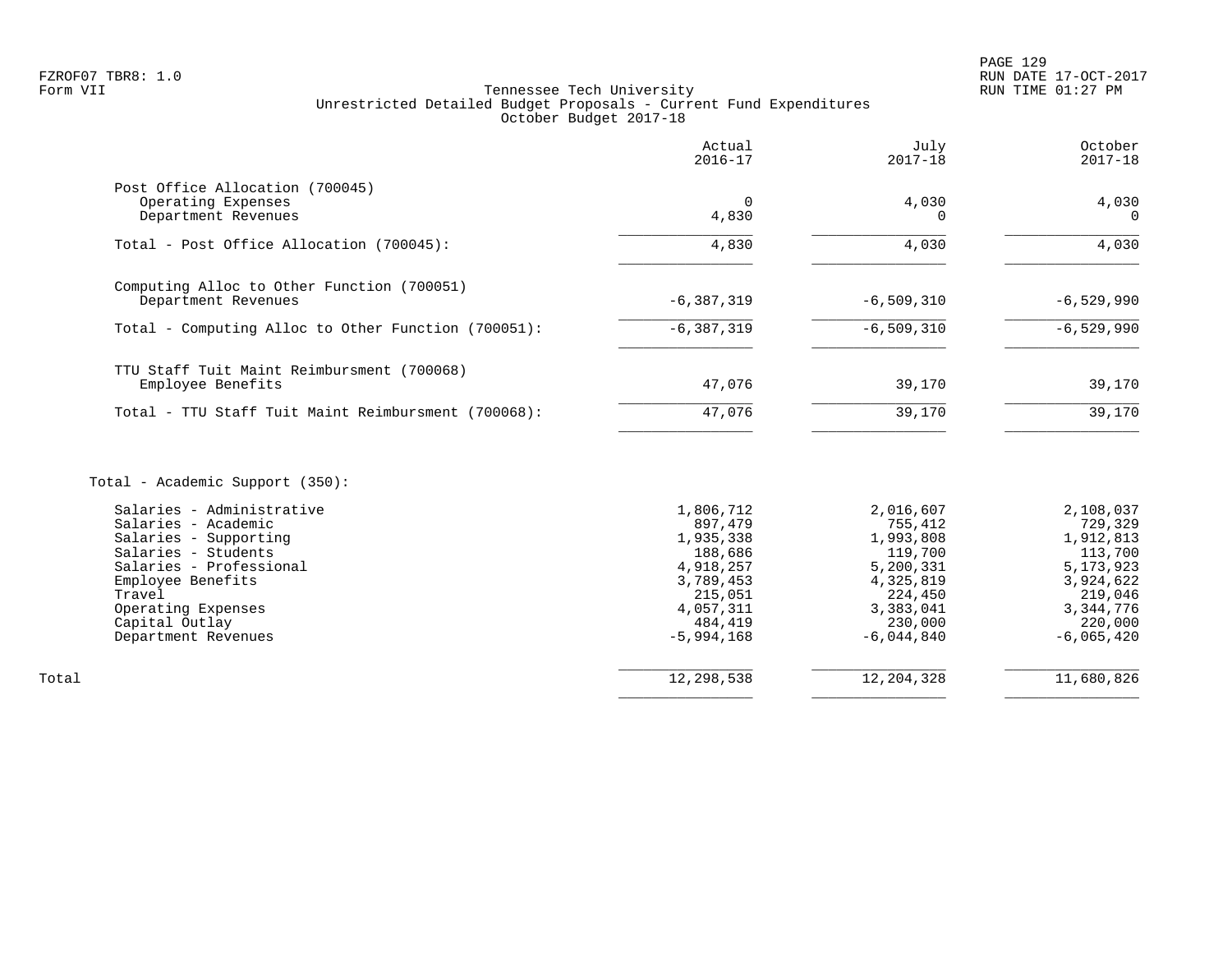Tennessee Tech University
Unrestricted Detailed Budget Proposals - Current Fund Expenditures
October Budget 2017-18

FZROF07 TBR8: 1.0
Form VII

RUN DATE 17-OCT-2017
RUN TIME 01:27 PM

| | Actual 2016-17 | July 2017-18 | October 2017-18 |
|---|---|---|---|
| **Post Office Allocation (700045)** | | | |
| Operating Expenses | 0 | 4,030 | 4,030 |
| Department Revenues | 4,830 | 0 | 0 |
| Total - Post Office Allocation (700045): | 4,830 | 4,030 | 4,030 |
| **Computing Alloc to Other Function (700051)** | | | |
| Department Revenues | -6,387,319 | -6,509,310 | -6,529,990 |
| Total - Computing Alloc to Other Function (700051): | -6,387,319 | -6,509,310 | -6,529,990 |
| **TTU Staff Tuit Maint Reimbursment (700068)** | | | |
| Employee Benefits | 47,076 | 39,170 | 39,170 |
| Total - TTU Staff Tuit Maint Reimbursment (700068): | 47,076 | 39,170 | 39,170 |
| **Total - Academic Support (350):** | | | |
| Salaries - Administrative | 1,806,712 | 2,016,607 | 2,108,037 |
| Salaries - Academic | 897,479 | 755,412 | 729,329 |
| Salaries - Supporting | 1,935,338 | 1,993,808 | 1,912,813 |
| Salaries - Students | 188,686 | 119,700 | 113,700 |
| Salaries - Professional | 4,918,257 | 5,200,331 | 5,173,923 |
| Employee Benefits | 3,789,453 | 4,325,819 | 3,924,622 |
| Travel | 215,051 | 224,450 | 219,046 |
| Operating Expenses | 4,057,311 | 3,383,041 | 3,344,776 |
| Capital Outlay | 484,419 | 230,000 | 220,000 |
| Department Revenues | -5,994,168 | -6,044,840 | -6,065,420 |
| **Total** | 12,298,538 | 12,204,328 | 11,680,826 |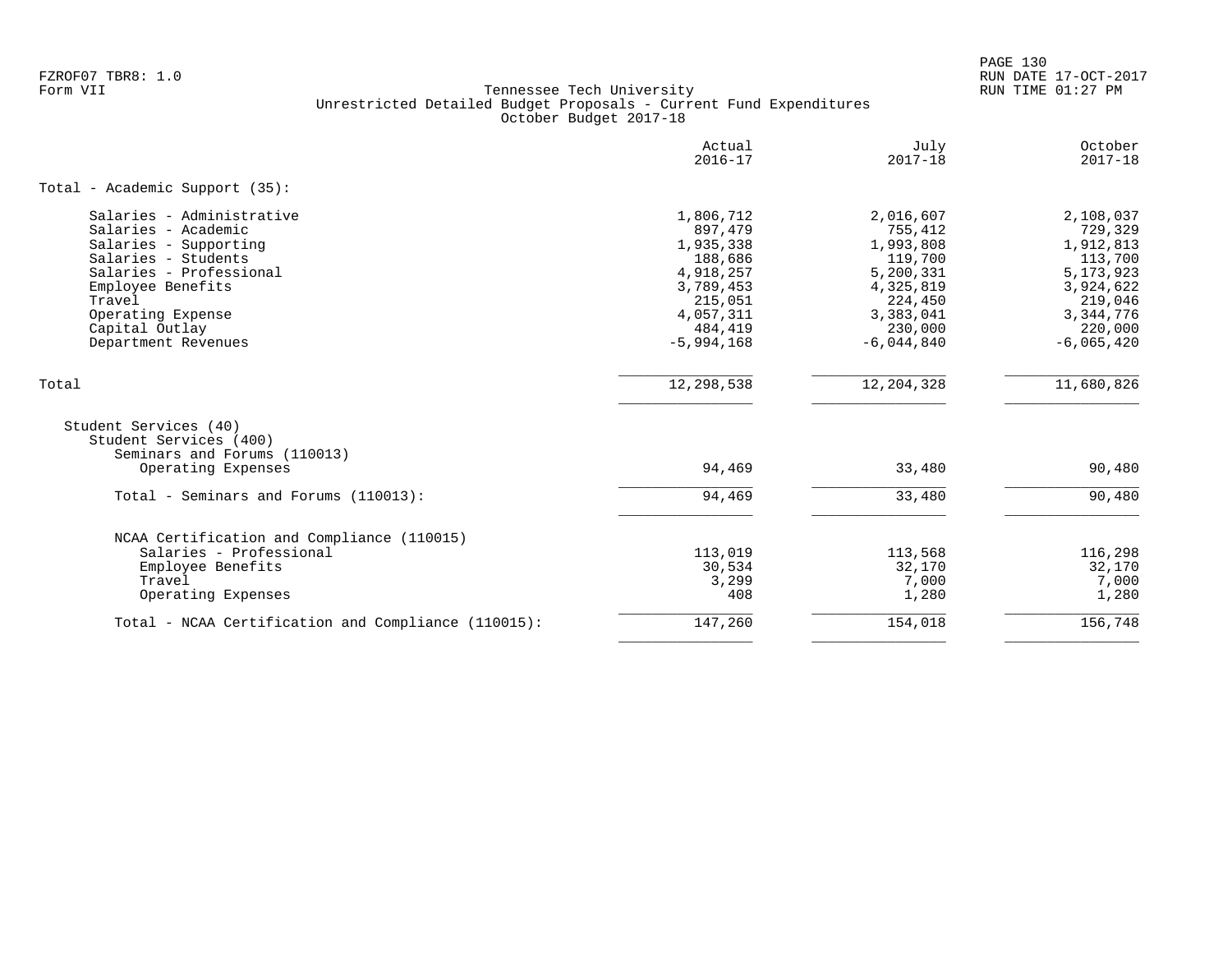FZROF07 TBR8: 1.0
Form VII

Tennessee Tech University
Unrestricted Detailed Budget Proposals - Current Fund Expenditures
October Budget 2017-18

RUN DATE 17-OCT-2017
RUN TIME 01:27 PM

| | Actual 2016-17 | July 2017-18 | October 2017-18 |
|---|---|---|---|
| Total - Academic Support (35): | | | |
| Salaries - Administrative | 1,806,712 | 2,016,607 | 2,108,037 |
| Salaries - Academic | 897,479 | 755,412 | 729,329 |
| Salaries - Supporting | 1,935,338 | 1,993,808 | 1,912,813 |
| Salaries - Students | 188,686 | 119,700 | 113,700 |
| Salaries - Professional | 4,918,257 | 5,200,331 | 5,173,923 |
| Employee Benefits | 3,789,453 | 4,325,819 | 3,924,622 |
| Travel | 215,051 | 224,450 | 219,046 |
| Operating Expense | 4,057,311 | 3,383,041 | 3,344,776 |
| Capital Outlay | 484,419 | 230,000 | 220,000 |
| Department Revenues | -5,994,168 | -6,044,840 | -6,065,420 |
| Total | 12,298,538 | 12,204,328 | 11,680,826 |
| Student Services (40) | | | |
| Student Services (400) | | | |
| Seminars and Forums (110013) | | | |
| Operating Expenses | 94,469 | 33,480 | 90,480 |
| Total - Seminars and Forums (110013): | 94,469 | 33,480 | 90,480 |
| NCAA Certification and Compliance (110015) | | | |
| Salaries - Professional | 113,019 | 113,568 | 116,298 |
| Employee Benefits | 30,534 | 32,170 | 32,170 |
| Travel | 3,299 | 7,000 | 7,000 |
| Operating Expenses | 408 | 1,280 | 1,280 |
| Total - NCAA Certification and Compliance (110015): | 147,260 | 154,018 | 156,748 |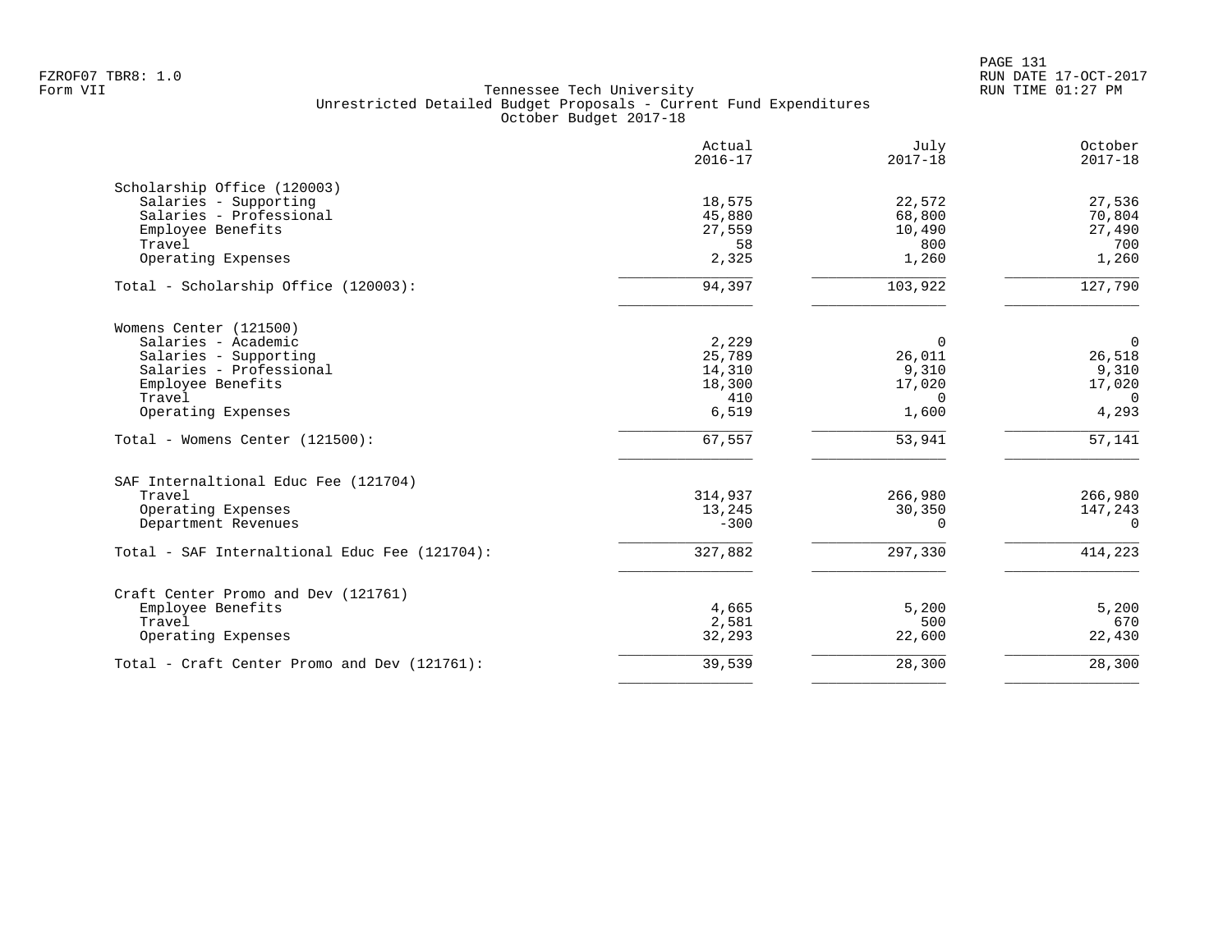Tennessee Tech University
Unrestricted Detailed Budget Proposals - Current Fund Expenditures
October Budget 2017-18

| | Actual 2016-17 | July 2017-18 | October 2017-18 |
|---|---|---|---|
| Scholarship Office (120003) | | | |
| Salaries - Supporting | 18,575 | 22,572 | 27,536 |
| Salaries - Professional | 45,880 | 68,800 | 70,804 |
| Employee Benefits | 27,559 | 10,490 | 27,490 |
| Travel | 58 | 800 | 700 |
| Operating Expenses | 2,325 | 1,260 | 1,260 |
| Total - Scholarship Office (120003): | 94,397 | 103,922 | 127,790 |
| Womens Center (121500) | | | |
| Salaries - Academic | 2,229 | 0 | 0 |
| Salaries - Supporting | 25,789 | 26,011 | 26,518 |
| Salaries - Professional | 14,310 | 9,310 | 9,310 |
| Employee Benefits | 18,300 | 17,020 | 17,020 |
| Travel | 410 | 0 | 0 |
| Operating Expenses | 6,519 | 1,600 | 4,293 |
| Total - Womens Center (121500): | 67,557 | 53,941 | 57,141 |
| SAF Internaltional Educ Fee (121704) | | | |
| Travel | 314,937 | 266,980 | 266,980 |
| Operating Expenses | 13,245 | 30,350 | 147,243 |
| Department Revenues | -300 | 0 | 0 |
| Total - SAF Internaltional Educ Fee (121704): | 327,882 | 297,330 | 414,223 |
| Craft Center Promo and Dev (121761) | | | |
| Employee Benefits | 4,665 | 5,200 | 5,200 |
| Travel | 2,581 | 500 | 670 |
| Operating Expenses | 32,293 | 22,600 | 22,430 |
| Total - Craft Center Promo and Dev (121761): | 39,539 | 28,300 | 28,300 |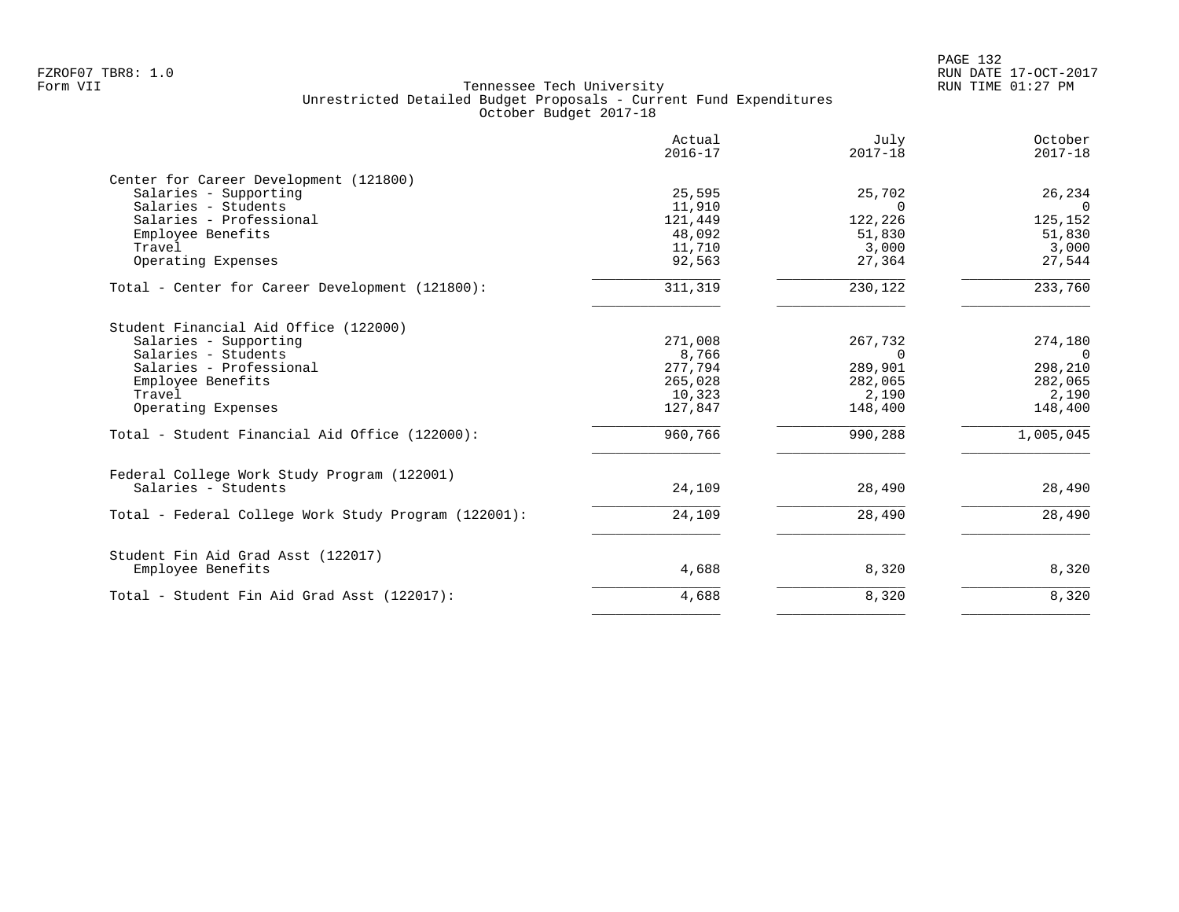Tennessee Tech University
Unrestricted Detailed Budget Proposals - Current Fund Expenditures
October Budget 2017-18

| | Actual 2016-17 | July 2017-18 | October 2017-18 |
|---|---|---|---|
| **Center for Career Development (121800)** | | | |
| Salaries - Supporting | 25,595 | 25,702 | 26,234 |
| Salaries - Students | 11,910 | 0 | 0 |
| Salaries - Professional | 121,449 | 122,226 | 125,152 |
| Employee Benefits | 48,092 | 51,830 | 51,830 |
| Travel | 11,710 | 3,000 | 3,000 |
| Operating Expenses | 92,563 | 27,364 | 27,544 |
| Total - Center for Career Development (121800): | 311,319 | 230,122 | 233,760 |
| **Student Financial Aid Office (122000)** | | | |
| Salaries - Supporting | 271,008 | 267,732 | 274,180 |
| Salaries - Students | 8,766 | 0 | 0 |
| Salaries - Professional | 277,794 | 289,901 | 298,210 |
| Employee Benefits | 265,028 | 282,065 | 282,065 |
| Travel | 10,323 | 2,190 | 2,190 |
| Operating Expenses | 127,847 | 148,400 | 148,400 |
| Total - Student Financial Aid Office (122000): | 960,766 | 990,288 | 1,005,045 |
| **Federal College Work Study Program (122001)** | | | |
| Salaries - Students | 24,109 | 28,490 | 28,490 |
| Total - Federal College Work Study Program (122001): | 24,109 | 28,490 | 28,490 |
| **Student Fin Aid Grad Asst (122017)** | | | |
| Employee Benefits | 4,688 | 8,320 | 8,320 |
| Total - Student Fin Aid Grad Asst (122017): | 4,688 | 8,320 | 8,320 |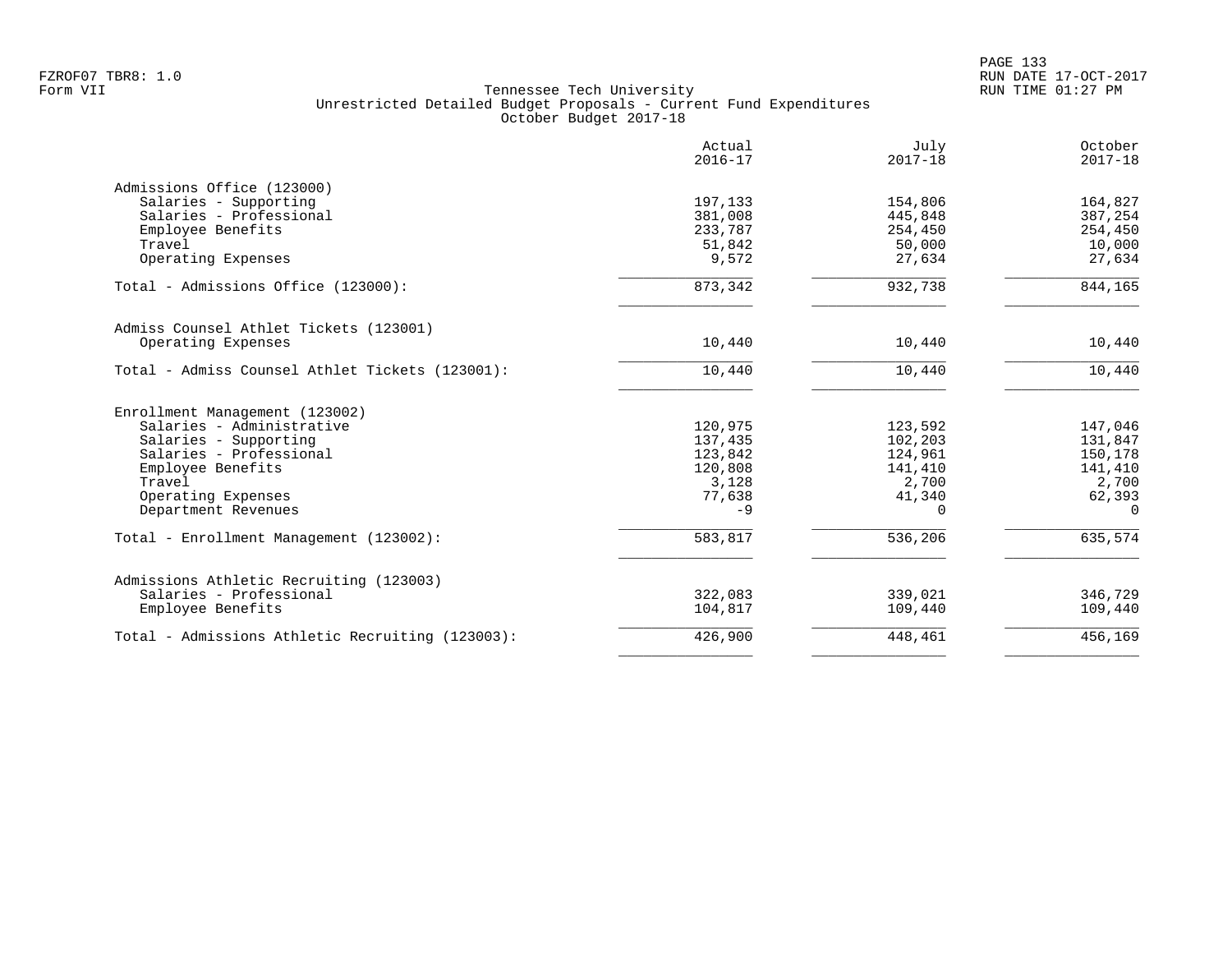Tennessee Tech University
Unrestricted Detailed Budget Proposals - Current Fund Expenditures
October Budget 2017-18

| | Actual 2016-17 | July 2017-18 | October 2017-18 |
|---|---|---|---|
| **Admissions Office (123000)** | | | |
| Salaries - Supporting | 197,133 | 154,806 | 164,827 |
| Salaries - Professional | 381,008 | 445,848 | 387,254 |
| Employee Benefits | 233,787 | 254,450 | 254,450 |
| Travel | 51,842 | 50,000 | 10,000 |
| Operating Expenses | 9,572 | 27,634 | 27,634 |
| Total - Admissions Office (123000): | 873,342 | 932,738 | 844,165 |
| **Admiss Counsel Athlet Tickets (123001)** | | | |
| Operating Expenses | 10,440 | 10,440 | 10,440 |
| Total - Admiss Counsel Athlet Tickets (123001): | 10,440 | 10,440 | 10,440 |
| **Enrollment Management (123002)** | | | |
| Salaries - Administrative | 120,975 | 123,592 | 147,046 |
| Salaries - Supporting | 137,435 | 102,203 | 131,847 |
| Salaries - Professional | 123,842 | 124,961 | 150,178 |
| Employee Benefits | 120,808 | 141,410 | 141,410 |
| Travel | 3,128 | 2,700 | 2,700 |
| Operating Expenses | 77,638 | 41,340 | 62,393 |
| Department Revenues | -9 | 0 | 0 |
| Total - Enrollment Management (123002): | 583,817 | 536,206 | 635,574 |
| **Admissions Athletic Recruiting (123003)** | | | |
| Salaries - Professional | 322,083 | 339,021 | 346,729 |
| Employee Benefits | 104,817 | 109,440 | 109,440 |
| Total - Admissions Athletic Recruiting (123003): | 426,900 | 448,461 | 456,169 |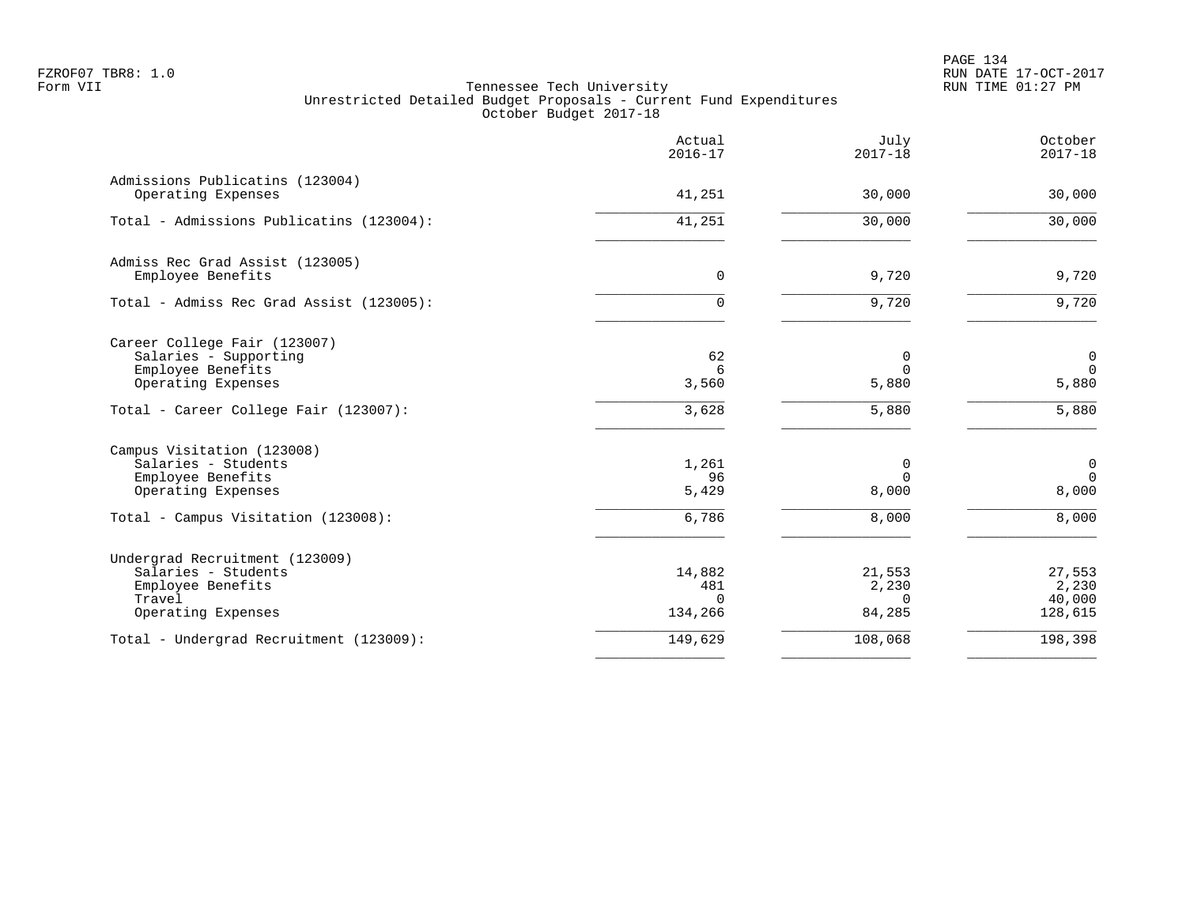FZROF07 TBR8: 1.0
Form VII

Tennessee Tech University
Unrestricted Detailed Budget Proposals - Current Fund Expenditures
October Budget 2017-18

RUN DATE 17-OCT-2017
RUN TIME 01:27 PM

| | Actual 2016-17 | July 2017-18 | October 2017-18 |
|---|---|---|---|
| **Admissions Publicatins (123004)** | | | |
| Operating Expenses | 41,251 | 30,000 | 30,000 |
| Total - Admissions Publicatins (123004): | 41,251 | 30,000 | 30,000 |
| **Admiss Rec Grad Assist (123005)** | | | |
| Employee Benefits | 0 | 9,720 | 9,720 |
| Total - Admiss Rec Grad Assist (123005): | 0 | 9,720 | 9,720 |
| **Career College Fair (123007)** | | | |
| Salaries - Supporting | 62 | 0 | 0 |
| Employee Benefits | 6 | 0 | 0 |
| Operating Expenses | 3,560 | 5,880 | 5,880 |
| Total - Career College Fair (123007): | 3,628 | 5,880 | 5,880 |
| **Campus Visitation (123008)** | | | |
| Salaries - Students | 1,261 | 0 | 0 |
| Employee Benefits | 96 | 0 | 0 |
| Operating Expenses | 5,429 | 8,000 | 8,000 |
| Total - Campus Visitation (123008): | 6,786 | 8,000 | 8,000 |
| **Undergrad Recruitment (123009)** | | | |
| Salaries - Students | 14,882 | 21,553 | 27,553 |
| Employee Benefits | 481 | 2,230 | 2,230 |
| Travel | 0 | 0 | 40,000 |
| Operating Expenses | 134,266 | 84,285 | 128,615 |
| Total - Undergrad Recruitment (123009): | 149,629 | 108,068 | 198,398 |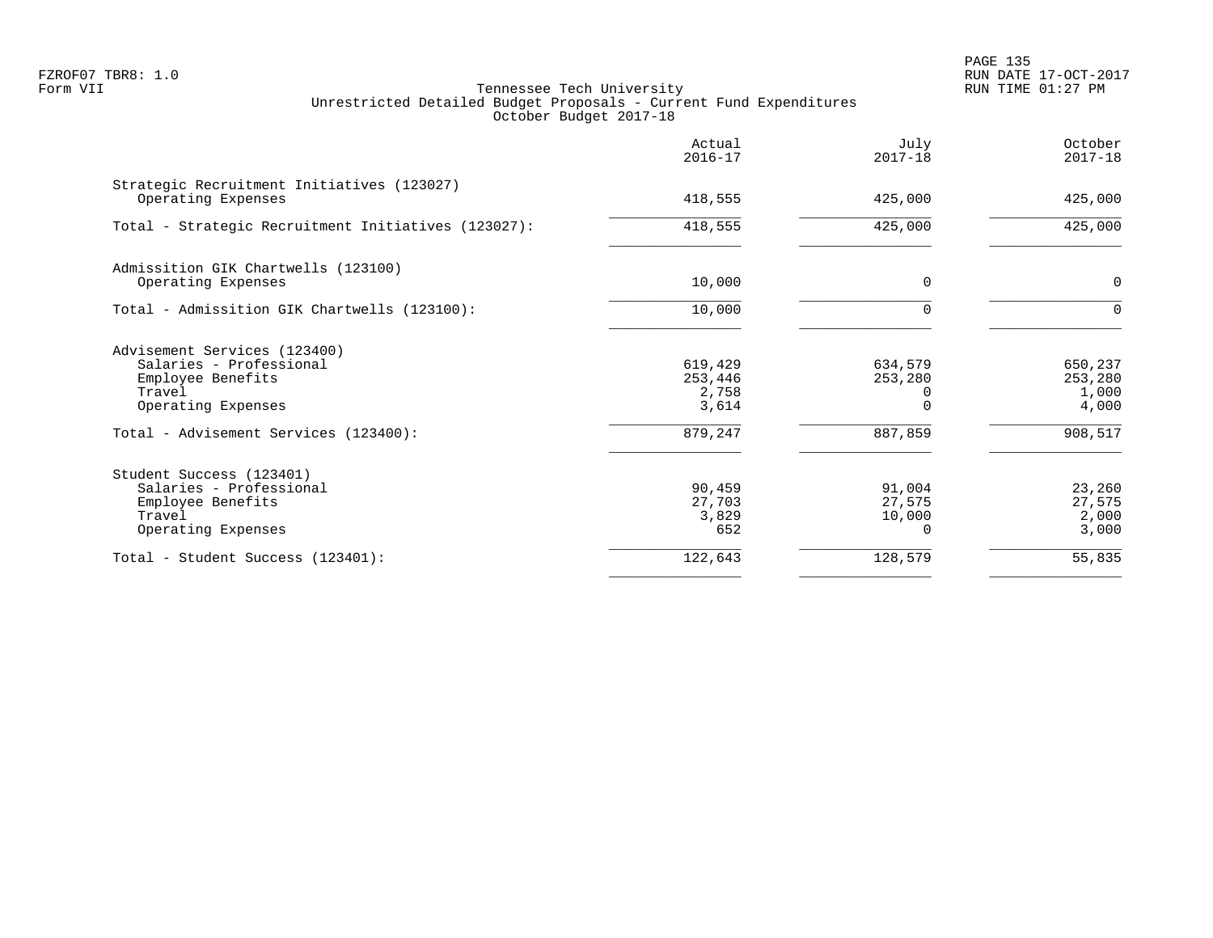Tennessee Tech University
Unrestricted Detailed Budget Proposals - Current Fund Expenditures
October Budget 2017-18

| | Actual 2016-17 | July 2017-18 | October 2017-18 |
|---|---|---|---|
| **Strategic Recruitment Initiatives (123027)** | | | |
| Operating Expenses | 418,555 | 425,000 | 425,000 |
| Total - Strategic Recruitment Initiatives (123027): | 418,555 | 425,000 | 425,000 |
| **Admissition GIK Chartwells (123100)** | | | |
| Operating Expenses | 10,000 | 0 | 0 |
| Total - Admissition GIK Chartwells (123100): | 10,000 | 0 | 0 |
| **Advisement Services (123400)** | | | |
| Salaries - Professional | 619,429 | 634,579 | 650,237 |
| Employee Benefits | 253,446 | 253,280 | 253,280 |
| Travel | 2,758 | 0 | 1,000 |
| Operating Expenses | 3,614 | 0 | 4,000 |
| Total - Advisement Services (123400): | 879,247 | 887,859 | 908,517 |
| **Student Success (123401)** | | | |
| Salaries - Professional | 90,459 | 91,004 | 23,260 |
| Employee Benefits | 27,703 | 27,575 | 27,575 |
| Travel | 3,829 | 10,000 | 2,000 |
| Operating Expenses | 652 | 0 | 3,000 |
| Total - Student Success (123401): | 122,643 | 128,579 | 55,835 |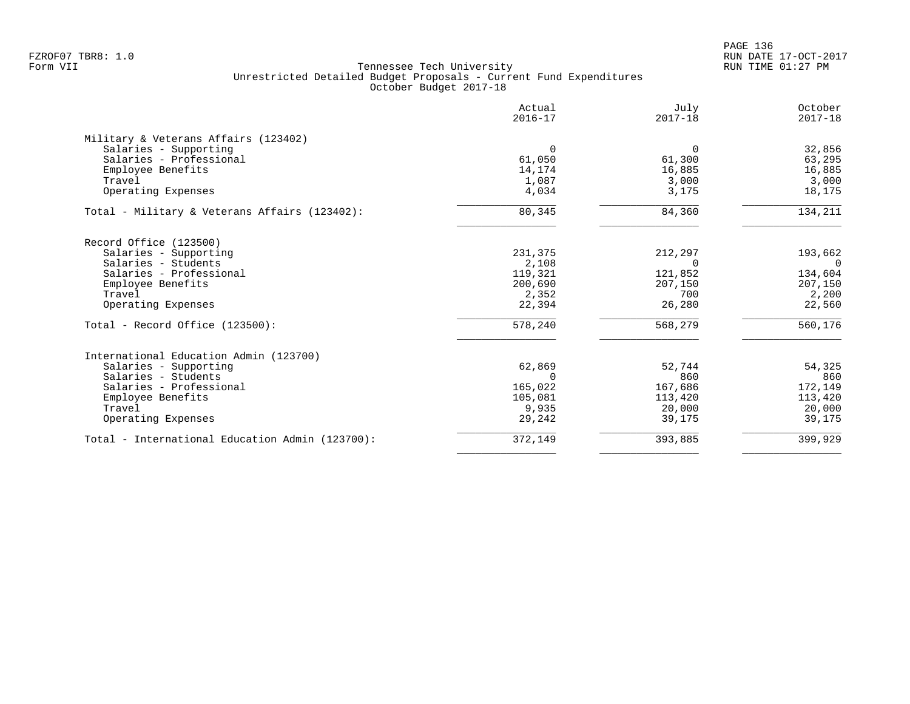Tennessee Tech University
Unrestricted Detailed Budget Proposals - Current Fund Expenditures
October Budget 2017-18

| | Actual 2016-17 | July 2017-18 | October 2017-18 |
|---|---|---|---|
| **Military & Veterans Affairs (123402)** | | | |
| Salaries - Supporting | 0 | 0 | 32,856 |
| Salaries - Professional | 61,050 | 61,300 | 63,295 |
| Employee Benefits | 14,174 | 16,885 | 16,885 |
| Travel | 1,087 | 3,000 | 3,000 |
| Operating Expenses | 4,034 | 3,175 | 18,175 |
| Total - Military & Veterans Affairs (123402): | 80,345 | 84,360 | 134,211 |
| **Record Office (123500)** | | | |
| Salaries - Supporting | 231,375 | 212,297 | 193,662 |
| Salaries - Students | 2,108 | 0 | 0 |
| Salaries - Professional | 119,321 | 121,852 | 134,604 |
| Employee Benefits | 200,690 | 207,150 | 207,150 |
| Travel | 2,352 | 700 | 2,200 |
| Operating Expenses | 22,394 | 26,280 | 22,560 |
| Total - Record Office (123500): | 578,240 | 568,279 | 560,176 |
| **International Education Admin (123700)** | | | |
| Salaries - Supporting | 62,869 | 52,744 | 54,325 |
| Salaries - Students | 0 | 860 | 860 |
| Salaries - Professional | 165,022 | 167,686 | 172,149 |
| Employee Benefits | 105,081 | 113,420 | 113,420 |
| Travel | 9,935 | 20,000 | 20,000 |
| Operating Expenses | 29,242 | 39,175 | 39,175 |
| Total - International Education Admin (123700): | 372,149 | 393,885 | 399,929 |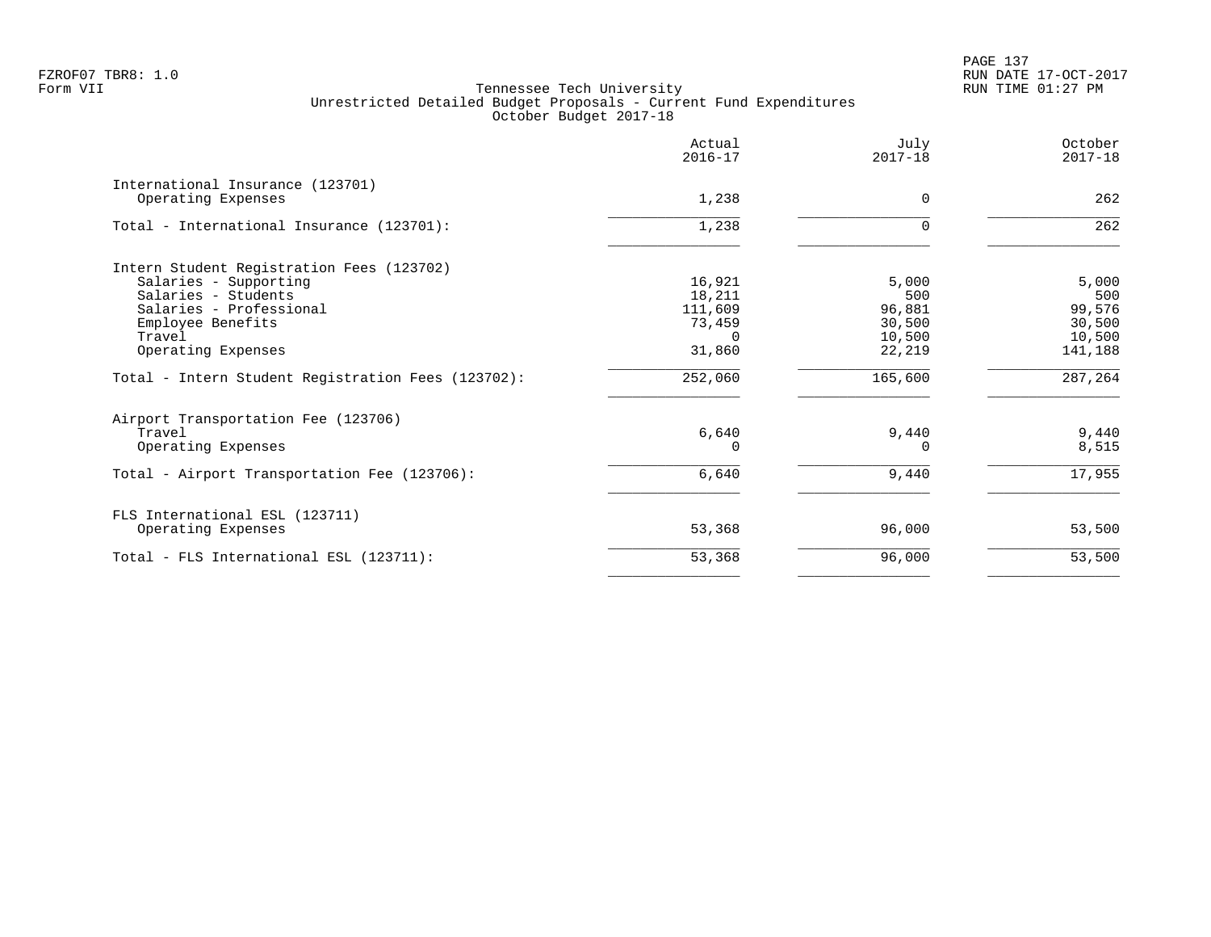Tennessee Tech University
Unrestricted Detailed Budget Proposals - Current Fund Expenditures
October Budget 2017-18

| | Actual 2016-17 | July 2017-18 | October 2017-18 |
|---|---|---|---|
| International Insurance (123701) | | | |
| Operating Expenses | 1,238 | 0 | 262 |
| Total - International Insurance (123701): | 1,238 | 0 | 262 |
| Intern Student Registration Fees (123702) | | | |
| Salaries - Supporting | 16,921 | 5,000 | 5,000 |
| Salaries - Students | 18,211 | 500 | 500 |
| Salaries - Professional | 111,609 | 96,881 | 99,576 |
| Employee Benefits | 73,459 | 30,500 | 30,500 |
| Travel | 0 | 10,500 | 10,500 |
| Operating Expenses | 31,860 | 22,219 | 141,188 |
| Total - Intern Student Registration Fees (123702): | 252,060 | 165,600 | 287,264 |
| Airport Transportation Fee (123706) | | | |
| Travel | 6,640 | 9,440 | 9,440 |
| Operating Expenses | 0 | 0 | 8,515 |
| Total - Airport Transportation Fee (123706): | 6,640 | 9,440 | 17,955 |
| FLS International ESL (123711) | | | |
| Operating Expenses | 53,368 | 96,000 | 53,500 |
| Total - FLS International ESL (123711): | 53,368 | 96,000 | 53,500 |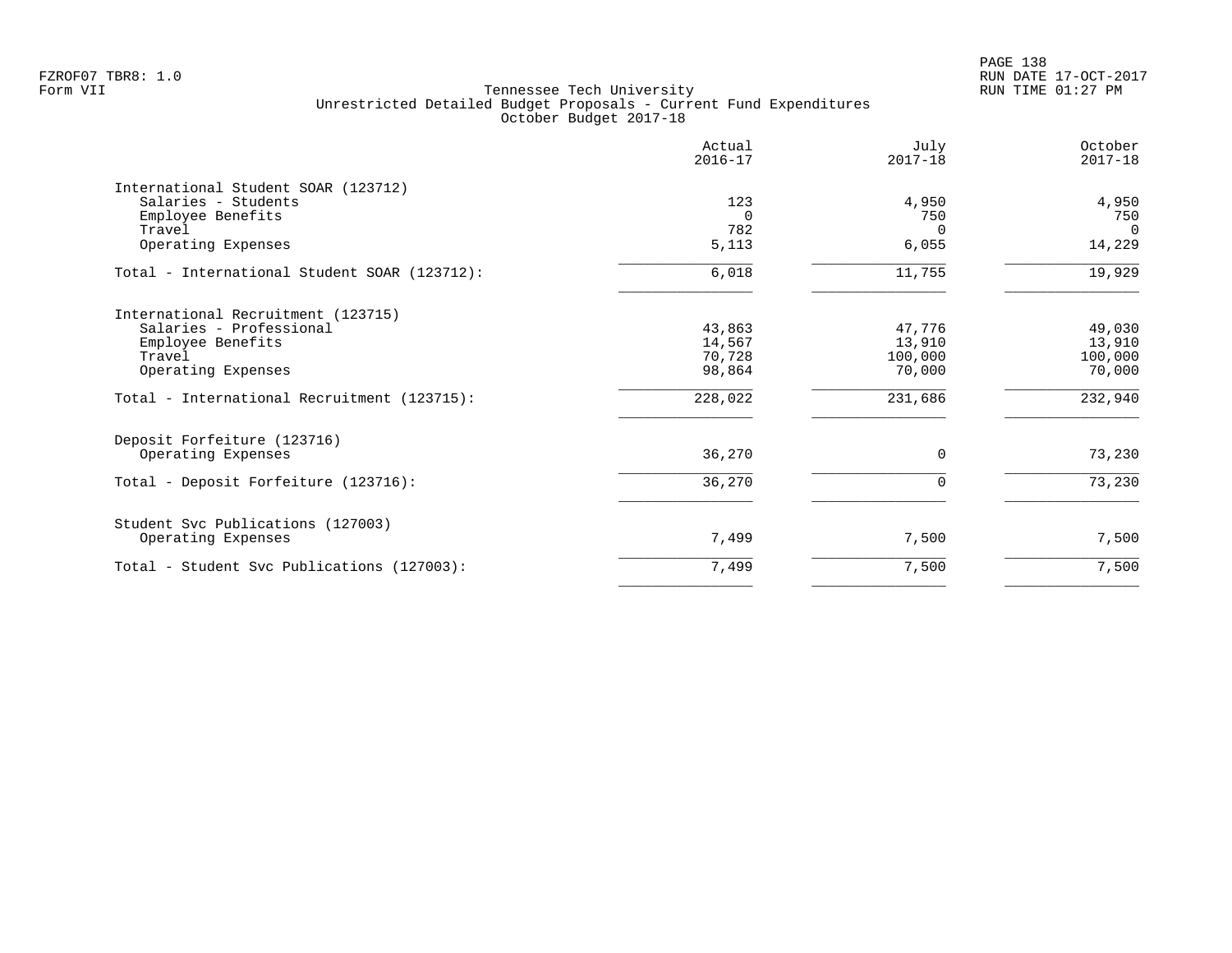Tennessee Tech University
Unrestricted Detailed Budget Proposals - Current Fund Expenditures
October Budget 2017-18

| | Actual 2016-17 | July 2017-18 | October 2017-18 |
|---|---|---|---|
| **International Student SOAR (123712)** | | | |
| Salaries - Students | 123 | 4,950 | 4,950 |
| Employee Benefits | 0 | 750 | 750 |
| Travel | 782 | 0 | 0 |
| Operating Expenses | 5,113 | 6,055 | 14,229 |
| Total - International Student SOAR (123712): | 6,018 | 11,755 | 19,929 |
| **International Recruitment (123715)** | | | |
| Salaries - Professional | 43,863 | 47,776 | 49,030 |
| Employee Benefits | 14,567 | 13,910 | 13,910 |
| Travel | 70,728 | 100,000 | 100,000 |
| Operating Expenses | 98,864 | 70,000 | 70,000 |
| Total - International Recruitment (123715): | 228,022 | 231,686 | 232,940 |
| **Deposit Forfeiture (123716)** | | | |
| Operating Expenses | 36,270 | 0 | 73,230 |
| Total - Deposit Forfeiture (123716): | 36,270 | 0 | 73,230 |
| **Student Svc Publications (127003)** | | | |
| Operating Expenses | 7,499 | 7,500 | 7,500 |
| Total - Student Svc Publications (127003): | 7,499 | 7,500 | 7,500 |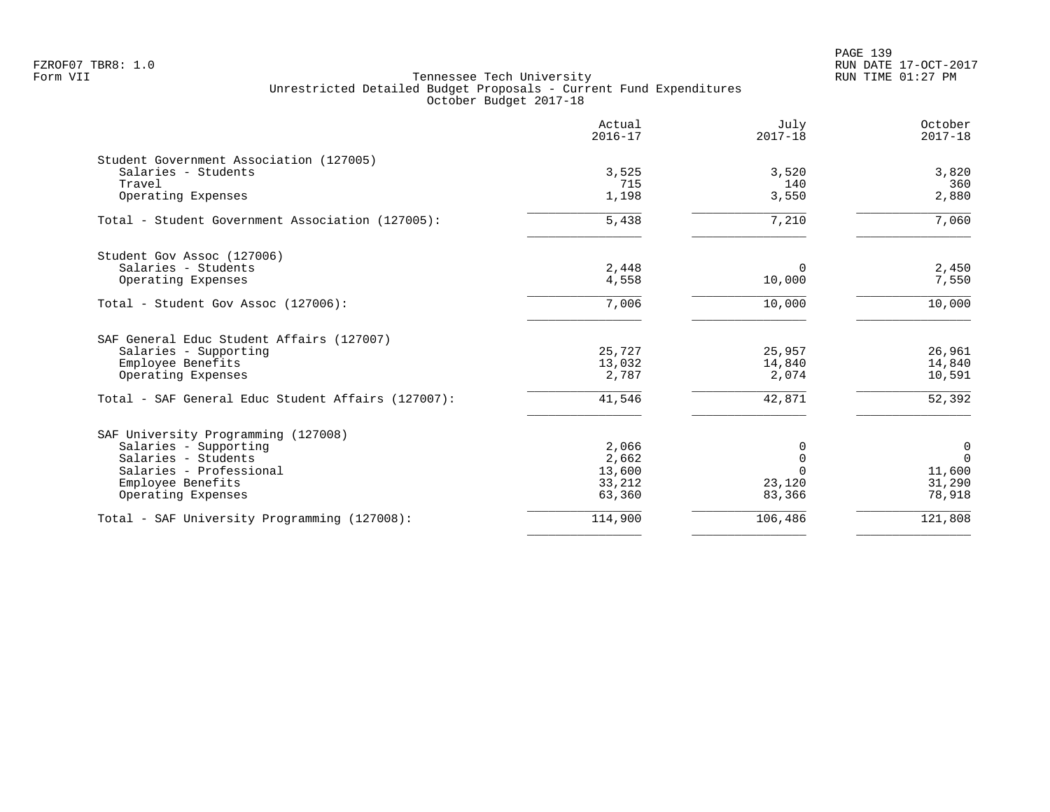Tennessee Tech University
Unrestricted Detailed Budget Proposals - Current Fund Expenditures
October Budget 2017-18

| | Actual 2016-17 | July 2017-18 | October 2017-18 |
|---|---|---|---|
| **Student Government Association (127005)** | | | |
| Salaries - Students | 3,525 | 3,520 | 3,820 |
| Travel | 715 | 140 | 360 |
| Operating Expenses | 1,198 | 3,550 | 2,880 |
| Total - Student Government Association (127005): | 5,438 | 7,210 | 7,060 |
| **Student Gov Assoc (127006)** | | | |
| Salaries - Students | 2,448 | 0 | 2,450 |
| Operating Expenses | 4,558 | 10,000 | 7,550 |
| Total - Student Gov Assoc (127006): | 7,006 | 10,000 | 10,000 |
| **SAF General Educ Student Affairs (127007)** | | | |
| Salaries - Supporting | 25,727 | 25,957 | 26,961 |
| Employee Benefits | 13,032 | 14,840 | 14,840 |
| Operating Expenses | 2,787 | 2,074 | 10,591 |
| Total - SAF General Educ Student Affairs (127007): | 41,546 | 42,871 | 52,392 |
| **SAF University Programming (127008)** | | | |
| Salaries - Supporting | 2,066 | 0 | 0 |
| Salaries - Students | 2,662 | 0 | 0 |
| Salaries - Professional | 13,600 | 0 | 11,600 |
| Employee Benefits | 33,212 | 23,120 | 31,290 |
| Operating Expenses | 63,360 | 83,366 | 78,918 |
| Total - SAF University Programming (127008): | 114,900 | 106,486 | 121,808 |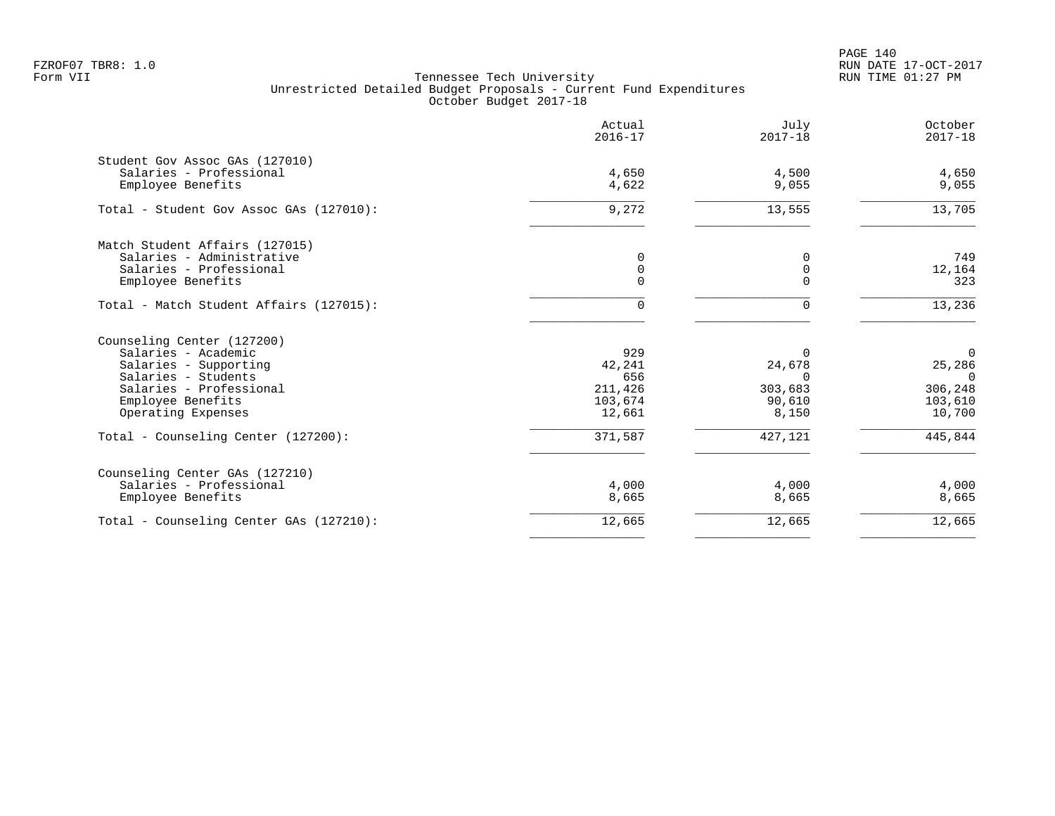FZROF07 TBR8: 1.0
Form VII

Tennessee Tech University
Unrestricted Detailed Budget Proposals - Current Fund Expenditures
October Budget 2017-18

RUN DATE 17-OCT-2017
RUN TIME 01:27 PM

| | Actual 2016-17 | July 2017-18 | October 2017-18 |
|---|---|---|---|
| **Student Gov Assoc GAs (127010)** | | | |
| Salaries - Professional | 4,650 | 4,500 | 4,650 |
| Employee Benefits | 4,622 | 9,055 | 9,055 |
| Total - Student Gov Assoc GAs (127010): | 9,272 | 13,555 | 13,705 |
| **Match Student Affairs (127015)** | | | |
| Salaries - Administrative | 0 | 0 | 749 |
| Salaries - Professional | 0 | 0 | 12,164 |
| Employee Benefits | 0 | 0 | 323 |
| Total - Match Student Affairs (127015): | 0 | 0 | 13,236 |
| **Counseling Center (127200)** | | | |
| Salaries - Academic | 929 | 0 | 0 |
| Salaries - Supporting | 42,241 | 24,678 | 25,286 |
| Salaries - Students | 656 | 0 | 0 |
| Salaries - Professional | 211,426 | 303,683 | 306,248 |
| Employee Benefits | 103,674 | 90,610 | 103,610 |
| Operating Expenses | 12,661 | 8,150 | 10,700 |
| Total - Counseling Center (127200): | 371,587 | 427,121 | 445,844 |
| **Counseling Center GAs (127210)** | | | |
| Salaries - Professional | 4,000 | 4,000 | 4,000 |
| Employee Benefits | 8,665 | 8,665 | 8,665 |
| Total - Counseling Center GAs (127210): | 12,665 | 12,665 | 12,665 |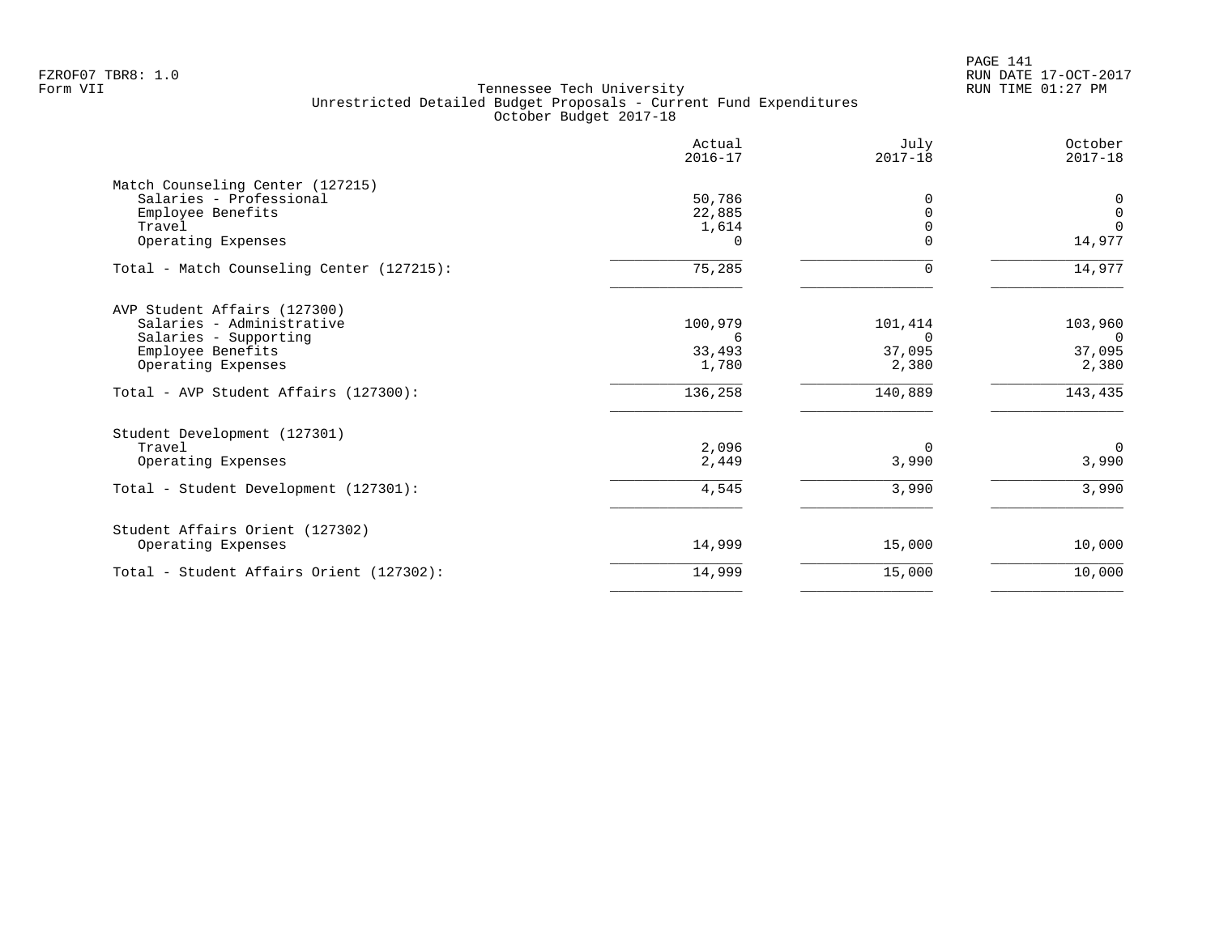Tennessee Tech University
Unrestricted Detailed Budget Proposals - Current Fund Expenditures
October Budget 2017-18

| | Actual 2016-17 | July 2017-18 | October 2017-18 |
|---|---|---|---|
| **Match Counseling Center (127215)** | | | |
| Salaries - Professional | 50,786 | 0 | 0 |
| Employee Benefits | 22,885 | 0 | 0 |
| Travel | 1,614 | 0 | 0 |
| Operating Expenses | 0 | 0 | 14,977 |
| Total - Match Counseling Center (127215): | 75,285 | 0 | 14,977 |
| **AVP Student Affairs (127300)** | | | |
| Salaries - Administrative | 100,979 | 101,414 | 103,960 |
| Salaries - Supporting | 6 | 0 | 0 |
| Employee Benefits | 33,493 | 37,095 | 37,095 |
| Operating Expenses | 1,780 | 2,380 | 2,380 |
| Total - AVP Student Affairs (127300): | 136,258 | 140,889 | 143,435 |
| **Student Development (127301)** | | | |
| Travel | 2,096 | 0 | 0 |
| Operating Expenses | 2,449 | 3,990 | 3,990 |
| Total - Student Development (127301): | 4,545 | 3,990 | 3,990 |
| **Student Affairs Orient (127302)** | | | |
| Operating Expenses | 14,999 | 15,000 | 10,000 |
| Total - Student Affairs Orient (127302): | 14,999 | 15,000 | 10,000 |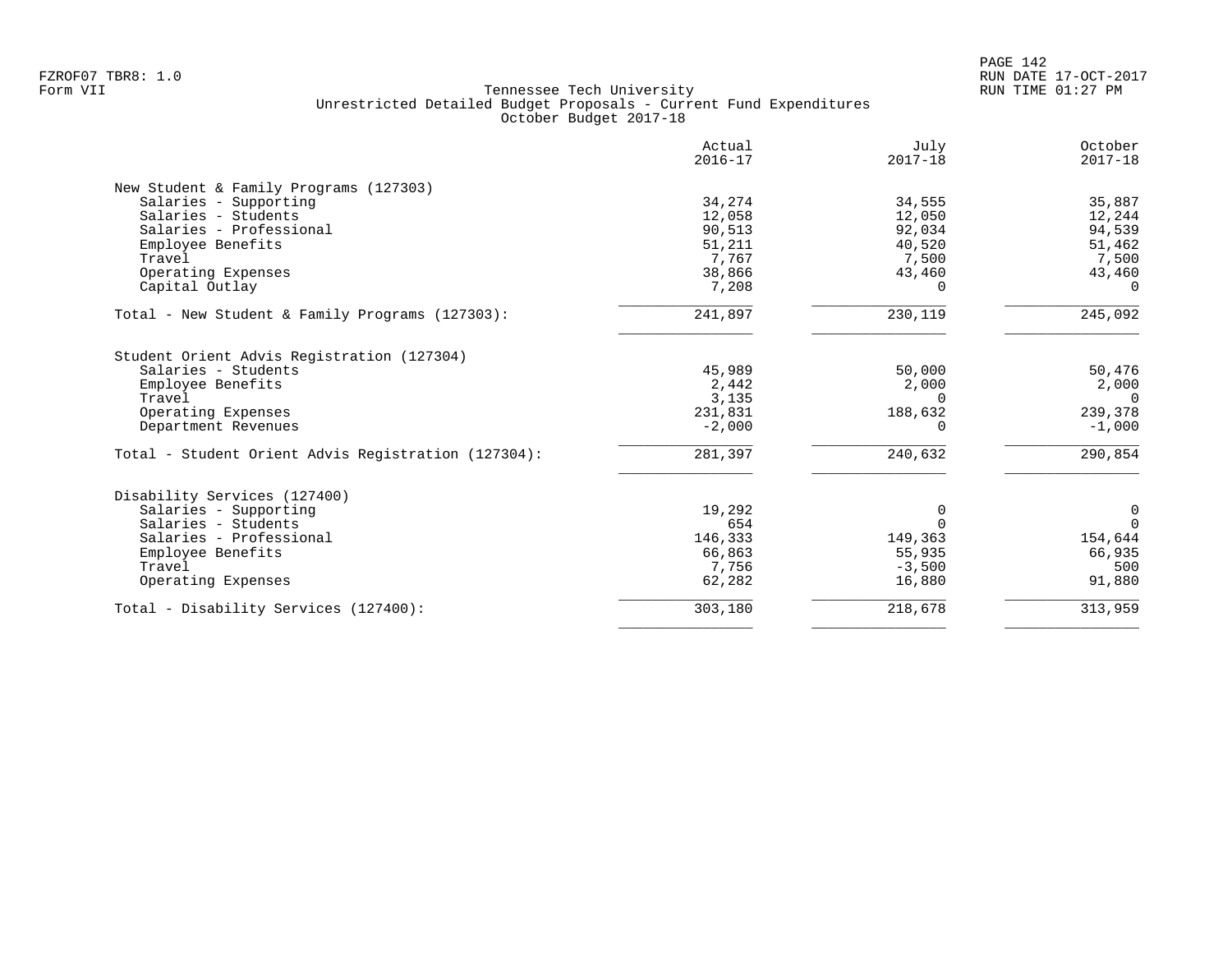FZROF07 TBR8: 1.0
Form VII

# Tennessee Tech University
## Unrestricted Detailed Budget Proposals - Current Fund Expenditures
### October Budget 2017-18

RUN DATE 17-OCT-2017
RUN TIME 01:27 PM

| | Actual 2016-17 | July 2017-18 | October 2017-18 |
|---|---|---|---|
| **New Student & Family Programs (127303)** | | | |
| Salaries - Supporting | 34,274 | 34,555 | 35,887 |
| Salaries - Students | 12,058 | 12,050 | 12,244 |
| Salaries - Professional | 90,513 | 92,034 | 94,539 |
| Employee Benefits | 51,211 | 40,520 | 51,462 |
| Travel | 7,767 | 7,500 | 7,500 |
| Operating Expenses | 38,866 | 43,460 | 43,460 |
| Capital Outlay | 7,208 | 0 | 0 |
| Total - New Student & Family Programs (127303): | 241,897 | 230,119 | 245,092 |
| **Student Orient Advis Registration (127304)** | | | |
| Salaries - Students | 45,989 | 50,000 | 50,476 |
| Employee Benefits | 2,442 | 2,000 | 2,000 |
| Travel | 3,135 | 0 | 0 |
| Operating Expenses | 231,831 | 188,632 | 239,378 |
| Department Revenues | -2,000 | 0 | -1,000 |
| Total - Student Orient Advis Registration (127304): | 281,397 | 240,632 | 290,854 |
| **Disability Services (127400)** | | | |
| Salaries - Supporting | 19,292 | 0 | 0 |
| Salaries - Students | 654 | 0 | 0 |
| Salaries - Professional | 146,333 | 149,363 | 154,644 |
| Employee Benefits | 66,863 | 55,935 | 66,935 |
| Travel | 7,756 | -3,500 | 500 |
| Operating Expenses | 62,282 | 16,880 | 91,880 |
| Total - Disability Services (127400): | 303,180 | 218,678 | 313,959 |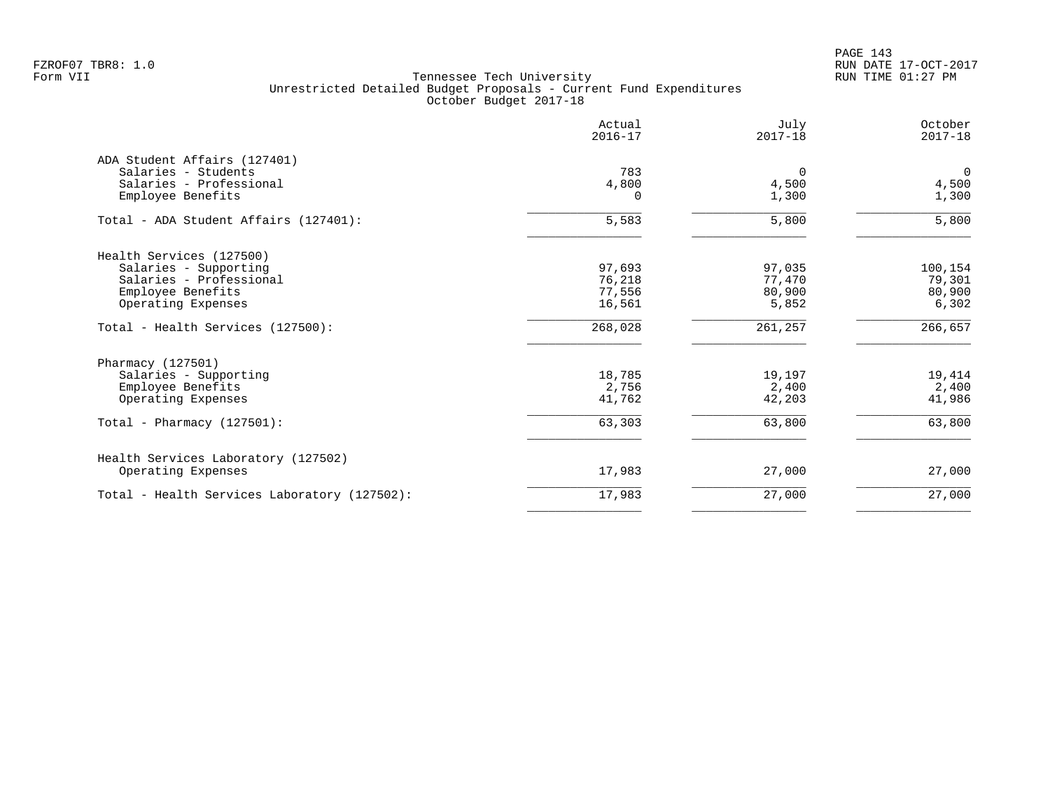Tennessee Tech University
Unrestricted Detailed Budget Proposals - Current Fund Expenditures
October Budget 2017-18

| | Actual 2016-17 | July 2017-18 | October 2017-18 |
|---|---|---|---|
| ADA Student Affairs (127401) | | | |
| Salaries - Students | 783 | 0 | 0 |
| Salaries - Professional | 4,800 | 4,500 | 4,500 |
| Employee Benefits | 0 | 1,300 | 1,300 |
| Total - ADA Student Affairs (127401): | 5,583 | 5,800 | 5,800 |
| Health Services (127500) | | | |
| Salaries - Supporting | 97,693 | 97,035 | 100,154 |
| Salaries - Professional | 76,218 | 77,470 | 79,301 |
| Employee Benefits | 77,556 | 80,900 | 80,900 |
| Operating Expenses | 16,561 | 5,852 | 6,302 |
| Total - Health Services (127500): | 268,028 | 261,257 | 266,657 |
| Pharmacy (127501) | | | |
| Salaries - Supporting | 18,785 | 19,197 | 19,414 |
| Employee Benefits | 2,756 | 2,400 | 2,400 |
| Operating Expenses | 41,762 | 42,203 | 41,986 |
| Total - Pharmacy (127501): | 63,303 | 63,800 | 63,800 |
| Health Services Laboratory (127502) | | | |
| Operating Expenses | 17,983 | 27,000 | 27,000 |
| Total - Health Services Laboratory (127502): | 17,983 | 27,000 | 27,000 |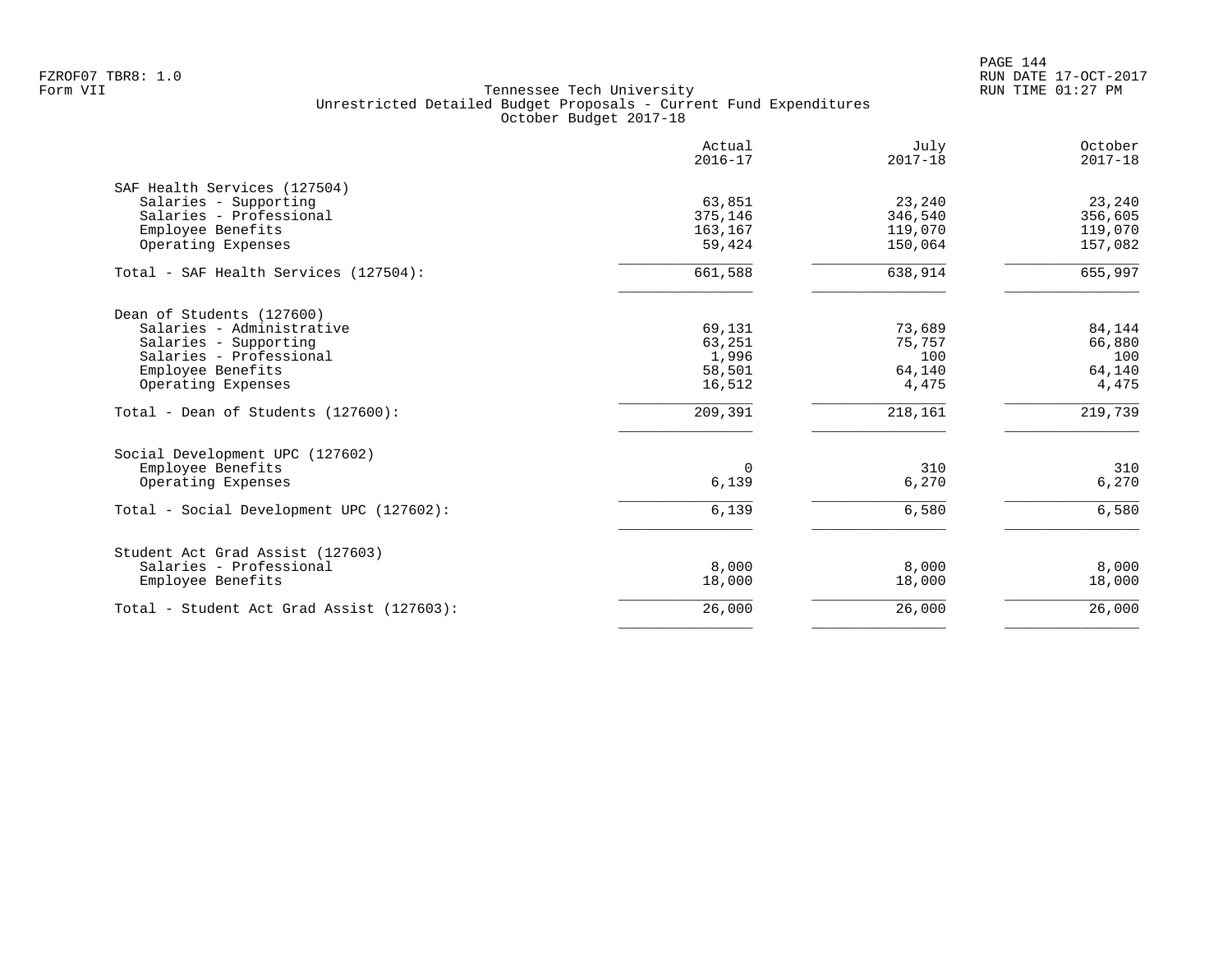Tennessee Tech University
Unrestricted Detailed Budget Proposals - Current Fund Expenditures
October Budget 2017-18

| | Actual 2016-17 | July 2017-18 | October 2017-18 |
|---|---|---|---|
| **SAF Health Services (127504)** | | | |
| Salaries - Supporting | 63,851 | 23,240 | 23,240 |
| Salaries - Professional | 375,146 | 346,540 | 356,605 |
| Employee Benefits | 163,167 | 119,070 | 119,070 |
| Operating Expenses | 59,424 | 150,064 | 157,082 |
| Total - SAF Health Services (127504): | 661,588 | 638,914 | 655,997 |
| **Dean of Students (127600)** | | | |
| Salaries - Administrative | 69,131 | 73,689 | 84,144 |
| Salaries - Supporting | 63,251 | 75,757 | 66,880 |
| Salaries - Professional | 1,996 | 100 | 100 |
| Employee Benefits | 58,501 | 64,140 | 64,140 |
| Operating Expenses | 16,512 | 4,475 | 4,475 |
| Total - Dean of Students (127600): | 209,391 | 218,161 | 219,739 |
| **Social Development UPC (127602)** | | | |
| Employee Benefits | 0 | 310 | 310 |
| Operating Expenses | 6,139 | 6,270 | 6,270 |
| Total - Social Development UPC (127602): | 6,139 | 6,580 | 6,580 |
| **Student Act Grad Assist (127603)** | | | |
| Salaries - Professional | 8,000 | 8,000 | 8,000 |
| Employee Benefits | 18,000 | 18,000 | 18,000 |
| Total - Student Act Grad Assist (127603): | 26,000 | 26,000 | 26,000 |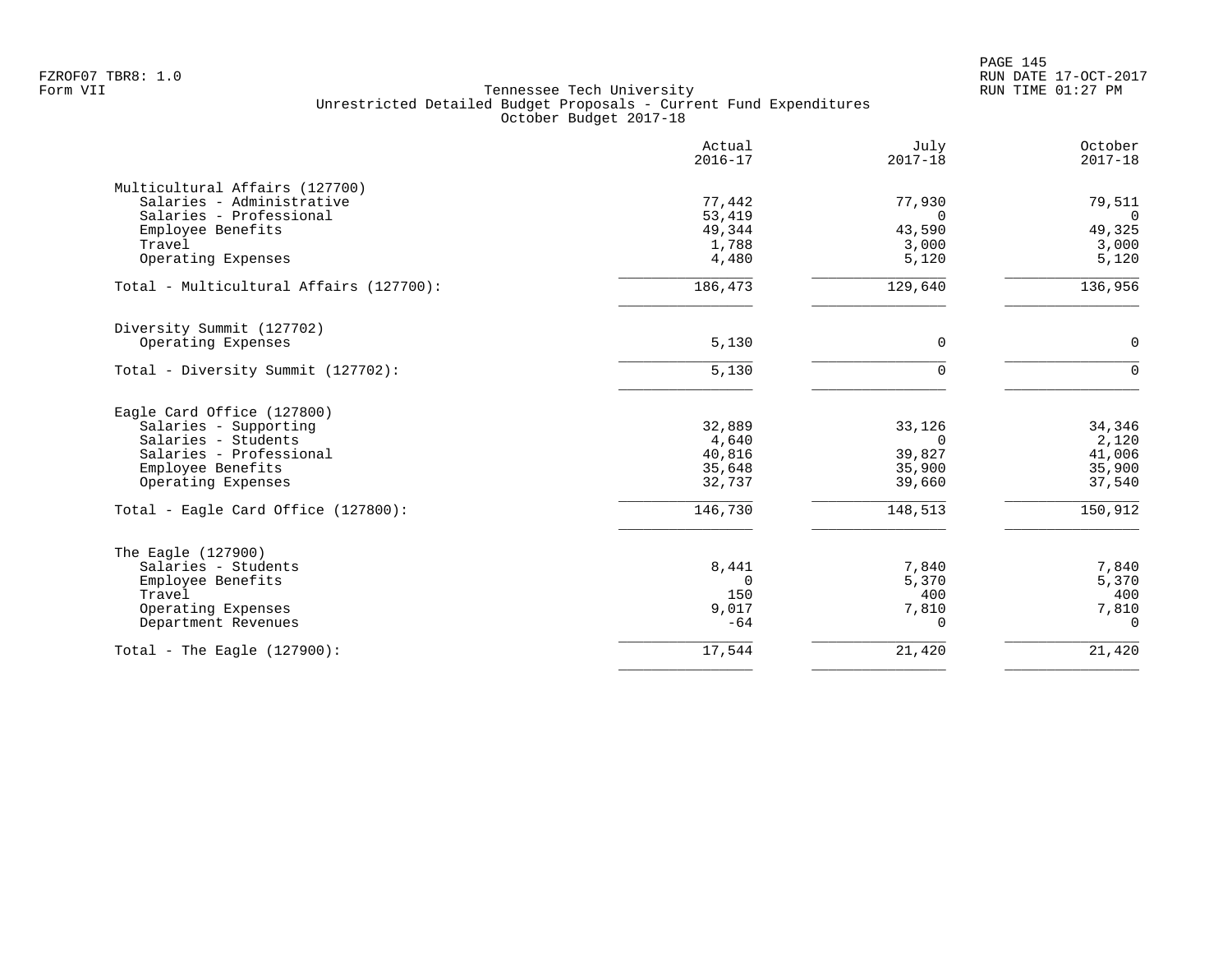Tennessee Tech University
Unrestricted Detailed Budget Proposals - Current Fund Expenditures
October Budget 2017-18

| | Actual 2016-17 | July 2017-18 | October 2017-18 |
|---|---|---|---|
| **Multicultural Affairs (127700)** | | | |
| Salaries - Administrative | 77,442 | 77,930 | 79,511 |
| Salaries - Professional | 53,419 | 0 | 0 |
| Employee Benefits | 49,344 | 43,590 | 49,325 |
| Travel | 1,788 | 3,000 | 3,000 |
| Operating Expenses | 4,480 | 5,120 | 5,120 |
| Total - Multicultural Affairs (127700): | 186,473 | 129,640 | 136,956 |
| **Diversity Summit (127702)** | | | |
| Operating Expenses | 5,130 | 0 | 0 |
| Total - Diversity Summit (127702): | 5,130 | 0 | 0 |
| **Eagle Card Office (127800)** | | | |
| Salaries - Supporting | 32,889 | 33,126 | 34,346 |
| Salaries - Students | 4,640 | 0 | 2,120 |
| Salaries - Professional | 40,816 | 39,827 | 41,006 |
| Employee Benefits | 35,648 | 35,900 | 35,900 |
| Operating Expenses | 32,737 | 39,660 | 37,540 |
| Total - Eagle Card Office (127800): | 146,730 | 148,513 | 150,912 |
| **The Eagle (127900)** | | | |
| Salaries - Students | 8,441 | 7,840 | 7,840 |
| Employee Benefits | 0 | 5,370 | 5,370 |
| Travel | 150 | 400 | 400 |
| Operating Expenses | 9,017 | 7,810 | 7,810 |
| Department Revenues | -64 | 0 | 0 |
| Total - The Eagle (127900): | 17,544 | 21,420 | 21,420 |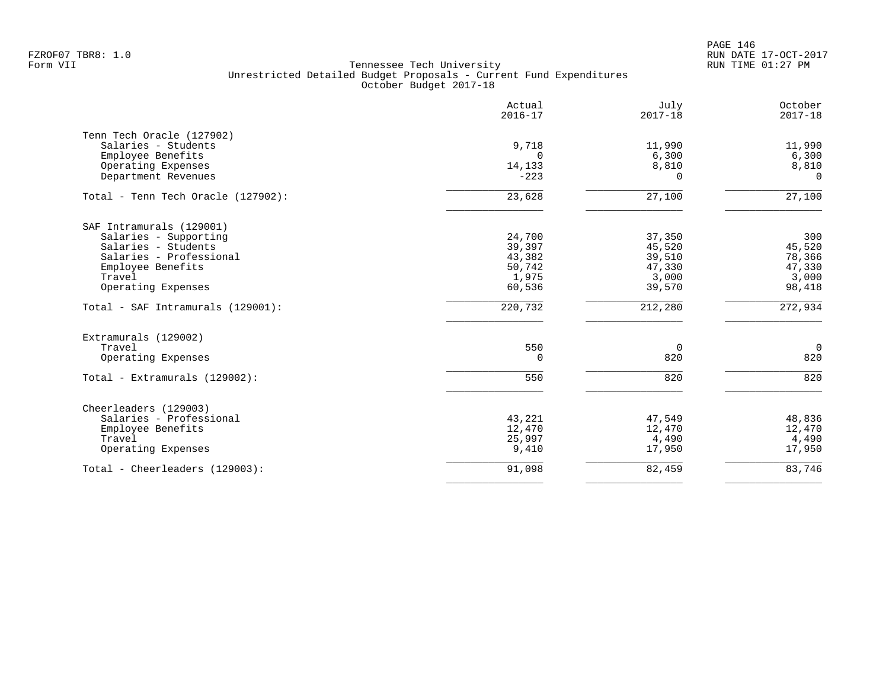Tennessee Tech University
Unrestricted Detailed Budget Proposals - Current Fund Expenditures
October Budget 2017-18

| | Actual 2016-17 | July 2017-18 | October 2017-18 |
|---|---|---|---|
| **Tenn Tech Oracle (127902)** | | | |
| Salaries - Students | 9,718 | 11,990 | 11,990 |
| Employee Benefits | 0 | 6,300 | 6,300 |
| Operating Expenses | 14,133 | 8,810 | 8,810 |
| Department Revenues | -223 | 0 | 0 |
| Total - Tenn Tech Oracle (127902): | 23,628 | 27,100 | 27,100 |
| **SAF Intramurals (129001)** | | | |
| Salaries - Supporting | 24,700 | 37,350 | 300 |
| Salaries - Students | 39,397 | 45,520 | 45,520 |
| Salaries - Professional | 43,382 | 39,510 | 78,366 |
| Employee Benefits | 50,742 | 47,330 | 47,330 |
| Travel | 1,975 | 3,000 | 3,000 |
| Operating Expenses | 60,536 | 39,570 | 98,418 |
| Total - SAF Intramurals (129001): | 220,732 | 212,280 | 272,934 |
| **Extramurals (129002)** | | | |
| Travel | 550 | 0 | 0 |
| Operating Expenses | 0 | 820 | 820 |
| Total - Extramurals (129002): | 550 | 820 | 820 |
| **Cheerleaders (129003)** | | | |
| Salaries - Professional | 43,221 | 47,549 | 48,836 |
| Employee Benefits | 12,470 | 12,470 | 12,470 |
| Travel | 25,997 | 4,490 | 4,490 |
| Operating Expenses | 9,410 | 17,950 | 17,950 |
| Total - Cheerleaders (129003): | 91,098 | 82,459 | 83,746 |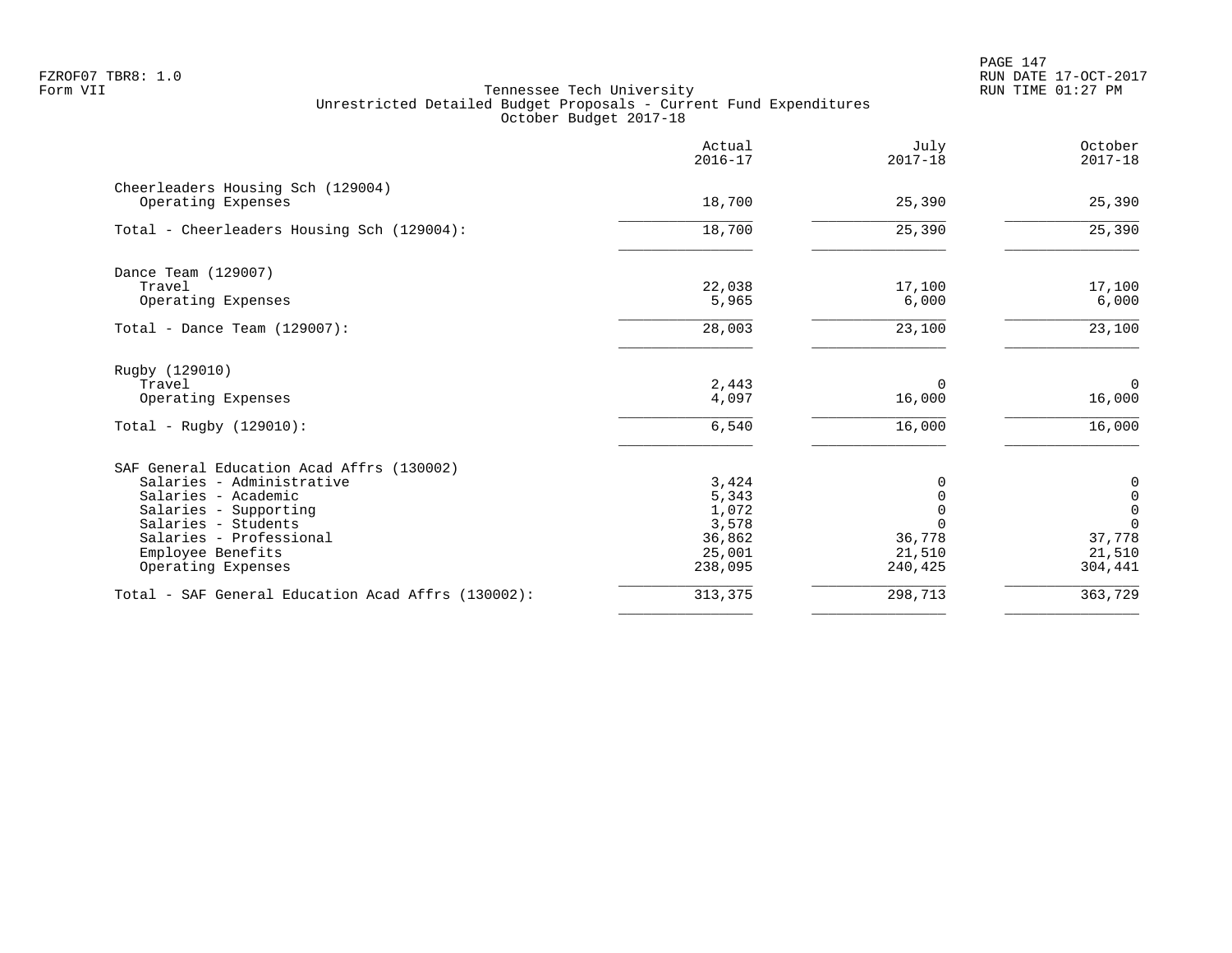Tennessee Tech University
Unrestricted Detailed Budget Proposals - Current Fund Expenditures
October Budget 2017-18

| | Actual 2016-17 | July 2017-18 | October 2017-18 |
|---|---|---|---|
| **Cheerleaders Housing Sch (129004)** | | | |
| Operating Expenses | 18,700 | 25,390 | 25,390 |
| Total - Cheerleaders Housing Sch (129004): | 18,700 | 25,390 | 25,390 |
| **Dance Team (129007)** | | | |
| Travel | 22,038 | 17,100 | 17,100 |
| Operating Expenses | 5,965 | 6,000 | 6,000 |
| Total - Dance Team (129007): | 28,003 | 23,100 | 23,100 |
| **Rugby (129010)** | | | |
| Travel | 2,443 | 0 | 0 |
| Operating Expenses | 4,097 | 16,000 | 16,000 |
| Total - Rugby (129010): | 6,540 | 16,000 | 16,000 |
| **SAF General Education Acad Affrs (130002)** | | | |
| Salaries - Administrative | 3,424 | 0 | 0 |
| Salaries - Academic | 5,343 | 0 | 0 |
| Salaries - Supporting | 1,072 | 0 | 0 |
| Salaries - Students | 3,578 | 0 | 0 |
| Salaries - Professional | 36,862 | 36,778 | 37,778 |
| Employee Benefits | 25,001 | 21,510 | 21,510 |
| Operating Expenses | 238,095 | 240,425 | 304,441 |
| Total - SAF General Education Acad Affrs (130002): | 313,375 | 298,713 | 363,729 |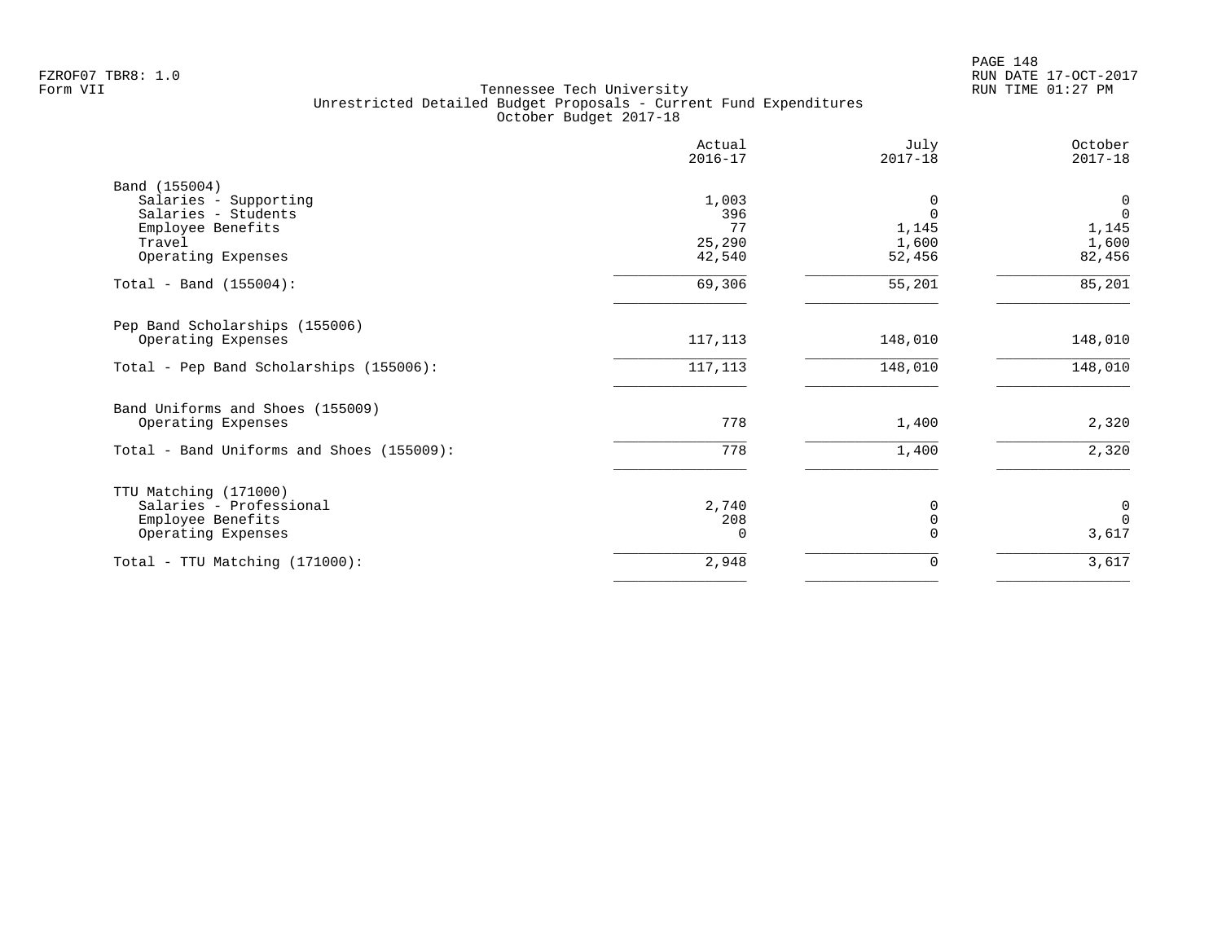Tennessee Tech University
Unrestricted Detailed Budget Proposals - Current Fund Expenditures
October Budget 2017-18

| | Actual 2016-17 | July 2017-18 | October 2017-18 |
|---|---|---|---|
| **Band (155004)** | | | |
| Salaries - Supporting | 1,003 | 0 | 0 |
| Salaries - Students | 396 | 0 | 0 |
| Employee Benefits | 77 | 1,145 | 1,145 |
| Travel | 25,290 | 1,600 | 1,600 |
| Operating Expenses | 42,540 | 52,456 | 82,456 |
| Total - Band (155004): | 69,306 | 55,201 | 85,201 |
| **Pep Band Scholarships (155006)** | | | |
| Operating Expenses | 117,113 | 148,010 | 148,010 |
| Total - Pep Band Scholarships (155006): | 117,113 | 148,010 | 148,010 |
| **Band Uniforms and Shoes (155009)** | | | |
| Operating Expenses | 778 | 1,400 | 2,320 |
| Total - Band Uniforms and Shoes (155009): | 778 | 1,400 | 2,320 |
| **TTU Matching (171000)** | | | |
| Salaries - Professional | 2,740 | 0 | 0 |
| Employee Benefits | 208 | 0 | 0 |
| Operating Expenses | 0 | 0 | 3,617 |
| Total - TTU Matching (171000): | 2,948 | 0 | 3,617 |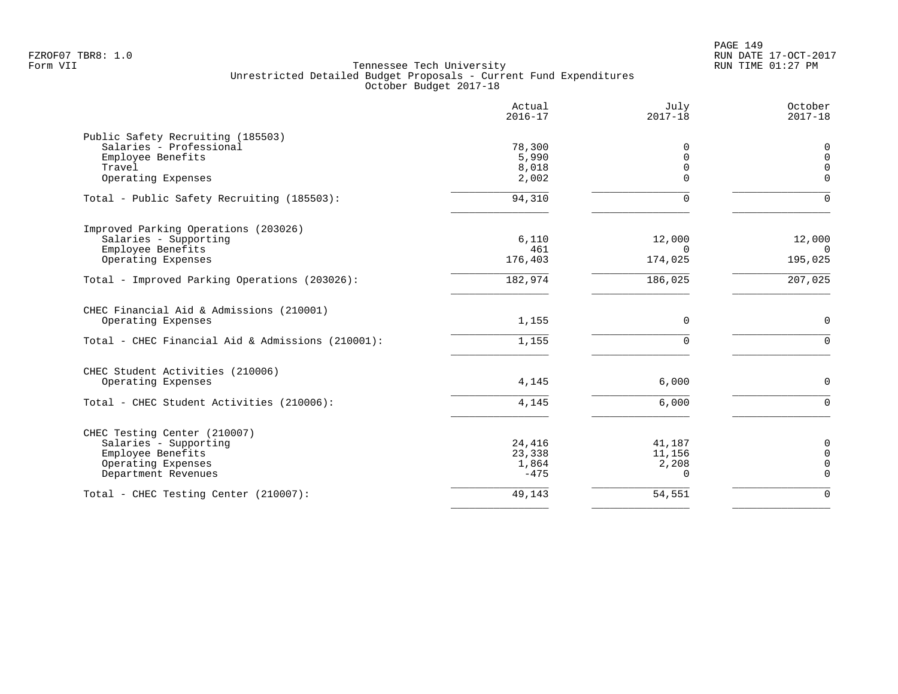Tennessee Tech University
Unrestricted Detailed Budget Proposals - Current Fund Expenditures
October Budget 2017-18

| | Actual 2016-17 | July 2017-18 | October 2017-18 |
|---|---|---|---|
| **Public Safety Recruiting (185503)** | | | |
| Salaries - Professional | 78,300 | 0 | 0 |
| Employee Benefits | 5,990 | 0 | 0 |
| Travel | 8,018 | 0 | 0 |
| Operating Expenses | 2,002 | 0 | 0 |
| Total - Public Safety Recruiting (185503): | 94,310 | 0 | 0 |
| **Improved Parking Operations (203026)** | | | |
| Salaries - Supporting | 6,110 | 12,000 | 12,000 |
| Employee Benefits | 461 | 0 | 0 |
| Operating Expenses | 176,403 | 174,025 | 195,025 |
| Total - Improved Parking Operations (203026): | 182,974 | 186,025 | 207,025 |
| **CHEC Financial Aid & Admissions (210001)** | | | |
| Operating Expenses | 1,155 | 0 | 0 |
| Total - CHEC Financial Aid & Admissions (210001): | 1,155 | 0 | 0 |
| **CHEC Student Activities (210006)** | | | |
| Operating Expenses | 4,145 | 6,000 | 0 |
| Total - CHEC Student Activities (210006): | 4,145 | 6,000 | 0 |
| **CHEC Testing Center (210007)** | | | |
| Salaries - Supporting | 24,416 | 41,187 | 0 |
| Employee Benefits | 23,338 | 11,156 | 0 |
| Operating Expenses | 1,864 | 2,208 | 0 |
| Department Revenues | -475 | 0 | 0 |
| Total - CHEC Testing Center (210007): | 49,143 | 54,551 | 0 |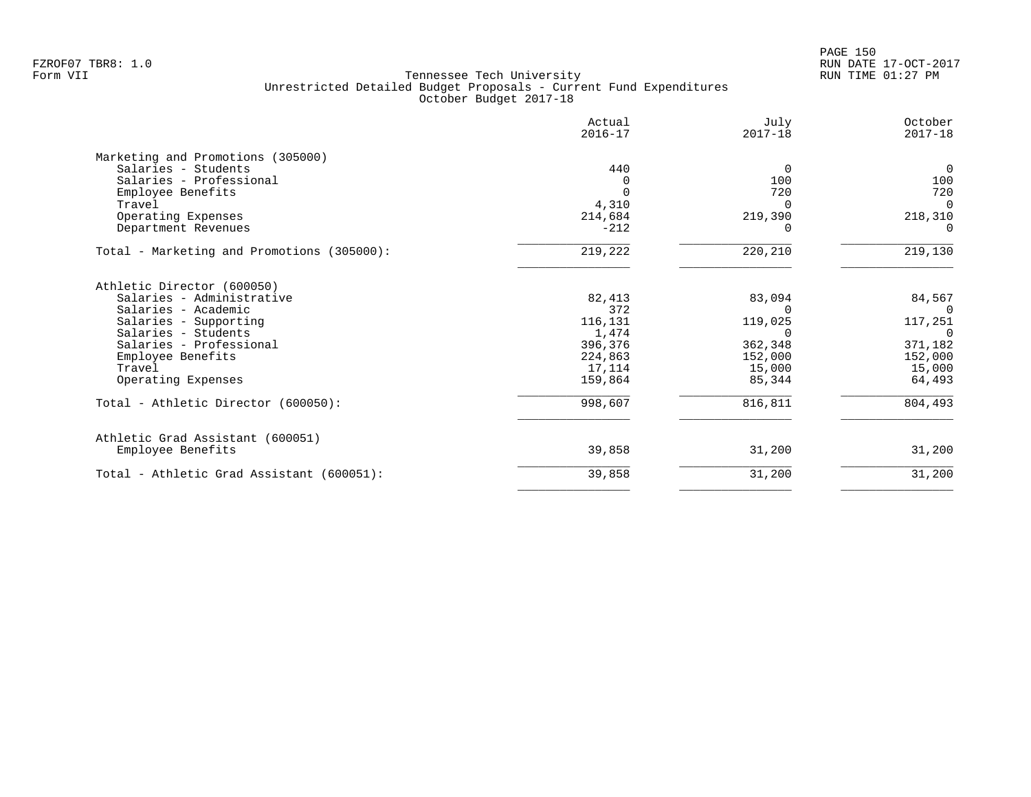Tennessee Tech University
Unrestricted Detailed Budget Proposals - Current Fund Expenditures
October Budget 2017-18

| | Actual 2016-17 | July 2017-18 | October 2017-18 |
|---|---|---|---|
| **Marketing and Promotions (305000)** | | | |
| Salaries - Students | 440 | 0 | 0 |
| Salaries - Professional | 0 | 100 | 100 |
| Employee Benefits | 0 | 720 | 720 |
| Travel | 4,310 | 0 | 0 |
| Operating Expenses | 214,684 | 219,390 | 218,310 |
| Department Revenues | -212 | 0 | 0 |
| Total - Marketing and Promotions (305000): | 219,222 | 220,210 | 219,130 |
| **Athletic Director (600050)** | | | |
| Salaries - Administrative | 82,413 | 83,094 | 84,567 |
| Salaries - Academic | 372 | 0 | 0 |
| Salaries - Supporting | 116,131 | 119,025 | 117,251 |
| Salaries - Students | 1,474 | 0 | 0 |
| Salaries - Professional | 396,376 | 362,348 | 371,182 |
| Employee Benefits | 224,863 | 152,000 | 152,000 |
| Travel | 17,114 | 15,000 | 15,000 |
| Operating Expenses | 159,864 | 85,344 | 64,493 |
| Total - Athletic Director (600050): | 998,607 | 816,811 | 804,493 |
| **Athletic Grad Assistant (600051)** | | | |
| Employee Benefits | 39,858 | 31,200 | 31,200 |
| Total - Athletic Grad Assistant (600051): | 39,858 | 31,200 | 31,200 |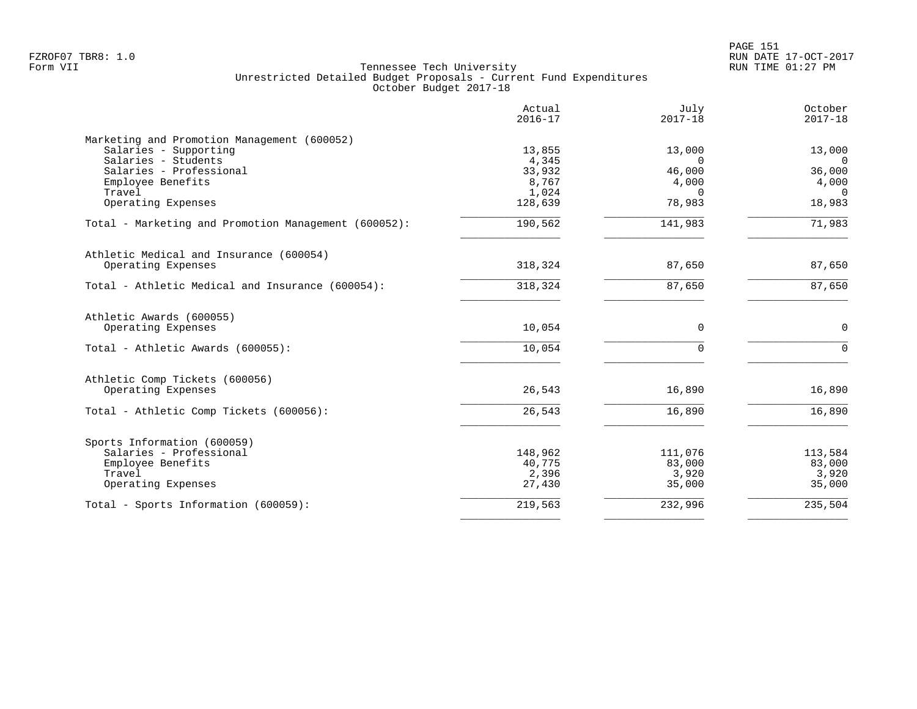FZROF07 TBR8: 1.0
Form VII

Tennessee Tech University
Unrestricted Detailed Budget Proposals - Current Fund Expenditures
October Budget 2017-18

RUN DATE 17-OCT-2017
RUN TIME 01:27 PM

| | Actual 2016-17 | July 2017-18 | October 2017-18 |
|---|---|---|---|
| **Marketing and Promotion Management (600052)** | | | |
| Salaries - Supporting | 13,855 | 13,000 | 13,000 |
| Salaries - Students | 4,345 | 0 | 0 |
| Salaries - Professional | 33,932 | 46,000 | 36,000 |
| Employee Benefits | 8,767 | 4,000 | 4,000 |
| Travel | 1,024 | 0 | 0 |
| Operating Expenses | 128,639 | 78,983 | 18,983 |
| Total - Marketing and Promotion Management (600052): | 190,562 | 141,983 | 71,983 |
| **Athletic Medical and Insurance (600054)** | | | |
| Operating Expenses | 318,324 | 87,650 | 87,650 |
| Total - Athletic Medical and Insurance (600054): | 318,324 | 87,650 | 87,650 |
| **Athletic Awards (600055)** | | | |
| Operating Expenses | 10,054 | 0 | 0 |
| Total - Athletic Awards (600055): | 10,054 | 0 | 0 |
| **Athletic Comp Tickets (600056)** | | | |
| Operating Expenses | 26,543 | 16,890 | 16,890 |
| Total - Athletic Comp Tickets (600056): | 26,543 | 16,890 | 16,890 |
| **Sports Information (600059)** | | | |
| Salaries - Professional | 148,962 | 111,076 | 113,584 |
| Employee Benefits | 40,775 | 83,000 | 83,000 |
| Travel | 2,396 | 3,920 | 3,920 |
| Operating Expenses | 27,430 | 35,000 | 35,000 |
| Total - Sports Information (600059): | 219,563 | 232,996 | 235,504 |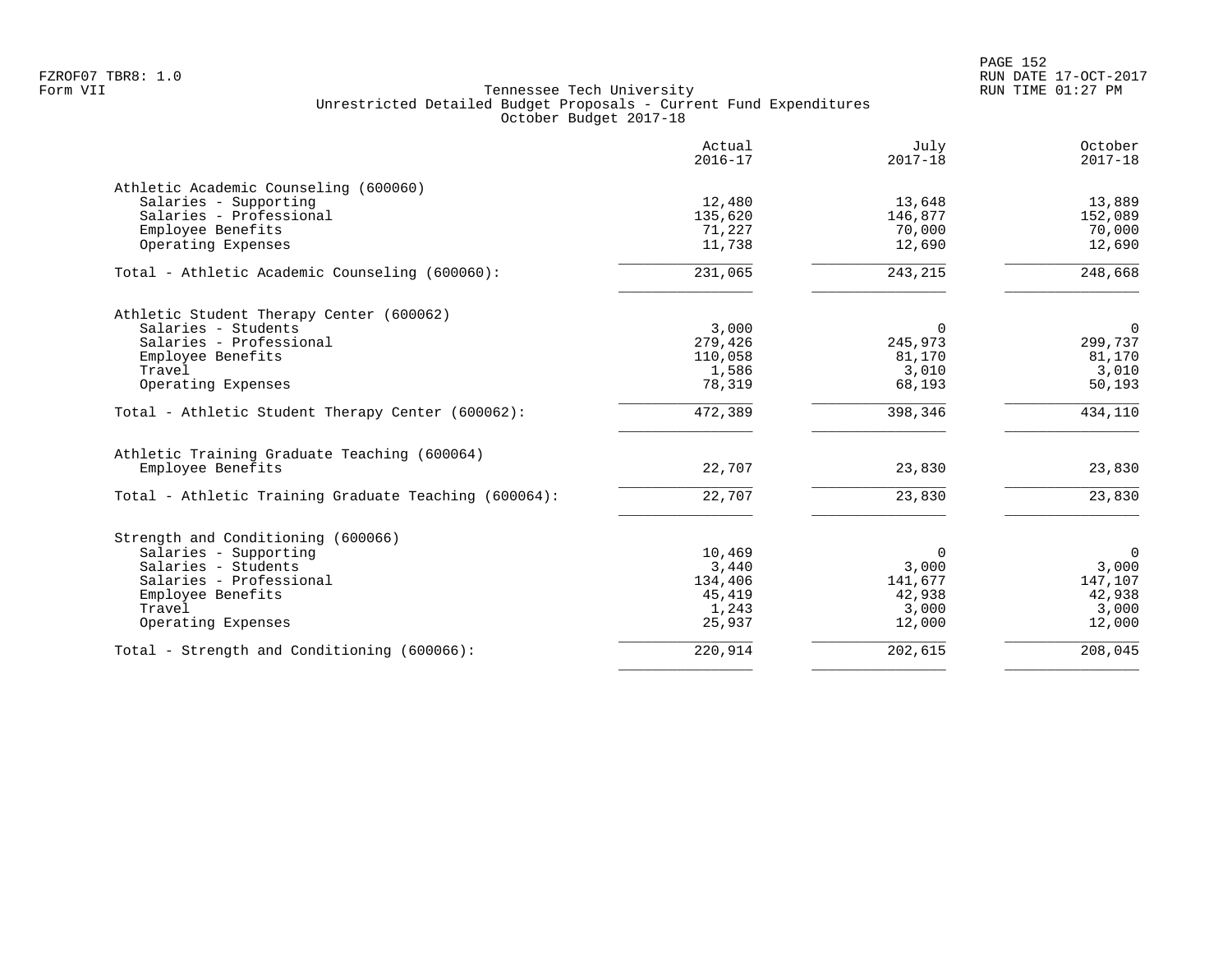Tennessee Tech University
Unrestricted Detailed Budget Proposals - Current Fund Expenditures
October Budget 2017-18

| | Actual 2016-17 | July 2017-18 | October 2017-18 |
|---|---|---|---|
| **Athletic Academic Counseling (600060)** | | | |
| Salaries - Supporting | 12,480 | 13,648 | 13,889 |
| Salaries - Professional | 135,620 | 146,877 | 152,089 |
| Employee Benefits | 71,227 | 70,000 | 70,000 |
| Operating Expenses | 11,738 | 12,690 | 12,690 |
| Total - Athletic Academic Counseling (600060): | 231,065 | 243,215 | 248,668 |
| **Athletic Student Therapy Center (600062)** | | | |
| Salaries - Students | 3,000 | 0 | 0 |
| Salaries - Professional | 279,426 | 245,973 | 299,737 |
| Employee Benefits | 110,058 | 81,170 | 81,170 |
| Travel | 1,586 | 3,010 | 3,010 |
| Operating Expenses | 78,319 | 68,193 | 50,193 |
| Total - Athletic Student Therapy Center (600062): | 472,389 | 398,346 | 434,110 |
| **Athletic Training Graduate Teaching (600064)** | | | |
| Employee Benefits | 22,707 | 23,830 | 23,830 |
| Total - Athletic Training Graduate Teaching (600064): | 22,707 | 23,830 | 23,830 |
| **Strength and Conditioning (600066)** | | | |
| Salaries - Supporting | 10,469 | 0 | 0 |
| Salaries - Students | 3,440 | 3,000 | 3,000 |
| Salaries - Professional | 134,406 | 141,677 | 147,107 |
| Employee Benefits | 45,419 | 42,938 | 42,938 |
| Travel | 1,243 | 3,000 | 3,000 |
| Operating Expenses | 25,937 | 12,000 | 12,000 |
| Total - Strength and Conditioning (600066): | 220,914 | 202,615 | 208,045 |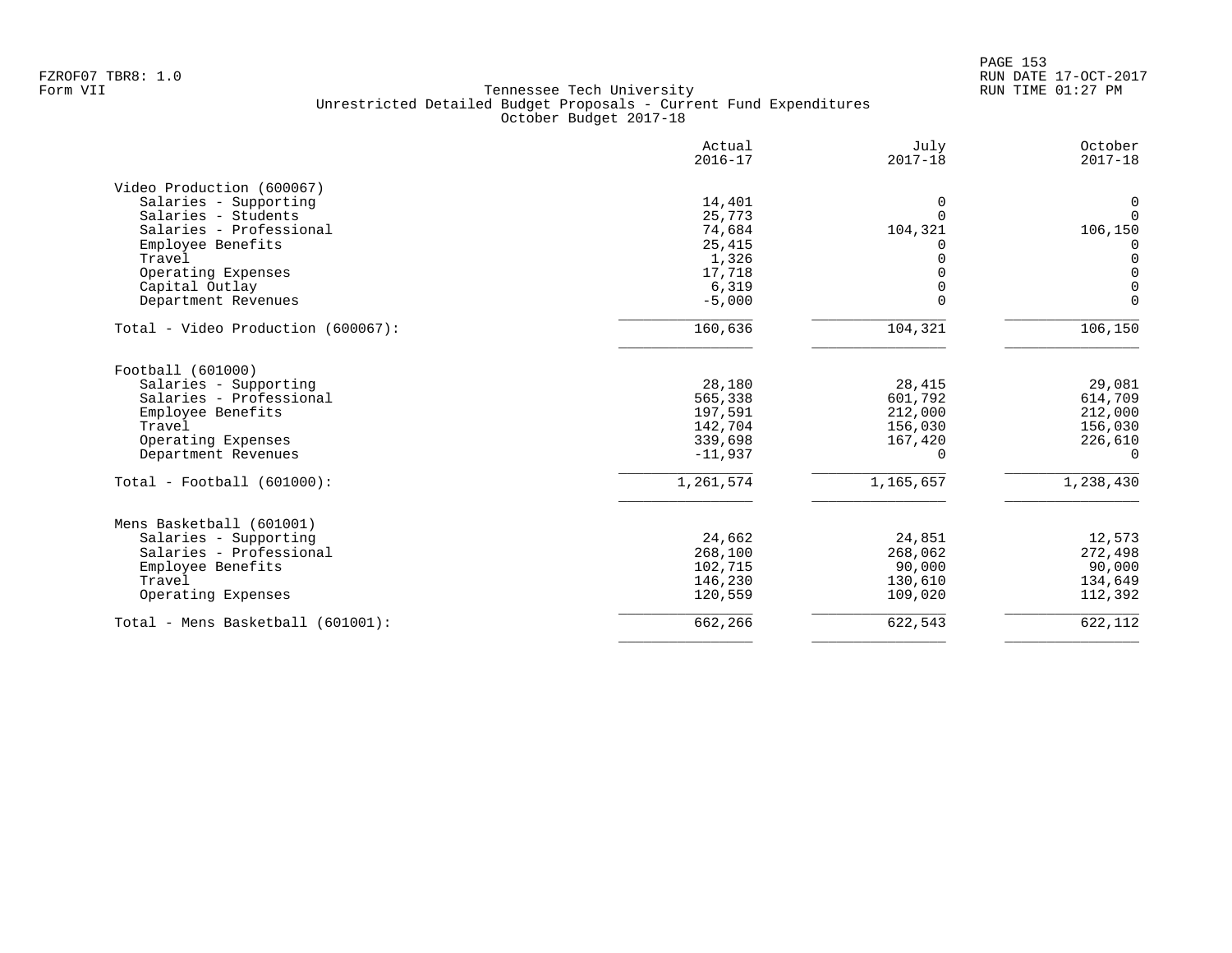Tennessee Tech University
Unrestricted Detailed Budget Proposals - Current Fund Expenditures
October Budget 2017-18

| | Actual 2016-17 | July 2017-18 | October 2017-18 |
|---|---|---|---|
| **Video Production (600067)** | | | |
| Salaries - Supporting | 14,401 | 0 | 0 |
| Salaries - Students | 25,773 | 0 | 0 |
| Salaries - Professional | 74,684 | 104,321 | 106,150 |
| Employee Benefits | 25,415 | 0 | 0 |
| Travel | 1,326 | 0 | 0 |
| Operating Expenses | 17,718 | 0 | 0 |
| Capital Outlay | 6,319 | 0 | 0 |
| Department Revenues | -5,000 | 0 | 0 |
| Total - Video Production (600067): | 160,636 | 104,321 | 106,150 |
| **Football (601000)** | | | |
| Salaries - Supporting | 28,180 | 28,415 | 29,081 |
| Salaries - Professional | 565,338 | 601,792 | 614,709 |
| Employee Benefits | 197,591 | 212,000 | 212,000 |
| Travel | 142,704 | 156,030 | 156,030 |
| Operating Expenses | 339,698 | 167,420 | 226,610 |
| Department Revenues | -11,937 | 0 | 0 |
| Total - Football (601000): | 1,261,574 | 1,165,657 | 1,238,430 |
| **Mens Basketball (601001)** | | | |
| Salaries - Supporting | 24,662 | 24,851 | 12,573 |
| Salaries - Professional | 268,100 | 268,062 | 272,498 |
| Employee Benefits | 102,715 | 90,000 | 90,000 |
| Travel | 146,230 | 130,610 | 134,649 |
| Operating Expenses | 120,559 | 109,020 | 112,392 |
| Total - Mens Basketball (601001): | 662,266 | 622,543 | 622,112 |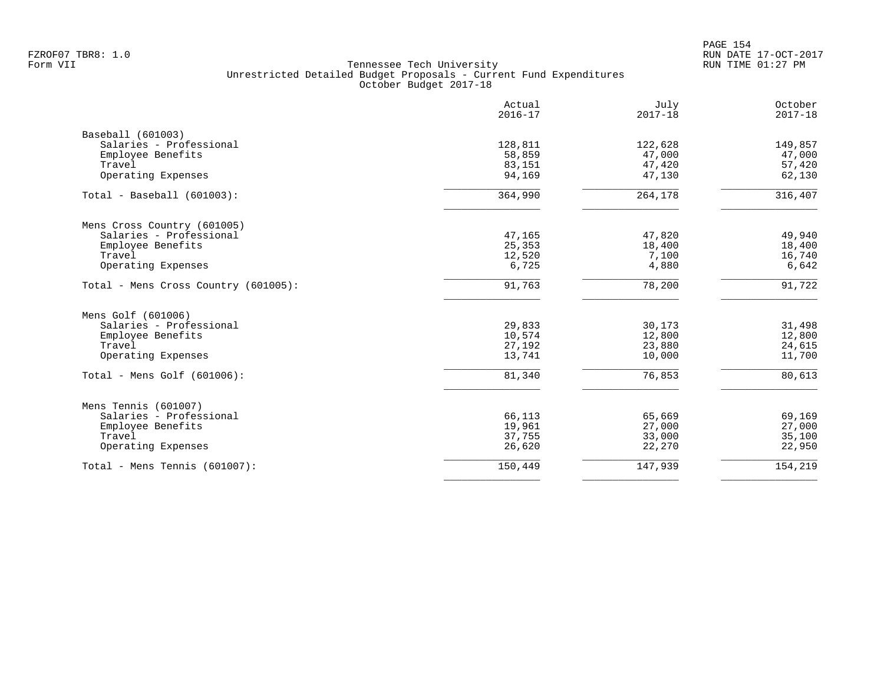Tennessee Tech University
Unrestricted Detailed Budget Proposals - Current Fund Expenditures
October Budget 2017-18

| | Actual 2016-17 | July 2017-18 | October 2017-18 |
|---|---|---|---|
| **Baseball (601003)** | | | |
| Salaries - Professional | 128,811 | 122,628 | 149,857 |
| Employee Benefits | 58,859 | 47,000 | 47,000 |
| Travel | 83,151 | 47,420 | 57,420 |
| Operating Expenses | 94,169 | 47,130 | 62,130 |
| Total - Baseball (601003): | 364,990 | 264,178 | 316,407 |
| **Mens Cross Country (601005)** | | | |
| Salaries - Professional | 47,165 | 47,820 | 49,940 |
| Employee Benefits | 25,353 | 18,400 | 18,400 |
| Travel | 12,520 | 7,100 | 16,740 |
| Operating Expenses | 6,725 | 4,880 | 6,642 |
| Total - Mens Cross Country (601005): | 91,763 | 78,200 | 91,722 |
| **Mens Golf (601006)** | | | |
| Salaries - Professional | 29,833 | 30,173 | 31,498 |
| Employee Benefits | 10,574 | 12,800 | 12,800 |
| Travel | 27,192 | 23,880 | 24,615 |
| Operating Expenses | 13,741 | 10,000 | 11,700 |
| Total - Mens Golf (601006): | 81,340 | 76,853 | 80,613 |
| **Mens Tennis (601007)** | | | |
| Salaries - Professional | 66,113 | 65,669 | 69,169 |
| Employee Benefits | 19,961 | 27,000 | 27,000 |
| Travel | 37,755 | 33,000 | 35,100 |
| Operating Expenses | 26,620 | 22,270 | 22,950 |
| Total - Mens Tennis (601007): | 150,449 | 147,939 | 154,219 |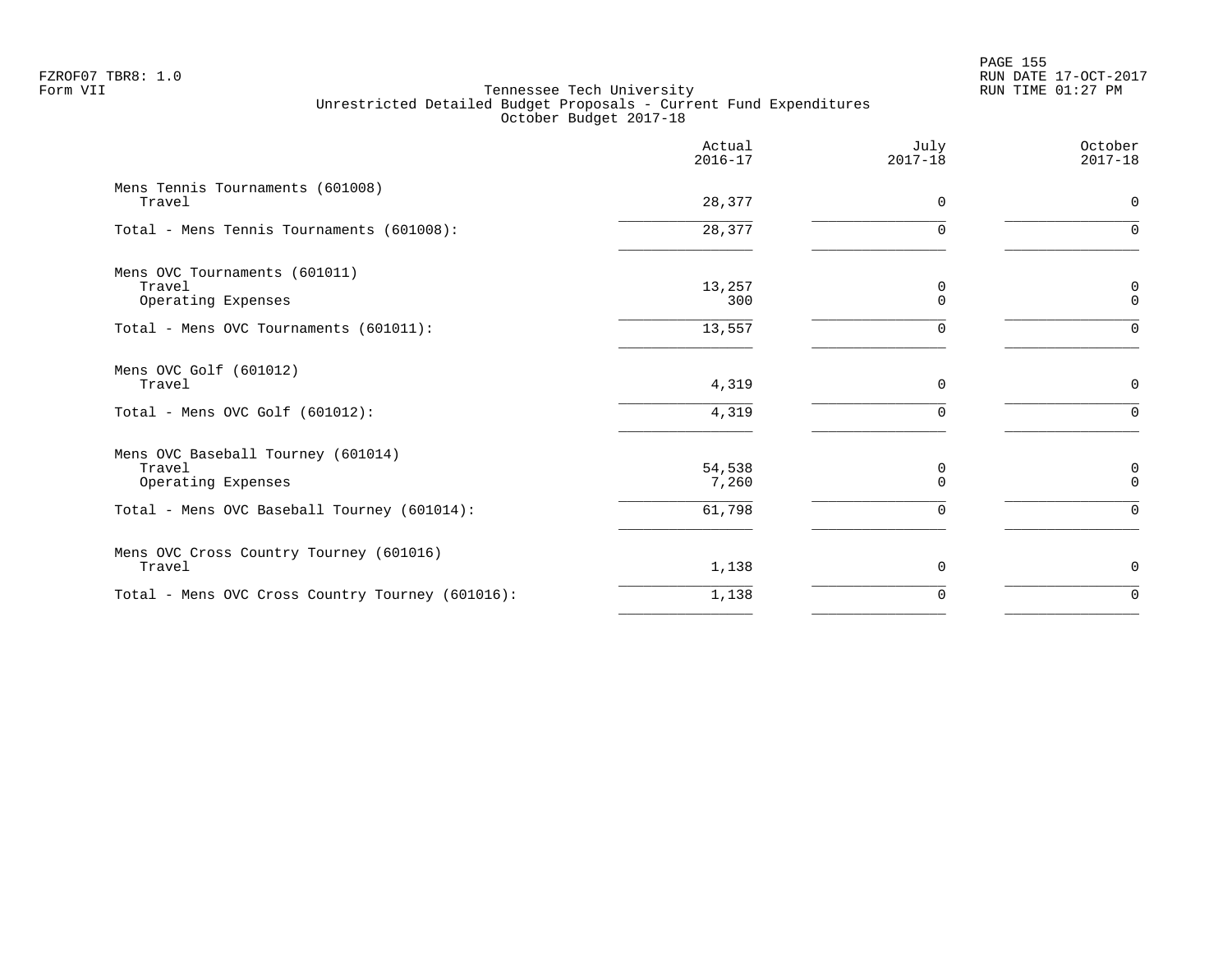Tennessee Tech University
Unrestricted Detailed Budget Proposals - Current Fund Expenditures
October Budget 2017-18

| | Actual 2016-17 | July 2017-18 | October 2017-18 |
|---|---:|---:|---:|
| Mens Tennis Tournaments (601008) | | | |
| Travel | 28,377 | 0 | 0 |
| Total - Mens Tennis Tournaments (601008): | 28,377 | 0 | 0 |
| Mens OVC Tournaments (601011) | | | |
| Travel | 13,257 | 0 | 0 |
| Operating Expenses | 300 | 0 | 0 |
| Total - Mens OVC Tournaments (601011): | 13,557 | 0 | 0 |
| Mens OVC Golf (601012) | | | |
| Travel | 4,319 | 0 | 0 |
| Total - Mens OVC Golf (601012): | 4,319 | 0 | 0 |
| Mens OVC Baseball Tourney (601014) | | | |
| Travel | 54,538 | 0 | 0 |
| Operating Expenses | 7,260 | 0 | 0 |
| Total - Mens OVC Baseball Tourney (601014): | 61,798 | 0 | 0 |
| Mens OVC Cross Country Tourney (601016) | | | |
| Travel | 1,138 | 0 | 0 |
| Total - Mens OVC Cross Country Tourney (601016): | 1,138 | 0 | 0 |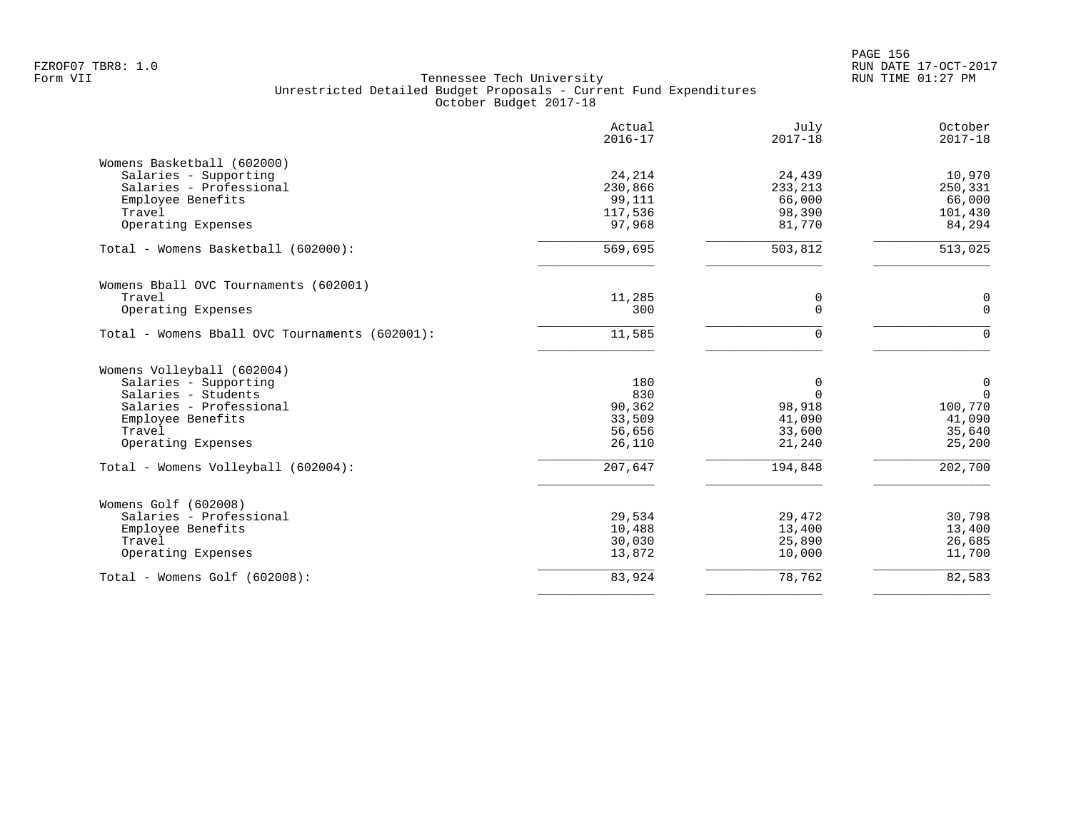Tennessee Tech University
Unrestricted Detailed Budget Proposals - Current Fund Expenditures
October Budget 2017-18

| | Actual 2016-17 | July 2017-18 | October 2017-18 |
|---|---|---|---|
| **Womens Basketball (602000)** | | | |
| Salaries - Supporting | 24,214 | 24,439 | 10,970 |
| Salaries - Professional | 230,866 | 233,213 | 250,331 |
| Employee Benefits | 99,111 | 66,000 | 66,000 |
| Travel | 117,536 | 98,390 | 101,430 |
| Operating Expenses | 97,968 | 81,770 | 84,294 |
| Total - Womens Basketball (602000): | 569,695 | 503,812 | 513,025 |
| **Womens Bball OVC Tournaments (602001)** | | | |
| Travel | 11,285 | 0 | 0 |
| Operating Expenses | 300 | 0 | 0 |
| Total - Womens Bball OVC Tournaments (602001): | 11,585 | 0 | 0 |
| **Womens Volleyball (602004)** | | | |
| Salaries - Supporting | 180 | 0 | 0 |
| Salaries - Students | 830 | 0 | 0 |
| Salaries - Professional | 90,362 | 98,918 | 100,770 |
| Employee Benefits | 33,509 | 41,090 | 41,090 |
| Travel | 56,656 | 33,600 | 35,640 |
| Operating Expenses | 26,110 | 21,240 | 25,200 |
| Total - Womens Volleyball (602004): | 207,647 | 194,848 | 202,700 |
| **Womens Golf (602008)** | | | |
| Salaries - Professional | 29,534 | 29,472 | 30,798 |
| Employee Benefits | 10,488 | 13,400 | 13,400 |
| Travel | 30,030 | 25,890 | 26,685 |
| Operating Expenses | 13,872 | 10,000 | 11,700 |
| Total - Womens Golf (602008): | 83,924 | 78,762 | 82,583 |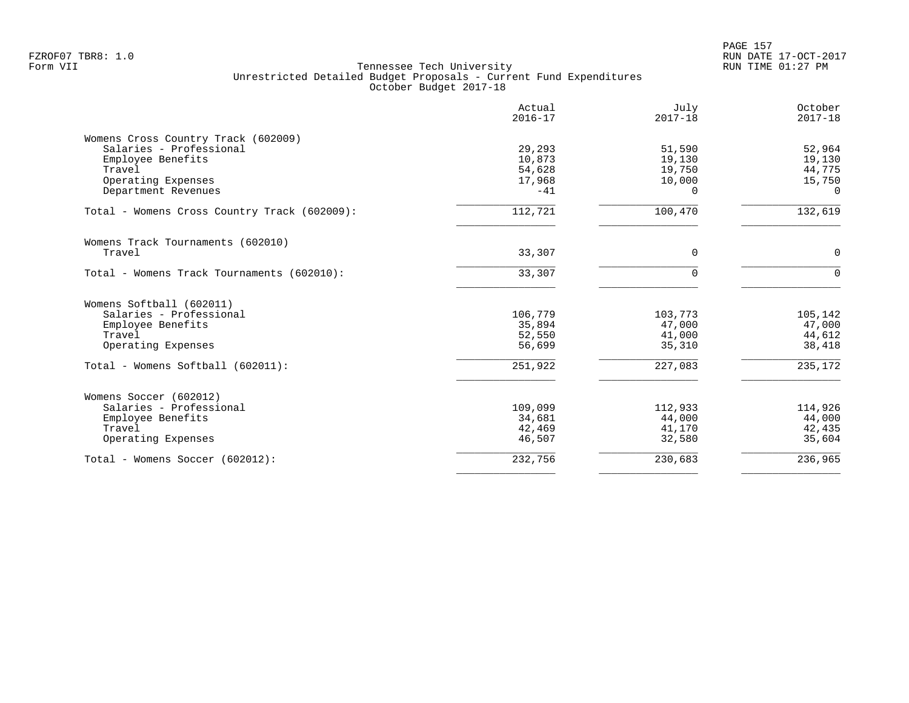FZROF07 TBR8: 1.0
Form VII

Tennessee Tech University
Unrestricted Detailed Budget Proposals - Current Fund Expenditures
October Budget 2017-18

RUN DATE 17-OCT-2017
RUN TIME 01:27 PM

| | Actual 2016-17 | July 2017-18 | October 2017-18 |
|---|---|---|---|
| **Womens Cross Country Track (602009)** | | | |
| Salaries - Professional | 29,293 | 51,590 | 52,964 |
| Employee Benefits | 10,873 | 19,130 | 19,130 |
| Travel | 54,628 | 19,750 | 44,775 |
| Operating Expenses | 17,968 | 10,000 | 15,750 |
| Department Revenues | -41 | 0 | 0 |
| Total - Womens Cross Country Track (602009): | 112,721 | 100,470 | 132,619 |
| **Womens Track Tournaments (602010)** | | | |
| Travel | 33,307 | 0 | 0 |
| Total - Womens Track Tournaments (602010): | 33,307 | 0 | 0 |
| **Womens Softball (602011)** | | | |
| Salaries - Professional | 106,779 | 103,773 | 105,142 |
| Employee Benefits | 35,894 | 47,000 | 47,000 |
| Travel | 52,550 | 41,000 | 44,612 |
| Operating Expenses | 56,699 | 35,310 | 38,418 |
| Total - Womens Softball (602011): | 251,922 | 227,083 | 235,172 |
| **Womens Soccer (602012)** | | | |
| Salaries - Professional | 109,099 | 112,933 | 114,926 |
| Employee Benefits | 34,681 | 44,000 | 44,000 |
| Travel | 42,469 | 41,170 | 42,435 |
| Operating Expenses | 46,507 | 32,580 | 35,604 |
| Total - Womens Soccer (602012): | 232,756 | 230,683 | 236,965 |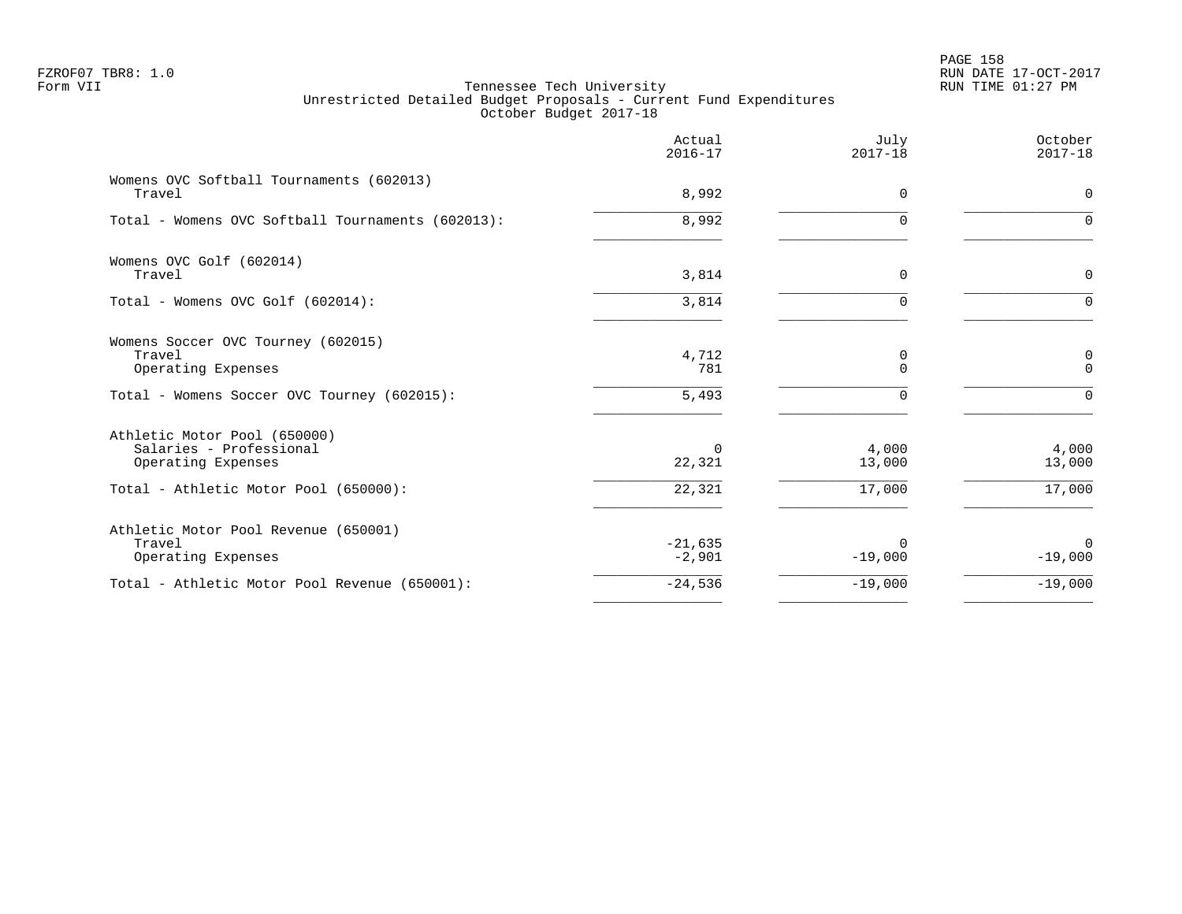Tennessee Tech University
Unrestricted Detailed Budget Proposals - Current Fund Expenditures
October Budget 2017-18

| | Actual 2016-17 | July 2017-18 | October 2017-18 |
|---|---|---|---|
| Womens OVC Softball Tournaments (602013) | | | |
| Travel | 8,992 | 0 | 0 |
| Total - Womens OVC Softball Tournaments (602013): | 8,992 | 0 | 0 |
| Womens OVC Golf (602014) | | | |
| Travel | 3,814 | 0 | 0 |
| Total - Womens OVC Golf (602014): | 3,814 | 0 | 0 |
| Womens Soccer OVC Tourney (602015) | | | |
| Travel | 4,712 | 0 | 0 |
| Operating Expenses | 781 | 0 | 0 |
| Total - Womens Soccer OVC Tourney (602015): | 5,493 | 0 | 0 |
| Athletic Motor Pool (650000) | | | |
| Salaries - Professional | 0 | 4,000 | 4,000 |
| Operating Expenses | 22,321 | 13,000 | 13,000 |
| Total - Athletic Motor Pool (650000): | 22,321 | 17,000 | 17,000 |
| Athletic Motor Pool Revenue (650001) | | | |
| Travel | -21,635 | 0 | 0 |
| Operating Expenses | -2,901 | -19,000 | -19,000 |
| Total - Athletic Motor Pool Revenue (650001): | -24,536 | -19,000 | -19,000 |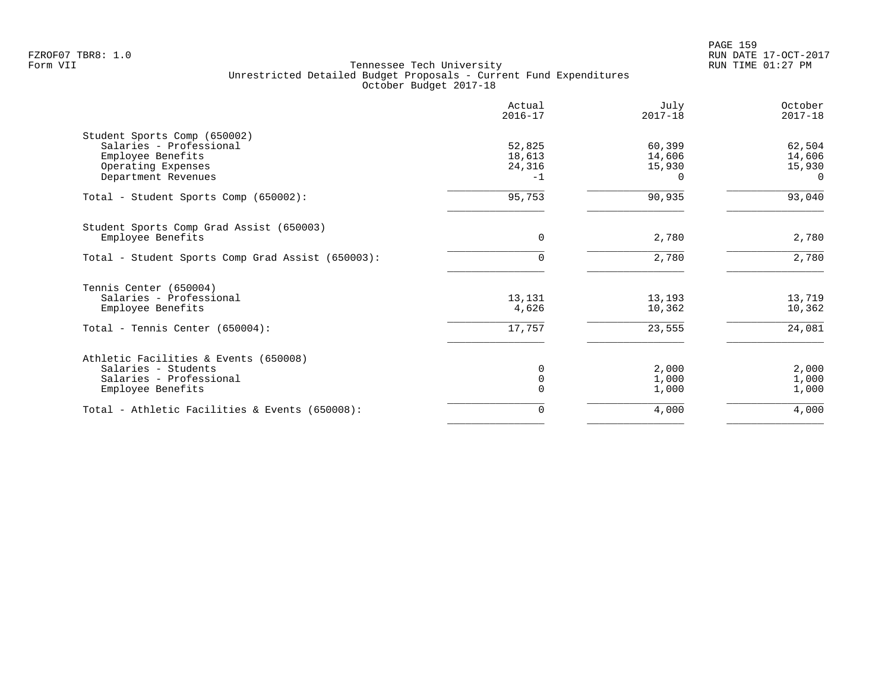Tennessee Tech University
Unrestricted Detailed Budget Proposals - Current Fund Expenditures
October Budget 2017-18

| | Actual 2016-17 | July 2017-18 | October 2017-18 |
|---|---|---|---|
| **Student Sports Comp (650002)** | | | |
| Salaries - Professional | 52,825 | 60,399 | 62,504 |
| Employee Benefits | 18,613 | 14,606 | 14,606 |
| Operating Expenses | 24,316 | 15,930 | 15,930 |
| Department Revenues | -1 | 0 | 0 |
| Total - Student Sports Comp (650002): | 95,753 | 90,935 | 93,040 |
| **Student Sports Comp Grad Assist (650003)** | | | |
| Employee Benefits | 0 | 2,780 | 2,780 |
| Total - Student Sports Comp Grad Assist (650003): | 0 | 2,780 | 2,780 |
| **Tennis Center (650004)** | | | |
| Salaries - Professional | 13,131 | 13,193 | 13,719 |
| Employee Benefits | 4,626 | 10,362 | 10,362 |
| Total - Tennis Center (650004): | 17,757 | 23,555 | 24,081 |
| **Athletic Facilities & Events (650008)** | | | |
| Salaries - Students | 0 | 2,000 | 2,000 |
| Salaries - Professional | 0 | 1,000 | 1,000 |
| Employee Benefits | 0 | 1,000 | 1,000 |
| Total - Athletic Facilities & Events (650008): | 0 | 4,000 | 4,000 |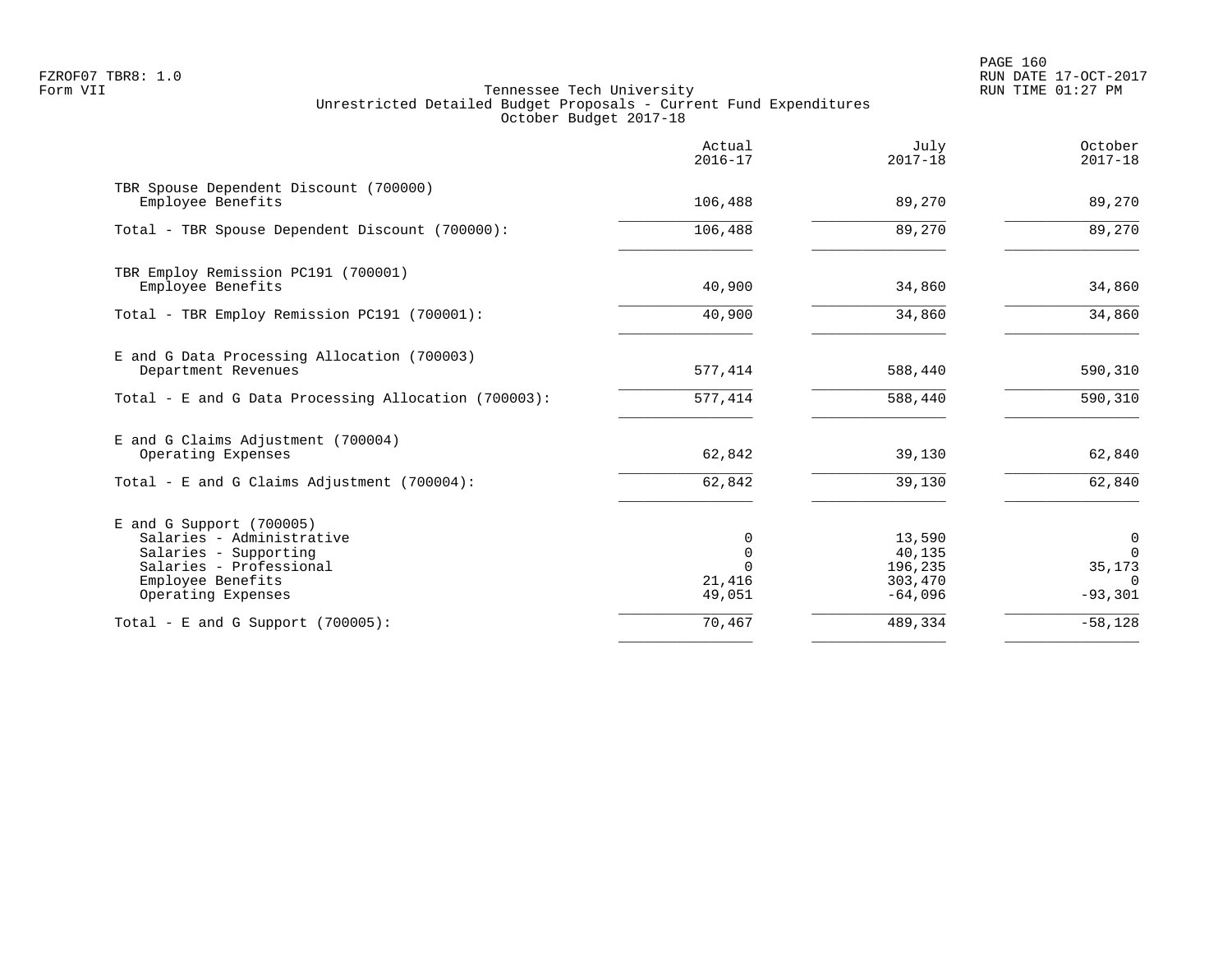Tennessee Tech University
Unrestricted Detailed Budget Proposals - Current Fund Expenditures
October Budget 2017-18

|  | Actual 2016-17 | July 2017-18 | October 2017-18 |
|---|---:|---:|---:|
| **TBR Spouse Dependent Discount (700000)** | | | |
| Employee Benefits | 106,488 | 89,270 | 89,270 |
| Total - TBR Spouse Dependent Discount (700000): | 106,488 | 89,270 | 89,270 |
| **TBR Employ Remission PC191 (700001)** | | | |
| Employee Benefits | 40,900 | 34,860 | 34,860 |
| Total - TBR Employ Remission PC191 (700001): | 40,900 | 34,860 | 34,860 |
| **E and G Data Processing Allocation (700003)** | | | |
| Department Revenues | 577,414 | 588,440 | 590,310 |
| Total - E and G Data Processing Allocation (700003): | 577,414 | 588,440 | 590,310 |
| **E and G Claims Adjustment (700004)** | | | |
| Operating Expenses | 62,842 | 39,130 | 62,840 |
| Total - E and G Claims Adjustment (700004): | 62,842 | 39,130 | 62,840 |
| **E and G Support (700005)** | | | |
| Salaries - Administrative | 0 | 13,590 | 0 |
| Salaries - Supporting | 0 | 40,135 | 0 |
| Salaries - Professional | 0 | 196,235 | 35,173 |
| Employee Benefits | 21,416 | 303,470 | 0 |
| Operating Expenses | 49,051 | -64,096 | -93,301 |
| Total - E and G Support (700005): | 70,467 | 489,334 | -58,128 |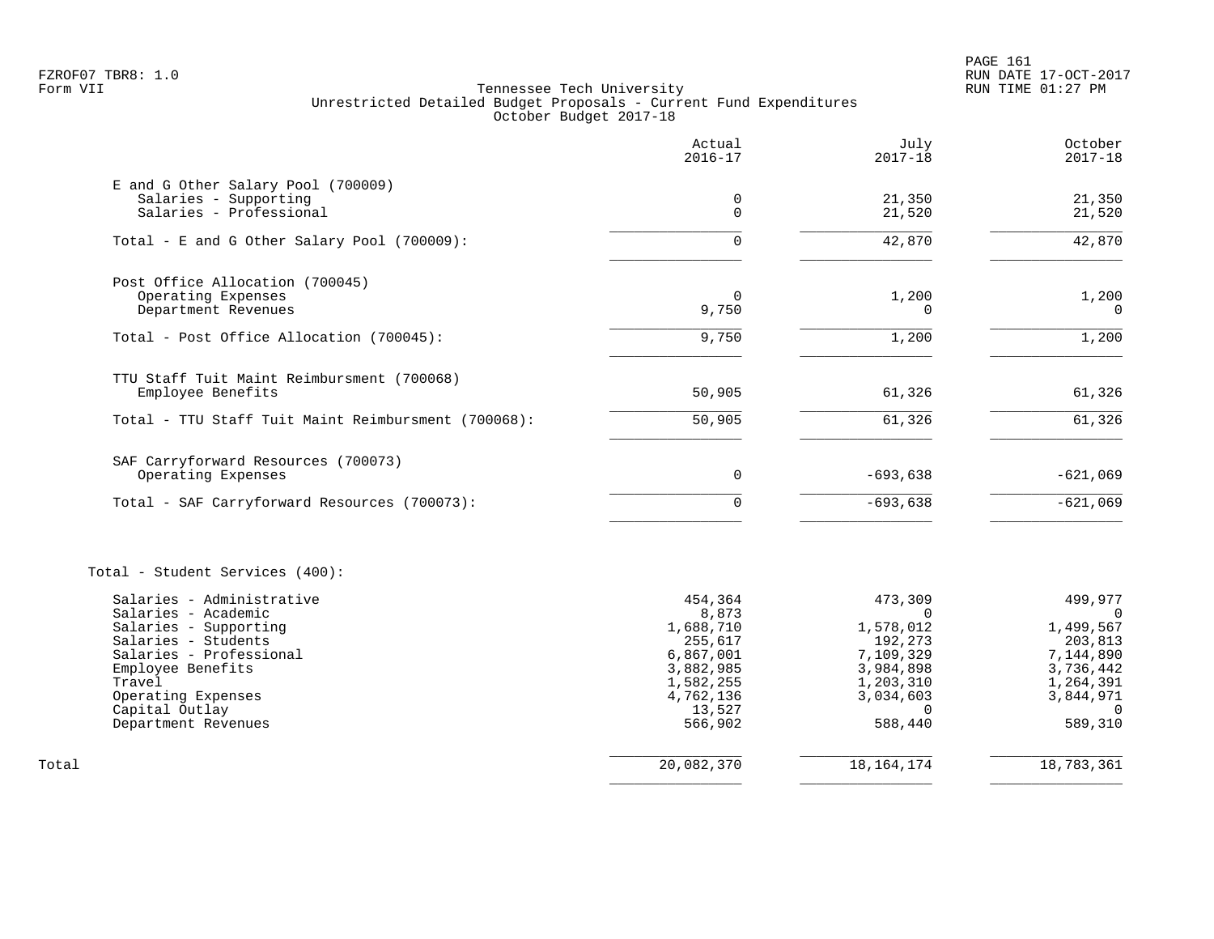FZROF07 TBR8: 1.0
Form VII

Tennessee Tech University
Unrestricted Detailed Budget Proposals - Current Fund Expenditures
October Budget 2017-18

PAGE 161
RUN DATE 17-OCT-2017
RUN TIME 01:27 PM

| | Actual 2016-17 | July 2017-18 | October 2017-18 |
|---|---|---|---|
| **E and G Other Salary Pool (700009)** | | | |
| Salaries - Supporting | 0 | 21,350 | 21,350 |
| Salaries - Professional | 0 | 21,520 | 21,520 |
| Total - E and G Other Salary Pool (700009): | 0 | 42,870 | 42,870 |
| **Post Office Allocation (700045)** | | | |
| Operating Expenses | 0 | 1,200 | 1,200 |
| Department Revenues | 9,750 | 0 | 0 |
| Total - Post Office Allocation (700045): | 9,750 | 1,200 | 1,200 |
| **TTU Staff Tuit Maint Reimbursment (700068)** | | | |
| Employee Benefits | 50,905 | 61,326 | 61,326 |
| Total - TTU Staff Tuit Maint Reimbursment (700068): | 50,905 | 61,326 | 61,326 |
| **SAF Carryforward Resources (700073)** | | | |
| Operating Expenses | 0 | -693,638 | -621,069 |
| Total - SAF Carryforward Resources (700073): | 0 | -693,638 | -621,069 |
| **Total - Student Services (400):** | | | |
| Salaries - Administrative | 454,364 | 473,309 | 499,977 |
| Salaries - Academic | 8,873 | 0 | 0 |
| Salaries - Supporting | 1,688,710 | 1,578,012 | 1,499,567 |
| Salaries - Students | 255,617 | 192,273 | 203,813 |
| Salaries - Professional | 6,867,001 | 7,109,329 | 7,144,890 |
| Employee Benefits | 3,882,985 | 3,984,898 | 3,736,442 |
| Travel | 1,582,255 | 1,203,310 | 1,264,391 |
| Operating Expenses | 4,762,136 | 3,034,603 | 3,844,971 |
| Capital Outlay | 13,527 | 0 | 0 |
| Department Revenues | 566,902 | 588,440 | 589,310 |
| Total | 20,082,370 | 18,164,174 | 18,783,361 |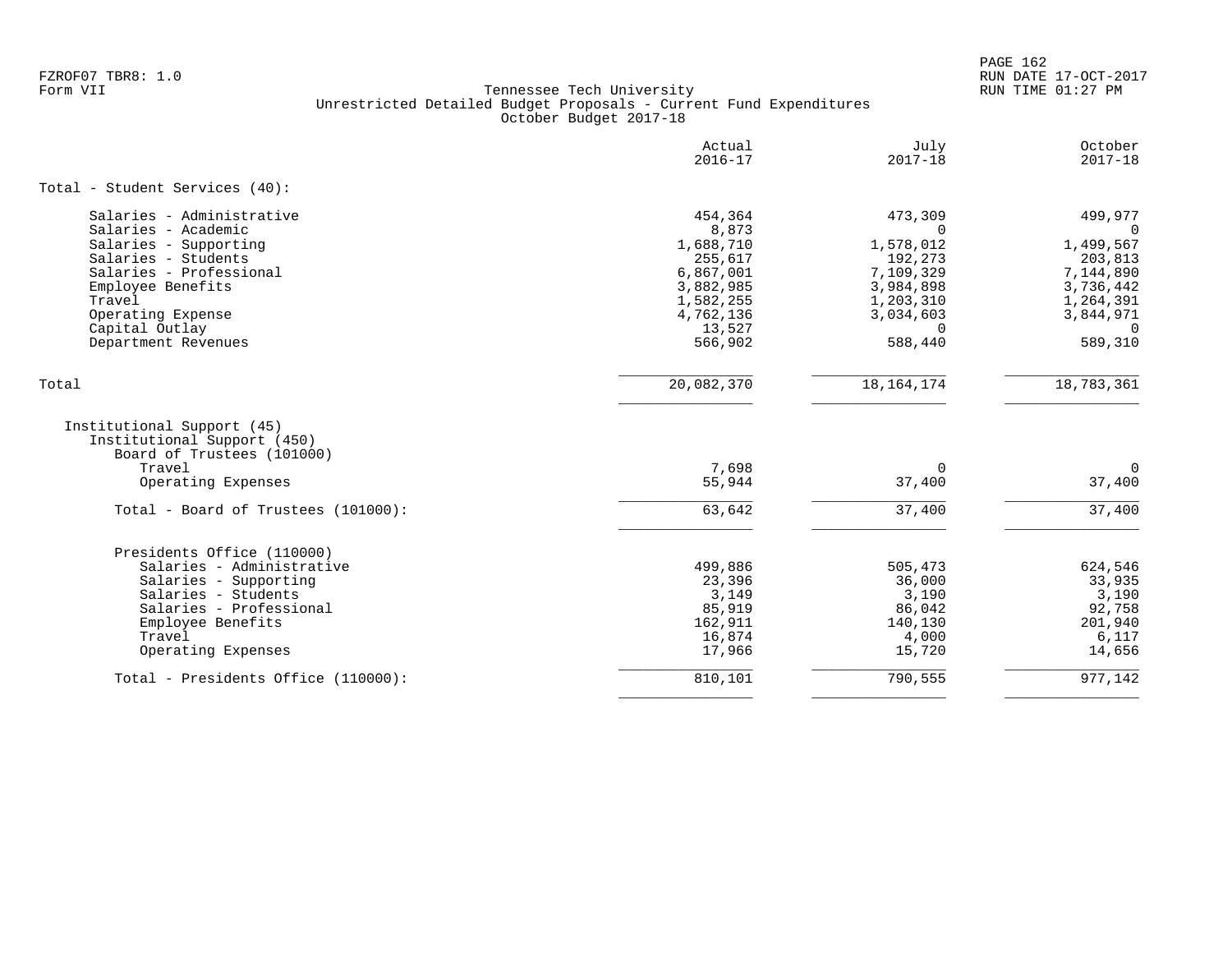Tennessee Tech University
Unrestricted Detailed Budget Proposals - Current Fund Expenditures
October Budget 2017-18

| | Actual 2016-17 | July 2017-18 | October 2017-18 |
|---|---|---|---|
| **Total - Student Services (40):** | | | |
| Salaries - Administrative | 454,364 | 473,309 | 499,977 |
| Salaries - Academic | 8,873 | 0 | 0 |
| Salaries - Supporting | 1,688,710 | 1,578,012 | 1,499,567 |
| Salaries - Students | 255,617 | 192,273 | 203,813 |
| Salaries - Professional | 6,867,001 | 7,109,329 | 7,144,890 |
| Employee Benefits | 3,882,985 | 3,984,898 | 3,736,442 |
| Travel | 1,582,255 | 1,203,310 | 1,264,391 |
| Operating Expense | 4,762,136 | 3,034,603 | 3,844,971 |
| Capital Outlay | 13,527 | 0 | 0 |
| Department Revenues | 566,902 | 588,440 | 589,310 |
| Total | 20,082,370 | 18,164,174 | 18,783,361 |
| Institutional Support (45) | | | |
| Institutional Support (450) | | | |
| Board of Trustees (101000) | | | |
| Travel | 7,698 | 0 | 0 |
| Operating Expenses | 55,944 | 37,400 | 37,400 |
| Total - Board of Trustees (101000): | 63,642 | 37,400 | 37,400 |
| Presidents Office (110000) | | | |
| Salaries - Administrative | 499,886 | 505,473 | 624,546 |
| Salaries - Supporting | 23,396 | 36,000 | 33,935 |
| Salaries - Students | 3,149 | 3,190 | 3,190 |
| Salaries - Professional | 85,919 | 86,042 | 92,758 |
| Employee Benefits | 162,911 | 140,130 | 201,940 |
| Travel | 16,874 | 4,000 | 6,117 |
| Operating Expenses | 17,966 | 15,720 | 14,656 |
| Total - Presidents Office (110000): | 810,101 | 790,555 | 977,142 |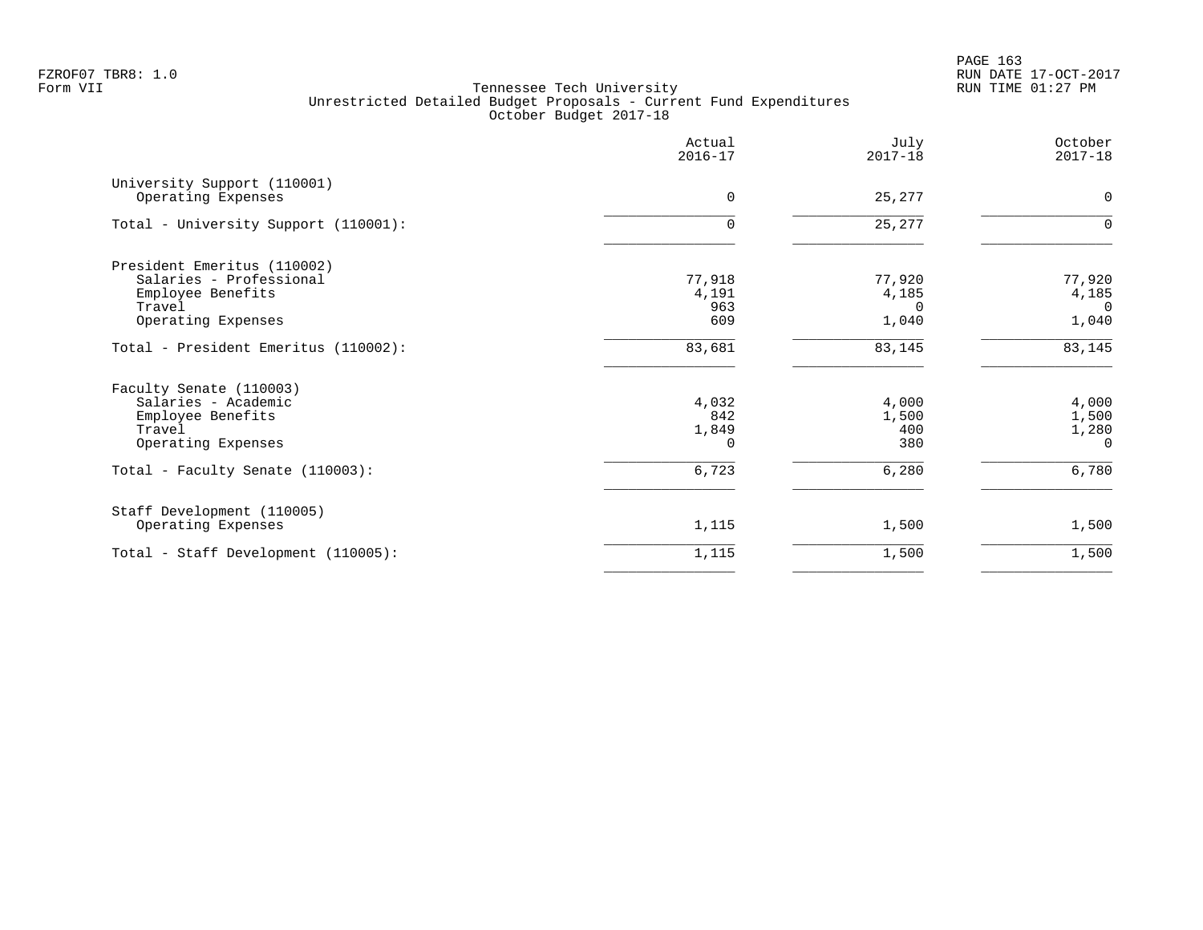Tennessee Tech University
Unrestricted Detailed Budget Proposals - Current Fund Expenditures
October Budget 2017-18

| | Actual 2016-17 | July 2017-18 | October 2017-18 |
|---|---|---|---|
| University Support (110001) | | | |
| Operating Expenses | 0 | 25,277 | 0 |
| Total - University Support (110001): | 0 | 25,277 | 0 |
| President Emeritus (110002) | | | |
| Salaries - Professional | 77,918 | 77,920 | 77,920 |
| Employee Benefits | 4,191 | 4,185 | 4,185 |
| Travel | 963 | 0 | 0 |
| Operating Expenses | 609 | 1,040 | 1,040 |
| Total - President Emeritus (110002): | 83,681 | 83,145 | 83,145 |
| Faculty Senate (110003) | | | |
| Salaries - Academic | 4,032 | 4,000 | 4,000 |
| Employee Benefits | 842 | 1,500 | 1,500 |
| Travel | 1,849 | 400 | 1,280 |
| Operating Expenses | 0 | 380 | 0 |
| Total - Faculty Senate (110003): | 6,723 | 6,280 | 6,780 |
| Staff Development (110005) | | | |
| Operating Expenses | 1,115 | 1,500 | 1,500 |
| Total - Staff Development (110005): | 1,115 | 1,500 | 1,500 |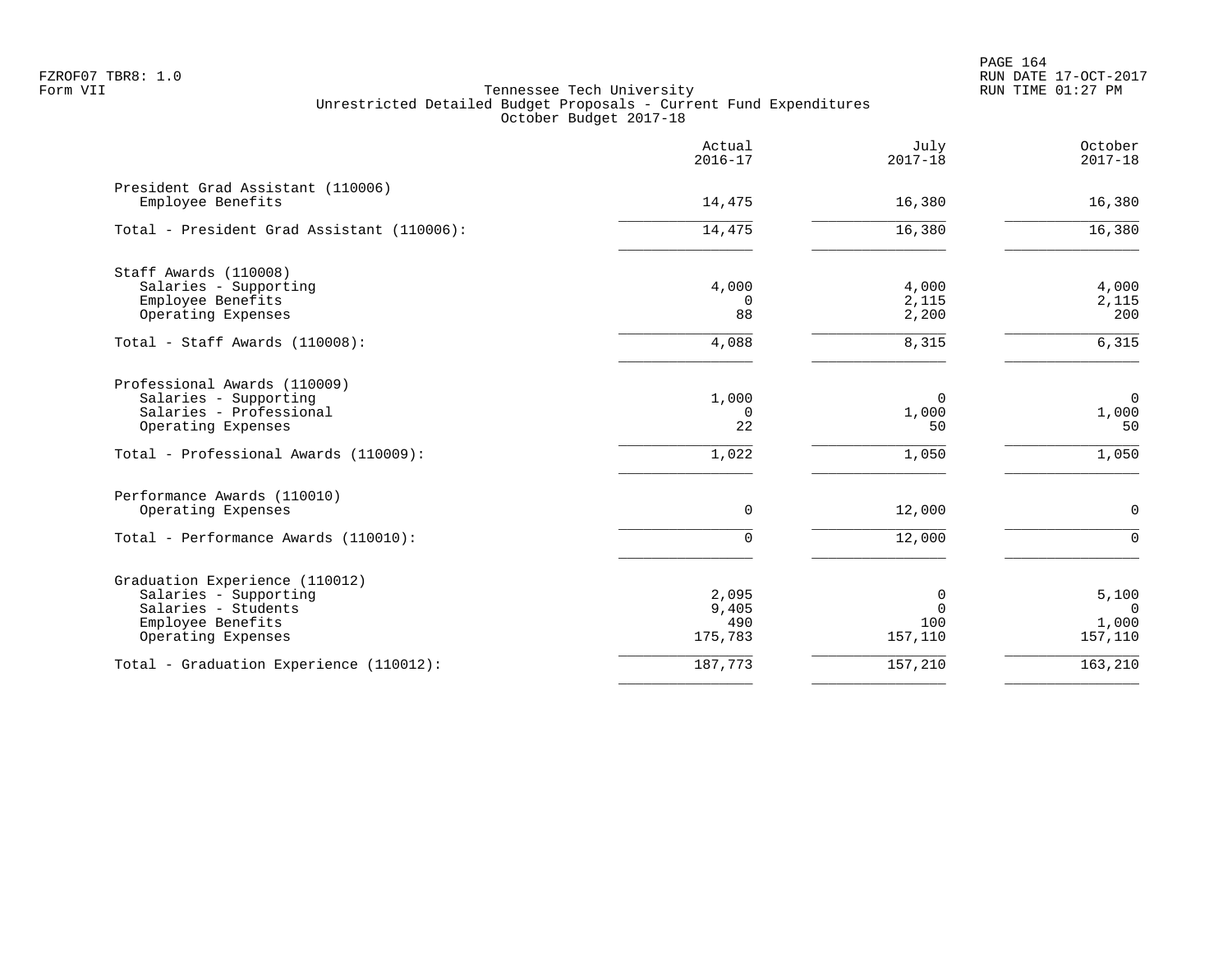Tennessee Tech University
Unrestricted Detailed Budget Proposals - Current Fund Expenditures
October Budget 2017-18

| | Actual 2016-17 | July 2017-18 | October 2017-18 |
|---|---|---|---|
| **President Grad Assistant (110006)** | | | |
| Employee Benefits | 14,475 | 16,380 | 16,380 |
| Total - President Grad Assistant (110006): | 14,475 | 16,380 | 16,380 |
| **Staff Awards (110008)** | | | |
| Salaries - Supporting | 4,000 | 4,000 | 4,000 |
| Employee Benefits | 0 | 2,115 | 2,115 |
| Operating Expenses | 88 | 2,200 | 200 |
| Total - Staff Awards (110008): | 4,088 | 8,315 | 6,315 |
| **Professional Awards (110009)** | | | |
| Salaries - Supporting | 1,000 | 0 | 0 |
| Salaries - Professional | 0 | 1,000 | 1,000 |
| Operating Expenses | 22 | 50 | 50 |
| Total - Professional Awards (110009): | 1,022 | 1,050 | 1,050 |
| **Performance Awards (110010)** | | | |
| Operating Expenses | 0 | 12,000 | 0 |
| Total - Performance Awards (110010): | 0 | 12,000 | 0 |
| **Graduation Experience (110012)** | | | |
| Salaries - Supporting | 2,095 | 0 | 5,100 |
| Salaries - Students | 9,405 | 0 | 0 |
| Employee Benefits | 490 | 100 | 1,000 |
| Operating Expenses | 175,783 | 157,110 | 157,110 |
| Total - Graduation Experience (110012): | 187,773 | 157,210 | 163,210 |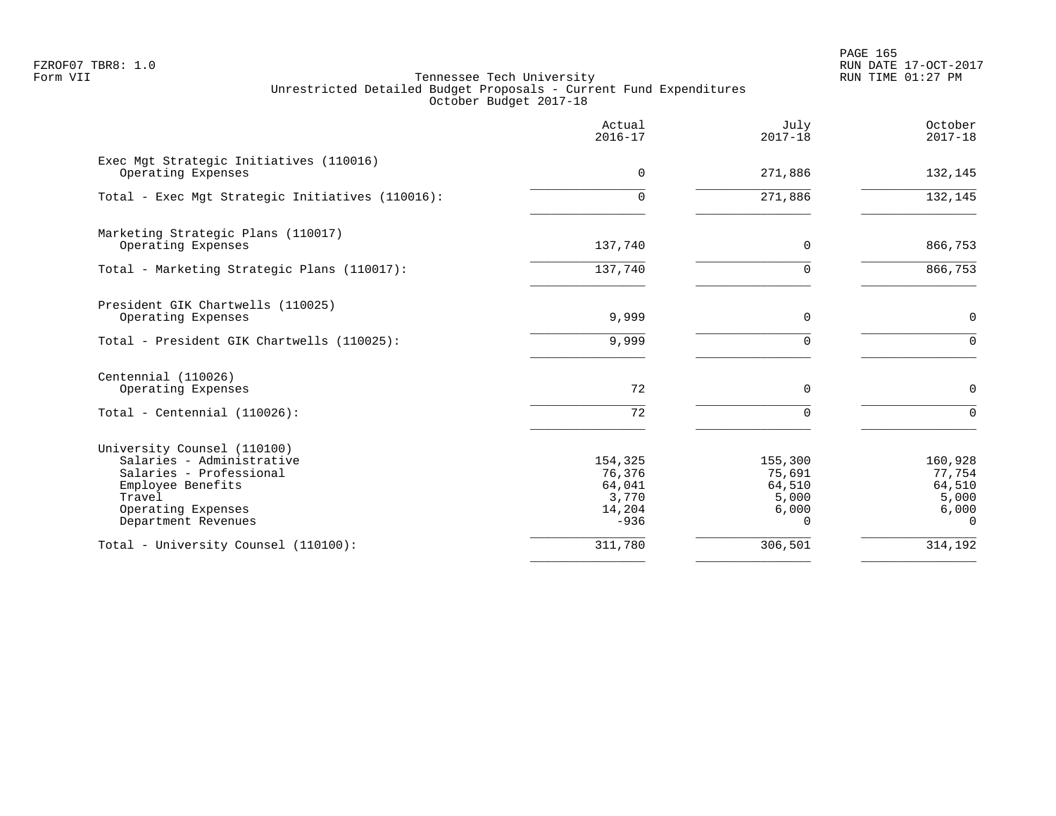Tennessee Tech University
Unrestricted Detailed Budget Proposals - Current Fund Expenditures
October Budget 2017-18

| | Actual 2016-17 | July 2017-18 | October 2017-18 |
|---|---|---|---|
| **Exec Mgt Strategic Initiatives (110016)** | | | |
| Operating Expenses | 0 | 271,886 | 132,145 |
| Total - Exec Mgt Strategic Initiatives (110016): | 0 | 271,886 | 132,145 |
| **Marketing Strategic Plans (110017)** | | | |
| Operating Expenses | 137,740 | 0 | 866,753 |
| Total - Marketing Strategic Plans (110017): | 137,740 | 0 | 866,753 |
| **President GIK Chartwells (110025)** | | | |
| Operating Expenses | 9,999 | 0 | 0 |
| Total - President GIK Chartwells (110025): | 9,999 | 0 | 0 |
| **Centennial (110026)** | | | |
| Operating Expenses | 72 | 0 | 0 |
| Total - Centennial (110026): | 72 | 0 | 0 |
| **University Counsel (110100)** | | | |
| Salaries - Administrative | 154,325 | 155,300 | 160,928 |
| Salaries - Professional | 76,376 | 75,691 | 77,754 |
| Employee Benefits | 64,041 | 64,510 | 64,510 |
| Travel | 3,770 | 5,000 | 5,000 |
| Operating Expenses | 14,204 | 6,000 | 6,000 |
| Department Revenues | -936 | 0 | 0 |
| Total - University Counsel (110100): | 311,780 | 306,501 | 314,192 |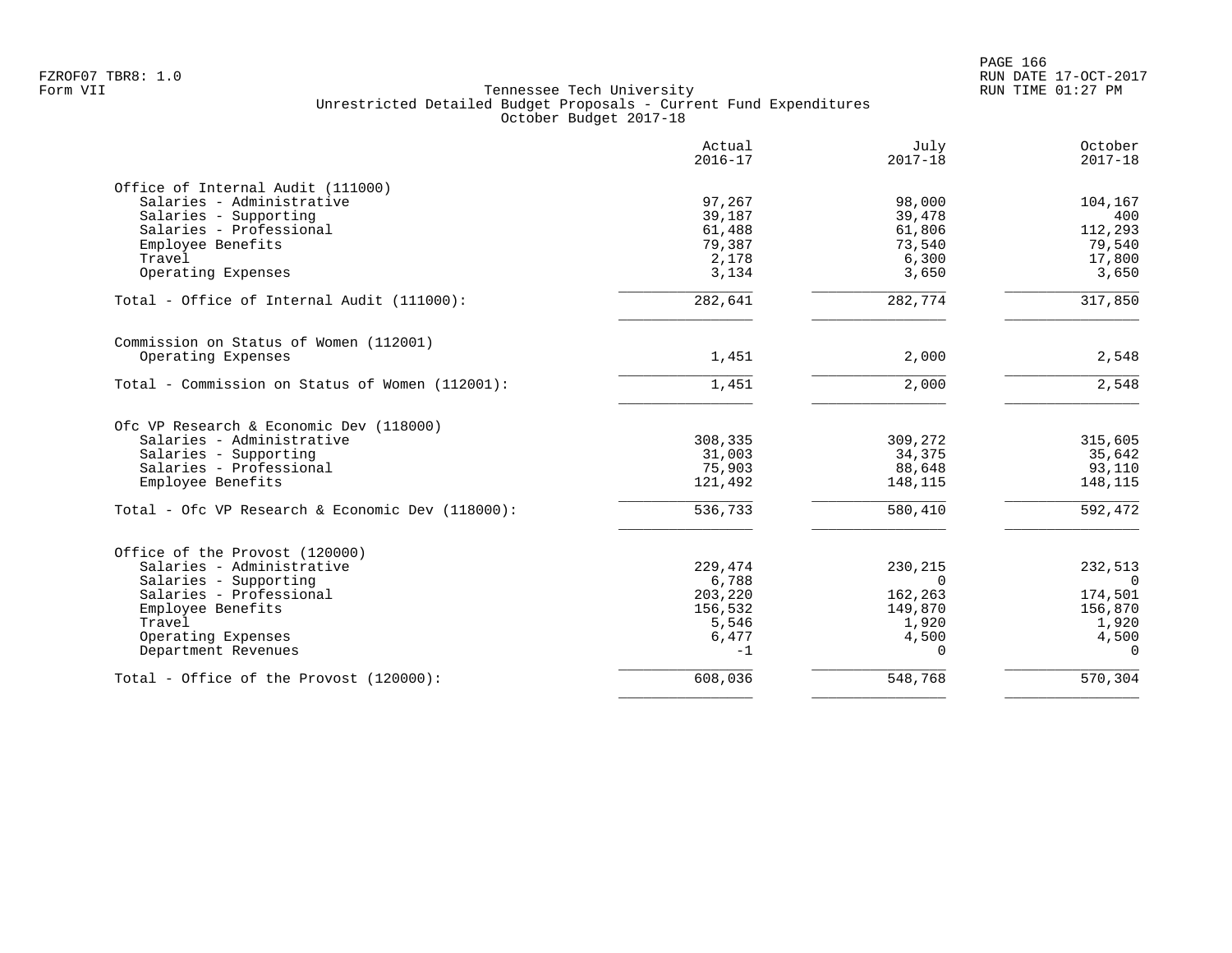Tennessee Tech University
Unrestricted Detailed Budget Proposals - Current Fund Expenditures
October Budget 2017-18

| | Actual 2016-17 | July 2017-18 | October 2017-18 |
|---|---|---|---|
| **Office of Internal Audit (111000)** | | | |
| Salaries - Administrative | 97,267 | 98,000 | 104,167 |
| Salaries - Supporting | 39,187 | 39,478 | 400 |
| Salaries - Professional | 61,488 | 61,806 | 112,293 |
| Employee Benefits | 79,387 | 73,540 | 79,540 |
| Travel | 2,178 | 6,300 | 17,800 |
| Operating Expenses | 3,134 | 3,650 | 3,650 |
| Total - Office of Internal Audit (111000): | 282,641 | 282,774 | 317,850 |
| **Commission on Status of Women (112001)** | | | |
| Operating Expenses | 1,451 | 2,000 | 2,548 |
| Total - Commission on Status of Women (112001): | 1,451 | 2,000 | 2,548 |
| **Ofc VP Research & Economic Dev (118000)** | | | |
| Salaries - Administrative | 308,335 | 309,272 | 315,605 |
| Salaries - Supporting | 31,003 | 34,375 | 35,642 |
| Salaries - Professional | 75,903 | 88,648 | 93,110 |
| Employee Benefits | 121,492 | 148,115 | 148,115 |
| Total - Ofc VP Research & Economic Dev (118000): | 536,733 | 580,410 | 592,472 |
| **Office of the Provost (120000)** | | | |
| Salaries - Administrative | 229,474 | 230,215 | 232,513 |
| Salaries - Supporting | 6,788 | 0 | 0 |
| Salaries - Professional | 203,220 | 162,263 | 174,501 |
| Employee Benefits | 156,532 | 149,870 | 156,870 |
| Travel | 5,546 | 1,920 | 1,920 |
| Operating Expenses | 6,477 | 4,500 | 4,500 |
| Department Revenues | -1 | 0 | 0 |
| Total - Office of the Provost (120000): | 608,036 | 548,768 | 570,304 |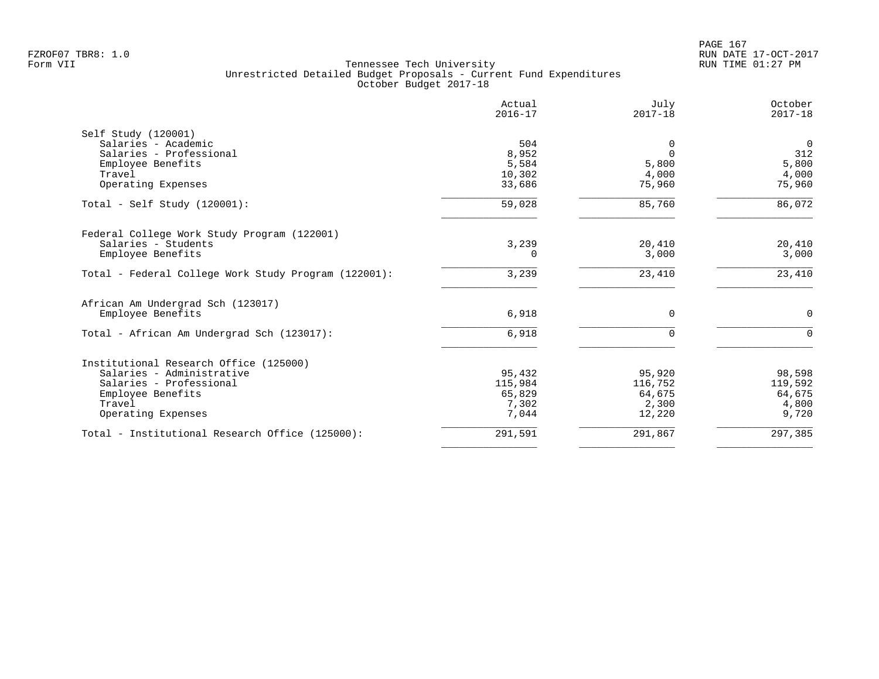FZROF07 TBR8: 1.0
Form VII

Tennessee Tech University
Unrestricted Detailed Budget Proposals - Current Fund Expenditures
October Budget 2017-18

RUN DATE 17-OCT-2017
RUN TIME 01:27 PM

| | Actual 2016-17 | July 2017-18 | October 2017-18 |
|---|---|---|---|
| **Self Study (120001)** | | | |
| Salaries - Academic | 504 | 0 | 0 |
| Salaries - Professional | 8,952 | 0 | 312 |
| Employee Benefits | 5,584 | 5,800 | 5,800 |
| Travel | 10,302 | 4,000 | 4,000 |
| Operating Expenses | 33,686 | 75,960 | 75,960 |
| Total - Self Study (120001): | 59,028 | 85,760 | 86,072 |
| **Federal College Work Study Program (122001)** | | | |
| Salaries - Students | 3,239 | 20,410 | 20,410 |
| Employee Benefits | 0 | 3,000 | 3,000 |
| Total - Federal College Work Study Program (122001): | 3,239 | 23,410 | 23,410 |
| **African Am Undergrad Sch (123017)** | | | |
| Employee Benefits | 6,918 | 0 | 0 |
| Total - African Am Undergrad Sch (123017): | 6,918 | 0 | 0 |
| **Institutional Research Office (125000)** | | | |
| Salaries - Administrative | 95,432 | 95,920 | 98,598 |
| Salaries - Professional | 115,984 | 116,752 | 119,592 |
| Employee Benefits | 65,829 | 64,675 | 64,675 |
| Travel | 7,302 | 2,300 | 4,800 |
| Operating Expenses | 7,044 | 12,220 | 9,720 |
| Total - Institutional Research Office (125000): | 291,591 | 291,867 | 297,385 |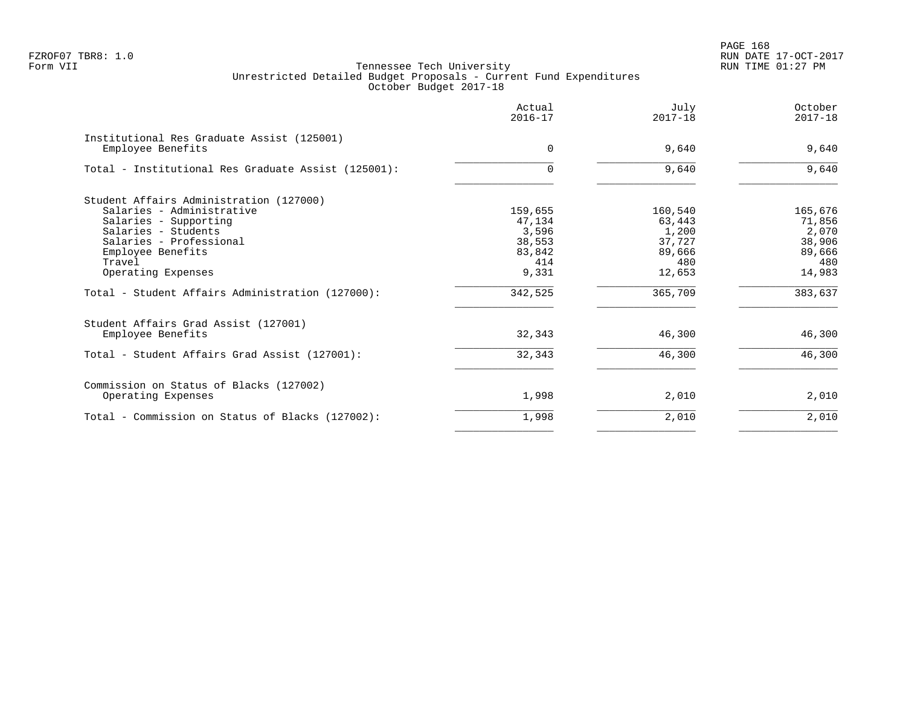Tennessee Tech University
Unrestricted Detailed Budget Proposals - Current Fund Expenditures
October Budget 2017-18

| | Actual 2016-17 | July 2017-18 | October 2017-18 |
|---|---|---|---|
| **Institutional Res Graduate Assist (125001)** | | | |
| Employee Benefits | 0 | 9,640 | 9,640 |
| Total - Institutional Res Graduate Assist (125001): | 0 | 9,640 | 9,640 |
| **Student Affairs Administration (127000)** | | | |
| Salaries - Administrative | 159,655 | 160,540 | 165,676 |
| Salaries - Supporting | 47,134 | 63,443 | 71,856 |
| Salaries - Students | 3,596 | 1,200 | 2,070 |
| Salaries - Professional | 38,553 | 37,727 | 38,906 |
| Employee Benefits | 83,842 | 89,666 | 89,666 |
| Travel | 414 | 480 | 480 |
| Operating Expenses | 9,331 | 12,653 | 14,983 |
| Total - Student Affairs Administration (127000): | 342,525 | 365,709 | 383,637 |
| **Student Affairs Grad Assist (127001)** | | | |
| Employee Benefits | 32,343 | 46,300 | 46,300 |
| Total - Student Affairs Grad Assist (127001): | 32,343 | 46,300 | 46,300 |
| **Commission on Status of Blacks (127002)** | | | |
| Operating Expenses | 1,998 | 2,010 | 2,010 |
| Total - Commission on Status of Blacks (127002): | 1,998 | 2,010 | 2,010 |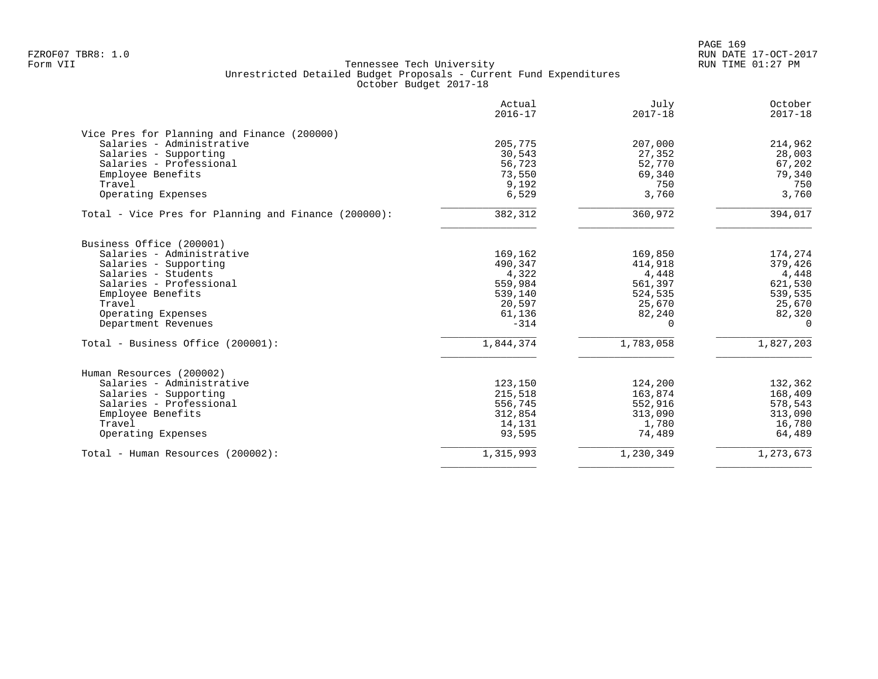Tennessee Tech University
Unrestricted Detailed Budget Proposals - Current Fund Expenditures
October Budget 2017-18

| | Actual 2016-17 | July 2017-18 | October 2017-18 |
|---|---|---|---|
| **Vice Pres for Planning and Finance (200000)** | | | |
| Salaries - Administrative | 205,775 | 207,000 | 214,962 |
| Salaries - Supporting | 30,543 | 27,352 | 28,003 |
| Salaries - Professional | 56,723 | 52,770 | 67,202 |
| Employee Benefits | 73,550 | 69,340 | 79,340 |
| Travel | 9,192 | 750 | 750 |
| Operating Expenses | 6,529 | 3,760 | 3,760 |
| Total - Vice Pres for Planning and Finance (200000): | 382,312 | 360,972 | 394,017 |
| **Business Office (200001)** | | | |
| Salaries - Administrative | 169,162 | 169,850 | 174,274 |
| Salaries - Supporting | 490,347 | 414,918 | 379,426 |
| Salaries - Students | 4,322 | 4,448 | 4,448 |
| Salaries - Professional | 559,984 | 561,397 | 621,530 |
| Employee Benefits | 539,140 | 524,535 | 539,535 |
| Travel | 20,597 | 25,670 | 25,670 |
| Operating Expenses | 61,136 | 82,240 | 82,320 |
| Department Revenues | -314 | 0 | 0 |
| Total - Business Office (200001): | 1,844,374 | 1,783,058 | 1,827,203 |
| **Human Resources (200002)** | | | |
| Salaries - Administrative | 123,150 | 124,200 | 132,362 |
| Salaries - Supporting | 215,518 | 163,874 | 168,409 |
| Salaries - Professional | 556,745 | 552,916 | 578,543 |
| Employee Benefits | 312,854 | 313,090 | 313,090 |
| Travel | 14,131 | 1,780 | 16,780 |
| Operating Expenses | 93,595 | 74,489 | 64,489 |
| Total - Human Resources (200002): | 1,315,993 | 1,230,349 | 1,273,673 |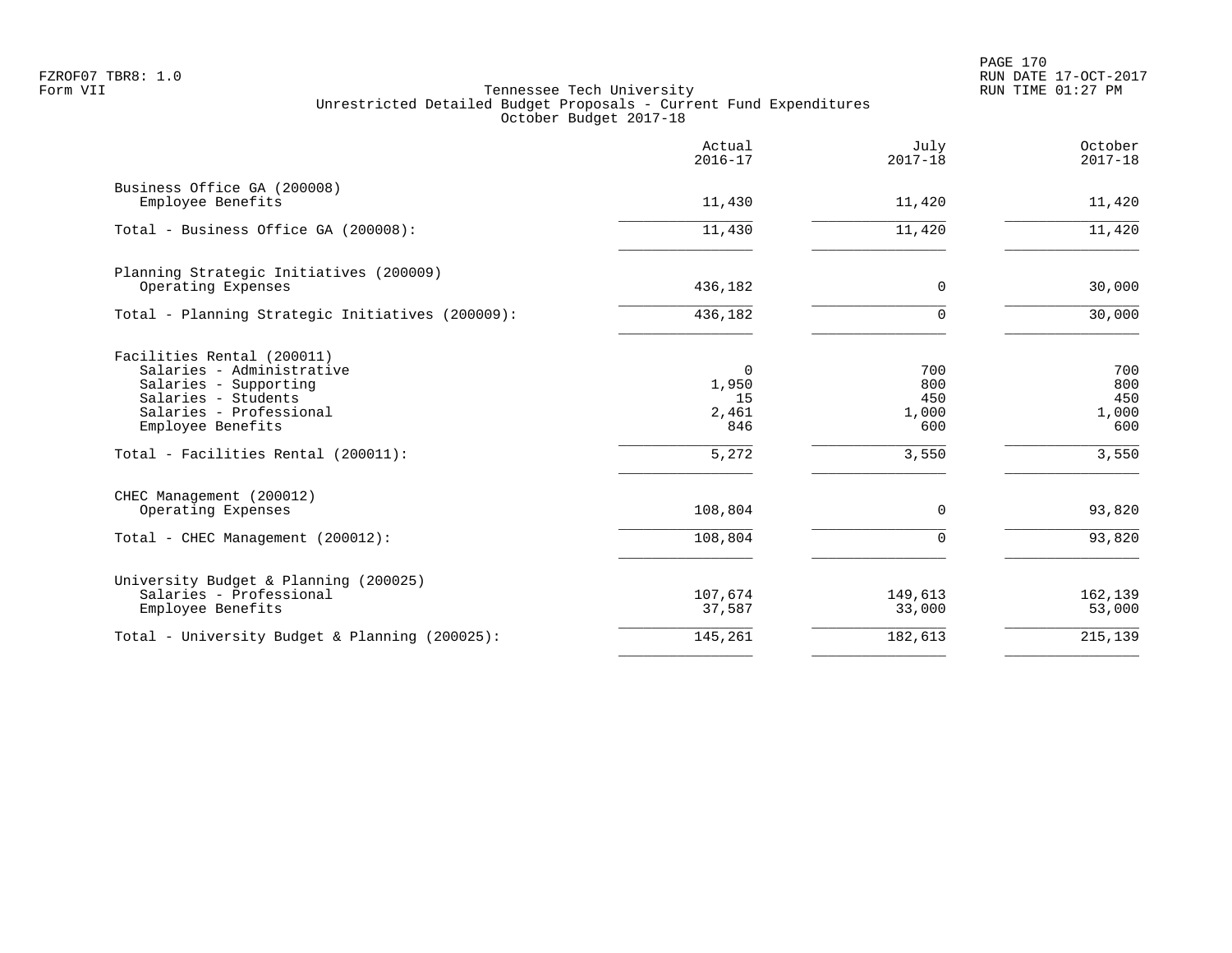FZROF07 TBR8: 1.0
Form VII

Tennessee Tech University
Unrestricted Detailed Budget Proposals - Current Fund Expenditures
October Budget 2017-18

RUN DATE 17-OCT-2017
RUN TIME 01:27 PM

| | Actual 2016-17 | July 2017-18 | October 2017-18 |
|---|---|---|---|
| Business Office GA (200008) | | | |
| Employee Benefits | 11,430 | 11,420 | 11,420 |
| Total - Business Office GA (200008): | 11,430 | 11,420 | 11,420 |
| Planning Strategic Initiatives (200009) | | | |
| Operating Expenses | 436,182 | 0 | 30,000 |
| Total - Planning Strategic Initiatives (200009): | 436,182 | 0 | 30,000 |
| Facilities Rental (200011) | | | |
| Salaries - Administrative | 0 | 700 | 700 |
| Salaries - Supporting | 1,950 | 800 | 800 |
| Salaries - Students | 15 | 450 | 450 |
| Salaries - Professional | 2,461 | 1,000 | 1,000 |
| Employee Benefits | 846 | 600 | 600 |
| Total - Facilities Rental (200011): | 5,272 | 3,550 | 3,550 |
| CHEC Management (200012) | | | |
| Operating Expenses | 108,804 | 0 | 93,820 |
| Total - CHEC Management (200012): | 108,804 | 0 | 93,820 |
| University Budget & Planning (200025) | | | |
| Salaries - Professional | 107,674 | 149,613 | 162,139 |
| Employee Benefits | 37,587 | 33,000 | 53,000 |
| Total - University Budget & Planning (200025): | 145,261 | 182,613 | 215,139 |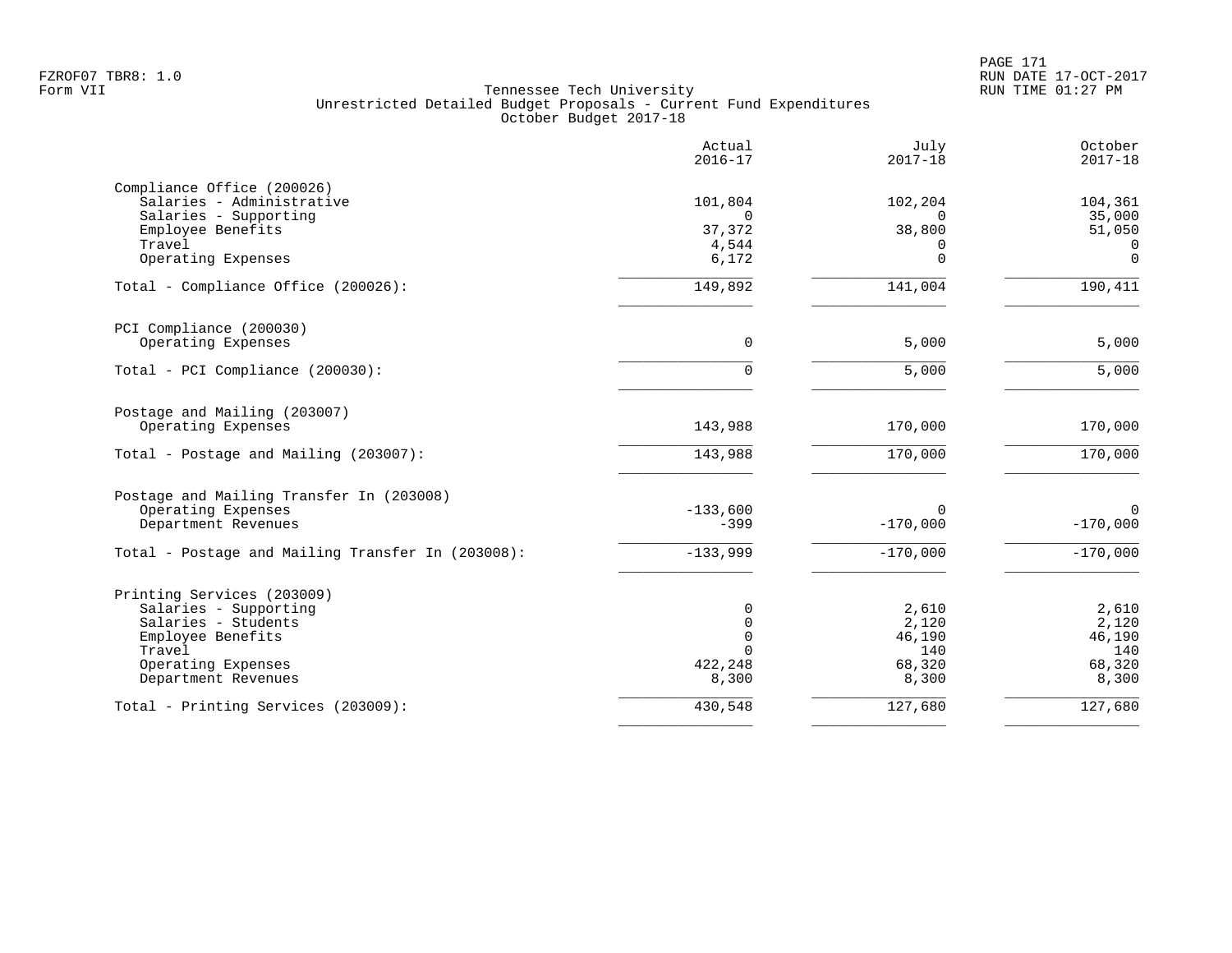Tennessee Tech University
Unrestricted Detailed Budget Proposals - Current Fund Expenditures
October Budget 2017-18

| | Actual 2016-17 | July 2017-18 | October 2017-18 |
|---|---|---|---|
| **Compliance Office (200026)** | | | |
| Salaries - Administrative | 101,804 | 102,204 | 104,361 |
| Salaries - Supporting | 0 | 0 | 35,000 |
| Employee Benefits | 37,372 | 38,800 | 51,050 |
| Travel | 4,544 | 0 | 0 |
| Operating Expenses | 6,172 | 0 | 0 |
| Total - Compliance Office (200026): | 149,892 | 141,004 | 190,411 |
| **PCI Compliance (200030)** | | | |
| Operating Expenses | 0 | 5,000 | 5,000 |
| Total - PCI Compliance (200030): | 0 | 5,000 | 5,000 |
| **Postage and Mailing (203007)** | | | |
| Operating Expenses | 143,988 | 170,000 | 170,000 |
| Total - Postage and Mailing (203007): | 143,988 | 170,000 | 170,000 |
| **Postage and Mailing Transfer In (203008)** | | | |
| Operating Expenses | -133,600 | 0 | 0 |
| Department Revenues | -399 | -170,000 | -170,000 |
| Total - Postage and Mailing Transfer In (203008): | -133,999 | -170,000 | -170,000 |
| **Printing Services (203009)** | | | |
| Salaries - Supporting | 0 | 2,610 | 2,610 |
| Salaries - Students | 0 | 2,120 | 2,120 |
| Employee Benefits | 0 | 46,190 | 46,190 |
| Travel | 0 | 140 | 140 |
| Operating Expenses | 422,248 | 68,320 | 68,320 |
| Department Revenues | 8,300 | 8,300 | 8,300 |
| Total - Printing Services (203009): | 430,548 | 127,680 | 127,680 |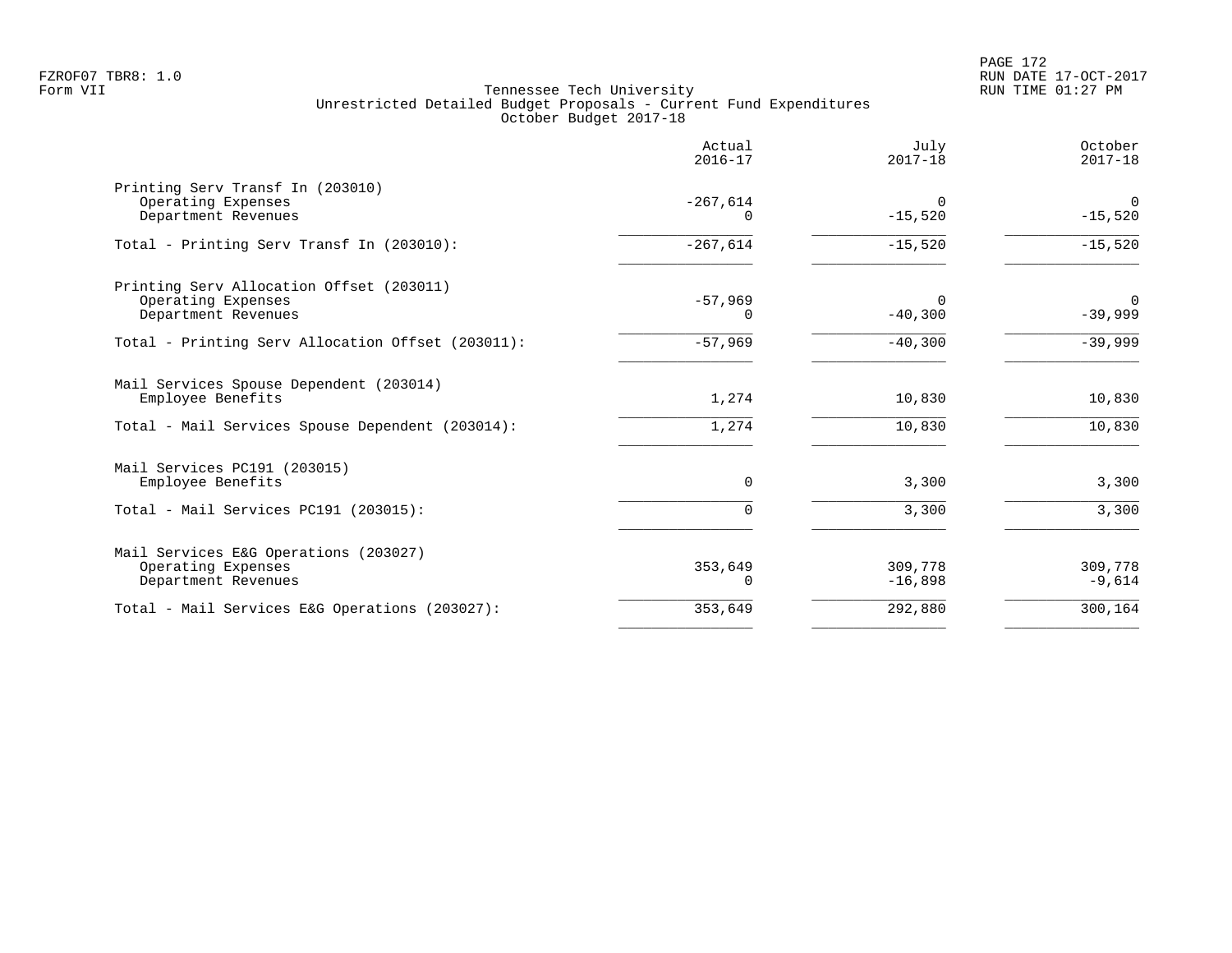Tennessee Tech University
Unrestricted Detailed Budget Proposals - Current Fund Expenditures
October Budget 2017-18

Form VII

| | Actual 2016-17 | July 2017-18 | October 2017-18 |
|---|---|---|---|
| **Printing Serv Transf In (203010)** | | | |
| Operating Expenses | -267,614 | 0 | 0 |
| Department Revenues | 0 | -15,520 | -15,520 |
| Total - Printing Serv Transf In (203010): | -267,614 | -15,520 | -15,520 |
| **Printing Serv Allocation Offset (203011)** | | | |
| Operating Expenses | -57,969 | 0 | 0 |
| Department Revenues | 0 | -40,300 | -39,999 |
| Total - Printing Serv Allocation Offset (203011): | -57,969 | -40,300 | -39,999 |
| **Mail Services Spouse Dependent (203014)** | | | |
| Employee Benefits | 1,274 | 10,830 | 10,830 |
| Total - Mail Services Spouse Dependent (203014): | 1,274 | 10,830 | 10,830 |
| **Mail Services PC191 (203015)** | | | |
| Employee Benefits | 0 | 3,300 | 3,300 |
| Total - Mail Services PC191 (203015): | 0 | 3,300 | 3,300 |
| **Mail Services E&G Operations (203027)** | | | |
| Operating Expenses | 353,649 | 309,778 | 309,778 |
| Department Revenues | 0 | -16,898 | -9,614 |
| Total - Mail Services E&G Operations (203027): | 353,649 | 292,880 | 300,164 |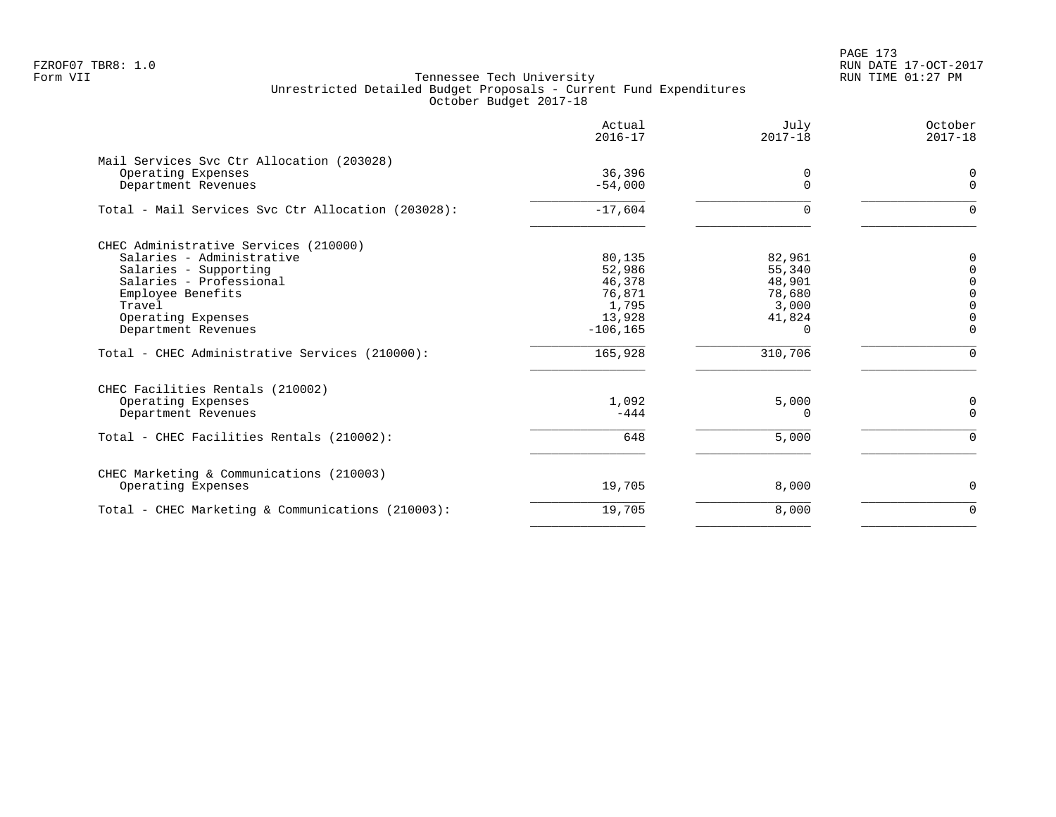# Tennessee Tech University

## Unrestricted Detailed Budget Proposals - Current Fund Expenditures

### October Budget 2017-18

FZROF07 TBR8: 1.0
Form VII

RUN DATE 17-OCT-2017
RUN TIME 01:27 PM

| | Actual 2016-17 | July 2017-18 | October 2017-18 |
|---|---|---|---|
| **Mail Services Svc Ctr Allocation (203028)** | | | |
| Operating Expenses | 36,396 | 0 | 0 |
| Department Revenues | -54,000 | 0 | 0 |
| Total - Mail Services Svc Ctr Allocation (203028): | -17,604 | 0 | 0 |
| **CHEC Administrative Services (210000)** | | | |
| Salaries - Administrative | 80,135 | 82,961 | 0 |
| Salaries - Supporting | 52,986 | 55,340 | 0 |
| Salaries - Professional | 46,378 | 48,901 | 0 |
| Employee Benefits | 76,871 | 78,680 | 0 |
| Travel | 1,795 | 3,000 | 0 |
| Operating Expenses | 13,928 | 41,824 | 0 |
| Department Revenues | -106,165 | 0 | 0 |
| Total - CHEC Administrative Services (210000): | 165,928 | 310,706 | 0 |
| **CHEC Facilities Rentals (210002)** | | | |
| Operating Expenses | 1,092 | 5,000 | 0 |
| Department Revenues | -444 | 0 | 0 |
| Total - CHEC Facilities Rentals (210002): | 648 | 5,000 | 0 |
| **CHEC Marketing & Communications (210003)** | | | |
| Operating Expenses | 19,705 | 8,000 | 0 |
| Total - CHEC Marketing & Communications (210003): | 19,705 | 8,000 | 0 |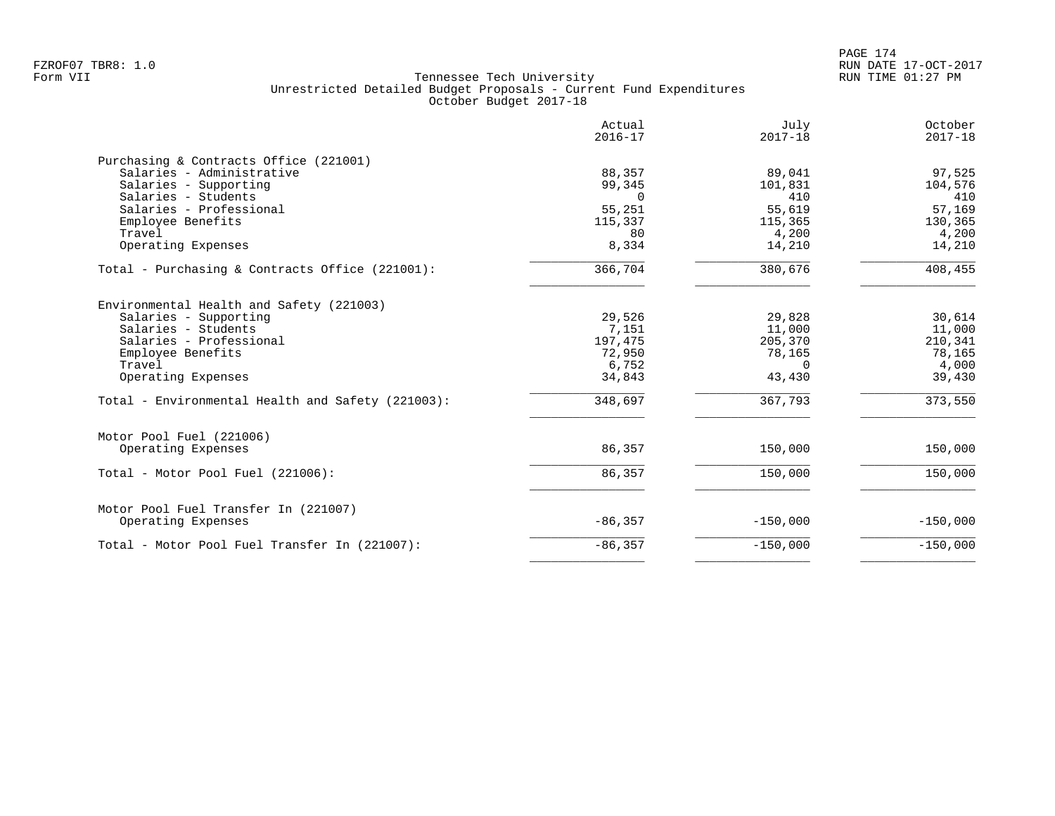Tennessee Tech University
Unrestricted Detailed Budget Proposals - Current Fund Expenditures
October Budget 2017-18

| | Actual 2016-17 | July 2017-18 | October 2017-18 |
|---|---|---|---|
| **Purchasing & Contracts Office (221001)** | | | |
| Salaries - Administrative | 88,357 | 89,041 | 97,525 |
| Salaries - Supporting | 99,345 | 101,831 | 104,576 |
| Salaries - Students | 0 | 410 | 410 |
| Salaries - Professional | 55,251 | 55,619 | 57,169 |
| Employee Benefits | 115,337 | 115,365 | 130,365 |
| Travel | 80 | 4,200 | 4,200 |
| Operating Expenses | 8,334 | 14,210 | 14,210 |
| Total - Purchasing & Contracts Office (221001): | 366,704 | 380,676 | 408,455 |
| **Environmental Health and Safety (221003)** | | | |
| Salaries - Supporting | 29,526 | 29,828 | 30,614 |
| Salaries - Students | 7,151 | 11,000 | 11,000 |
| Salaries - Professional | 197,475 | 205,370 | 210,341 |
| Employee Benefits | 72,950 | 78,165 | 78,165 |
| Travel | 6,752 | 0 | 4,000 |
| Operating Expenses | 34,843 | 43,430 | 39,430 |
| Total - Environmental Health and Safety (221003): | 348,697 | 367,793 | 373,550 |
| **Motor Pool Fuel (221006)** | | | |
| Operating Expenses | 86,357 | 150,000 | 150,000 |
| Total - Motor Pool Fuel (221006): | 86,357 | 150,000 | 150,000 |
| **Motor Pool Fuel Transfer In (221007)** | | | |
| Operating Expenses | -86,357 | -150,000 | -150,000 |
| Total - Motor Pool Fuel Transfer In (221007): | -86,357 | -150,000 | -150,000 |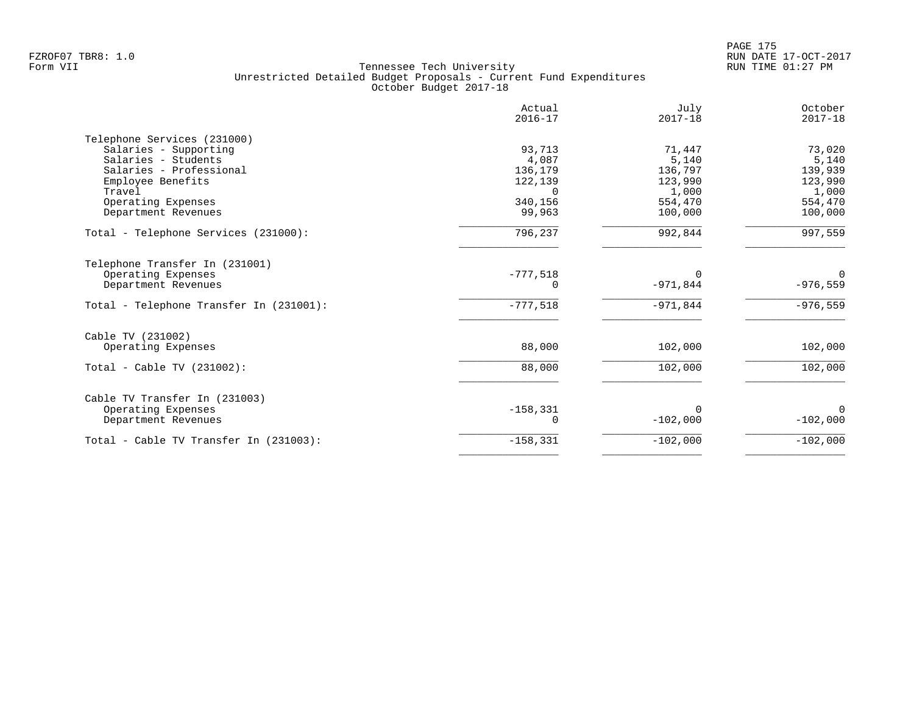Tennessee Tech University
Unrestricted Detailed Budget Proposals - Current Fund Expenditures
October Budget 2017-18

| | Actual 2016-17 | July 2017-18 | October 2017-18 |
|---|---|---|---|
| **Telephone Services (231000)** | | | |
| Salaries - Supporting | 93,713 | 71,447 | 73,020 |
| Salaries - Students | 4,087 | 5,140 | 5,140 |
| Salaries - Professional | 136,179 | 136,797 | 139,939 |
| Employee Benefits | 122,139 | 123,990 | 123,990 |
| Travel | 0 | 1,000 | 1,000 |
| Operating Expenses | 340,156 | 554,470 | 554,470 |
| Department Revenues | 99,963 | 100,000 | 100,000 |
| Total - Telephone Services (231000): | 796,237 | 992,844 | 997,559 |
| **Telephone Transfer In (231001)** | | | |
| Operating Expenses | -777,518 | 0 | 0 |
| Department Revenues | 0 | -971,844 | -976,559 |
| Total - Telephone Transfer In (231001): | -777,518 | -971,844 | -976,559 |
| **Cable TV (231002)** | | | |
| Operating Expenses | 88,000 | 102,000 | 102,000 |
| Total - Cable TV (231002): | 88,000 | 102,000 | 102,000 |
| **Cable TV Transfer In (231003)** | | | |
| Operating Expenses | -158,331 | 0 | 0 |
| Department Revenues | 0 | -102,000 | -102,000 |
| Total - Cable TV Transfer In (231003): | -158,331 | -102,000 | -102,000 |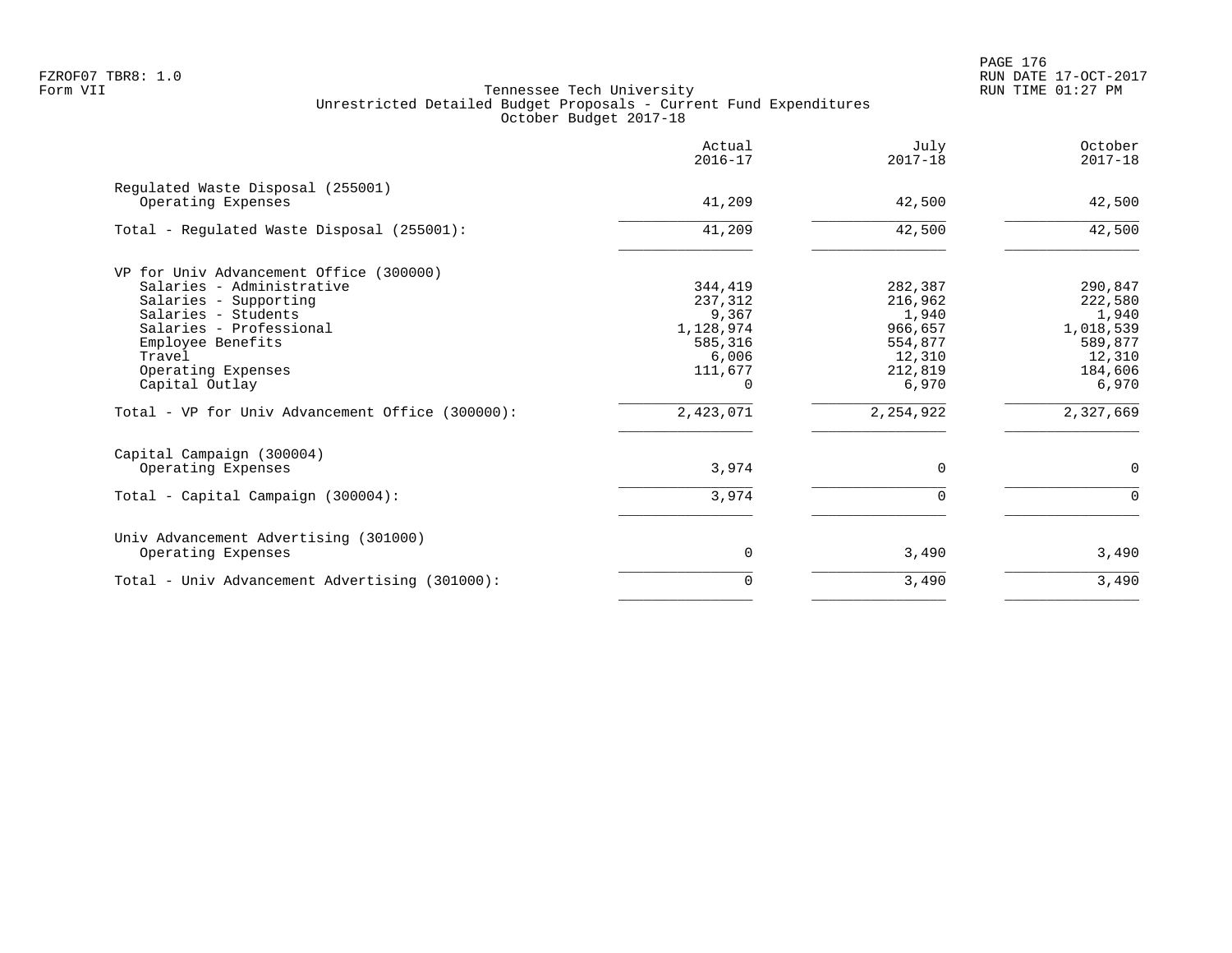Tennessee Tech University
Unrestricted Detailed Budget Proposals - Current Fund Expenditures
October Budget 2017-18

| | Actual 2016-17 | July 2017-18 | October 2017-18 |
|---|---|---|---|
| **Regulated Waste Disposal (255001)** | | | |
| Operating Expenses | 41,209 | 42,500 | 42,500 |
| Total - Regulated Waste Disposal (255001): | 41,209 | 42,500 | 42,500 |
| **VP for Univ Advancement Office (300000)** | | | |
| Salaries - Administrative | 344,419 | 282,387 | 290,847 |
| Salaries - Supporting | 237,312 | 216,962 | 222,580 |
| Salaries - Students | 9,367 | 1,940 | 1,940 |
| Salaries - Professional | 1,128,974 | 966,657 | 1,018,539 |
| Employee Benefits | 585,316 | 554,877 | 589,877 |
| Travel | 6,006 | 12,310 | 12,310 |
| Operating Expenses | 111,677 | 212,819 | 184,606 |
| Capital Outlay | 0 | 6,970 | 6,970 |
| Total - VP for Univ Advancement Office (300000): | 2,423,071 | 2,254,922 | 2,327,669 |
| **Capital Campaign (300004)** | | | |
| Operating Expenses | 3,974 | 0 | 0 |
| Total - Capital Campaign (300004): | 3,974 | 0 | 0 |
| **Univ Advancement Advertising (301000)** | | | |
| Operating Expenses | 0 | 3,490 | 3,490 |
| Total - Univ Advancement Advertising (301000): | 0 | 3,490 | 3,490 |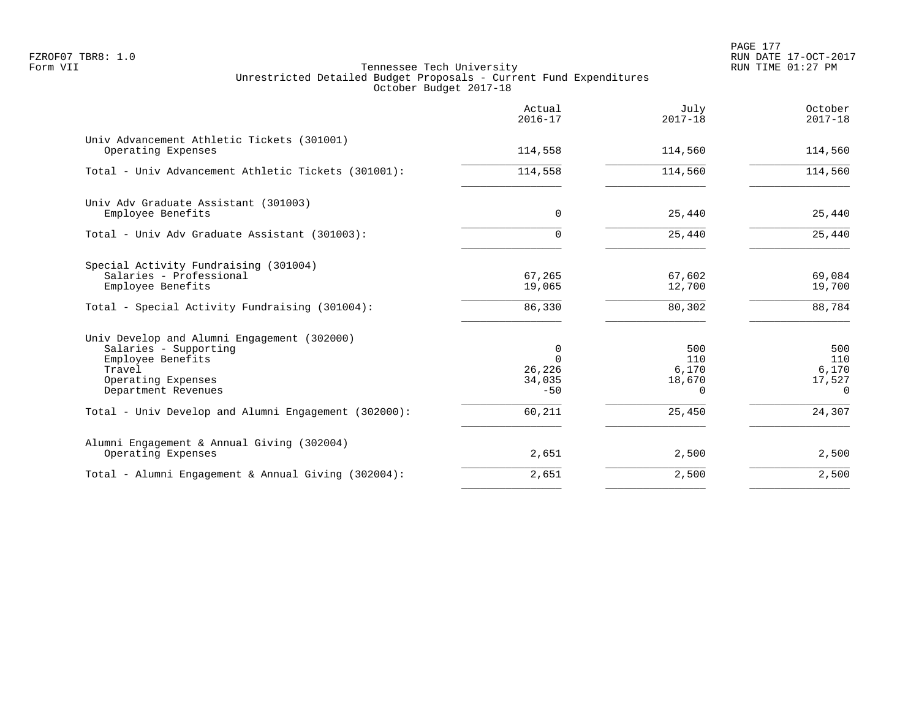Tennessee Tech University
Unrestricted Detailed Budget Proposals - Current Fund Expenditures
October Budget 2017-18

| | Actual 2016-17 | July 2017-18 | October 2017-18 |
|---|---|---|---|
| **Univ Advancement Athletic Tickets (301001)** | | | |
| Operating Expenses | 114,558 | 114,560 | 114,560 |
| Total - Univ Advancement Athletic Tickets (301001): | 114,558 | 114,560 | 114,560 |
| **Univ Adv Graduate Assistant (301003)** | | | |
| Employee Benefits | 0 | 25,440 | 25,440 |
| Total - Univ Adv Graduate Assistant (301003): | 0 | 25,440 | 25,440 |
| **Special Activity Fundraising (301004)** | | | |
| Salaries - Professional | 67,265 | 67,602 | 69,084 |
| Employee Benefits | 19,065 | 12,700 | 19,700 |
| Total - Special Activity Fundraising (301004): | 86,330 | 80,302 | 88,784 |
| **Univ Develop and Alumni Engagement (302000)** | | | |
| Salaries - Supporting | 0 | 500 | 500 |
| Employee Benefits | 0 | 110 | 110 |
| Travel | 26,226 | 6,170 | 6,170 |
| Operating Expenses | 34,035 | 18,670 | 17,527 |
| Department Revenues | -50 | 0 | 0 |
| Total - Univ Develop and Alumni Engagement (302000): | 60,211 | 25,450 | 24,307 |
| **Alumni Engagement & Annual Giving (302004)** | | | |
| Operating Expenses | 2,651 | 2,500 | 2,500 |
| Total - Alumni Engagement & Annual Giving (302004): | 2,651 | 2,500 | 2,500 |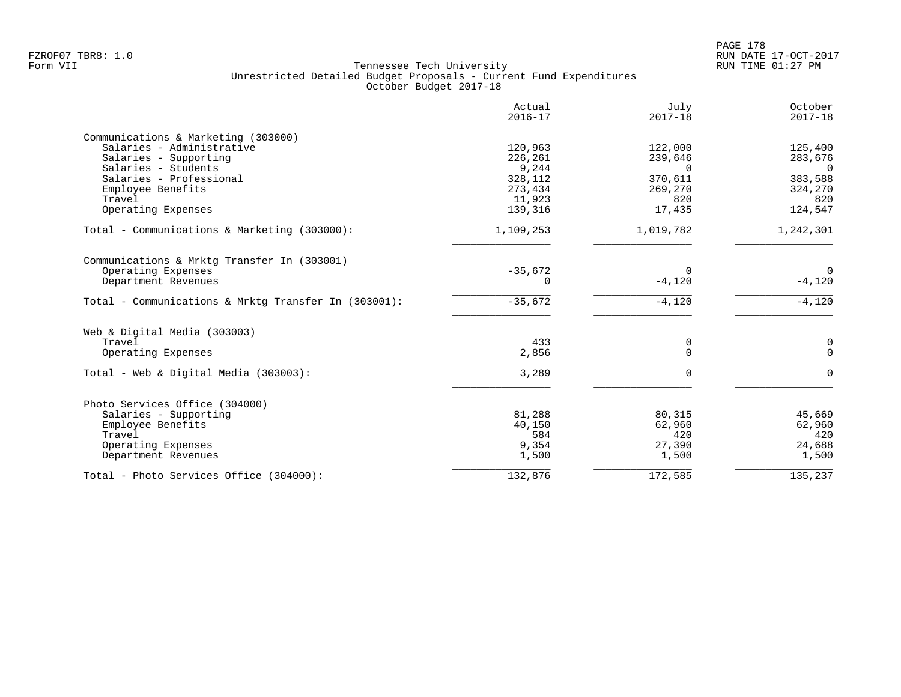FZROF07 TBR8: 1.0
Form VII

Tennessee Tech University
Unrestricted Detailed Budget Proposals - Current Fund Expenditures
October Budget 2017-18

RUN DATE 17-OCT-2017
RUN TIME 01:27 PM

| | Actual 2016-17 | July 2017-18 | October 2017-18 |
|---|---|---|---|
| **Communications & Marketing (303000)** | | | |
| Salaries - Administrative | 120,963 | 122,000 | 125,400 |
| Salaries - Supporting | 226,261 | 239,646 | 283,676 |
| Salaries - Students | 9,244 | 0 | 0 |
| Salaries - Professional | 328,112 | 370,611 | 383,588 |
| Employee Benefits | 273,434 | 269,270 | 324,270 |
| Travel | 11,923 | 820 | 820 |
| Operating Expenses | 139,316 | 17,435 | 124,547 |
| Total - Communications & Marketing (303000): | 1,109,253 | 1,019,782 | 1,242,301 |
| **Communications & Mrktg Transfer In (303001)** | | | |
| Operating Expenses | -35,672 | 0 | 0 |
| Department Revenues | 0 | -4,120 | -4,120 |
| Total - Communications & Mrktg Transfer In (303001): | -35,672 | -4,120 | -4,120 |
| **Web & Digital Media (303003)** | | | |
| Travel | 433 | 0 | 0 |
| Operating Expenses | 2,856 | 0 | 0 |
| Total - Web & Digital Media (303003): | 3,289 | 0 | 0 |
| **Photo Services Office (304000)** | | | |
| Salaries - Supporting | 81,288 | 80,315 | 45,669 |
| Employee Benefits | 40,150 | 62,960 | 62,960 |
| Travel | 584 | 420 | 420 |
| Operating Expenses | 9,354 | 27,390 | 24,688 |
| Department Revenues | 1,500 | 1,500 | 1,500 |
| Total - Photo Services Office (304000): | 132,876 | 172,585 | 135,237 |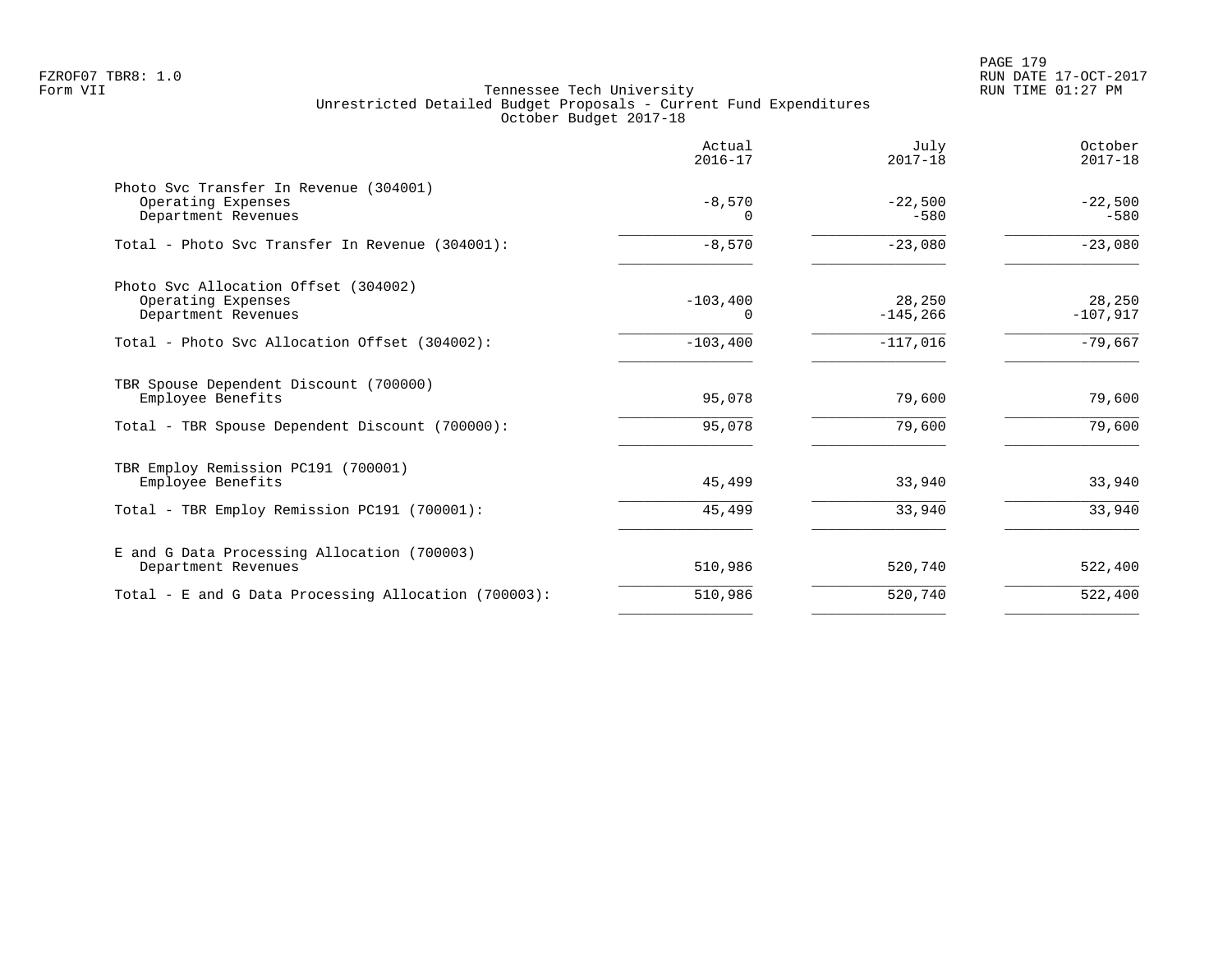FZROF07 TBR8: 1.0
Form VII

Tennessee Tech University
Unrestricted Detailed Budget Proposals - Current Fund Expenditures
October Budget 2017-18

RUN DATE 17-OCT-2017
RUN TIME 01:27 PM

| | Actual 2016-17 | July 2017-18 | October 2017-18 |
|---|---|---|---|
| Photo Svc Transfer In Revenue (304001) | | | |
| Operating Expenses | -8,570 | -22,500 | -22,500 |
| Department Revenues | 0 | -580 | -580 |
| Total - Photo Svc Transfer In Revenue (304001): | -8,570 | -23,080 | -23,080 |
| Photo Svc Allocation Offset (304002) | | | |
| Operating Expenses | -103,400 | 28,250 | 28,250 |
| Department Revenues | 0 | -145,266 | -107,917 |
| Total - Photo Svc Allocation Offset (304002): | -103,400 | -117,016 | -79,667 |
| TBR Spouse Dependent Discount (700000) | | | |
| Employee Benefits | 95,078 | 79,600 | 79,600 |
| Total - TBR Spouse Dependent Discount (700000): | 95,078 | 79,600 | 79,600 |
| TBR Employ Remission PC191 (700001) | | | |
| Employee Benefits | 45,499 | 33,940 | 33,940 |
| Total - TBR Employ Remission PC191 (700001): | 45,499 | 33,940 | 33,940 |
| E and G Data Processing Allocation (700003) | | | |
| Department Revenues | 510,986 | 520,740 | 522,400 |
| Total - E and G Data Processing Allocation (700003): | 510,986 | 520,740 | 522,400 |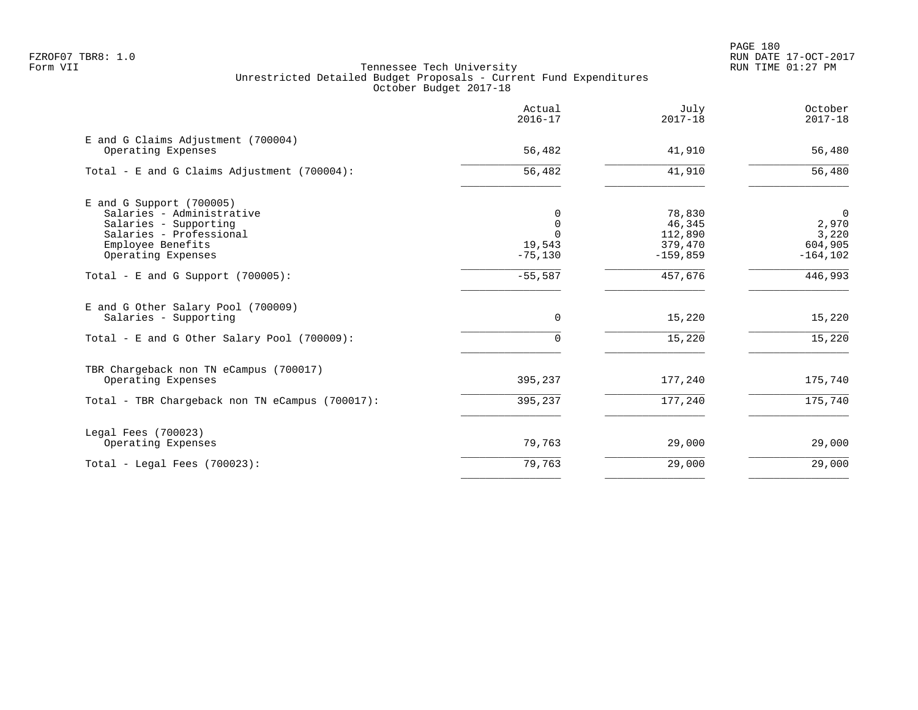Tennessee Tech University
Unrestricted Detailed Budget Proposals - Current Fund Expenditures
October Budget 2017-18

| | Actual 2016-17 | July 2017-18 | October 2017-18 |
|---|---:|---:|---:|
| **E and G Claims Adjustment (700004)** | | | |
| Operating Expenses | 56,482 | 41,910 | 56,480 |
| Total - E and G Claims Adjustment (700004): | 56,482 | 41,910 | 56,480 |
| **E and G Support (700005)** | | | |
| Salaries - Administrative | 0 | 78,830 | 0 |
| Salaries - Supporting | 0 | 46,345 | 2,970 |
| Salaries - Professional | 0 | 112,890 | 3,220 |
| Employee Benefits | 19,543 | 379,470 | 604,905 |
| Operating Expenses | -75,130 | -159,859 | -164,102 |
| Total - E and G Support (700005): | -55,587 | 457,676 | 446,993 |
| **E and G Other Salary Pool (700009)** | | | |
| Salaries - Supporting | 0 | 15,220 | 15,220 |
| Total - E and G Other Salary Pool (700009): | 0 | 15,220 | 15,220 |
| **TBR Chargeback non TN eCampus (700017)** | | | |
| Operating Expenses | 395,237 | 177,240 | 175,740 |
| Total - TBR Chargeback non TN eCampus (700017): | 395,237 | 177,240 | 175,740 |
| **Legal Fees (700023)** | | | |
| Operating Expenses | 79,763 | 29,000 | 29,000 |
| Total - Legal Fees (700023): | 79,763 | 29,000 | 29,000 |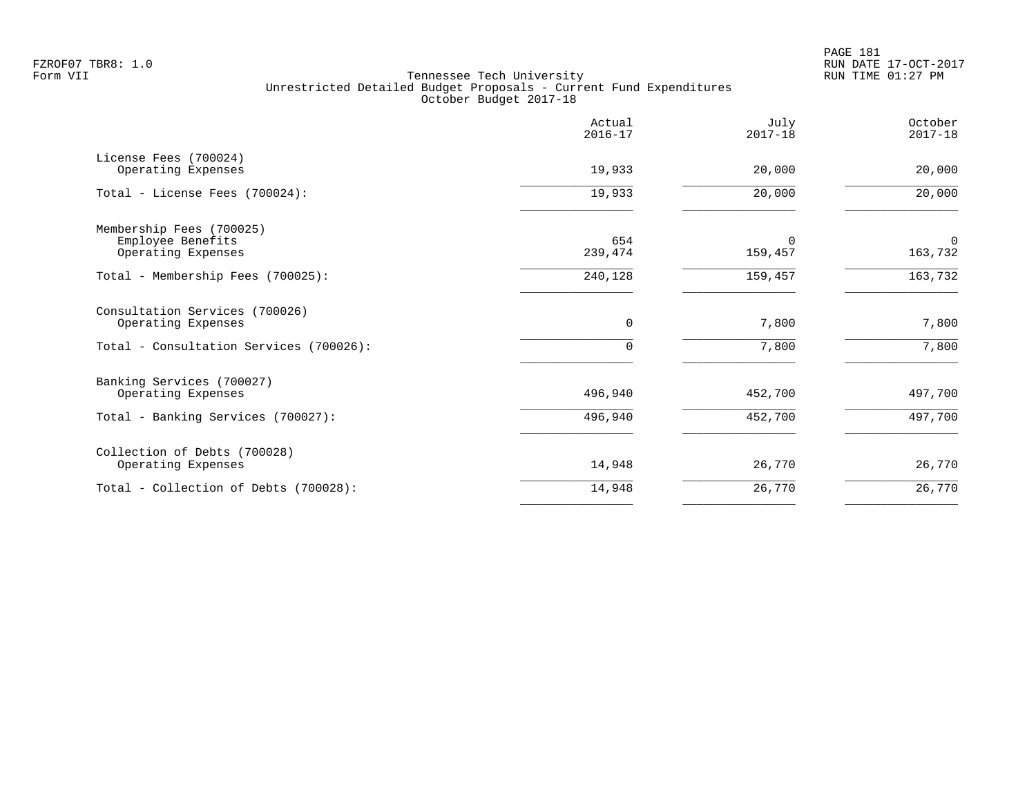Tennessee Tech University
Unrestricted Detailed Budget Proposals - Current Fund Expenditures
October Budget 2017-18

| | Actual 2016-17 | July 2017-18 | October 2017-18 |
|---|---|---|---|
| License Fees (700024) | | | |
| Operating Expenses | 19,933 | 20,000 | 20,000 |
| Total - License Fees (700024): | 19,933 | 20,000 | 20,000 |
| Membership Fees (700025) | | | |
| Employee Benefits | 654 | 0 | 0 |
| Operating Expenses | 239,474 | 159,457 | 163,732 |
| Total - Membership Fees (700025): | 240,128 | 159,457 | 163,732 |
| Consultation Services (700026) | | | |
| Operating Expenses | 0 | 7,800 | 7,800 |
| Total - Consultation Services (700026): | 0 | 7,800 | 7,800 |
| Banking Services (700027) | | | |
| Operating Expenses | 496,940 | 452,700 | 497,700 |
| Total - Banking Services (700027): | 496,940 | 452,700 | 497,700 |
| Collection of Debts (700028) | | | |
| Operating Expenses | 14,948 | 26,770 | 26,770 |
| Total - Collection of Debts (700028): | 14,948 | 26,770 | 26,770 |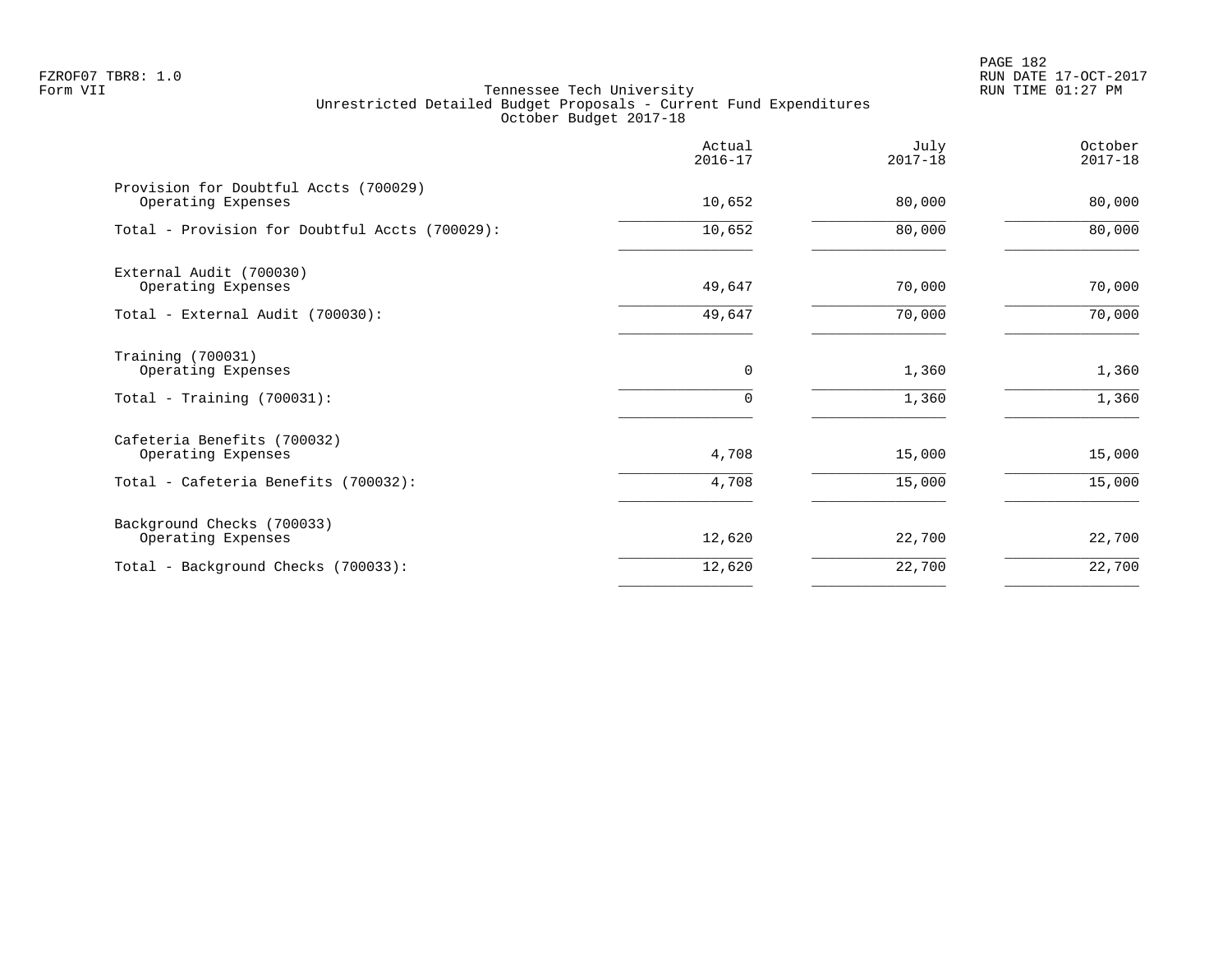FZROF07 TBR8: 1.0
Form VII

Tennessee Tech University
Unrestricted Detailed Budget Proposals - Current Fund Expenditures
October Budget 2017-18

RUN DATE 17-OCT-2017
RUN TIME 01:27 PM

| | Actual 2016-17 | July 2017-18 | October 2017-18 |
|---|---|---|---|
| Provision for Doubtful Accts (700029) | | | |
| Operating Expenses | 10,652 | 80,000 | 80,000 |
| Total - Provision for Doubtful Accts (700029): | 10,652 | 80,000 | 80,000 |
| External Audit (700030) | | | |
| Operating Expenses | 49,647 | 70,000 | 70,000 |
| Total - External Audit (700030): | 49,647 | 70,000 | 70,000 |
| Training (700031) | | | |
| Operating Expenses | 0 | 1,360 | 1,360 |
| Total - Training (700031): | 0 | 1,360 | 1,360 |
| Cafeteria Benefits (700032) | | | |
| Operating Expenses | 4,708 | 15,000 | 15,000 |
| Total - Cafeteria Benefits (700032): | 4,708 | 15,000 | 15,000 |
| Background Checks (700033) | | | |
| Operating Expenses | 12,620 | 22,700 | 22,700 |
| Total - Background Checks (700033): | 12,620 | 22,700 | 22,700 |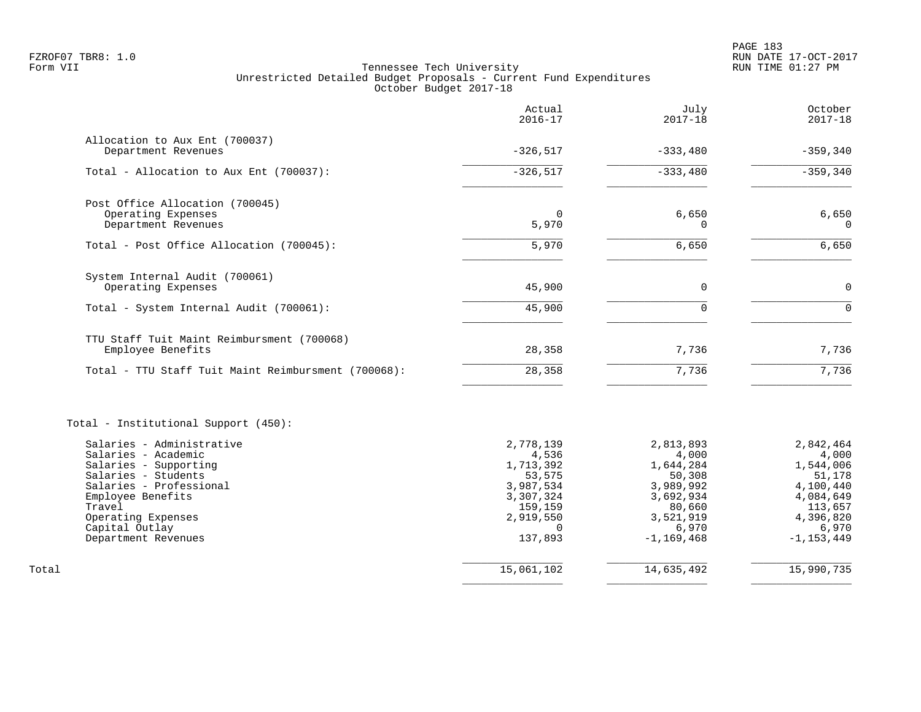FZROF07 TBR8: 1.0
Form VII

Tennessee Tech University
Unrestricted Detailed Budget Proposals - Current Fund Expenditures
October Budget 2017-18

RUN DATE 17-OCT-2017
RUN TIME 01:27 PM

| | Actual 2016-17 | July 2017-18 | October 2017-18 |
|---|---|---|---|
| **Allocation to Aux Ent (700037)** | | | |
| Department Revenues | -326,517 | -333,480 | -359,340 |
| Total - Allocation to Aux Ent (700037): | -326,517 | -333,480 | -359,340 |
| **Post Office Allocation (700045)** | | | |
| Operating Expenses | 0 | 6,650 | 6,650 |
| Department Revenues | 5,970 | 0 | 0 |
| Total - Post Office Allocation (700045): | 5,970 | 6,650 | 6,650 |
| **System Internal Audit (700061)** | | | |
| Operating Expenses | 45,900 | 0 | 0 |
| Total - System Internal Audit (700061): | 45,900 | 0 | 0 |
| **TTU Staff Tuit Maint Reimbursment (700068)** | | | |
| Employee Benefits | 28,358 | 7,736 | 7,736 |
| Total - TTU Staff Tuit Maint Reimbursment (700068): | 28,358 | 7,736 | 7,736 |
| **Total - Institutional Support (450):** | | | |
| Salaries - Administrative | 2,778,139 | 2,813,893 | 2,842,464 |
| Salaries - Academic | 4,536 | 4,000 | 4,000 |
| Salaries - Supporting | 1,713,392 | 1,644,284 | 1,544,006 |
| Salaries - Students | 53,575 | 50,308 | 51,178 |
| Salaries - Professional | 3,987,534 | 3,989,992 | 4,100,440 |
| Employee Benefits | 3,307,324 | 3,692,934 | 4,084,649 |
| Travel | 159,159 | 80,660 | 113,657 |
| Operating Expenses | 2,919,550 | 3,521,919 | 4,396,820 |
| Capital Outlay | 0 | 6,970 | 6,970 |
| Department Revenues | 137,893 | -1,169,468 | -1,153,449 |
| Total | 15,061,102 | 14,635,492 | 15,990,735 |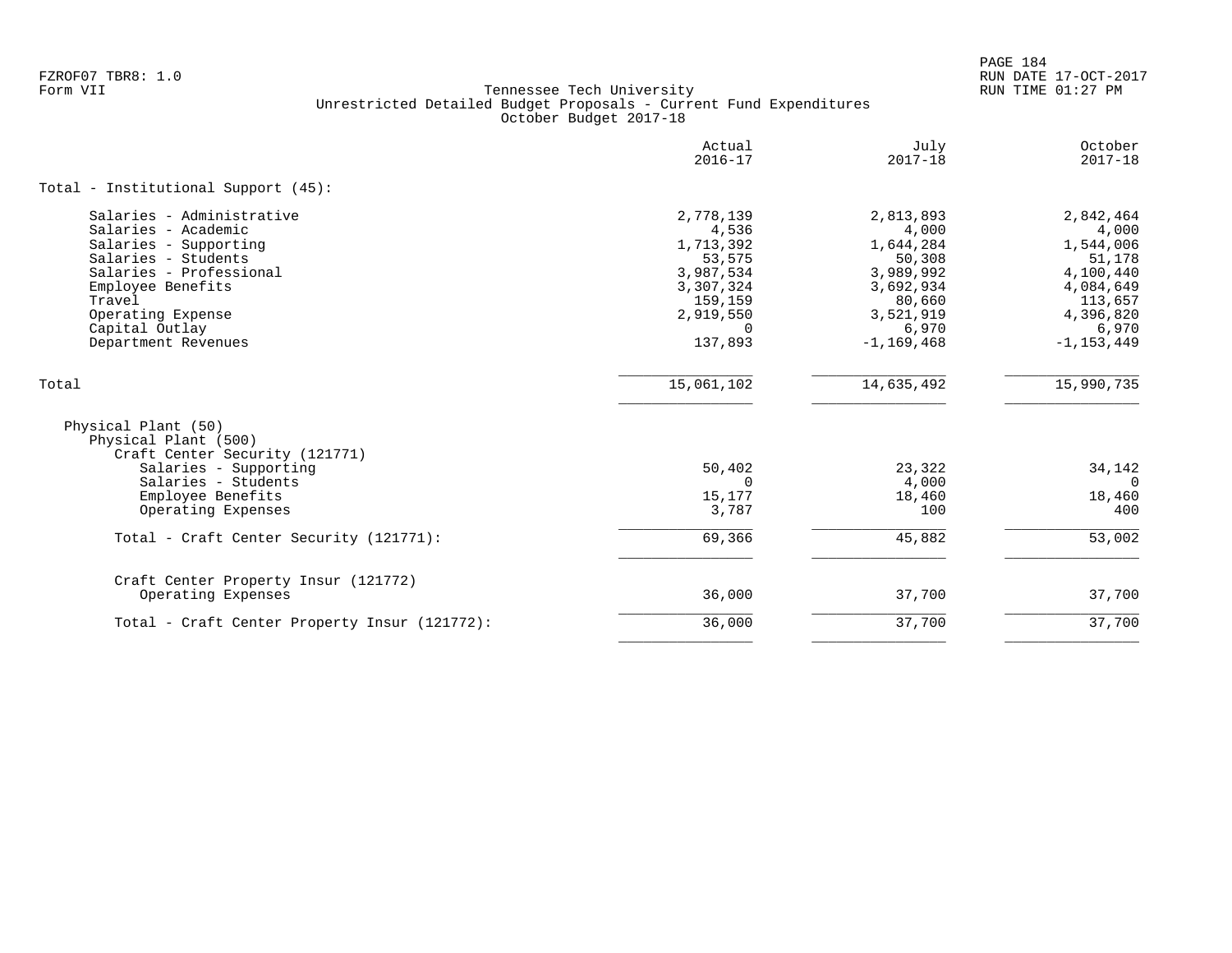FZROF07 TBR8: 1.0
Form VII

Tennessee Tech University
Unrestricted Detailed Budget Proposals - Current Fund Expenditures
October Budget 2017-18

RUN DATE 17-OCT-2017
RUN TIME 01:27 PM

| | Actual 2016-17 | July 2017-18 | October 2017-18 |
|---|---|---|---|
| Total - Institutional Support (45): | | | |
| Salaries - Administrative | 2,778,139 | 2,813,893 | 2,842,464 |
| Salaries - Academic | 4,536 | 4,000 | 4,000 |
| Salaries - Supporting | 1,713,392 | 1,644,284 | 1,544,006 |
| Salaries - Students | 53,575 | 50,308 | 51,178 |
| Salaries - Professional | 3,987,534 | 3,989,992 | 4,100,440 |
| Employee Benefits | 3,307,324 | 3,692,934 | 4,084,649 |
| Travel | 159,159 | 80,660 | 113,657 |
| Operating Expense | 2,919,550 | 3,521,919 | 4,396,820 |
| Capital Outlay | 0 | 6,970 | 6,970 |
| Department Revenues | 137,893 | -1,169,468 | -1,153,449 |
| Total | 15,061,102 | 14,635,492 | 15,990,735 |
| Physical Plant (50) | | | |
| Physical Plant (500) | | | |
| Craft Center Security (121771) | | | |
| Salaries - Supporting | 50,402 | 23,322 | 34,142 |
| Salaries - Students | 0 | 4,000 | 0 |
| Employee Benefits | 15,177 | 18,460 | 18,460 |
| Operating Expenses | 3,787 | 100 | 400 |
| Total - Craft Center Security (121771): | 69,366 | 45,882 | 53,002 |
| Craft Center Property Insur (121772) | | | |
| Operating Expenses | 36,000 | 37,700 | 37,700 |
| Total - Craft Center Property Insur (121772): | 36,000 | 37,700 | 37,700 |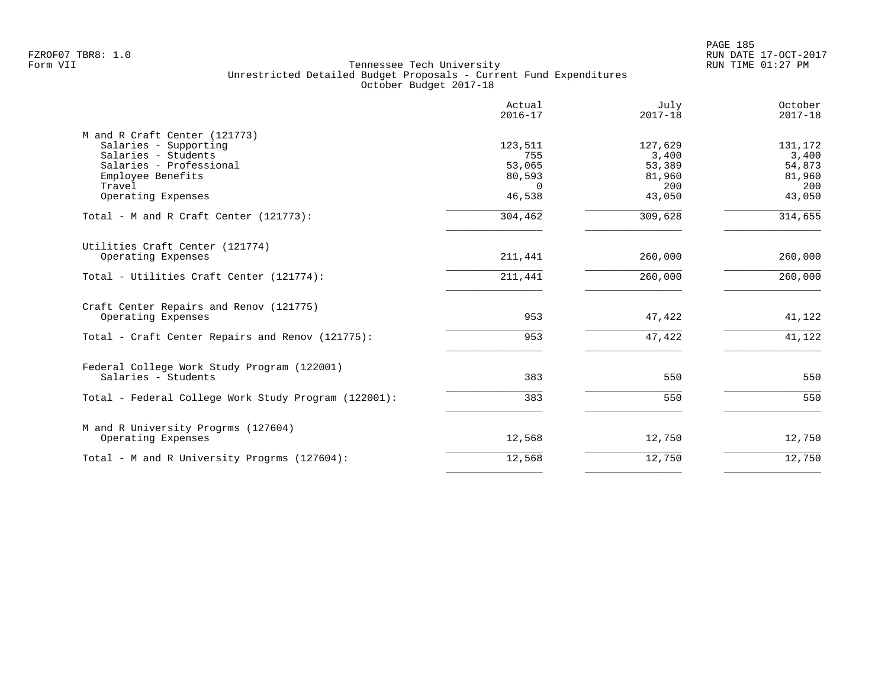Tennessee Tech University
Unrestricted Detailed Budget Proposals - Current Fund Expenditures
October Budget 2017-18

| | Actual 2016-17 | July 2017-18 | October 2017-18 |
|---|---|---|---|
| **M and R Craft Center (121773)** | | | |
| Salaries - Supporting | 123,511 | 127,629 | 131,172 |
| Salaries - Students | 755 | 3,400 | 3,400 |
| Salaries - Professional | 53,065 | 53,389 | 54,873 |
| Employee Benefits | 80,593 | 81,960 | 81,960 |
| Travel | 0 | 200 | 200 |
| Operating Expenses | 46,538 | 43,050 | 43,050 |
| Total - M and R Craft Center (121773): | 304,462 | 309,628 | 314,655 |
| **Utilities Craft Center (121774)** | | | |
| Operating Expenses | 211,441 | 260,000 | 260,000 |
| Total - Utilities Craft Center (121774): | 211,441 | 260,000 | 260,000 |
| **Craft Center Repairs and Renov (121775)** | | | |
| Operating Expenses | 953 | 47,422 | 41,122 |
| Total - Craft Center Repairs and Renov (121775): | 953 | 47,422 | 41,122 |
| **Federal College Work Study Program (122001)** | | | |
| Salaries - Students | 383 | 550 | 550 |
| Total - Federal College Work Study Program (122001): | 383 | 550 | 550 |
| **M and R University Progrms (127604)** | | | |
| Operating Expenses | 12,568 | 12,750 | 12,750 |
| Total - M and R University Progrms (127604): | 12,568 | 12,750 | 12,750 |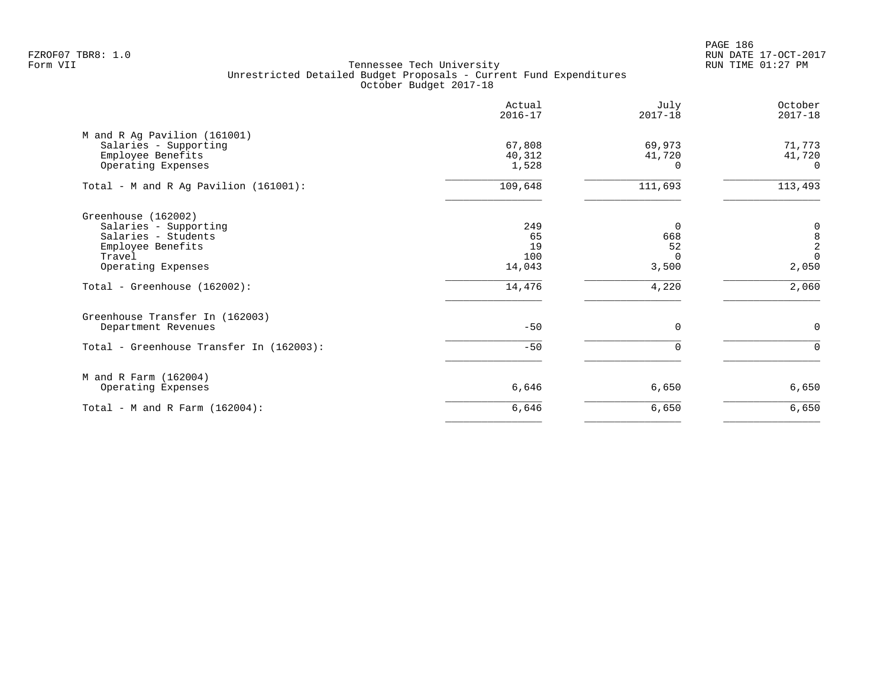Tennessee Tech University
Unrestricted Detailed Budget Proposals - Current Fund Expenditures
October Budget 2017-18

FZROF07 TBR8: 1.0
Form VII

RUN DATE 17-OCT-2017
RUN TIME 01:27 PM

| | Actual 2016-17 | July 2017-18 | October 2017-18 |
|---|---|---|---|
| M and R Ag Pavilion (161001) | | | |
| Salaries - Supporting | 67,808 | 69,973 | 71,773 |
| Employee Benefits | 40,312 | 41,720 | 41,720 |
| Operating Expenses | 1,528 | 0 | 0 |
| Total - M and R Ag Pavilion (161001): | 109,648 | 111,693 | 113,493 |
| Greenhouse (162002) | | | |
| Salaries - Supporting | 249 | 0 | 0 |
| Salaries - Students | 65 | 668 | 8 |
| Employee Benefits | 19 | 52 | 2 |
| Travel | 100 | 0 | 0 |
| Operating Expenses | 14,043 | 3,500 | 2,050 |
| Total - Greenhouse (162002): | 14,476 | 4,220 | 2,060 |
| Greenhouse Transfer In (162003) | | | |
| Department Revenues | -50 | 0 | 0 |
| Total - Greenhouse Transfer In (162003): | -50 | 0 | 0 |
| M and R Farm (162004) | | | |
| Operating Expenses | 6,646 | 6,650 | 6,650 |
| Total - M and R Farm (162004): | 6,646 | 6,650 | 6,650 |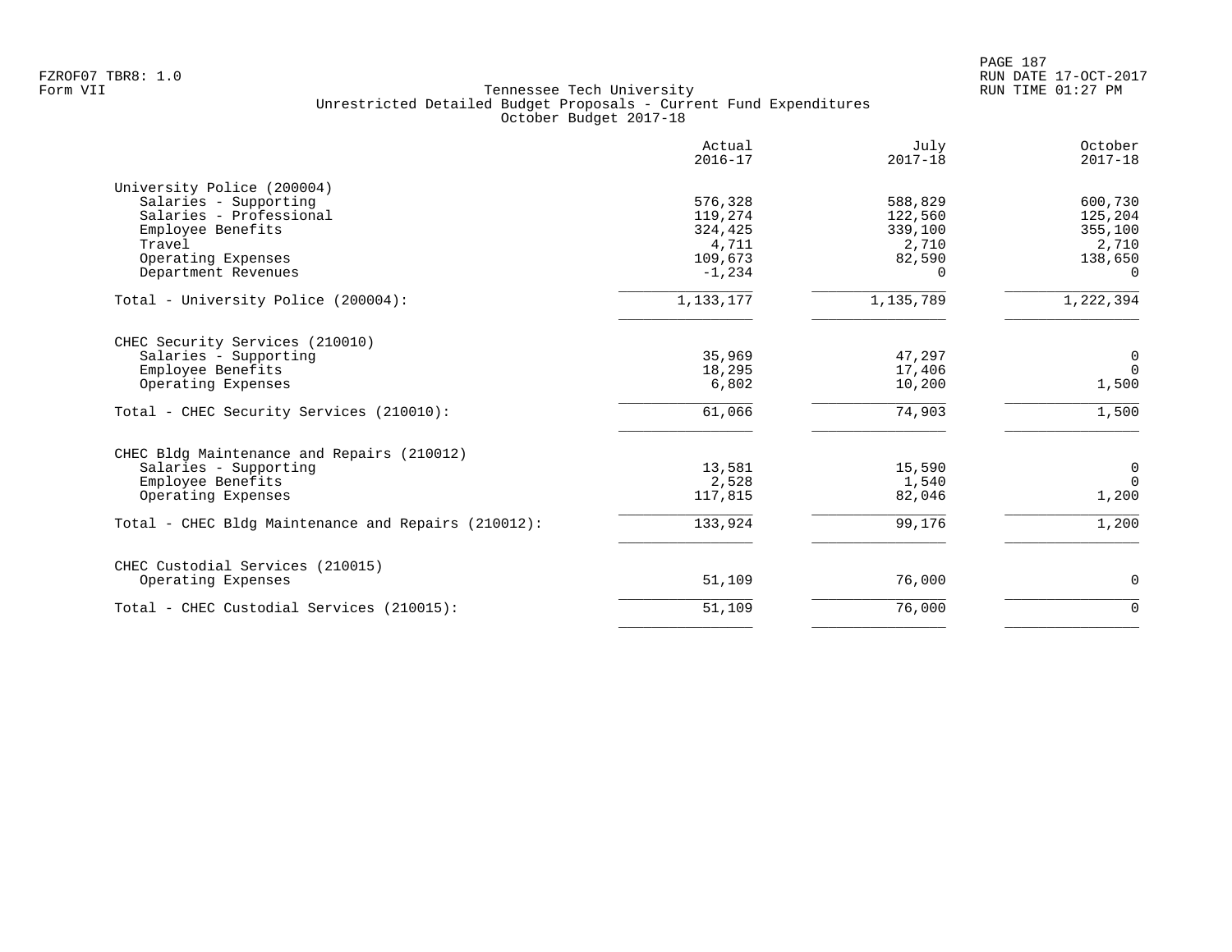Tennessee Tech University
Unrestricted Detailed Budget Proposals - Current Fund Expenditures
October Budget 2017-18

| | Actual 2016-17 | July 2017-18 | October 2017-18 |
|---|---:|---:|---:|
| **University Police (200004)** | | | |
| Salaries - Supporting | 576,328 | 588,829 | 600,730 |
| Salaries - Professional | 119,274 | 122,560 | 125,204 |
| Employee Benefits | 324,425 | 339,100 | 355,100 |
| Travel | 4,711 | 2,710 | 2,710 |
| Operating Expenses | 109,673 | 82,590 | 138,650 |
| Department Revenues | -1,234 | 0 | 0 |
| Total - University Police (200004): | 1,133,177 | 1,135,789 | 1,222,394 |
| **CHEC Security Services (210010)** | | | |
| Salaries - Supporting | 35,969 | 47,297 | 0 |
| Employee Benefits | 18,295 | 17,406 | 0 |
| Operating Expenses | 6,802 | 10,200 | 1,500 |
| Total - CHEC Security Services (210010): | 61,066 | 74,903 | 1,500 |
| **CHEC Bldg Maintenance and Repairs (210012)** | | | |
| Salaries - Supporting | 13,581 | 15,590 | 0 |
| Employee Benefits | 2,528 | 1,540 | 0 |
| Operating Expenses | 117,815 | 82,046 | 1,200 |
| Total - CHEC Bldg Maintenance and Repairs (210012): | 133,924 | 99,176 | 1,200 |
| **CHEC Custodial Services (210015)** | | | |
| Operating Expenses | 51,109 | 76,000 | 0 |
| Total - CHEC Custodial Services (210015): | 51,109 | 76,000 | 0 |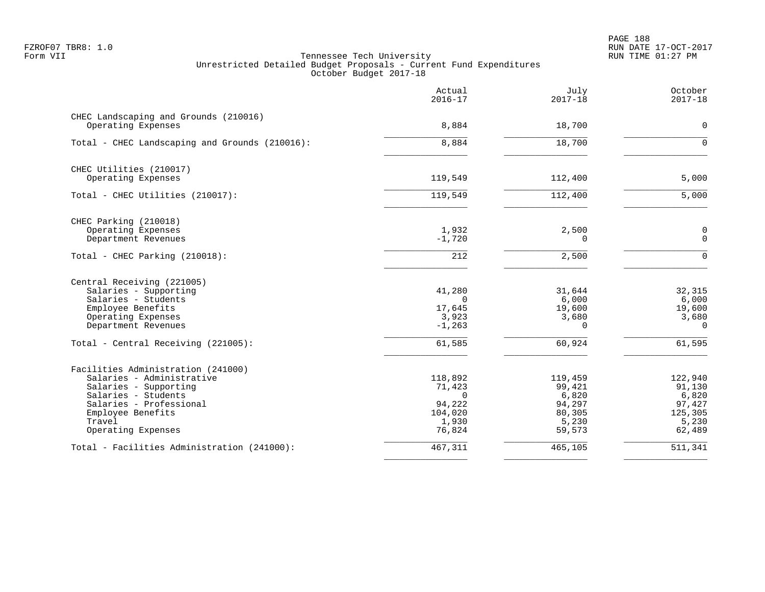FZROF07 TBR8: 1.0
Form VII

Tennessee Tech University
Unrestricted Detailed Budget Proposals - Current Fund Expenditures
October Budget 2017-18

RUN DATE 17-OCT-2017
RUN TIME 01:27 PM

| | Actual 2016-17 | July 2017-18 | October 2017-18 |
|---|---|---|---|
| **CHEC Landscaping and Grounds (210016)** | | | |
| Operating Expenses | 8,884 | 18,700 | 0 |
| Total - CHEC Landscaping and Grounds (210016): | 8,884 | 18,700 | 0 |
| **CHEC Utilities (210017)** | | | |
| Operating Expenses | 119,549 | 112,400 | 5,000 |
| Total - CHEC Utilities (210017): | 119,549 | 112,400 | 5,000 |
| **CHEC Parking (210018)** | | | |
| Operating Expenses | 1,932 | 2,500 | 0 |
| Department Revenues | -1,720 | 0 | 0 |
| Total - CHEC Parking (210018): | 212 | 2,500 | 0 |
| **Central Receiving (221005)** | | | |
| Salaries - Supporting | 41,280 | 31,644 | 32,315 |
| Salaries - Students | 0 | 6,000 | 6,000 |
| Employee Benefits | 17,645 | 19,600 | 19,600 |
| Operating Expenses | 3,923 | 3,680 | 3,680 |
| Department Revenues | -1,263 | 0 | 0 |
| Total - Central Receiving (221005): | 61,585 | 60,924 | 61,595 |
| **Facilities Administration (241000)** | | | |
| Salaries - Administrative | 118,892 | 119,459 | 122,940 |
| Salaries - Supporting | 71,423 | 99,421 | 91,130 |
| Salaries - Students | 0 | 6,820 | 6,820 |
| Salaries - Professional | 94,222 | 94,297 | 97,427 |
| Employee Benefits | 104,020 | 80,305 | 125,305 |
| Travel | 1,930 | 5,230 | 5,230 |
| Operating Expenses | 76,824 | 59,573 | 62,489 |
| Total - Facilities Administration (241000): | 467,311 | 465,105 | 511,341 |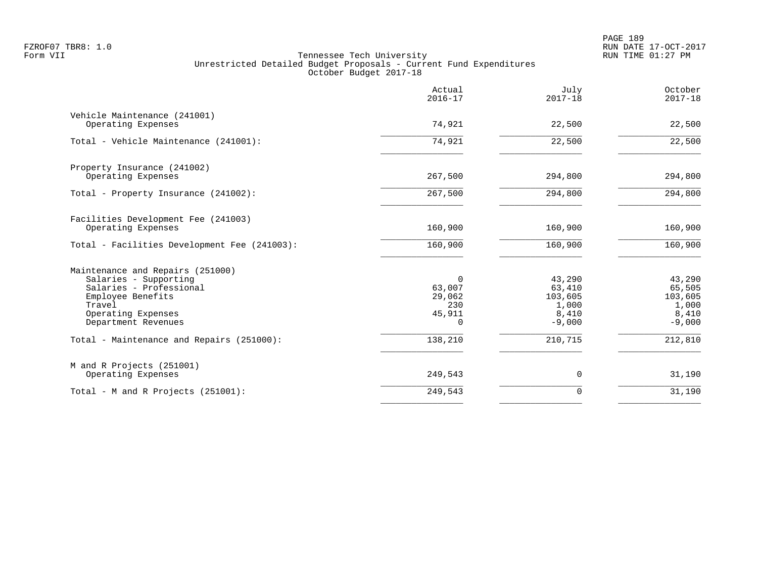FZROF07 TBR8: 1.0
Form VII

Tennessee Tech University
Unrestricted Detailed Budget Proposals - Current Fund Expenditures
October Budget 2017-18

RUN DATE 17-OCT-2017
RUN TIME 01:27 PM

| | Actual 2016-17 | July 2017-18 | October 2017-18 |
|---|---|---|---|
| **Vehicle Maintenance (241001)** | | | |
| Operating Expenses | 74,921 | 22,500 | 22,500 |
| Total - Vehicle Maintenance (241001): | 74,921 | 22,500 | 22,500 |
| **Property Insurance (241002)** | | | |
| Operating Expenses | 267,500 | 294,800 | 294,800 |
| Total - Property Insurance (241002): | 267,500 | 294,800 | 294,800 |
| **Facilities Development Fee (241003)** | | | |
| Operating Expenses | 160,900 | 160,900 | 160,900 |
| Total - Facilities Development Fee (241003): | 160,900 | 160,900 | 160,900 |
| **Maintenance and Repairs (251000)** | | | |
| Salaries - Supporting | 0 | 43,290 | 43,290 |
| Salaries - Professional | 63,007 | 63,410 | 65,505 |
| Employee Benefits | 29,062 | 103,605 | 103,605 |
| Travel | 230 | 1,000 | 1,000 |
| Operating Expenses | 45,911 | 8,410 | 8,410 |
| Department Revenues | 0 | -9,000 | -9,000 |
| Total - Maintenance and Repairs (251000): | 138,210 | 210,715 | 212,810 |
| **M and R Projects (251001)** | | | |
| Operating Expenses | 249,543 | 0 | 31,190 |
| Total - M and R Projects (251001): | 249,543 | 0 | 31,190 |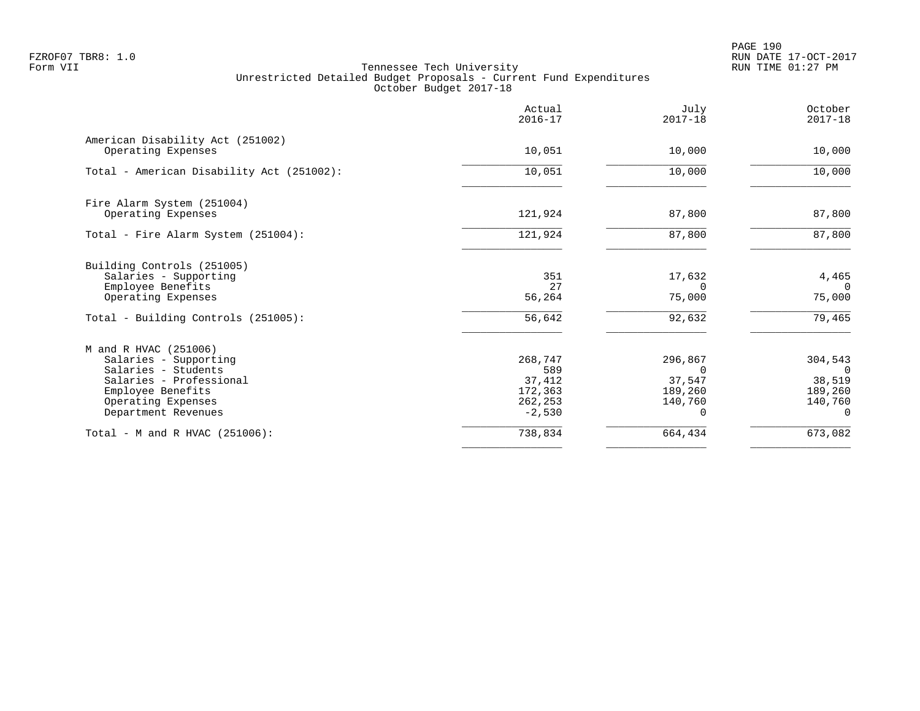Tennessee Tech University
Unrestricted Detailed Budget Proposals - Current Fund Expenditures
October Budget 2017-18

| | Actual 2016-17 | July 2017-18 | October 2017-18 |
|---|---:|---:|---:|
| American Disability Act (251002) | | | |
| Operating Expenses | 10,051 | 10,000 | 10,000 |
| Total - American Disability Act (251002): | 10,051 | 10,000 | 10,000 |
| Fire Alarm System (251004) | | | |
| Operating Expenses | 121,924 | 87,800 | 87,800 |
| Total - Fire Alarm System (251004): | 121,924 | 87,800 | 87,800 |
| Building Controls (251005) | | | |
| Salaries - Supporting | 351 | 17,632 | 4,465 |
| Employee Benefits | 27 | 0 | 0 |
| Operating Expenses | 56,264 | 75,000 | 75,000 |
| Total - Building Controls (251005): | 56,642 | 92,632 | 79,465 |
| M and R HVAC (251006) | | | |
| Salaries - Supporting | 268,747 | 296,867 | 304,543 |
| Salaries - Students | 589 | 0 | 0 |
| Salaries - Professional | 37,412 | 37,547 | 38,519 |
| Employee Benefits | 172,363 | 189,260 | 189,260 |
| Operating Expenses | 262,253 | 140,760 | 140,760 |
| Department Revenues | -2,530 | 0 | 0 |
| Total - M and R HVAC (251006): | 738,834 | 664,434 | 673,082 |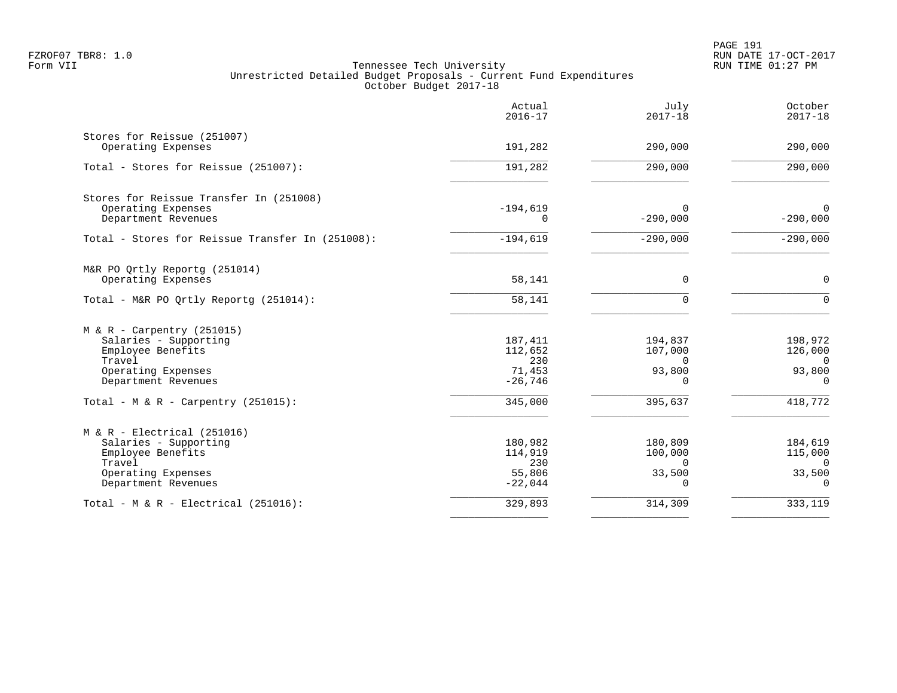Tennessee Tech University
Unrestricted Detailed Budget Proposals - Current Fund Expenditures
October Budget 2017-18

| | Actual 2016-17 | July 2017-18 | October 2017-18 |
|---|---|---|---|
| **Stores for Reissue (251007)** | | | |
| Operating Expenses | 191,282 | 290,000 | 290,000 |
| Total - Stores for Reissue (251007): | 191,282 | 290,000 | 290,000 |
| **Stores for Reissue Transfer In (251008)** | | | |
| Operating Expenses | -194,619 | 0 | 0 |
| Department Revenues | 0 | -290,000 | -290,000 |
| Total - Stores for Reissue Transfer In (251008): | -194,619 | -290,000 | -290,000 |
| **M&R PO Qrtly Reportg (251014)** | | | |
| Operating Expenses | 58,141 | 0 | 0 |
| Total - M&R PO Qrtly Reportg (251014): | 58,141 | 0 | 0 |
| **M & R - Carpentry (251015)** | | | |
| Salaries - Supporting | 187,411 | 194,837 | 198,972 |
| Employee Benefits | 112,652 | 107,000 | 126,000 |
| Travel | 230 | 0 | 0 |
| Operating Expenses | 71,453 | 93,800 | 93,800 |
| Department Revenues | -26,746 | 0 | 0 |
| Total - M & R - Carpentry (251015): | 345,000 | 395,637 | 418,772 |
| **M & R - Electrical (251016)** | | | |
| Salaries - Supporting | 180,982 | 180,809 | 184,619 |
| Employee Benefits | 114,919 | 100,000 | 115,000 |
| Travel | 230 | 0 | 0 |
| Operating Expenses | 55,806 | 33,500 | 33,500 |
| Department Revenues | -22,044 | 0 | 0 |
| Total - M & R - Electrical (251016): | 329,893 | 314,309 | 333,119 |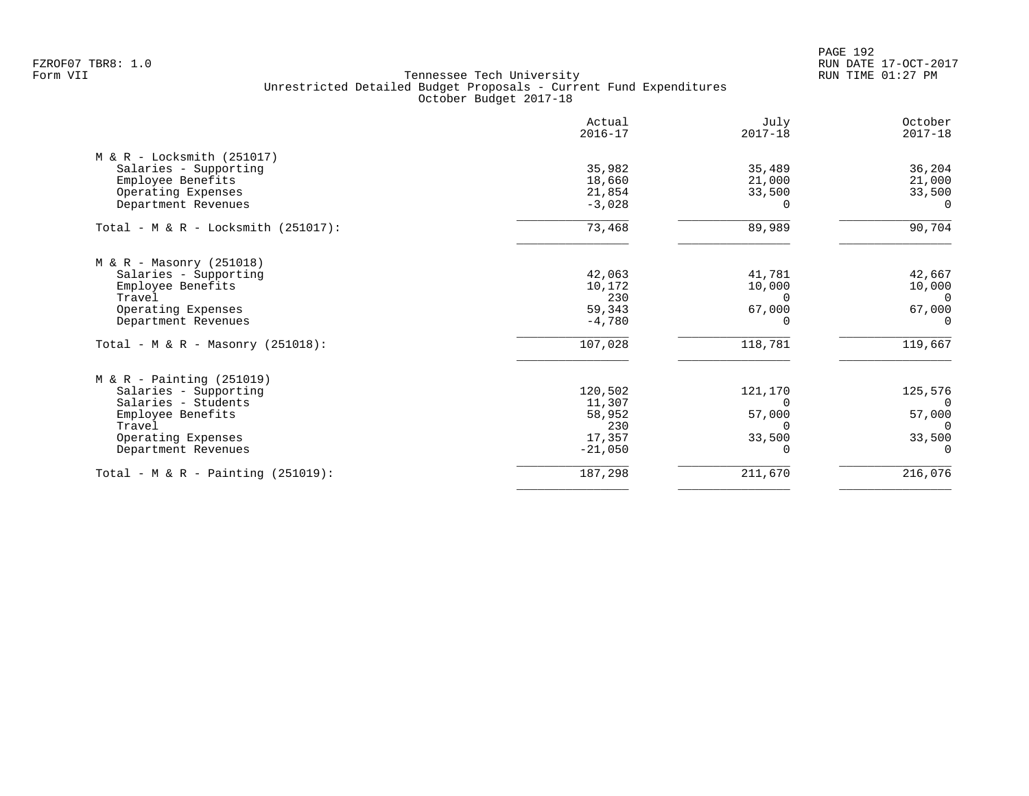Tennessee Tech University
Unrestricted Detailed Budget Proposals - Current Fund Expenditures
October Budget 2017-18

| | Actual 2016-17 | July 2017-18 | October 2017-18 |
|---|---|---|---|
| **M & R - Locksmith (251017)** | | | |
| Salaries - Supporting | 35,982 | 35,489 | 36,204 |
| Employee Benefits | 18,660 | 21,000 | 21,000 |
| Operating Expenses | 21,854 | 33,500 | 33,500 |
| Department Revenues | -3,028 | 0 | 0 |
| Total - M & R - Locksmith (251017): | 73,468 | 89,989 | 90,704 |
| **M & R - Masonry (251018)** | | | |
| Salaries - Supporting | 42,063 | 41,781 | 42,667 |
| Employee Benefits | 10,172 | 10,000 | 10,000 |
| Travel | 230 | 0 | 0 |
| Operating Expenses | 59,343 | 67,000 | 67,000 |
| Department Revenues | -4,780 | 0 | 0 |
| Total - M & R - Masonry (251018): | 107,028 | 118,781 | 119,667 |
| **M & R - Painting (251019)** | | | |
| Salaries - Supporting | 120,502 | 121,170 | 125,576 |
| Salaries - Students | 11,307 | 0 | 0 |
| Employee Benefits | 58,952 | 57,000 | 57,000 |
| Travel | 230 | 0 | 0 |
| Operating Expenses | 17,357 | 33,500 | 33,500 |
| Department Revenues | -21,050 | 0 | 0 |
| Total - M & R - Painting (251019): | 187,298 | 211,670 | 216,076 |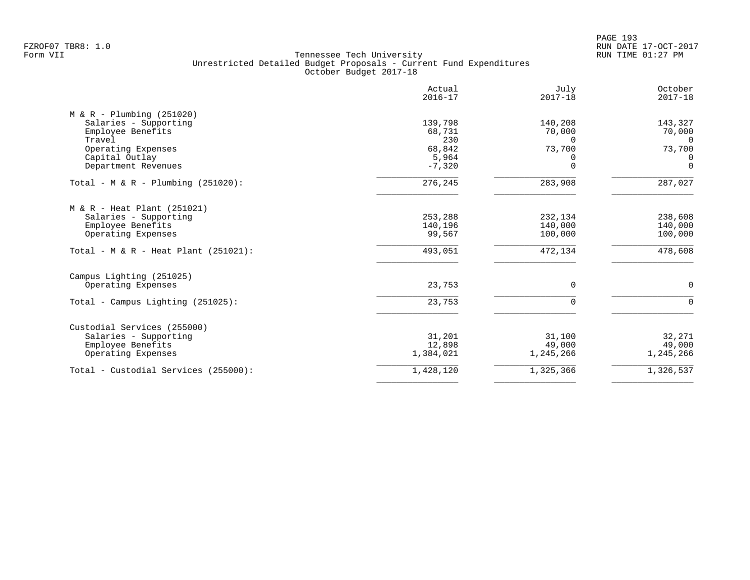Tennessee Tech University
Unrestricted Detailed Budget Proposals - Current Fund Expenditures
October Budget 2017-18

FZROF07 TBR8: 1.0
Form VII

RUN DATE 17-OCT-2017
RUN TIME 01:27 PM

| | Actual 2016-17 | July 2017-18 | October 2017-18 |
|---|---:|---:|---:|
| **M & R - Plumbing (251020)** | | | |
| Salaries - Supporting | 139,798 | 140,208 | 143,327 |
| Employee Benefits | 68,731 | 70,000 | 70,000 |
| Travel | 230 | 0 | 0 |
| Operating Expenses | 68,842 | 73,700 | 73,700 |
| Capital Outlay | 5,964 | 0 | 0 |
| Department Revenues | -7,320 | 0 | 0 |
| Total - M & R - Plumbing (251020): | 276,245 | 283,908 | 287,027 |
| **M & R - Heat Plant (251021)** | | | |
| Salaries - Supporting | 253,288 | 232,134 | 238,608 |
| Employee Benefits | 140,196 | 140,000 | 140,000 |
| Operating Expenses | 99,567 | 100,000 | 100,000 |
| Total - M & R - Heat Plant (251021): | 493,051 | 472,134 | 478,608 |
| **Campus Lighting (251025)** | | | |
| Operating Expenses | 23,753 | 0 | 0 |
| Total - Campus Lighting (251025): | 23,753 | 0 | 0 |
| **Custodial Services (255000)** | | | |
| Salaries - Supporting | 31,201 | 31,100 | 32,271 |
| Employee Benefits | 12,898 | 49,000 | 49,000 |
| Operating Expenses | 1,384,021 | 1,245,266 | 1,245,266 |
| Total - Custodial Services (255000): | 1,428,120 | 1,325,366 | 1,326,537 |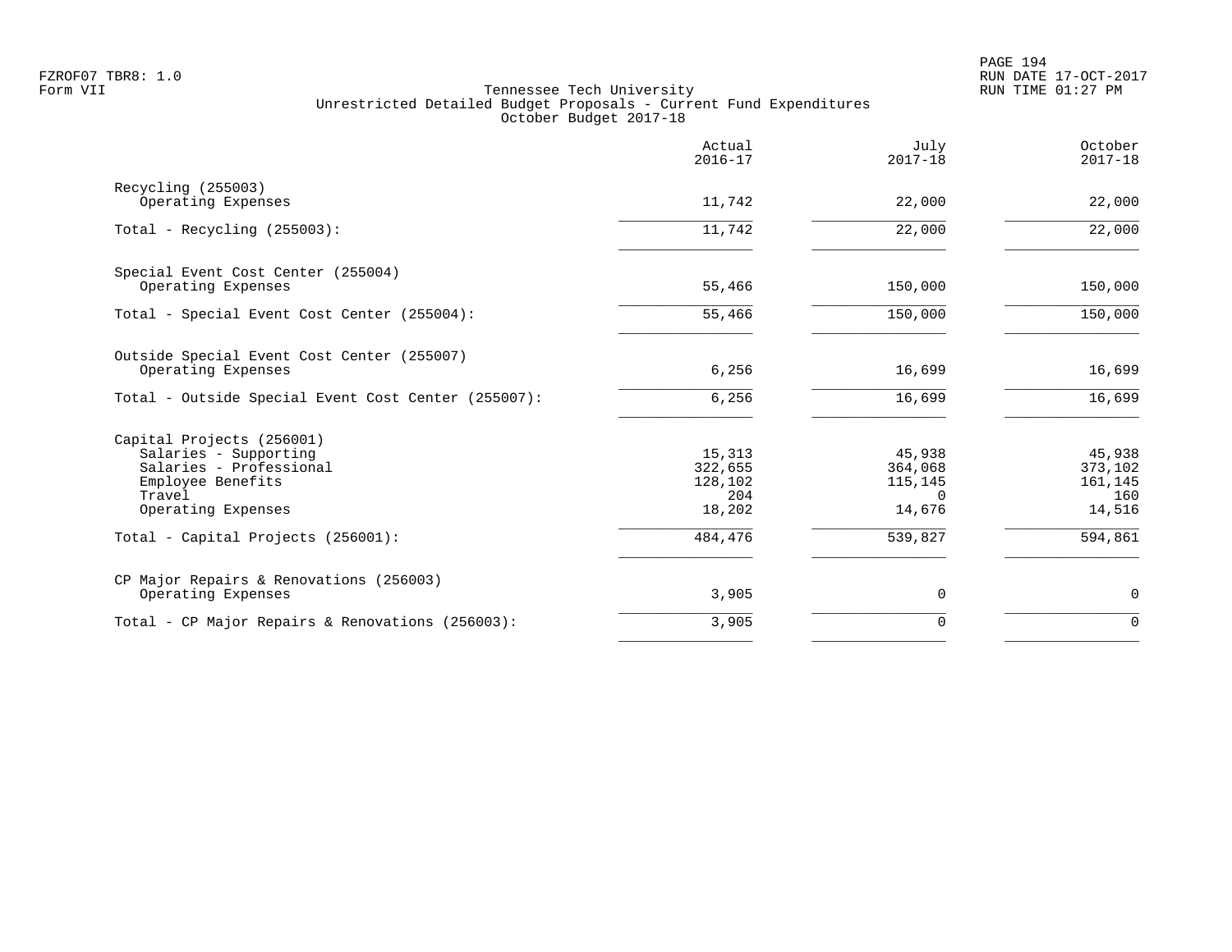Tennessee Tech University
Unrestricted Detailed Budget Proposals - Current Fund Expenditures
October Budget 2017-18

| | Actual 2016-17 | July 2017-18 | October 2017-18 |
|---|---|---|---|
| Recycling (255003) | | | |
| Operating Expenses | 11,742 | 22,000 | 22,000 |
| Total - Recycling (255003): | 11,742 | 22,000 | 22,000 |
| Special Event Cost Center (255004) | | | |
| Operating Expenses | 55,466 | 150,000 | 150,000 |
| Total - Special Event Cost Center (255004): | 55,466 | 150,000 | 150,000 |
| Outside Special Event Cost Center (255007) | | | |
| Operating Expenses | 6,256 | 16,699 | 16,699 |
| Total - Outside Special Event Cost Center (255007): | 6,256 | 16,699 | 16,699 |
| Capital Projects (256001) | | | |
| Salaries - Supporting | 15,313 | 45,938 | 45,938 |
| Salaries - Professional | 322,655 | 364,068 | 373,102 |
| Employee Benefits | 128,102 | 115,145 | 161,145 |
| Travel | 204 | 0 | 160 |
| Operating Expenses | 18,202 | 14,676 | 14,516 |
| Total - Capital Projects (256001): | 484,476 | 539,827 | 594,861 |
| CP Major Repairs & Renovations (256003) | | | |
| Operating Expenses | 3,905 | 0 | 0 |
| Total - CP Major Repairs & Renovations (256003): | 3,905 | 0 | 0 |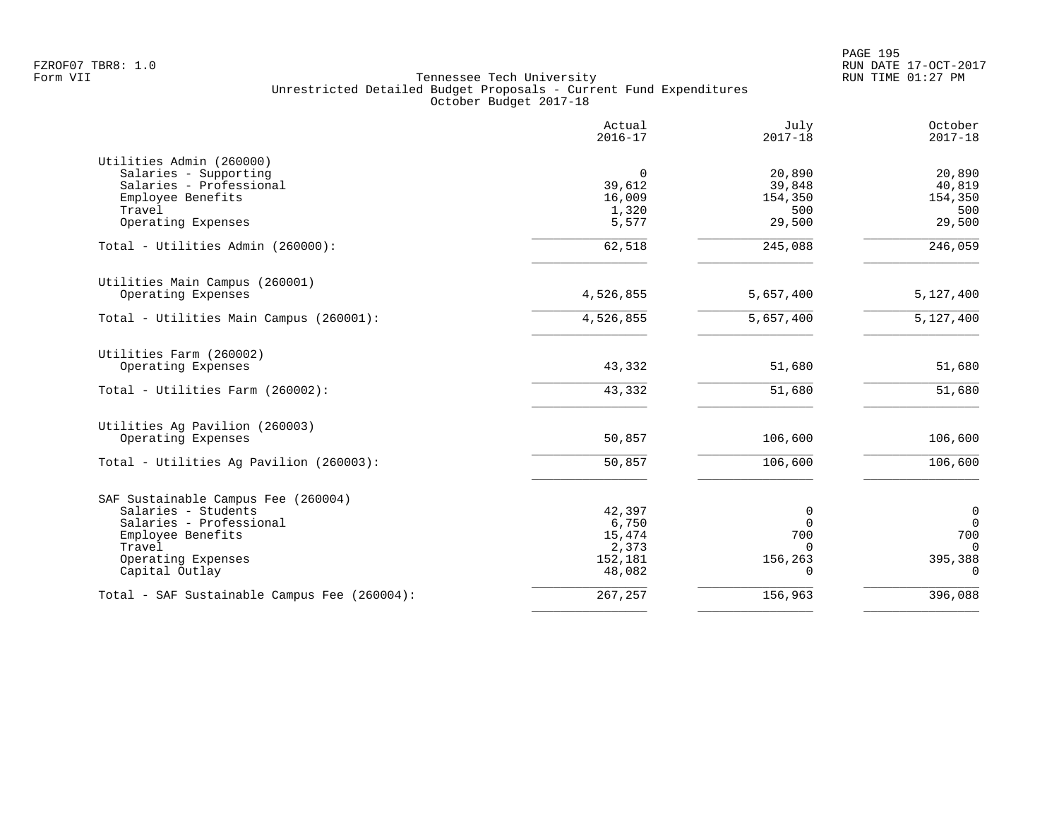FZROF07 TBR8: 1.0
Form VII

Tennessee Tech University
Unrestricted Detailed Budget Proposals - Current Fund Expenditures
October Budget 2017-18

RUN DATE 17-OCT-2017
RUN TIME 01:27 PM

| | Actual 2016-17 | July 2017-18 | October 2017-18 |
|---|---|---|---|
| **Utilities Admin (260000)** | | | |
| Salaries - Supporting | 0 | 20,890 | 20,890 |
| Salaries - Professional | 39,612 | 39,848 | 40,819 |
| Employee Benefits | 16,009 | 154,350 | 154,350 |
| Travel | 1,320 | 500 | 500 |
| Operating Expenses | 5,577 | 29,500 | 29,500 |
| Total - Utilities Admin (260000): | 62,518 | 245,088 | 246,059 |
| **Utilities Main Campus (260001)** | | | |
| Operating Expenses | 4,526,855 | 5,657,400 | 5,127,400 |
| Total - Utilities Main Campus (260001): | 4,526,855 | 5,657,400 | 5,127,400 |
| **Utilities Farm (260002)** | | | |
| Operating Expenses | 43,332 | 51,680 | 51,680 |
| Total - Utilities Farm (260002): | 43,332 | 51,680 | 51,680 |
| **Utilities Ag Pavilion (260003)** | | | |
| Operating Expenses | 50,857 | 106,600 | 106,600 |
| Total - Utilities Ag Pavilion (260003): | 50,857 | 106,600 | 106,600 |
| **SAF Sustainable Campus Fee (260004)** | | | |
| Salaries - Students | 42,397 | 0 | 0 |
| Salaries - Professional | 6,750 | 0 | 0 |
| Employee Benefits | 15,474 | 700 | 700 |
| Travel | 2,373 | 0 | 0 |
| Operating Expenses | 152,181 | 156,263 | 395,388 |
| Capital Outlay | 48,082 | 0 | 0 |
| Total - SAF Sustainable Campus Fee (260004): | 267,257 | 156,963 | 396,088 |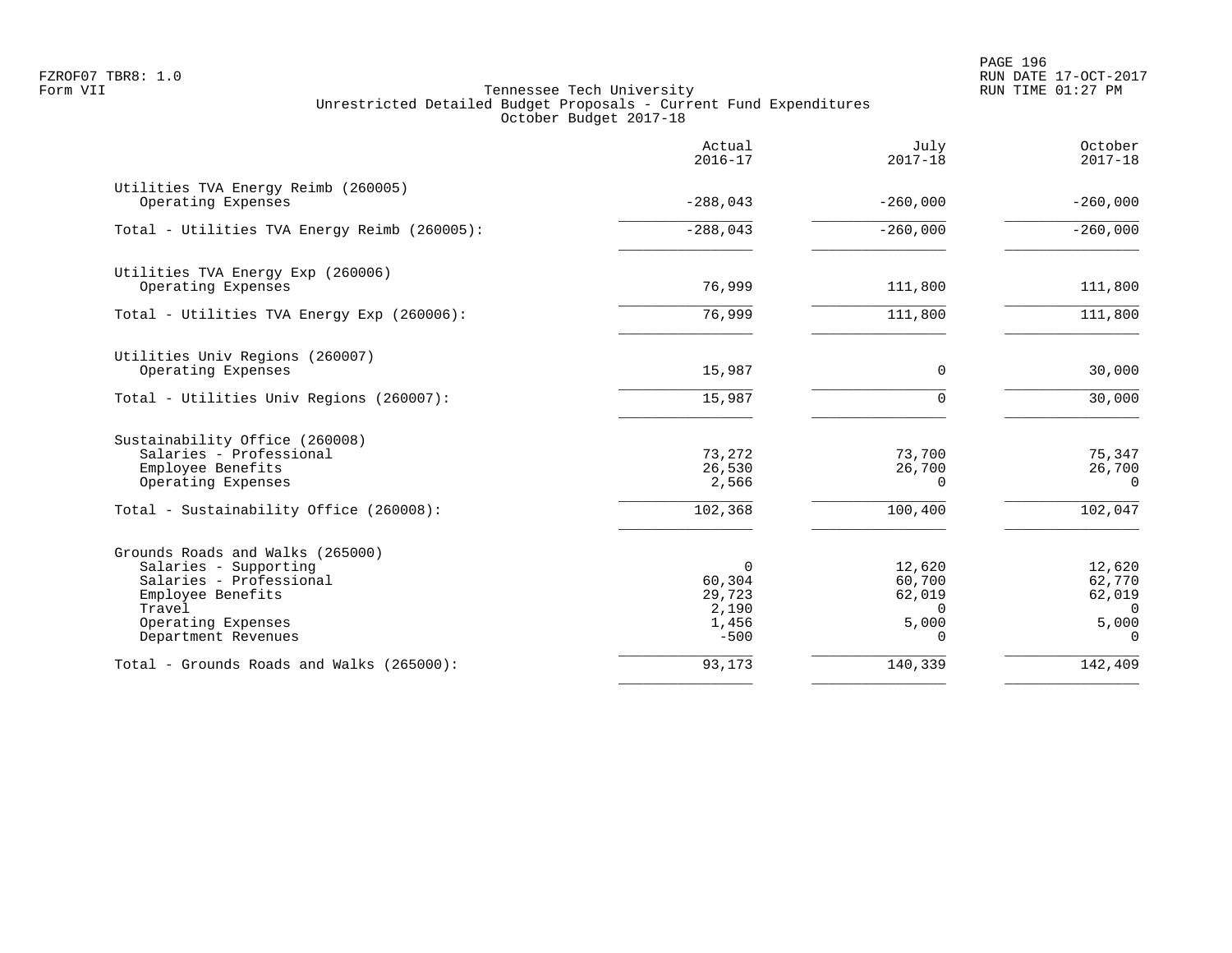Tennessee Tech University
Unrestricted Detailed Budget Proposals - Current Fund Expenditures
October Budget 2017-18

| | Actual 2016-17 | July 2017-18 | October 2017-18 |
|---|---|---|---|
| **Utilities TVA Energy Reimb (260005)** | | | |
| Operating Expenses | -288,043 | -260,000 | -260,000 |
| Total - Utilities TVA Energy Reimb (260005): | -288,043 | -260,000 | -260,000 |
| **Utilities TVA Energy Exp (260006)** | | | |
| Operating Expenses | 76,999 | 111,800 | 111,800 |
| Total - Utilities TVA Energy Exp (260006): | 76,999 | 111,800 | 111,800 |
| **Utilities Univ Regions (260007)** | | | |
| Operating Expenses | 15,987 | 0 | 30,000 |
| Total - Utilities Univ Regions (260007): | 15,987 | 0 | 30,000 |
| **Sustainability Office (260008)** | | | |
| Salaries - Professional | 73,272 | 73,700 | 75,347 |
| Employee Benefits | 26,530 | 26,700 | 26,700 |
| Operating Expenses | 2,566 | 0 | 0 |
| Total - Sustainability Office (260008): | 102,368 | 100,400 | 102,047 |
| **Grounds Roads and Walks (265000)** | | | |
| Salaries - Supporting | 0 | 12,620 | 12,620 |
| Salaries - Professional | 60,304 | 60,700 | 62,770 |
| Employee Benefits | 29,723 | 62,019 | 62,019 |
| Travel | 2,190 | 0 | 0 |
| Operating Expenses | 1,456 | 5,000 | 5,000 |
| Department Revenues | -500 | 0 | 0 |
| Total - Grounds Roads and Walks (265000): | 93,173 | 140,339 | 142,409 |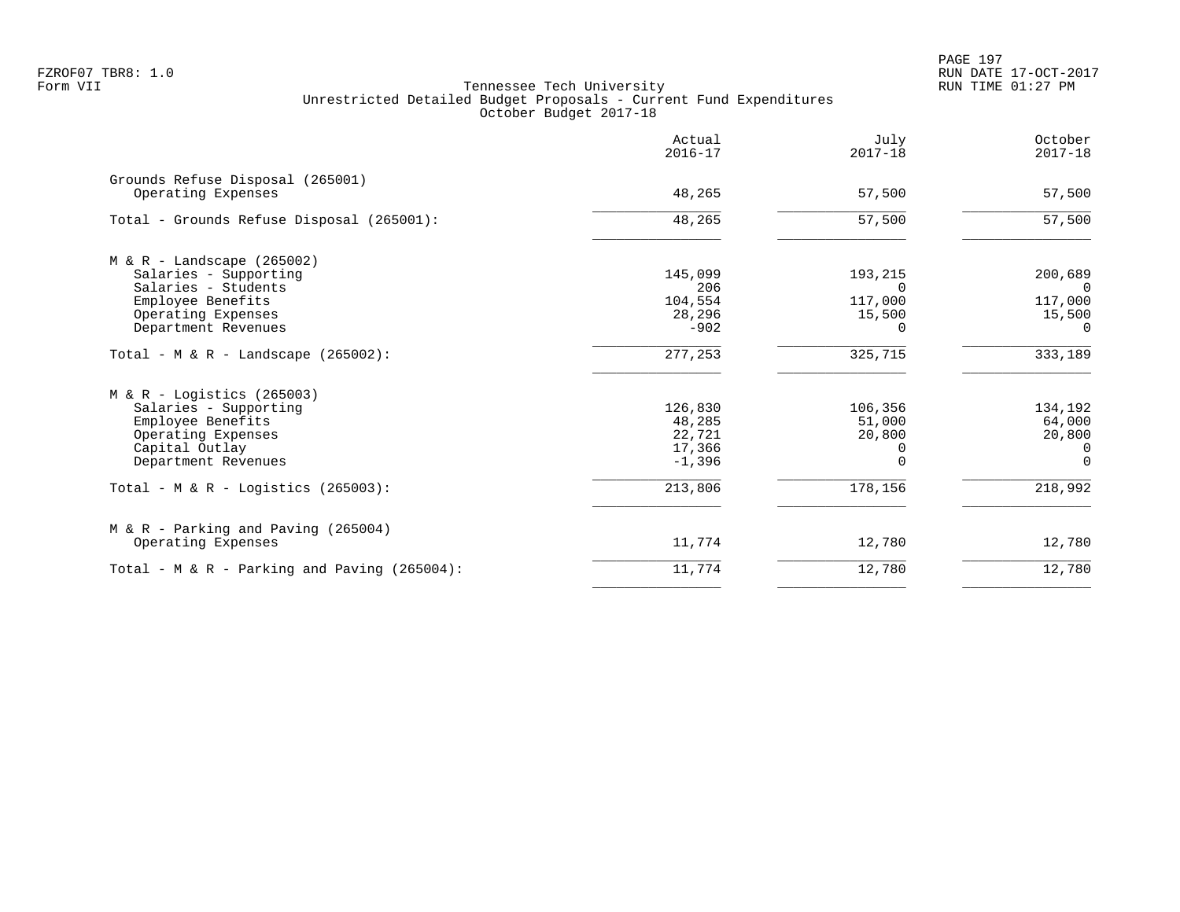Tennessee Tech University
Unrestricted Detailed Budget Proposals - Current Fund Expenditures
October Budget 2017-18

| | Actual 2016-17 | July 2017-18 | October 2017-18 |
|---|---|---|---|
| **Grounds Refuse Disposal (265001)** | | | |
| Operating Expenses | 48,265 | 57,500 | 57,500 |
| Total - Grounds Refuse Disposal (265001): | 48,265 | 57,500 | 57,500 |
| **M & R - Landscape (265002)** | | | |
| Salaries - Supporting | 145,099 | 193,215 | 200,689 |
| Salaries - Students | 206 | 0 | 0 |
| Employee Benefits | 104,554 | 117,000 | 117,000 |
| Operating Expenses | 28,296 | 15,500 | 15,500 |
| Department Revenues | -902 | 0 | 0 |
| Total - M & R - Landscape (265002): | 277,253 | 325,715 | 333,189 |
| **M & R - Logistics (265003)** | | | |
| Salaries - Supporting | 126,830 | 106,356 | 134,192 |
| Employee Benefits | 48,285 | 51,000 | 64,000 |
| Operating Expenses | 22,721 | 20,800 | 20,800 |
| Capital Outlay | 17,366 | 0 | 0 |
| Department Revenues | -1,396 | 0 | 0 |
| Total - M & R - Logistics (265003): | 213,806 | 178,156 | 218,992 |
| **M & R - Parking and Paving (265004)** | | | |
| Operating Expenses | 11,774 | 12,780 | 12,780 |
| Total - M & R - Parking and Paving (265004): | 11,774 | 12,780 | 12,780 |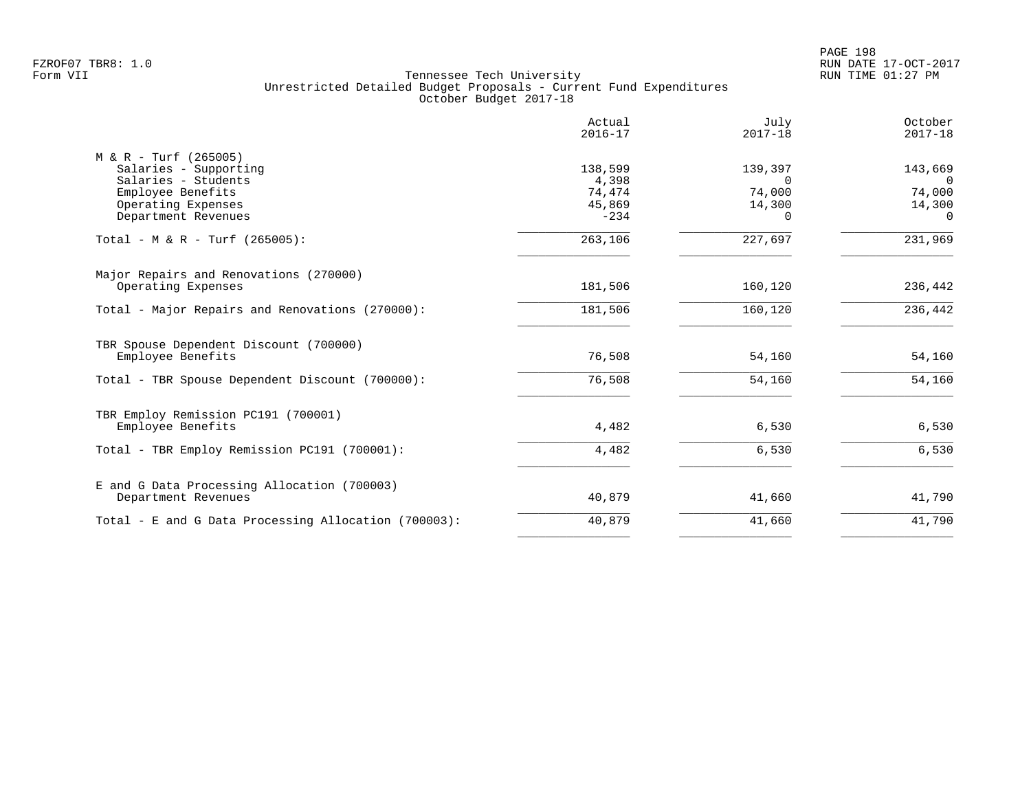Tennessee Tech University
Unrestricted Detailed Budget Proposals - Current Fund Expenditures
October Budget 2017-18

| | Actual 2016-17 | July 2017-18 | October 2017-18 |
|---|---|---|---|
| **M & R - Turf (265005)** | | | |
| Salaries - Supporting | 138,599 | 139,397 | 143,669 |
| Salaries - Students | 4,398 | 0 | 0 |
| Employee Benefits | 74,474 | 74,000 | 74,000 |
| Operating Expenses | 45,869 | 14,300 | 14,300 |
| Department Revenues | -234 | 0 | 0 |
| Total - M & R - Turf (265005): | 263,106 | 227,697 | 231,969 |
| **Major Repairs and Renovations (270000)** | | | |
| Operating Expenses | 181,506 | 160,120 | 236,442 |
| Total - Major Repairs and Renovations (270000): | 181,506 | 160,120 | 236,442 |
| **TBR Spouse Dependent Discount (700000)** | | | |
| Employee Benefits | 76,508 | 54,160 | 54,160 |
| Total - TBR Spouse Dependent Discount (700000): | 76,508 | 54,160 | 54,160 |
| **TBR Employ Remission PC191 (700001)** | | | |
| Employee Benefits | 4,482 | 6,530 | 6,530 |
| Total - TBR Employ Remission PC191 (700001): | 4,482 | 6,530 | 6,530 |
| **E and G Data Processing Allocation (700003)** | | | |
| Department Revenues | 40,879 | 41,660 | 41,790 |
| Total - E and G Data Processing Allocation (700003): | 40,879 | 41,660 | 41,790 |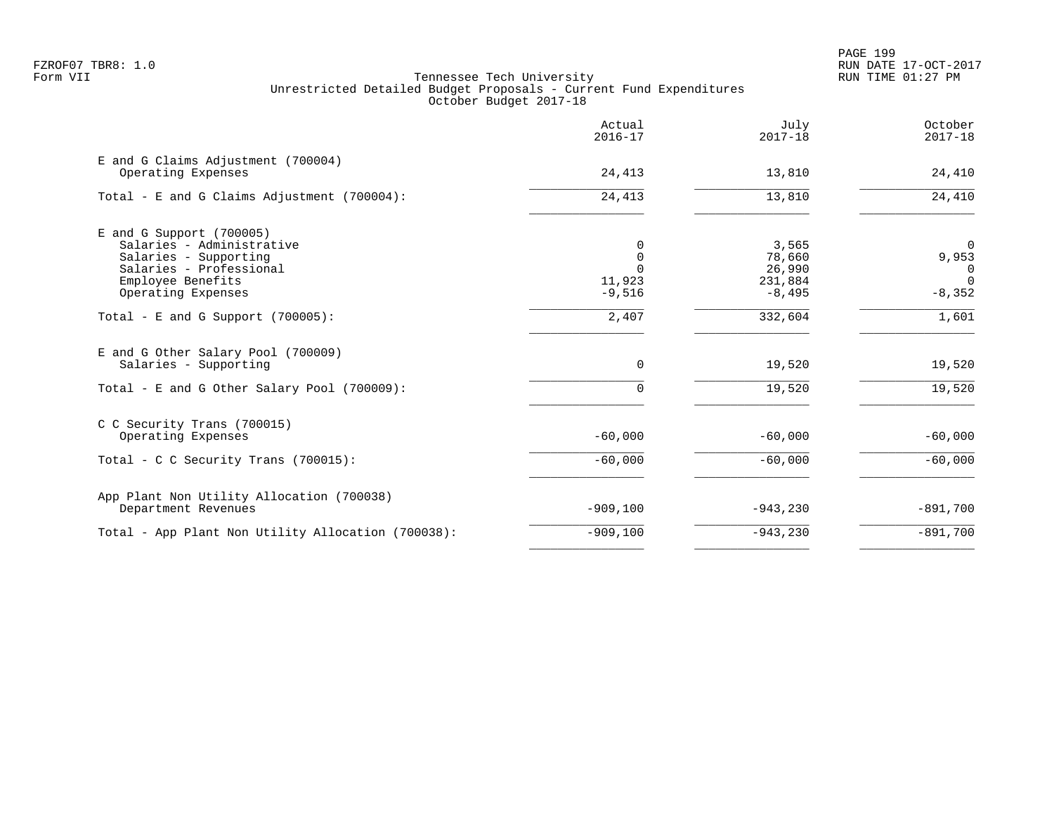Tennessee Tech University
Unrestricted Detailed Budget Proposals - Current Fund Expenditures
October Budget 2017-18

| | Actual 2016-17 | July 2017-18 | October 2017-18 |
|---|---|---|---|
| E and G Claims Adjustment (700004) | | | |
| Operating Expenses | 24,413 | 13,810 | 24,410 |
| Total - E and G Claims Adjustment (700004): | 24,413 | 13,810 | 24,410 |
| E and G Support (700005) | | | |
| Salaries - Administrative | 0 | 3,565 | 0 |
| Salaries - Supporting | 0 | 78,660 | 9,953 |
| Salaries - Professional | 0 | 26,990 | 0 |
| Employee Benefits | 11,923 | 231,884 | 0 |
| Operating Expenses | -9,516 | -8,495 | -8,352 |
| Total - E and G Support (700005): | 2,407 | 332,604 | 1,601 |
| E and G Other Salary Pool (700009) | | | |
| Salaries - Supporting | 0 | 19,520 | 19,520 |
| Total - E and G Other Salary Pool (700009): | 0 | 19,520 | 19,520 |
| C C Security Trans (700015) | | | |
| Operating Expenses | -60,000 | -60,000 | -60,000 |
| Total - C C Security Trans (700015): | -60,000 | -60,000 | -60,000 |
| App Plant Non Utility Allocation (700038) | | | |
| Department Revenues | -909,100 | -943,230 | -891,700 |
| Total - App Plant Non Utility Allocation (700038): | -909,100 | -943,230 | -891,700 |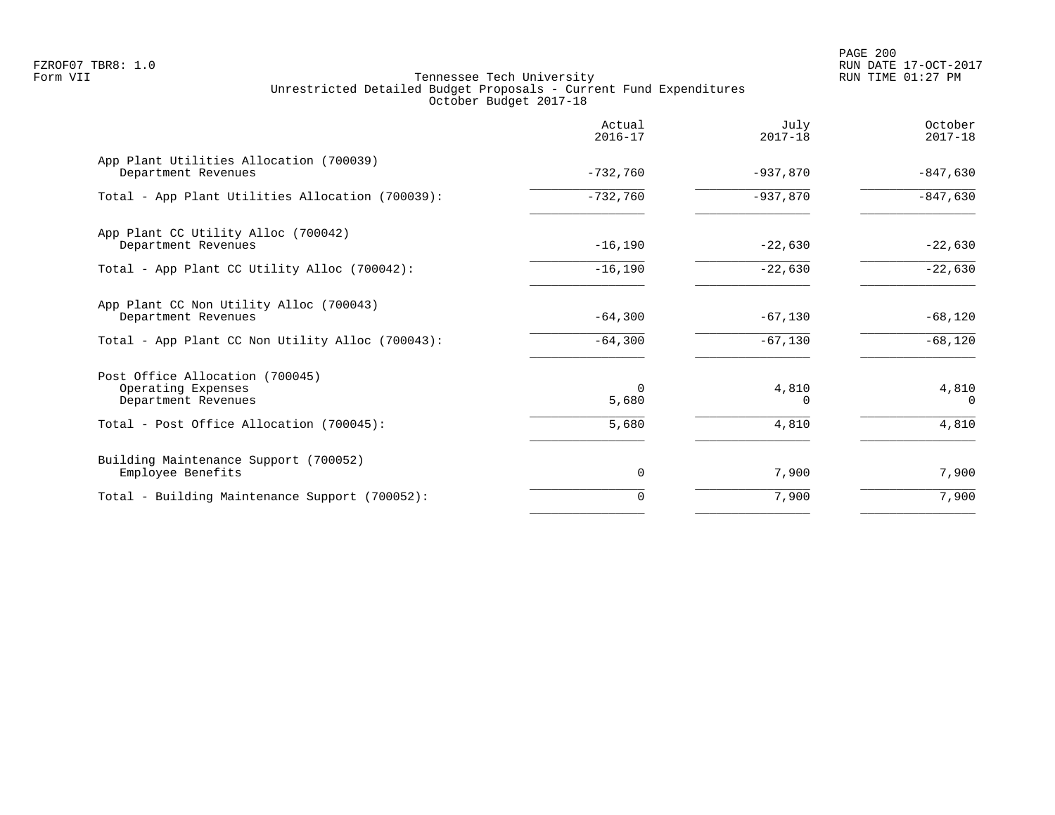FZROF07 TBR8: 1.0
Form VII

Tennessee Tech University
Unrestricted Detailed Budget Proposals - Current Fund Expenditures
October Budget 2017-18

RUN DATE 17-OCT-2017
RUN TIME 01:27 PM

| | Actual 2016-17 | July 2017-18 | October 2017-18 |
|---|---|---|---|
| **App Plant Utilities Allocation (700039)** | | | |
| Department Revenues | -732,760 | -937,870 | -847,630 |
| Total - App Plant Utilities Allocation (700039): | -732,760 | -937,870 | -847,630 |
| **App Plant CC Utility Alloc (700042)** | | | |
| Department Revenues | -16,190 | -22,630 | -22,630 |
| Total - App Plant CC Utility Alloc (700042): | -16,190 | -22,630 | -22,630 |
| **App Plant CC Non Utility Alloc (700043)** | | | |
| Department Revenues | -64,300 | -67,130 | -68,120 |
| Total - App Plant CC Non Utility Alloc (700043): | -64,300 | -67,130 | -68,120 |
| **Post Office Allocation (700045)** | | | |
| Operating Expenses | 0 | 4,810 | 4,810 |
| Department Revenues | 5,680 | 0 | 0 |
| Total - Post Office Allocation (700045): | 5,680 | 4,810 | 4,810 |
| **Building Maintenance Support (700052)** | | | |
| Employee Benefits | 0 | 7,900 | 7,900 |
| Total - Building Maintenance Support (700052): | 0 | 7,900 | 7,900 |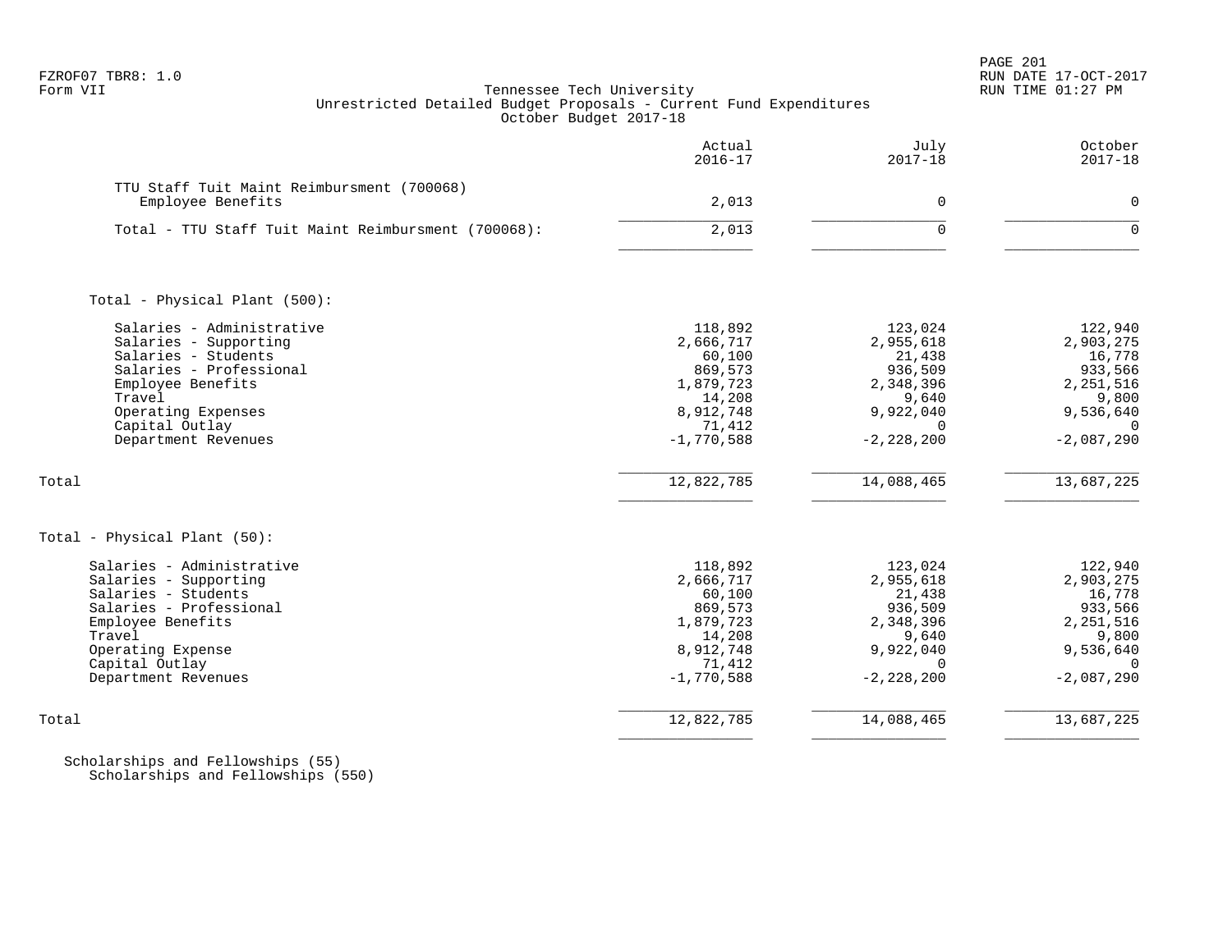FZROF07 TBR8: 1.0
Form VII

Tennessee Tech University
Unrestricted Detailed Budget Proposals - Current Fund Expenditures
October Budget 2017-18

| | Actual 2016-17 | July 2017-18 | October 2017-18 |
|---|---|---|---|
| TTU Staff Tuit Maint Reimbursment (700068) | | | |
| Employee Benefits | 2,013 | 0 | 0 |
| Total - TTU Staff Tuit Maint Reimbursment (700068): | 2,013 | 0 | 0 |
| | | | |
| Total - Physical Plant (500): | | | |
| Salaries - Administrative | 118,892 | 123,024 | 122,940 |
| Salaries - Supporting | 2,666,717 | 2,955,618 | 2,903,275 |
| Salaries - Students | 60,100 | 21,438 | 16,778 |
| Salaries - Professional | 869,573 | 936,509 | 933,566 |
| Employee Benefits | 1,879,723 | 2,348,396 | 2,251,516 |
| Travel | 14,208 | 9,640 | 9,800 |
| Operating Expenses | 8,912,748 | 9,922,040 | 9,536,640 |
| Capital Outlay | 71,412 | 0 | 0 |
| Department Revenues | -1,770,588 | -2,228,200 | -2,087,290 |
| Total | 12,822,785 | 14,088,465 | 13,687,225 |
| | | | |
| Total - Physical Plant (50): | | | |
| Salaries - Administrative | 118,892 | 123,024 | 122,940 |
| Salaries - Supporting | 2,666,717 | 2,955,618 | 2,903,275 |
| Salaries - Students | 60,100 | 21,438 | 16,778 |
| Salaries - Professional | 869,573 | 936,509 | 933,566 |
| Employee Benefits | 1,879,723 | 2,348,396 | 2,251,516 |
| Travel | 14,208 | 9,640 | 9,800 |
| Operating Expense | 8,912,748 | 9,922,040 | 9,536,640 |
| Capital Outlay | 71,412 | 0 | 0 |
| Department Revenues | -1,770,588 | -2,228,200 | -2,087,290 |
| Total | 12,822,785 | 14,088,465 | 13,687,225 |

Scholarships and Fellowships (55)
Scholarships and Fellowships (550)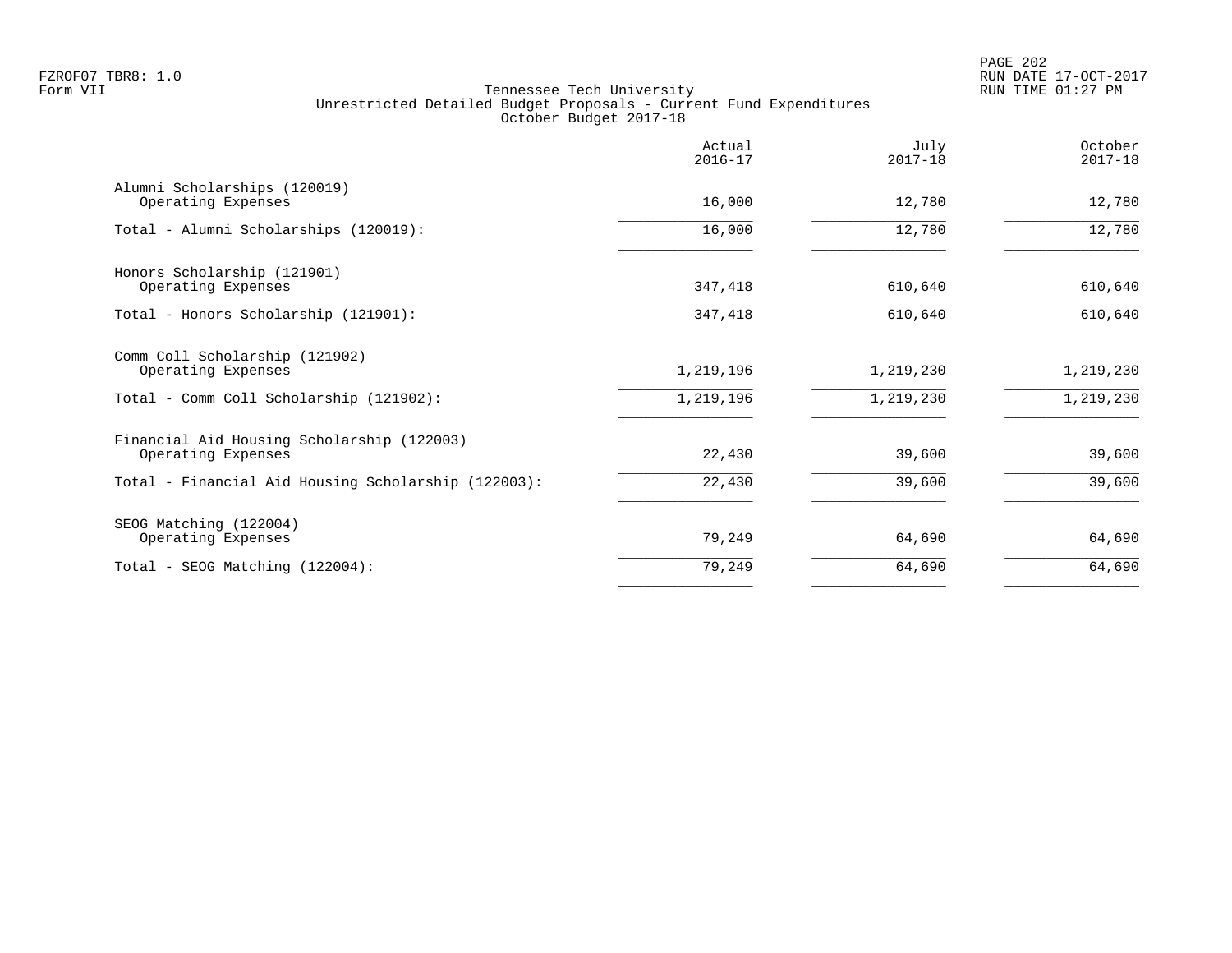Tennessee Tech University
Unrestricted Detailed Budget Proposals - Current Fund Expenditures
October Budget 2017-18

| | Actual 2016-17 | July 2017-18 | October 2017-18 |
|---|---|---|---|
| Alumni Scholarships (120019) | | | |
| Operating Expenses | 16,000 | 12,780 | 12,780 |
| Total - Alumni Scholarships (120019): | 16,000 | 12,780 | 12,780 |
| Honors Scholarship (121901) | | | |
| Operating Expenses | 347,418 | 610,640 | 610,640 |
| Total - Honors Scholarship (121901): | 347,418 | 610,640 | 610,640 |
| Comm Coll Scholarship (121902) | | | |
| Operating Expenses | 1,219,196 | 1,219,230 | 1,219,230 |
| Total - Comm Coll Scholarship (121902): | 1,219,196 | 1,219,230 | 1,219,230 |
| Financial Aid Housing Scholarship (122003) | | | |
| Operating Expenses | 22,430 | 39,600 | 39,600 |
| Total - Financial Aid Housing Scholarship (122003): | 22,430 | 39,600 | 39,600 |
| SEOG Matching (122004) | | | |
| Operating Expenses | 79,249 | 64,690 | 64,690 |
| Total - SEOG Matching (122004): | 79,249 | 64,690 | 64,690 |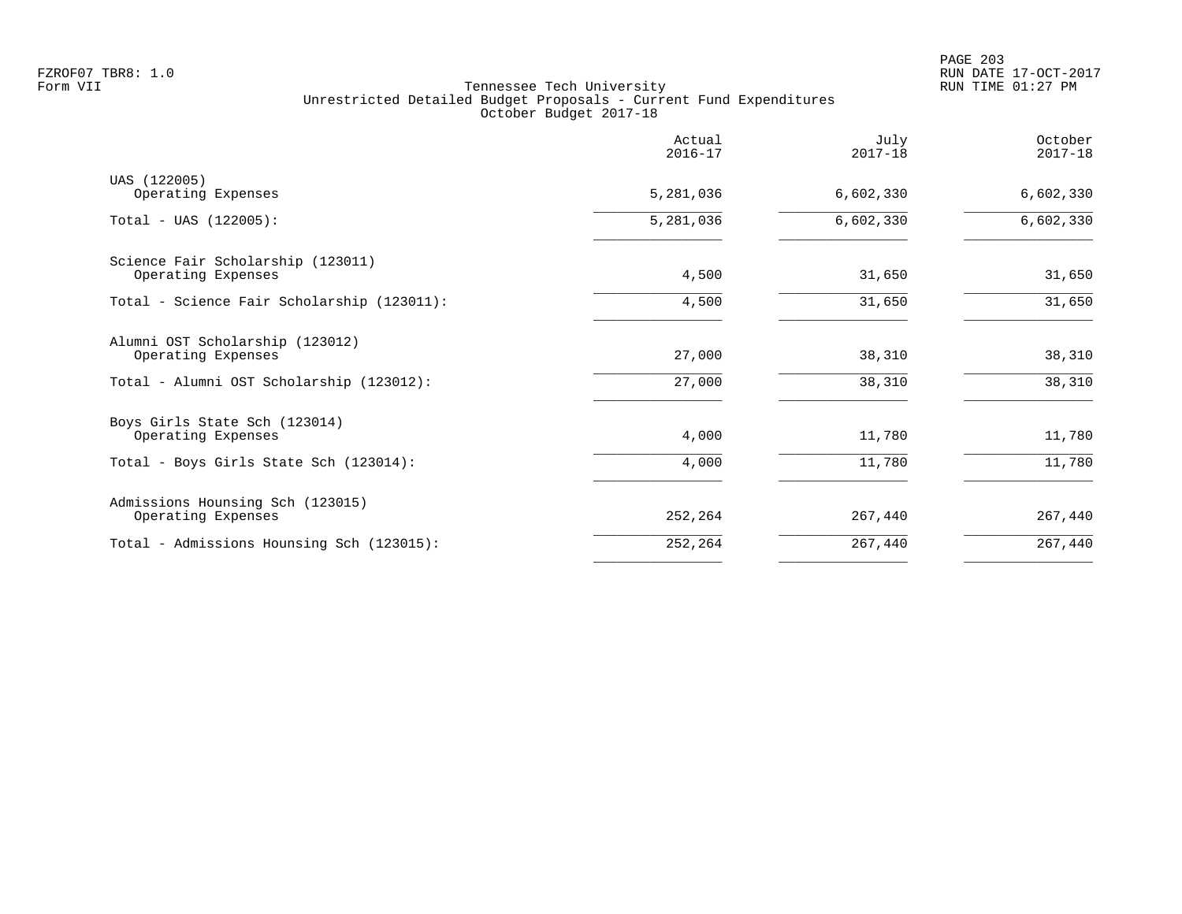Tennessee Tech University
Unrestricted Detailed Budget Proposals - Current Fund Expenditures
October Budget 2017-18

| | Actual 2016-17 | July 2017-18 | October 2017-18 |
|---|---|---|---|
| UAS (122005) | | | |
| Operating Expenses | 5,281,036 | 6,602,330 | 6,602,330 |
| Total - UAS (122005): | 5,281,036 | 6,602,330 | 6,602,330 |
| Science Fair Scholarship (123011) | | | |
| Operating Expenses | 4,500 | 31,650 | 31,650 |
| Total - Science Fair Scholarship (123011): | 4,500 | 31,650 | 31,650 |
| Alumni OST Scholarship (123012) | | | |
| Operating Expenses | 27,000 | 38,310 | 38,310 |
| Total - Alumni OST Scholarship (123012): | 27,000 | 38,310 | 38,310 |
| Boys Girls State Sch (123014) | | | |
| Operating Expenses | 4,000 | 11,780 | 11,780 |
| Total - Boys Girls State Sch (123014): | 4,000 | 11,780 | 11,780 |
| Admissions Hounsing Sch (123015) | | | |
| Operating Expenses | 252,264 | 267,440 | 267,440 |
| Total - Admissions Hounsing Sch (123015): | 252,264 | 267,440 | 267,440 |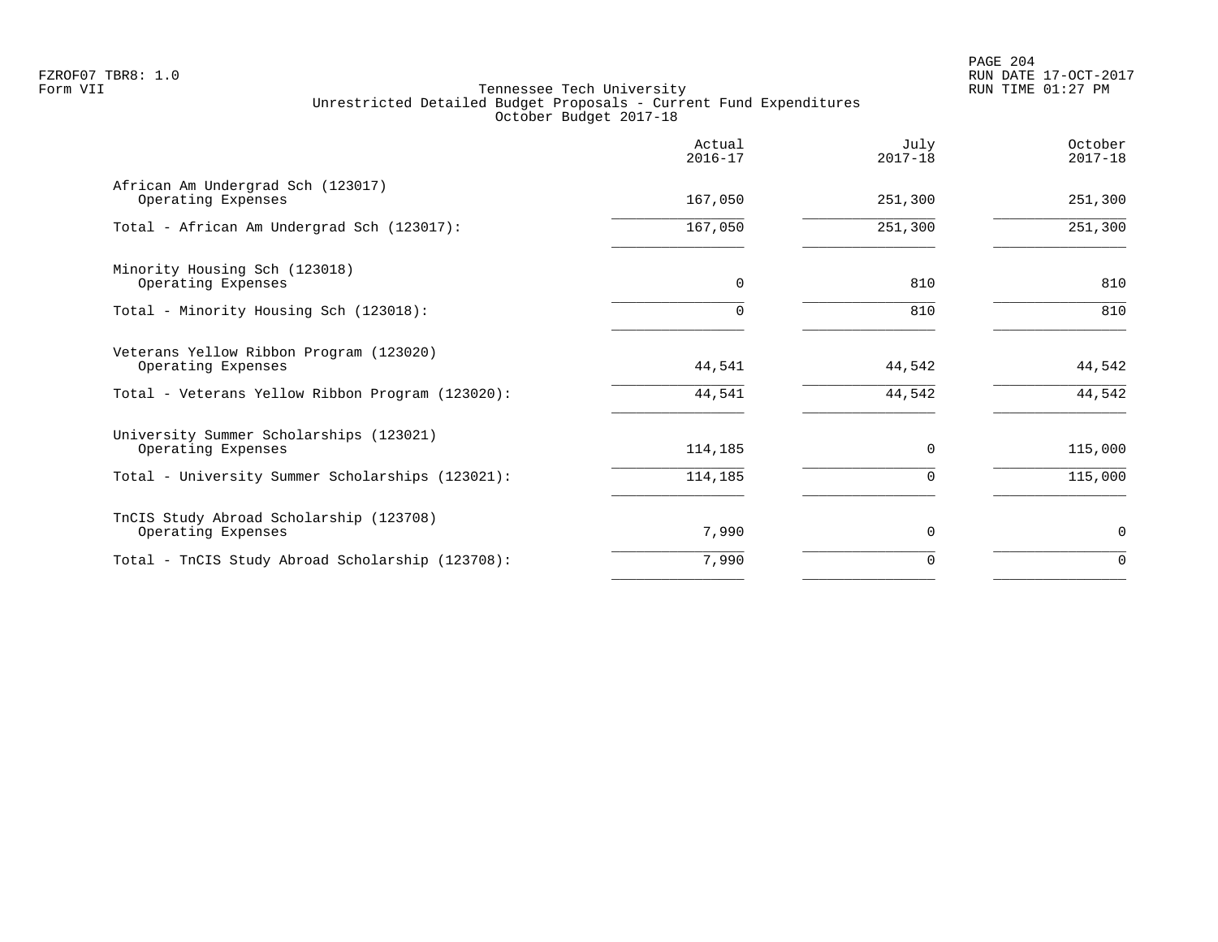FZROF07 TBR8: 1.0
Form VII

# Tennessee Tech University
## Unrestricted Detailed Budget Proposals - Current Fund Expenditures
### October Budget 2017-18

RUN DATE 17-OCT-2017
RUN TIME 01:27 PM

| | Actual 2016-17 | July 2017-18 | October 2017-18 |
|---|---|---|---|
| African Am Undergrad Sch (123017) | | | |
| Operating Expenses | 167,050 | 251,300 | 251,300 |
| Total - African Am Undergrad Sch (123017): | 167,050 | 251,300 | 251,300 |
| Minority Housing Sch (123018) | | | |
| Operating Expenses | 0 | 810 | 810 |
| Total - Minority Housing Sch (123018): | 0 | 810 | 810 |
| Veterans Yellow Ribbon Program (123020) | | | |
| Operating Expenses | 44,541 | 44,542 | 44,542 |
| Total - Veterans Yellow Ribbon Program (123020): | 44,541 | 44,542 | 44,542 |
| University Summer Scholarships (123021) | | | |
| Operating Expenses | 114,185 | 0 | 115,000 |
| Total - University Summer Scholarships (123021): | 114,185 | 0 | 115,000 |
| TnCIS Study Abroad Scholarship (123708) | | | |
| Operating Expenses | 7,990 | 0 | 0 |
| Total - TnCIS Study Abroad Scholarship (123708): | 7,990 | 0 | 0 |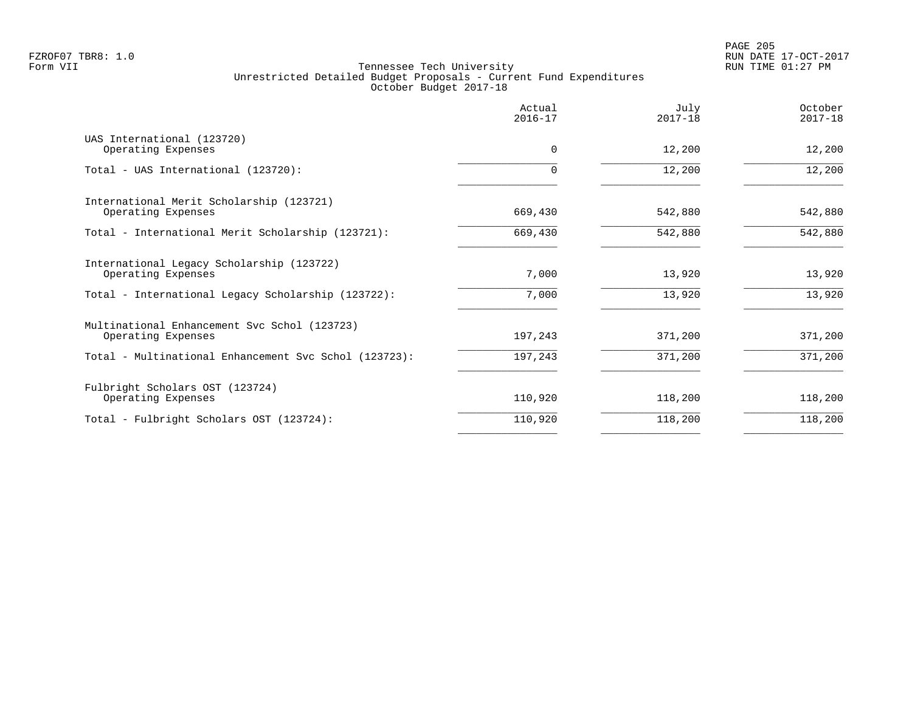Tennessee Tech University
Unrestricted Detailed Budget Proposals - Current Fund Expenditures
October Budget 2017-18

| | Actual 2016-17 | July 2017-18 | October 2017-18 |
|---|---|---|---|
| UAS International (123720) | | | |
| Operating Expenses | 0 | 12,200 | 12,200 |
| Total - UAS International (123720): | 0 | 12,200 | 12,200 |
| International Merit Scholarship (123721) | | | |
| Operating Expenses | 669,430 | 542,880 | 542,880 |
| Total - International Merit Scholarship (123721): | 669,430 | 542,880 | 542,880 |
| International Legacy Scholarship (123722) | | | |
| Operating Expenses | 7,000 | 13,920 | 13,920 |
| Total - International Legacy Scholarship (123722): | 7,000 | 13,920 | 13,920 |
| Multinational Enhancement Svc Schol (123723) | | | |
| Operating Expenses | 197,243 | 371,200 | 371,200 |
| Total - Multinational Enhancement Svc Schol (123723): | 197,243 | 371,200 | 371,200 |
| Fulbright Scholars OST (123724) | | | |
| Operating Expenses | 110,920 | 118,200 | 118,200 |
| Total - Fulbright Scholars OST (123724): | 110,920 | 118,200 | 118,200 |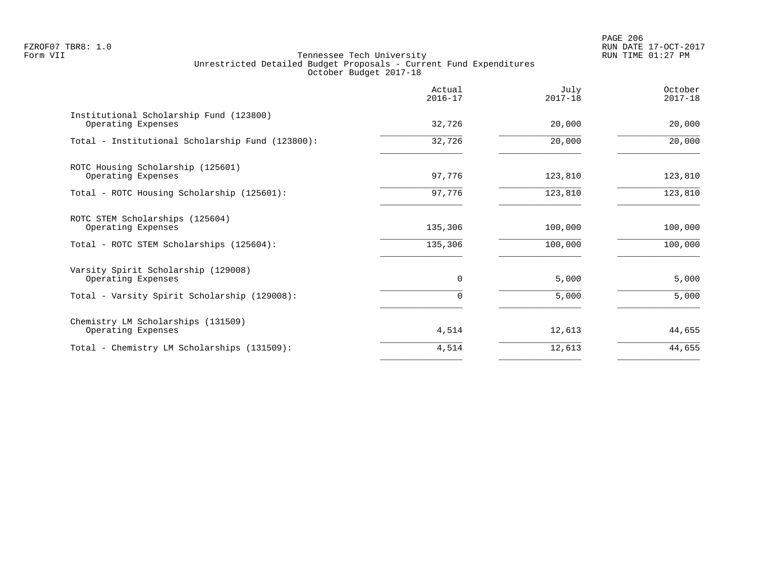FZROF07 TBR8: 1.0
Form VII

# Tennessee Tech University
## Unrestricted Detailed Budget Proposals - Current Fund Expenditures
### October Budget 2017-18

| | Actual 2016-17 | July 2017-18 | October 2017-18 |
|---|---|---|---|
| **Institutional Scholarship Fund (123800)** | | | |
| Operating Expenses | 32,726 | 20,000 | 20,000 |
| Total - Institutional Scholarship Fund (123800): | 32,726 | 20,000 | 20,000 |
| **ROTC Housing Scholarship (125601)** | | | |
| Operating Expenses | 97,776 | 123,810 | 123,810 |
| Total - ROTC Housing Scholarship (125601): | 97,776 | 123,810 | 123,810 |
| **ROTC STEM Scholarships (125604)** | | | |
| Operating Expenses | 135,306 | 100,000 | 100,000 |
| Total - ROTC STEM Scholarships (125604): | 135,306 | 100,000 | 100,000 |
| **Varsity Spirit Scholarship (129008)** | | | |
| Operating Expenses | 0 | 5,000 | 5,000 |
| Total - Varsity Spirit Scholarship (129008): | 0 | 5,000 | 5,000 |
| **Chemistry LM Scholarships (131509)** | | | |
| Operating Expenses | 4,514 | 12,613 | 44,655 |
| Total - Chemistry LM Scholarships (131509): | 4,514 | 12,613 | 44,655 |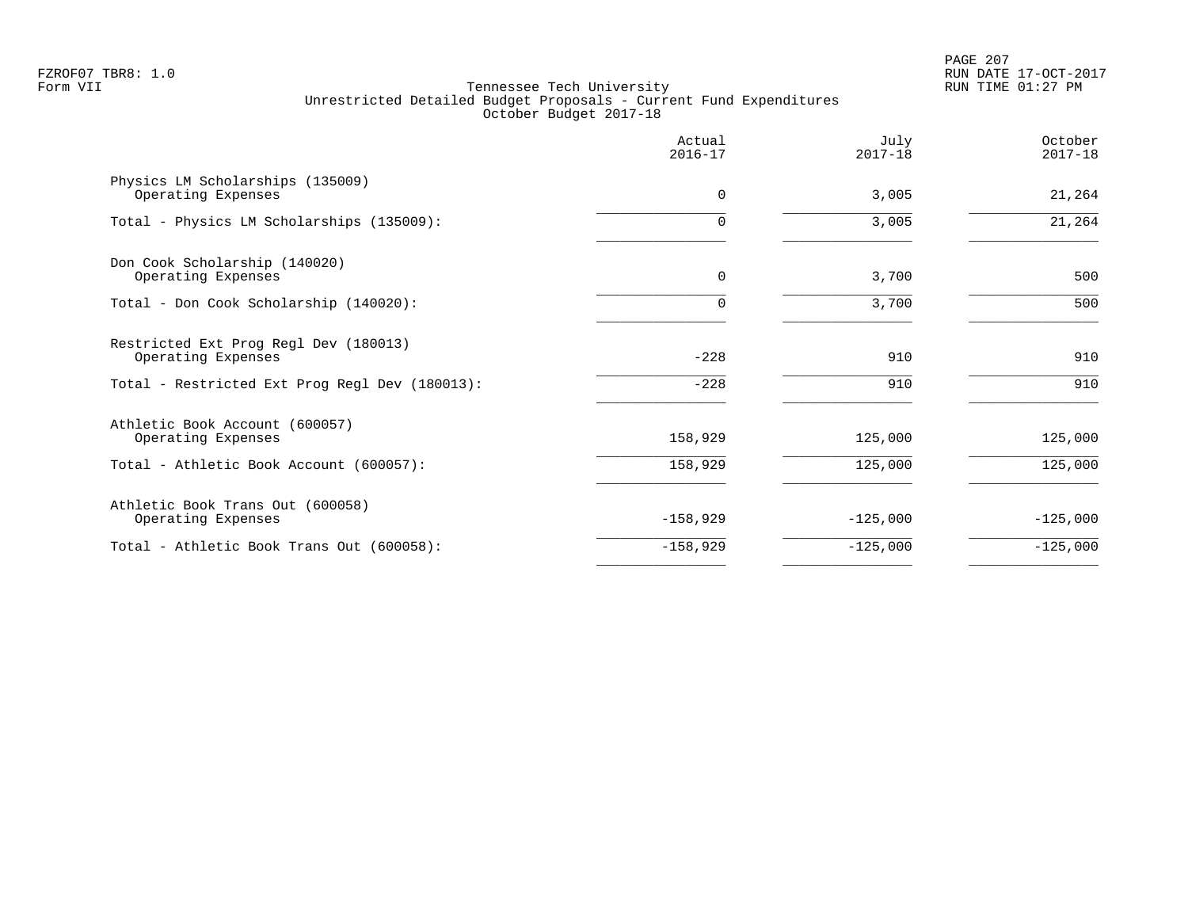FZROF07 TBR8: 1.0
Form VII

Tennessee Tech University
Unrestricted Detailed Budget Proposals - Current Fund Expenditures
October Budget 2017-18

RUN DATE 17-OCT-2017
RUN TIME 01:27 PM

| | Actual 2016-17 | July 2017-18 | October 2017-18 |
|---|---|---|---|
| Physics LM Scholarships (135009) | | | |
| Operating Expenses | 0 | 3,005 | 21,264 |
| Total - Physics LM Scholarships (135009): | 0 | 3,005 | 21,264 |
| Don Cook Scholarship (140020) | | | |
| Operating Expenses | 0 | 3,700 | 500 |
| Total - Don Cook Scholarship (140020): | 0 | 3,700 | 500 |
| Restricted Ext Prog Regl Dev (180013) | | | |
| Operating Expenses | -228 | 910 | 910 |
| Total - Restricted Ext Prog Regl Dev (180013): | -228 | 910 | 910 |
| Athletic Book Account (600057) | | | |
| Operating Expenses | 158,929 | 125,000 | 125,000 |
| Total - Athletic Book Account (600057): | 158,929 | 125,000 | 125,000 |
| Athletic Book Trans Out (600058) | | | |
| Operating Expenses | -158,929 | -125,000 | -125,000 |
| Total - Athletic Book Trans Out (600058): | -158,929 | -125,000 | -125,000 |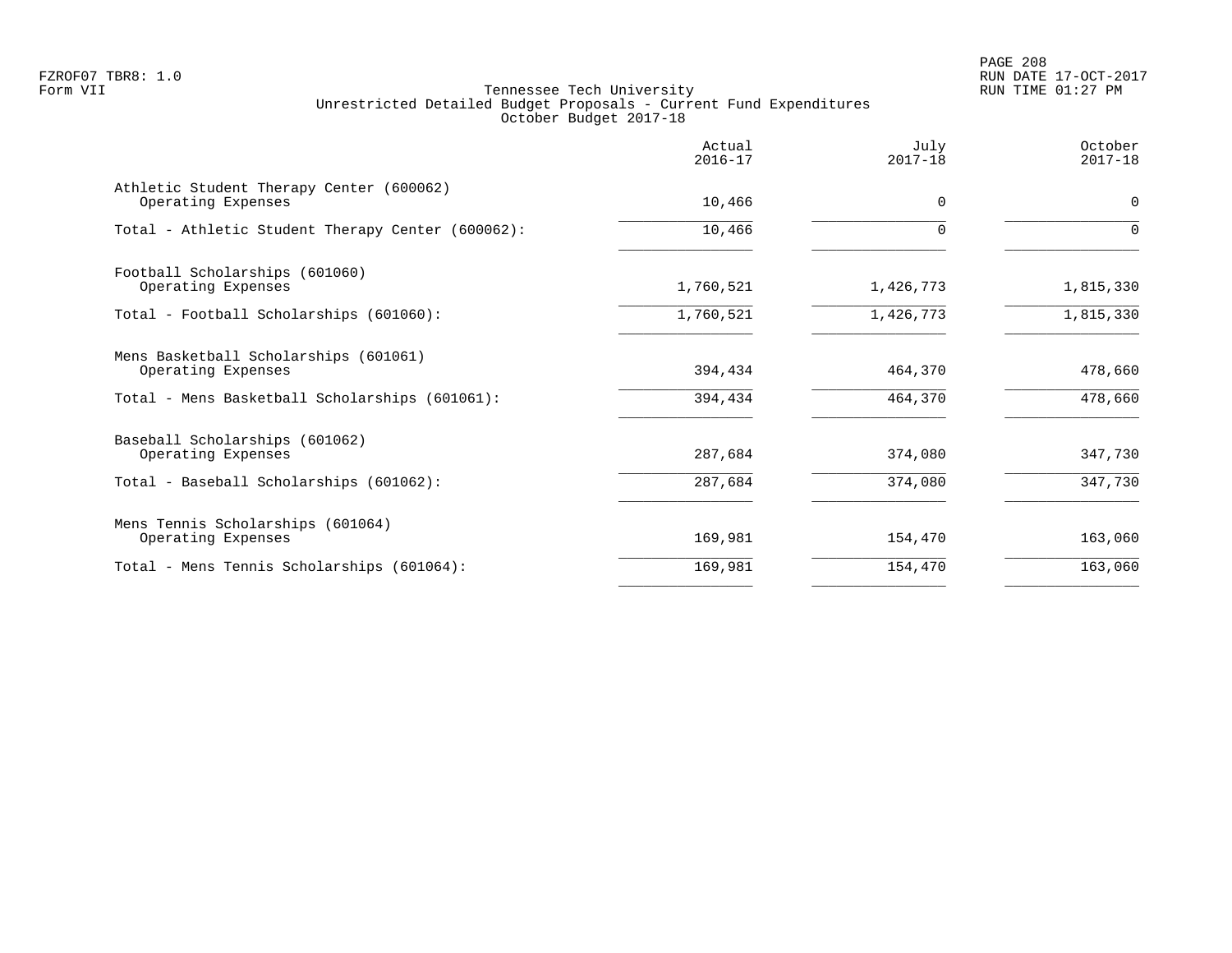Tennessee Tech University
Unrestricted Detailed Budget Proposals - Current Fund Expenditures
October Budget 2017-18

| | Actual 2016-17 | July 2017-18 | October 2017-18 |
|---|---|---|---|
| Athletic Student Therapy Center (600062) | | | |
| Operating Expenses | 10,466 | 0 | 0 |
| Total - Athletic Student Therapy Center (600062): | 10,466 | 0 | 0 |
| Football Scholarships (601060) | | | |
| Operating Expenses | 1,760,521 | 1,426,773 | 1,815,330 |
| Total - Football Scholarships (601060): | 1,760,521 | 1,426,773 | 1,815,330 |
| Mens Basketball Scholarships (601061) | | | |
| Operating Expenses | 394,434 | 464,370 | 478,660 |
| Total - Mens Basketball Scholarships (601061): | 394,434 | 464,370 | 478,660 |
| Baseball Scholarships (601062) | | | |
| Operating Expenses | 287,684 | 374,080 | 347,730 |
| Total - Baseball Scholarships (601062): | 287,684 | 374,080 | 347,730 |
| Mens Tennis Scholarships (601064) | | | |
| Operating Expenses | 169,981 | 154,470 | 163,060 |
| Total - Mens Tennis Scholarships (601064): | 169,981 | 154,470 | 163,060 |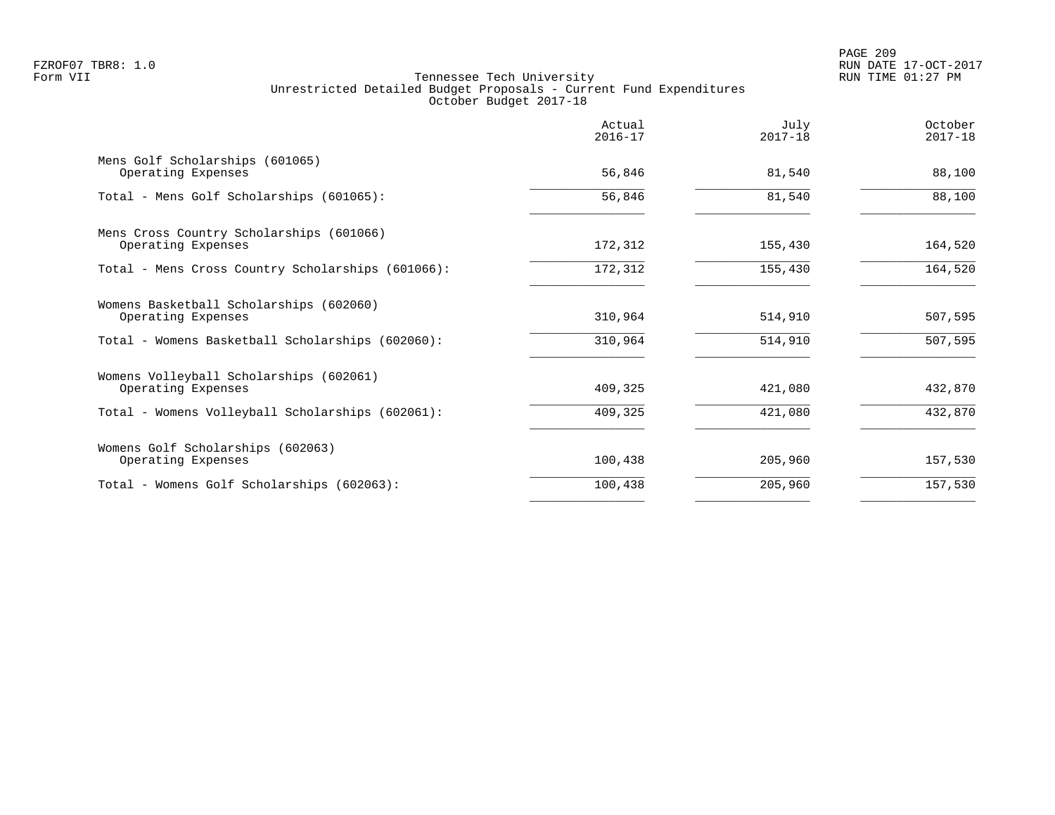Tennessee Tech University
Unrestricted Detailed Budget Proposals - Current Fund Expenditures
October Budget 2017-18

| | Actual 2016-17 | July 2017-18 | October 2017-18 |
|---|---|---|---|
| Mens Golf Scholarships (601065) | | | |
| Operating Expenses | 56,846 | 81,540 | 88,100 |
| Total - Mens Golf Scholarships (601065): | 56,846 | 81,540 | 88,100 |
| Mens Cross Country Scholarships (601066) | | | |
| Operating Expenses | 172,312 | 155,430 | 164,520 |
| Total - Mens Cross Country Scholarships (601066): | 172,312 | 155,430 | 164,520 |
| Womens Basketball Scholarships (602060) | | | |
| Operating Expenses | 310,964 | 514,910 | 507,595 |
| Total - Womens Basketball Scholarships (602060): | 310,964 | 514,910 | 507,595 |
| Womens Volleyball Scholarships (602061) | | | |
| Operating Expenses | 409,325 | 421,080 | 432,870 |
| Total - Womens Volleyball Scholarships (602061): | 409,325 | 421,080 | 432,870 |
| Womens Golf Scholarships (602063) | | | |
| Operating Expenses | 100,438 | 205,960 | 157,530 |
| Total - Womens Golf Scholarships (602063): | 100,438 | 205,960 | 157,530 |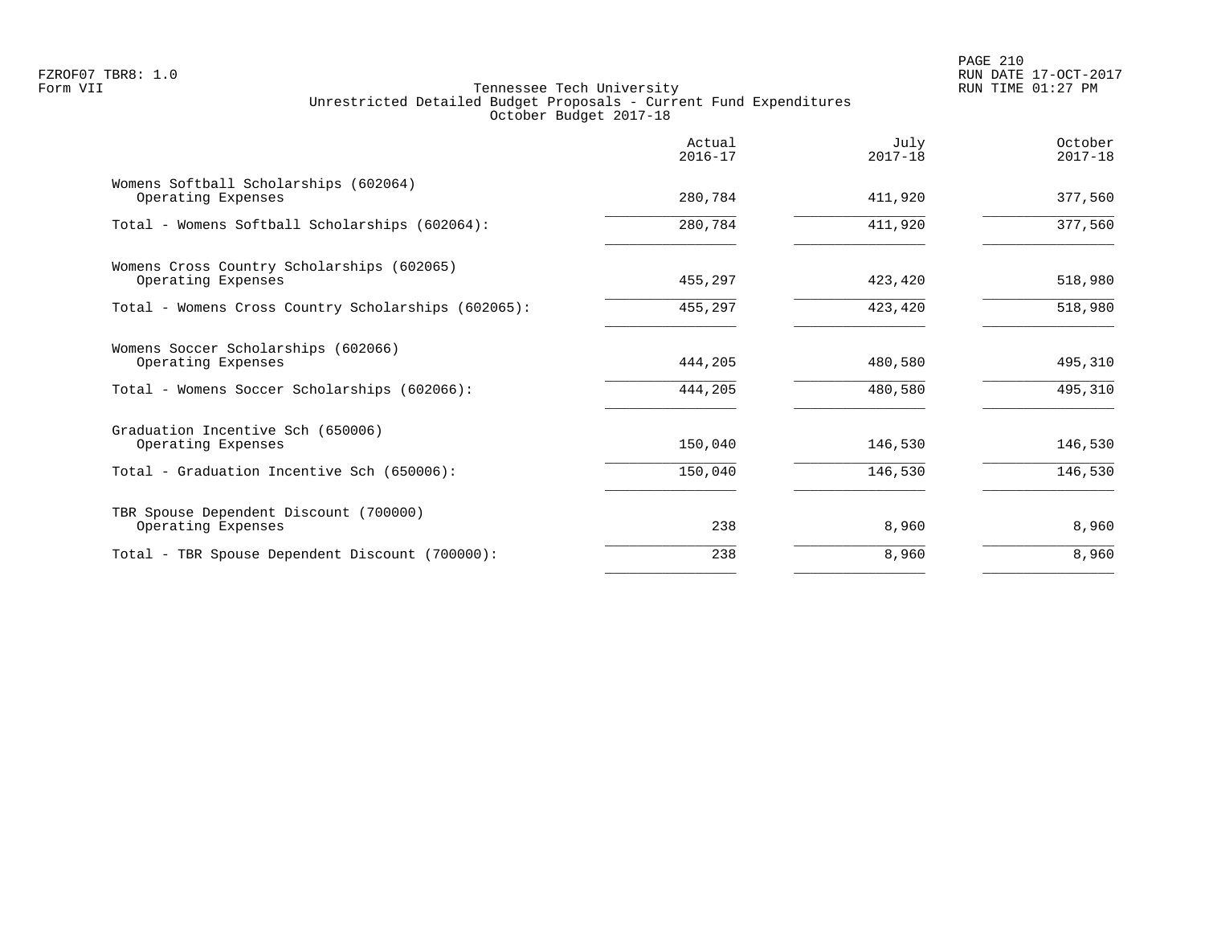Tennessee Tech University
Unrestricted Detailed Budget Proposals - Current Fund Expenditures
October Budget 2017-18

| | Actual 2016-17 | July 2017-18 | October 2017-18 |
|---|---|---|---|
| Womens Softball Scholarships (602064) | | | |
| Operating Expenses | 280,784 | 411,920 | 377,560 |
| Total - Womens Softball Scholarships (602064): | 280,784 | 411,920 | 377,560 |
| Womens Cross Country Scholarships (602065) | | | |
| Operating Expenses | 455,297 | 423,420 | 518,980 |
| Total - Womens Cross Country Scholarships (602065): | 455,297 | 423,420 | 518,980 |
| Womens Soccer Scholarships (602066) | | | |
| Operating Expenses | 444,205 | 480,580 | 495,310 |
| Total - Womens Soccer Scholarships (602066): | 444,205 | 480,580 | 495,310 |
| Graduation Incentive Sch (650006) | | | |
| Operating Expenses | 150,040 | 146,530 | 146,530 |
| Total - Graduation Incentive Sch (650006): | 150,040 | 146,530 | 146,530 |
| TBR Spouse Dependent Discount (700000) | | | |
| Operating Expenses | 238 | 8,960 | 8,960 |
| Total - TBR Spouse Dependent Discount (700000): | 238 | 8,960 | 8,960 |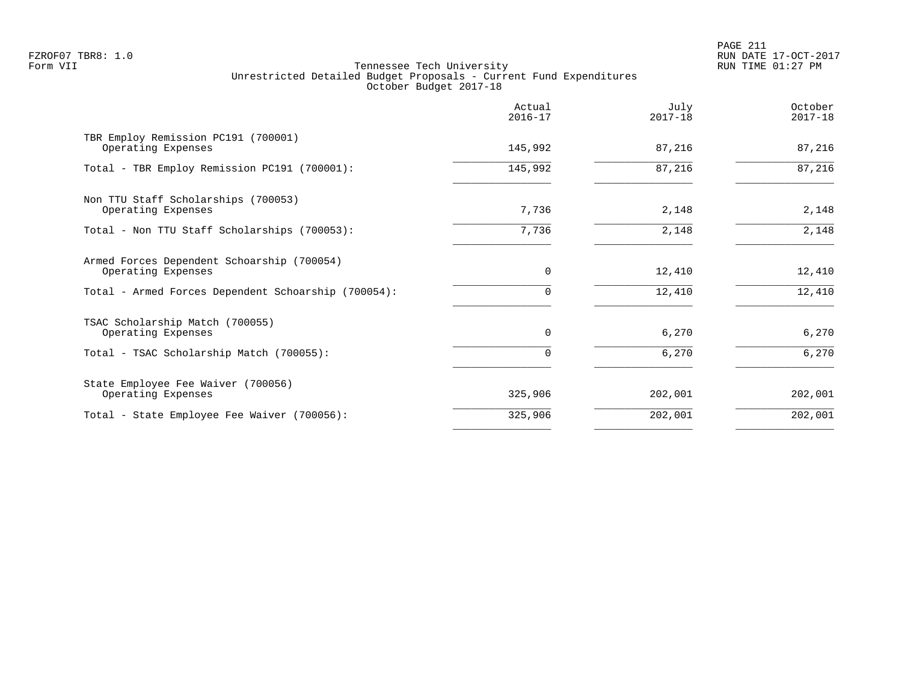FZROF07 TBR8: 1.0
Form VII

Tennessee Tech University
Unrestricted Detailed Budget Proposals - Current Fund Expenditures
October Budget 2017-18

PAGE 211
RUN DATE 17-OCT-2017
RUN TIME 01:27 PM

| | Actual 2016-17 | July 2017-18 | October 2017-18 |
|---|---|---|---|
| TBR Employ Remission PC191 (700001) | | | |
| Operating Expenses | 145,992 | 87,216 | 87,216 |
| Total - TBR Employ Remission PC191 (700001): | 145,992 | 87,216 | 87,216 |
| Non TTU Staff Scholarships (700053) | | | |
| Operating Expenses | 7,736 | 2,148 | 2,148 |
| Total - Non TTU Staff Scholarships (700053): | 7,736 | 2,148 | 2,148 |
| Armed Forces Dependent Schoarship (700054) | | | |
| Operating Expenses | 0 | 12,410 | 12,410 |
| Total - Armed Forces Dependent Schoarship (700054): | 0 | 12,410 | 12,410 |
| TSAC Scholarship Match (700055) | | | |
| Operating Expenses | 0 | 6,270 | 6,270 |
| Total - TSAC Scholarship Match (700055): | 0 | 6,270 | 6,270 |
| State Employee Fee Waiver (700056) | | | |
| Operating Expenses | 325,906 | 202,001 | 202,001 |
| Total - State Employee Fee Waiver (700056): | 325,906 | 202,001 | 202,001 |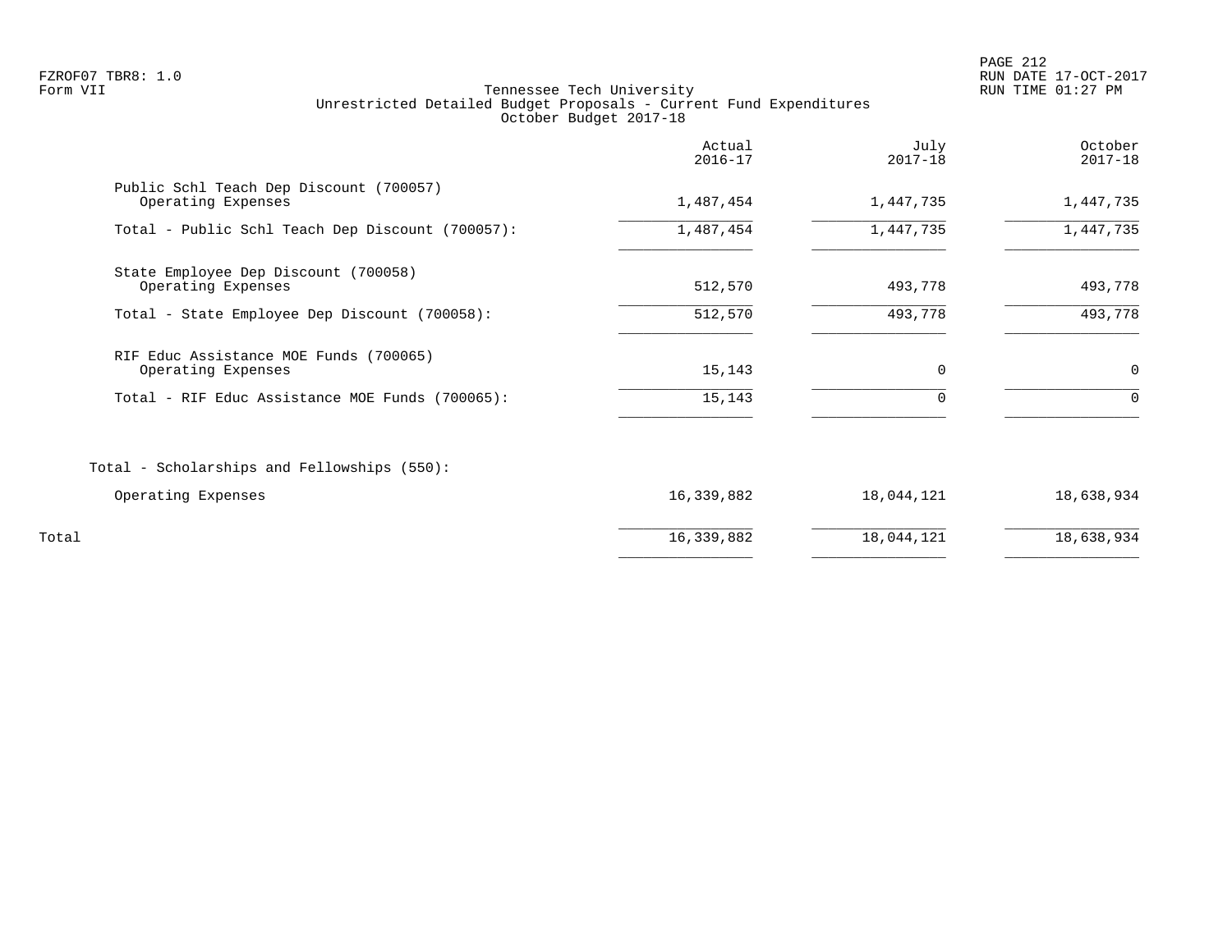Tennessee Tech University
Unrestricted Detailed Budget Proposals - Current Fund Expenditures
October Budget 2017-18

| | Actual 2016-17 | July 2017-18 | October 2017-18 |
|---|---|---|---|
| Public Schl Teach Dep Discount (700057) | | | |
| Operating Expenses | 1,487,454 | 1,447,735 | 1,447,735 |
| Total - Public Schl Teach Dep Discount (700057): | 1,487,454 | 1,447,735 | 1,447,735 |
| State Employee Dep Discount (700058) | | | |
| Operating Expenses | 512,570 | 493,778 | 493,778 |
| Total - State Employee Dep Discount (700058): | 512,570 | 493,778 | 493,778 |
| RIF Educ Assistance MOE Funds (700065) | | | |
| Operating Expenses | 15,143 | 0 | 0 |
| Total - RIF Educ Assistance MOE Funds (700065): | 15,143 | 0 | 0 |
| Total - Scholarships and Fellowships (550): | | | |
| Operating Expenses | 16,339,882 | 18,044,121 | 18,638,934 |
| Total | 16,339,882 | 18,044,121 | 18,638,934 |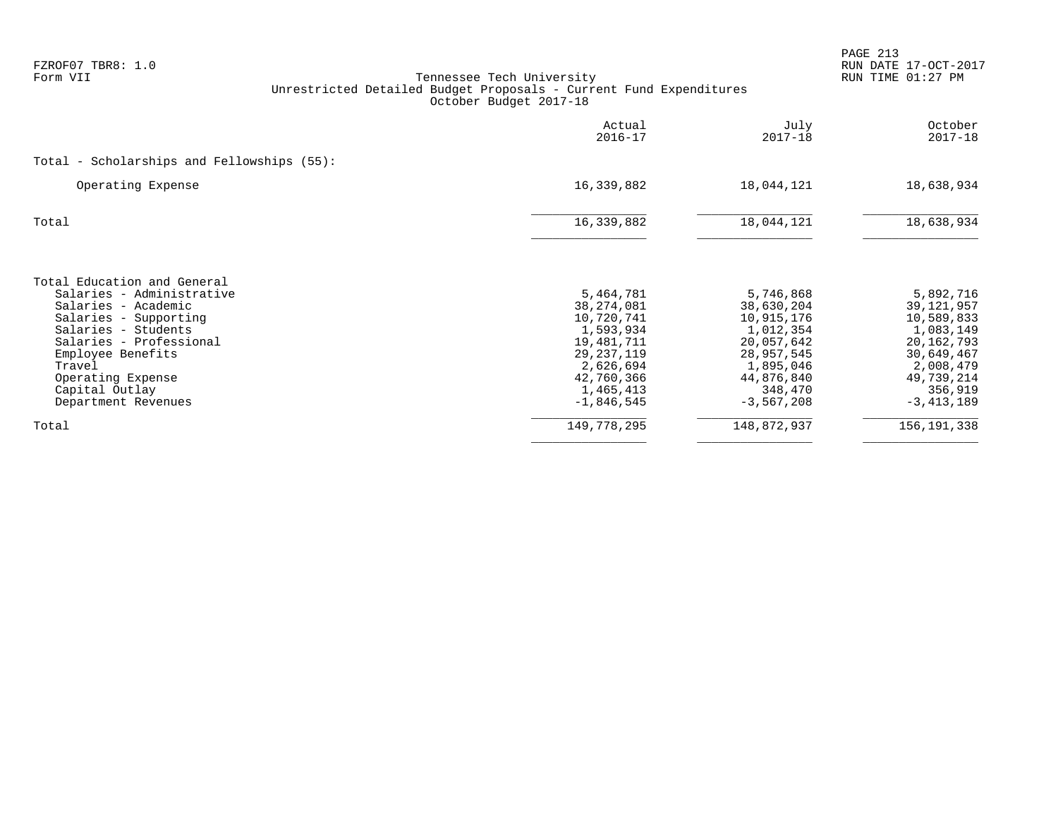FZROF07 TBR8: 1.0
Form VII

Tennessee Tech University
Unrestricted Detailed Budget Proposals - Current Fund Expenditures
October Budget 2017-18

RUN DATE 17-OCT-2017
RUN TIME 01:27 PM

| | Actual 2016-17 | July 2017-18 | October 2017-18 |
|---|---|---|---|
| **Total - Scholarships and Fellowships (55):** | | | |
| Operating Expense | 16,339,882 | 18,044,121 | 18,638,934 |
| Total | 16,339,882 | 18,044,121 | 18,638,934 |

| | Actual 2016-17 | July 2017-18 | October 2017-18 |
|---|---|---|---|
| **Total Education and General** | | | |
| Salaries - Administrative | 5,464,781 | 5,746,868 | 5,892,716 |
| Salaries - Academic | 38,274,081 | 38,630,204 | 39,121,957 |
| Salaries - Supporting | 10,720,741 | 10,915,176 | 10,589,833 |
| Salaries - Students | 1,593,934 | 1,012,354 | 1,083,149 |
| Salaries - Professional | 19,481,711 | 20,057,642 | 20,162,793 |
| Employee Benefits | 29,237,119 | 28,957,545 | 30,649,467 |
| Travel | 2,626,694 | 1,895,046 | 2,008,479 |
| Operating Expense | 42,760,366 | 44,876,840 | 49,739,214 |
| Capital Outlay | 1,465,413 | 348,470 | 356,919 |
| Department Revenues | -1,846,545 | -3,567,208 | -3,413,189 |
| Total | 149,778,295 | 148,872,937 | 156,191,338 |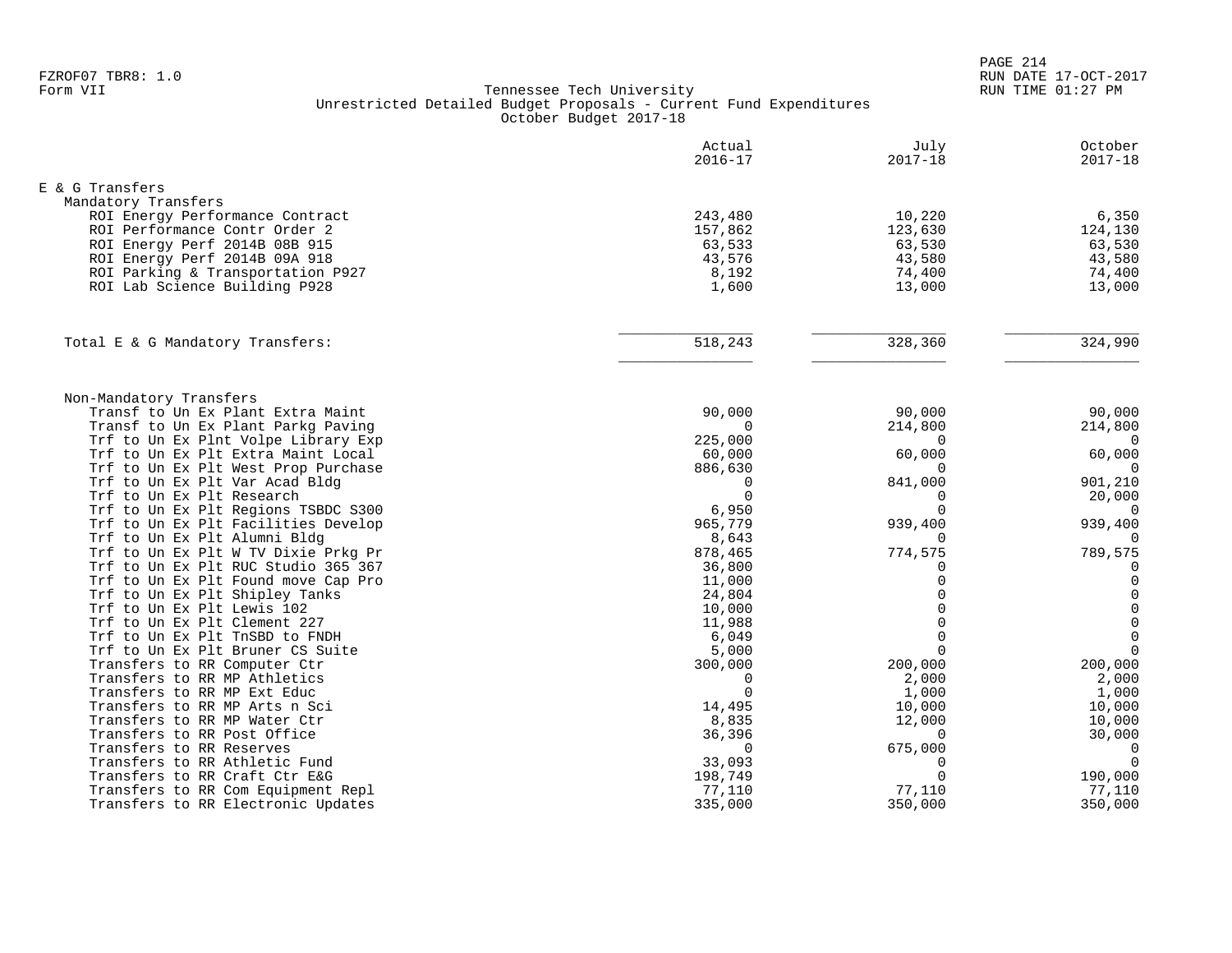Form VII

Tennessee Tech University
Unrestricted Detailed Budget Proposals - Current Fund Expenditures
October Budget 2017-18

| | Actual 2016-17 | July 2017-18 | October 2017-18 |
|---|---|---|---|
| **E & G Transfers** | | | |
| **Mandatory Transfers** | | | |
| ROI Energy Performance Contract | 243,480 | 10,220 | 6,350 |
| ROI Performance Contr Order 2 | 157,862 | 123,630 | 124,130 |
| ROI Energy Perf 2014B 08B 915 | 63,533 | 63,530 | 63,530 |
| ROI Energy Perf 2014B 09A 918 | 43,576 | 43,580 | 43,580 |
| ROI Parking & Transportation P927 | 8,192 | 74,400 | 74,400 |
| ROI Lab Science Building P928 | 1,600 | 13,000 | 13,000 |
| Total E & G Mandatory Transfers: | 518,243 | 328,360 | 324,990 |
| **Non-Mandatory Transfers** | | | |
| Transf to Un Ex Plant Extra Maint | 90,000 | 90,000 | 90,000 |
| Transf to Un Ex Plant Parkg Paving | 0 | 214,800 | 214,800 |
| Trf to Un Ex Plnt Volpe Library Exp | 225,000 | 0 | 0 |
| Trf to Un Ex Plt Extra Maint Local | 60,000 | 60,000 | 60,000 |
| Trf to Un Ex Plt West Prop Purchase | 886,630 | 0 | 0 |
| Trf to Un Ex Plt Var Acad Bldg | 0 | 841,000 | 901,210 |
| Trf to Un Ex Plt Research | 0 | 0 | 20,000 |
| Trf to Un Ex Plt Regions TSBDC S300 | 6,950 | 0 | 0 |
| Trf to Un Ex Plt Facilities Develop | 965,779 | 939,400 | 939,400 |
| Trf to Un Ex Plt Alumni Bldg | 8,643 | 0 | 0 |
| Trf to Un Ex Plt W TV Dixie Prkg Pr | 878,465 | 774,575 | 789,575 |
| Trf to Un Ex Plt RUC Studio 365 367 | 36,800 | 0 | 0 |
| Trf to Un Ex Plt Found move Cap Pro | 11,000 | 0 | 0 |
| Trf to Un Ex Plt Shipley Tanks | 24,804 | 0 | 0 |
| Trf to Un Ex Plt Lewis 102 | 10,000 | 0 | 0 |
| Trf to Un Ex Plt Clement 227 | 11,988 | 0 | 0 |
| Trf to Un Ex Plt TnSBD to FNDH | 6,049 | 0 | 0 |
| Trf to Un Ex Plt Bruner CS Suite | 5,000 | 0 | 0 |
| Transfers to RR Computer Ctr | 300,000 | 200,000 | 200,000 |
| Transfers to RR MP Athletics | 0 | 2,000 | 2,000 |
| Transfers to RR MP Ext Educ | 0 | 1,000 | 1,000 |
| Transfers to RR MP Arts n Sci | 14,495 | 10,000 | 10,000 |
| Transfers to RR MP Water Ctr | 8,835 | 12,000 | 10,000 |
| Transfers to RR Post Office | 36,396 | 0 | 30,000 |
| Transfers to RR Reserves | 0 | 675,000 | 0 |
| Transfers to RR Athletic Fund | 33,093 | 0 | 0 |
| Transfers to RR Craft Ctr E&G | 198,749 | 0 | 190,000 |
| Transfers to RR Com Equipment Repl | 77,110 | 77,110 | 77,110 |
| Transfers to RR Electronic Updates | 335,000 | 350,000 | 350,000 |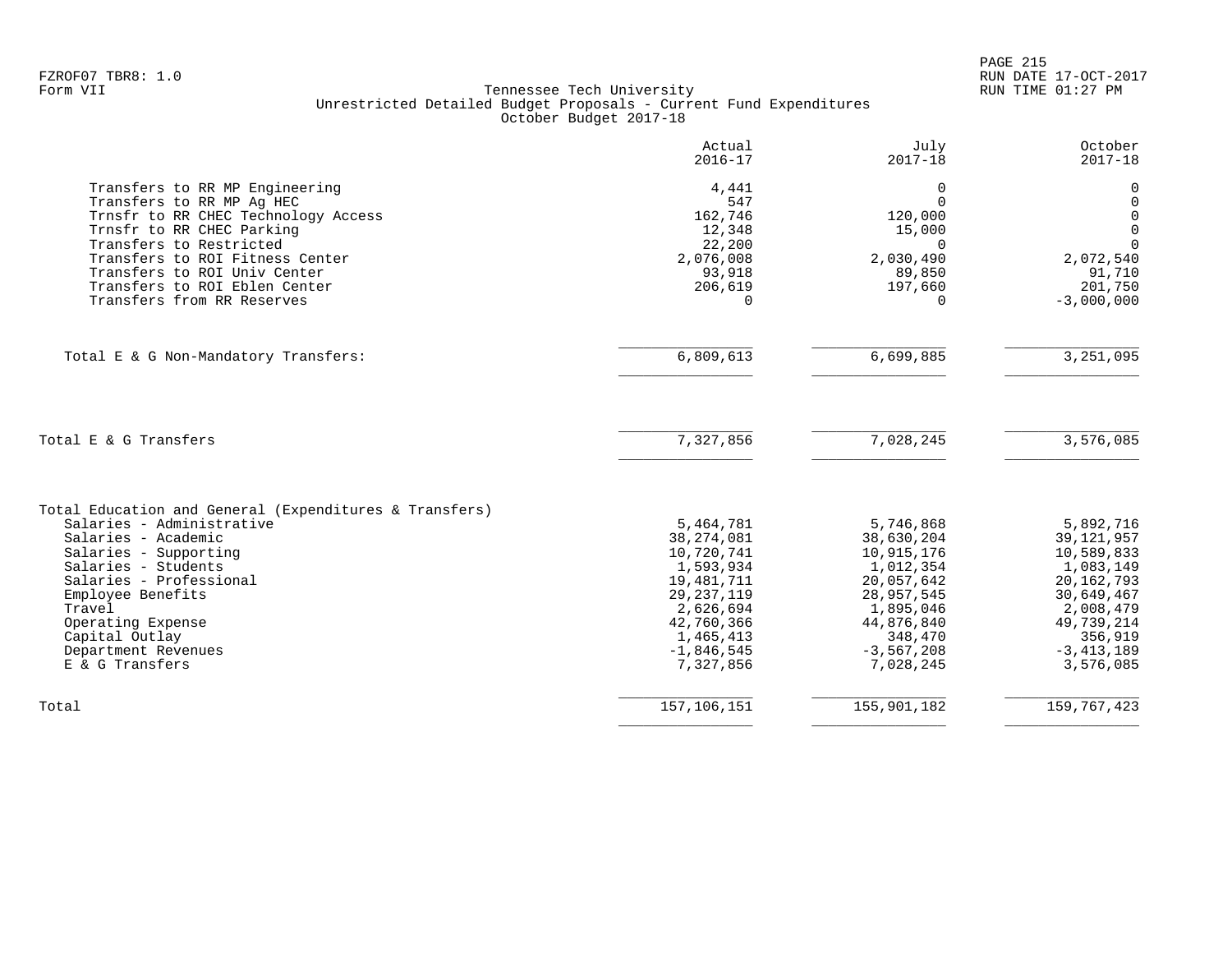FZROF07 TBR8: 1.0
Form VII

Tennessee Tech University
Unrestricted Detailed Budget Proposals - Current Fund Expenditures
October Budget 2017-18

| | Actual 2016-17 | July 2017-18 | October 2017-18 |
|---|---|---|---|
| Transfers to RR MP Engineering | 4,441 | 0 | 0 |
| Transfers to RR MP Ag HEC | 547 | 0 | 0 |
| Trnsfr to RR CHEC Technology Access | 162,746 | 120,000 | 0 |
| Trnsfr to RR CHEC Parking | 12,348 | 15,000 | 0 |
| Transfers to Restricted | 22,200 | 0 | 0 |
| Transfers to ROI Fitness Center | 2,076,008 | 2,030,490 | 2,072,540 |
| Transfers to ROI Univ Center | 93,918 | 89,850 | 91,710 |
| Transfers to ROI Eblen Center | 206,619 | 197,660 | 201,750 |
| Transfers from RR Reserves | 0 | 0 | -3,000,000 |
| Total E & G Non-Mandatory Transfers: | 6,809,613 | 6,699,885 | 3,251,095 |
| Total E & G Transfers | 7,327,856 | 7,028,245 | 3,576,085 |
| Total Education and General (Expenditures & Transfers) | | | |
| Salaries - Administrative | 5,464,781 | 5,746,868 | 5,892,716 |
| Salaries - Academic | 38,274,081 | 38,630,204 | 39,121,957 |
| Salaries - Supporting | 10,720,741 | 10,915,176 | 10,589,833 |
| Salaries - Students | 1,593,934 | 1,012,354 | 1,083,149 |
| Salaries - Professional | 19,481,711 | 20,057,642 | 20,162,793 |
| Employee Benefits | 29,237,119 | 28,957,545 | 30,649,467 |
| Travel | 2,626,694 | 1,895,046 | 2,008,479 |
| Operating Expense | 42,760,366 | 44,876,840 | 49,739,214 |
| Capital Outlay | 1,465,413 | 348,470 | 356,919 |
| Department Revenues | -1,846,545 | -3,567,208 | -3,413,189 |
| E & G Transfers | 7,327,856 | 7,028,245 | 3,576,085 |
| Total | 157,106,151 | 155,901,182 | 159,767,423 |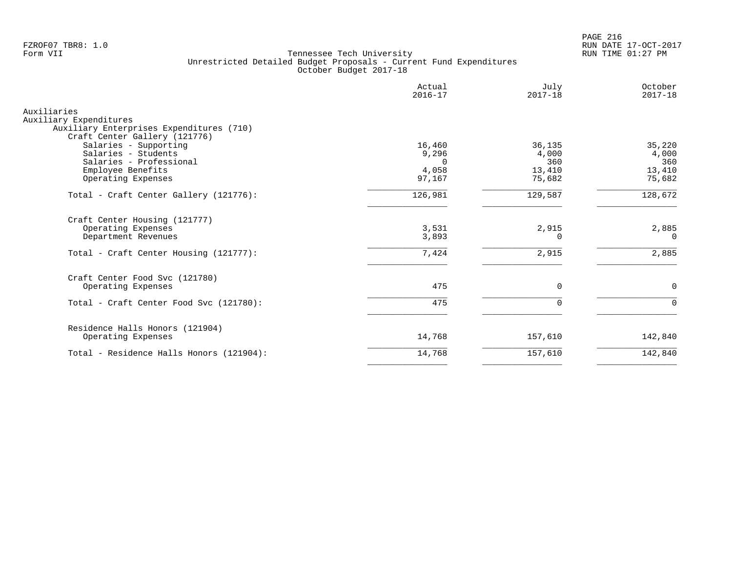FZROF07 TBR8: 1.0
Form VII

Tennessee Tech University
Unrestricted Detailed Budget Proposals - Current Fund Expenditures
October Budget 2017-18

RUN DATE 17-OCT-2017
RUN TIME 01:27 PM

| | Actual 2016-17 | July 2017-18 | October 2017-18 |
|---|---|---|---|
| **Auxiliaries** | | | |
| **Auxiliary Expenditures** | | | |
| Auxiliary Enterprises Expenditures (710) | | | |
| Craft Center Gallery (121776) | | | |
| Salaries - Supporting | 16,460 | 36,135 | 35,220 |
| Salaries - Students | 9,296 | 4,000 | 4,000 |
| Salaries - Professional | 0 | 360 | 360 |
| Employee Benefits | 4,058 | 13,410 | 13,410 |
| Operating Expenses | 97,167 | 75,682 | 75,682 |
| Total - Craft Center Gallery (121776): | 126,981 | 129,587 | 128,672 |
| Craft Center Housing (121777) | | | |
| Operating Expenses | 3,531 | 2,915 | 2,885 |
| Department Revenues | 3,893 | 0 | 0 |
| Total - Craft Center Housing (121777): | 7,424 | 2,915 | 2,885 |
| Craft Center Food Svc (121780) | | | |
| Operating Expenses | 475 | 0 | 0 |
| Total - Craft Center Food Svc (121780): | 475 | 0 | 0 |
| Residence Halls Honors (121904) | | | |
| Operating Expenses | 14,768 | 157,610 | 142,840 |
| Total - Residence Halls Honors (121904): | 14,768 | 157,610 | 142,840 |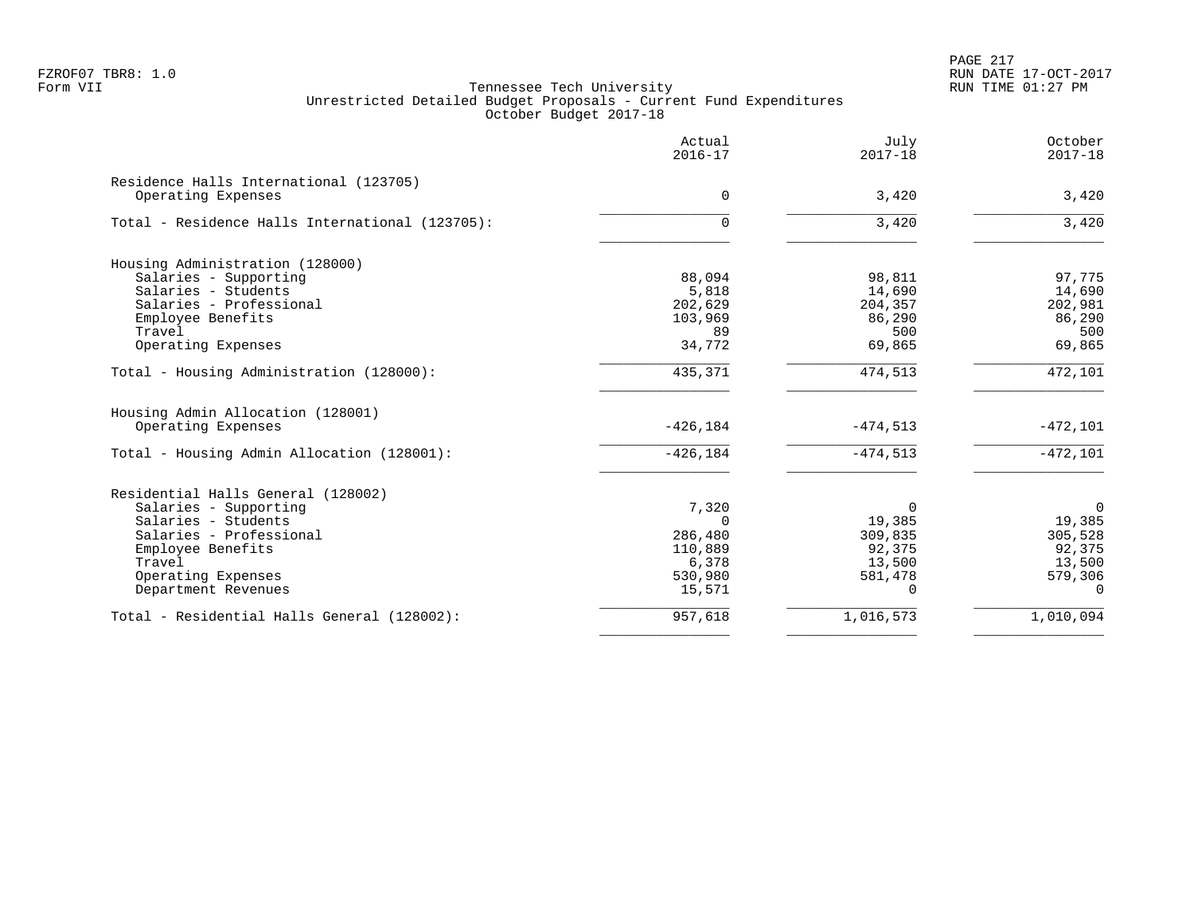FZROF07 TBR8: 1.0
Form VII

Tennessee Tech University
Unrestricted Detailed Budget Proposals - Current Fund Expenditures
October Budget 2017-18

RUN DATE 17-OCT-2017
RUN TIME 01:27 PM

| | Actual 2016-17 | July 2017-18 | October 2017-18 |
|---|---|---|---|
| **Residence Halls International (123705)** | | | |
| Operating Expenses | 0 | 3,420 | 3,420 |
| Total - Residence Halls International (123705): | 0 | 3,420 | 3,420 |
| **Housing Administration (128000)** | | | |
| Salaries - Supporting | 88,094 | 98,811 | 97,775 |
| Salaries - Students | 5,818 | 14,690 | 14,690 |
| Salaries - Professional | 202,629 | 204,357 | 202,981 |
| Employee Benefits | 103,969 | 86,290 | 86,290 |
| Travel | 89 | 500 | 500 |
| Operating Expenses | 34,772 | 69,865 | 69,865 |
| Total - Housing Administration (128000): | 435,371 | 474,513 | 472,101 |
| **Housing Admin Allocation (128001)** | | | |
| Operating Expenses | -426,184 | -474,513 | -472,101 |
| Total - Housing Admin Allocation (128001): | -426,184 | -474,513 | -472,101 |
| **Residential Halls General (128002)** | | | |
| Salaries - Supporting | 7,320 | 0 | 0 |
| Salaries - Students | 0 | 19,385 | 19,385 |
| Salaries - Professional | 286,480 | 309,835 | 305,528 |
| Employee Benefits | 110,889 | 92,375 | 92,375 |
| Travel | 6,378 | 13,500 | 13,500 |
| Operating Expenses | 530,980 | 581,478 | 579,306 |
| Department Revenues | 15,571 | 0 | 0 |
| Total - Residential Halls General (128002): | 957,618 | 1,016,573 | 1,010,094 |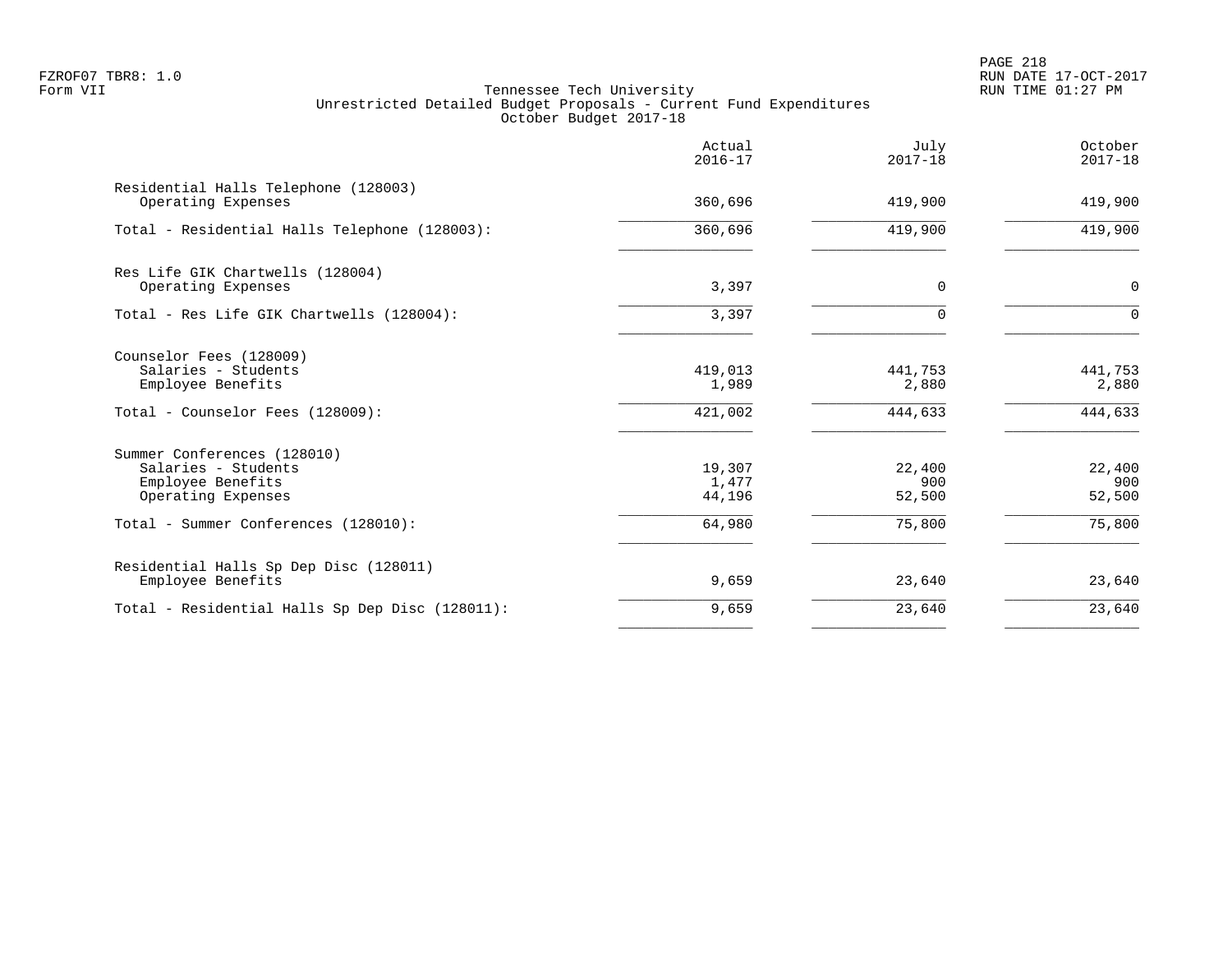FZROF07 TBR8: 1.0
Form VII

Tennessee Tech University
Unrestricted Detailed Budget Proposals - Current Fund Expenditures
October Budget 2017-18

RUN DATE 17-OCT-2017
RUN TIME 01:27 PM

| | Actual 2016-17 | July 2017-18 | October 2017-18 |
|---|---|---|---|
| **Residential Halls Telephone (128003)** | | | |
| Operating Expenses | 360,696 | 419,900 | 419,900 |
| Total - Residential Halls Telephone (128003): | 360,696 | 419,900 | 419,900 |
| **Res Life GIK Chartwells (128004)** | | | |
| Operating Expenses | 3,397 | 0 | 0 |
| Total - Res Life GIK Chartwells (128004): | 3,397 | 0 | 0 |
| **Counselor Fees (128009)** | | | |
| Salaries - Students | 419,013 | 441,753 | 441,753 |
| Employee Benefits | 1,989 | 2,880 | 2,880 |
| Total - Counselor Fees (128009): | 421,002 | 444,633 | 444,633 |
| **Summer Conferences (128010)** | | | |
| Salaries - Students | 19,307 | 22,400 | 22,400 |
| Employee Benefits | 1,477 | 900 | 900 |
| Operating Expenses | 44,196 | 52,500 | 52,500 |
| Total - Summer Conferences (128010): | 64,980 | 75,800 | 75,800 |
| **Residential Halls Sp Dep Disc (128011)** | | | |
| Employee Benefits | 9,659 | 23,640 | 23,640 |
| Total - Residential Halls Sp Dep Disc (128011): | 9,659 | 23,640 | 23,640 |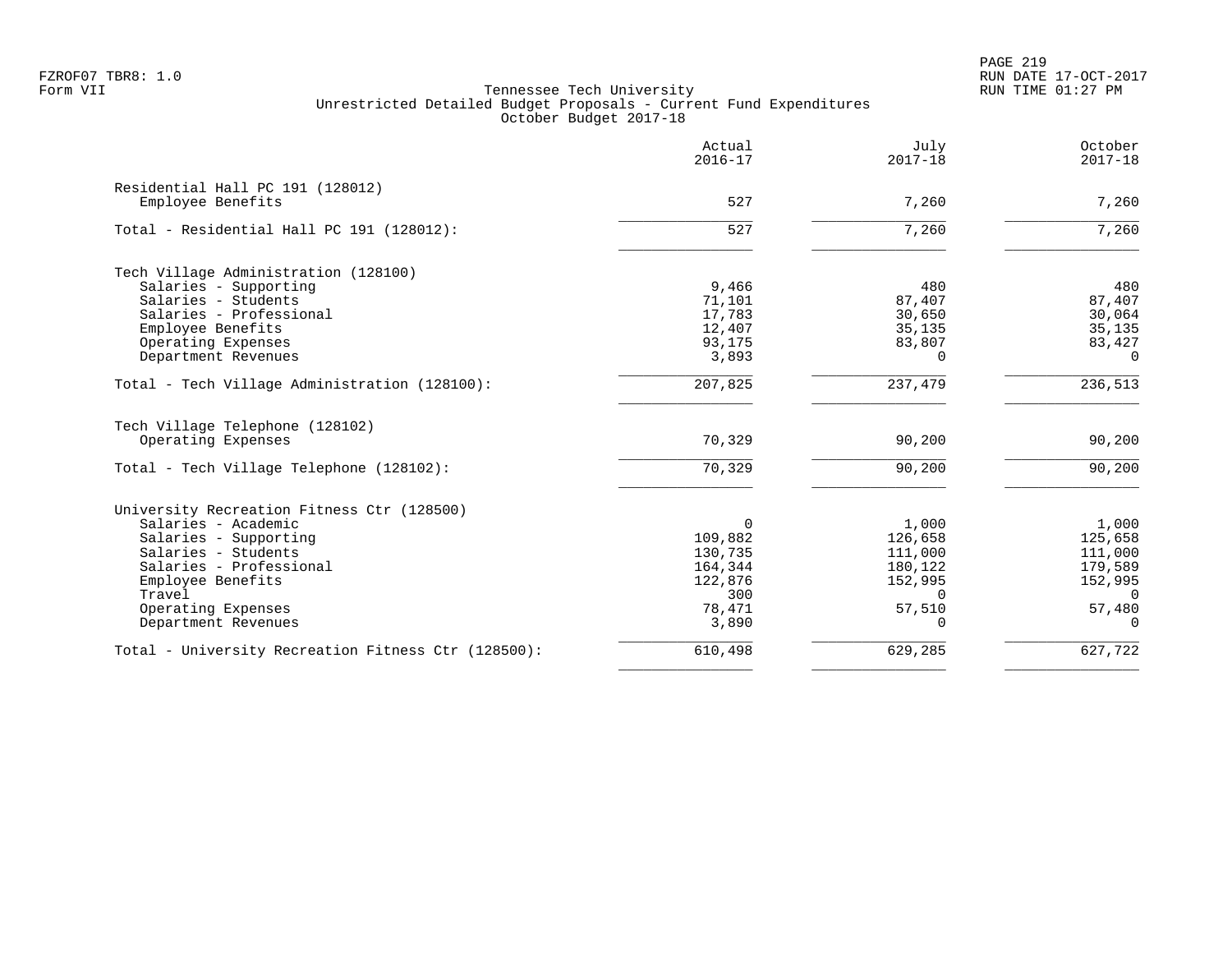FZROF07 TBR8: 1.0
Form VII

# Tennessee Tech University
## Unrestricted Detailed Budget Proposals - Current Fund Expenditures
### October Budget 2017-18

RUN DATE 17-OCT-2017
RUN TIME 01:27 PM

| | Actual 2016-17 | July 2017-18 | October 2017-18 |
|---|---|---|---|
| **Residential Hall PC 191 (128012)** | | | |
| Employee Benefits | 527 | 7,260 | 7,260 |
| Total - Residential Hall PC 191 (128012): | 527 | 7,260 | 7,260 |
| **Tech Village Administration (128100)** | | | |
| Salaries - Supporting | 9,466 | 480 | 480 |
| Salaries - Students | 71,101 | 87,407 | 87,407 |
| Salaries - Professional | 17,783 | 30,650 | 30,064 |
| Employee Benefits | 12,407 | 35,135 | 35,135 |
| Operating Expenses | 93,175 | 83,807 | 83,427 |
| Department Revenues | 3,893 | 0 | 0 |
| Total - Tech Village Administration (128100): | 207,825 | 237,479 | 236,513 |
| **Tech Village Telephone (128102)** | | | |
| Operating Expenses | 70,329 | 90,200 | 90,200 |
| Total - Tech Village Telephone (128102): | 70,329 | 90,200 | 90,200 |
| **University Recreation Fitness Ctr (128500)** | | | |
| Salaries - Academic | 0 | 1,000 | 1,000 |
| Salaries - Supporting | 109,882 | 126,658 | 125,658 |
| Salaries - Students | 130,735 | 111,000 | 111,000 |
| Salaries - Professional | 164,344 | 180,122 | 179,589 |
| Employee Benefits | 122,876 | 152,995 | 152,995 |
| Travel | 300 | 0 | 0 |
| Operating Expenses | 78,471 | 57,510 | 57,480 |
| Department Revenues | 3,890 | 0 | 0 |
| Total - University Recreation Fitness Ctr (128500): | 610,498 | 629,285 | 627,722 |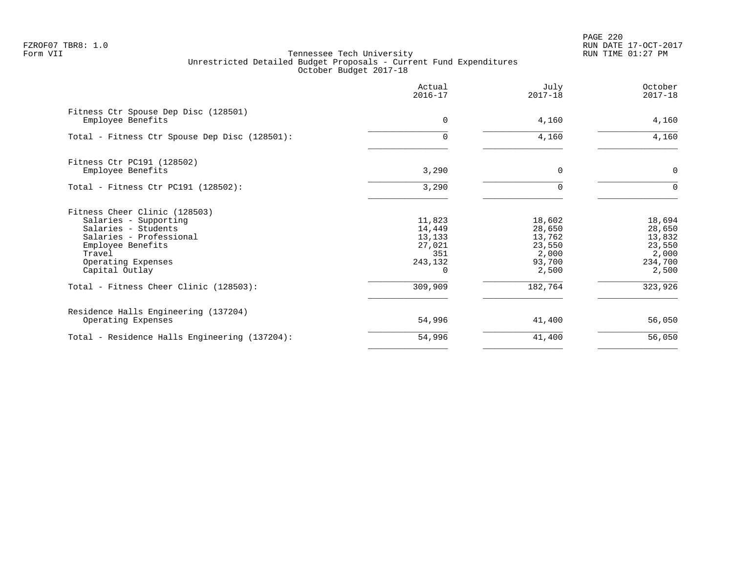FZROF07 TBR8: 1.0
Form VII

Tennessee Tech University
Unrestricted Detailed Budget Proposals - Current Fund Expenditures
October Budget 2017-18

RUN DATE 17-OCT-2017
RUN TIME 01:27 PM

| | Actual 2016-17 | July 2017-18 | October 2017-18 |
|---|---|---|---|
| **Fitness Ctr Spouse Dep Disc (128501)** | | | |
| Employee Benefits | 0 | 4,160 | 4,160 |
| Total - Fitness Ctr Spouse Dep Disc (128501): | 0 | 4,160 | 4,160 |
| **Fitness Ctr PC191 (128502)** | | | |
| Employee Benefits | 3,290 | 0 | 0 |
| Total - Fitness Ctr PC191 (128502): | 3,290 | 0 | 0 |
| **Fitness Cheer Clinic (128503)** | | | |
| Salaries - Supporting | 11,823 | 18,602 | 18,694 |
| Salaries - Students | 14,449 | 28,650 | 28,650 |
| Salaries - Professional | 13,133 | 13,762 | 13,832 |
| Employee Benefits | 27,021 | 23,550 | 23,550 |
| Travel | 351 | 2,000 | 2,000 |
| Operating Expenses | 243,132 | 93,700 | 234,700 |
| Capital Outlay | 0 | 2,500 | 2,500 |
| Total - Fitness Cheer Clinic (128503): | 309,909 | 182,764 | 323,926 |
| **Residence Halls Engineering (137204)** | | | |
| Operating Expenses | 54,996 | 41,400 | 56,050 |
| Total - Residence Halls Engineering (137204): | 54,996 | 41,400 | 56,050 |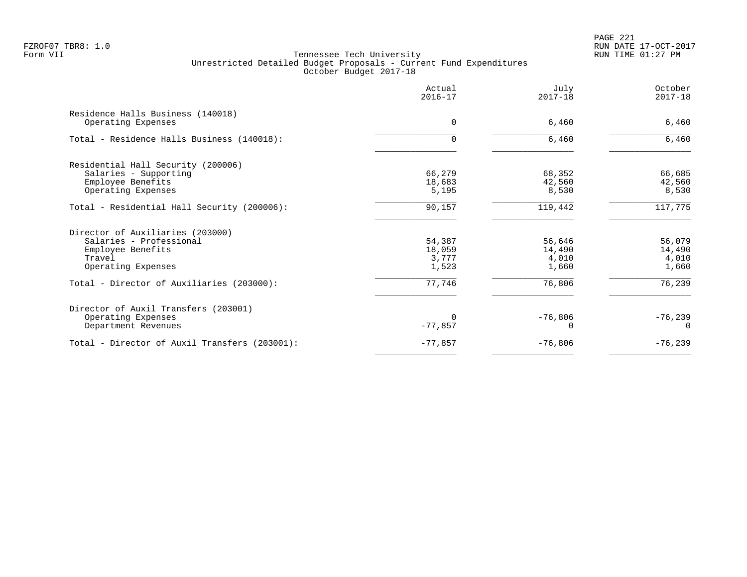Tennessee Tech University
Unrestricted Detailed Budget Proposals - Current Fund Expenditures
October Budget 2017-18

| | Actual 2016-17 | July 2017-18 | October 2017-18 |
|---|---|---|---|
| Residence Halls Business (140018) | | | |
| Operating Expenses | 0 | 6,460 | 6,460 |
| Total - Residence Halls Business (140018): | 0 | 6,460 | 6,460 |
| Residential Hall Security (200006) | | | |
| Salaries - Supporting | 66,279 | 68,352 | 66,685 |
| Employee Benefits | 18,683 | 42,560 | 42,560 |
| Operating Expenses | 5,195 | 8,530 | 8,530 |
| Total - Residential Hall Security (200006): | 90,157 | 119,442 | 117,775 |
| Director of Auxiliaries (203000) | | | |
| Salaries - Professional | 54,387 | 56,646 | 56,079 |
| Employee Benefits | 18,059 | 14,490 | 14,490 |
| Travel | 3,777 | 4,010 | 4,010 |
| Operating Expenses | 1,523 | 1,660 | 1,660 |
| Total - Director of Auxiliaries (203000): | 77,746 | 76,806 | 76,239 |
| Director of Auxil Transfers (203001) | | | |
| Operating Expenses | 0 | -76,806 | -76,239 |
| Department Revenues | -77,857 | 0 | 0 |
| Total - Director of Auxil Transfers (203001): | -77,857 | -76,806 | -76,239 |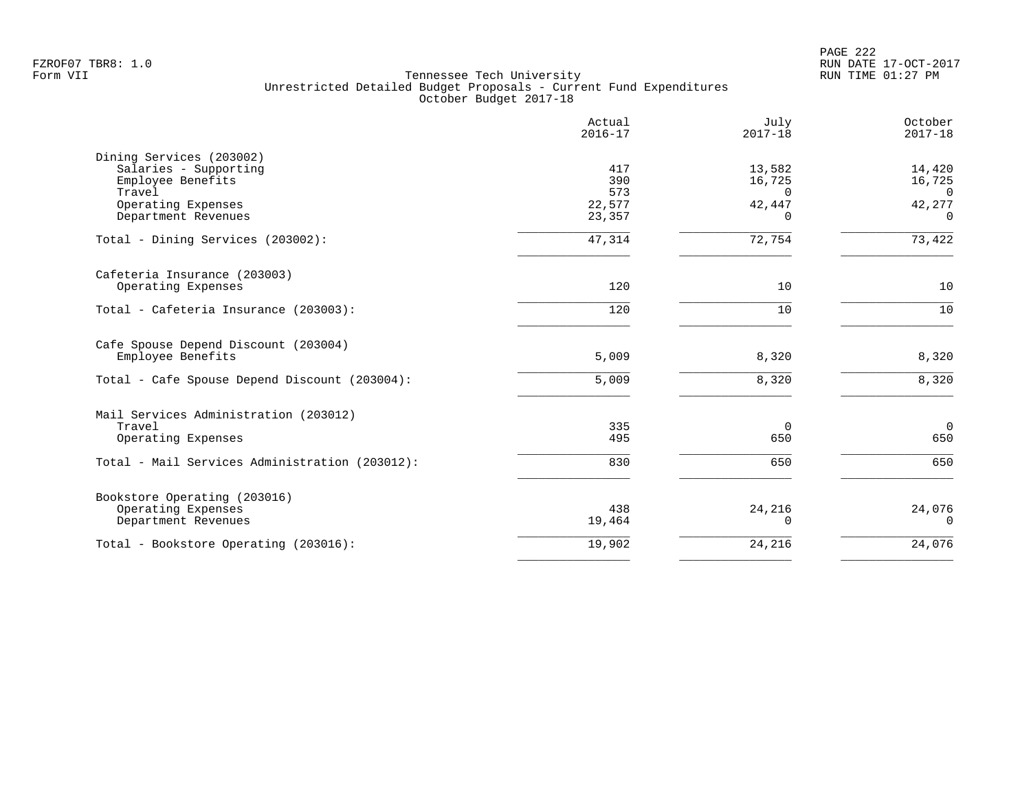FZROF07 TBR8: 1.0
Form VII

Tennessee Tech University
Unrestricted Detailed Budget Proposals - Current Fund Expenditures
October Budget 2017-18

RUN DATE 17-OCT-2017
RUN TIME 01:27 PM

| | Actual 2016-17 | July 2017-18 | October 2017-18 |
|---|---|---|---|
| **Dining Services (203002)** | | | |
| Salaries - Supporting | 417 | 13,582 | 14,420 |
| Employee Benefits | 390 | 16,725 | 16,725 |
| Travel | 573 | 0 | 0 |
| Operating Expenses | 22,577 | 42,447 | 42,277 |
| Department Revenues | 23,357 | 0 | 0 |
| Total - Dining Services (203002): | 47,314 | 72,754 | 73,422 |
| **Cafeteria Insurance (203003)** | | | |
| Operating Expenses | 120 | 10 | 10 |
| Total - Cafeteria Insurance (203003): | 120 | 10 | 10 |
| **Cafe Spouse Depend Discount (203004)** | | | |
| Employee Benefits | 5,009 | 8,320 | 8,320 |
| Total - Cafe Spouse Depend Discount (203004): | 5,009 | 8,320 | 8,320 |
| **Mail Services Administration (203012)** | | | |
| Travel | 335 | 0 | 0 |
| Operating Expenses | 495 | 650 | 650 |
| Total - Mail Services Administration (203012): | 830 | 650 | 650 |
| **Bookstore Operating (203016)** | | | |
| Operating Expenses | 438 | 24,216 | 24,076 |
| Department Revenues | 19,464 | 0 | 0 |
| Total - Bookstore Operating (203016): | 19,902 | 24,216 | 24,076 |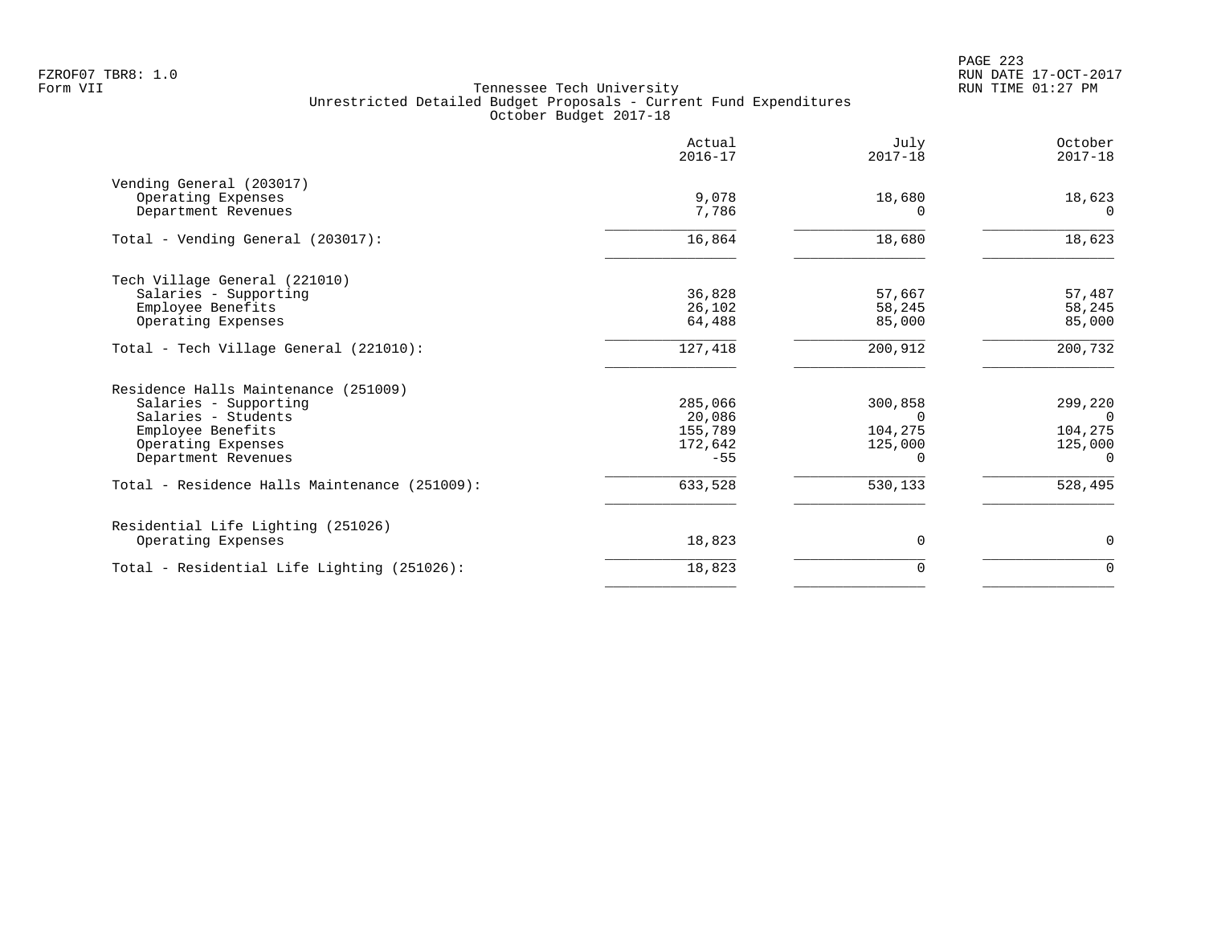Tennessee Tech University
Unrestricted Detailed Budget Proposals - Current Fund Expenditures
October Budget 2017-18

| | Actual 2016-17 | July 2017-18 | October 2017-18 |
|---|---|---|---|
| Vending General (203017) | | | |
| Operating Expenses | 9,078 | 18,680 | 18,623 |
| Department Revenues | 7,786 | 0 | 0 |
| Total - Vending General (203017): | 16,864 | 18,680 | 18,623 |
| Tech Village General (221010) | | | |
| Salaries - Supporting | 36,828 | 57,667 | 57,487 |
| Employee Benefits | 26,102 | 58,245 | 58,245 |
| Operating Expenses | 64,488 | 85,000 | 85,000 |
| Total - Tech Village General (221010): | 127,418 | 200,912 | 200,732 |
| Residence Halls Maintenance (251009) | | | |
| Salaries - Supporting | 285,066 | 300,858 | 299,220 |
| Salaries - Students | 20,086 | 0 | 0 |
| Employee Benefits | 155,789 | 104,275 | 104,275 |
| Operating Expenses | 172,642 | 125,000 | 125,000 |
| Department Revenues | -55 | 0 | 0 |
| Total - Residence Halls Maintenance (251009): | 633,528 | 530,133 | 528,495 |
| Residential Life Lighting (251026) | | | |
| Operating Expenses | 18,823 | 0 | 0 |
| Total - Residential Life Lighting (251026): | 18,823 | 0 | 0 |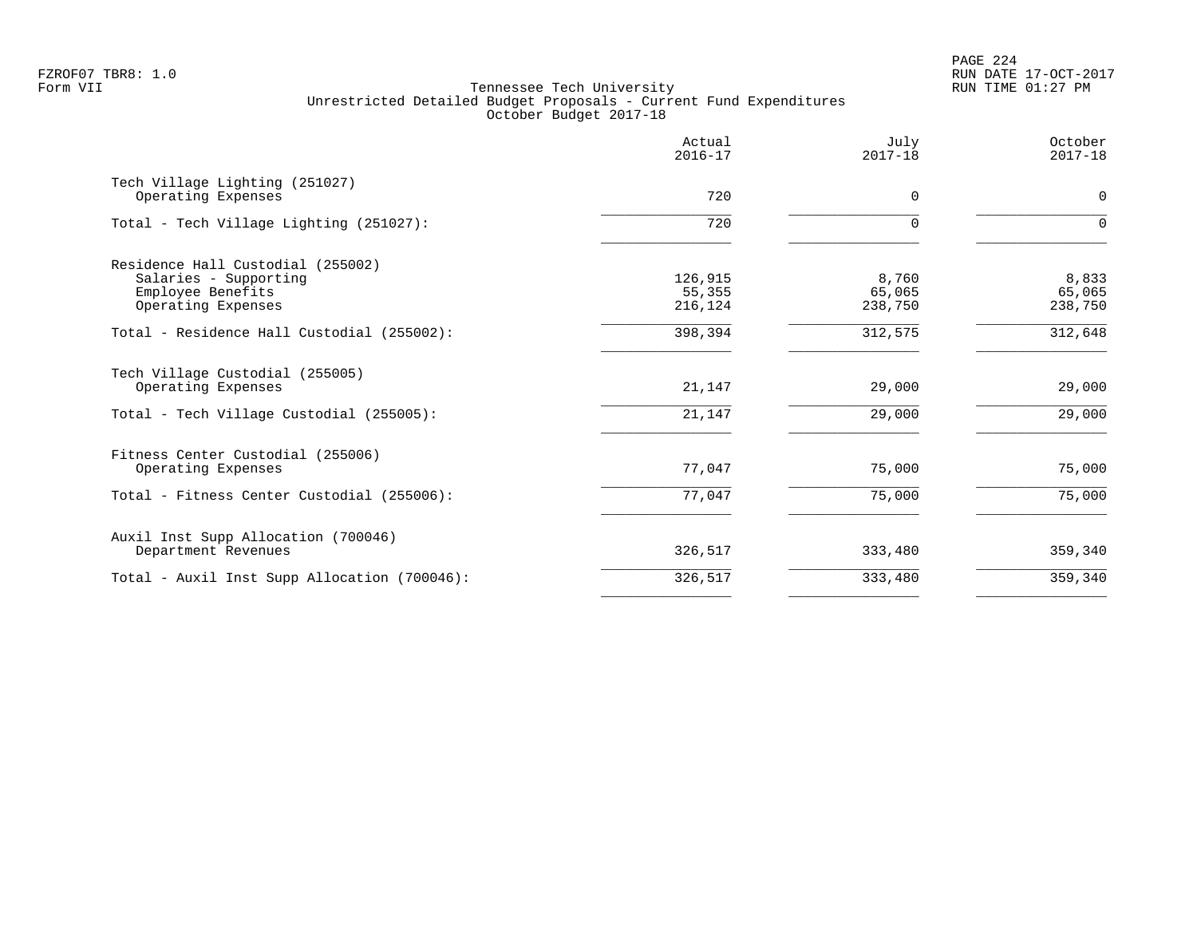FZROF07 TBR8: 1.0
Form VII

Tennessee Tech University
Unrestricted Detailed Budget Proposals - Current Fund Expenditures
October Budget 2017-18

RUN DATE 17-OCT-2017
RUN TIME 01:27 PM

| | Actual 2016-17 | July 2017-18 | October 2017-18 |
|---|---|---|---|
| **Tech Village Lighting (251027)** | | | |
| Operating Expenses | 720 | 0 | 0 |
| Total - Tech Village Lighting (251027): | 720 | 0 | 0 |
| **Residence Hall Custodial (255002)** | | | |
| Salaries - Supporting | 126,915 | 8,760 | 8,833 |
| Employee Benefits | 55,355 | 65,065 | 65,065 |
| Operating Expenses | 216,124 | 238,750 | 238,750 |
| Total - Residence Hall Custodial (255002): | 398,394 | 312,575 | 312,648 |
| **Tech Village Custodial (255005)** | | | |
| Operating Expenses | 21,147 | 29,000 | 29,000 |
| Total - Tech Village Custodial (255005): | 21,147 | 29,000 | 29,000 |
| **Fitness Center Custodial (255006)** | | | |
| Operating Expenses | 77,047 | 75,000 | 75,000 |
| Total - Fitness Center Custodial (255006): | 77,047 | 75,000 | 75,000 |
| **Auxil Inst Supp Allocation (700046)** | | | |
| Department Revenues | 326,517 | 333,480 | 359,340 |
| Total - Auxil Inst Supp Allocation (700046): | 326,517 | 333,480 | 359,340 |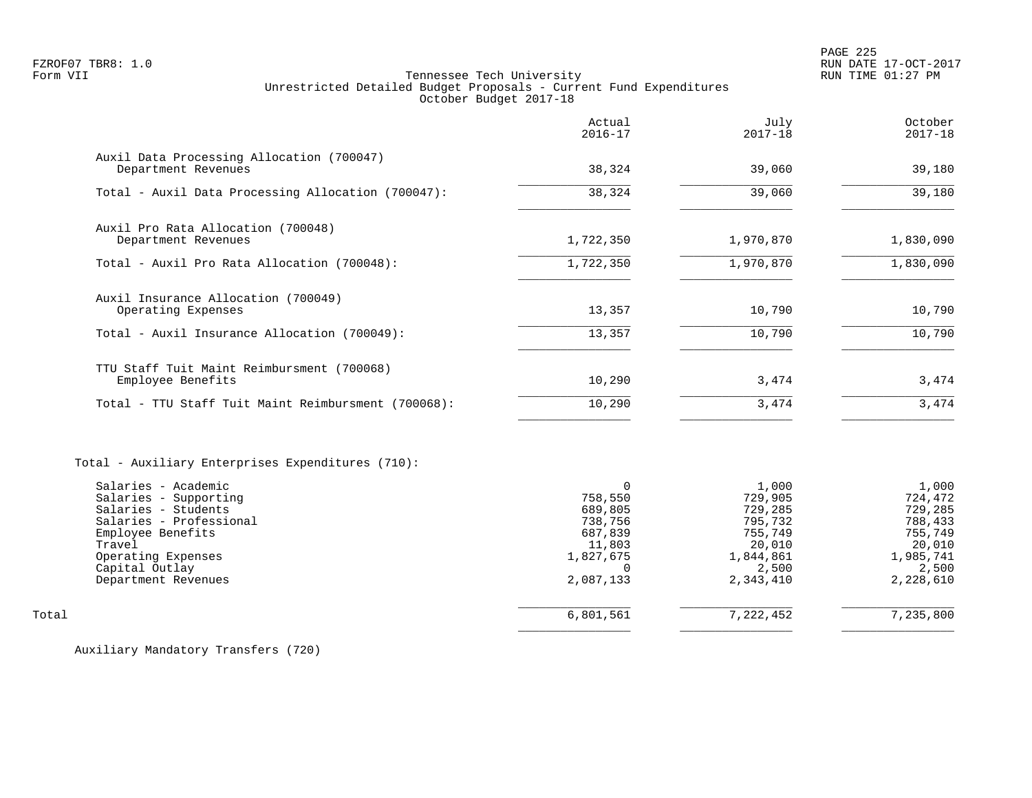Tennessee Tech University
Unrestricted Detailed Budget Proposals - Current Fund Expenditures
October Budget 2017-18

| | Actual 2016-17 | July 2017-18 | October 2017-18 |
|---|---|---|---|
| Auxil Data Processing Allocation (700047) | | | |
| Department Revenues | 38,324 | 39,060 | 39,180 |
| Total - Auxil Data Processing Allocation (700047): | 38,324 | 39,060 | 39,180 |
| Auxil Pro Rata Allocation (700048) | | | |
| Department Revenues | 1,722,350 | 1,970,870 | 1,830,090 |
| Total - Auxil Pro Rata Allocation (700048): | 1,722,350 | 1,970,870 | 1,830,090 |
| Auxil Insurance Allocation (700049) | | | |
| Operating Expenses | 13,357 | 10,790 | 10,790 |
| Total - Auxil Insurance Allocation (700049): | 13,357 | 10,790 | 10,790 |
| TTU Staff Tuit Maint Reimbursment (700068) | | | |
| Employee Benefits | 10,290 | 3,474 | 3,474 |
| Total - TTU Staff Tuit Maint Reimbursment (700068): | 10,290 | 3,474 | 3,474 |
| Total - Auxiliary Enterprises Expenditures (710): | | | |
| Salaries - Academic | 0 | 1,000 | 1,000 |
| Salaries - Supporting | 758,550 | 729,905 | 724,472 |
| Salaries - Students | 689,805 | 729,285 | 729,285 |
| Salaries - Professional | 738,756 | 795,732 | 788,433 |
| Employee Benefits | 687,839 | 755,749 | 755,749 |
| Travel | 11,803 | 20,010 | 20,010 |
| Operating Expenses | 1,827,675 | 1,844,861 | 1,985,741 |
| Capital Outlay | 0 | 2,500 | 2,500 |
| Department Revenues | 2,087,133 | 2,343,410 | 2,228,610 |
| Total | 6,801,561 | 7,222,452 | 7,235,800 |

Auxiliary Mandatory Transfers (720)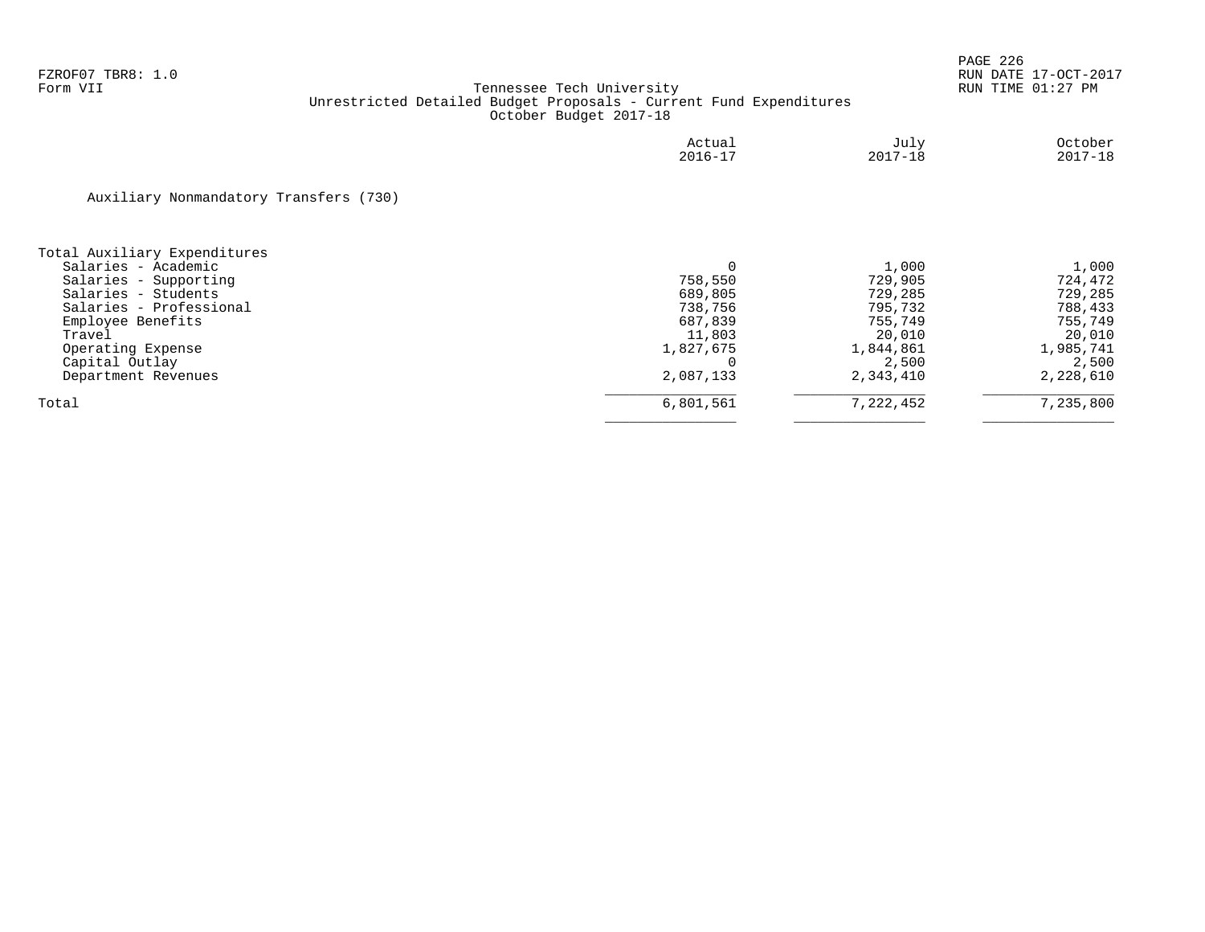FZROF07 TBR8: 1.0
Form VII

Tennessee Tech University
Unrestricted Detailed Budget Proposals - Current Fund Expenditures
October Budget 2017-18

Auxiliary Nonmandatory Transfers (730)

| | Actual 2016-17 | July 2017-18 | October 2017-18 |
|---|---|---|---|
| **Total Auxiliary Expenditures** | | | |
| Salaries - Academic | 0 | 1,000 | 1,000 |
| Salaries - Supporting | 758,550 | 729,905 | 724,472 |
| Salaries - Students | 689,805 | 729,285 | 729,285 |
| Salaries - Professional | 738,756 | 795,732 | 788,433 |
| Employee Benefits | 687,839 | 755,749 | 755,749 |
| Travel | 11,803 | 20,010 | 20,010 |
| Operating Expense | 1,827,675 | 1,844,861 | 1,985,741 |
| Capital Outlay | 0 | 2,500 | 2,500 |
| Department Revenues | 2,087,133 | 2,343,410 | 2,228,610 |
| Total | 6,801,561 | 7,222,452 | 7,235,800 |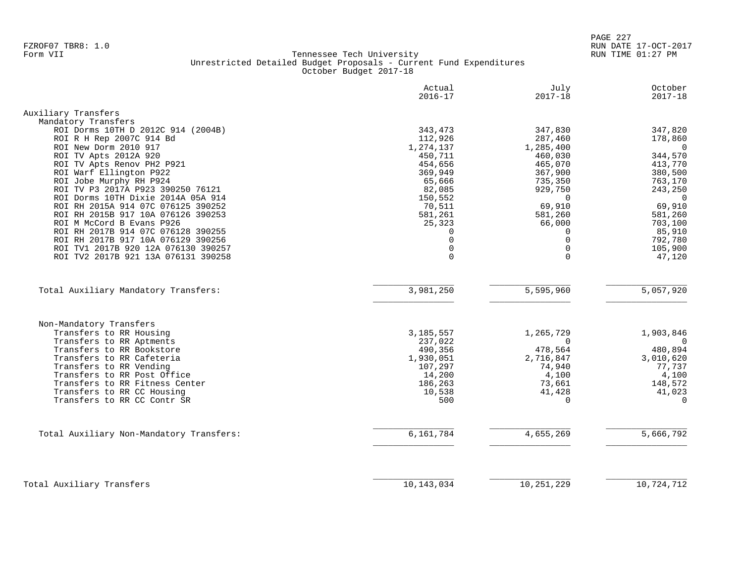FZROF07 TBR8: 1.0
Form VII

# Tennessee Tech University
## Unrestricted Detailed Budget Proposals - Current Fund Expenditures
### October Budget 2017-18

RUN DATE 17-OCT-2017
RUN TIME 01:27 PM

| | Actual 2016-17 | July 2017-18 | October 2017-18 |
|---|---|---|---|
| **Auxiliary Transfers** | | | |
| **Mandatory Transfers** | | | |
| ROI Dorms 10TH D 2012C 914 (2004B) | 343,473 | 347,830 | 347,820 |
| ROI R H Rep 2007C 914 Bd | 112,926 | 287,460 | 178,860 |
| ROI New Dorm 2010 917 | 1,274,137 | 1,285,400 | 0 |
| ROI TV Apts 2012A 920 | 450,711 | 460,030 | 344,570 |
| ROI TV Apts Renov PH2 P921 | 454,656 | 465,070 | 413,770 |
| ROI Warf Ellington P922 | 369,949 | 367,900 | 380,500 |
| ROI Jobe Murphy RH P924 | 65,666 | 735,350 | 763,170 |
| ROI TV P3 2017A P923 390250 76121 | 82,085 | 929,750 | 243,250 |
| ROI Dorms 10TH Dixie 2014A 05A 914 | 150,552 | 0 | 0 |
| ROI RH 2015A 914 07C 076125 390252 | 70,511 | 69,910 | 69,910 |
| ROI RH 2015B 917 10A 076126 390253 | 581,261 | 581,260 | 581,260 |
| ROI M McCord B Evans P926 | 25,323 | 66,000 | 703,100 |
| ROI RH 2017B 914 07C 076128 390255 | 0 | 0 | 85,910 |
| ROI RH 2017B 917 10A 076129 390256 | 0 | 0 | 792,780 |
| ROI TV1 2017B 920 12A 076130 390257 | 0 | 0 | 105,900 |
| ROI TV2 2017B 921 13A 076131 390258 | 0 | 0 | 47,120 |
| Total Auxiliary Mandatory Transfers: | 3,981,250 | 5,595,960 | 5,057,920 |
| **Non-Mandatory Transfers** | | | |
| Transfers to RR Housing | 3,185,557 | 1,265,729 | 1,903,846 |
| Transfers to RR Aptments | 237,022 | 0 | 0 |
| Transfers to RR Bookstore | 490,356 | 478,564 | 480,894 |
| Transfers to RR Cafeteria | 1,930,051 | 2,716,847 | 3,010,620 |
| Transfers to RR Vending | 107,297 | 74,940 | 77,737 |
| Transfers to RR Post Office | 14,200 | 4,100 | 4,100 |
| Transfers to RR Fitness Center | 186,263 | 73,661 | 148,572 |
| Transfers to RR CC Housing | 10,538 | 41,428 | 41,023 |
| Transfers to RR CC Contr SR | 500 | 0 | 0 |
| Total Auxiliary Non-Mandatory Transfers: | 6,161,784 | 4,655,269 | 5,666,792 |
| **Total Auxiliary Transfers** | 10,143,034 | 10,251,229 | 10,724,712 |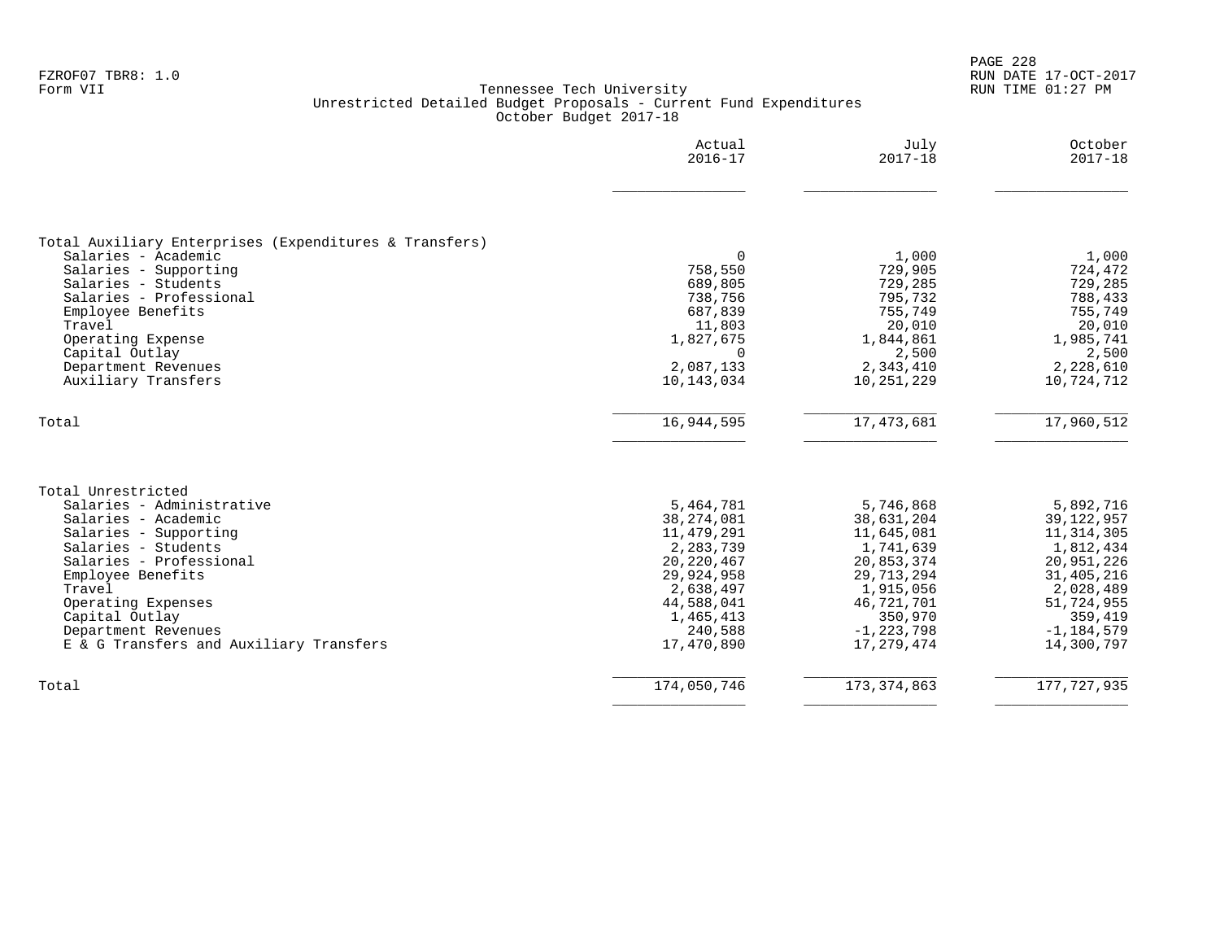FZROF07 TBR8: 1.0
Form VII

Tennessee Tech University
Unrestricted Detailed Budget Proposals - Current Fund Expenditures
October Budget 2017-18

RUN DATE 17-OCT-2017
RUN TIME 01:27 PM

| | Actual 2016-17 | July 2017-18 | October 2017-18 |
|---|---|---|---|
| **Total Auxiliary Enterprises (Expenditures & Transfers)** | | | |
| Salaries - Academic | 0 | 1,000 | 1,000 |
| Salaries - Supporting | 758,550 | 729,905 | 724,472 |
| Salaries - Students | 689,805 | 729,285 | 729,285 |
| Salaries - Professional | 738,756 | 795,732 | 788,433 |
| Employee Benefits | 687,839 | 755,749 | 755,749 |
| Travel | 11,803 | 20,010 | 20,010 |
| Operating Expense | 1,827,675 | 1,844,861 | 1,985,741 |
| Capital Outlay | 0 | 2,500 | 2,500 |
| Department Revenues | 2,087,133 | 2,343,410 | 2,228,610 |
| Auxiliary Transfers | 10,143,034 | 10,251,229 | 10,724,712 |
| Total | 16,944,595 | 17,473,681 | 17,960,512 |
| **Total Unrestricted** | | | |
| Salaries - Administrative | 5,464,781 | 5,746,868 | 5,892,716 |
| Salaries - Academic | 38,274,081 | 38,631,204 | 39,122,957 |
| Salaries - Supporting | 11,479,291 | 11,645,081 | 11,314,305 |
| Salaries - Students | 2,283,739 | 1,741,639 | 1,812,434 |
| Salaries - Professional | 20,220,467 | 20,853,374 | 20,951,226 |
| Employee Benefits | 29,924,958 | 29,713,294 | 31,405,216 |
| Travel | 2,638,497 | 1,915,056 | 2,028,489 |
| Operating Expenses | 44,588,041 | 46,721,701 | 51,724,955 |
| Capital Outlay | 1,465,413 | 350,970 | 359,419 |
| Department Revenues | 240,588 | -1,223,798 | -1,184,579 |
| E & G Transfers and Auxiliary Transfers | 17,470,890 | 17,279,474 | 14,300,797 |
| Total | 174,050,746 | 173,374,863 | 177,727,935 |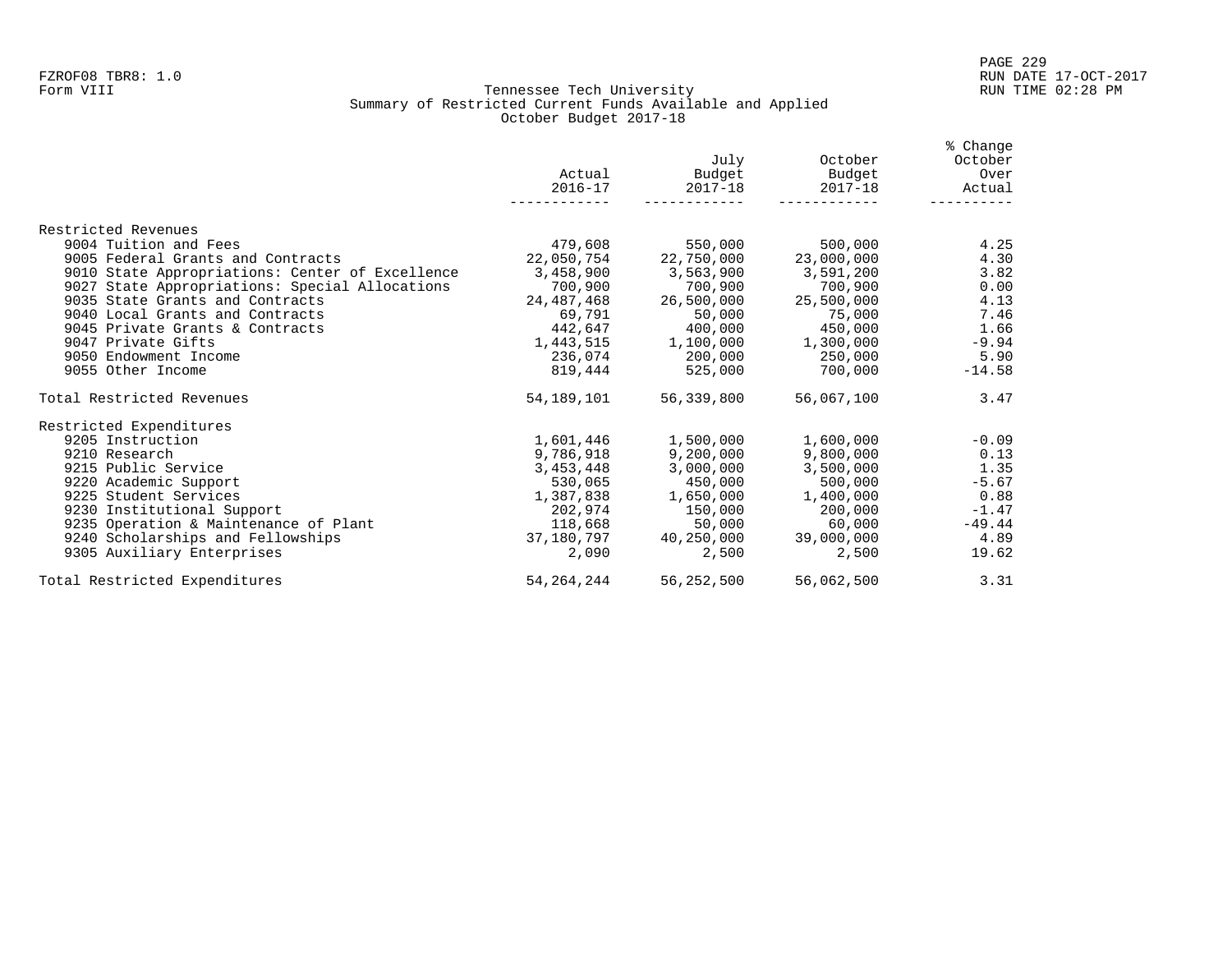FZROF08 TBR8: 1.0
Form VIII

# Tennessee Tech University
## Summary of Restricted Current Funds Available and Applied
### October Budget 2017-18

| | Actual 2016-17 | July Budget 2017-18 | October Budget 2017-18 | % Change October Over Actual |
|---|---|---|---|---|
| **Restricted Revenues** | | | | |
| 9004 Tuition and Fees | 479,608 | 550,000 | 500,000 | 4.25 |
| 9005 Federal Grants and Contracts | 22,050,754 | 22,750,000 | 23,000,000 | 4.30 |
| 9010 State Appropriations: Center of Excellence | 3,458,900 | 3,563,900 | 3,591,200 | 3.82 |
| 9027 State Appropriations: Special Allocations | 700,900 | 700,900 | 700,900 | 0.00 |
| 9035 State Grants and Contracts | 24,487,468 | 26,500,000 | 25,500,000 | 4.13 |
| 9040 Local Grants and Contracts | 69,791 | 50,000 | 75,000 | 7.46 |
| 9045 Private Grants & Contracts | 442,647 | 400,000 | 450,000 | 1.66 |
| 9047 Private Gifts | 1,443,515 | 1,100,000 | 1,300,000 | -9.94 |
| 9050 Endowment Income | 236,074 | 200,000 | 250,000 | 5.90 |
| 9055 Other Income | 819,444 | 525,000 | 700,000 | -14.58 |
| **Total Restricted Revenues** | 54,189,101 | 56,339,800 | 56,067,100 | 3.47 |
| **Restricted Expenditures** | | | | |
| 9205 Instruction | 1,601,446 | 1,500,000 | 1,600,000 | -0.09 |
| 9210 Research | 9,786,918 | 9,200,000 | 9,800,000 | 0.13 |
| 9215 Public Service | 3,453,448 | 3,000,000 | 3,500,000 | 1.35 |
| 9220 Academic Support | 530,065 | 450,000 | 500,000 | -5.67 |
| 9225 Student Services | 1,387,838 | 1,650,000 | 1,400,000 | 0.88 |
| 9230 Institutional Support | 202,974 | 150,000 | 200,000 | -1.47 |
| 9235 Operation & Maintenance of Plant | 118,668 | 50,000 | 60,000 | -49.44 |
| 9240 Scholarships and Fellowships | 37,180,797 | 40,250,000 | 39,000,000 | 4.89 |
| 9305 Auxiliary Enterprises | 2,090 | 2,500 | 2,500 | 19.62 |
| **Total Restricted Expenditures** | 54,264,244 | 56,252,500 | 56,062,500 | 3.31 |